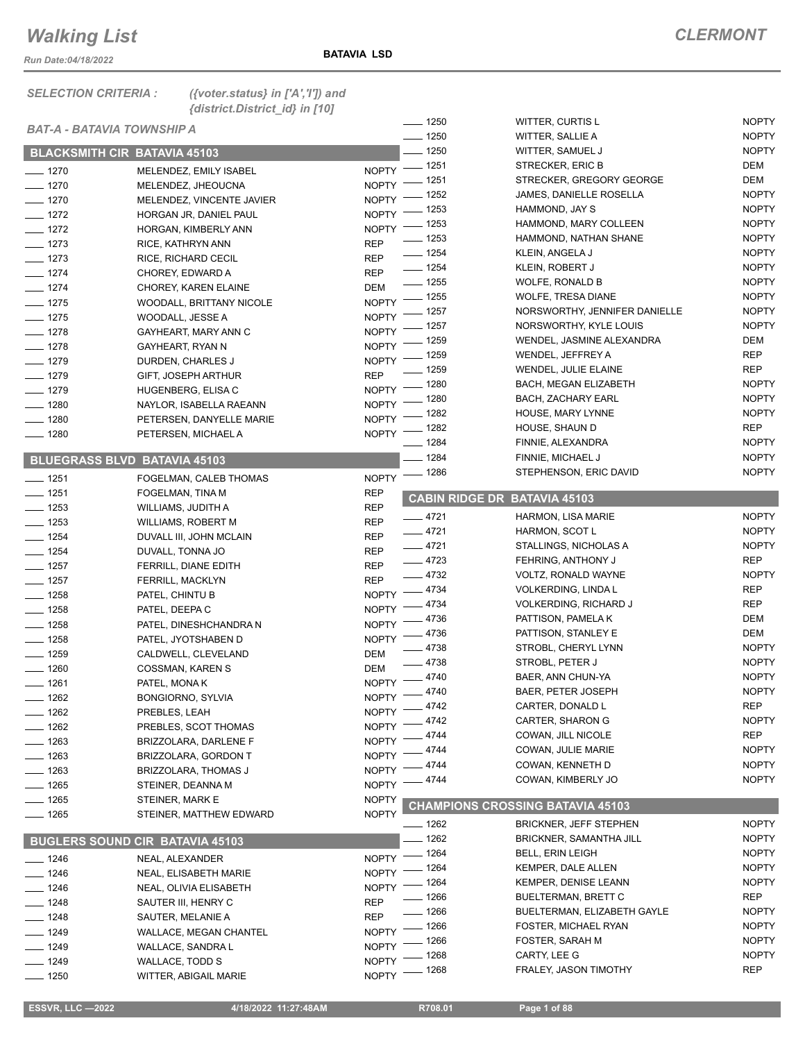# Walking List

**CLERMONT**

Run Date:04/18/2022

**BATAVIA LSD**

*SELECTION CRITERIA : ({voter.status} in ['A','I']) and {district.District_id} in [10]*

*BAT-A - BATAVIA TOWNSHIP A*

## BLACKSMITH CIR BATAVIA 45103

| No. | Name | Party |
|---|---|---|
| 1270 | MELENDEZ, EMILY ISABEL | NOPTY |
| 1270 | MELENDEZ, JHEOUCNA | NOPTY |
| 1270 | MELENDEZ, VINCENTE JAVIER | NOPTY |
| 1272 | HORGAN JR, DANIEL PAUL | NOPTY |
| 1272 | HORGAN, KIMBERLY ANN | NOPTY |
| 1273 | RICE, KATHRYN ANN | REP |
| 1273 | RICE, RICHARD CECIL | REP |
| 1274 | CHOREY, EDWARD A | REP |
| 1274 | CHOREY, KAREN ELAINE | DEM |
| 1275 | WOODALL, BRITTANY NICOLE | NOPTY |
| 1275 | WOODALL, JESSE A | NOPTY |
| 1278 | GAYHEART, MARY ANN C | NOPTY |
| 1278 | GAYHEART, RYAN N | NOPTY |
| 1279 | DURDEN, CHARLES J | NOPTY |
| 1279 | GIFT, JOSEPH ARTHUR | REP |
| 1279 | HUGENBERG, ELISA C | NOPTY |
| 1280 | NAYLOR, ISABELLA RAEANN | NOPTY |
| 1280 | PETERSEN, DANYELLE MARIE | NOPTY |
| 1280 | PETERSEN, MICHAEL A | NOPTY |

## BLUEGRASS BLVD BATAVIA 45103

| No. | Name | Party |
|---|---|---|
| 1251 | FOGELMAN, CALEB THOMAS | NOPTY |
| 1251 | FOGELMAN, TINA M | REP |
| 1253 | WILLIAMS, JUDITH A | REP |
| 1253 | WILLIAMS, ROBERT M | REP |
| 1254 | DUVALL III, JOHN MCLAIN | REP |
| 1254 | DUVALL, TONNA JO | REP |
| 1257 | FERRILL, DIANE EDITH | REP |
| 1257 | FERRILL, MACKLYN | REP |
| 1258 | PATEL, CHINTU B | NOPTY |
| 1258 | PATEL, DEEPA C | NOPTY |
| 1258 | PATEL, DINESHCHANDRA N | NOPTY |
| 1258 | PATEL, JYOTSHABEN D | NOPTY |
| 1259 | CALDWELL, CLEVELAND | DEM |
| 1260 | COSSMAN, KAREN S | DEM |
| 1261 | PATEL, MONA K | NOPTY |
| 1262 | BONGIORNO, SYLVIA | NOPTY |
| 1262 | PREBLES, LEAH | NOPTY |
| 1262 | PREBLES, SCOT THOMAS | NOPTY |
| 1263 | BRIZZOLARA, DARLENE F | NOPTY |
| 1263 | BRIZZOLARA, GORDON T | NOPTY |
| 1263 | BRIZZOLARA, THOMAS J | NOPTY |
| 1265 | STEINER, DEANNA M | NOPTY |
| 1265 | STEINER, MARK E | NOPTY |
| 1265 | STEINER, MATTHEW EDWARD | NOPTY |

## BUGLERS SOUND CIR BATAVIA 45103

| No. | Name | Party |
|---|---|---|
| 1246 | NEAL, ALEXANDER | NOPTY |
| 1246 | NEAL, ELISABETH MARIE | NOPTY |
| 1246 | NEAL, OLIVIA ELISABETH | NOPTY |
| 1248 | SAUTER III, HENRY C | REP |
| 1248 | SAUTER, MELANIE A | REP |
| 1249 | WALLACE, MEGAN CHANTEL | NOPTY |
| 1249 | WALLACE, SANDRA L | NOPTY |
| 1249 | WALLACE, TODD S | NOPTY |
| 1250 | WITTER, ABIGAIL MARIE | NOPTY |
| 1250 | WITTER, CURTIS L | NOPTY |
| 1250 | WITTER, SALLIE A | NOPTY |
| 1250 | WITTER, SAMUEL J | NOPTY |
| 1251 | STRECKER, ERIC B | DEM |
| 1251 | STRECKER, GREGORY GEORGE | DEM |
| 1252 | JAMES, DANIELLE ROSELLA | NOPTY |
| 1253 | HAMMOND, JAY S | NOPTY |
| 1253 | HAMMOND, MARY COLLEEN | NOPTY |
| 1253 | HAMMOND, NATHAN SHANE | NOPTY |
| 1254 | KLEIN, ANGELA J | NOPTY |
| 1254 | KLEIN, ROBERT J | NOPTY |
| 1255 | WOLFE, RONALD B | NOPTY |
| 1255 | WOLFE, TRESA DIANE | NOPTY |
| 1257 | NORSWORTHY, JENNIFER DANIELLE | NOPTY |
| 1257 | NORSWORTHY, KYLE LOUIS | NOPTY |
| 1259 | WENDEL, JASMINE ALEXANDRA | DEM |
| 1259 | WENDEL, JEFFREY A | REP |
| 1259 | WENDEL, JULIE ELAINE | REP |
| 1280 | BACH, MEGAN ELIZABETH | NOPTY |
| 1280 | BACH, ZACHARY EARL | NOPTY |
| 1282 | HOUSE, MARY LYNNE | NOPTY |
| 1282 | HOUSE, SHAUN D | REP |
| 1284 | FINNIE, ALEXANDRA | NOPTY |
| 1284 | FINNIE, MICHAEL J | NOPTY |
| 1286 | STEPHENSON, ERIC DAVID | NOPTY |

## CABIN RIDGE DR BATAVIA 45103

| No. | Name | Party |
|---|---|---|
| 4721 | HARMON, LISA MARIE | NOPTY |
| 4721 | HARMON, SCOT L | NOPTY |
| 4721 | STALLINGS, NICHOLAS A | NOPTY |
| 4723 | FEHRING, ANTHONY J | REP |
| 4732 | VOLTZ, RONALD WAYNE | NOPTY |
| 4734 | VOLKERDING, LINDA L | REP |
| 4734 | VOLKERDING, RICHARD J | REP |
| 4736 | PATTISON, PAMELA K | DEM |
| 4736 | PATTISON, STANLEY E | DEM |
| 4738 | STROBL, CHERYL LYNN | NOPTY |
| 4738 | STROBL, PETER J | NOPTY |
| 4740 | BAER, ANN CHUN-YA | NOPTY |
| 4740 | BAER, PETER JOSEPH | NOPTY |
| 4742 | CARTER, DONALD L | REP |
| 4742 | CARTER, SHARON G | NOPTY |
| 4744 | COWAN, JILL NICOLE | REP |
| 4744 | COWAN, JULIE MARIE | NOPTY |
| 4744 | COWAN, KENNETH D | NOPTY |
| 4744 | COWAN, KIMBERLY JO | NOPTY |

## CHAMPIONS CROSSING BATAVIA 45103

| No. | Name | Party |
|---|---|---|
| 1262 | BRICKNER, JEFF STEPHEN | NOPTY |
| 1262 | BRICKNER, SAMANTHA JILL | NOPTY |
| 1264 | BELL, ERIN LEIGH | NOPTY |
| 1264 | KEMPER, DALE ALLEN | NOPTY |
| 1264 | KEMPER, DENISE LEANN | NOPTY |
| 1266 | BUELTERMAN, BRETT C | REP |
| 1266 | BUELTERMAN, ELIZABETH GAYLE | NOPTY |
| 1266 | FOSTER, MICHAEL RYAN | NOPTY |
| 1266 | FOSTER, SARAH M | NOPTY |
| 1268 | CARTY, LEE G | NOPTY |
| 1268 | FRALEY, JASON TIMOTHY | REP |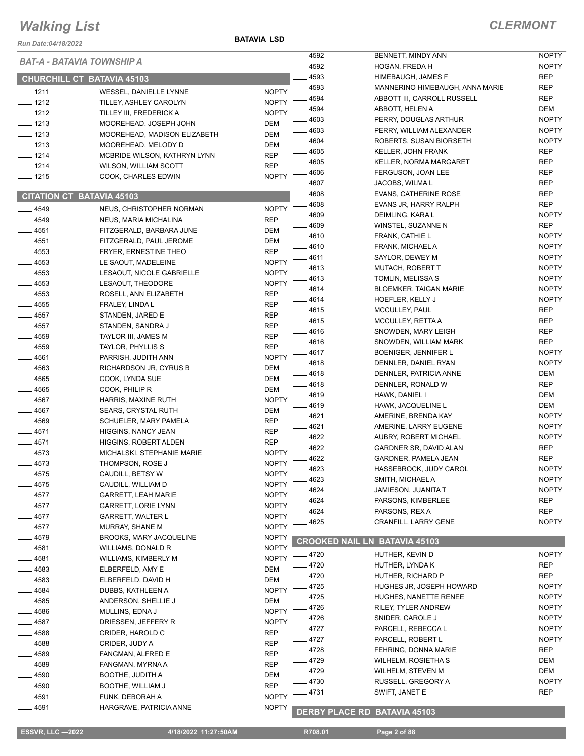# Walking List

## CLERMONT

Run Date:04/18/2022

BATAVIA LSD

### BAT-A - BATAVIA TOWNSHIP A

### CHURCHILL CT BATAVIA 45103

| | | |
|---|---|---|
| ___ 1211 | WESSEL, DANIELLE LYNNE | NOPTY |
| ___ 1212 | TILLEY, ASHLEY CAROLYN | NOPTY |
| ___ 1212 | TILLEY III, FREDERICK A | NOPTY |
| ___ 1213 | MOOREHEAD, JOSEPH JOHN | DEM |
| ___ 1213 | MOOREHEAD, MADISON ELIZABETH | DEM |
| ___ 1213 | MOOREHEAD, MELODY D | DEM |
| ___ 1214 | MCBRIDE WILSON, KATHRYN LYNN | REP |
| ___ 1214 | WILSON, WILLIAM SCOTT | REP |
| ___ 1215 | COOK, CHARLES EDWIN | NOPTY |

### CITATION CT BATAVIA 45103

| | | |
|---|---|---|
| ___ 4549 | NEUS, CHRISTOPHER NORMAN | NOPTY |
| ___ 4549 | NEUS, MARIA MICHALINA | REP |
| ___ 4551 | FITZGERALD, BARBARA JUNE | DEM |
| ___ 4551 | FITZGERALD, PAUL JEROME | DEM |
| ___ 4553 | FRYER, ERNESTINE THEO | REP |
| ___ 4553 | LE SAOUT, MADELEINE | NOPTY |
| ___ 4553 | LESAOUT, NICOLE GABRIELLE | NOPTY |
| ___ 4553 | LESAOUT, THEODORE | NOPTY |
| ___ 4553 | ROSELL, ANN ELIZABETH | REP |
| ___ 4555 | FRALEY, LINDA L | REP |
| ___ 4557 | STANDEN, JARED E | REP |
| ___ 4557 | STANDEN, SANDRA J | REP |
| ___ 4559 | TAYLOR III, JAMES M | REP |
| ___ 4559 | TAYLOR, PHYLLIS S | REP |
| ___ 4561 | PARRISH, JUDITH ANN | NOPTY |
| ___ 4563 | RICHARDSON JR, CYRUS B | DEM |
| ___ 4565 | COOK, LYNDA SUE | DEM |
| ___ 4565 | COOK, PHILIP R | DEM |
| ___ 4567 | HARRIS, MAXINE RUTH | NOPTY |
| ___ 4567 | SEARS, CRYSTAL RUTH | DEM |
| ___ 4569 | SCHUELER, MARY PAMELA | REP |
| ___ 4571 | HIGGINS, NANCY JEAN | REP |
| ___ 4571 | HIGGINS, ROBERT ALDEN | REP |
| ___ 4573 | MICHALSKI, STEPHANIE MARIE | NOPTY |
| ___ 4573 | THOMPSON, ROSE J | NOPTY |
| ___ 4575 | CAUDILL, BETSY W | NOPTY |
| ___ 4575 | CAUDILL, WILLIAM D | NOPTY |
| ___ 4577 | GARRETT, LEAH MARIE | NOPTY |
| ___ 4577 | GARRETT, LORIE LYNN | NOPTY |
| ___ 4577 | GARRETT, WALTER L | NOPTY |
| ___ 4577 | MURRAY, SHANE M | NOPTY |
| ___ 4579 | BROOKS, MARY JACQUELINE | NOPTY |
| ___ 4581 | WILLIAMS, DONALD R | NOPTY |
| ___ 4581 | WILLIAMS, KIMBERLY M | NOPTY |
| ___ 4583 | ELBERFELD, AMY E | DEM |
| ___ 4583 | ELBERFELD, DAVID H | DEM |
| ___ 4584 | DUBBS, KATHLEEN A | NOPTY |
| ___ 4585 | ANDERSON, SHELLIE J | DEM |
| ___ 4586 | MULLINS, EDNA J | NOPTY |
| ___ 4587 | DRIESSEN, JEFFERY R | NOPTY |
| ___ 4588 | CRIDER, HAROLD C | REP |
| ___ 4588 | CRIDER, JUDY A | REP |
| ___ 4589 | FANGMAN, ALFRED E | REP |
| ___ 4589 | FANGMAN, MYRNA A | REP |
| ___ 4590 | BOOTHE, JUDITH A | DEM |
| ___ 4590 | BOOTHE, WILLIAM J | REP |
| ___ 4591 | FUNK, DEBORAH A | NOPTY |
| ___ 4591 | HARGRAVE, PATRICIA ANNE | NOPTY |
| ___ 4592 | BENNETT, MINDY ANN | NOPTY |
| ___ 4592 | HOGAN, FREDA H | NOPTY |
| ___ 4593 | HIMEBAUGH, JAMES F | REP |
| ___ 4593 | MANNERINO HIMEBAUGH, ANNA MARIE | REP |
| ___ 4594 | ABBOTT III, CARROLL RUSSELL | REP |
| ___ 4594 | ABBOTT, HELEN A | DEM |
| ___ 4603 | PERRY, DOUGLAS ARTHUR | NOPTY |
| ___ 4603 | PERRY, WILLIAM ALEXANDER | NOPTY |
| ___ 4604 | ROBERTS, SUSAN BIORSETH | NOPTY |
| ___ 4605 | KELLER, JOHN FRANK | REP |
| ___ 4605 | KELLER, NORMA MARGARET | REP |
| ___ 4606 | FERGUSON, JOAN LEE | REP |
| ___ 4607 | JACOBS, WILMA L | REP |
| ___ 4608 | EVANS, CATHERINE ROSE | REP |
| ___ 4608 | EVANS JR, HARRY RALPH | REP |
| ___ 4609 | DEIMLING, KARA L | NOPTY |
| ___ 4609 | WINSTEL, SUZANNE N | REP |
| ___ 4610 | FRANK, CATHIE L | NOPTY |
| ___ 4610 | FRANK, MICHAEL A | NOPTY |
| ___ 4611 | SAYLOR, DEWEY M | NOPTY |
| ___ 4613 | MUTACH, ROBERT T | NOPTY |
| ___ 4613 | TOMLIN, MELISSA S | NOPTY |
| ___ 4614 | BLOEMKER, TAIGAN MARIE | NOPTY |
| ___ 4614 | HOEFLER, KELLY J | NOPTY |
| ___ 4615 | MCCULLEY, PAUL | REP |
| ___ 4615 | MCCULLEY, RETTA A | REP |
| ___ 4616 | SNOWDEN, MARY LEIGH | REP |
| ___ 4616 | SNOWDEN, WILLIAM MARK | REP |
| ___ 4617 | BOENIGER, JENNIFER L | NOPTY |
| ___ 4618 | DENNLER, DANIEL RYAN | NOPTY |
| ___ 4618 | DENNLER, PATRICIA ANNE | DEM |
| ___ 4618 | DENNLER, RONALD W | REP |
| ___ 4619 | HAWK, DANIEL I | DEM |
| ___ 4619 | HAWK, JACQUELINE L | DEM |
| ___ 4621 | AMERINE, BRENDA KAY | NOPTY |
| ___ 4621 | AMERINE, LARRY EUGENE | NOPTY |
| ___ 4622 | AUBRY, ROBERT MICHAEL | NOPTY |
| ___ 4622 | GARDNER SR, DAVID ALAN | REP |
| ___ 4622 | GARDNER, PAMELA JEAN | REP |
| ___ 4623 | HASSEBROCK, JUDY CAROL | NOPTY |
| ___ 4623 | SMITH, MICHAEL A | NOPTY |
| ___ 4624 | JAMIESON, JUANITA T | NOPTY |
| ___ 4624 | PARSONS, KIMBERLEE | REP |
| ___ 4624 | PARSONS, REX A | REP |
| ___ 4625 | CRANFILL, LARRY GENE | NOPTY |

### CROOKED NAIL LN BATAVIA 45103

| | | |
|---|---|---|
| ___ 4720 | HUTHER, KEVIN D | NOPTY |
| ___ 4720 | HUTHER, LYNDA K | REP |
| ___ 4720 | HUTHER, RICHARD P | REP |
| ___ 4725 | HUGHES JR, JOSEPH HOWARD | NOPTY |
| ___ 4725 | HUGHES, NANETTE RENEE | NOPTY |
| ___ 4726 | RILEY, TYLER ANDREW | NOPTY |
| ___ 4726 | SNIDER, CAROLE J | NOPTY |
| ___ 4727 | PARCELL, REBECCA L | NOPTY |
| ___ 4727 | PARCELL, ROBERT L | NOPTY |
| ___ 4728 | FEHRING, DONNA MARIE | REP |
| ___ 4729 | WILHELM, ROSIETHA S | DEM |
| ___ 4729 | WILHELM, STEVEN M | DEM |
| ___ 4730 | RUSSELL, GREGORY A | NOPTY |
| ___ 4731 | SWIFT, JANET E | REP |

### DERBY PLACE RD BATAVIA 45103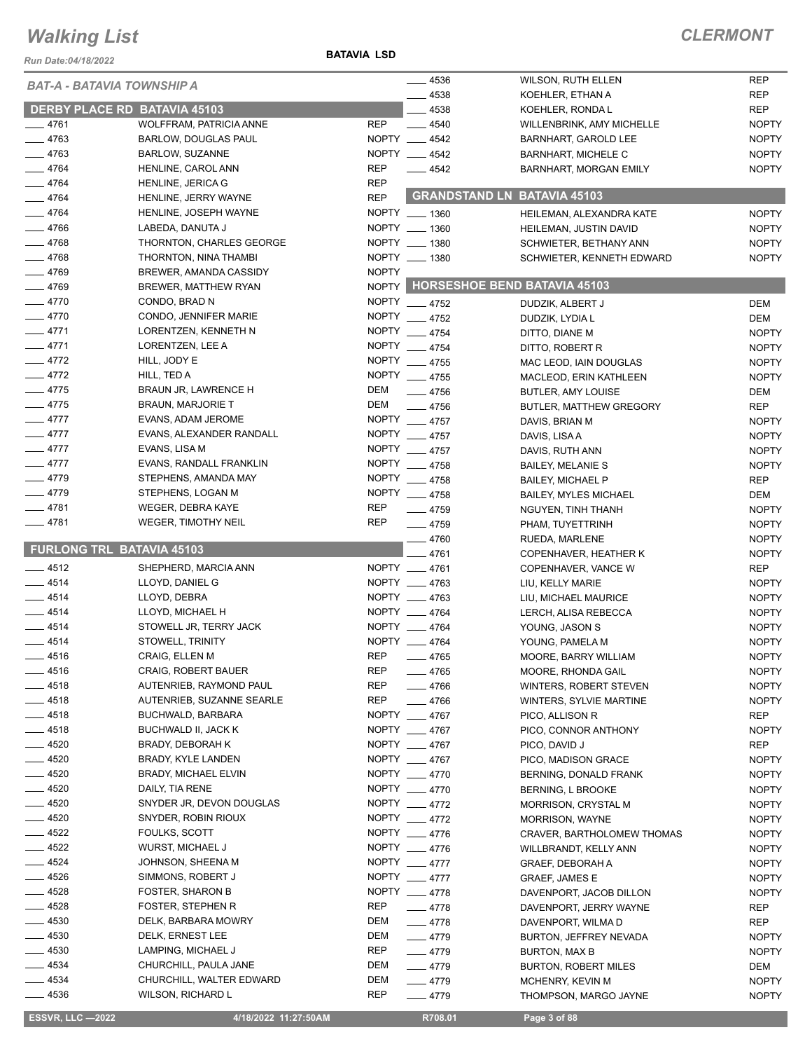# Walking List

**CLERMONT**

Run Date:04/18/2022

**BATAVIA LSD**

## BAT-A - BATAVIA TOWNSHIP A

### DERBY PLACE RD BATAVIA 45103

| No. | Name | Party |
|---|---|---|
| ____ 4761 | WOLFFRAM, PATRICIA ANNE | REP |
| ____ 4763 | BARLOW, DOUGLAS PAUL | NOPTY |
| ____ 4763 | BARLOW, SUZANNE | NOPTY |
| ____ 4764 | HENLINE, CAROL ANN | REP |
| ____ 4764 | HENLINE, JERICA G | REP |
| ____ 4764 | HENLINE, JERRY WAYNE | REP |
| ____ 4764 | HENLINE, JOSEPH WAYNE | NOPTY |
| ____ 4766 | LABEDA, DANUTA J | NOPTY |
| ____ 4768 | THORNTON, CHARLES GEORGE | NOPTY |
| ____ 4768 | THORNTON, NINA THAMBI | NOPTY |
| ____ 4769 | BREWER, AMANDA CASSIDY | NOPTY |
| ____ 4769 | BREWER, MATTHEW RYAN | NOPTY |
| ____ 4770 | CONDO, BRAD N | NOPTY |
| ____ 4770 | CONDO, JENNIFER MARIE | NOPTY |
| ____ 4771 | LORENTZEN, KENNETH N | NOPTY |
| ____ 4771 | LORENTZEN, LEE A | NOPTY |
| ____ 4772 | HILL, JODY E | NOPTY |
| ____ 4772 | HILL, TED A | NOPTY |
| ____ 4775 | BRAUN JR, LAWRENCE H | DEM |
| ____ 4775 | BRAUN, MARJORIE T | DEM |
| ____ 4777 | EVANS, ADAM JEROME | NOPTY |
| ____ 4777 | EVANS, ALEXANDER RANDALL | NOPTY |
| ____ 4777 | EVANS, LISA M | NOPTY |
| ____ 4777 | EVANS, RANDALL FRANKLIN | NOPTY |
| ____ 4779 | STEPHENS, AMANDA MAY | NOPTY |
| ____ 4779 | STEPHENS, LOGAN M | NOPTY |
| ____ 4781 | WEGER, DEBRA KAYE | REP |
| ____ 4781 | WEGER, TIMOTHY NEIL | REP |

### FURLONG TRL BATAVIA 45103

| No. | Name | Party |
|---|---|---|
| ____ 4512 | SHEPHERD, MARCIA ANN | NOPTY |
| ____ 4514 | LLOYD, DANIEL G | NOPTY |
| ____ 4514 | LLOYD, DEBRA | NOPTY |
| ____ 4514 | LLOYD, MICHAEL H | NOPTY |
| ____ 4514 | STOWELL JR, TERRY JACK | NOPTY |
| ____ 4514 | STOWELL, TRINITY | NOPTY |
| ____ 4516 | CRAIG, ELLEN M | REP |
| ____ 4516 | CRAIG, ROBERT BAUER | REP |
| ____ 4518 | AUTENRIEB, RAYMOND PAUL | REP |
| ____ 4518 | AUTENRIEB, SUZANNE SEARLE | REP |
| ____ 4518 | BUCHWALD, BARBARA | NOPTY |
| ____ 4518 | BUCHWALD II, JACK K | NOPTY |
| ____ 4520 | BRADY, DEBORAH K | NOPTY |
| ____ 4520 | BRADY, KYLE LANDEN | NOPTY |
| ____ 4520 | BRADY, MICHAEL ELVIN | NOPTY |
| ____ 4520 | DAILY, TIA RENE | NOPTY |
| ____ 4520 | SNYDER JR, DEVON DOUGLAS | NOPTY |
| ____ 4520 | SNYDER, ROBIN RIOUX | NOPTY |
| ____ 4522 | FOULKS, SCOTT | NOPTY |
| ____ 4522 | WURST, MICHAEL J | NOPTY |
| ____ 4524 | JOHNSON, SHEENA M | NOPTY |
| ____ 4526 | SIMMONS, ROBERT J | NOPTY |
| ____ 4528 | FOSTER, SHARON B | NOPTY |
| ____ 4528 | FOSTER, STEPHEN R | REP |
| ____ 4530 | DELK, BARBARA MOWRY | DEM |
| ____ 4530 | DELK, ERNEST LEE | DEM |
| ____ 4530 | LAMPING, MICHAEL J | REP |
| ____ 4534 | CHURCHILL, PAULA JANE | DEM |
| ____ 4534 | CHURCHILL, WALTER EDWARD | DEM |
| ____ 4536 | WILSON, RICHARD L | REP |
| ____ 4536 | WILSON, RUTH ELLEN | REP |
| ____ 4538 | KOEHLER, ETHAN A | REP |
| ____ 4538 | KOEHLER, RONDA L | REP |
| ____ 4540 | WILLENBRINK, AMY MICHELLE | NOPTY |
| ____ 4542 | BARNHART, GAROLD LEE | NOPTY |
| ____ 4542 | BARNHART, MICHELE C | NOPTY |
| ____ 4542 | BARNHART, MORGAN EMILY | NOPTY |

### GRANDSTAND LN BATAVIA 45103

| No. | Name | Party |
|---|---|---|
| ____ 1360 | HEILEMAN, ALEXANDRA KATE | NOPTY |
| ____ 1360 | HEILEMAN, JUSTIN DAVID | NOPTY |
| ____ 1380 | SCHWIETER, BETHANY ANN | NOPTY |
| ____ 1380 | SCHWIETER, KENNETH EDWARD | NOPTY |

### HORSESHOE BEND BATAVIA 45103

| No. | Name | Party |
|---|---|---|
| ____ 4752 | DUDZIK, ALBERT J | DEM |
| ____ 4752 | DUDZIK, LYDIA L | DEM |
| ____ 4754 | DITTO, DIANE M | NOPTY |
| ____ 4754 | DITTO, ROBERT R | NOPTY |
| ____ 4755 | MAC LEOD, IAIN DOUGLAS | NOPTY |
| ____ 4755 | MACLEOD, ERIN KATHLEEN | NOPTY |
| ____ 4756 | BUTLER, AMY LOUISE | DEM |
| ____ 4756 | BUTLER, MATTHEW GREGORY | REP |
| ____ 4757 | DAVIS, BRIAN M | NOPTY |
| ____ 4757 | DAVIS, LISA A | NOPTY |
| ____ 4757 | DAVIS, RUTH ANN | NOPTY |
| ____ 4758 | BAILEY, MELANIE S | NOPTY |
| ____ 4758 | BAILEY, MICHAEL P | REP |
| ____ 4758 | BAILEY, MYLES MICHAEL | DEM |
| ____ 4759 | NGUYEN, TINH THANH | NOPTY |
| ____ 4759 | PHAM, TUYETTRINH | NOPTY |
| ____ 4760 | RUEDA, MARLENE | NOPTY |
| ____ 4761 | COPENHAVER, HEATHER K | NOPTY |
| ____ 4761 | COPENHAVER, VANCE W | REP |
| ____ 4763 | LIU, KELLY MARIE | NOPTY |
| ____ 4763 | LIU, MICHAEL MAURICE | NOPTY |
| ____ 4764 | LERCH, ALISA REBECCA | NOPTY |
| ____ 4764 | YOUNG, JASON S | NOPTY |
| ____ 4764 | YOUNG, PAMELA M | NOPTY |
| ____ 4765 | MOORE, BARRY WILLIAM | NOPTY |
| ____ 4765 | MOORE, RHONDA GAIL | NOPTY |
| ____ 4766 | WINTERS, ROBERT STEVEN | NOPTY |
| ____ 4766 | WINTERS, SYLVIE MARTINE | NOPTY |
| ____ 4767 | PICO, ALLISON R | REP |
| ____ 4767 | PICO, CONNOR ANTHONY | NOPTY |
| ____ 4767 | PICO, DAVID J | REP |
| ____ 4767 | PICO, MADISON GRACE | NOPTY |
| ____ 4770 | BERNING, DONALD FRANK | NOPTY |
| ____ 4770 | BERNING, L BROOKE | NOPTY |
| ____ 4772 | MORRISON, CRYSTAL M | NOPTY |
| ____ 4772 | MORRISON, WAYNE | NOPTY |
| ____ 4776 | CRAVER, BARTHOLOMEW THOMAS | NOPTY |
| ____ 4776 | WILLBRANDT, KELLY ANN | NOPTY |
| ____ 4777 | GRAEF, DEBORAH A | NOPTY |
| ____ 4777 | GRAEF, JAMES E | NOPTY |
| ____ 4778 | DAVENPORT, JACOB DILLON | NOPTY |
| ____ 4778 | DAVENPORT, JERRY WAYNE | REP |
| ____ 4778 | DAVENPORT, WILMA D | REP |
| ____ 4779 | BURTON, JEFFREY NEVADA | NOPTY |
| ____ 4779 | BURTON, MAX B | NOPTY |
| ____ 4779 | BURTON, ROBERT MILES | DEM |
| ____ 4779 | MCHENRY, KEVIN M | NOPTY |
| ____ 4779 | THOMPSON, MARGO JAYNE | NOPTY |

ESSVR, LLC —2022 4/18/2022 11:27:50AM R708.01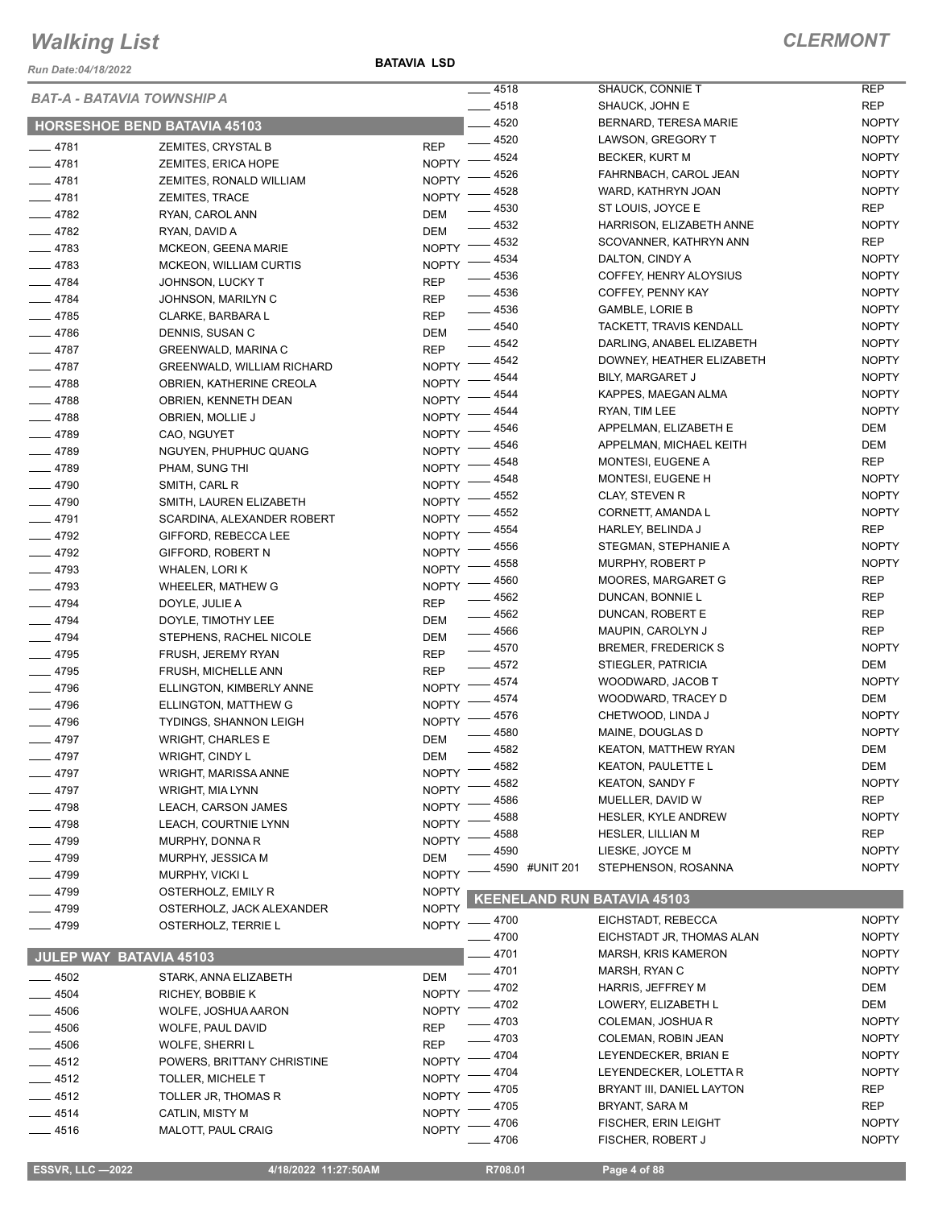# Walking List

**CLERMONT**

Run Date:04/18/2022

**BATAVIA LSD**

*BAT-A - BATAVIA TOWNSHIP A*

## HORSESHOE BEND BATAVIA 45103

| No. | Name | Party |
|---|---|---|
| 4781 | ZEMITES, CRYSTAL B | REP |
| 4781 | ZEMITES, ERICA HOPE | NOPTY |
| 4781 | ZEMITES, RONALD WILLIAM | NOPTY |
| 4781 | ZEMITES, TRACE | NOPTY |
| 4782 | RYAN, CAROL ANN | DEM |
| 4782 | RYAN, DAVID A | DEM |
| 4783 | MCKEON, GEENA MARIE | NOPTY |
| 4783 | MCKEON, WILLIAM CURTIS | NOPTY |
| 4784 | JOHNSON, LUCKY T | REP |
| 4784 | JOHNSON, MARILYN C | REP |
| 4785 | CLARKE, BARBARA L | REP |
| 4786 | DENNIS, SUSAN C | DEM |
| 4787 | GREENWALD, MARINA C | REP |
| 4787 | GREENWALD, WILLIAM RICHARD | NOPTY |
| 4788 | OBRIEN, KATHERINE CREOLA | NOPTY |
| 4788 | OBRIEN, KENNETH DEAN | NOPTY |
| 4788 | OBRIEN, MOLLIE J | NOPTY |
| 4789 | CAO, NGUYET | NOPTY |
| 4789 | NGUYEN, PHUPHUC QUANG | NOPTY |
| 4789 | PHAM, SUNG THI | NOPTY |
| 4790 | SMITH, CARL R | NOPTY |
| 4790 | SMITH, LAUREN ELIZABETH | NOPTY |
| 4791 | SCARDINA, ALEXANDER ROBERT | NOPTY |
| 4792 | GIFFORD, REBECCA LEE | NOPTY |
| 4792 | GIFFORD, ROBERT N | NOPTY |
| 4793 | WHALEN, LORI K | NOPTY |
| 4793 | WHEELER, MATHEW G | NOPTY |
| 4794 | DOYLE, JULIE A | REP |
| 4794 | DOYLE, TIMOTHY LEE | DEM |
| 4794 | STEPHENS, RACHEL NICOLE | DEM |
| 4795 | FRUSH, JEREMY RYAN | REP |
| 4795 | FRUSH, MICHELLE ANN | REP |
| 4796 | ELLINGTON, KIMBERLY ANNE | NOPTY |
| 4796 | ELLINGTON, MATTHEW G | NOPTY |
| 4796 | TYDINGS, SHANNON LEIGH | NOPTY |
| 4797 | WRIGHT, CHARLES E | DEM |
| 4797 | WRIGHT, CINDY L | DEM |
| 4797 | WRIGHT, MARISSA ANNE | NOPTY |
| 4797 | WRIGHT, MIA LYNN | NOPTY |
| 4798 | LEACH, CARSON JAMES | NOPTY |
| 4798 | LEACH, COURTNIE LYNN | NOPTY |
| 4799 | MURPHY, DONNA R | NOPTY |
| 4799 | MURPHY, JESSICA M | DEM |
| 4799 | MURPHY, VICKI L | NOPTY |
| 4799 | OSTERHOLZ, EMILY R | NOPTY |
| 4799 | OSTERHOLZ, JACK ALEXANDER | NOPTY |
| 4799 | OSTERHOLZ, TERRIE L | NOPTY |

## JULEP WAY BATAVIA 45103

| No. | Name | Party |
|---|---|---|
| 4502 | STARK, ANNA ELIZABETH | DEM |
| 4504 | RICHEY, BOBBIE K | NOPTY |
| 4506 | WOLFE, JOSHUA AARON | NOPTY |
| 4506 | WOLFE, PAUL DAVID | REP |
| 4506 | WOLFE, SHERRI L | REP |
| 4512 | POWERS, BRITTANY CHRISTINE | NOPTY |
| 4512 | TOLLER, MICHELE T | NOPTY |
| 4512 | TOLLER JR, THOMAS R | NOPTY |
| 4514 | CATLIN, MISTY M | NOPTY |
| 4516 | MALOTT, PAUL CRAIG | NOPTY |
| 4518 | SHAUCK, CONNIE T | REP |
| 4518 | SHAUCK, JOHN E | REP |
| 4520 | BERNARD, TERESA MARIE | NOPTY |
| 4520 | LAWSON, GREGORY T | NOPTY |
| 4524 | BECKER, KURT M | NOPTY |
| 4526 | FAHRNBACH, CAROL JEAN | NOPTY |
| 4528 | WARD, KATHRYN JOAN | NOPTY |
| 4530 | ST LOUIS, JOYCE E | REP |
| 4532 | HARRISON, ELIZABETH ANNE | NOPTY |
| 4532 | SCOVANNER, KATHRYN ANN | REP |
| 4534 | DALTON, CINDY A | NOPTY |
| 4536 | COFFEY, HENRY ALOYSIUS | NOPTY |
| 4536 | COFFEY, PENNY KAY | NOPTY |
| 4536 | GAMBLE, LORIE B | NOPTY |
| 4540 | TACKETT, TRAVIS KENDALL | NOPTY |
| 4542 | DARLING, ANABEL ELIZABETH | NOPTY |
| 4542 | DOWNEY, HEATHER ELIZABETH | NOPTY |
| 4544 | BILY, MARGARET J | NOPTY |
| 4544 | KAPPES, MAEGAN ALMA | NOPTY |
| 4544 | RYAN, TIM LEE | NOPTY |
| 4546 | APPELMAN, ELIZABETH E | DEM |
| 4546 | APPELMAN, MICHAEL KEITH | DEM |
| 4548 | MONTESI, EUGENE A | REP |
| 4548 | MONTESI, EUGENE H | NOPTY |
| 4552 | CLAY, STEVEN R | NOPTY |
| 4552 | CORNETT, AMANDA L | NOPTY |
| 4554 | HARLEY, BELINDA J | REP |
| 4556 | STEGMAN, STEPHANIE A | NOPTY |
| 4558 | MURPHY, ROBERT P | NOPTY |
| 4560 | MOORES, MARGARET G | REP |
| 4562 | DUNCAN, BONNIE L | REP |
| 4562 | DUNCAN, ROBERT E | REP |
| 4566 | MAUPIN, CAROLYN J | REP |
| 4570 | BREMER, FREDERICK S | NOPTY |
| 4572 | STIEGLER, PATRICIA | DEM |
| 4574 | WOODWARD, JACOB T | NOPTY |
| 4574 | WOODWARD, TRACEY D | DEM |
| 4576 | CHETWOOD, LINDA J | NOPTY |
| 4580 | MAINE, DOUGLAS D | NOPTY |
| 4582 | KEATON, MATTHEW RYAN | DEM |
| 4582 | KEATON, PAULETTE L | DEM |
| 4582 | KEATON, SANDY F | NOPTY |
| 4586 | MUELLER, DAVID W | REP |
| 4588 | HESLER, KYLE ANDREW | NOPTY |
| 4588 | HESLER, LILLIAN M | REP |
| 4590 | LIESKE, JOYCE M | NOPTY |
| 4590 #UNIT 201 | STEPHENSON, ROSANNA | NOPTY |

## KEENELAND RUN BATAVIA 45103

| No. | Name | Party |
|---|---|---|
| 4700 | EICHSTADT, REBECCA | NOPTY |
| 4700 | EICHSTADT JR, THOMAS ALAN | NOPTY |
| 4701 | MARSH, KRIS KAMERON | NOPTY |
| 4701 | MARSH, RYAN C | NOPTY |
| 4702 | HARRIS, JEFFREY M | DEM |
| 4702 | LOWERY, ELIZABETH L | DEM |
| 4703 | COLEMAN, JOSHUA R | NOPTY |
| 4703 | COLEMAN, ROBIN JEAN | NOPTY |
| 4704 | LEYENDECKER, BRIAN E | NOPTY |
| 4704 | LEYENDECKER, LOLETTA R | NOPTY |
| 4705 | BRYANT III, DANIEL LAYTON | REP |
| 4705 | BRYANT, SARA M | REP |
| 4706 | FISCHER, ERIN LEIGHT | NOPTY |
| 4706 | FISCHER, ROBERT J | NOPTY |

ESSVR, LLC —2022 | 4/18/2022 11:27:50AM | R708.01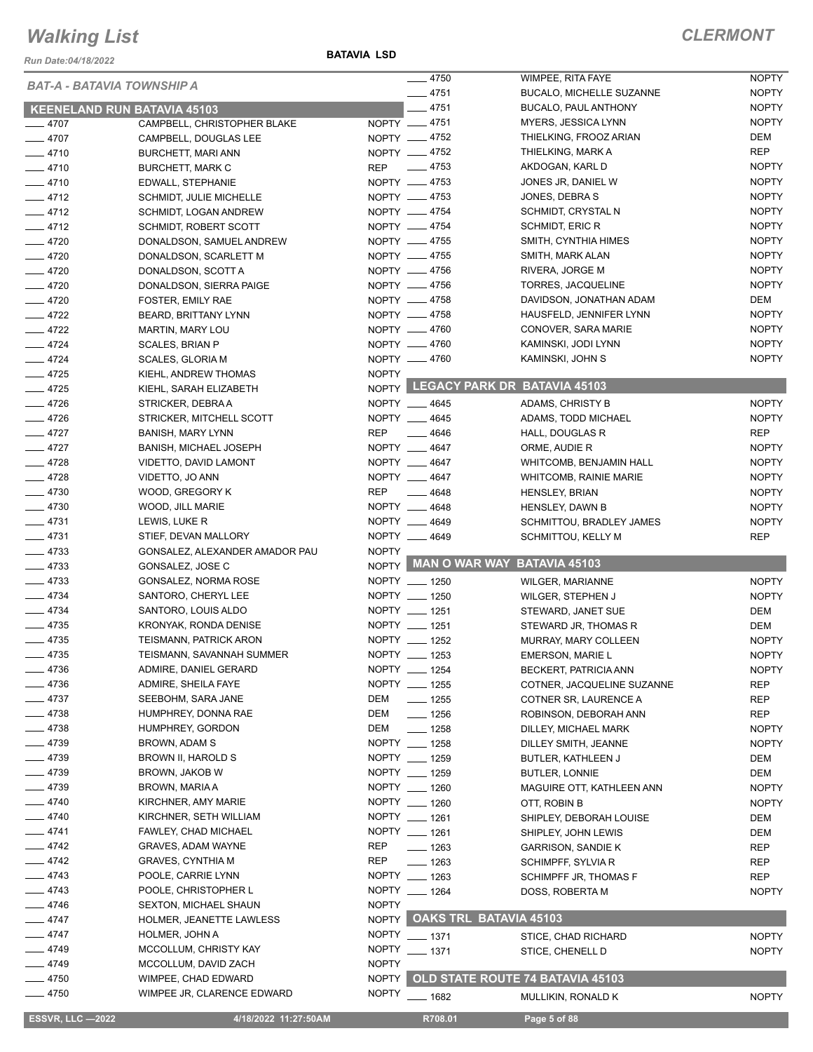# Walking List

**CLERMONT**

Run Date:04/18/2022

**BATAVIA LSD**

*BAT-A - BATAVIA TOWNSHIP A*

## KEENELAND RUN BATAVIA 45103

| | | |
|---|---|---|
| ____ 4707 | CAMPBELL, CHRISTOPHER BLAKE | NOPTY |
| ____ 4707 | CAMPBELL, DOUGLAS LEE | NOPTY |
| ____ 4710 | BURCHETT, MARI ANN | NOPTY |
| ____ 4710 | BURCHETT, MARK C | REP |
| ____ 4710 | EDWALL, STEPHANIE | NOPTY |
| ____ 4712 | SCHMIDT, JULIE MICHELLE | NOPTY |
| ____ 4712 | SCHMIDT, LOGAN ANDREW | NOPTY |
| ____ 4712 | SCHMIDT, ROBERT SCOTT | NOPTY |
| ____ 4720 | DONALDSON, SAMUEL ANDREW | NOPTY |
| ____ 4720 | DONALDSON, SCARLETT M | NOPTY |
| ____ 4720 | DONALDSON, SCOTT A | NOPTY |
| ____ 4720 | DONALDSON, SIERRA PAIGE | NOPTY |
| ____ 4720 | FOSTER, EMILY RAE | NOPTY |
| ____ 4722 | BEARD, BRITTANY LYNN | NOPTY |
| ____ 4722 | MARTIN, MARY LOU | NOPTY |
| ____ 4724 | SCALES, BRIAN P | NOPTY |
| ____ 4724 | SCALES, GLORIA M | NOPTY |
| ____ 4725 | KIEHL, ANDREW THOMAS | NOPTY |
| ____ 4725 | KIEHL, SARAH ELIZABETH | NOPTY |
| ____ 4726 | STRICKER, DEBRA A | NOPTY |
| ____ 4726 | STRICKER, MITCHELL SCOTT | NOPTY |
| ____ 4727 | BANISH, MARY LYNN | REP |
| ____ 4727 | BANISH, MICHAEL JOSEPH | NOPTY |
| ____ 4728 | VIDETTO, DAVID LAMONT | NOPTY |
| ____ 4728 | VIDETTO, JO ANN | NOPTY |
| ____ 4730 | WOOD, GREGORY K | REP |
| ____ 4730 | WOOD, JILL MARIE | NOPTY |
| ____ 4731 | LEWIS, LUKE R | NOPTY |
| ____ 4731 | STIEF, DEVAN MALLORY | NOPTY |
| ____ 4733 | GONSALEZ, ALEXANDER AMADOR PAU | NOPTY |
| ____ 4733 | GONSALEZ, JOSE C | NOPTY |
| ____ 4733 | GONSALEZ, NORMA ROSE | NOPTY |
| ____ 4734 | SANTORO, CHERYL LEE | NOPTY |
| ____ 4734 | SANTORO, LOUIS ALDO | NOPTY |
| ____ 4735 | KRONYAK, RONDA DENISE | NOPTY |
| ____ 4735 | TEISMANN, PATRICK ARON | NOPTY |
| ____ 4735 | TEISMANN, SAVANNAH SUMMER | NOPTY |
| ____ 4736 | ADMIRE, DANIEL GERARD | NOPTY |
| ____ 4736 | ADMIRE, SHEILA FAYE | NOPTY |
| ____ 4737 | SEEBOHM, SARA JANE | DEM |
| ____ 4738 | HUMPHREY, DONNA RAE | DEM |
| ____ 4738 | HUMPHREY, GORDON | DEM |
| ____ 4739 | BROWN, ADAM S | NOPTY |
| ____ 4739 | BROWN II, HAROLD S | NOPTY |
| ____ 4739 | BROWN, JAKOB W | NOPTY |
| ____ 4739 | BROWN, MARIA A | NOPTY |
| ____ 4740 | KIRCHNER, AMY MARIE | NOPTY |
| ____ 4740 | KIRCHNER, SETH WILLIAM | NOPTY |
| ____ 4741 | FAWLEY, CHAD MICHAEL | NOPTY |
| ____ 4742 | GRAVES, ADAM WAYNE | REP |
| ____ 4742 | GRAVES, CYNTHIA M | REP |
| ____ 4743 | POOLE, CARRIE LYNN | NOPTY |
| ____ 4743 | POOLE, CHRISTOPHER L | NOPTY |
| ____ 4746 | SEXTON, MICHAEL SHAUN | NOPTY |
| ____ 4747 | HOLMER, JEANETTE LAWLESS | NOPTY |
| ____ 4747 | HOLMER, JOHN A | NOPTY |
| ____ 4749 | MCCOLLUM, CHRISTY KAY | NOPTY |
| ____ 4749 | MCCOLLUM, DAVID ZACH | NOPTY |
| ____ 4750 | WIMPEE, CHAD EDWARD | NOPTY |
| ____ 4750 | WIMPEE JR, CLARENCE EDWARD | NOPTY |
| ____ 4750 | WIMPEE, RITA FAYE | NOPTY |
| ____ 4751 | BUCALO, MICHELLE SUZANNE | NOPTY |
| ____ 4751 | BUCALO, PAUL ANTHONY | NOPTY |
| ____ 4751 | MYERS, JESSICA LYNN | NOPTY |
| ____ 4752 | THIELKING, FROOZ ARIAN | DEM |
| ____ 4752 | THIELKING, MARK A | REP |
| ____ 4753 | AKDOGAN, KARL D | NOPTY |
| ____ 4753 | JONES JR, DANIEL W | NOPTY |
| ____ 4753 | JONES, DEBRA S | NOPTY |
| ____ 4754 | SCHMIDT, CRYSTAL N | NOPTY |
| ____ 4754 | SCHMIDT, ERIC R | NOPTY |
| ____ 4755 | SMITH, CYNTHIA HIMES | NOPTY |
| ____ 4755 | SMITH, MARK ALAN | NOPTY |
| ____ 4756 | RIVERA, JORGE M | NOPTY |
| ____ 4756 | TORRES, JACQUELINE | NOPTY |
| ____ 4758 | DAVIDSON, JONATHAN ADAM | DEM |
| ____ 4758 | HAUSFELD, JENNIFER LYNN | NOPTY |
| ____ 4760 | CONOVER, SARA MARIE | NOPTY |
| ____ 4760 | KAMINSKI, JODI LYNN | NOPTY |
| ____ 4760 | KAMINSKI, JOHN S | NOPTY |

## LEGACY PARK DR BATAVIA 45103

| | | |
|---|---|---|
| ____ 4645 | ADAMS, CHRISTY B | NOPTY |
| ____ 4645 | ADAMS, TODD MICHAEL | NOPTY |
| ____ 4646 | HALL, DOUGLAS R | REP |
| ____ 4647 | ORME, AUDIE R | NOPTY |
| ____ 4647 | WHITCOMB, BENJAMIN HALL | NOPTY |
| ____ 4647 | WHITCOMB, RAINIE MARIE | NOPTY |
| ____ 4648 | HENSLEY, BRIAN | NOPTY |
| ____ 4648 | HENSLEY, DAWN B | NOPTY |
| ____ 4649 | SCHMITTOU, BRADLEY JAMES | NOPTY |
| ____ 4649 | SCHMITTOU, KELLY M | REP |

## MAN O WAR WAY BATAVIA 45103

| | | |
|---|---|---|
| ____ 1250 | WILGER, MARIANNE | NOPTY |
| ____ 1250 | WILGER, STEPHEN J | NOPTY |
| ____ 1251 | STEWARD, JANET SUE | DEM |
| ____ 1251 | STEWARD JR, THOMAS R | DEM |
| ____ 1252 | MURRAY, MARY COLLEEN | NOPTY |
| ____ 1253 | EMERSON, MARIE L | NOPTY |
| ____ 1254 | BECKERT, PATRICIA ANN | NOPTY |
| ____ 1255 | COTNER, JACQUELINE SUZANNE | REP |
| ____ 1255 | COTNER SR, LAURENCE A | REP |
| ____ 1256 | ROBINSON, DEBORAH ANN | REP |
| ____ 1258 | DILLEY, MICHAEL MARK | NOPTY |
| ____ 1258 | DILLEY SMITH, JEANNE | NOPTY |
| ____ 1259 | BUTLER, KATHLEEN J | DEM |
| ____ 1259 | BUTLER, LONNIE | DEM |
| ____ 1260 | MAGUIRE OTT, KATHLEEN ANN | NOPTY |
| ____ 1260 | OTT, ROBIN B | NOPTY |
| ____ 1261 | SHIPLEY, DEBORAH LOUISE | DEM |
| ____ 1261 | SHIPLEY, JOHN LEWIS | DEM |
| ____ 1263 | GARRISON, SANDIE K | REP |
| ____ 1263 | SCHIMPFF, SYLVIA R | REP |
| ____ 1263 | SCHIMPFF JR, THOMAS F | REP |
| ____ 1264 | DOSS, ROBERTA M | NOPTY |

## OAKS TRL BATAVIA 45103

| | | |
|---|---|---|
| ____ 1371 | STICE, CHAD RICHARD | NOPTY |
| ____ 1371 | STICE, CHENELL D | NOPTY |

## OLD STATE ROUTE 74 BATAVIA 45103

| | | |
|---|---|---|
| ____ 1682 | MULLIKIN, RONALD K | NOPTY |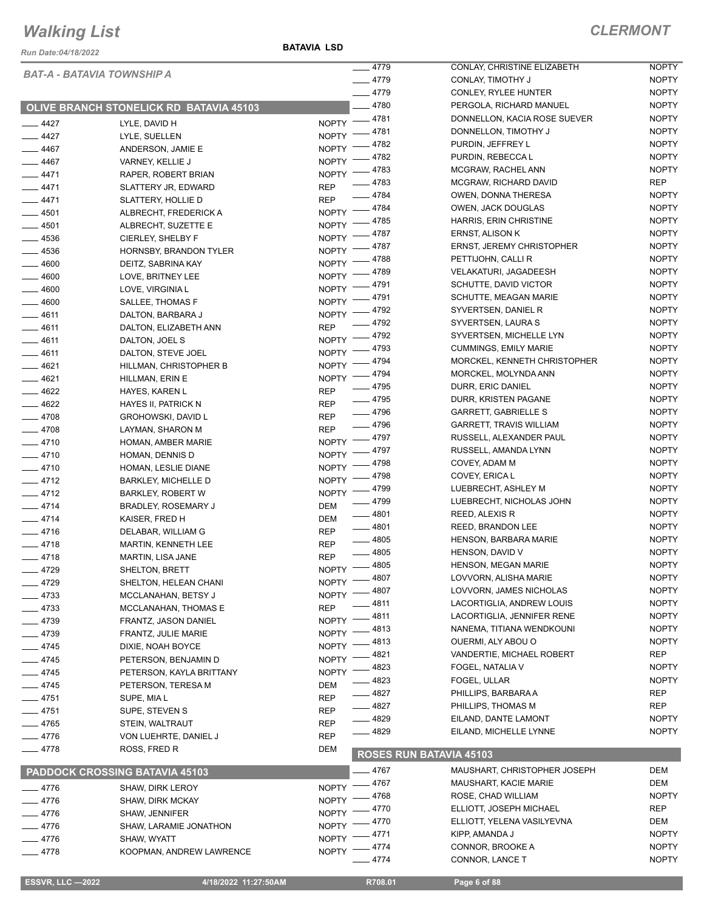# Walking List

**CLERMONT**

Run Date:04/18/2022

**BATAVIA LSD**

*BAT-A - BATAVIA TOWNSHIP A*

## OLIVE BRANCH STONELICK RD BATAVIA 45103

| No. | Name | Party |
|---|---|---|
| 4427 | LYLE, DAVID H | NOPTY |
| 4427 | LYLE, SUELLEN | NOPTY |
| 4467 | ANDERSON, JAMIE E | NOPTY |
| 4467 | VARNEY, KELLIE J | NOPTY |
| 4471 | RAPER, ROBERT BRIAN | NOPTY |
| 4471 | SLATTERY JR, EDWARD | REP |
| 4471 | SLATTERY, HOLLIE D | REP |
| 4501 | ALBRECHT, FREDERICK A | NOPTY |
| 4501 | ALBRECHT, SUZETTE E | NOPTY |
| 4536 | CIERLEY, SHELBY F | NOPTY |
| 4536 | HORNSBY, BRANDON TYLER | NOPTY |
| 4600 | DEITZ, SABRINA KAY | NOPTY |
| 4600 | LOVE, BRITNEY LEE | NOPTY |
| 4600 | LOVE, VIRGINIA L | NOPTY |
| 4600 | SALLEE, THOMAS F | NOPTY |
| 4611 | DALTON, BARBARA J | NOPTY |
| 4611 | DALTON, ELIZABETH ANN | REP |
| 4611 | DALTON, JOEL S | NOPTY |
| 4611 | DALTON, STEVE JOEL | NOPTY |
| 4621 | HILLMAN, CHRISTOPHER B | NOPTY |
| 4621 | HILLMAN, ERIN E | NOPTY |
| 4622 | HAYES, KAREN L | REP |
| 4622 | HAYES II, PATRICK N | REP |
| 4708 | GROHOWSKI, DAVID L | REP |
| 4708 | LAYMAN, SHARON M | REP |
| 4710 | HOMAN, AMBER MARIE | NOPTY |
| 4710 | HOMAN, DENNIS D | NOPTY |
| 4710 | HOMAN, LESLIE DIANE | NOPTY |
| 4712 | BARKLEY, MICHELLE D | NOPTY |
| 4712 | BARKLEY, ROBERT W | NOPTY |
| 4714 | BRADLEY, ROSEMARY J | DEM |
| 4714 | KAISER, FRED H | DEM |
| 4716 | DELABAR, WILLIAM G | REP |
| 4718 | MARTIN, KENNETH LEE | REP |
| 4718 | MARTIN, LISA JANE | REP |
| 4729 | SHELTON, BRETT | NOPTY |
| 4729 | SHELTON, HELEAN CHANI | NOPTY |
| 4733 | MCCLANAHAN, BETSY J | NOPTY |
| 4733 | MCCLANAHAN, THOMAS E | REP |
| 4739 | FRANTZ, JASON DANIEL | NOPTY |
| 4739 | FRANTZ, JULIE MARIE | NOPTY |
| 4745 | DIXIE, NOAH BOYCE | NOPTY |
| 4745 | PETERSON, BENJAMIN D | NOPTY |
| 4745 | PETERSON, KAYLA BRITTANY | NOPTY |
| 4745 | PETERSON, TERESA M | DEM |
| 4751 | SUPE, MIA L | REP |
| 4751 | SUPE, STEVEN S | REP |
| 4765 | STEIN, WALTRAUT | REP |
| 4776 | VON LUEHRTE, DANIEL J | REP |
| 4778 | ROSS, FRED R | DEM |
| 4779 | CONLAY, CHRISTINE ELIZABETH | NOPTY |
| 4779 | CONLAY, TIMOTHY J | NOPTY |
| 4779 | CONLEY, RYLEE HUNTER | NOPTY |
| 4780 | PERGOLA, RICHARD MANUEL | NOPTY |
| 4781 | DONNELLON, KACIA ROSE SUEVER | NOPTY |
| 4781 | DONNELLON, TIMOTHY J | NOPTY |
| 4782 | PURDIN, JEFFREY L | NOPTY |
| 4782 | PURDIN, REBECCA L | NOPTY |
| 4783 | MCGRAW, RACHEL ANN | NOPTY |
| 4783 | MCGRAW, RICHARD DAVID | REP |
| 4784 | OWEN, DONNA THERESA | NOPTY |
| 4784 | OWEN, JACK DOUGLAS | NOPTY |
| 4785 | HARRIS, ERIN CHRISTINE | NOPTY |
| 4787 | ERNST, ALISON K | NOPTY |
| 4787 | ERNST, JEREMY CHRISTOPHER | NOPTY |
| 4788 | PETTIJOHN, CALLI R | NOPTY |
| 4789 | VELAKATURI, JAGADEESH | NOPTY |
| 4791 | SCHUTTE, DAVID VICTOR | NOPTY |
| 4791 | SCHUTTE, MEAGAN MARIE | NOPTY |
| 4792 | SYVERTSEN, DANIEL R | NOPTY |
| 4792 | SYVERTSEN, LAURA S | NOPTY |
| 4792 | SYVERTSEN, MICHELLE LYN | NOPTY |
| 4793 | CUMMINGS, EMILY MARIE | NOPTY |
| 4794 | MORCKEL, KENNETH CHRISTOPHER | NOPTY |
| 4794 | MORCKEL, MOLYNDA ANN | NOPTY |
| 4795 | DURR, ERIC DANIEL | NOPTY |
| 4795 | DURR, KRISTEN PAGANE | NOPTY |
| 4796 | GARRETT, GABRIELLE S | NOPTY |
| 4796 | GARRETT, TRAVIS WILLIAM | NOPTY |
| 4797 | RUSSELL, ALEXANDER PAUL | NOPTY |
| 4797 | RUSSELL, AMANDA LYNN | NOPTY |
| 4798 | COVEY, ADAM M | NOPTY |
| 4798 | COVEY, ERICA L | NOPTY |
| 4799 | LUEBRECHT, ASHLEY M | NOPTY |
| 4799 | LUEBRECHT, NICHOLAS JOHN | NOPTY |
| 4801 | REED, ALEXIS R | NOPTY |
| 4801 | REED, BRANDON LEE | NOPTY |
| 4805 | HENSON, BARBARA MARIE | NOPTY |
| 4805 | HENSON, DAVID V | NOPTY |
| 4805 | HENSON, MEGAN MARIE | NOPTY |
| 4807 | LOVVORN, ALISHA MARIE | NOPTY |
| 4807 | LOVVORN, JAMES NICHOLAS | NOPTY |
| 4811 | LACORTIGLIA, ANDREW LOUIS | NOPTY |
| 4811 | LACORTIGLIA, JENNIFER RENE | NOPTY |
| 4813 | NANEMA, TITIANA WENDKOUNI | NOPTY |
| 4813 | OUERMI, ALY ABOU O | NOPTY |
| 4821 | VANDERTIE, MICHAEL ROBERT | REP |
| 4823 | FOGEL, NATALIA V | NOPTY |
| 4823 | FOGEL, ULLAR | NOPTY |
| 4827 | PHILLIPS, BARBARA A | REP |
| 4827 | PHILLIPS, THOMAS M | REP |
| 4829 | EILAND, DANTE LAMONT | NOPTY |
| 4829 | EILAND, MICHELLE LYNNE | NOPTY |

## PADDOCK CROSSING BATAVIA 45103

| No. | Name | Party |
|---|---|---|
| 4776 | SHAW, DIRK LEROY | NOPTY |
| 4776 | SHAW, DIRK MCKAY | NOPTY |
| 4776 | SHAW, JENNIFER | NOPTY |
| 4776 | SHAW, LARAMIE JONATHON | NOPTY |
| 4776 | SHAW, WYATT | NOPTY |
| 4778 | KOOPMAN, ANDREW LAWRENCE | NOPTY |

## ROSES RUN BATAVIA 45103

| No. | Name | Party |
|---|---|---|
| 4767 | MAUSHART, CHRISTOPHER JOSEPH | DEM |
| 4767 | MAUSHART, KACIE MARIE | DEM |
| 4768 | ROSE, CHAD WILLIAM | NOPTY |
| 4770 | ELLIOTT, JOSEPH MICHAEL | REP |
| 4770 | ELLIOTT, YELENA VASILYEVNA | DEM |
| 4771 | KIPP, AMANDA J | NOPTY |
| 4774 | CONNOR, BROOKE A | NOPTY |
| 4774 | CONNOR, LANCE T | NOPTY |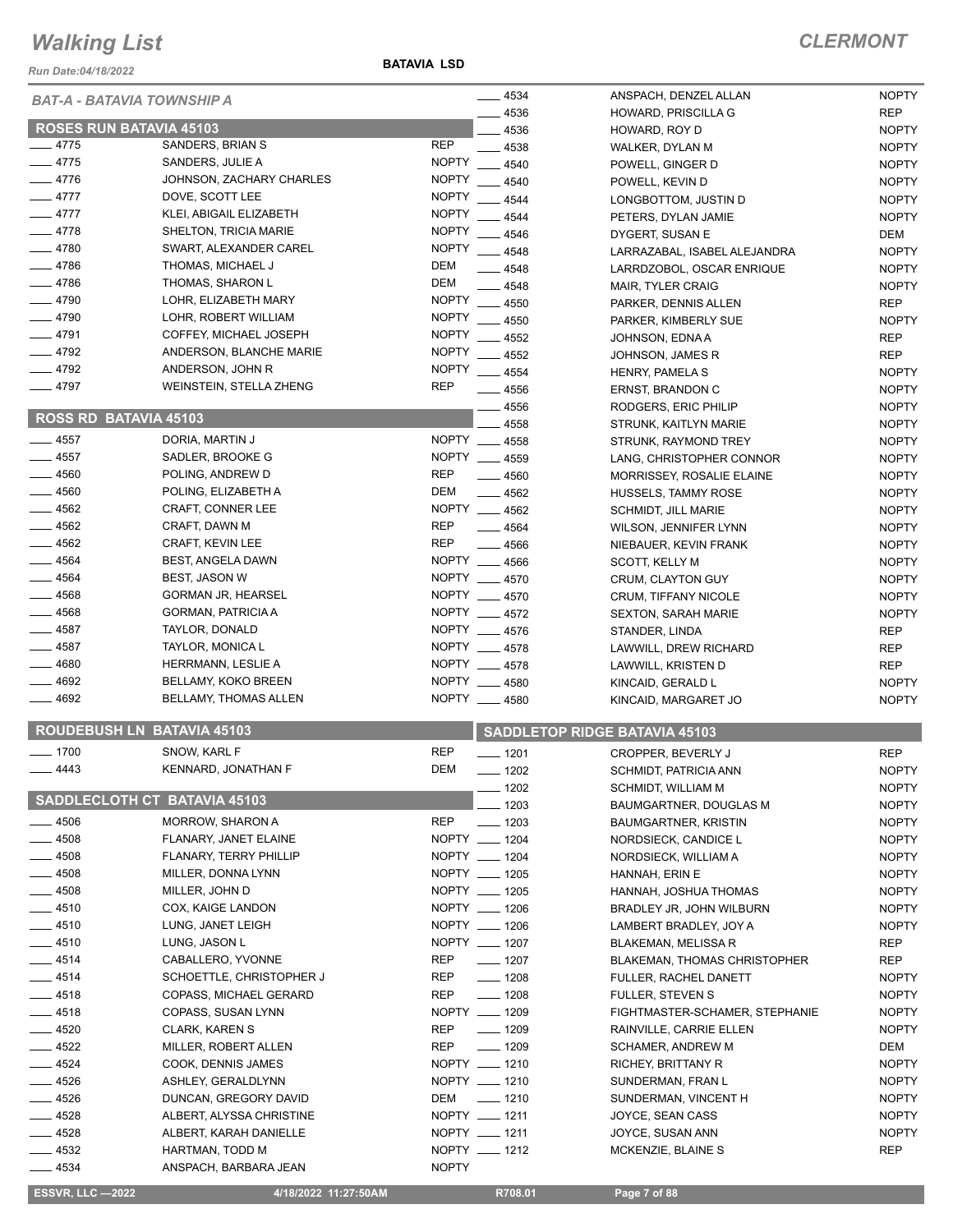# Walking List

## CLERMONT

Run Date:04/18/2022

**BATAVIA LSD**

*BAT-A - BATAVIA TOWNSHIP A*

### ROSES RUN BATAVIA 45103

| No. | Name | Party |
|---|---|---|
| 4775 | SANDERS, BRIAN S | REP |
| 4775 | SANDERS, JULIE A | NOPTY |
| 4776 | JOHNSON, ZACHARY CHARLES | NOPTY |
| 4777 | DOVE, SCOTT LEE | NOPTY |
| 4777 | KLEI, ABIGAIL ELIZABETH | NOPTY |
| 4778 | SHELTON, TRICIA MARIE | NOPTY |
| 4780 | SWART, ALEXANDER CAREL | NOPTY |
| 4786 | THOMAS, MICHAEL J | DEM |
| 4786 | THOMAS, SHARON L | DEM |
| 4790 | LOHR, ELIZABETH MARY | NOPTY |
| 4790 | LOHR, ROBERT WILLIAM | NOPTY |
| 4791 | COFFEY, MICHAEL JOSEPH | NOPTY |
| 4792 | ANDERSON, BLANCHE MARIE | NOPTY |
| 4792 | ANDERSON, JOHN R | NOPTY |
| 4797 | WEINSTEIN, STELLA ZHENG | REP |

### ROSS RD BATAVIA 45103

| No. | Name | Party |
|---|---|---|
| 4557 | DORIA, MARTIN J | NOPTY |
| 4557 | SADLER, BROOKE G | NOPTY |
| 4560 | POLING, ANDREW D | REP |
| 4560 | POLING, ELIZABETH A | DEM |
| 4562 | CRAFT, CONNER LEE | NOPTY |
| 4562 | CRAFT, DAWN M | REP |
| 4562 | CRAFT, KEVIN LEE | REP |
| 4564 | BEST, ANGELA DAWN | NOPTY |
| 4564 | BEST, JASON W | NOPTY |
| 4568 | GORMAN JR, HEARSEL | NOPTY |
| 4568 | GORMAN, PATRICIA A | NOPTY |
| 4587 | TAYLOR, DONALD | NOPTY |
| 4587 | TAYLOR, MONICA L | NOPTY |
| 4680 | HERRMANN, LESLIE A | NOPTY |
| 4692 | BELLAMY, KOKO BREEN | NOPTY |
| 4692 | BELLAMY, THOMAS ALLEN | NOPTY |

### ROUDEBUSH LN BATAVIA 45103

| No. | Name | Party |
|---|---|---|
| 1700 | SNOW, KARL F | REP |
| 4443 | KENNARD, JONATHAN F | DEM |

### SADDLECLOTH CT BATAVIA 45103

| No. | Name | Party |
|---|---|---|
| 4506 | MORROW, SHARON A | REP |
| 4508 | FLANARY, JANET ELAINE | NOPTY |
| 4508 | FLANARY, TERRY PHILLIP | NOPTY |
| 4508 | MILLER, DONNA LYNN | NOPTY |
| 4508 | MILLER, JOHN D | NOPTY |
| 4510 | COX, KAIGE LANDON | NOPTY |
| 4510 | LUNG, JANET LEIGH | NOPTY |
| 4510 | LUNG, JASON L | NOPTY |
| 4514 | CABALLERO, YVONNE | REP |
| 4514 | SCHOETTLE, CHRISTOPHER J | REP |
| 4518 | COPASS, MICHAEL GERARD | REP |
| 4518 | COPASS, SUSAN LYNN | NOPTY |
| 4520 | CLARK, KAREN S | REP |
| 4522 | MILLER, ROBERT ALLEN | REP |
| 4524 | COOK, DENNIS JAMES | NOPTY |
| 4526 | ASHLEY, GERALDLYNN | NOPTY |
| 4526 | DUNCAN, GREGORY DAVID | DEM |
| 4528 | ALBERT, ALYSSA CHRISTINE | NOPTY |
| 4528 | ALBERT, KARAH DANIELLE | NOPTY |
| 4532 | HARTMAN, TODD M | NOPTY |
| 4534 | ANSPACH, BARBARA JEAN | NOPTY |
| 4534 | ANSPACH, DENZEL ALLAN | NOPTY |
| 4536 | HOWARD, PRISCILLA G | REP |
| 4536 | HOWARD, ROY D | NOPTY |
| 4538 | WALKER, DYLAN M | NOPTY |
| 4540 | POWELL, GINGER D | NOPTY |
| 4540 | POWELL, KEVIN D | NOPTY |
| 4544 | LONGBOTTOM, JUSTIN D | NOPTY |
| 4544 | PETERS, DYLAN JAMIE | NOPTY |
| 4546 | DYGERT, SUSAN E | DEM |
| 4548 | LARRAZABAL, ISABEL ALEJANDRA | NOPTY |
| 4548 | LARRDZOBOL, OSCAR ENRIQUE | NOPTY |
| 4548 | MAIR, TYLER CRAIG | NOPTY |
| 4550 | PARKER, DENNIS ALLEN | REP |
| 4550 | PARKER, KIMBERLY SUE | NOPTY |
| 4552 | JOHNSON, EDNA A | REP |
| 4552 | JOHNSON, JAMES R | REP |
| 4554 | HENRY, PAMELA S | NOPTY |
| 4556 | ERNST, BRANDON C | NOPTY |
| 4556 | RODGERS, ERIC PHILIP | NOPTY |
| 4558 | STRUNK, KAITLYN MARIE | NOPTY |
| 4558 | STRUNK, RAYMOND TREY | NOPTY |
| 4559 | LANG, CHRISTOPHER CONNOR | NOPTY |
| 4560 | MORRISSEY, ROSALIE ELAINE | NOPTY |
| 4562 | HUSSELS, TAMMY ROSE | NOPTY |
| 4562 | SCHMIDT, JILL MARIE | NOPTY |
| 4564 | WILSON, JENNIFER LYNN | NOPTY |
| 4566 | NIEBAUER, KEVIN FRANK | NOPTY |
| 4566 | SCOTT, KELLY M | NOPTY |
| 4570 | CRUM, CLAYTON GUY | NOPTY |
| 4570 | CRUM, TIFFANY NICOLE | NOPTY |
| 4572 | SEXTON, SARAH MARIE | NOPTY |
| 4576 | STANDER, LINDA | REP |
| 4578 | LAWWILL, DREW RICHARD | REP |
| 4578 | LAWWILL, KRISTEN D | REP |
| 4580 | KINCAID, GERALD L | NOPTY |
| 4580 | KINCAID, MARGARET JO | NOPTY |

### SADDLETOP RIDGE BATAVIA 45103

| No. | Name | Party |
|---|---|---|
| 1201 | CROPPER, BEVERLY J | REP |
| 1202 | SCHMIDT, PATRICIA ANN | NOPTY |
| 1202 | SCHMIDT, WILLIAM M | NOPTY |
| 1203 | BAUMGARTNER, DOUGLAS M | NOPTY |
| 1203 | BAUMGARTNER, KRISTIN | NOPTY |
| 1204 | NORDSIECK, CANDICE L | NOPTY |
| 1204 | NORDSIECK, WILLIAM A | NOPTY |
| 1205 | HANNAH, ERIN E | NOPTY |
| 1205 | HANNAH, JOSHUA THOMAS | NOPTY |
| 1206 | BRADLEY JR, JOHN WILBURN | NOPTY |
| 1206 | LAMBERT BRADLEY, JOY A | NOPTY |
| 1207 | BLAKEMAN, MELISSA R | REP |
| 1207 | BLAKEMAN, THOMAS CHRISTOPHER | REP |
| 1208 | FULLER, RACHEL DANETT | NOPTY |
| 1208 | FULLER, STEVEN S | NOPTY |
| 1209 | FIGHTMASTER-SCHAMER, STEPHANIE | NOPTY |
| 1209 | RAINVILLE, CARRIE ELLEN | NOPTY |
| 1209 | SCHAMER, ANDREW M | DEM |
| 1210 | RICHEY, BRITTANY R | NOPTY |
| 1210 | SUNDERMAN, FRAN L | NOPTY |
| 1210 | SUNDERMAN, VINCENT H | NOPTY |
| 1211 | JOYCE, SEAN CASS | NOPTY |
| 1211 | JOYCE, SUSAN ANN | NOPTY |
| 1212 | MCKENZIE, BLAINE S | REP |

ESSVR, LLC —2022 | 4/18/2022 11:27:50AM | R708.01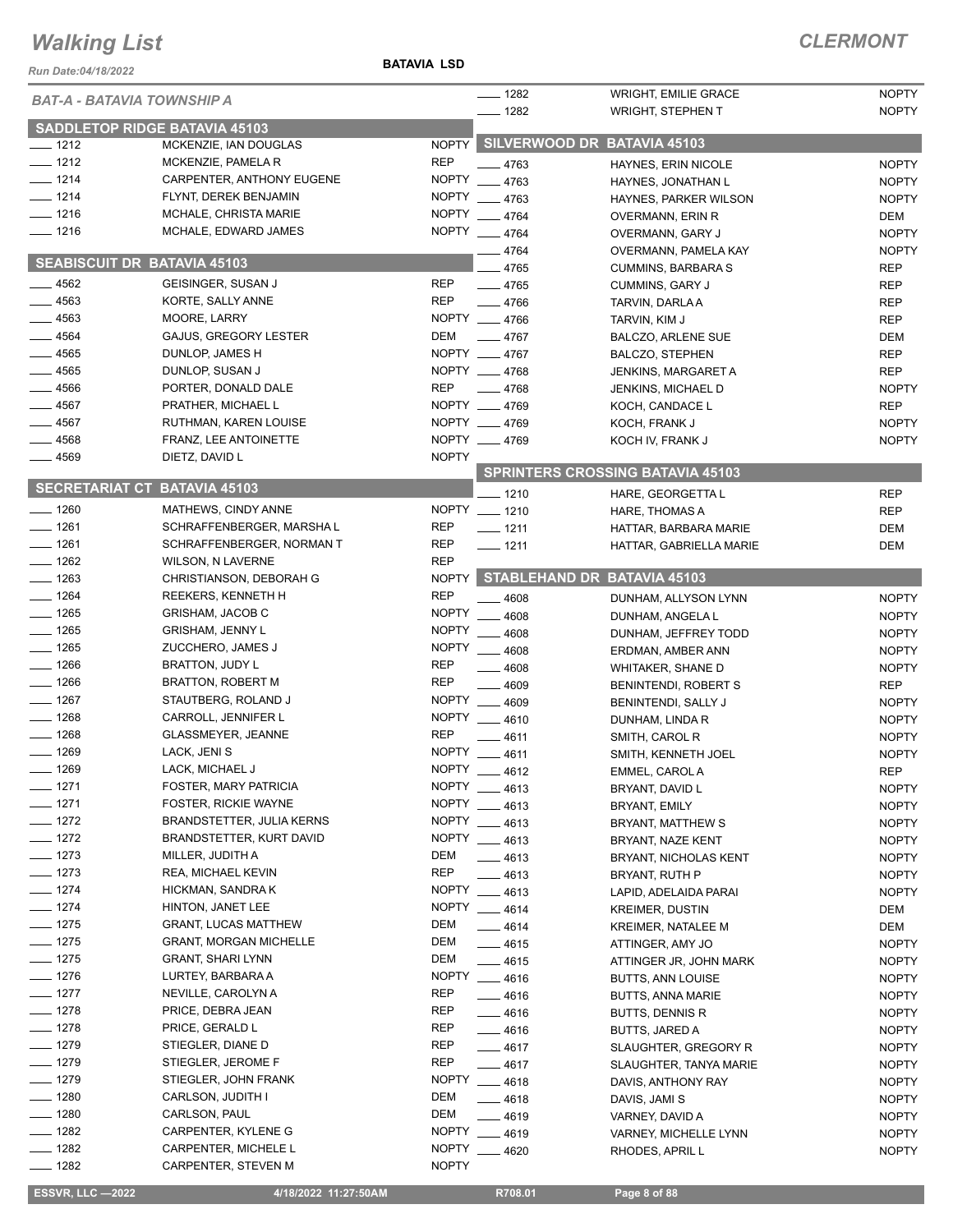# Walking List

**CLERMONT**

Run Date:04/18/2022

**BATAVIA LSD**

*BAT-A - BATAVIA TOWNSHIP A*

## SADDLETOP RIDGE BATAVIA 45103

| No. | Name | Party |
|---|---|---|
| 1212 | MCKENZIE, IAN DOUGLAS | NOPTY |
| 1212 | MCKENZIE, PAMELA R | REP |
| 1214 | CARPENTER, ANTHONY EUGENE | NOPTY |
| 1214 | FLYNT, DEREK BENJAMIN | NOPTY |
| 1216 | MCHALE, CHRISTA MARIE | NOPTY |
| 1216 | MCHALE, EDWARD JAMES | NOPTY |

## SEABISCUIT DR BATAVIA 45103

| No. | Name | Party |
|---|---|---|
| 4562 | GEISINGER, SUSAN J | REP |
| 4563 | KORTE, SALLY ANNE | REP |
| 4563 | MOORE, LARRY | NOPTY |
| 4564 | GAJUS, GREGORY LESTER | DEM |
| 4565 | DUNLOP, JAMES H | NOPTY |
| 4565 | DUNLOP, SUSAN J | NOPTY |
| 4566 | PORTER, DONALD DALE | REP |
| 4567 | PRATHER, MICHAEL L | NOPTY |
| 4567 | RUTHMAN, KAREN LOUISE | NOPTY |
| 4568 | FRANZ, LEE ANTOINETTE | NOPTY |
| 4569 | DIETZ, DAVID L | NOPTY |

## SECRETARIAT CT BATAVIA 45103

| No. | Name | Party |
|---|---|---|
| 1260 | MATHEWS, CINDY ANNE | NOPTY |
| 1261 | SCHRAFFENBERGER, MARSHA L | REP |
| 1261 | SCHRAFFENBERGER, NORMAN T | REP |
| 1262 | WILSON, N LAVERNE | REP |
| 1263 | CHRISTIANSON, DEBORAH G | NOPTY |
| 1264 | REEKERS, KENNETH H | REP |
| 1265 | GRISHAM, JACOB C | NOPTY |
| 1265 | GRISHAM, JENNY L | NOPTY |
| 1265 | ZUCCHERO, JAMES J | NOPTY |
| 1266 | BRATTON, JUDY L | REP |
| 1266 | BRATTON, ROBERT M | REP |
| 1267 | STAUTBERG, ROLAND J | NOPTY |
| 1268 | CARROLL, JENNIFER L | NOPTY |
| 1268 | GLASSMEYER, JEANNE | REP |
| 1269 | LACK, JENI S | NOPTY |
| 1269 | LACK, MICHAEL J | NOPTY |
| 1271 | FOSTER, MARY PATRICIA | NOPTY |
| 1271 | FOSTER, RICKIE WAYNE | NOPTY |
| 1272 | BRANDSTETTER, JULIA KERNS | NOPTY |
| 1272 | BRANDSTETTER, KURT DAVID | NOPTY |
| 1273 | MILLER, JUDITH A | DEM |
| 1273 | REA, MICHAEL KEVIN | REP |
| 1274 | HICKMAN, SANDRA K | NOPTY |
| 1274 | HINTON, JANET LEE | NOPTY |
| 1275 | GRANT, LUCAS MATTHEW | DEM |
| 1275 | GRANT, MORGAN MICHELLE | DEM |
| 1275 | GRANT, SHARI LYNN | DEM |
| 1276 | LURTEY, BARBARA A | NOPTY |
| 1277 | NEVILLE, CAROLYN A | REP |
| 1278 | PRICE, DEBRA JEAN | REP |
| 1278 | PRICE, GERALD L | REP |
| 1279 | STIEGLER, DIANE D | REP |
| 1279 | STIEGLER, JEROME F | REP |
| 1279 | STIEGLER, JOHN FRANK | NOPTY |
| 1280 | CARLSON, JUDITH I | DEM |
| 1280 | CARLSON, PAUL | DEM |
| 1282 | CARPENTER, KYLENE G | NOPTY |
| 1282 | CARPENTER, MICHELE L | NOPTY |
| 1282 | CARPENTER, STEVEN M | NOPTY |
| 1282 | WRIGHT, EMILIE GRACE | NOPTY |
| 1282 | WRIGHT, STEPHEN T | NOPTY |

## SILVERWOOD DR BATAVIA 45103

| No. | Name | Party |
|---|---|---|
| 4763 | HAYNES, ERIN NICOLE | NOPTY |
| 4763 | HAYNES, JONATHAN L | NOPTY |
| 4763 | HAYNES, PARKER WILSON | NOPTY |
| 4764 | OVERMANN, ERIN R | DEM |
| 4764 | OVERMANN, GARY J | NOPTY |
| 4764 | OVERMANN, PAMELA KAY | NOPTY |
| 4765 | CUMMINS, BARBARA S | REP |
| 4765 | CUMMINS, GARY J | REP |
| 4766 | TARVIN, DARLA A | REP |
| 4766 | TARVIN, KIM J | REP |
| 4767 | BALCZO, ARLENE SUE | DEM |
| 4767 | BALCZO, STEPHEN | REP |
| 4768 | JENKINS, MARGARET A | REP |
| 4768 | JENKINS, MICHAEL D | NOPTY |
| 4769 | KOCH, CANDACE L | REP |
| 4769 | KOCH, FRANK J | NOPTY |
| 4769 | KOCH IV, FRANK J | NOPTY |

## SPRINTERS CROSSING BATAVIA 45103

| No. | Name | Party |
|---|---|---|
| 1210 | HARE, GEORGETTA L | REP |
| 1210 | HARE, THOMAS A | REP |
| 1211 | HATTAR, BARBARA MARIE | DEM |
| 1211 | HATTAR, GABRIELLA MARIE | DEM |

## STABLEHAND DR BATAVIA 45103

| No. | Name | Party |
|---|---|---|
| 4608 | DUNHAM, ALLYSON LYNN | NOPTY |
| 4608 | DUNHAM, ANGELA L | NOPTY |
| 4608 | DUNHAM, JEFFREY TODD | NOPTY |
| 4608 | ERDMAN, AMBER ANN | NOPTY |
| 4608 | WHITAKER, SHANE D | NOPTY |
| 4609 | BENINTENDI, ROBERT S | REP |
| 4609 | BENINTENDI, SALLY J | NOPTY |
| 4610 | DUNHAM, LINDA R | NOPTY |
| 4611 | SMITH, CAROL R | NOPTY |
| 4611 | SMITH, KENNETH JOEL | NOPTY |
| 4612 | EMMEL, CAROL A | REP |
| 4613 | BRYANT, DAVID L | NOPTY |
| 4613 | BRYANT, EMILY | NOPTY |
| 4613 | BRYANT, MATTHEW S | NOPTY |
| 4613 | BRYANT, NAZE KENT | NOPTY |
| 4613 | BRYANT, NICHOLAS KENT | NOPTY |
| 4613 | BRYANT, RUTH P | NOPTY |
| 4613 | LAPID, ADELAIDA PARAI | NOPTY |
| 4614 | KREIMER, DUSTIN | DEM |
| 4614 | KREIMER, NATALEE M | DEM |
| 4615 | ATTINGER, AMY JO | NOPTY |
| 4615 | ATTINGER JR, JOHN MARK | NOPTY |
| 4616 | BUTTS, ANN LOUISE | NOPTY |
| 4616 | BUTTS, ANNA MARIE | NOPTY |
| 4616 | BUTTS, DENNIS R | NOPTY |
| 4616 | BUTTS, JARED A | NOPTY |
| 4617 | SLAUGHTER, GREGORY R | NOPTY |
| 4617 | SLAUGHTER, TANYA MARIE | NOPTY |
| 4618 | DAVIS, ANTHONY RAY | NOPTY |
| 4618 | DAVIS, JAMI S | NOPTY |
| 4619 | VARNEY, DAVID A | NOPTY |
| 4619 | VARNEY, MICHELLE LYNN | NOPTY |
| 4620 | RHODES, APRIL L | NOPTY |

ESSVR, LLC —2022 4/18/2022 11:27:50AM R708.01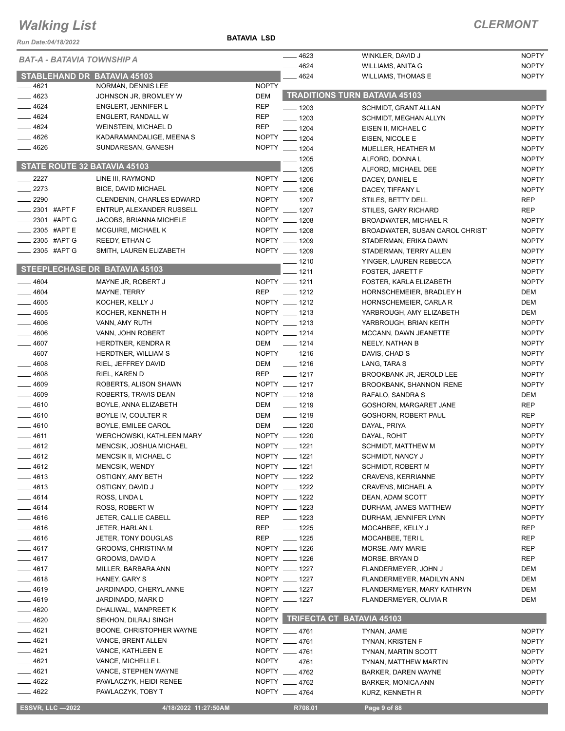# Walking List

## CLERMONT

Run Date:04/18/2022

**BATAVIA LSD**

### BAT-A - BATAVIA TOWNSHIP A

#### STABLEHAND DR BATAVIA 45103

| No. | Name | Party |
|---|---|---|
| 4621 | NORMAN, DENNIS LEE | NOPTY |
| 4623 | JOHNSON JR, BROMLEY W | DEM |
| 4624 | ENGLERT, JENNIFER L | REP |
| 4624 | ENGLERT, RANDALL W | REP |
| 4624 | WEINSTEIN, MICHAEL D | REP |
| 4626 | KADARAMANDALIGE, MEENA S | NOPTY |
| 4626 | SUNDARESAN, GANESH | NOPTY |

#### STATE ROUTE 32 BATAVIA 45103

| No. | Name | Party |
|---|---|---|
| 2227 | LINE III, RAYMOND | NOPTY |
| 2273 | BICE, DAVID MICHAEL | NOPTY |
| 2290 | CLENDENIN, CHARLES EDWARD | NOPTY |
| 2301 #APT F | ENTRUP, ALEXANDER RUSSELL | NOPTY |
| 2301 #APT G | JACOBS, BRIANNA MICHELE | NOPTY |
| 2305 #APT E | MCGUIRE, MICHAEL K | NOPTY |
| 2305 #APT G | REEDY, ETHAN C | NOPTY |
| 2305 #APT G | SMITH, LAUREN ELIZABETH | NOPTY |

#### STEEPLECHASE DR BATAVIA 45103

| No. | Name | Party |
|---|---|---|
| 4604 | MAYNE JR, ROBERT J | NOPTY |
| 4604 | MAYNE, TERRY | REP |
| 4605 | KOCHER, KELLY J | NOPTY |
| 4605 | KOCHER, KENNETH H | NOPTY |
| 4606 | VANN, AMY RUTH | NOPTY |
| 4606 | VANN, JOHN ROBERT | NOPTY |
| 4607 | HERDTNER, KENDRA R | DEM |
| 4607 | HERDTNER, WILLIAM S | NOPTY |
| 4608 | RIEL, JEFFREY DAVID | DEM |
| 4608 | RIEL, KAREN D | REP |
| 4609 | ROBERTS, ALISON SHAWN | NOPTY |
| 4609 | ROBERTS, TRAVIS DEAN | NOPTY |
| 4610 | BOYLE, ANNA ELIZABETH | DEM |
| 4610 | BOYLE IV, COULTER R | DEM |
| 4610 | BOYLE, EMILEE CAROL | DEM |
| 4611 | WERCHOWSKI, KATHLEEN MARY | NOPTY |
| 4612 | MENCSIK, JOSHUA MICHAEL | NOPTY |
| 4612 | MENCSIK II, MICHAEL C | NOPTY |
| 4612 | MENCSIK, WENDY | NOPTY |
| 4613 | OSTIGNY, AMY BETH | NOPTY |
| 4613 | OSTIGNY, DAVID J | NOPTY |
| 4614 | ROSS, LINDA L | NOPTY |
| 4614 | ROSS, ROBERT W | NOPTY |
| 4616 | JETER, CALLIE CABELL | REP |
| 4616 | JETER, HARLAN L | REP |
| 4616 | JETER, TONY DOUGLAS | REP |
| 4617 | GROOMS, CHRISTINA M | NOPTY |
| 4617 | GROOMS, DAVID A | NOPTY |
| 4617 | MILLER, BARBARA ANN | NOPTY |
| 4618 | HANEY, GARY S | NOPTY |
| 4619 | JARDINADO, CHERYL ANNE | NOPTY |
| 4619 | JARDINADO, MARK D | NOPTY |
| 4620 | DHALIWAL, MANPREET K | NOPTY |
| 4620 | SEKHON, DILRAJ SINGH | NOPTY |
| 4621 | BOONE, CHRISTOPHER WAYNE | NOPTY |
| 4621 | VANCE, BRENT ALLEN | NOPTY |
| 4621 | VANCE, KATHLEEN E | NOPTY |
| 4621 | VANCE, MICHELLE L | NOPTY |
| 4621 | VANCE, STEPHEN WAYNE | NOPTY |
| 4622 | PAWLACZYK, HEIDI RENEE | NOPTY |
| 4622 | PAWLACZYK, TOBY T | NOPTY |
| 4623 | WINKLER, DAVID J | NOPTY |
| 4624 | WILLIAMS, ANITA G | NOPTY |
| 4624 | WILLIAMS, THOMAS E | NOPTY |

#### TRADITIONS TURN BATAVIA 45103

| No. | Name | Party |
|---|---|---|
| 1203 | SCHMIDT, GRANT ALLAN | NOPTY |
| 1203 | SCHMIDT, MEGHAN ALLYN | NOPTY |
| 1204 | EISEN II, MICHAEL C | NOPTY |
| 1204 | EISEN, NICOLE E | NOPTY |
| 1204 | MUELLER, HEATHER M | NOPTY |
| 1205 | ALFORD, DONNA L | NOPTY |
| 1205 | ALFORD, MICHAEL DEE | NOPTY |
| 1206 | DACEY, DANIEL E | NOPTY |
| 1206 | DACEY, TIFFANY L | NOPTY |
| 1207 | STILES, BETTY DELL | REP |
| 1207 | STILES, GARY RICHARD | REP |
| 1208 | BROADWATER, MICHAEL R | NOPTY |
| 1208 | BROADWATER, SUSAN CAROL CHRIST' | NOPTY |
| 1209 | STADERMAN, ERIKA DAWN | NOPTY |
| 1209 | STADERMAN, TERRY ALLEN | NOPTY |
| 1210 | YINGER, LAUREN REBECCA | NOPTY |
| 1211 | FOSTER, JARETT F | NOPTY |
| 1211 | FOSTER, KARLA ELIZABETH | NOPTY |
| 1212 | HORNSCHEMEIER, BRADLEY H | DEM |
| 1212 | HORNSCHEMEIER, CARLA R | DEM |
| 1213 | YARBROUGH, AMY ELIZABETH | DEM |
| 1213 | YARBROUGH, BRIAN KEITH | NOPTY |
| 1214 | MCCANN, DAWN JEANETTE | NOPTY |
| 1214 | NEELY, NATHAN B | NOPTY |
| 1216 | DAVIS, CHAD S | NOPTY |
| 1216 | LANG, TARA S | NOPTY |
| 1217 | BROOKBANK JR, JEROLD LEE | NOPTY |
| 1217 | BROOKBANK, SHANNON IRENE | NOPTY |
| 1218 | RAFALO, SANDRA S | DEM |
| 1219 | GOSHORN, MARGARET JANE | REP |
| 1219 | GOSHORN, ROBERT PAUL | REP |
| 1220 | DAYAL, PRIYA | NOPTY |
| 1220 | DAYAL, ROHIT | NOPTY |
| 1221 | SCHMIDT, MATTHEW M | NOPTY |
| 1221 | SCHMIDT, NANCY J | NOPTY |
| 1221 | SCHMIDT, ROBERT M | NOPTY |
| 1222 | CRAVENS, KERRIANNE | NOPTY |
| 1222 | CRAVENS, MICHAEL A | NOPTY |
| 1222 | DEAN, ADAM SCOTT | NOPTY |
| 1223 | DURHAM, JAMES MATTHEW | NOPTY |
| 1223 | DURHAM, JENNIFER LYNN | NOPTY |
| 1225 | MOCAHBEE, KELLY J | REP |
| 1225 | MOCAHBEE, TERI L | REP |
| 1226 | MORSE, AMY MARIE | REP |
| 1226 | MORSE, BRYAN D | REP |
| 1227 | FLANDERMEYER, JOHN J | DEM |
| 1227 | FLANDERMEYER, MADILYN ANN | DEM |
| 1227 | FLANDERMEYER, MARY KATHRYN | DEM |
| 1227 | FLANDERMEYER, OLIVIA R | DEM |

#### TRIFECTA CT BATAVIA 45103

| No. | Name | Party |
|---|---|---|
| 4761 | TYNAN, JAMIE | NOPTY |
| 4761 | TYNAN, KRISTEN F | NOPTY |
| 4761 | TYNAN, MARTIN SCOTT | NOPTY |
| 4761 | TYNAN, MATTHEW MARTIN | NOPTY |
| 4762 | BARKER, DAREN WAYNE | NOPTY |
| 4762 | BARKER, MONICA ANN | NOPTY |
| 4764 | KURZ, KENNETH R | NOPTY |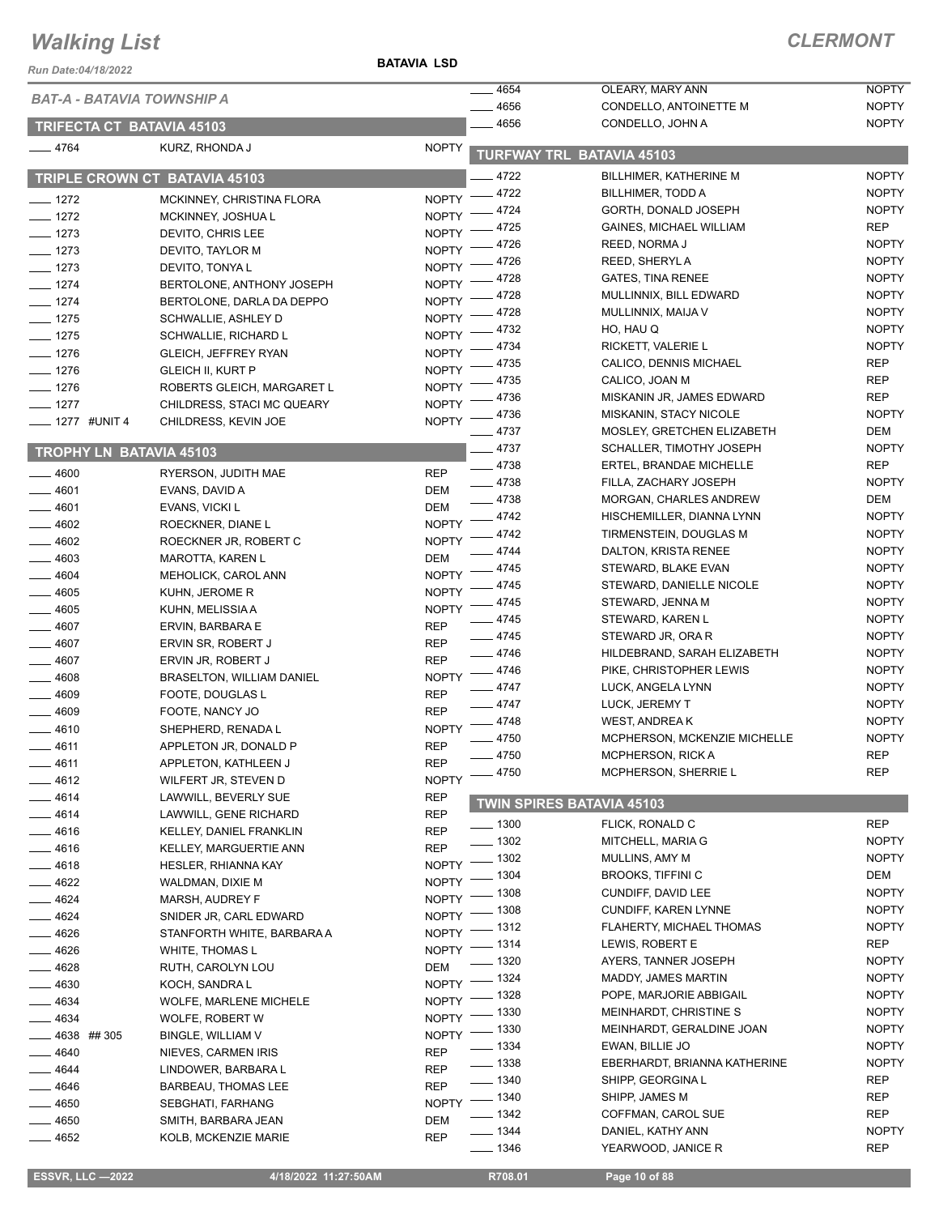# Walking List

**CLERMONT**

**BATAVIA LSD**

*BAT-A - BATAVIA TOWNSHIP A*

## TRIFECTA CT BATAVIA 45103

| No. | Name | Party |
|---|---|---|
| 4764 | KURZ, RHONDA J | NOPTY |

## TRIPLE CROWN CT BATAVIA 45103

| No. | Name | Party |
|---|---|---|
| 1272 | MCKINNEY, CHRISTINA FLORA | NOPTY |
| 1272 | MCKINNEY, JOSHUA L | NOPTY |
| 1273 | DEVITO, CHRIS LEE | NOPTY |
| 1273 | DEVITO, TAYLOR M | NOPTY |
| 1273 | DEVITO, TONYA L | NOPTY |
| 1274 | BERTOLONE, ANTHONY JOSEPH | NOPTY |
| 1274 | BERTOLONE, DARLA DA DEPPO | NOPTY |
| 1275 | SCHWALLIE, ASHLEY D | NOPTY |
| 1275 | SCHWALLIE, RICHARD L | NOPTY |
| 1276 | GLEICH, JEFFREY RYAN | NOPTY |
| 1276 | GLEICH II, KURT P | NOPTY |
| 1276 | ROBERTS GLEICH, MARGARET L | NOPTY |
| 1277 | CHILDRESS, STACI MC QUEARY | NOPTY |
| 1277 #UNIT 4 | CHILDRESS, KEVIN JOE | NOPTY |

## TROPHY LN BATAVIA 45103

| No. | Name | Party |
|---|---|---|
| 4600 | RYERSON, JUDITH MAE | REP |
| 4601 | EVANS, DAVID A | DEM |
| 4601 | EVANS, VICKI L | DEM |
| 4602 | ROECKNER, DIANE L | NOPTY |
| 4602 | ROECKNER JR, ROBERT C | NOPTY |
| 4603 | MAROTTA, KAREN L | DEM |
| 4604 | MEHOLICK, CAROL ANN | NOPTY |
| 4605 | KUHN, JEROME R | NOPTY |
| 4605 | KUHN, MELISSIA A | NOPTY |
| 4607 | ERVIN, BARBARA E | REP |
| 4607 | ERVIN SR, ROBERT J | REP |
| 4607 | ERVIN JR, ROBERT J | REP |
| 4608 | BRASELTON, WILLIAM DANIEL | NOPTY |
| 4609 | FOOTE, DOUGLAS L | REP |
| 4609 | FOOTE, NANCY JO | REP |
| 4610 | SHEPHERD, RENADA L | NOPTY |
| 4611 | APPLETON JR, DONALD P | REP |
| 4611 | APPLETON, KATHLEEN J | REP |
| 4612 | WILFERT JR, STEVEN D | NOPTY |
| 4614 | LAWWILL, BEVERLY SUE | REP |
| 4614 | LAWWILL, GENE RICHARD | REP |
| 4616 | KELLEY, DANIEL FRANKLIN | REP |
| 4616 | KELLEY, MARGUERTIE ANN | REP |
| 4618 | HESLER, RHIANNA KAY | NOPTY |
| 4622 | WALDMAN, DIXIE M | NOPTY |
| 4624 | MARSH, AUDREY F | NOPTY |
| 4624 | SNIDER JR, CARL EDWARD | NOPTY |
| 4626 | STANFORTH WHITE, BARBARA A | NOPTY |
| 4626 | WHITE, THOMAS L | NOPTY |
| 4628 | RUTH, CAROLYN LOU | DEM |
| 4630 | KOCH, SANDRA L | NOPTY |
| 4634 | WOLFE, MARLENE MICHELE | NOPTY |
| 4634 | WOLFE, ROBERT W | NOPTY |
| 4638 ## 305 | BINGLE, WILLIAM V | NOPTY |
| 4640 | NIEVES, CARMEN IRIS | REP |
| 4644 | LINDOWER, BARBARA L | REP |
| 4646 | BARBEAU, THOMAS LEE | REP |
| 4650 | SEBGHATI, FARHANG | NOPTY |
| 4650 | SMITH, BARBARA JEAN | DEM |
| 4652 | KOLB, MCKENZIE MARIE | REP |
| 4654 | OLEARY, MARY ANN | NOPTY |
| 4656 | CONDELLO, ANTOINETTE M | NOPTY |
| 4656 | CONDELLO, JOHN A | NOPTY |

## TURFWAY TRL BATAVIA 45103

| No. | Name | Party |
|---|---|---|
| 4722 | BILLHIMER, KATHERINE M | NOPTY |
| 4722 | BILLHIMER, TODD A | NOPTY |
| 4724 | GORTH, DONALD JOSEPH | NOPTY |
| 4725 | GAINES, MICHAEL WILLIAM | REP |
| 4726 | REED, NORMA J | NOPTY |
| 4726 | REED, SHERYL A | NOPTY |
| 4728 | GATES, TINA RENEE | NOPTY |
| 4728 | MULLINNIX, BILL EDWARD | NOPTY |
| 4728 | MULLINNIX, MAIJA V | NOPTY |
| 4732 | HO, HAU Q | NOPTY |
| 4734 | RICKETT, VALERIE L | NOPTY |
| 4735 | CALICO, DENNIS MICHAEL | REP |
| 4735 | CALICO, JOAN M | REP |
| 4736 | MISKANIN JR, JAMES EDWARD | REP |
| 4736 | MISKANIN, STACY NICOLE | NOPTY |
| 4737 | MOSLEY, GRETCHEN ELIZABETH | DEM |
| 4737 | SCHALLER, TIMOTHY JOSEPH | NOPTY |
| 4738 | ERTEL, BRANDAE MICHELLE | REP |
| 4738 | FILLA, ZACHARY JOSEPH | NOPTY |
| 4738 | MORGAN, CHARLES ANDREW | DEM |
| 4742 | HISCHEMILLER, DIANNA LYNN | NOPTY |
| 4742 | TIRMENSTEIN, DOUGLAS M | NOPTY |
| 4744 | DALTON, KRISTA RENEE | NOPTY |
| 4745 | STEWARD, BLAKE EVAN | NOPTY |
| 4745 | STEWARD, DANIELLE NICOLE | NOPTY |
| 4745 | STEWARD, JENNA M | NOPTY |
| 4745 | STEWARD, KAREN L | NOPTY |
| 4745 | STEWARD JR, ORA R | NOPTY |
| 4746 | HILDEBRAND, SARAH ELIZABETH | NOPTY |
| 4746 | PIKE, CHRISTOPHER LEWIS | NOPTY |
| 4747 | LUCK, ANGELA LYNN | NOPTY |
| 4747 | LUCK, JEREMY T | NOPTY |
| 4748 | WEST, ANDREA K | NOPTY |
| 4750 | MCPHERSON, MCKENZIE MICHELLE | NOPTY |
| 4750 | MCPHERSON, RICK A | REP |
| 4750 | MCPHERSON, SHERRIE L | REP |

## TWIN SPIRES BATAVIA 45103

| No. | Name | Party |
|---|---|---|
| 1300 | FLICK, RONALD C | REP |
| 1302 | MITCHELL, MARIA G | NOPTY |
| 1302 | MULLINS, AMY M | NOPTY |
| 1304 | BROOKS, TIFFINI C | DEM |
| 1308 | CUNDIFF, DAVID LEE | NOPTY |
| 1308 | CUNDIFF, KAREN LYNNE | NOPTY |
| 1312 | FLAHERTY, MICHAEL THOMAS | NOPTY |
| 1314 | LEWIS, ROBERT E | REP |
| 1320 | AYERS, TANNER JOSEPH | NOPTY |
| 1324 | MADDY, JAMES MARTIN | NOPTY |
| 1328 | POPE, MARJORIE ABBIGAIL | NOPTY |
| 1330 | MEINHARDT, CHRISTINE S | NOPTY |
| 1330 | MEINHARDT, GERALDINE JOAN | NOPTY |
| 1334 | EWAN, BILLIE JO | NOPTY |
| 1338 | EBERHARDT, BRIANNA KATHERINE | NOPTY |
| 1340 | SHIPP, GEORGINA L | REP |
| 1340 | SHIPP, JAMES M | REP |
| 1342 | COFFMAN, CAROL SUE | REP |
| 1344 | DANIEL, KATHY ANN | NOPTY |
| 1346 | YEARWOOD, JANICE R | REP |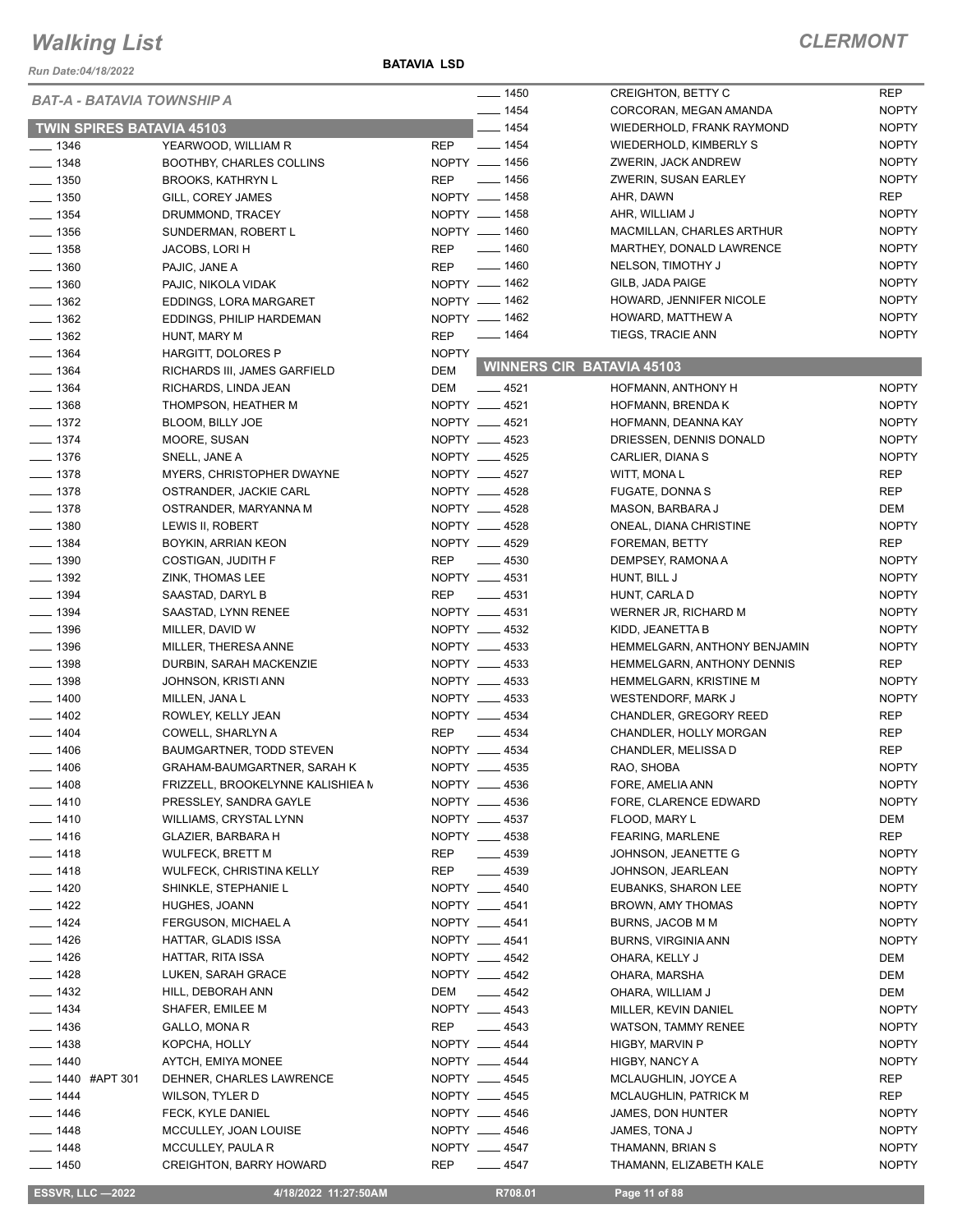# Walking List

## CLERMONT

Run Date:04/18/2022

**BATAVIA LSD**

### BAT-A - BATAVIA TOWNSHIP A

#### TWIN SPIRES BATAVIA 45103

| | Address | Name | Party |
|---|---|---|---|
| ___ | 1346 | YEARWOOD, WILLIAM R | REP |
| ___ | 1348 | BOOTHBY, CHARLES COLLINS | NOPTY |
| ___ | 1350 | BROOKS, KATHRYN L | REP |
| ___ | 1350 | GILL, COREY JAMES | NOPTY |
| ___ | 1354 | DRUMMOND, TRACEY | NOPTY |
| ___ | 1356 | SUNDERMAN, ROBERT L | NOPTY |
| ___ | 1358 | JACOBS, LORI H | REP |
| ___ | 1360 | PAJIC, JANE A | REP |
| ___ | 1360 | PAJIC, NIKOLA VIDAK | NOPTY |
| ___ | 1362 | EDDINGS, LORA MARGARET | NOPTY |
| ___ | 1362 | EDDINGS, PHILIP HARDEMAN | NOPTY |
| ___ | 1362 | HUNT, MARY M | REP |
| ___ | 1364 | HARGITT, DOLORES P | NOPTY |
| ___ | 1364 | RICHARDS III, JAMES GARFIELD | DEM |
| ___ | 1364 | RICHARDS, LINDA JEAN | DEM |
| ___ | 1368 | THOMPSON, HEATHER M | NOPTY |
| ___ | 1372 | BLOOM, BILLY JOE | NOPTY |
| ___ | 1374 | MOORE, SUSAN | NOPTY |
| ___ | 1376 | SNELL, JANE A | NOPTY |
| ___ | 1378 | MYERS, CHRISTOPHER DWAYNE | NOPTY |
| ___ | 1378 | OSTRANDER, JACKIE CARL | NOPTY |
| ___ | 1378 | OSTRANDER, MARYANNA M | NOPTY |
| ___ | 1380 | LEWIS II, ROBERT | NOPTY |
| ___ | 1384 | BOYKIN, ARRIAN KEON | NOPTY |
| ___ | 1390 | COSTIGAN, JUDITH F | REP |
| ___ | 1392 | ZINK, THOMAS LEE | NOPTY |
| ___ | 1394 | SAASTAD, DARYL B | REP |
| ___ | 1394 | SAASTAD, LYNN RENEE | NOPTY |
| ___ | 1396 | MILLER, DAVID W | NOPTY |
| ___ | 1396 | MILLER, THERESA ANNE | NOPTY |
| ___ | 1398 | DURBIN, SARAH MACKENZIE | NOPTY |
| ___ | 1398 | JOHNSON, KRISTI ANN | NOPTY |
| ___ | 1400 | MILLEN, JANA L | NOPTY |
| ___ | 1402 | ROWLEY, KELLY JEAN | NOPTY |
| ___ | 1404 | COWELL, SHARLYN A | REP |
| ___ | 1406 | BAUMGARTNER, TODD STEVEN | NOPTY |
| ___ | 1406 | GRAHAM-BAUMGARTNER, SARAH K | NOPTY |
| ___ | 1408 | FRIZZELL, BROOKELYNNE KALISHIEA M | NOPTY |
| ___ | 1410 | PRESSLEY, SANDRA GAYLE | NOPTY |
| ___ | 1410 | WILLIAMS, CRYSTAL LYNN | NOPTY |
| ___ | 1416 | GLAZIER, BARBARA H | NOPTY |
| ___ | 1418 | WULFECK, BRETT M | REP |
| ___ | 1418 | WULFECK, CHRISTINA KELLY | REP |
| ___ | 1420 | SHINKLE, STEPHANIE L | NOPTY |
| ___ | 1422 | HUGHES, JOANN | NOPTY |
| ___ | 1424 | FERGUSON, MICHAEL A | NOPTY |
| ___ | 1426 | HATTAR, GLADIS ISSA | NOPTY |
| ___ | 1426 | HATTAR, RITA ISSA | NOPTY |
| ___ | 1428 | LUKEN, SARAH GRACE | NOPTY |
| ___ | 1432 | HILL, DEBORAH ANN | DEM |
| ___ | 1434 | SHAFER, EMILEE M | NOPTY |
| ___ | 1436 | GALLO, MONA R | REP |
| ___ | 1438 | KOPCHA, HOLLY | NOPTY |
| ___ | 1440 | AYTCH, EMIYA MONEE | NOPTY |
| ___ | 1440 #APT 301 | DEHNER, CHARLES LAWRENCE | NOPTY |
| ___ | 1444 | WILSON, TYLER D | NOPTY |
| ___ | 1446 | FECK, KYLE DANIEL | NOPTY |
| ___ | 1448 | MCCULLEY, JOAN LOUISE | NOPTY |
| ___ | 1448 | MCCULLEY, PAULA R | NOPTY |
| ___ | 1450 | CREIGHTON, BARRY HOWARD | REP |
| ___ | 1450 | CREIGHTON, BETTY C | REP |
| ___ | 1454 | CORCORAN, MEGAN AMANDA | NOPTY |
| ___ | 1454 | WIEDERHOLD, FRANK RAYMOND | NOPTY |
| ___ | 1454 | WIEDERHOLD, KIMBERLY S | NOPTY |
| ___ | 1456 | ZWERIN, JACK ANDREW | NOPTY |
| ___ | 1456 | ZWERIN, SUSAN EARLEY | NOPTY |
| ___ | 1458 | AHR, DAWN | REP |
| ___ | 1458 | AHR, WILLIAM J | NOPTY |
| ___ | 1460 | MACMILLAN, CHARLES ARTHUR | NOPTY |
| ___ | 1460 | MARTHEY, DONALD LAWRENCE | NOPTY |
| ___ | 1460 | NELSON, TIMOTHY J | NOPTY |
| ___ | 1462 | GILB, JADA PAIGE | NOPTY |
| ___ | 1462 | HOWARD, JENNIFER NICOLE | NOPTY |
| ___ | 1462 | HOWARD, MATTHEW A | NOPTY |
| ___ | 1464 | TIEGS, TRACIE ANN | NOPTY |

#### WINNERS CIR BATAVIA 45103

| | Address | Name | Party |
|---|---|---|---|
| ___ | 4521 | HOFMANN, ANTHONY H | NOPTY |
| ___ | 4521 | HOFMANN, BRENDA K | NOPTY |
| ___ | 4521 | HOFMANN, DEANNA KAY | NOPTY |
| ___ | 4523 | DRIESSEN, DENNIS DONALD | NOPTY |
| ___ | 4525 | CARLIER, DIANA S | NOPTY |
| ___ | 4527 | WITT, MONA L | REP |
| ___ | 4528 | FUGATE, DONNA S | REP |
| ___ | 4528 | MASON, BARBARA J | DEM |
| ___ | 4528 | ONEAL, DIANA CHRISTINE | NOPTY |
| ___ | 4529 | FOREMAN, BETTY | REP |
| ___ | 4530 | DEMPSEY, RAMONA A | NOPTY |
| ___ | 4531 | HUNT, BILL J | NOPTY |
| ___ | 4531 | HUNT, CARLA D | NOPTY |
| ___ | 4531 | WERNER JR, RICHARD M | NOPTY |
| ___ | 4532 | KIDD, JEANETTA B | NOPTY |
| ___ | 4533 | HEMMELGARN, ANTHONY BENJAMIN | NOPTY |
| ___ | 4533 | HEMMELGARN, ANTHONY DENNIS | REP |
| ___ | 4533 | HEMMELGARN, KRISTINE M | NOPTY |
| ___ | 4533 | WESTENDORF, MARK J | NOPTY |
| ___ | 4534 | CHANDLER, GREGORY REED | REP |
| ___ | 4534 | CHANDLER, HOLLY MORGAN | REP |
| ___ | 4534 | CHANDLER, MELISSA D | REP |
| ___ | 4535 | RAO, SHOBA | NOPTY |
| ___ | 4536 | FORE, AMELIA ANN | NOPTY |
| ___ | 4536 | FORE, CLARENCE EDWARD | NOPTY |
| ___ | 4537 | FLOOD, MARY L | DEM |
| ___ | 4538 | FEARING, MARLENE | REP |
| ___ | 4539 | JOHNSON, JEANETTE G | NOPTY |
| ___ | 4539 | JOHNSON, JEARLEAN | NOPTY |
| ___ | 4540 | EUBANKS, SHARON LEE | NOPTY |
| ___ | 4541 | BROWN, AMY THOMAS | NOPTY |
| ___ | 4541 | BURNS, JACOB M M | NOPTY |
| ___ | 4541 | BURNS, VIRGINIA ANN | NOPTY |
| ___ | 4542 | OHARA, KELLY J | DEM |
| ___ | 4542 | OHARA, MARSHA | DEM |
| ___ | 4542 | OHARA, WILLIAM J | DEM |
| ___ | 4543 | MILLER, KEVIN DANIEL | NOPTY |
| ___ | 4543 | WATSON, TAMMY RENEE | NOPTY |
| ___ | 4544 | HIGBY, MARVIN P | NOPTY |
| ___ | 4544 | HIGBY, NANCY A | NOPTY |
| ___ | 4545 | MCLAUGHLIN, JOYCE A | REP |
| ___ | 4545 | MCLAUGHLIN, PATRICK M | REP |
| ___ | 4546 | JAMES, DON HUNTER | NOPTY |
| ___ | 4546 | JAMES, TONA J | NOPTY |
| ___ | 4547 | THAMANN, BRIAN S | NOPTY |
| ___ | 4547 | THAMANN, ELIZABETH KALE | NOPTY |

ESSVR, LLC —2022 | 4/18/2022 11:27:50AM | R708.01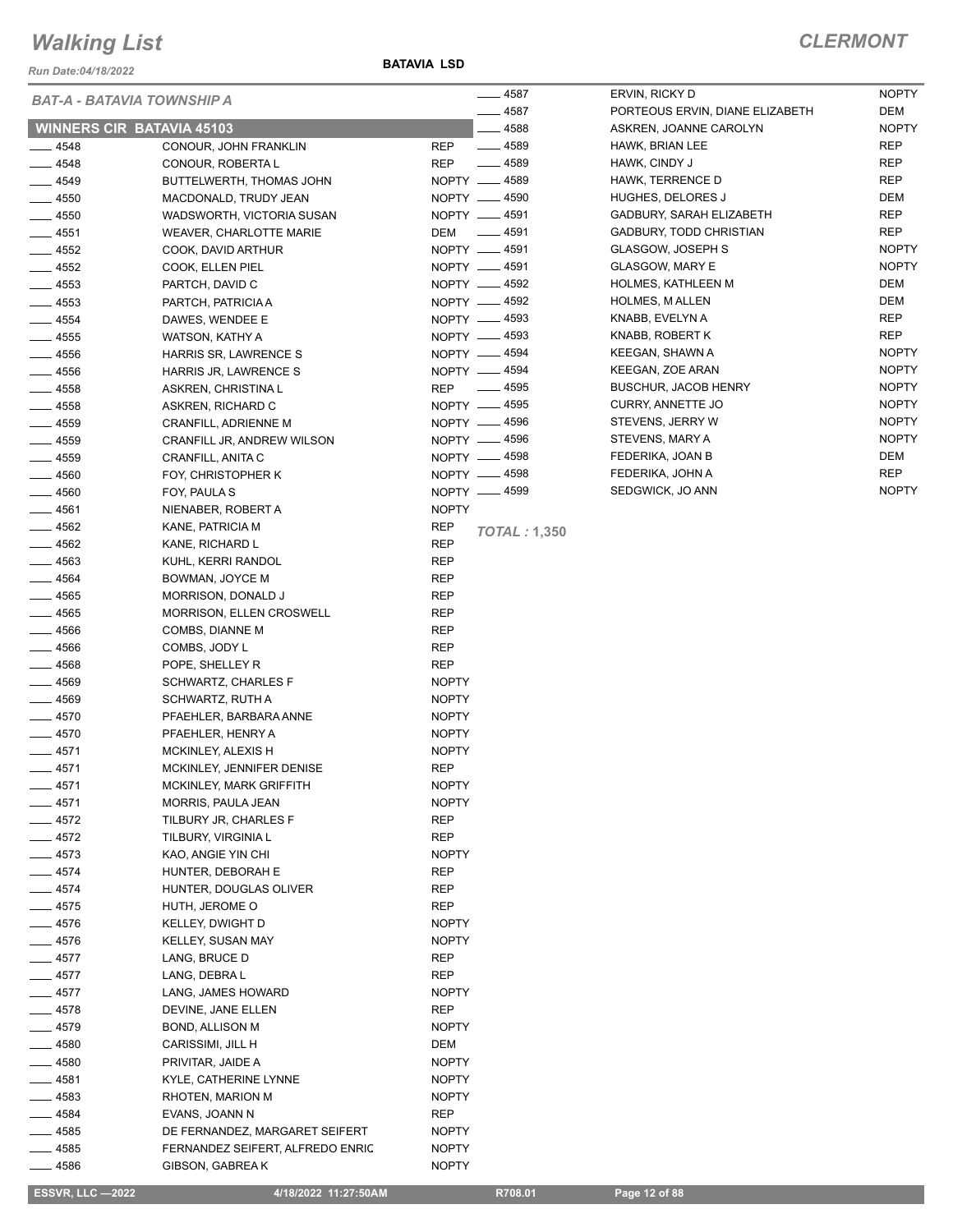# Walking List

**CLERMONT**

Run Date:04/18/2022

**BATAVIA LSD**

*BAT-A - BATAVIA TOWNSHIP A*

## WINNERS CIR BATAVIA 45103

| No. | Name | Party |
|---|---|---|
| 4548 | CONOUR, JOHN FRANKLIN | REP |
| 4548 | CONOUR, ROBERTA L | REP |
| 4549 | BUTTELWERTH, THOMAS JOHN | NOPTY |
| 4550 | MACDONALD, TRUDY JEAN | NOPTY |
| 4550 | WADSWORTH, VICTORIA SUSAN | NOPTY |
| 4551 | WEAVER, CHARLOTTE MARIE | DEM |
| 4552 | COOK, DAVID ARTHUR | NOPTY |
| 4552 | COOK, ELLEN PIEL | NOPTY |
| 4553 | PARTCH, DAVID C | NOPTY |
| 4553 | PARTCH, PATRICIA A | NOPTY |
| 4554 | DAWES, WENDEE E | NOPTY |
| 4555 | WATSON, KATHY A | NOPTY |
| 4556 | HARRIS SR, LAWRENCE S | NOPTY |
| 4556 | HARRIS JR, LAWRENCE S | NOPTY |
| 4558 | ASKREN, CHRISTINA L | REP |
| 4558 | ASKREN, RICHARD C | NOPTY |
| 4559 | CRANFILL, ADRIENNE M | NOPTY |
| 4559 | CRANFILL JR, ANDREW WILSON | NOPTY |
| 4559 | CRANFILL, ANITA C | NOPTY |
| 4560 | FOY, CHRISTOPHER K | NOPTY |
| 4560 | FOY, PAULA S | NOPTY |
| 4561 | NIENABER, ROBERT A | NOPTY |
| 4562 | KANE, PATRICIA M | REP |
| 4562 | KANE, RICHARD L | REP |
| 4563 | KUHL, KERRI RANDOL | REP |
| 4564 | BOWMAN, JOYCE M | REP |
| 4565 | MORRISON, DONALD J | REP |
| 4565 | MORRISON, ELLEN CROSWELL | REP |
| 4566 | COMBS, DIANNE M | REP |
| 4566 | COMBS, JODY L | REP |
| 4568 | POPE, SHELLEY R | REP |
| 4569 | SCHWARTZ, CHARLES F | NOPTY |
| 4569 | SCHWARTZ, RUTH A | NOPTY |
| 4570 | PFAEHLER, BARBARA ANNE | NOPTY |
| 4570 | PFAEHLER, HENRY A | NOPTY |
| 4571 | MCKINLEY, ALEXIS H | NOPTY |
| 4571 | MCKINLEY, JENNIFER DENISE | REP |
| 4571 | MCKINLEY, MARK GRIFFITH | NOPTY |
| 4571 | MORRIS, PAULA JEAN | NOPTY |
| 4572 | TILBURY JR, CHARLES F | REP |
| 4572 | TILBURY, VIRGINIA L | REP |
| 4573 | KAO, ANGIE YIN CHI | NOPTY |
| 4574 | HUNTER, DEBORAH E | REP |
| 4574 | HUNTER, DOUGLAS OLIVER | REP |
| 4575 | HUTH, JEROME O | REP |
| 4576 | KELLEY, DWIGHT D | NOPTY |
| 4576 | KELLEY, SUSAN MAY | NOPTY |
| 4577 | LANG, BRUCE D | REP |
| 4577 | LANG, DEBRA L | REP |
| 4577 | LANG, JAMES HOWARD | NOPTY |
| 4578 | DEVINE, JANE ELLEN | REP |
| 4579 | BOND, ALLISON M | NOPTY |
| 4580 | CARISSIMI, JILL H | DEM |
| 4580 | PRIVITAR, JAIDE A | NOPTY |
| 4581 | KYLE, CATHERINE LYNNE | NOPTY |
| 4583 | RHOTEN, MARION M | NOPTY |
| 4584 | EVANS, JOANN N | REP |
| 4585 | DE FERNANDEZ, MARGARET SEIFERT | NOPTY |
| 4585 | FERNANDEZ SEIFERT, ALFREDO ENRIC | NOPTY |
| 4586 | GIBSON, GABREA K | NOPTY |
| 4587 | ERVIN, RICKY D | NOPTY |
| 4587 | PORTEOUS ERVIN, DIANE ELIZABETH | DEM |
| 4588 | ASKREN, JOANNE CAROLYN | NOPTY |
| 4589 | HAWK, BRIAN LEE | REP |
| 4589 | HAWK, CINDY J | REP |
| 4589 | HAWK, TERRENCE D | REP |
| 4590 | HUGHES, DELORES J | DEM |
| 4591 | GADBURY, SARAH ELIZABETH | REP |
| 4591 | GADBURY, TODD CHRISTIAN | REP |
| 4591 | GLASGOW, JOSEPH S | NOPTY |
| 4591 | GLASGOW, MARY E | NOPTY |
| 4592 | HOLMES, KATHLEEN M | DEM |
| 4592 | HOLMES, M ALLEN | DEM |
| 4593 | KNABB, EVELYN A | REP |
| 4593 | KNABB, ROBERT K | REP |
| 4594 | KEEGAN, SHAWN A | NOPTY |
| 4594 | KEEGAN, ZOE ARAN | NOPTY |
| 4595 | BUSCHUR, JACOB HENRY | NOPTY |
| 4595 | CURRY, ANNETTE JO | NOPTY |
| 4596 | STEVENS, JERRY W | NOPTY |
| 4596 | STEVENS, MARY A | NOPTY |
| 4598 | FEDERIKA, JOAN B | DEM |
| 4598 | FEDERIKA, JOHN A | REP |
| 4599 | SEDGWICK, JO ANN | NOPTY |

*TOTAL :* **1,350**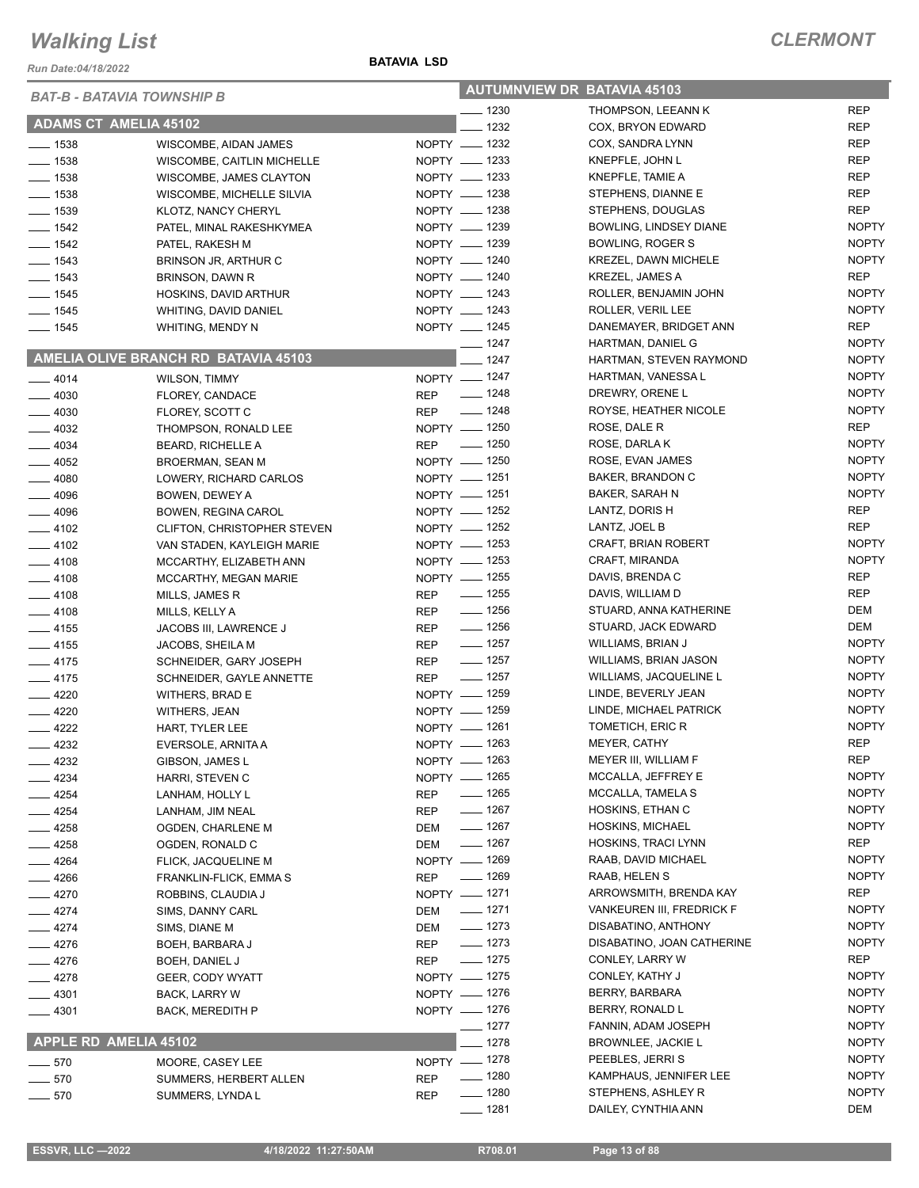# Walking List

## CLERMONT

Run Date:04/18/2022

**BATAVIA LSD**

### BAT-B - BATAVIA TOWNSHIP B

### ADAMS CT AMELIA 45102

| No. | Name | Party |
|---|---|---|
| ____ 1538 | WISCOMBE, AIDAN JAMES | NOPTY |
| ____ 1538 | WISCOMBE, CAITLIN MICHELLE | NOPTY |
| ____ 1538 | WISCOMBE, JAMES CLAYTON | NOPTY |
| ____ 1538 | WISCOMBE, MICHELLE SILVIA | NOPTY |
| ____ 1539 | KLOTZ, NANCY CHERYL | NOPTY |
| ____ 1542 | PATEL, MINAL RAKESHKYMEA | NOPTY |
| ____ 1542 | PATEL, RAKESH M | NOPTY |
| ____ 1543 | BRINSON JR, ARTHUR C | NOPTY |
| ____ 1543 | BRINSON, DAWN R | NOPTY |
| ____ 1545 | HOSKINS, DAVID ARTHUR | NOPTY |
| ____ 1545 | WHITING, DAVID DANIEL | NOPTY |
| ____ 1545 | WHITING, MENDY N | NOPTY |

### AMELIA OLIVE BRANCH RD BATAVIA 45103

| No. | Name | Party |
|---|---|---|
| ____ 4014 | WILSON, TIMMY | NOPTY |
| ____ 4030 | FLOREY, CANDACE | REP |
| ____ 4030 | FLOREY, SCOTT C | REP |
| ____ 4032 | THOMPSON, RONALD LEE | NOPTY |
| ____ 4034 | BEARD, RICHELLE A | REP |
| ____ 4052 | BROERMAN, SEAN M | NOPTY |
| ____ 4080 | LOWERY, RICHARD CARLOS | NOPTY |
| ____ 4096 | BOWEN, DEWEY A | NOPTY |
| ____ 4096 | BOWEN, REGINA CAROL | NOPTY |
| ____ 4102 | CLIFTON, CHRISTOPHER STEVEN | NOPTY |
| ____ 4102 | VAN STADEN, KAYLEIGH MARIE | NOPTY |
| ____ 4108 | MCCARTHY, ELIZABETH ANN | NOPTY |
| ____ 4108 | MCCARTHY, MEGAN MARIE | NOPTY |
| ____ 4108 | MILLS, JAMES R | REP |
| ____ 4108 | MILLS, KELLY A | REP |
| ____ 4155 | JACOBS III, LAWRENCE J | REP |
| ____ 4155 | JACOBS, SHEILA M | REP |
| ____ 4175 | SCHNEIDER, GARY JOSEPH | REP |
| ____ 4175 | SCHNEIDER, GAYLE ANNETTE | REP |
| ____ 4220 | WITHERS, BRAD E | NOPTY |
| ____ 4220 | WITHERS, JEAN | NOPTY |
| ____ 4222 | HART, TYLER LEE | NOPTY |
| ____ 4232 | EVERSOLE, ARNITA A | NOPTY |
| ____ 4232 | GIBSON, JAMES L | NOPTY |
| ____ 4234 | HARRI, STEVEN C | NOPTY |
| ____ 4254 | LANHAM, HOLLY L | REP |
| ____ 4254 | LANHAM, JIM NEAL | REP |
| ____ 4258 | OGDEN, CHARLENE M | DEM |
| ____ 4258 | OGDEN, RONALD C | DEM |
| ____ 4264 | FLICK, JACQUELINE M | NOPTY |
| ____ 4266 | FRANKLIN-FLICK, EMMA S | REP |
| ____ 4270 | ROBBINS, CLAUDIA J | NOPTY |
| ____ 4274 | SIMS, DANNY CARL | DEM |
| ____ 4274 | SIMS, DIANE M | DEM |
| ____ 4276 | BOEH, BARBARA J | REP |
| ____ 4276 | BOEH, DANIEL J | REP |
| ____ 4278 | GEER, CODY WYATT | NOPTY |
| ____ 4301 | BACK, LARRY W | NOPTY |
| ____ 4301 | BACK, MEREDITH P | NOPTY |

### APPLE RD AMELIA 45102

| No. | Name | Party |
|---|---|---|
| ____ 570 | MOORE, CASEY LEE | NOPTY |
| ____ 570 | SUMMERS, HERBERT ALLEN | REP |
| ____ 570 | SUMMERS, LYNDA L | REP |

### AUTUMNVIEW DR BATAVIA 45103

| No. | Name | Party |
|---|---|---|
| ____ 1230 | THOMPSON, LEEANN K | REP |
| ____ 1232 | COX, BRYON EDWARD | REP |
| ____ 1232 | COX, SANDRA LYNN | REP |
| ____ 1233 | KNEPFLE, JOHN L | REP |
| ____ 1233 | KNEPFLE, TAMIE A | REP |
| ____ 1238 | STEPHENS, DIANNE E | REP |
| ____ 1238 | STEPHENS, DOUGLAS | REP |
| ____ 1239 | BOWLING, LINDSEY DIANE | NOPTY |
| ____ 1239 | BOWLING, ROGER S | NOPTY |
| ____ 1240 | KREZEL, DAWN MICHELE | NOPTY |
| ____ 1240 | KREZEL, JAMES A | REP |
| ____ 1243 | ROLLER, BENJAMIN JOHN | NOPTY |
| ____ 1243 | ROLLER, VERIL LEE | NOPTY |
| ____ 1245 | DANEMAYER, BRIDGET ANN | REP |
| ____ 1247 | HARTMAN, DANIEL G | NOPTY |
| ____ 1247 | HARTMAN, STEVEN RAYMOND | NOPTY |
| ____ 1247 | HARTMAN, VANESSA L | NOPTY |
| ____ 1248 | DREWRY, ORENE L | NOPTY |
| ____ 1248 | ROYSE, HEATHER NICOLE | NOPTY |
| ____ 1250 | ROSE, DALE R | REP |
| ____ 1250 | ROSE, DARLA K | NOPTY |
| ____ 1250 | ROSE, EVAN JAMES | NOPTY |
| ____ 1251 | BAKER, BRANDON C | NOPTY |
| ____ 1251 | BAKER, SARAH N | NOPTY |
| ____ 1252 | LANTZ, DORIS H | REP |
| ____ 1252 | LANTZ, JOEL B | REP |
| ____ 1253 | CRAFT, BRIAN ROBERT | NOPTY |
| ____ 1253 | CRAFT, MIRANDA | NOPTY |
| ____ 1255 | DAVIS, BRENDA C | REP |
| ____ 1255 | DAVIS, WILLIAM D | REP |
| ____ 1256 | STUARD, ANNA KATHERINE | DEM |
| ____ 1256 | STUARD, JACK EDWARD | DEM |
| ____ 1257 | WILLIAMS, BRIAN J | NOPTY |
| ____ 1257 | WILLIAMS, BRIAN JASON | NOPTY |
| ____ 1257 | WILLIAMS, JACQUELINE L | NOPTY |
| ____ 1259 | LINDE, BEVERLY JEAN | NOPTY |
| ____ 1259 | LINDE, MICHAEL PATRICK | NOPTY |
| ____ 1261 | TOMETICH, ERIC R | NOPTY |
| ____ 1263 | MEYER, CATHY | REP |
| ____ 1263 | MEYER III, WILLIAM F | REP |
| ____ 1265 | MCCALLA, JEFFREY E | NOPTY |
| ____ 1265 | MCCALLA, TAMELA S | NOPTY |
| ____ 1267 | HOSKINS, ETHAN C | NOPTY |
| ____ 1267 | HOSKINS, MICHAEL | NOPTY |
| ____ 1267 | HOSKINS, TRACI LYNN | REP |
| ____ 1269 | RAAB, DAVID MICHAEL | NOPTY |
| ____ 1269 | RAAB, HELEN S | NOPTY |
| ____ 1271 | ARROWSMITH, BRENDA KAY | REP |
| ____ 1271 | VANKEUREN III, FREDRICK F | NOPTY |
| ____ 1273 | DISABATINO, ANTHONY | NOPTY |
| ____ 1273 | DISABATINO, JOAN CATHERINE | NOPTY |
| ____ 1275 | CONLEY, LARRY W | REP |
| ____ 1275 | CONLEY, KATHY J | NOPTY |
| ____ 1276 | BERRY, BARBARA | NOPTY |
| ____ 1276 | BERRY, RONALD L | NOPTY |
| ____ 1277 | FANNIN, ADAM JOSEPH | NOPTY |
| ____ 1278 | BROWNLEE, JACKIE L | NOPTY |
| ____ 1278 | PEEBLES, JERRI S | NOPTY |
| ____ 1280 | KAMPHAUS, JENNIFER LEE | NOPTY |
| ____ 1280 | STEPHENS, ASHLEY R | NOPTY |
| ____ 1281 | DAILEY, CYNTHIA ANN | DEM |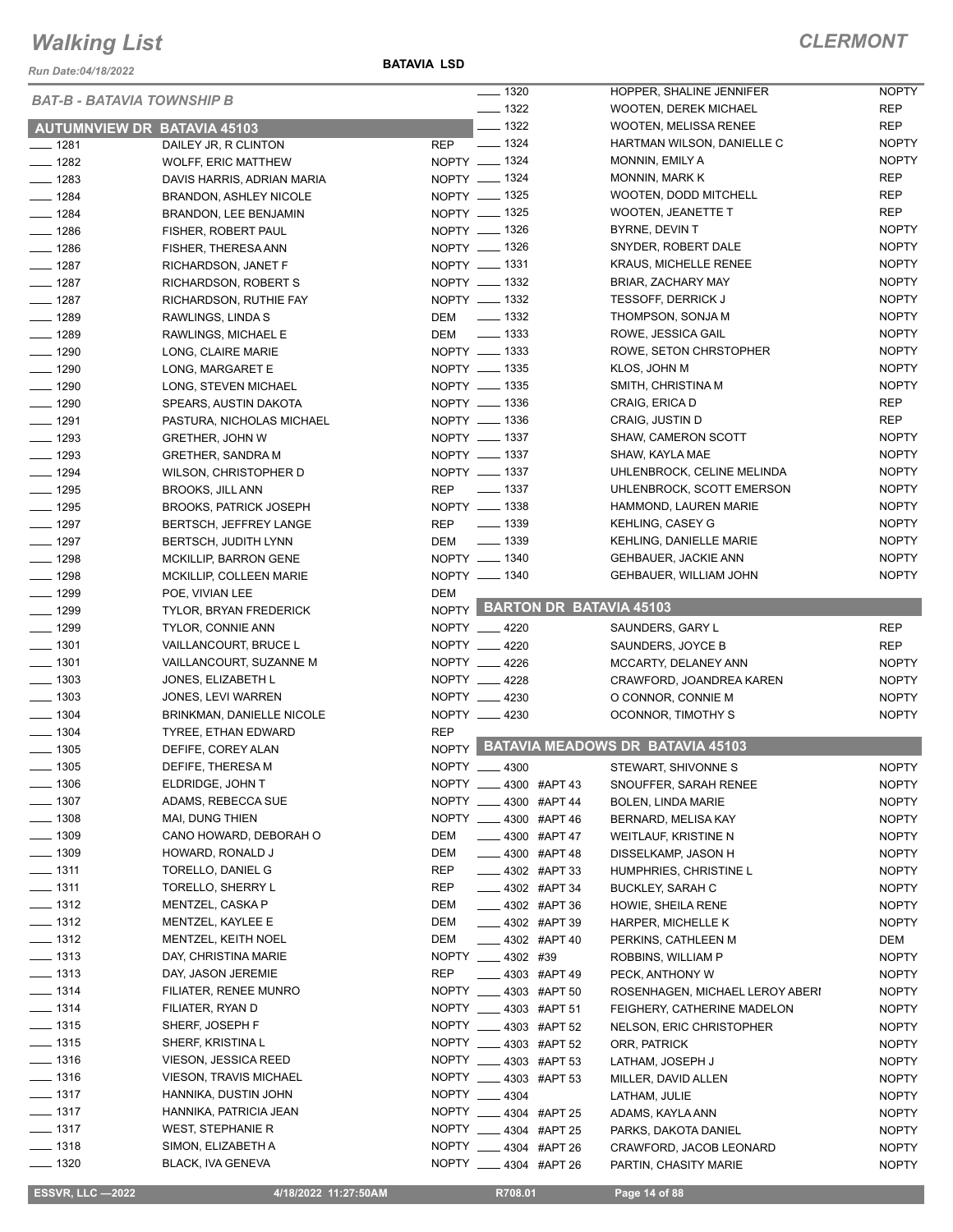# Walking List

## CLERMONT

Run Date:04/18/2022

BATAVIA LSD

### BAT-B - BATAVIA TOWNSHIP B

### AUTUMNVIEW DR BATAVIA 45103

| No. | Name | Party |
|---|---|---|
| 1281 | DAILEY JR, R CLINTON | REP |
| 1282 | WOLFF, ERIC MATTHEW | NOPTY |
| 1283 | DAVIS HARRIS, ADRIAN MARIA | NOPTY |
| 1284 | BRANDON, ASHLEY NICOLE | NOPTY |
| 1284 | BRANDON, LEE BENJAMIN | NOPTY |
| 1286 | FISHER, ROBERT PAUL | NOPTY |
| 1286 | FISHER, THERESA ANN | NOPTY |
| 1287 | RICHARDSON, JANET F | NOPTY |
| 1287 | RICHARDSON, ROBERT S | NOPTY |
| 1287 | RICHARDSON, RUTHIE FAY | NOPTY |
| 1289 | RAWLINGS, LINDA S | DEM |
| 1289 | RAWLINGS, MICHAEL E | DEM |
| 1290 | LONG, CLAIRE MARIE | NOPTY |
| 1290 | LONG, MARGARET E | NOPTY |
| 1290 | LONG, STEVEN MICHAEL | NOPTY |
| 1290 | SPEARS, AUSTIN DAKOTA | NOPTY |
| 1291 | PASTURA, NICHOLAS MICHAEL | NOPTY |
| 1293 | GRETHER, JOHN W | NOPTY |
| 1293 | GRETHER, SANDRA M | NOPTY |
| 1294 | WILSON, CHRISTOPHER D | NOPTY |
| 1295 | BROOKS, JILL ANN | REP |
| 1295 | BROOKS, PATRICK JOSEPH | NOPTY |
| 1297 | BERTSCH, JEFFREY LANGE | REP |
| 1297 | BERTSCH, JUDITH LYNN | DEM |
| 1298 | MCKILLIP, BARRON GENE | NOPTY |
| 1298 | MCKILLIP, COLLEEN MARIE | NOPTY |
| 1299 | POE, VIVIAN LEE | DEM |
| 1299 | TYLOR, BRYAN FREDERICK | NOPTY |
| 1299 | TYLOR, CONNIE ANN | NOPTY |
| 1301 | VAILLANCOURT, BRUCE L | NOPTY |
| 1301 | VAILLANCOURT, SUZANNE M | NOPTY |
| 1303 | JONES, ELIZABETH L | NOPTY |
| 1303 | JONES, LEVI WARREN | NOPTY |
| 1304 | BRINKMAN, DANIELLE NICOLE | NOPTY |
| 1304 | TYREE, ETHAN EDWARD | REP |
| 1305 | DEFIFE, COREY ALAN | NOPTY |
| 1305 | DEFIFE, THERESA M | NOPTY |
| 1306 | ELDRIDGE, JOHN T | NOPTY |
| 1307 | ADAMS, REBECCA SUE | NOPTY |
| 1308 | MAI, DUNG THIEN | NOPTY |
| 1309 | CANO HOWARD, DEBORAH O | DEM |
| 1309 | HOWARD, RONALD J | DEM |
| 1311 | TORELLO, DANIEL G | REP |
| 1311 | TORELLO, SHERRY L | REP |
| 1312 | MENTZEL, CASKA P | DEM |
| 1312 | MENTZEL, KAYLEE E | DEM |
| 1312 | MENTZEL, KEITH NOEL | DEM |
| 1313 | DAY, CHRISTINA MARIE | NOPTY |
| 1313 | DAY, JASON JEREMIE | REP |
| 1314 | FILIATER, RENEE MUNRO | NOPTY |
| 1314 | FILIATER, RYAN D | NOPTY |
| 1315 | SHERF, JOSEPH F | NOPTY |
| 1315 | SHERF, KRISTINA L | NOPTY |
| 1316 | VIESON, JESSICA REED | NOPTY |
| 1316 | VIESON, TRAVIS MICHAEL | NOPTY |
| 1317 | HANNIKA, DUSTIN JOHN | NOPTY |
| 1317 | HANNIKA, PATRICIA JEAN | NOPTY |
| 1317 | WEST, STEPHANIE R | NOPTY |
| 1318 | SIMON, ELIZABETH A | NOPTY |
| 1320 | BLACK, IVA GENEVA | NOPTY |
| 1320 | HOPPER, SHALINE JENNIFER | NOPTY |
| 1322 | WOOTEN, DEREK MICHAEL | REP |
| 1322 | WOOTEN, MELISSA RENEE | REP |
| 1324 | HARTMAN WILSON, DANIELLE C | NOPTY |
| 1324 | MONNIN, EMILY A | NOPTY |
| 1324 | MONNIN, MARK K | REP |
| 1325 | WOOTEN, DODD MITCHELL | REP |
| 1325 | WOOTEN, JEANETTE T | REP |
| 1326 | BYRNE, DEVIN T | NOPTY |
| 1326 | SNYDER, ROBERT DALE | NOPTY |
| 1331 | KRAUS, MICHELLE RENEE | NOPTY |
| 1332 | BRIAR, ZACHARY MAY | NOPTY |
| 1332 | TESSOFF, DERRICK J | NOPTY |
| 1332 | THOMPSON, SONJA M | NOPTY |
| 1333 | ROWE, JESSICA GAIL | NOPTY |
| 1333 | ROWE, SETON CHRSTOPHER | NOPTY |
| 1335 | KLOS, JOHN M | NOPTY |
| 1335 | SMITH, CHRISTINA M | NOPTY |
| 1336 | CRAIG, ERICA D | REP |
| 1336 | CRAIG, JUSTIN D | REP |
| 1337 | SHAW, CAMERON SCOTT | NOPTY |
| 1337 | SHAW, KAYLA MAE | NOPTY |
| 1337 | UHLENBROCK, CELINE MELINDA | NOPTY |
| 1337 | UHLENBROCK, SCOTT EMERSON | NOPTY |
| 1338 | HAMMOND, LAUREN MARIE | NOPTY |
| 1339 | KEHLING, CASEY G | NOPTY |
| 1339 | KEHLING, DANIELLE MARIE | NOPTY |
| 1340 | GEHBAUER, JACKIE ANN | NOPTY |
| 1340 | GEHBAUER, WILLIAM JOHN | NOPTY |

### BARTON DR BATAVIA 45103

| No. | Name | Party |
|---|---|---|
| 4220 | SAUNDERS, GARY L | REP |
| 4220 | SAUNDERS, JOYCE B | REP |
| 4226 | MCCARTY, DELANEY ANN | NOPTY |
| 4228 | CRAWFORD, JOANDREA KAREN | NOPTY |
| 4230 | O CONNOR, CONNIE M | NOPTY |
| 4230 | OCONNOR, TIMOTHY S | NOPTY |

### BATAVIA MEADOWS DR BATAVIA 45103

| No. | Name | Party |
|---|---|---|
| 4300 | STEWART, SHIVONNE S | NOPTY |
| 4300 #APT 43 | SNOUFFER, SARAH RENEE | NOPTY |
| 4300 #APT 44 | BOLEN, LINDA MARIE | NOPTY |
| 4300 #APT 46 | BERNARD, MELISA KAY | NOPTY |
| 4300 #APT 47 | WEITLAUF, KRISTINE N | NOPTY |
| 4300 #APT 48 | DISSELKAMP, JASON H | NOPTY |
| 4302 #APT 33 | HUMPHRIES, CHRISTINE L | NOPTY |
| 4302 #APT 34 | BUCKLEY, SARAH C | NOPTY |
| 4302 #APT 36 | HOWIE, SHEILA RENE | NOPTY |
| 4302 #APT 39 | HARPER, MICHELLE K | NOPTY |
| 4302 #APT 40 | PERKINS, CATHLEEN M | DEM |
| 4302 #39 | ROBBINS, WILLIAM P | NOPTY |
| 4303 #APT 49 | PECK, ANTHONY W | NOPTY |
| 4303 #APT 50 | ROSENHAGEN, MICHAEL LEROY ABERI | NOPTY |
| 4303 #APT 51 | FEIGHERY, CATHERINE MADELON | NOPTY |
| 4303 #APT 52 | NELSON, ERIC CHRISTOPHER | NOPTY |
| 4303 #APT 52 | ORR, PATRICK | NOPTY |
| 4303 #APT 53 | LATHAM, JOSEPH J | NOPTY |
| 4303 #APT 53 | MILLER, DAVID ALLEN | NOPTY |
| 4304 | LATHAM, JULIE | NOPTY |
| 4304 #APT 25 | ADAMS, KAYLA ANN | NOPTY |
| 4304 #APT 25 | PARKS, DAKOTA DANIEL | NOPTY |
| 4304 #APT 26 | CRAWFORD, JACOB LEONARD | NOPTY |
| 4304 #APT 26 | PARTIN, CHASITY MARIE | NOPTY |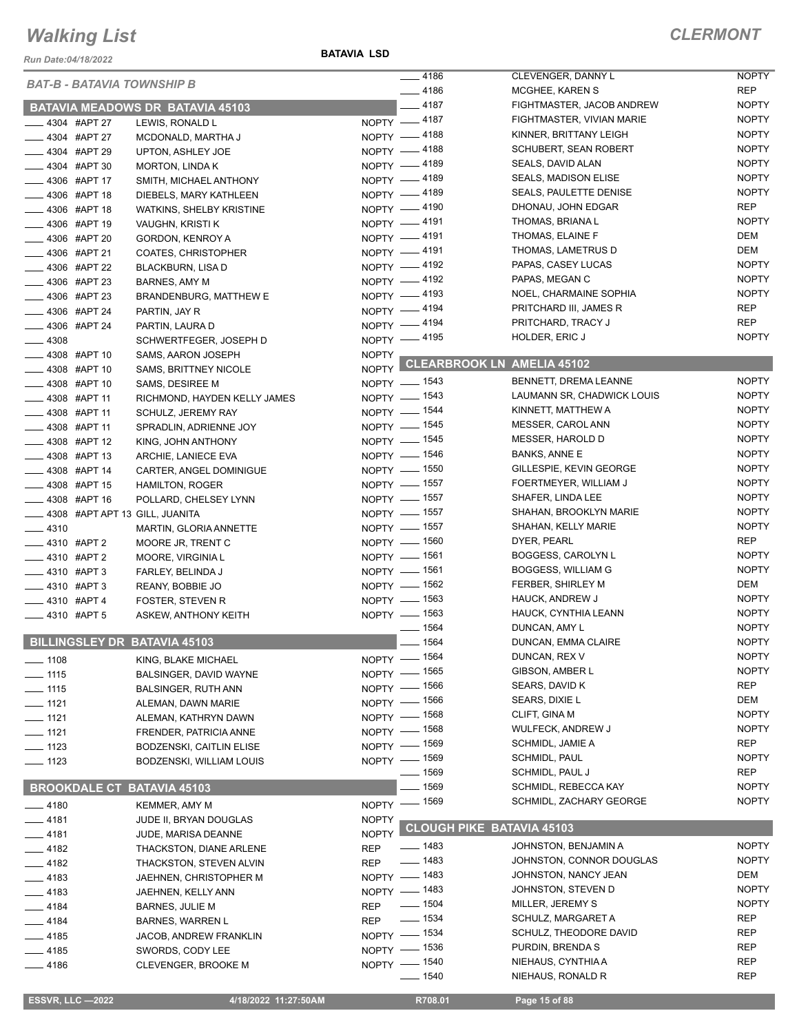# Walking List

**CLERMONT**

Run Date:04/18/2022

**BATAVIA LSD**

*BAT-B - BATAVIA TOWNSHIP B*

## BATAVIA MEADOWS DR BATAVIA 45103

| Address | Unit | Name | Party |
|---|---|---|---|
| 4304 | #APT 27 | LEWIS, RONALD L | NOPTY |
| 4304 | #APT 27 | MCDONALD, MARTHA J | NOPTY |
| 4304 | #APT 29 | UPTON, ASHLEY JOE | NOPTY |
| 4304 | #APT 30 | MORTON, LINDA K | NOPTY |
| 4306 | #APT 17 | SMITH, MICHAEL ANTHONY | NOPTY |
| 4306 | #APT 18 | DIEBELS, MARY KATHLEEN | NOPTY |
| 4306 | #APT 18 | WATKINS, SHELBY KRISTINE | NOPTY |
| 4306 | #APT 19 | VAUGHN, KRISTI K | NOPTY |
| 4306 | #APT 20 | GORDON, KENROY A | NOPTY |
| 4306 | #APT 21 | COATES, CHRISTOPHER | NOPTY |
| 4306 | #APT 22 | BLACKBURN, LISA D | NOPTY |
| 4306 | #APT 23 | BARNES, AMY M | NOPTY |
| 4306 | #APT 23 | BRANDENBURG, MATTHEW E | NOPTY |
| 4306 | #APT 24 | PARTIN, JAY R | NOPTY |
| 4306 | #APT 24 | PARTIN, LAURA D | NOPTY |
| 4308 | | SCHWERTFEGER, JOSEPH D | NOPTY |
| 4308 | #APT 10 | SAMS, AARON JOSEPH | NOPTY |
| 4308 | #APT 10 | SAMS, BRITTNEY NICOLE | NOPTY |
| 4308 | #APT 10 | SAMS, DESIREE M | NOPTY |
| 4308 | #APT 11 | RICHMOND, HAYDEN KELLY JAMES | NOPTY |
| 4308 | #APT 11 | SCHULZ, JEREMY RAY | NOPTY |
| 4308 | #APT 11 | SPRADLIN, ADRIENNE JOY | NOPTY |
| 4308 | #APT 12 | KING, JOHN ANTHONY | NOPTY |
| 4308 | #APT 13 | ARCHIE, LANIECE EVA | NOPTY |
| 4308 | #APT 14 | CARTER, ANGEL DOMINIGUE | NOPTY |
| 4308 | #APT 15 | HAMILTON, ROGER | NOPTY |
| 4308 | #APT 16 | POLLARD, CHELSEY LYNN | NOPTY |
| 4308 | #APT APT 13 | GILL, JUANITA | NOPTY |
| 4310 | | MARTIN, GLORIA ANNETTE | NOPTY |
| 4310 | #APT 2 | MOORE JR, TRENT C | NOPTY |
| 4310 | #APT 2 | MOORE, VIRGINIA L | NOPTY |
| 4310 | #APT 3 | FARLEY, BELINDA J | NOPTY |
| 4310 | #APT 3 | REANY, BOBBIE JO | NOPTY |
| 4310 | #APT 4 | FOSTER, STEVEN R | NOPTY |
| 4310 | #APT 5 | ASKEW, ANTHONY KEITH | NOPTY |

## BILLINGSLEY DR BATAVIA 45103

| Address | Name | Party |
|---|---|---|
| 1108 | KING, BLAKE MICHAEL | NOPTY |
| 1115 | BALSINGER, DAVID WAYNE | NOPTY |
| 1115 | BALSINGER, RUTH ANN | NOPTY |
| 1121 | ALEMAN, DAWN MARIE | NOPTY |
| 1121 | ALEMAN, KATHRYN DAWN | NOPTY |
| 1121 | FRENDER, PATRICIA ANNE | NOPTY |
| 1123 | BODZENSKI, CAITLIN ELISE | NOPTY |
| 1123 | BODZENSKI, WILLIAM LOUIS | NOPTY |

## BROOKDALE CT BATAVIA 45103

| Address | Name | Party |
|---|---|---|
| 4180 | KEMMER, AMY M | NOPTY |
| 4181 | JUDE II, BRYAN DOUGLAS | NOPTY |
| 4181 | JUDE, MARISA DEANNE | NOPTY |
| 4182 | THACKSTON, DIANE ARLENE | REP |
| 4182 | THACKSTON, STEVEN ALVIN | REP |
| 4183 | JAEHNEN, CHRISTOPHER M | NOPTY |
| 4183 | JAEHNEN, KELLY ANN | NOPTY |
| 4184 | BARNES, JULIE M | REP |
| 4184 | BARNES, WARREN L | REP |
| 4185 | JACOB, ANDREW FRANKLIN | NOPTY |
| 4185 | SWORDS, CODY LEE | NOPTY |
| 4186 | CLEVENGER, BROOKE M | NOPTY |
| 4186 | CLEVENGER, DANNY L | NOPTY |
| 4186 | MCGHEE, KAREN S | REP |
| 4187 | FIGHTMASTER, JACOB ANDREW | NOPTY |
| 4187 | FIGHTMASTER, VIVIAN MARIE | NOPTY |
| 4188 | KINNER, BRITTANY LEIGH | NOPTY |
| 4188 | SCHUBERT, SEAN ROBERT | NOPTY |
| 4189 | SEALS, DAVID ALAN | NOPTY |
| 4189 | SEALS, MADISON ELISE | NOPTY |
| 4189 | SEALS, PAULETTE DENISE | NOPTY |
| 4190 | DHONAU, JOHN EDGAR | REP |
| 4191 | THOMAS, BRIANA L | NOPTY |
| 4191 | THOMAS, ELAINE F | DEM |
| 4191 | THOMAS, LAMETRUS D | DEM |
| 4192 | PAPAS, CASEY LUCAS | NOPTY |
| 4192 | PAPAS, MEGAN C | NOPTY |
| 4193 | NOEL, CHARMAINE SOPHIA | NOPTY |
| 4194 | PRITCHARD III, JAMES R | REP |
| 4194 | PRITCHARD, TRACY J | REP |
| 4195 | HOLDER, ERIC J | NOPTY |

## CLEARBROOK LN AMELIA 45102

| Address | Name | Party |
|---|---|---|
| 1543 | BENNETT, DREMA LEANNE | NOPTY |
| 1543 | LAUMANN SR, CHADWICK LOUIS | NOPTY |
| 1544 | KINNETT, MATTHEW A | NOPTY |
| 1545 | MESSER, CAROL ANN | NOPTY |
| 1545 | MESSER, HAROLD D | NOPTY |
| 1546 | BANKS, ANNE E | NOPTY |
| 1550 | GILLESPIE, KEVIN GEORGE | NOPTY |
| 1557 | FOERTMEYER, WILLIAM J | NOPTY |
| 1557 | SHAFER, LINDA LEE | NOPTY |
| 1557 | SHAHAN, BROOKLYN MARIE | NOPTY |
| 1557 | SHAHAN, KELLY MARIE | NOPTY |
| 1560 | DYER, PEARL | REP |
| 1561 | BOGGESS, CAROLYN L | NOPTY |
| 1561 | BOGGESS, WILLIAM G | NOPTY |
| 1562 | FERBER, SHIRLEY M | DEM |
| 1563 | HAUCK, ANDREW J | NOPTY |
| 1563 | HAUCK, CYNTHIA LEANN | NOPTY |
| 1564 | DUNCAN, AMY L | NOPTY |
| 1564 | DUNCAN, EMMA CLAIRE | NOPTY |
| 1564 | DUNCAN, REX V | NOPTY |
| 1565 | GIBSON, AMBER L | NOPTY |
| 1566 | SEARS, DAVID K | REP |
| 1566 | SEARS, DIXIE L | DEM |
| 1568 | CLIFT, GINA M | NOPTY |
| 1568 | WULFECK, ANDREW J | NOPTY |
| 1569 | SCHMIDL, JAMIE A | REP |
| 1569 | SCHMIDL, PAUL | NOPTY |
| 1569 | SCHMIDL, PAUL J | REP |
| 1569 | SCHMIDL, REBECCA KAY | NOPTY |
| 1569 | SCHMIDL, ZACHARY GEORGE | NOPTY |

## CLOUGH PIKE BATAVIA 45103

| Address | Name | Party |
|---|---|---|
| 1483 | JOHNSTON, BENJAMIN A | NOPTY |
| 1483 | JOHNSTON, CONNOR DOUGLAS | NOPTY |
| 1483 | JOHNSTON, NANCY JEAN | DEM |
| 1483 | JOHNSTON, STEVEN D | NOPTY |
| 1504 | MILLER, JEREMY S | NOPTY |
| 1534 | SCHULZ, MARGARET A | REP |
| 1534 | SCHULZ, THEODORE DAVID | REP |
| 1536 | PURDIN, BRENDA S | REP |
| 1540 | NIEHAUS, CYNTHIA A | REP |
| 1540 | NIEHAUS, RONALD R | REP |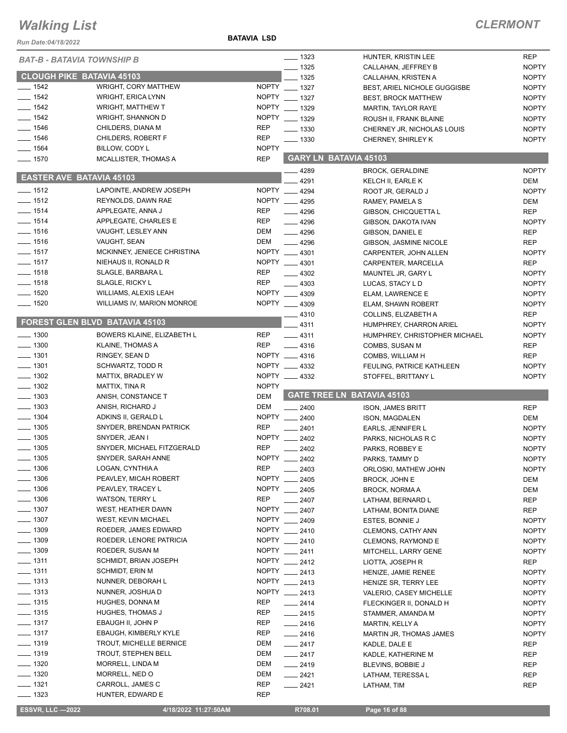# Walking List

## CLERMONT

Run Date:04/18/2022

**BATAVIA LSD**

### BAT-B - BATAVIA TOWNSHIP B

#### CLOUGH PIKE BATAVIA 45103

| No. | Name | Party |
|---|---|---|
| ___ 1542 | WRIGHT, CORY MATTHEW | NOPTY |
| ___ 1542 | WRIGHT, ERICA LYNN | NOPTY |
| ___ 1542 | WRIGHT, MATTHEW T | NOPTY |
| ___ 1542 | WRIGHT, SHANNON D | NOPTY |
| ___ 1546 | CHILDERS, DIANA M | REP |
| ___ 1546 | CHILDERS, ROBERT F | REP |
| ___ 1564 | BILLOW, CODY L | NOPTY |
| ___ 1570 | MCALLISTER, THOMAS A | REP |

#### EASTER AVE BATAVIA 45103

| No. | Name | Party |
|---|---|---|
| ___ 1512 | LAPOINTE, ANDREW JOSEPH | NOPTY |
| ___ 1512 | REYNOLDS, DAWN RAE | NOPTY |
| ___ 1514 | APPLEGATE, ANNA J | REP |
| ___ 1514 | APPLEGATE, CHARLES E | REP |
| ___ 1516 | VAUGHT, LESLEY ANN | DEM |
| ___ 1516 | VAUGHT, SEAN | DEM |
| ___ 1517 | MCKINNEY, JENIECE CHRISTINA | NOPTY |
| ___ 1517 | NIEHAUS II, RONALD R | NOPTY |
| ___ 1518 | SLAGLE, BARBARA L | REP |
| ___ 1518 | SLAGLE, RICKY L | REP |
| ___ 1520 | WILLIAMS, ALEXIS LEAH | NOPTY |
| ___ 1520 | WILLIAMS IV, MARION MONROE | NOPTY |

#### FOREST GLEN BLVD BATAVIA 45103

| No. | Name | Party |
|---|---|---|
| ___ 1300 | BOWERS KLAINE, ELIZABETH L | REP |
| ___ 1300 | KLAINE, THOMAS A | REP |
| ___ 1301 | RINGEY, SEAN D | NOPTY |
| ___ 1301 | SCHWARTZ, TODD R | NOPTY |
| ___ 1302 | MATTIX, BRADLEY W | NOPTY |
| ___ 1302 | MATTIX, TINA R | NOPTY |
| ___ 1303 | ANISH, CONSTANCE T | DEM |
| ___ 1303 | ANISH, RICHARD J | DEM |
| ___ 1304 | ADKINS II, GERALD L | NOPTY |
| ___ 1305 | SNYDER, BRENDAN PATRICK | REP |
| ___ 1305 | SNYDER, JEAN I | NOPTY |
| ___ 1305 | SNYDER, MICHAEL FITZGERALD | REP |
| ___ 1305 | SNYDER, SARAH ANNE | NOPTY |
| ___ 1306 | LOGAN, CYNTHIA A | REP |
| ___ 1306 | PEAVLEY, MICAH ROBERT | NOPTY |
| ___ 1306 | PEAVLEY, TRACEY L | NOPTY |
| ___ 1306 | WATSON, TERRY L | REP |
| ___ 1307 | WEST, HEATHER DAWN | NOPTY |
| ___ 1307 | WEST, KEVIN MICHAEL | NOPTY |
| ___ 1309 | ROEDER, JAMES EDWARD | NOPTY |
| ___ 1309 | ROEDER, LENORE PATRICIA | NOPTY |
| ___ 1309 | ROEDER, SUSAN M | NOPTY |
| ___ 1311 | SCHMIDT, BRIAN JOSEPH | NOPTY |
| ___ 1311 | SCHMIDT, ERIN M | NOPTY |
| ___ 1313 | NUNNER, DEBORAH L | NOPTY |
| ___ 1313 | NUNNER, JOSHUA D | NOPTY |
| ___ 1315 | HUGHES, DONNA M | REP |
| ___ 1315 | HUGHES, THOMAS J | REP |
| ___ 1317 | EBAUGH II, JOHN P | REP |
| ___ 1317 | EBAUGH, KIMBERLY KYLE | REP |
| ___ 1319 | TROUT, MICHELLE BERNICE | DEM |
| ___ 1319 | TROUT, STEPHEN BELL | DEM |
| ___ 1320 | MORRELL, LINDA M | DEM |
| ___ 1320 | MORRELL, NED O | DEM |
| ___ 1321 | CARROLL, JAMES C | REP |
| ___ 1323 | HUNTER, EDWARD E | REP |
| ___ 1323 | HUNTER, KRISTIN LEE | REP |
| ___ 1325 | CALLAHAN, JEFFREY B | NOPTY |
| ___ 1325 | CALLAHAN, KRISTEN A | NOPTY |
| ___ 1327 | BEST, ARIEL NICHOLE GUGGISBE | NOPTY |
| ___ 1327 | BEST, BROCK MATTHEW | NOPTY |
| ___ 1329 | MARTIN, TAYLOR RAYE | NOPTY |
| ___ 1329 | ROUSH II, FRANK BLAINE | NOPTY |
| ___ 1330 | CHERNEY JR, NICHOLAS LOUIS | NOPTY |
| ___ 1330 | CHERNEY, SHIRLEY K | NOPTY |

#### GARY LN BATAVIA 45103

| No. | Name | Party |
|---|---|---|
| ___ 4289 | BROCK, GERALDINE | NOPTY |
| ___ 4291 | KELCH II, EARLE K | DEM |
| ___ 4294 | ROOT JR, GERALD J | NOPTY |
| ___ 4295 | RAMEY, PAMELA S | DEM |
| ___ 4296 | GIBSON, CHICQUETTA L | REP |
| ___ 4296 | GIBSON, DAKOTA IVAN | NOPTY |
| ___ 4296 | GIBSON, DANIEL E | REP |
| ___ 4296 | GIBSON, JASMINE NICOLE | REP |
| ___ 4301 | CARPENTER, JOHN ALLEN | NOPTY |
| ___ 4301 | CARPENTER, MARCELLA | REP |
| ___ 4302 | MAUNTEL JR, GARY L | NOPTY |
| ___ 4303 | LUCAS, STACY L D | NOPTY |
| ___ 4309 | ELAM, LAWRENCE E | NOPTY |
| ___ 4309 | ELAM, SHAWN ROBERT | NOPTY |
| ___ 4310 | COLLINS, ELIZABETH A | REP |
| ___ 4311 | HUMPHREY, CHARRON ARIEL | NOPTY |
| ___ 4311 | HUMPHREY, CHRISTOPHER MICHAEL | NOPTY |
| ___ 4316 | COMBS, SUSAN M | REP |
| ___ 4316 | COMBS, WILLIAM H | REP |
| ___ 4332 | FEULING, PATRICE KATHLEEN | NOPTY |
| ___ 4332 | STOFFEL, BRITTANY L | NOPTY |

#### GATE TREE LN BATAVIA 45103

| No. | Name | Party |
|---|---|---|
| ___ 2400 | ISON, JAMES BRITT | REP |
| ___ 2400 | ISON, MAGDALEN | DEM |
| ___ 2401 | EARLS, JENNIFER L | NOPTY |
| ___ 2402 | PARKS, NICHOLAS R C | NOPTY |
| ___ 2402 | PARKS, ROBBEY E | NOPTY |
| ___ 2402 | PARKS, TAMMY D | NOPTY |
| ___ 2403 | ORLOSKI, MATHEW JOHN | NOPTY |
| ___ 2405 | BROCK, JOHN E | DEM |
| ___ 2405 | BROCK, NORMA A | DEM |
| ___ 2407 | LATHAM, BERNARD L | REP |
| ___ 2407 | LATHAM, BONITA DIANE | REP |
| ___ 2409 | ESTES, BONNIE J | NOPTY |
| ___ 2410 | CLEMONS, CATHY ANN | NOPTY |
| ___ 2410 | CLEMONS, RAYMOND E | NOPTY |
| ___ 2411 | MITCHELL, LARRY GENE | NOPTY |
| ___ 2412 | LIOTTA, JOSEPH R | REP |
| ___ 2413 | HENIZE, JAMIE RENEE | NOPTY |
| ___ 2413 | HENIZE SR, TERRY LEE | NOPTY |
| ___ 2413 | VALERIO, CASEY MICHELLE | NOPTY |
| ___ 2414 | FLECKINGER II, DONALD H | NOPTY |
| ___ 2415 | STAMMER, AMANDA M | NOPTY |
| ___ 2416 | MARTIN, KELLY A | NOPTY |
| ___ 2416 | MARTIN JR, THOMAS JAMES | NOPTY |
| ___ 2417 | KADLE, DALE E | REP |
| ___ 2417 | KADLE, KATHERINE M | REP |
| ___ 2419 | BLEVINS, BOBBIE J | REP |
| ___ 2421 | LATHAM, TERESSA L | REP |
| ___ 2421 | LATHAM, TIM | REP |

ESSVR, LLC —2022 4/18/2022 11:27:50AM R708.01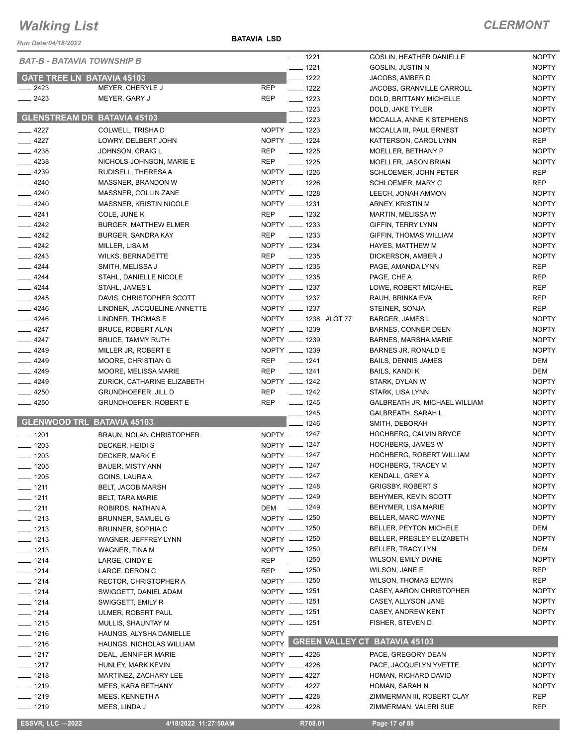# Walking List

## CLERMONT

Run Date:04/18/2022

**BATAVIA LSD**

### BAT-B - BATAVIA TOWNSHIP B

#### GATE TREE LN BATAVIA 45103

| No. | Name | Party |
|---|---|---|
| 2423 | MEYER, CHERYLE J | REP |
| 2423 | MEYER, GARY J | REP |

#### GLENSTREAM DR BATAVIA 45103

| No. | Name | Party |
|---|---|---|
| 4227 | COLWELL, TRISHA D | NOPTY |
| 4227 | LOWRY, DELBERT JOHN | NOPTY |
| 4238 | JOHNSON, CRAIG L | REP |
| 4238 | NICHOLS-JOHNSON, MARIE E | REP |
| 4239 | RUDISELL, THERESA A | NOPTY |
| 4240 | MASSNER, BRANDON W | NOPTY |
| 4240 | MASSNER, COLLIN ZANE | NOPTY |
| 4240 | MASSNER, KRISTIN NICOLE | NOPTY |
| 4241 | COLE, JUNE K | REP |
| 4242 | BURGER, MATTHEW ELMER | NOPTY |
| 4242 | BURGER, SANDRA KAY | REP |
| 4242 | MILLER, LISA M | NOPTY |
| 4243 | WILKS, BERNADETTE | REP |
| 4244 | SMITH, MELISSA J | NOPTY |
| 4244 | STAHL, DANIELLE NICOLE | NOPTY |
| 4244 | STAHL, JAMES L | NOPTY |
| 4245 | DAVIS, CHRISTOPHER SCOTT | NOPTY |
| 4246 | LINDNER, JACQUELINE ANNETTE | NOPTY |
| 4246 | LINDNER, THOMAS E | NOPTY |
| 4247 | BRUCE, ROBERT ALAN | NOPTY |
| 4247 | BRUCE, TAMMY RUTH | NOPTY |
| 4249 | MILLER JR, ROBERT E | NOPTY |
| 4249 | MOORE, CHRISTIAN G | REP |
| 4249 | MOORE, MELISSA MARIE | REP |
| 4249 | ZURICK, CATHARINE ELIZABETH | NOPTY |
| 4250 | GRUNDHOEFER, JILL D | REP |
| 4250 | GRUNDHOEFER, ROBERT E | REP |

#### GLENWOOD TRL BATAVIA 45103

| No. | Name | Party |
|---|---|---|
| 1201 | BRAUN, NOLAN CHRISTOPHER | NOPTY |
| 1203 | DECKER, HEIDI S | NOPTY |
| 1203 | DECKER, MARK E | NOPTY |
| 1205 | BAUER, MISTY ANN | NOPTY |
| 1205 | GOINS, LAURA A | NOPTY |
| 1211 | BELT, JACOB MARSH | NOPTY |
| 1211 | BELT, TARA MARIE | NOPTY |
| 1211 | ROBIRDS, NATHAN A | DEM |
| 1213 | BRUNNER, SAMUEL G | NOPTY |
| 1213 | BRUNNER, SOPHIA C | NOPTY |
| 1213 | WAGNER, JEFFREY LYNN | NOPTY |
| 1213 | WAGNER, TINA M | NOPTY |
| 1214 | LARGE, CINDY E | REP |
| 1214 | LARGE, DERON C | REP |
| 1214 | RECTOR, CHRISTOPHER A | NOPTY |
| 1214 | SWIGGETT, DANIEL ADAM | NOPTY |
| 1214 | SWIGGETT, EMILY R | NOPTY |
| 1214 | ULMER, ROBERT PAUL | NOPTY |
| 1215 | MULLIS, SHAUNTAY M | NOPTY |
| 1216 | HAUNGS, ALYSHA DANIELLE | NOPTY |
| 1216 | HAUNGS, NICHOLAS WILLIAM | NOPTY |
| 1217 | DEAL, JENNIFER MARIE | NOPTY |
| 1217 | HUNLEY, MARK KEVIN | NOPTY |
| 1218 | MARTINEZ, ZACHARY LEE | NOPTY |
| 1219 | MEES, KARA BETHANY | NOPTY |
| 1219 | MEES, KENNETH A | NOPTY |
| 1219 | MEES, LINDA J | NOPTY |
| 1221 | GOSLIN, HEATHER DANIELLE | NOPTY |
| 1221 | GOSLIN, JUSTIN N | NOPTY |
| 1222 | JACOBS, AMBER D | NOPTY |
| 1222 | JACOBS, GRANVILLE CARROLL | NOPTY |
| 1223 | DOLD, BRITTANY MICHELLE | NOPTY |
| 1223 | DOLD, JAKE TYLER | NOPTY |
| 1223 | MCCALLA, ANNE K STEPHENS | NOPTY |
| 1223 | MCCALLA III, PAUL ERNEST | NOPTY |
| 1224 | KATTERSON, CAROL LYNN | REP |
| 1225 | MOELLER, BETHANY P | NOPTY |
| 1225 | MOELLER, JASON BRIAN | NOPTY |
| 1226 | SCHLOEMER, JOHN PETER | REP |
| 1226 | SCHLOEMER, MARY C | REP |
| 1228 | LEECH, JONAH AMMON | NOPTY |
| 1231 | ARNEY, KRISTIN M | NOPTY |
| 1232 | MARTIN, MELISSA W | NOPTY |
| 1233 | GIFFIN, TERRY LYNN | NOPTY |
| 1233 | GIFFIN, THOMAS WILLIAM | NOPTY |
| 1234 | HAYES, MATTHEW M | NOPTY |
| 1235 | DICKERSON, AMBER J | NOPTY |
| 1235 | PAGE, AMANDA LYNN | REP |
| 1235 | PAGE, CHE A | REP |
| 1237 | LOWE, ROBERT MICAHEL | REP |
| 1237 | RAUH, BRINKA EVA | REP |
| 1237 | STEINER, SONJA | REP |
| 1238 #LOT 77 | BARGER, JAMES L | NOPTY |
| 1239 | BARNES, CONNER DEEN | NOPTY |
| 1239 | BARNES, MARSHA MARIE | NOPTY |
| 1239 | BARNES JR, RONALD E | NOPTY |
| 1241 | BAILS, DENNIS JAMES | DEM |
| 1241 | BAILS, KANDI K | DEM |
| 1242 | STARK, DYLAN W | NOPTY |
| 1242 | STARK, LISA LYNN | NOPTY |
| 1245 | GALBREATH JR, MICHAEL WILLIAM | NOPTY |
| 1245 | GALBREATH, SARAH L | NOPTY |
| 1246 | SMITH, DEBORAH | NOPTY |
| 1247 | HOCHBERG, CALVIN BRYCE | NOPTY |
| 1247 | HOCHBERG, JAMES W | NOPTY |
| 1247 | HOCHBERG, ROBERT WILLIAM | NOPTY |
| 1247 | HOCHBERG, TRACEY M | NOPTY |
| 1247 | KENDALL, GREY A | NOPTY |
| 1248 | GRIGSBY, ROBERT S | NOPTY |
| 1249 | BEHYMER, KEVIN SCOTT | NOPTY |
| 1249 | BEHYMER, LISA MARIE | NOPTY |
| 1250 | BELLER, MARC WAYNE | NOPTY |
| 1250 | BELLER, PEYTON MICHELE | DEM |
| 1250 | BELLER, PRESLEY ELIZABETH | NOPTY |
| 1250 | BELLER, TRACY LYN | DEM |
| 1250 | WILSON, EMILY DIANE | NOPTY |
| 1250 | WILSON, JANE E | REP |
| 1250 | WILSON, THOMAS EDWIN | REP |
| 1251 | CASEY, AARON CHRISTOPHER | NOPTY |
| 1251 | CASEY, ALLYSON JANE | NOPTY |
| 1251 | CASEY, ANDREW KENT | NOPTY |
| 1251 | FISHER, STEVEN D | NOPTY |

#### GREEN VALLEY CT BATAVIA 45103

| No. | Name | Party |
|---|---|---|
| 4226 | PACE, GREGORY DEAN | NOPTY |
| 4226 | PACE, JACQUELYN YVETTE | NOPTY |
| 4227 | HOMAN, RICHARD DAVID | NOPTY |
| 4227 | HOMAN, SARAH N | NOPTY |
| 4228 | ZIMMERMAN III, ROBERT CLAY | REP |
| 4228 | ZIMMERMAN, VALERI SUE | REP |

ESSVR, LLC —2022 &nbsp;&nbsp; 4/18/2022 11:27:50AM &nbsp;&nbsp; R708.01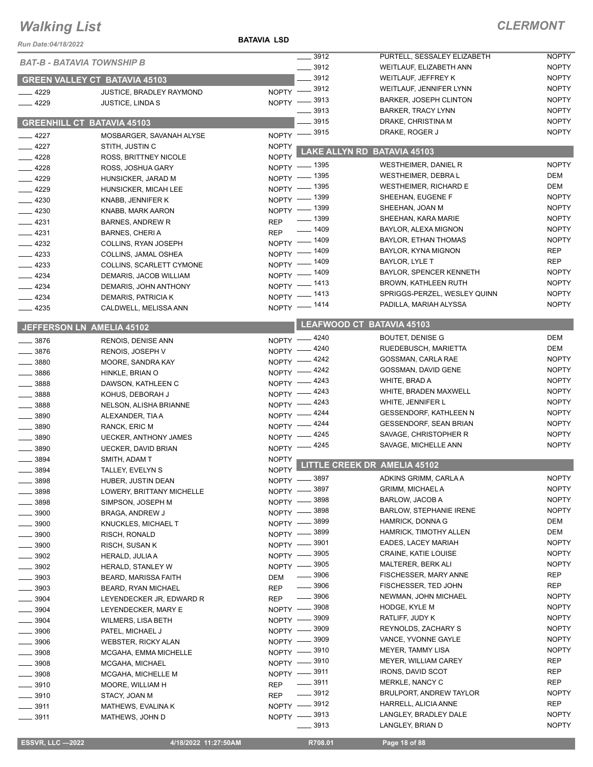# Walking List

**CLERMONT**

Run Date:04/18/2022

**BATAVIA LSD**

*BAT-B - BATAVIA TOWNSHIP B*

## GREEN VALLEY CT BATAVIA 45103

| No. | Name | Party |
|---|---|---|
| 4229 | JUSTICE, BRADLEY RAYMOND | NOPTY |
| 4229 | JUSTICE, LINDA S | NOPTY |

## GREENHILL CT BATAVIA 45103

| No. | Name | Party |
|---|---|---|
| 4227 | MOSBARGER, SAVANAH ALYSE | NOPTY |
| 4227 | STITH, JUSTIN C | NOPTY |
| 4228 | ROSS, BRITTNEY NICOLE | NOPTY |
| 4228 | ROSS, JOSHUA GARY | NOPTY |
| 4229 | HUNSICKER, JARAD M | NOPTY |
| 4229 | HUNSICKER, MICAH LEE | NOPTY |
| 4230 | KNABB, JENNIFER K | NOPTY |
| 4230 | KNABB, MARK AARON | NOPTY |
| 4231 | BARNES, ANDREW R | REP |
| 4231 | BARNES, CHERI A | REP |
| 4232 | COLLINS, RYAN JOSEPH | NOPTY |
| 4233 | COLLINS, JAMAL OSHEA | NOPTY |
| 4233 | COLLINS, SCARLETT CYMONE | NOPTY |
| 4234 | DEMARIS, JACOB WILLIAM | NOPTY |
| 4234 | DEMARIS, JOHN ANTHONY | NOPTY |
| 4234 | DEMARIS, PATRICIA K | NOPTY |
| 4235 | CALDWELL, MELISSA ANN | NOPTY |

## JEFFERSON LN AMELIA 45102

| No. | Name | Party |
|---|---|---|
| 3876 | RENOIS, DENISE ANN | NOPTY |
| 3876 | RENOIS, JOSEPH V | NOPTY |
| 3880 | MOORE, SANDRA KAY | NOPTY |
| 3886 | HINKLE, BRIAN O | NOPTY |
| 3888 | DAWSON, KATHLEEN C | NOPTY |
| 3888 | KOHUS, DEBORAH J | NOPTY |
| 3888 | NELSON, ALISHA BRIANNE | NOPTY |
| 3890 | ALEXANDER, TIA A | NOPTY |
| 3890 | RANCK, ERIC M | NOPTY |
| 3890 | UECKER, ANTHONY JAMES | NOPTY |
| 3890 | UECKER, DAVID BRIAN | NOPTY |
| 3894 | SMITH, ADAM T | NOPTY |
| 3894 | TALLEY, EVELYN S | NOPTY |
| 3898 | HUBER, JUSTIN DEAN | NOPTY |
| 3898 | LOWERY, BRITTANY MICHELLE | NOPTY |
| 3898 | SIMPSON, JOSEPH M | NOPTY |
| 3900 | BRAGA, ANDREW J | NOPTY |
| 3900 | KNUCKLES, MICHAEL T | NOPTY |
| 3900 | RISCH, RONALD | NOPTY |
| 3900 | RISCH, SUSAN K | NOPTY |
| 3902 | HERALD, JULIA A | NOPTY |
| 3902 | HERALD, STANLEY W | NOPTY |
| 3903 | BEARD, MARISSA FAITH | DEM |
| 3903 | BEARD, RYAN MICHAEL | REP |
| 3904 | LEYENDECKER JR, EDWARD R | REP |
| 3904 | LEYENDECKER, MARY E | NOPTY |
| 3904 | WILMERS, LISA BETH | NOPTY |
| 3906 | PATEL, MICHAEL J | NOPTY |
| 3906 | WEBSTER, RICKY ALAN | NOPTY |
| 3908 | MCGAHA, EMMA MICHELLE | NOPTY |
| 3908 | MCGAHA, MICHAEL | NOPTY |
| 3908 | MCGAHA, MICHELLE M | NOPTY |
| 3910 | MOORE, WILLIAM H | REP |
| 3910 | STACY, JOAN M | REP |
| 3911 | MATHEWS, EVALINA K | NOPTY |
| 3911 | MATHEWS, JOHN D | NOPTY |
| 3912 | PURTELL, SESSALEY ELIZABETH | NOPTY |
| 3912 | WEITLAUF, ELIZABETH ANN | NOPTY |
| 3912 | WEITLAUF, JEFFREY K | NOPTY |
| 3912 | WEITLAUF, JENNIFER LYNN | NOPTY |
| 3913 | BARKER, JOSEPH CLINTON | NOPTY |
| 3913 | BARKER, TRACY LYNN | NOPTY |
| 3915 | DRAKE, CHRISTINA M | NOPTY |
| 3915 | DRAKE, ROGER J | NOPTY |

## LAKE ALLYN RD BATAVIA 45103

| No. | Name | Party |
|---|---|---|
| 1395 | WESTHEIMER, DANIEL R | NOPTY |
| 1395 | WESTHEIMER, DEBRA L | DEM |
| 1395 | WESTHEIMER, RICHARD E | DEM |
| 1399 | SHEEHAN, EUGENE F | NOPTY |
| 1399 | SHEEHAN, JOAN M | NOPTY |
| 1399 | SHEEHAN, KARA MARIE | NOPTY |
| 1409 | BAYLOR, ALEXA MIGNON | NOPTY |
| 1409 | BAYLOR, ETHAN THOMAS | NOPTY |
| 1409 | BAYLOR, KYNA MIGNON | REP |
| 1409 | BAYLOR, LYLE T | REP |
| 1409 | BAYLOR, SPENCER KENNETH | NOPTY |
| 1413 | BROWN, KATHLEEN RUTH | NOPTY |
| 1413 | SPRIGGS-PERZEL, WESLEY QUINN | NOPTY |
| 1414 | PADILLA, MARIAH ALYSSA | NOPTY |

## LEAFWOOD CT BATAVIA 45103

| No. | Name | Party |
|---|---|---|
| 4240 | BOUTET, DENISE G | DEM |
| 4240 | RUEDEBUSCH, MARIETTA | DEM |
| 4242 | GOSSMAN, CARLA RAE | NOPTY |
| 4242 | GOSSMAN, DAVID GENE | NOPTY |
| 4243 | WHITE, BRAD A | NOPTY |
| 4243 | WHITE, BRADEN MAXWELL | NOPTY |
| 4243 | WHITE, JENNIFER L | NOPTY |
| 4244 | GESSENDORF, KATHLEEN N | NOPTY |
| 4244 | GESSENDORF, SEAN BRIAN | NOPTY |
| 4245 | SAVAGE, CHRISTOPHER R | NOPTY |
| 4245 | SAVAGE, MICHELLE ANN | NOPTY |

## LITTLE CREEK DR AMELIA 45102

| No. | Name | Party |
|---|---|---|
| 3897 | ADKINS GRIMM, CARLA A | NOPTY |
| 3897 | GRIMM, MICHAEL A | NOPTY |
| 3898 | BARLOW, JACOB A | NOPTY |
| 3898 | BARLOW, STEPHANIE IRENE | NOPTY |
| 3899 | HAMRICK, DONNA G | DEM |
| 3899 | HAMRICK, TIMOTHY ALLEN | DEM |
| 3901 | EADES, LACEY MARIAH | NOPTY |
| 3905 | CRAINE, KATIE LOUISE | NOPTY |
| 3905 | MALTERER, BERK ALI | NOPTY |
| 3906 | FISCHESSER, MARY ANNE | REP |
| 3906 | FISCHESSER, TED JOHN | REP |
| 3906 | NEWMAN, JOHN MICHAEL | NOPTY |
| 3908 | HODGE, KYLE M | NOPTY |
| 3909 | RATLIFF, JUDY K | NOPTY |
| 3909 | REYNOLDS, ZACHARY S | NOPTY |
| 3909 | VANCE, YVONNE GAYLE | NOPTY |
| 3910 | MEYER, TAMMY LISA | NOPTY |
| 3910 | MEYER, WILLIAM CAREY | REP |
| 3911 | IRONS, DAVID SCOT | REP |
| 3911 | MERKLE, NANCY C | REP |
| 3912 | BRULPORT, ANDREW TAYLOR | NOPTY |
| 3912 | HARRELL, ALICIA ANNE | REP |
| 3913 | LANGLEY, BRADLEY DALE | NOPTY |
| 3913 | LANGLEY, BRIAN D | NOPTY |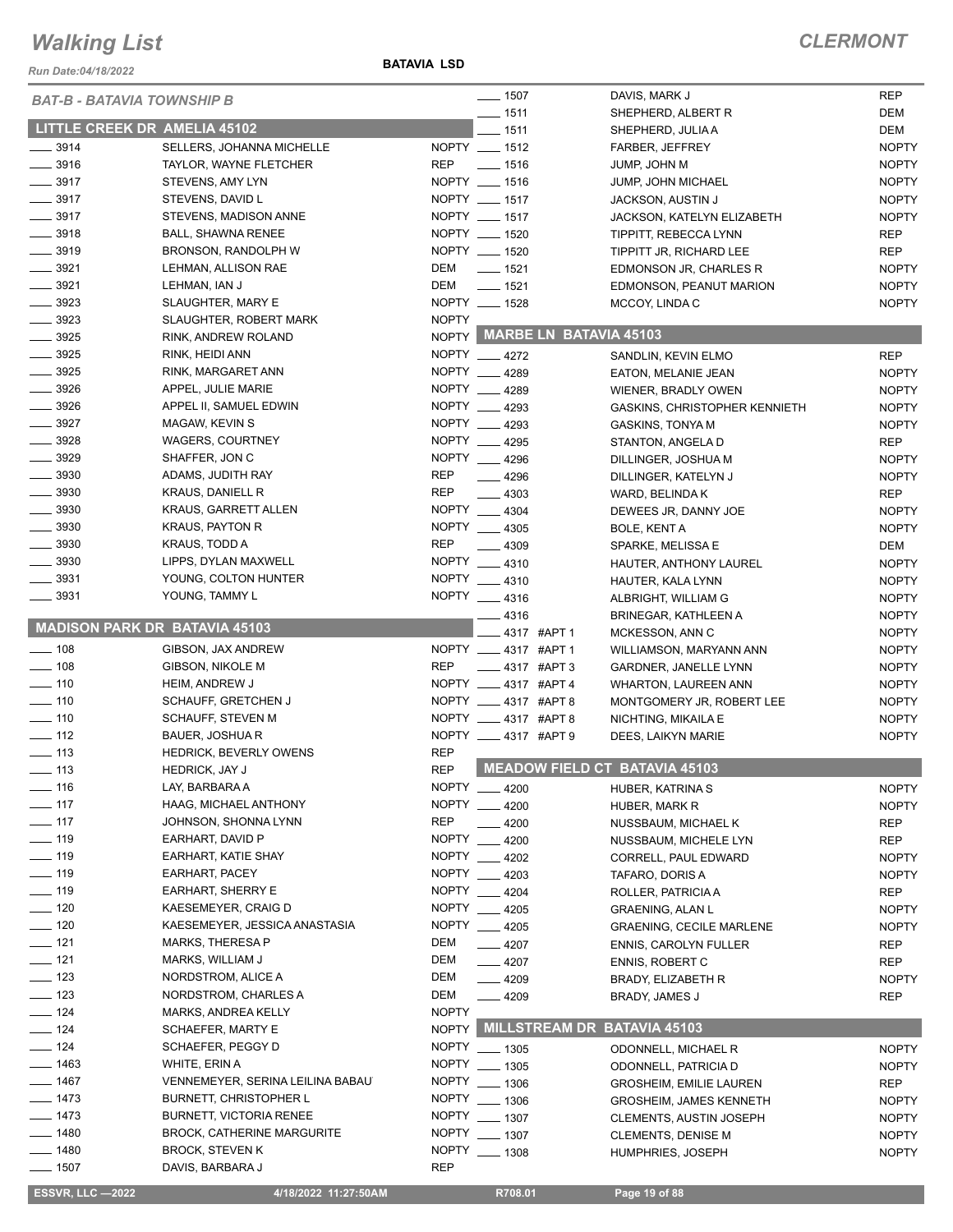# Walking List

## CLERMONT

Run Date:04/18/2022

**BATAVIA LSD**

### BAT-B - BATAVIA TOWNSHIP B

### LITTLE CREEK DR AMELIA 45102

| No. | Name | Party |
|---|---|---|
| ___ 3914 | SELLERS, JOHANNA MICHELLE | NOPTY |
| ___ 3916 | TAYLOR, WAYNE FLETCHER | REP |
| ___ 3917 | STEVENS, AMY LYN | NOPTY |
| ___ 3917 | STEVENS, DAVID L | NOPTY |
| ___ 3917 | STEVENS, MADISON ANNE | NOPTY |
| ___ 3918 | BALL, SHAWNA RENEE | NOPTY |
| ___ 3919 | BRONSON, RANDOLPH W | NOPTY |
| ___ 3921 | LEHMAN, ALLISON RAE | DEM |
| ___ 3921 | LEHMAN, IAN J | DEM |
| ___ 3923 | SLAUGHTER, MARY E | NOPTY |
| ___ 3923 | SLAUGHTER, ROBERT MARK | NOPTY |
| ___ 3925 | RINK, ANDREW ROLAND | NOPTY |
| ___ 3925 | RINK, HEIDI ANN | NOPTY |
| ___ 3925 | RINK, MARGARET ANN | NOPTY |
| ___ 3926 | APPEL, JULIE MARIE | NOPTY |
| ___ 3926 | APPEL II, SAMUEL EDWIN | NOPTY |
| ___ 3927 | MAGAW, KEVIN S | NOPTY |
| ___ 3928 | WAGERS, COURTNEY | NOPTY |
| ___ 3929 | SHAFFER, JON C | NOPTY |
| ___ 3930 | ADAMS, JUDITH RAY | REP |
| ___ 3930 | KRAUS, DANIELL R | REP |
| ___ 3930 | KRAUS, GARRETT ALLEN | NOPTY |
| ___ 3930 | KRAUS, PAYTON R | NOPTY |
| ___ 3930 | KRAUS, TODD A | REP |
| ___ 3930 | LIPPS, DYLAN MAXWELL | NOPTY |
| ___ 3931 | YOUNG, COLTON HUNTER | NOPTY |
| ___ 3931 | YOUNG, TAMMY L | NOPTY |

### MADISON PARK DR BATAVIA 45103

| No. | Name | Party |
|---|---|---|
| ___ 108 | GIBSON, JAX ANDREW | NOPTY |
| ___ 108 | GIBSON, NIKOLE M | REP |
| ___ 110 | HEIM, ANDREW J | NOPTY |
| ___ 110 | SCHAUFF, GRETCHEN J | NOPTY |
| ___ 110 | SCHAUFF, STEVEN M | NOPTY |
| ___ 112 | BAUER, JOSHUA R | NOPTY |
| ___ 113 | HEDRICK, BEVERLY OWENS | REP |
| ___ 113 | HEDRICK, JAY J | REP |
| ___ 116 | LAY, BARBARA A | NOPTY |
| ___ 117 | HAAG, MICHAEL ANTHONY | NOPTY |
| ___ 117 | JOHNSON, SHONNA LYNN | REP |
| ___ 119 | EARHART, DAVID P | NOPTY |
| ___ 119 | EARHART, KATIE SHAY | NOPTY |
| ___ 119 | EARHART, PACEY | NOPTY |
| ___ 119 | EARHART, SHERRY E | NOPTY |
| ___ 120 | KAESEMEYER, CRAIG D | NOPTY |
| ___ 120 | KAESEMEYER, JESSICA ANASTASIA | NOPTY |
| ___ 121 | MARKS, THERESA P | DEM |
| ___ 121 | MARKS, WILLIAM J | DEM |
| ___ 123 | NORDSTROM, ALICE A | DEM |
| ___ 123 | NORDSTROM, CHARLES A | DEM |
| ___ 124 | MARKS, ANDREA KELLY | NOPTY |
| ___ 124 | SCHAEFER, MARTY E | NOPTY |
| ___ 124 | SCHAEFER, PEGGY D | NOPTY |
| ___ 1463 | WHITE, ERIN A | NOPTY |
| ___ 1467 | VENNEMEYER, SERINA LEILINA BABAU | NOPTY |
| ___ 1473 | BURNETT, CHRISTOPHER L | NOPTY |
| ___ 1473 | BURNETT, VICTORIA RENEE | NOPTY |
| ___ 1480 | BROCK, CATHERINE MARGURITE | NOPTY |
| ___ 1480 | BROCK, STEVEN K | NOPTY |
| ___ 1507 | DAVIS, BARBARA J | REP |
| ___ 1507 | DAVIS, MARK J | REP |
| ___ 1511 | SHEPHERD, ALBERT R | DEM |
| ___ 1511 | SHEPHERD, JULIA A | DEM |
| ___ 1512 | FARBER, JEFFREY | NOPTY |
| ___ 1516 | JUMP, JOHN M | NOPTY |
| ___ 1516 | JUMP, JOHN MICHAEL | NOPTY |
| ___ 1517 | JACKSON, AUSTIN J | NOPTY |
| ___ 1517 | JACKSON, KATELYN ELIZABETH | NOPTY |
| ___ 1520 | TIPPITT, REBECCA LYNN | REP |
| ___ 1520 | TIPPITT JR, RICHARD LEE | REP |
| ___ 1521 | EDMONSON JR, CHARLES R | NOPTY |
| ___ 1521 | EDMONSON, PEANUT MARION | NOPTY |
| ___ 1528 | MCCOY, LINDA C | NOPTY |

### MARBE LN BATAVIA 45103

| No. | Name | Party |
|---|---|---|
| ___ 4272 | SANDLIN, KEVIN ELMO | REP |
| ___ 4289 | EATON, MELANIE JEAN | NOPTY |
| ___ 4289 | WIENER, BRADLY OWEN | NOPTY |
| ___ 4293 | GASKINS, CHRISTOPHER KENNIETH | NOPTY |
| ___ 4293 | GASKINS, TONYA M | NOPTY |
| ___ 4295 | STANTON, ANGELA D | REP |
| ___ 4296 | DILLINGER, JOSHUA M | NOPTY |
| ___ 4296 | DILLINGER, KATELYN J | NOPTY |
| ___ 4303 | WARD, BELINDA K | REP |
| ___ 4304 | DEWEES JR, DANNY JOE | NOPTY |
| ___ 4305 | BOLE, KENT A | NOPTY |
| ___ 4309 | SPARKE, MELISSA E | DEM |
| ___ 4310 | HAUTER, ANTHONY LAUREL | NOPTY |
| ___ 4310 | HAUTER, KALA LYNN | NOPTY |
| ___ 4316 | ALBRIGHT, WILLIAM G | NOPTY |
| ___ 4316 | BRINEGAR, KATHLEEN A | NOPTY |
| ___ 4317 #APT 1 | MCKESSON, ANN C | NOPTY |
| ___ 4317 #APT 1 | WILLIAMSON, MARYANN ANN | NOPTY |
| ___ 4317 #APT 3 | GARDNER, JANELLE LYNN | NOPTY |
| ___ 4317 #APT 4 | WHARTON, LAUREEN ANN | NOPTY |
| ___ 4317 #APT 8 | MONTGOMERY JR, ROBERT LEE | NOPTY |
| ___ 4317 #APT 8 | NICHTING, MIKAILA E | NOPTY |
| ___ 4317 #APT 9 | DEES, LAIKYN MARIE | NOPTY |

### MEADOW FIELD CT BATAVIA 45103

| No. | Name | Party |
|---|---|---|
| ___ 4200 | HUBER, KATRINA S | NOPTY |
| ___ 4200 | HUBER, MARK R | NOPTY |
| ___ 4200 | NUSSBAUM, MICHAEL K | REP |
| ___ 4200 | NUSSBAUM, MICHELE LYN | REP |
| ___ 4202 | CORRELL, PAUL EDWARD | NOPTY |
| ___ 4203 | TAFARO, DORIS A | NOPTY |
| ___ 4204 | ROLLER, PATRICIA A | REP |
| ___ 4205 | GRAENING, ALAN L | NOPTY |
| ___ 4205 | GRAENING, CECILE MARLENE | NOPTY |
| ___ 4207 | ENNIS, CAROLYN FULLER | REP |
| ___ 4207 | ENNIS, ROBERT C | REP |
| ___ 4209 | BRADY, ELIZABETH R | NOPTY |
| ___ 4209 | BRADY, JAMES J | REP |

### MILLSTREAM DR BATAVIA 45103

| No. | Name | Party |
|---|---|---|
| ___ 1305 | ODONNELL, MICHAEL R | NOPTY |
| ___ 1305 | ODONNELL, PATRICIA D | NOPTY |
| ___ 1306 | GROSHEIM, EMILIE LAUREN | REP |
| ___ 1306 | GROSHEIM, JAMES KENNETH | NOPTY |
| ___ 1307 | CLEMENTS, AUSTIN JOSEPH | NOPTY |
| ___ 1307 | CLEMENTS, DENISE M | NOPTY |
| ___ 1308 | HUMPHRIES, JOSEPH | NOPTY |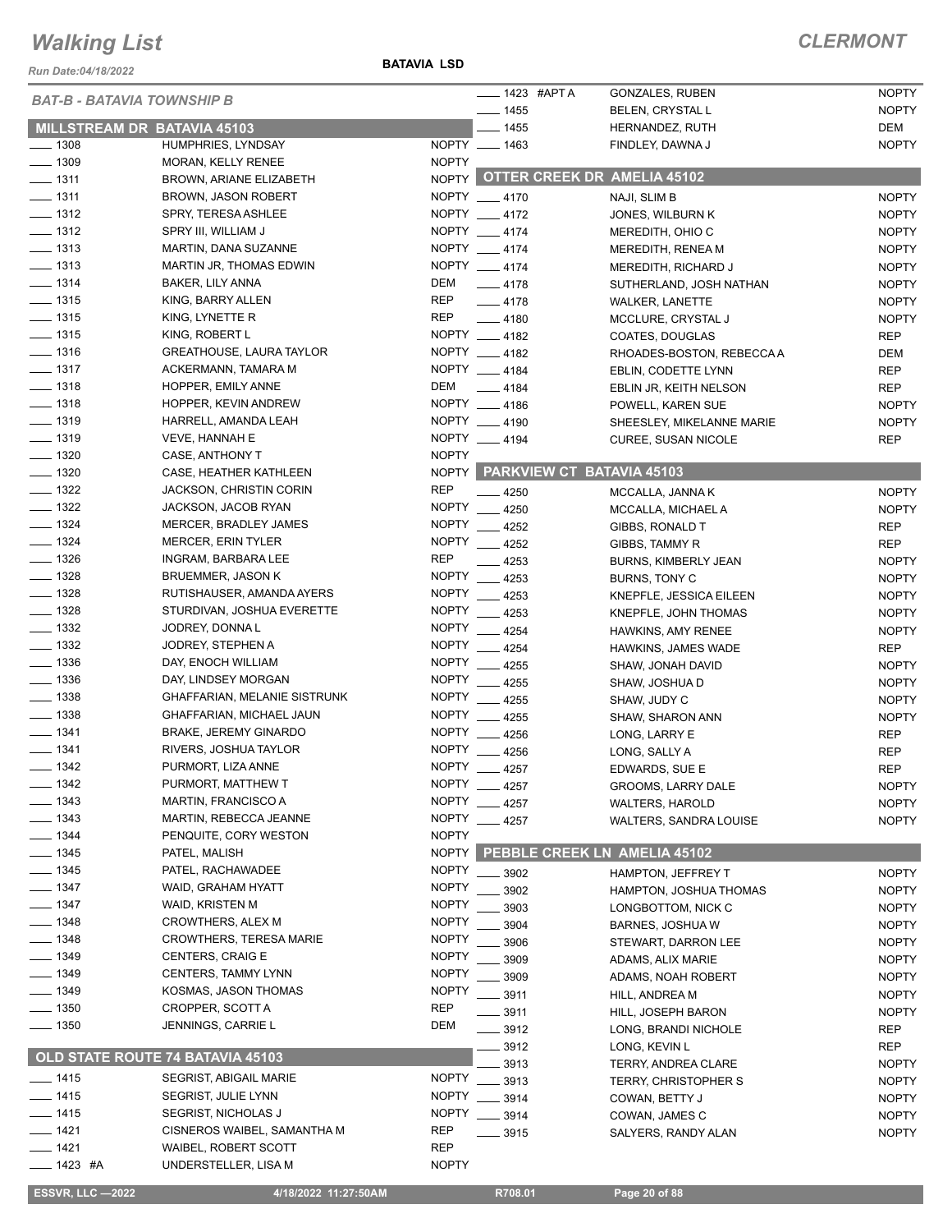# Walking List

**CLERMONT**

Run Date:04/18/2022

**BATAVIA LSD**

*BAT-B - BATAVIA TOWNSHIP B*

## MILLSTREAM DR BATAVIA 45103

| No. | Name | Party |
|---|---|---|
| ____ 1308 | HUMPHRIES, LYNDSAY | NOPTY |
| ____ 1309 | MORAN, KELLY RENEE | NOPTY |
| ____ 1311 | BROWN, ARIANE ELIZABETH | NOPTY |
| ____ 1311 | BROWN, JASON ROBERT | NOPTY |
| ____ 1312 | SPRY, TERESA ASHLEE | NOPTY |
| ____ 1312 | SPRY III, WILLIAM J | NOPTY |
| ____ 1313 | MARTIN, DANA SUZANNE | NOPTY |
| ____ 1313 | MARTIN JR, THOMAS EDWIN | NOPTY |
| ____ 1314 | BAKER, LILY ANNA | DEM |
| ____ 1315 | KING, BARRY ALLEN | REP |
| ____ 1315 | KING, LYNETTE R | REP |
| ____ 1315 | KING, ROBERT L | NOPTY |
| ____ 1316 | GREATHOUSE, LAURA TAYLOR | NOPTY |
| ____ 1317 | ACKERMANN, TAMARA M | NOPTY |
| ____ 1318 | HOPPER, EMILY ANNE | DEM |
| ____ 1318 | HOPPER, KEVIN ANDREW | NOPTY |
| ____ 1319 | HARRELL, AMANDA LEAH | NOPTY |
| ____ 1319 | VEVE, HANNAH E | NOPTY |
| ____ 1320 | CASE, ANTHONY T | NOPTY |
| ____ 1320 | CASE, HEATHER KATHLEEN | NOPTY |
| ____ 1322 | JACKSON, CHRISTIN CORIN | REP |
| ____ 1322 | JACKSON, JACOB RYAN | NOPTY |
| ____ 1324 | MERCER, BRADLEY JAMES | NOPTY |
| ____ 1324 | MERCER, ERIN TYLER | NOPTY |
| ____ 1326 | INGRAM, BARBARA LEE | REP |
| ____ 1328 | BRUEMMER, JASON K | NOPTY |
| ____ 1328 | RUTISHAUSER, AMANDA AYERS | NOPTY |
| ____ 1328 | STURDIVAN, JOSHUA EVERETTE | NOPTY |
| ____ 1332 | JODREY, DONNA L | NOPTY |
| ____ 1332 | JODREY, STEPHEN A | NOPTY |
| ____ 1336 | DAY, ENOCH WILLIAM | NOPTY |
| ____ 1336 | DAY, LINDSEY MORGAN | NOPTY |
| ____ 1338 | GHAFFARIAN, MELANIE SISTRUNK | NOPTY |
| ____ 1338 | GHAFFARIAN, MICHAEL JAUN | NOPTY |
| ____ 1341 | BRAKE, JEREMY GINARDO | NOPTY |
| ____ 1341 | RIVERS, JOSHUA TAYLOR | NOPTY |
| ____ 1342 | PURMORT, LIZA ANNE | NOPTY |
| ____ 1342 | PURMORT, MATTHEW T | NOPTY |
| ____ 1343 | MARTIN, FRANCISCO A | NOPTY |
| ____ 1343 | MARTIN, REBECCA JEANNE | NOPTY |
| ____ 1344 | PENQUITE, CORY WESTON | NOPTY |
| ____ 1345 | PATEL, MALISH | NOPTY |
| ____ 1345 | PATEL, RACHAWADEE | NOPTY |
| ____ 1347 | WAID, GRAHAM HYATT | NOPTY |
| ____ 1347 | WAID, KRISTEN M | NOPTY |
| ____ 1348 | CROWTHERS, ALEX M | NOPTY |
| ____ 1348 | CROWTHERS, TERESA MARIE | NOPTY |
| ____ 1349 | CENTERS, CRAIG E | NOPTY |
| ____ 1349 | CENTERS, TAMMY LYNN | NOPTY |
| ____ 1349 | KOSMAS, JASON THOMAS | NOPTY |
| ____ 1350 | CROPPER, SCOTT A | REP |
| ____ 1350 | JENNINGS, CARRIE L | DEM |

## OLD STATE ROUTE 74 BATAVIA 45103

| No. | Name | Party |
|---|---|---|
| ____ 1415 | SEGRIST, ABIGAIL MARIE | NOPTY |
| ____ 1415 | SEGRIST, JULIE LYNN | NOPTY |
| ____ 1415 | SEGRIST, NICHOLAS J | NOPTY |
| ____ 1421 | CISNEROS WAIBEL, SAMANTHA M | REP |
| ____ 1421 | WAIBEL, ROBERT SCOTT | REP |
| ____ 1423 #A | UNDERSTELLER, LISA M | NOPTY |
| ____ 1423 #APT A | GONZALES, RUBEN | NOPTY |
| ____ 1455 | BELEN, CRYSTAL L | NOPTY |
| ____ 1455 | HERNANDEZ, RUTH | DEM |
| ____ 1463 | FINDLEY, DAWNA J | NOPTY |

## OTTER CREEK DR AMELIA 45102

| No. | Name | Party |
|---|---|---|
| ____ 4170 | NAJI, SLIM B | NOPTY |
| ____ 4172 | JONES, WILBURN K | NOPTY |
| ____ 4174 | MEREDITH, OHIO C | NOPTY |
| ____ 4174 | MEREDITH, RENEA M | NOPTY |
| ____ 4174 | MEREDITH, RICHARD J | NOPTY |
| ____ 4178 | SUTHERLAND, JOSH NATHAN | NOPTY |
| ____ 4178 | WALKER, LANETTE | NOPTY |
| ____ 4180 | MCCLURE, CRYSTAL J | NOPTY |
| ____ 4182 | COATES, DOUGLAS | REP |
| ____ 4182 | RHOADES-BOSTON, REBECCA A | DEM |
| ____ 4184 | EBLIN, CODETTE LYNN | REP |
| ____ 4184 | EBLIN JR, KEITH NELSON | REP |
| ____ 4186 | POWELL, KAREN SUE | NOPTY |
| ____ 4190 | SHEESLEY, MIKELANNE MARIE | NOPTY |
| ____ 4194 | CUREE, SUSAN NICOLE | REP |

## PARKVIEW CT BATAVIA 45103

| No. | Name | Party |
|---|---|---|
| ____ 4250 | MCCALLA, JANNA K | NOPTY |
| ____ 4250 | MCCALLA, MICHAEL A | NOPTY |
| ____ 4252 | GIBBS, RONALD T | REP |
| ____ 4252 | GIBBS, TAMMY R | REP |
| ____ 4253 | BURNS, KIMBERLY JEAN | NOPTY |
| ____ 4253 | BURNS, TONY C | NOPTY |
| ____ 4253 | KNEPFLE, JESSICA EILEEN | NOPTY |
| ____ 4253 | KNEPFLE, JOHN THOMAS | NOPTY |
| ____ 4254 | HAWKINS, AMY RENEE | NOPTY |
| ____ 4254 | HAWKINS, JAMES WADE | REP |
| ____ 4255 | SHAW, JONAH DAVID | NOPTY |
| ____ 4255 | SHAW, JOSHUA D | NOPTY |
| ____ 4255 | SHAW, JUDY C | NOPTY |
| ____ 4255 | SHAW, SHARON ANN | NOPTY |
| ____ 4256 | LONG, LARRY E | REP |
| ____ 4256 | LONG, SALLY A | REP |
| ____ 4257 | EDWARDS, SUE E | REP |
| ____ 4257 | GROOMS, LARRY DALE | NOPTY |
| ____ 4257 | WALTERS, HAROLD | NOPTY |
| ____ 4257 | WALTERS, SANDRA LOUISE | NOPTY |

## PEBBLE CREEK LN AMELIA 45102

| No. | Name | Party |
|---|---|---|
| ____ 3902 | HAMPTON, JEFFREY T | NOPTY |
| ____ 3902 | HAMPTON, JOSHUA THOMAS | NOPTY |
| ____ 3903 | LONGBOTTOM, NICK C | NOPTY |
| ____ 3904 | BARNES, JOSHUA W | NOPTY |
| ____ 3906 | STEWART, DARRON LEE | NOPTY |
| ____ 3909 | ADAMS, ALIX MARIE | NOPTY |
| ____ 3909 | ADAMS, NOAH ROBERT | NOPTY |
| ____ 3911 | HILL, ANDREA M | NOPTY |
| ____ 3911 | HILL, JOSEPH BARON | NOPTY |
| ____ 3912 | LONG, BRANDI NICHOLE | REP |
| ____ 3912 | LONG, KEVIN L | REP |
| ____ 3913 | TERRY, ANDREA CLARE | NOPTY |
| ____ 3913 | TERRY, CHRISTOPHER S | NOPTY |
| ____ 3914 | COWAN, BETTY J | NOPTY |
| ____ 3914 | COWAN, JAMES C | NOPTY |
| ____ 3915 | SALYERS, RANDY ALAN | NOPTY |

ESSVR, LLC —2022 | 4/18/2022 11:27:50AM | R708.01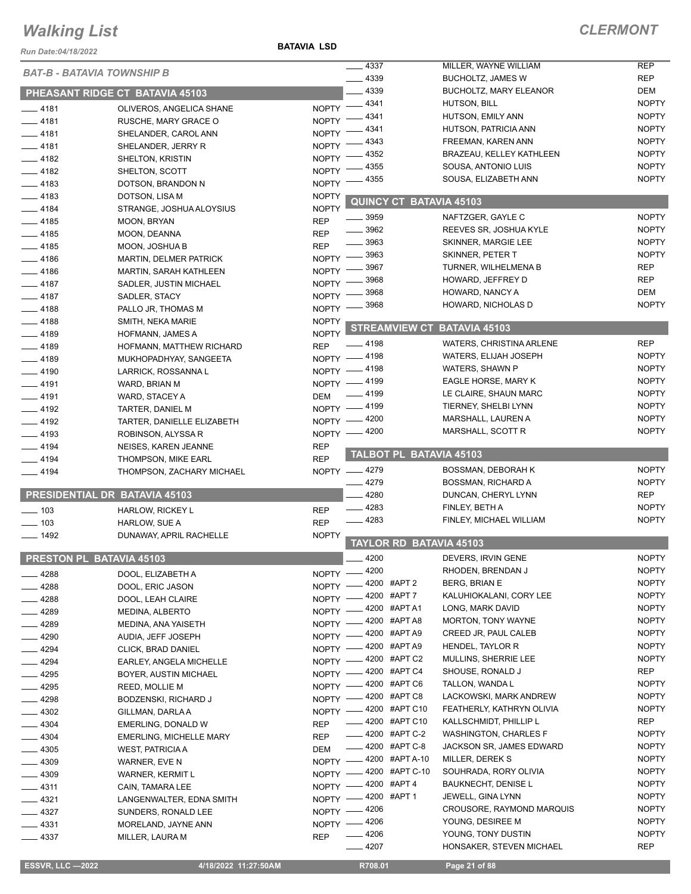# Walking List

## CLERMONT

Run Date:04/18/2022

BATAVIA LSD

### BAT-B - BATAVIA TOWNSHIP B

#### PHEASANT RIDGE CT BATAVIA 45103

| No. | Name | Party |
|---|---|---|
| 4181 | OLIVEROS, ANGELICA SHANE | NOPTY |
| 4181 | RUSCHE, MARY GRACE O | NOPTY |
| 4181 | SHELANDER, CAROL ANN | NOPTY |
| 4181 | SHELANDER, JERRY R | NOPTY |
| 4182 | SHELTON, KRISTIN | NOPTY |
| 4182 | SHELTON, SCOTT | NOPTY |
| 4183 | DOTSON, BRANDON N | NOPTY |
| 4183 | DOTSON, LISA M | NOPTY |
| 4184 | STRANGE, JOSHUA ALOYSIUS | NOPTY |
| 4185 | MOON, BRYAN | REP |
| 4185 | MOON, DEANNA | REP |
| 4185 | MOON, JOSHUA B | REP |
| 4186 | MARTIN, DELMER PATRICK | NOPTY |
| 4186 | MARTIN, SARAH KATHLEEN | NOPTY |
| 4187 | SADLER, JUSTIN MICHAEL | NOPTY |
| 4187 | SADLER, STACY | NOPTY |
| 4188 | PALLO JR, THOMAS M | NOPTY |
| 4188 | SMITH, NEKA MARIE | NOPTY |
| 4189 | HOFMANN, JAMES A | NOPTY |
| 4189 | HOFMANN, MATTHEW RICHARD | REP |
| 4189 | MUKHOPADHYAY, SANGEETA | NOPTY |
| 4190 | LARRICK, ROSSANNA L | NOPTY |
| 4191 | WARD, BRIAN M | NOPTY |
| 4191 | WARD, STACEY A | DEM |
| 4192 | TARTER, DANIEL M | NOPTY |
| 4192 | TARTER, DANIELLE ELIZABETH | NOPTY |
| 4193 | ROBINSON, ALYSSA R | NOPTY |
| 4194 | NEISES, KAREN JEANNE | REP |
| 4194 | THOMPSON, MIKE EARL | REP |
| 4194 | THOMPSON, ZACHARY MICHAEL | NOPTY |

#### PRESIDENTIAL DR BATAVIA 45103

| No. | Name | Party |
|---|---|---|
| 103 | HARLOW, RICKEY L | REP |
| 103 | HARLOW, SUE A | REP |
| 1492 | DUNAWAY, APRIL RACHELLE | NOPTY |

#### PRESTON PL BATAVIA 45103

| No. | Name | Party |
|---|---|---|
| 4288 | DOOL, ELIZABETH A | NOPTY |
| 4288 | DOOL, ERIC JASON | NOPTY |
| 4288 | DOOL, LEAH CLAIRE | NOPTY |
| 4289 | MEDINA, ALBERTO | NOPTY |
| 4289 | MEDINA, ANA YAISETH | NOPTY |
| 4290 | AUDIA, JEFF JOSEPH | NOPTY |
| 4294 | CLICK, BRAD DANIEL | NOPTY |
| 4294 | EARLEY, ANGELA MICHELLE | NOPTY |
| 4295 | BOYER, AUSTIN MICHAEL | NOPTY |
| 4295 | REED, MOLLIE M | NOPTY |
| 4298 | BODZENSKI, RICHARD J | NOPTY |
| 4302 | GILLMAN, DARLA A | NOPTY |
| 4304 | EMERLING, DONALD W | REP |
| 4304 | EMERLING, MICHELLE MARY | REP |
| 4305 | WEST, PATRICIA A | DEM |
| 4309 | WARNER, EVE N | NOPTY |
| 4309 | WARNER, KERMIT L | NOPTY |
| 4311 | CAIN, TAMARA LEE | NOPTY |
| 4321 | LANGENWALTER, EDNA SMITH | NOPTY |
| 4327 | SUNDERS, RONALD LEE | NOPTY |
| 4331 | MORELAND, JAYNE ANN | NOPTY |
| 4337 | MILLER, LAURA M | REP |
| 4337 | MILLER, WAYNE WILLIAM | REP |
| 4339 | BUCHOLTZ, JAMES W | REP |
| 4339 | BUCHOLTZ, MARY ELEANOR | DEM |
| 4341 | HUTSON, BILL | NOPTY |
| 4341 | HUTSON, EMILY ANN | NOPTY |
| 4341 | HUTSON, PATRICIA ANN | NOPTY |
| 4343 | FREEMAN, KAREN ANN | NOPTY |
| 4352 | BRAZEAU, KELLEY KATHLEEN | NOPTY |
| 4355 | SOUSA, ANTONIO LUIS | NOPTY |
| 4355 | SOUSA, ELIZABETH ANN | NOPTY |

#### QUINCY CT BATAVIA 45103

| No. | Name | Party |
|---|---|---|
| 3959 | NAFTZGER, GAYLE C | NOPTY |
| 3962 | REEVES SR, JOSHUA KYLE | NOPTY |
| 3963 | SKINNER, MARGIE LEE | NOPTY |
| 3963 | SKINNER, PETER T | NOPTY |
| 3967 | TURNER, WILHELMENA B | REP |
| 3968 | HOWARD, JEFFREY D | REP |
| 3968 | HOWARD, NANCY A | DEM |
| 3968 | HOWARD, NICHOLAS D | NOPTY |

#### STREAMVIEW CT BATAVIA 45103

| No. | Name | Party |
|---|---|---|
| 4198 | WATERS, CHRISTINA ARLENE | REP |
| 4198 | WATERS, ELIJAH JOSEPH | NOPTY |
| 4198 | WATERS, SHAWN P | NOPTY |
| 4199 | EAGLE HORSE, MARY K | NOPTY |
| 4199 | LE CLAIRE, SHAUN MARC | NOPTY |
| 4199 | TIERNEY, SHELBI LYNN | NOPTY |
| 4200 | MARSHALL, LAUREN A | NOPTY |
| 4200 | MARSHALL, SCOTT R | NOPTY |

#### TALBOT PL BATAVIA 45103

| No. | Name | Party |
|---|---|---|
| 4279 | BOSSMAN, DEBORAH K | NOPTY |
| 4279 | BOSSMAN, RICHARD A | NOPTY |
| 4280 | DUNCAN, CHERYL LYNN | REP |
| 4283 | FINLEY, BETH A | NOPTY |
| 4283 | FINLEY, MICHAEL WILLIAM | NOPTY |

#### TAYLOR RD BATAVIA 45103

| No. | Name | Party |
|---|---|---|
| 4200 | DEVERS, IRVIN GENE | NOPTY |
| 4200 | RHODEN, BRENDAN J | NOPTY |
| 4200 #APT 2 | BERG, BRIAN E | NOPTY |
| 4200 #APT 7 | KALUHIOKALANI, CORY LEE | NOPTY |
| 4200 #APT A1 | LONG, MARK DAVID | NOPTY |
| 4200 #APT A8 | MORTON, TONY WAYNE | NOPTY |
| 4200 #APT A9 | CREED JR, PAUL CALEB | NOPTY |
| 4200 #APT A9 | HENDEL, TAYLOR R | NOPTY |
| 4200 #APT C2 | MULLINS, SHERRIE LEE | NOPTY |
| 4200 #APT C4 | SHOUSE, RONALD J | REP |
| 4200 #APT C6 | TALLON, WANDA L | NOPTY |
| 4200 #APT C8 | LACKOWSKI, MARK ANDREW | NOPTY |
| 4200 #APT C10 | FEATHERLY, KATHRYN OLIVIA | NOPTY |
| 4200 #APT C10 | KALLSCHMIDT, PHILLIP L | REP |
| 4200 #APT C-2 | WASHINGTON, CHARLES F | NOPTY |
| 4200 #APT C-8 | JACKSON SR, JAMES EDWARD | NOPTY |
| 4200 #APT A-10 | MILLER, DEREK S | NOPTY |
| 4200 #APT C-10 | SOUHRADA, RORY OLIVIA | NOPTY |
| 4200 #APT 4 | BAUKNECHT, DENISE L | NOPTY |
| 4200 #APT 1 | JEWELL, GINA LYNN | NOPTY |
| 4206 | CROUSORE, RAYMOND MARQUIS | NOPTY |
| 4206 | YOUNG, DESIREE M | NOPTY |
| 4206 | YOUNG, TONY DUSTIN | NOPTY |
| 4207 | HONSAKER, STEVEN MICHAEL | REP |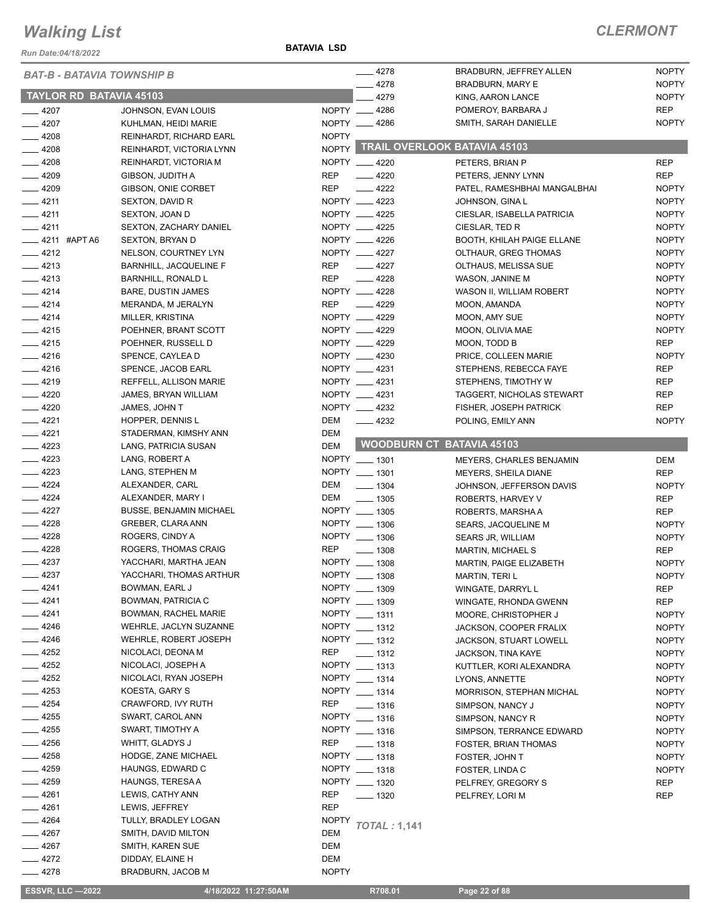# Walking List

## CLERMONT

Run Date:04/18/2022

BATAVIA LSD

### BAT-B - BATAVIA TOWNSHIP B

### TAYLOR RD BATAVIA 45103

| No. | Name | Party |
|---|---|---|
| ____ 4207 | JOHNSON, EVAN LOUIS | NOPTY |
| ____ 4207 | KUHLMAN, HEIDI MARIE | NOPTY |
| ____ 4208 | REINHARDT, RICHARD EARL | NOPTY |
| ____ 4208 | REINHARDT, VICTORIA LYNN | NOPTY |
| ____ 4208 | REINHARDT, VICTORIA M | NOPTY |
| ____ 4209 | GIBSON, JUDITH A | REP |
| ____ 4209 | GIBSON, ONIE CORBET | REP |
| ____ 4211 | SEXTON, DAVID R | NOPTY |
| ____ 4211 | SEXTON, JOAN D | NOPTY |
| ____ 4211 | SEXTON, ZACHARY DANIEL | NOPTY |
| ____ 4211 #APT A6 | SEXTON, BRYAN D | NOPTY |
| ____ 4212 | NELSON, COURTNEY LYN | NOPTY |
| ____ 4213 | BARNHILL, JACQUELINE F | REP |
| ____ 4213 | BARNHILL, RONALD L | REP |
| ____ 4214 | BARE, DUSTIN JAMES | NOPTY |
| ____ 4214 | MERANDA, M JERALYN | REP |
| ____ 4214 | MILLER, KRISTINA | NOPTY |
| ____ 4215 | POEHNER, BRANT SCOTT | NOPTY |
| ____ 4215 | POEHNER, RUSSELL D | NOPTY |
| ____ 4216 | SPENCE, CAYLEA D | NOPTY |
| ____ 4216 | SPENCE, JACOB EARL | NOPTY |
| ____ 4219 | REFFELL, ALLISON MARIE | NOPTY |
| ____ 4220 | JAMES, BRYAN WILLIAM | NOPTY |
| ____ 4220 | JAMES, JOHN T | NOPTY |
| ____ 4221 | HOPPER, DENNIS L | DEM |
| ____ 4221 | STADERMAN, KIMSHY ANN | DEM |
| ____ 4223 | LANG, PATRICIA SUSAN | DEM |
| ____ 4223 | LANG, ROBERT A | NOPTY |
| ____ 4223 | LANG, STEPHEN M | NOPTY |
| ____ 4224 | ALEXANDER, CARL | DEM |
| ____ 4224 | ALEXANDER, MARY I | DEM |
| ____ 4227 | BUSSE, BENJAMIN MICHAEL | NOPTY |
| ____ 4228 | GREBER, CLARA ANN | NOPTY |
| ____ 4228 | ROGERS, CINDY A | NOPTY |
| ____ 4228 | ROGERS, THOMAS CRAIG | REP |
| ____ 4237 | YACCHARI, MARTHA JEAN | NOPTY |
| ____ 4237 | YACCHARI, THOMAS ARTHUR | NOPTY |
| ____ 4241 | BOWMAN, EARL J | NOPTY |
| ____ 4241 | BOWMAN, PATRICIA C | NOPTY |
| ____ 4241 | BOWMAN, RACHEL MARIE | NOPTY |
| ____ 4246 | WEHRLE, JACLYN SUZANNE | NOPTY |
| ____ 4246 | WEHRLE, ROBERT JOSEPH | NOPTY |
| ____ 4252 | NICOLACI, DEONA M | REP |
| ____ 4252 | NICOLACI, JOSEPH A | NOPTY |
| ____ 4252 | NICOLACI, RYAN JOSEPH | NOPTY |
| ____ 4253 | KOESTA, GARY S | NOPTY |
| ____ 4254 | CRAWFORD, IVY RUTH | REP |
| ____ 4255 | SWART, CAROL ANN | NOPTY |
| ____ 4255 | SWART, TIMOTHY A | NOPTY |
| ____ 4256 | WHITT, GLADYS J | REP |
| ____ 4258 | HODGE, ZANE MICHAEL | NOPTY |
| ____ 4259 | HAUNGS, EDWARD C | NOPTY |
| ____ 4259 | HAUNGS, TERESA A | NOPTY |
| ____ 4261 | LEWIS, CATHY ANN | REP |
| ____ 4261 | LEWIS, JEFFREY | REP |
| ____ 4264 | TULLY, BRADLEY LOGAN | NOPTY |
| ____ 4267 | SMITH, DAVID MILTON | DEM |
| ____ 4267 | SMITH, KAREN SUE | DEM |
| ____ 4272 | DIDDAY, ELAINE H | DEM |
| ____ 4278 | BRADBURN, JACOB M | NOPTY |
| ____ 4278 | BRADBURN, JEFFREY ALLEN | NOPTY |
| ____ 4278 | BRADBURN, MARY E | NOPTY |
| ____ 4279 | KING, AARON LANCE | NOPTY |
| ____ 4286 | POMEROY, BARBARA J | REP |
| ____ 4286 | SMITH, SARAH DANIELLE | NOPTY |

### TRAIL OVERLOOK BATAVIA 45103

| No. | Name | Party |
|---|---|---|
| ____ 4220 | PETERS, BRIAN P | REP |
| ____ 4220 | PETERS, JENNY LYNN | REP |
| ____ 4222 | PATEL, RAMESHBHAI MANGALBHAI | NOPTY |
| ____ 4223 | JOHNSON, GINA L | NOPTY |
| ____ 4225 | CIESLAR, ISABELLA PATRICIA | NOPTY |
| ____ 4225 | CIESLAR, TED R | NOPTY |
| ____ 4226 | BOOTH, KHILAH PAIGE ELLANE | NOPTY |
| ____ 4227 | OLTHAUR, GREG THOMAS | NOPTY |
| ____ 4227 | OLTHAUS, MELISSA SUE | NOPTY |
| ____ 4228 | WASON, JANINE M | NOPTY |
| ____ 4228 | WASON II, WILLIAM ROBERT | NOPTY |
| ____ 4229 | MOON, AMANDA | NOPTY |
| ____ 4229 | MOON, AMY SUE | NOPTY |
| ____ 4229 | MOON, OLIVIA MAE | NOPTY |
| ____ 4229 | MOON, TODD B | REP |
| ____ 4230 | PRICE, COLLEEN MARIE | NOPTY |
| ____ 4231 | STEPHENS, REBECCA FAYE | REP |
| ____ 4231 | STEPHENS, TIMOTHY W | REP |
| ____ 4231 | TAGGERT, NICHOLAS STEWART | REP |
| ____ 4232 | FISHER, JOSEPH PATRICK | REP |
| ____ 4232 | POLING, EMILY ANN | NOPTY |

### WOODBURN CT BATAVIA 45103

| No. | Name | Party |
|---|---|---|
| ____ 1301 | MEYERS, CHARLES BENJAMIN | DEM |
| ____ 1301 | MEYERS, SHEILA DIANE | REP |
| ____ 1304 | JOHNSON, JEFFERSON DAVIS | NOPTY |
| ____ 1305 | ROBERTS, HARVEY V | REP |
| ____ 1305 | ROBERTS, MARSHA A | REP |
| ____ 1306 | SEARS, JACQUELINE M | NOPTY |
| ____ 1306 | SEARS JR, WILLIAM | NOPTY |
| ____ 1308 | MARTIN, MICHAEL S | REP |
| ____ 1308 | MARTIN, PAIGE ELIZABETH | NOPTY |
| ____ 1308 | MARTIN, TERI L | NOPTY |
| ____ 1309 | WINGATE, DARRYL L | REP |
| ____ 1309 | WINGATE, RHONDA GWENN | REP |
| ____ 1311 | MOORE, CHRISTOPHER J | NOPTY |
| ____ 1312 | JACKSON, COOPER FRALIX | NOPTY |
| ____ 1312 | JACKSON, STUART LOWELL | NOPTY |
| ____ 1312 | JACKSON, TINA KAYE | NOPTY |
| ____ 1313 | KUTTLER, KORI ALEXANDRA | NOPTY |
| ____ 1314 | LYONS, ANNETTE | NOPTY |
| ____ 1314 | MORRISON, STEPHAN MICHAL | NOPTY |
| ____ 1316 | SIMPSON, NANCY J | NOPTY |
| ____ 1316 | SIMPSON, NANCY R | NOPTY |
| ____ 1316 | SIMPSON, TERRANCE EDWARD | NOPTY |
| ____ 1318 | FOSTER, BRIAN THOMAS | NOPTY |
| ____ 1318 | FOSTER, JOHN T | NOPTY |
| ____ 1318 | FOSTER, LINDA C | NOPTY |
| ____ 1320 | PELFREY, GREGORY S | REP |
| ____ 1320 | PELFREY, LORI M | REP |

*TOTAL :* **1,141**

ESSVR, LLC —2022 4/18/2022 11:27:50AM R708.01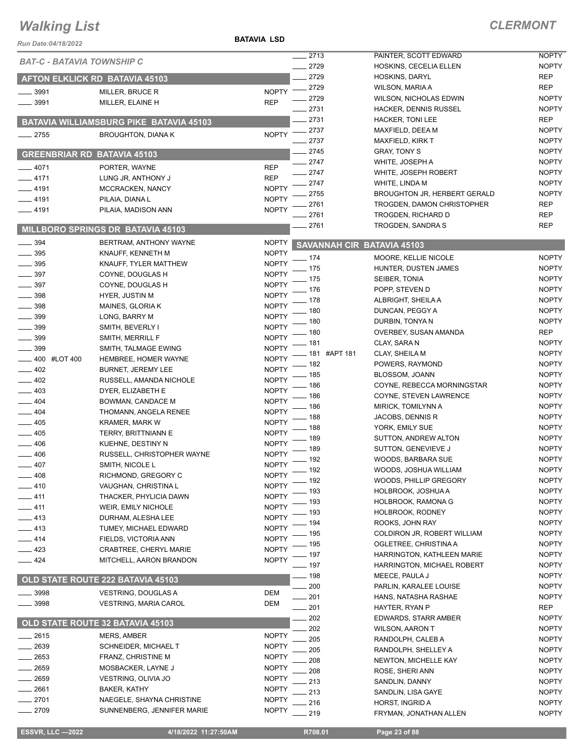# Walking List

## CLERMONT

Run Date:04/18/2022

BATAVIA LSD

### BAT-C - BATAVIA TOWNSHIP C

### AFTON ELKLICK RD BATAVIA 45103

| No. | Name | Party |
|---|---|---|
| 3991 | MILLER, BRUCE R | NOPTY |
| 3991 | MILLER, ELAINE H | REP |

### BATAVIA WILLIAMSBURG PIKE BATAVIA 45103

| No. | Name | Party |
|---|---|---|
| 2755 | BROUGHTON, DIANA K | NOPTY |

### GREENBRIAR RD BATAVIA 45103

| No. | Name | Party |
|---|---|---|
| 4071 | PORTER, WAYNE | REP |
| 4171 | LUNG JR, ANTHONY J | REP |
| 4191 | MCCRACKEN, NANCY | NOPTY |
| 4191 | PILAIA, DIANA L | NOPTY |
| 4191 | PILAIA, MADISON ANN | NOPTY |

### MILLBORO SPRINGS DR BATAVIA 45103

| No. | Name | Party |
|---|---|---|
| 394 | BERTRAM, ANTHONY WAYNE | NOPTY |
| 395 | KNAUFF, KENNETH M | NOPTY |
| 395 | KNAUFF, TYLER MATTHEW | NOPTY |
| 397 | COYNE, DOUGLAS H | NOPTY |
| 397 | COYNE, DOUGLAS H | NOPTY |
| 398 | HYER, JUSTIN M | NOPTY |
| 398 | MAINES, GLORIA K | NOPTY |
| 399 | LONG, BARRY M | NOPTY |
| 399 | SMITH, BEVERLY I | NOPTY |
| 399 | SMITH, MERRILL F | NOPTY |
| 399 | SMITH, TALMAGE EWING | NOPTY |
| 400 #LOT 400 | HEMBREE, HOMER WAYNE | NOPTY |
| 402 | BURNET, JEREMY LEE | NOPTY |
| 402 | RUSSELL, AMANDA NICHOLE | NOPTY |
| 403 | DYER, ELIZABETH E | NOPTY |
| 404 | BOWMAN, CANDACE M | NOPTY |
| 404 | THOMANN, ANGELA RENEE | NOPTY |
| 405 | KRAMER, MARK W | NOPTY |
| 405 | TERRY, BRITTNIANN E | NOPTY |
| 406 | KUEHNE, DESTINY N | NOPTY |
| 406 | RUSSELL, CHRISTOPHER WAYNE | NOPTY |
| 407 | SMITH, NICOLE L | NOPTY |
| 408 | RICHMOND, GREGORY C | NOPTY |
| 410 | VAUGHAN, CHRISTINA L | NOPTY |
| 411 | THACKER, PHYLICIA DAWN | NOPTY |
| 411 | WEIR, EMILY NICHOLE | NOPTY |
| 413 | DURHAM, ALESHA LEE | NOPTY |
| 413 | TUMEY, MICHAEL EDWARD | NOPTY |
| 414 | FIELDS, VICTORIA ANN | NOPTY |
| 423 | CRABTREE, CHERYL MARIE | NOPTY |
| 424 | MITCHELL, AARON BRANDON | NOPTY |

### OLD STATE ROUTE 222 BATAVIA 45103

| No. | Name | Party |
|---|---|---|
| 3998 | VESTRING, DOUGLAS A | DEM |
| 3998 | VESTRING, MARIA CAROL | DEM |

### OLD STATE ROUTE 32 BATAVIA 45103

| No. | Name | Party |
|---|---|---|
| 2615 | MERS, AMBER | NOPTY |
| 2639 | SCHNEIDER, MICHAEL T | NOPTY |
| 2653 | FRANZ, CHRISTINE M | NOPTY |
| 2659 | MOSBACKER, LAYNE J | NOPTY |
| 2659 | VESTRING, OLIVIA JO | NOPTY |
| 2661 | BAKER, KATHY | NOPTY |
| 2701 | NAEGELE, SHAYNA CHRISTINE | NOPTY |
| 2709 | SUNNENBERG, JENNIFER MARIE | NOPTY |
| 2713 | PAINTER, SCOTT EDWARD | NOPTY |
| 2729 | HOSKINS, CECELIA ELLEN | NOPTY |
| 2729 | HOSKINS, DARYL | REP |
| 2729 | WILSON, MARIA A | REP |
| 2729 | WILSON, NICHOLAS EDWIN | NOPTY |
| 2731 | HACKER, DENNIS RUSSEL | NOPTY |
| 2731 | HACKER, TONI LEE | REP |
| 2737 | MAXFIELD, DEEA M | NOPTY |
| 2737 | MAXFIELD, KIRK T | NOPTY |
| 2745 | GRAY, TONY S | NOPTY |
| 2747 | WHITE, JOSEPH A | NOPTY |
| 2747 | WHITE, JOSEPH ROBERT | NOPTY |
| 2747 | WHITE, LINDA M | NOPTY |
| 2755 | BROUGHTON JR, HERBERT GERALD | NOPTY |
| 2761 | TROGDEN, DAMON CHRISTOPHER | REP |
| 2761 | TROGDEN, RICHARD D | REP |
| 2761 | TROGDEN, SANDRA S | REP |

### SAVANNAH CIR BATAVIA 45103

| No. | Name | Party |
|---|---|---|
| 174 | MOORE, KELLIE NICOLE | NOPTY |
| 175 | HUNTER, DUSTEN JAMES | NOPTY |
| 175 | SEIBER, TONIA | NOPTY |
| 176 | POPP, STEVEN D | NOPTY |
| 178 | ALBRIGHT, SHEILA A | NOPTY |
| 180 | DUNCAN, PEGGY A | NOPTY |
| 180 | DURBIN, TONYA N | NOPTY |
| 180 | OVERBEY, SUSAN AMANDA | REP |
| 181 | CLAY, SARA N | NOPTY |
| 181 #APT 181 | CLAY, SHEILA M | NOPTY |
| 182 | POWERS, RAYMOND | NOPTY |
| 185 | BLOSSOM, JOANN | NOPTY |
| 186 | COYNE, REBECCA MORNINGSTAR | NOPTY |
| 186 | COYNE, STEVEN LAWRENCE | NOPTY |
| 186 | MIRICK, TOMILYNN A | NOPTY |
| 188 | JACOBS, DENNIS R | NOPTY |
| 188 | YORK, EMILY SUE | NOPTY |
| 189 | SUTTON, ANDREW ALTON | NOPTY |
| 189 | SUTTON, GENEVIEVE J | NOPTY |
| 192 | WOODS, BARBARA SUE | NOPTY |
| 192 | WOODS, JOSHUA WILLIAM | NOPTY |
| 192 | WOODS, PHILLIP GREGORY | NOPTY |
| 193 | HOLBROOK, JOSHUA A | NOPTY |
| 193 | HOLBROOK, RAMONA G | NOPTY |
| 193 | HOLBROOK, RODNEY | NOPTY |
| 194 | ROOKS, JOHN RAY | NOPTY |
| 195 | COLDIRON JR, ROBERT WILLIAM | NOPTY |
| 195 | OGLETREE, CHRISTINA A | NOPTY |
| 197 | HARRINGTON, KATHLEEN MARIE | NOPTY |
| 197 | HARRINGTON, MICHAEL ROBERT | NOPTY |
| 198 | MEECE, PAULA J | NOPTY |
| 200 | PARLIN, KARALEE LOUISE | NOPTY |
| 201 | HANS, NATASHA RASHAE | NOPTY |
| 201 | HAYTER, RYAN P | REP |
| 202 | EDWARDS, STARR AMBER | NOPTY |
| 202 | WILSON, AARON T | NOPTY |
| 205 | RANDOLPH, CALEB A | NOPTY |
| 205 | RANDOLPH, SHELLEY A | NOPTY |
| 208 | NEWTON, MICHELLE KAY | NOPTY |
| 208 | ROSE, SHERI ANN | NOPTY |
| 213 | SANDLIN, DANNY | NOPTY |
| 213 | SANDLIN, LISA GAYE | NOPTY |
| 216 | HORST, INGRID A | NOPTY |
| 219 | FRYMAN, JONATHAN ALLEN | NOPTY |

ESSVR, LLC —2022 4/18/2022 11:27:50AM R708.01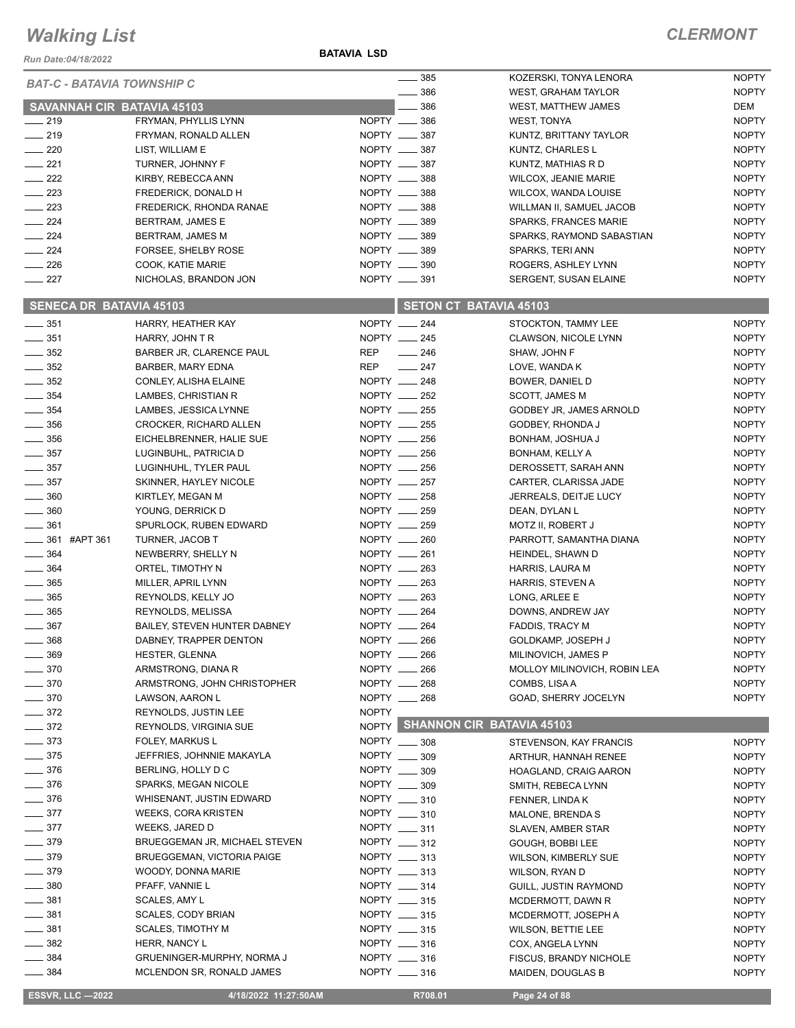# Walking List

## CLERMONT

Run Date:04/18/2022

**BATAVIA LSD**

### BAT-C - BATAVIA TOWNSHIP C

#### SAVANNAH CIR BATAVIA 45103

| No. | Name | Party |
|---|---|---|
| 219 | FRYMAN, PHYLLIS LYNN | NOPTY |
| 219 | FRYMAN, RONALD ALLEN | NOPTY |
| 220 | LIST, WILLIAM E | NOPTY |
| 221 | TURNER, JOHNNY F | NOPTY |
| 222 | KIRBY, REBECCA ANN | NOPTY |
| 223 | FREDERICK, DONALD H | NOPTY |
| 223 | FREDERICK, RHONDA RANAE | NOPTY |
| 224 | BERTRAM, JAMES E | NOPTY |
| 224 | BERTRAM, JAMES M | NOPTY |
| 224 | FORSEE, SHELBY ROSE | NOPTY |
| 226 | COOK, KATIE MARIE | NOPTY |
| 227 | NICHOLAS, BRANDON JON | NOPTY |

#### SENECA DR BATAVIA 45103

| No. | Name | Party |
|---|---|---|
| 351 | HARRY, HEATHER KAY | NOPTY |
| 351 | HARRY, JOHN T R | NOPTY |
| 352 | BARBER JR, CLARENCE PAUL | REP |
| 352 | BARBER, MARY EDNA | REP |
| 352 | CONLEY, ALISHA ELAINE | NOPTY |
| 354 | LAMBES, CHRISTIAN R | NOPTY |
| 354 | LAMBES, JESSICA LYNNE | NOPTY |
| 356 | CROCKER, RICHARD ALLEN | NOPTY |
| 356 | EICHELBRENNER, HALIE SUE | NOPTY |
| 357 | LUGINBUHL, PATRICIA D | NOPTY |
| 357 | LUGINHUHL, TYLER PAUL | NOPTY |
| 357 | SKINNER, HAYLEY NICOLE | NOPTY |
| 360 | KIRTLEY, MEGAN M | NOPTY |
| 360 | YOUNG, DERRICK D | NOPTY |
| 361 | SPURLOCK, RUBEN EDWARD | NOPTY |
| 361 #APT 361 | TURNER, JACOB T | NOPTY |
| 364 | NEWBERRY, SHELLY N | NOPTY |
| 364 | ORTEL, TIMOTHY N | NOPTY |
| 365 | MILLER, APRIL LYNN | NOPTY |
| 365 | REYNOLDS, KELLY JO | NOPTY |
| 365 | REYNOLDS, MELISSA | NOPTY |
| 367 | BAILEY, STEVEN HUNTER DABNEY | NOPTY |
| 368 | DABNEY, TRAPPER DENTON | NOPTY |
| 369 | HESTER, GLENNA | NOPTY |
| 370 | ARMSTRONG, DIANA R | NOPTY |
| 370 | ARMSTRONG, JOHN CHRISTOPHER | NOPTY |
| 370 | LAWSON, AARON L | NOPTY |
| 372 | REYNOLDS, JUSTIN LEE | NOPTY |
| 372 | REYNOLDS, VIRGINIA SUE | NOPTY |
| 373 | FOLEY, MARKUS L | NOPTY |
| 375 | JEFFRIES, JOHNNIE MAKAYLA | NOPTY |
| 376 | BERLING, HOLLY D C | NOPTY |
| 376 | SPARKS, MEGAN NICOLE | NOPTY |
| 376 | WHISENANT, JUSTIN EDWARD | NOPTY |
| 377 | WEEKS, CORA KRISTEN | NOPTY |
| 377 | WEEKS, JARED D | NOPTY |
| 379 | BRUEGGEMAN JR, MICHAEL STEVEN | NOPTY |
| 379 | BRUEGGEMAN, VICTORIA PAIGE | NOPTY |
| 379 | WOODY, DONNA MARIE | NOPTY |
| 380 | PFAFF, VANNIE L | NOPTY |
| 381 | SCALES, AMY L | NOPTY |
| 381 | SCALES, CODY BRIAN | NOPTY |
| 381 | SCALES, TIMOTHY M | NOPTY |
| 382 | HERR, NANCY L | NOPTY |
| 384 | GRUENINGER-MURPHY, NORMA J | NOPTY |
| 384 | MCLENDON SR, RONALD JAMES | NOPTY |
| 385 | KOZERSKI, TONYA LENORA | NOPTY |
| 386 | WEST, GRAHAM TAYLOR | NOPTY |
| 386 | WEST, MATTHEW JAMES | DEM |
| 386 | WEST, TONYA | NOPTY |
| 387 | KUNTZ, BRITTANY TAYLOR | NOPTY |
| 387 | KUNTZ, CHARLES L | NOPTY |
| 387 | KUNTZ, MATHIAS R D | NOPTY |
| 388 | WILCOX, JEANIE MARIE | NOPTY |
| 388 | WILCOX, WANDA LOUISE | NOPTY |
| 388 | WILLMAN II, SAMUEL JACOB | NOPTY |
| 389 | SPARKS, FRANCES MARIE | NOPTY |
| 389 | SPARKS, RAYMOND SEBASTIAN | NOPTY |
| 389 | SPARKS, TERI ANN | NOPTY |
| 390 | ROGERS, ASHLEY LYNN | NOPTY |
| 391 | SERGENT, SUSAN ELAINE | NOPTY |

#### SETON CT BATAVIA 45103

| No. | Name | Party |
|---|---|---|
| 244 | STOCKTON, TAMMY LEE | NOPTY |
| 245 | CLAWSON, NICOLE LYNN | NOPTY |
| 246 | SHAW, JOHN F | NOPTY |
| 247 | LOVE, WANDA K | NOPTY |
| 248 | BOWER, DANIEL D | NOPTY |
| 252 | SCOTT, JAMES M | NOPTY |
| 255 | GODBEY JR, JAMES ARNOLD | NOPTY |
| 255 | GODBEY, RHONDA J | NOPTY |
| 256 | BONHAM, JOSHUA J | NOPTY |
| 256 | BONHAM, KELLY A | NOPTY |
| 256 | DEROSSETT, SARAH ANN | NOPTY |
| 257 | CARTER, CLARISSA JADE | NOPTY |
| 258 | JERREALS, DEITJE LUCY | NOPTY |
| 259 | DEAN, DYLAN L | NOPTY |
| 259 | MOTZ II, ROBERT J | NOPTY |
| 260 | PARROTT, SAMANTHA DIANA | NOPTY |
| 261 | HEINDEL, SHAWN D | NOPTY |
| 263 | HARRIS, LAURA M | NOPTY |
| 263 | HARRIS, STEVEN A | NOPTY |
| 263 | LONG, ARLEE E | NOPTY |
| 264 | DOWNS, ANDREW JAY | NOPTY |
| 264 | FADDIS, TRACY M | NOPTY |
| 266 | GOLDKAMP, JOSEPH J | NOPTY |
| 266 | MILINOVICH, JAMES P | NOPTY |
| 266 | MOLLOY MILINOVICH, ROBIN LEA | NOPTY |
| 268 | COMBS, LISA A | NOPTY |
| 268 | GOAD, SHERRY JOCELYN | NOPTY |

#### SHANNON CIR BATAVIA 45103

| No. | Name | Party |
|---|---|---|
| 308 | STEVENSON, KAY FRANCIS | NOPTY |
| 309 | ARTHUR, HANNAH RENEE | NOPTY |
| 309 | HOAGLAND, CRAIG AARON | NOPTY |
| 309 | SMITH, REBECA LYNN | NOPTY |
| 310 | FENNER, LINDA K | NOPTY |
| 310 | MALONE, BRENDA S | NOPTY |
| 311 | SLAVEN, AMBER STAR | NOPTY |
| 312 | GOUGH, BOBBI LEE | NOPTY |
| 313 | WILSON, KIMBERLY SUE | NOPTY |
| 313 | WILSON, RYAN D | NOPTY |
| 314 | GUILL, JUSTIN RAYMOND | NOPTY |
| 315 | MCDERMOTT, DAWN R | NOPTY |
| 315 | MCDERMOTT, JOSEPH A | NOPTY |
| 315 | WILSON, BETTIE LEE | NOPTY |
| 316 | COX, ANGELA LYNN | NOPTY |
| 316 | FISCUS, BRANDY NICHOLE | NOPTY |
| 316 | MAIDEN, DOUGLAS B | NOPTY |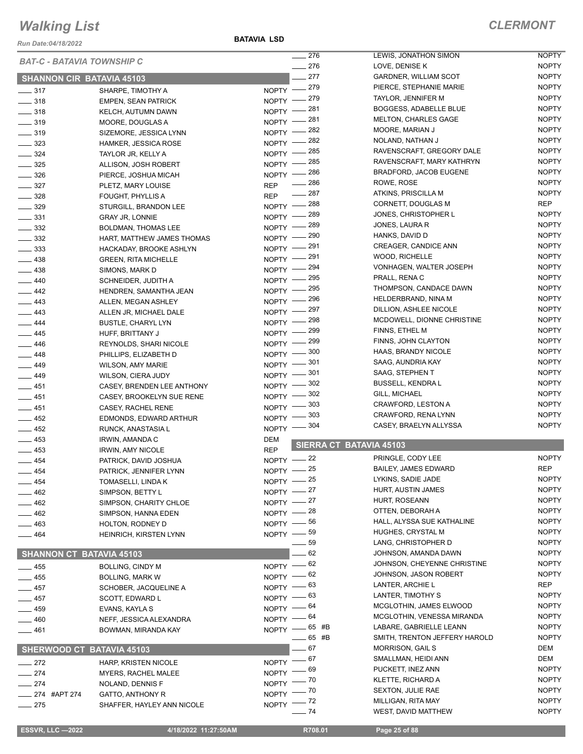# Walking List

**CLERMONT**

Run Date:04/18/2022

**BATAVIA LSD**

## BAT-C - BATAVIA TOWNSHIP C

### SHANNON CIR BATAVIA 45103

| No. | Name | Party |
|---|---|---|
| 317 | SHARPE, TIMOTHY A | NOPTY |
| 318 | EMPEN, SEAN PATRICK | NOPTY |
| 318 | KELCH, AUTUMN DAWN | NOPTY |
| 319 | MOORE, DOUGLAS A | NOPTY |
| 319 | SIZEMORE, JESSICA LYNN | NOPTY |
| 323 | HAMKER, JESSICA ROSE | NOPTY |
| 324 | TAYLOR JR, KELLY A | NOPTY |
| 325 | ALLISON, JOSH ROBERT | NOPTY |
| 326 | PIERCE, JOSHUA MICAH | NOPTY |
| 327 | PLETZ, MARY LOUISE | REP |
| 328 | FOUGHT, PHYLLIS A | REP |
| 329 | STURGILL, BRANDON LEE | NOPTY |
| 331 | GRAY JR, LONNIE | NOPTY |
| 332 | BOLDMAN, THOMAS LEE | NOPTY |
| 332 | HART, MATTHEW JAMES THOMAS | NOPTY |
| 333 | HACKADAY, BROOKE ASHLYN | NOPTY |
| 438 | GREEN, RITA MICHELLE | NOPTY |
| 438 | SIMONS, MARK D | NOPTY |
| 440 | SCHNEIDER, JUDITH A | NOPTY |
| 442 | HENDREN, SAMANTHA JEAN | NOPTY |
| 443 | ALLEN, MEGAN ASHLEY | NOPTY |
| 443 | ALLEN JR, MICHAEL DALE | NOPTY |
| 444 | BUSTLE, CHARYL LYN | NOPTY |
| 445 | HUFF, BRITTANY J | NOPTY |
| 446 | REYNOLDS, SHARI NICOLE | NOPTY |
| 448 | PHILLIPS, ELIZABETH D | NOPTY |
| 449 | WILSON, AMY MARIE | NOPTY |
| 449 | WILSON, CIERA JUDY | NOPTY |
| 451 | CASEY, BRENDEN LEE ANTHONY | NOPTY |
| 451 | CASEY, BROOKELYN SUE RENE | NOPTY |
| 451 | CASEY, RACHEL RENE | NOPTY |
| 452 | EDMONDS, EDWARD ARTHUR | NOPTY |
| 452 | RUNCK, ANASTASIA L | NOPTY |
| 453 | IRWIN, AMANDA C | DEM |
| 453 | IRWIN, AMY NICOLE | REP |
| 454 | PATRICK, DAVID JOSHUA | NOPTY |
| 454 | PATRICK, JENNIFER LYNN | NOPTY |
| 454 | TOMASELLI, LINDA K | NOPTY |
| 462 | SIMPSON, BETTY L | NOPTY |
| 462 | SIMPSON, CHARITY CHLOE | NOPTY |
| 462 | SIMPSON, HANNA EDEN | NOPTY |
| 463 | HOLTON, RODNEY D | NOPTY |
| 464 | HEINRICH, KIRSTEN LYNN | NOPTY |

### SHANNON CT BATAVIA 45103

| No. | Name | Party |
|---|---|---|
| 455 | BOLLING, CINDY M | NOPTY |
| 455 | BOLLING, MARK W | NOPTY |
| 457 | SCHOBER, JACQUELINE A | NOPTY |
| 457 | SCOTT, EDWARD L | NOPTY |
| 459 | EVANS, KAYLA S | NOPTY |
| 460 | NEFF, JESSICA ALEXANDRA | NOPTY |
| 461 | BOWMAN, MIRANDA KAY | NOPTY |

### SHERWOOD CT BATAVIA 45103

| No. | Name | Party |
|---|---|---|
| 272 | HARP, KRISTEN NICOLE | NOPTY |
| 274 | MYERS, RACHEL MALEE | NOPTY |
| 274 | NOLAND, DENNIS F | NOPTY |
| 274 #APT 274 | GATTO, ANTHONY R | NOPTY |
| 275 | SHAFFER, HAYLEY ANN NICOLE | NOPTY |
| 276 | LEWIS, JONATHON SIMON | NOPTY |
| 276 | LOVE, DENISE K | NOPTY |
| 277 | GARDNER, WILLIAM SCOT | NOPTY |
| 279 | PIERCE, STEPHANIE MARIE | NOPTY |
| 279 | TAYLOR, JENNIFER M | NOPTY |
| 281 | BOGGESS, ADABELLE BLUE | NOPTY |
| 281 | MELTON, CHARLES GAGE | NOPTY |
| 282 | MOORE, MARIAN J | NOPTY |
| 282 | NOLAND, NATHAN J | NOPTY |
| 285 | RAVENSCRAFT, GREGORY DALE | NOPTY |
| 285 | RAVENSCRAFT, MARY KATHRYN | NOPTY |
| 286 | BRADFORD, JACOB EUGENE | NOPTY |
| 286 | ROWE, ROSE | NOPTY |
| 287 | ATKINS, PRISCILLA M | NOPTY |
| 288 | CORNETT, DOUGLAS M | REP |
| 289 | JONES, CHRISTOPHER L | NOPTY |
| 289 | JONES, LAURA R | NOPTY |
| 290 | HANKS, DAVID D | NOPTY |
| 291 | CREAGER, CANDICE ANN | NOPTY |
| 291 | WOOD, RICHELLE | NOPTY |
| 294 | VONHAGEN, WALTER JOSEPH | NOPTY |
| 295 | PRALL, RENA C | NOPTY |
| 295 | THOMPSON, CANDACE DAWN | NOPTY |
| 296 | HELDERBRAND, NINA M | NOPTY |
| 297 | DILLION, ASHLEE NICOLE | NOPTY |
| 298 | MCDOWELL, DIONNE CHRISTINE | NOPTY |
| 299 | FINNS, ETHEL M | NOPTY |
| 299 | FINNS, JOHN CLAYTON | NOPTY |
| 300 | HAAS, BRANDY NICOLE | NOPTY |
| 301 | SAAG, AUNDRIA KAY | NOPTY |
| 301 | SAAG, STEPHEN T | NOPTY |
| 302 | BUSSELL, KENDRA L | NOPTY |
| 302 | GILL, MICHAEL | NOPTY |
| 303 | CRAWFORD, LESTON A | NOPTY |
| 303 | CRAWFORD, RENA LYNN | NOPTY |
| 304 | CASEY, BRAELYN ALLYSSA | NOPTY |

### SIERRA CT BATAVIA 45103

| No. | Name | Party |
|---|---|---|
| 22 | PRINGLE, CODY LEE | NOPTY |
| 25 | BAILEY, JAMES EDWARD | REP |
| 25 | LYKINS, SADIE JADE | NOPTY |
| 27 | HURT, AUSTIN JAMES | NOPTY |
| 27 | HURT, ROSEANN | NOPTY |
| 28 | OTTEN, DEBORAH A | NOPTY |
| 56 | HALL, ALYSSA SUE KATHALINE | NOPTY |
| 59 | HUGHES, CRYSTAL M | NOPTY |
| 59 | LANG, CHRISTOPHER D | NOPTY |
| 62 | JOHNSON, AMANDA DAWN | NOPTY |
| 62 | JOHNSON, CHEYENNE CHRISTINE | NOPTY |
| 62 | JOHNSON, JASON ROBERT | NOPTY |
| 63 | LANTER, ARCHIE L | REP |
| 63 | LANTER, TIMOTHY S | NOPTY |
| 64 | MCGLOTHIN, JAMES ELWOOD | NOPTY |
| 64 | MCGLOTHIN, VENESSA MIRANDA | NOPTY |
| 65 #B | LABARE, GABRIELLE LEANN | NOPTY |
| 65 #B | SMITH, TRENTON JEFFERY HAROLD | NOPTY |
| 67 | MORRISON, GAIL S | DEM |
| 67 | SMALLMAN, HEIDI ANN | DEM |
| 69 | PUCKETT, INEZ ANN | NOPTY |
| 70 | KLETTE, RICHARD A | NOPTY |
| 70 | SEXTON, JULIE RAE | NOPTY |
| 72 | MILLIGAN, RITA MAY | NOPTY |
| 74 | WEST, DAVID MATTHEW | NOPTY |

ESSVR, LLC —2022 | 4/18/2022 11:27:50AM | R708.01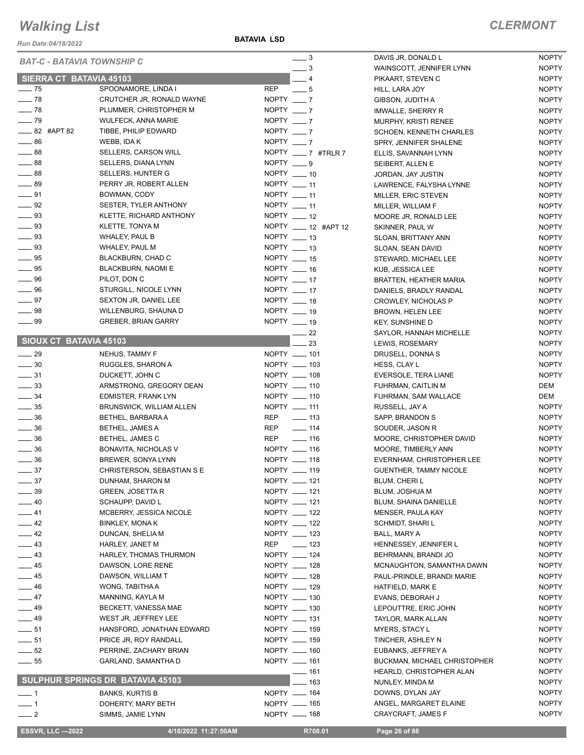# Walking List

**CLERMONT**

Run Date:04/18/2022

**BATAVIA LSD**

## BAT-C - BATAVIA TOWNSHIP C

### SIERRA CT BATAVIA 45103

| No. | Name | Party |
|---|---|---|
| 75 | SPOONAMORE, LINDA I | REP |
| 78 | CRUTCHER JR, RONALD WAYNE | NOPTY |
| 78 | PLUMMER, CHRISTOPHER M | NOPTY |
| 79 | WULFECK, ANNA MARIE | NOPTY |
| 82 #APT 82 | TIBBE, PHILIP EDWARD | NOPTY |
| 86 | WEBB, IDA K | NOPTY |
| 88 | SELLERS, CARSON WILL | NOPTY |
| 88 | SELLERS, DIANA LYNN | NOPTY |
| 88 | SELLERS, HUNTER G | NOPTY |
| 89 | PERRY JR, ROBERT ALLEN | NOPTY |
| 91 | BOWMAN, CODY | NOPTY |
| 92 | SESTER, TYLER ANTHONY | NOPTY |
| 93 | KLETTE, RICHARD ANTHONY | NOPTY |
| 93 | KLETTE, TONYA M | NOPTY |
| 93 | WHALEY, PAUL B | NOPTY |
| 93 | WHALEY, PAUL M | NOPTY |
| 95 | BLACKBURN, CHAD C | NOPTY |
| 95 | BLACKBURN, NAOMI E | NOPTY |
| 96 | PILOT, DON C | NOPTY |
| 96 | STURGILL, NICOLE LYNN | NOPTY |
| 97 | SEXTON JR, DANIEL LEE | NOPTY |
| 98 | WILLENBURG, SHAUNA D | NOPTY |
| 99 | GREBER, BRIAN GARRY | NOPTY |

### SIOUX CT BATAVIA 45103

| No. | Name | Party |
|---|---|---|
| 29 | NEHUS, TAMMY F | NOPTY |
| 30 | RUGGLES, SHARON A | NOPTY |
| 31 | DUCKETT, JOHN C | NOPTY |
| 33 | ARMSTRONG, GREGORY DEAN | NOPTY |
| 34 | EDMISTER, FRANK LYN | NOPTY |
| 35 | BRUNSWICK, WILLIAM ALLEN | NOPTY |
| 36 | BETHEL, BARBARA A | REP |
| 36 | BETHEL, JAMES A | REP |
| 36 | BETHEL, JAMES C | REP |
| 36 | BONAVITA, NICHOLAS V | NOPTY |
| 36 | BREWER, SONYA LYNN | NOPTY |
| 37 | CHRISTERSON, SEBASTIAN S E | NOPTY |
| 37 | DUNHAM, SHARON M | NOPTY |
| 39 | GREEN, JOSETTA R | NOPTY |
| 40 | SCHAUPP, DAVID L | NOPTY |
| 41 | MCBERRY, JESSICA NICOLE | NOPTY |
| 42 | BINKLEY, MONA K | NOPTY |
| 42 | DUNCAN, SHELIA M | NOPTY |
| 43 | HARLEY, JANET M | REP |
| 43 | HARLEY, THOMAS THURMON | NOPTY |
| 45 | DAWSON, LORE RENE | NOPTY |
| 45 | DAWSON, WILLIAM T | NOPTY |
| 46 | WONG, TABITHA A | NOPTY |
| 47 | MANNING, KAYLA M | NOPTY |
| 49 | BECKETT, VANESSA MAE | NOPTY |
| 49 | WEST JR, JEFFREY LEE | NOPTY |
| 51 | HANSFORD, JONATHAN EDWARD | NOPTY |
| 51 | PRICE JR, ROY RANDALL | NOPTY |
| 52 | PERRINE, ZACHARY BRIAN | NOPTY |
| 55 | GARLAND, SAMANTHA D | NOPTY |

### SULPHUR SPRINGS DR BATAVIA 45103

| No. | Name | Party |
|---|---|---|
| 1 | BANKS, KURTIS B | NOPTY |
| 1 | DOHERTY, MARY BETH | NOPTY |
| 2 | SIMMS, JAMIE LYNN | NOPTY |
| 3 | DAVIS JR, DONALD L | NOPTY |
| 3 | WAINSCOTT, JENNIFER LYNN | NOPTY |
| 4 | PIKAART, STEVEN C | NOPTY |
| 5 | HILL, LARA JOY | NOPTY |
| 7 | GIBSON, JUDITH A | NOPTY |
| 7 | IMWALLE, SHERRY R | NOPTY |
| 7 | MURPHY, KRISTI RENEE | NOPTY |
| 7 | SCHOEN, KENNETH CHARLES | NOPTY |
| 7 | SPRY, JENNIFER SHALENE | NOPTY |
| 7 #TRLR 7 | ELLIS, SAVANNAH LYNN | NOPTY |
| 9 | SEIBERT, ALLEN E | NOPTY |
| 10 | JORDAN, JAY JUSTIN | NOPTY |
| 11 | LAWRENCE, FALYSHA LYNNE | NOPTY |
| 11 | MILLER, ERIC STEVEN | NOPTY |
| 11 | MILLER, WILLIAM F | NOPTY |
| 12 | MOORE JR, RONALD LEE | NOPTY |
| 12 #APT 12 | SKINNER, PAUL W | NOPTY |
| 13 | SLOAN, BRITTANY ANN | NOPTY |
| 13 | SLOAN, SEAN DAVID | NOPTY |
| 15 | STEWARD, MICHAEL LEE | NOPTY |
| 16 | KUB, JESSICA LEE | NOPTY |
| 17 | BRATTEN, HEATHER MARIA | NOPTY |
| 17 | DANIELS, BRADLY RANDAL | NOPTY |
| 18 | CROWLEY, NICHOLAS P | NOPTY |
| 19 | BROWN, HELEN LEE | NOPTY |
| 19 | KEY, SUNSHINE D | NOPTY |
| 22 | SAYLOR, HANNAH MICHELLE | NOPTY |
| 23 | LEWIS, ROSEMARY | NOPTY |
| 101 | DRUSELL, DONNA S | NOPTY |
| 103 | HESS, CLAY L | NOPTY |
| 108 | EVERSOLE, TERA LIANE | NOPTY |
| 110 | FUHRMAN, CAITLIN M | DEM |
| 110 | FUHRMAN, SAM WALLACE | DEM |
| 111 | RUSSELL, JAY A | NOPTY |
| 113 | SAPP, BRANDON S | NOPTY |
| 114 | SOUDER, JASON R | NOPTY |
| 116 | MOORE, CHRISTOPHER DAVID | NOPTY |
| 116 | MOORE, TIMBERLY ANN | NOPTY |
| 118 | EVERNHAM, CHRISTOPHER LEE | NOPTY |
| 119 | GUENTHER, TAMMY NICOLE | NOPTY |
| 121 | BLUM, CHERI L | NOPTY |
| 121 | BLUM, JOSHUA M | NOPTY |
| 121 | BLUM, SHAINA DANIELLE | NOPTY |
| 122 | MENSER, PAULA KAY | NOPTY |
| 122 | SCHMIDT, SHARI L | NOPTY |
| 123 | BALL, MARY A | NOPTY |
| 123 | HENNESSEY, JENNIFER L | NOPTY |
| 124 | BEHRMANN, BRANDI JO | NOPTY |
| 128 | MCNAUGHTON, SAMANTHA DAWN | NOPTY |
| 128 | PAUL-PRINDLE, BRANDI MARIE | NOPTY |
| 129 | HATFIELD, MARK E | NOPTY |
| 130 | EVANS, DEBORAH J | NOPTY |
| 130 | LEPOUTTRE, ERIC JOHN | NOPTY |
| 131 | TAYLOR, MARK ALLAN | NOPTY |
| 159 | MYERS, STACY L | NOPTY |
| 159 | TINCHER, ASHLEY N | NOPTY |
| 160 | EUBANKS, JEFFREY A | NOPTY |
| 161 | BUCKMAN, MICHAEL CHRISTOPHER | NOPTY |
| 161 | HEARLD, CHRISTOPHER ALAN | NOPTY |
| 163 | NUNLEY, MINDA M | NOPTY |
| 164 | DOWNS, DYLAN JAY | NOPTY |
| 165 | ANGEL, MARGARET ELAINE | NOPTY |
| 168 | CRAYCRAFT, JAMES F | NOPTY |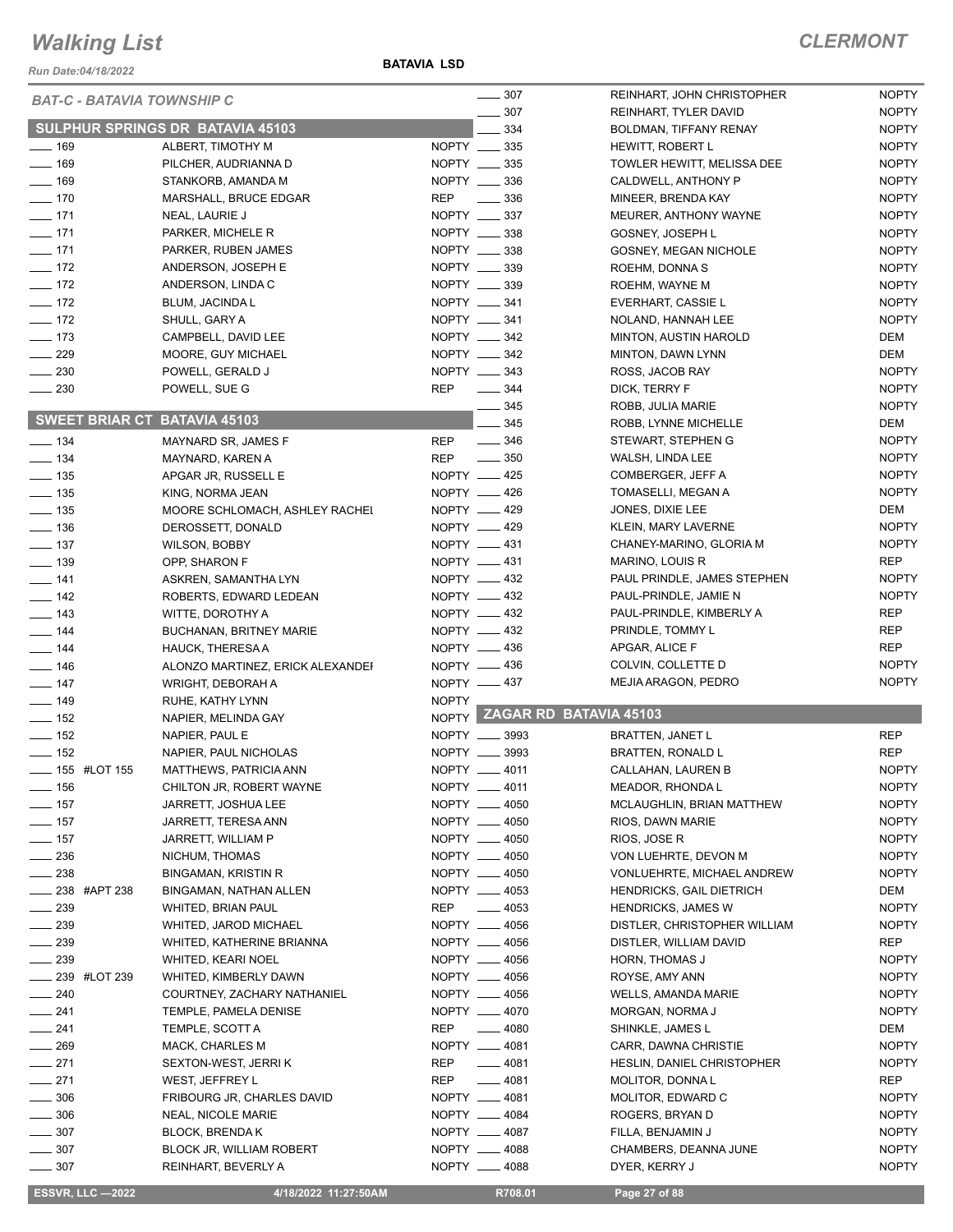# Walking List

## CLERMONT

Run Date:04/18/2022

**BATAVIA LSD**

*BAT-C - BATAVIA TOWNSHIP C*

### SULPHUR SPRINGS DR BATAVIA 45103

| No. | Name | Party |
|---|---|---|
| ___ 169 | ALBERT, TIMOTHY M | NOPTY |
| ___ 169 | PILCHER, AUDRIANNA D | NOPTY |
| ___ 169 | STANKORB, AMANDA M | NOPTY |
| ___ 170 | MARSHALL, BRUCE EDGAR | REP |
| ___ 171 | NEAL, LAURIE J | NOPTY |
| ___ 171 | PARKER, MICHELE R | NOPTY |
| ___ 171 | PARKER, RUBEN JAMES | NOPTY |
| ___ 172 | ANDERSON, JOSEPH E | NOPTY |
| ___ 172 | ANDERSON, LINDA C | NOPTY |
| ___ 172 | BLUM, JACINDA L | NOPTY |
| ___ 172 | SHULL, GARY A | NOPTY |
| ___ 173 | CAMPBELL, DAVID LEE | NOPTY |
| ___ 229 | MOORE, GUY MICHAEL | NOPTY |
| ___ 230 | POWELL, GERALD J | NOPTY |
| ___ 230 | POWELL, SUE G | REP |

### SWEET BRIAR CT BATAVIA 45103

| No. | Name | Party |
|---|---|---|
| ___ 134 | MAYNARD SR, JAMES F | REP |
| ___ 134 | MAYNARD, KAREN A | REP |
| ___ 135 | APGAR JR, RUSSELL E | NOPTY |
| ___ 135 | KING, NORMA JEAN | NOPTY |
| ___ 135 | MOORE SCHLOMACH, ASHLEY RACHEL | NOPTY |
| ___ 136 | DEROSSETT, DONALD | NOPTY |
| ___ 137 | WILSON, BOBBY | NOPTY |
| ___ 139 | OPP, SHARON F | NOPTY |
| ___ 141 | ASKREN, SAMANTHA LYN | NOPTY |
| ___ 142 | ROBERTS, EDWARD LEDEAN | NOPTY |
| ___ 143 | WITTE, DOROTHY A | NOPTY |
| ___ 144 | BUCHANAN, BRITNEY MARIE | NOPTY |
| ___ 144 | HAUCK, THERESA A | NOPTY |
| ___ 146 | ALONZO MARTINEZ, ERICK ALEXANDER | NOPTY |
| ___ 147 | WRIGHT, DEBORAH A | NOPTY |
| ___ 149 | RUHE, KATHY LYNN | NOPTY |
| ___ 152 | NAPIER, MELINDA GAY | NOPTY |
| ___ 152 | NAPIER, PAUL E | NOPTY |
| ___ 152 | NAPIER, PAUL NICHOLAS | NOPTY |
| ___ 155 #LOT 155 | MATTHEWS, PATRICIA ANN | NOPTY |
| ___ 156 | CHILTON JR, ROBERT WAYNE | NOPTY |
| ___ 157 | JARRETT, JOSHUA LEE | NOPTY |
| ___ 157 | JARRETT, TERESA ANN | NOPTY |
| ___ 157 | JARRETT, WILLIAM P | NOPTY |
| ___ 236 | NICHUM, THOMAS | NOPTY |
| ___ 238 | BINGAMAN, KRISTIN R | NOPTY |
| ___ 238 #APT 238 | BINGAMAN, NATHAN ALLEN | NOPTY |
| ___ 239 | WHITED, BRIAN PAUL | REP |
| ___ 239 | WHITED, JAROD MICHAEL | NOPTY |
| ___ 239 | WHITED, KATHERINE BRIANNA | NOPTY |
| ___ 239 | WHITED, KEARI NOEL | NOPTY |
| ___ 239 #LOT 239 | WHITED, KIMBERLY DAWN | NOPTY |
| ___ 240 | COURTNEY, ZACHARY NATHANIEL | NOPTY |
| ___ 241 | TEMPLE, PAMELA DENISE | NOPTY |
| ___ 241 | TEMPLE, SCOTT A | REP |
| ___ 269 | MACK, CHARLES M | NOPTY |
| ___ 271 | SEXTON-WEST, JERRI K | REP |
| ___ 271 | WEST, JEFFREY L | REP |
| ___ 306 | FRIBOURG JR, CHARLES DAVID | NOPTY |
| ___ 306 | NEAL, NICOLE MARIE | NOPTY |
| ___ 307 | BLOCK, BRENDA K | NOPTY |
| ___ 307 | BLOCK JR, WILLIAM ROBERT | NOPTY |
| ___ 307 | REINHART, BEVERLY A | NOPTY |
| ___ 307 | REINHART, JOHN CHRISTOPHER | NOPTY |
| ___ 307 | REINHART, TYLER DAVID | NOPTY |
| ___ 334 | BOLDMAN, TIFFANY RENAY | NOPTY |
| ___ 335 | HEWITT, ROBERT L | NOPTY |
| ___ 335 | TOWLER HEWITT, MELISSA DEE | NOPTY |
| ___ 336 | CALDWELL, ANTHONY P | NOPTY |
| ___ 336 | MINEER, BRENDA KAY | NOPTY |
| ___ 337 | MEURER, ANTHONY WAYNE | NOPTY |
| ___ 338 | GOSNEY, JOSEPH L | NOPTY |
| ___ 338 | GOSNEY, MEGAN NICHOLE | NOPTY |
| ___ 339 | ROEHM, DONNA S | NOPTY |
| ___ 339 | ROEHM, WAYNE M | NOPTY |
| ___ 341 | EVERHART, CASSIE L | NOPTY |
| ___ 341 | NOLAND, HANNAH LEE | NOPTY |
| ___ 342 | MINTON, AUSTIN HAROLD | DEM |
| ___ 342 | MINTON, DAWN LYNN | DEM |
| ___ 343 | ROSS, JACOB RAY | NOPTY |
| ___ 344 | DICK, TERRY F | NOPTY |
| ___ 345 | ROBB, JULIA MARIE | NOPTY |
| ___ 345 | ROBB, LYNNE MICHELLE | DEM |
| ___ 346 | STEWART, STEPHEN G | NOPTY |
| ___ 350 | WALSH, LINDA LEE | NOPTY |
| ___ 425 | COMBERGER, JEFF A | NOPTY |
| ___ 426 | TOMASELLI, MEGAN A | NOPTY |
| ___ 429 | JONES, DIXIE LEE | DEM |
| ___ 429 | KLEIN, MARY LAVERNE | NOPTY |
| ___ 431 | CHANEY-MARINO, GLORIA M | NOPTY |
| ___ 431 | MARINO, LOUIS R | REP |
| ___ 432 | PAUL PRINDLE, JAMES STEPHEN | NOPTY |
| ___ 432 | PAUL-PRINDLE, JAMIE N | NOPTY |
| ___ 432 | PAUL-PRINDLE, KIMBERLY A | REP |
| ___ 432 | PRINDLE, TOMMY L | REP |
| ___ 436 | APGAR, ALICE F | REP |
| ___ 436 | COLVIN, COLLETTE D | NOPTY |
| ___ 437 | MEJIA ARAGON, PEDRO | NOPTY |

### ZAGAR RD BATAVIA 45103

| No. | Name | Party |
|---|---|---|
| ___ 3993 | BRATTEN, JANET L | REP |
| ___ 3993 | BRATTEN, RONALD L | REP |
| ___ 4011 | CALLAHAN, LAUREN B | NOPTY |
| ___ 4011 | MEADOR, RHONDA L | NOPTY |
| ___ 4050 | MCLAUGHLIN, BRIAN MATTHEW | NOPTY |
| ___ 4050 | RIOS, DAWN MARIE | NOPTY |
| ___ 4050 | RIOS, JOSE R | NOPTY |
| ___ 4050 | VON LUEHRTE, DEVON M | NOPTY |
| ___ 4050 | VONLUEHRTE, MICHAEL ANDREW | NOPTY |
| ___ 4053 | HENDRICKS, GAIL DIETRICH | DEM |
| ___ 4053 | HENDRICKS, JAMES W | NOPTY |
| ___ 4056 | DISTLER, CHRISTOPHER WILLIAM | NOPTY |
| ___ 4056 | DISTLER, WILLIAM DAVID | REP |
| ___ 4056 | HORN, THOMAS J | NOPTY |
| ___ 4056 | ROYSE, AMY ANN | NOPTY |
| ___ 4056 | WELLS, AMANDA MARIE | NOPTY |
| ___ 4070 | MORGAN, NORMA J | NOPTY |
| ___ 4080 | SHINKLE, JAMES L | DEM |
| ___ 4081 | CARR, DAWNA CHRISTIE | NOPTY |
| ___ 4081 | HESLIN, DANIEL CHRISTOPHER | NOPTY |
| ___ 4081 | MOLITOR, DONNA L | REP |
| ___ 4081 | MOLITOR, EDWARD C | NOPTY |
| ___ 4084 | ROGERS, BRYAN D | NOPTY |
| ___ 4087 | FILLA, BENJAMIN J | NOPTY |
| ___ 4088 | CHAMBERS, DEANNA JUNE | NOPTY |
| ___ 4088 | DYER, KERRY J | NOPTY |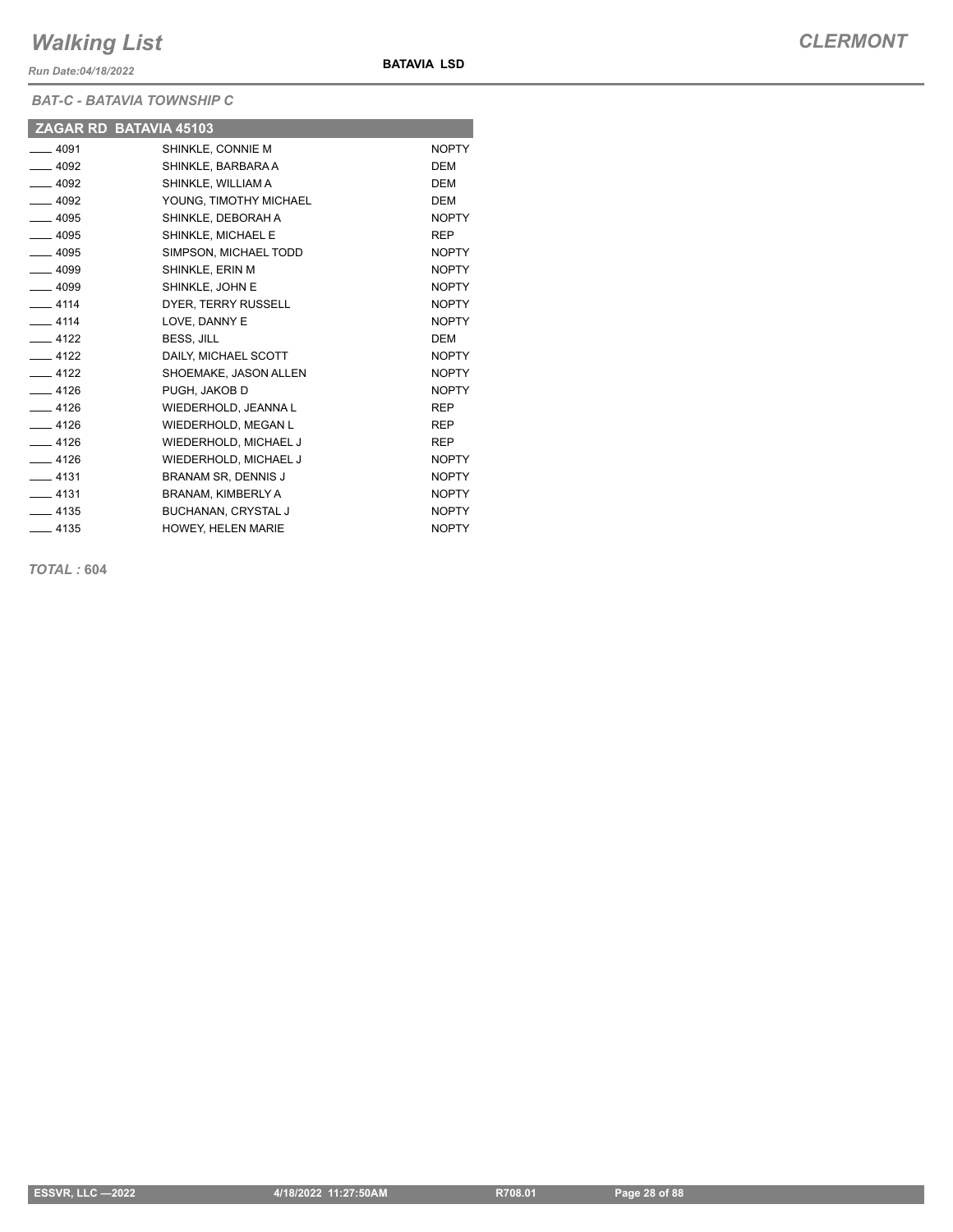### BAT-C - BATAVIA TOWNSHIP C

| ZAGAR RD BATAVIA 45103 | | |
|---|---|---|
| ____ 4091 | SHINKLE, CONNIE M | NOPTY |
| ____ 4092 | SHINKLE, BARBARA A | DEM |
| ____ 4092 | SHINKLE, WILLIAM A | DEM |
| ____ 4092 | YOUNG, TIMOTHY MICHAEL | DEM |
| ____ 4095 | SHINKLE, DEBORAH A | NOPTY |
| ____ 4095 | SHINKLE, MICHAEL E | REP |
| ____ 4095 | SIMPSON, MICHAEL TODD | NOPTY |
| ____ 4099 | SHINKLE, ERIN M | NOPTY |
| ____ 4099 | SHINKLE, JOHN E | NOPTY |
| ____ 4114 | DYER, TERRY RUSSELL | NOPTY |
| ____ 4114 | LOVE, DANNY E | NOPTY |
| ____ 4122 | BESS, JILL | DEM |
| ____ 4122 | DAILY, MICHAEL SCOTT | NOPTY |
| ____ 4122 | SHOEMAKE, JASON ALLEN | NOPTY |
| ____ 4126 | PUGH, JAKOB D | NOPTY |
| ____ 4126 | WIEDERHOLD, JEANNA L | REP |
| ____ 4126 | WIEDERHOLD, MEGAN L | REP |
| ____ 4126 | WIEDERHOLD, MICHAEL J | REP |
| ____ 4126 | WIEDERHOLD, MICHAEL J | NOPTY |
| ____ 4131 | BRANAM SR, DENNIS J | NOPTY |
| ____ 4131 | BRANAM, KIMBERLY A | NOPTY |
| ____ 4135 | BUCHANAN, CRYSTAL J | NOPTY |
| ____ 4135 | HOWEY, HELEN MARIE | NOPTY |

***TOTAL :* 604**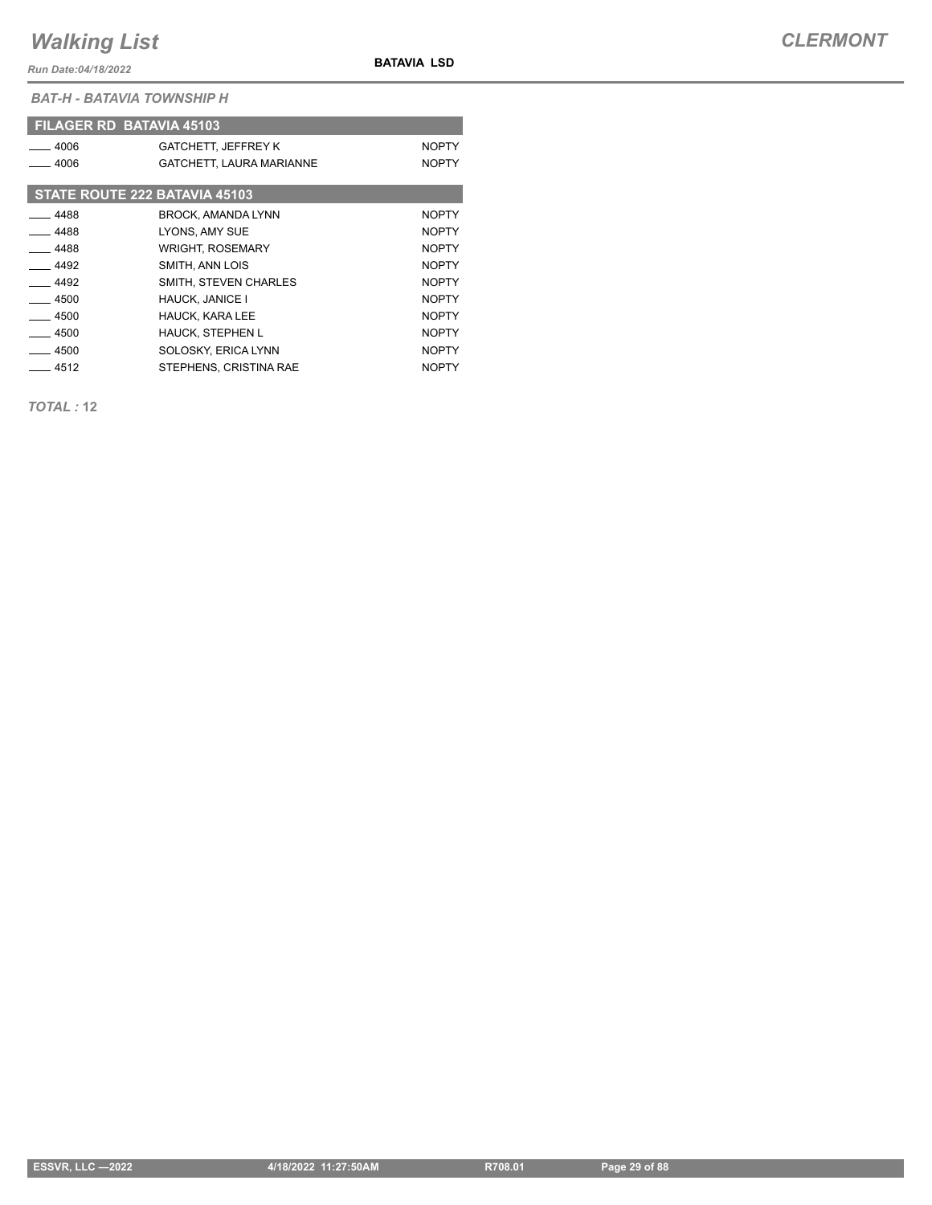*BAT-H - BATAVIA TOWNSHIP H*

**FILAGER RD BATAVIA 45103**

| | | |
|---|---|---|
| ____ 4006 | GATCHETT, JEFFREY K | NOPTY |
| ____ 4006 | GATCHETT, LAURA MARIANNE | NOPTY |

**STATE ROUTE 222 BATAVIA 45103**

| | | |
|---|---|---|
| ____ 4488 | BROCK, AMANDA LYNN | NOPTY |
| ____ 4488 | LYONS, AMY SUE | NOPTY |
| ____ 4488 | WRIGHT, ROSEMARY | NOPTY |
| ____ 4492 | SMITH, ANN LOIS | NOPTY |
| ____ 4492 | SMITH, STEVEN CHARLES | NOPTY |
| ____ 4500 | HAUCK, JANICE I | NOPTY |
| ____ 4500 | HAUCK, KARA LEE | NOPTY |
| ____ 4500 | HAUCK, STEPHEN L | NOPTY |
| ____ 4500 | SOLOSKY, ERICA LYNN | NOPTY |
| ____ 4512 | STEPHENS, CRISTINA RAE | NOPTY |

***TOTAL :*** **12**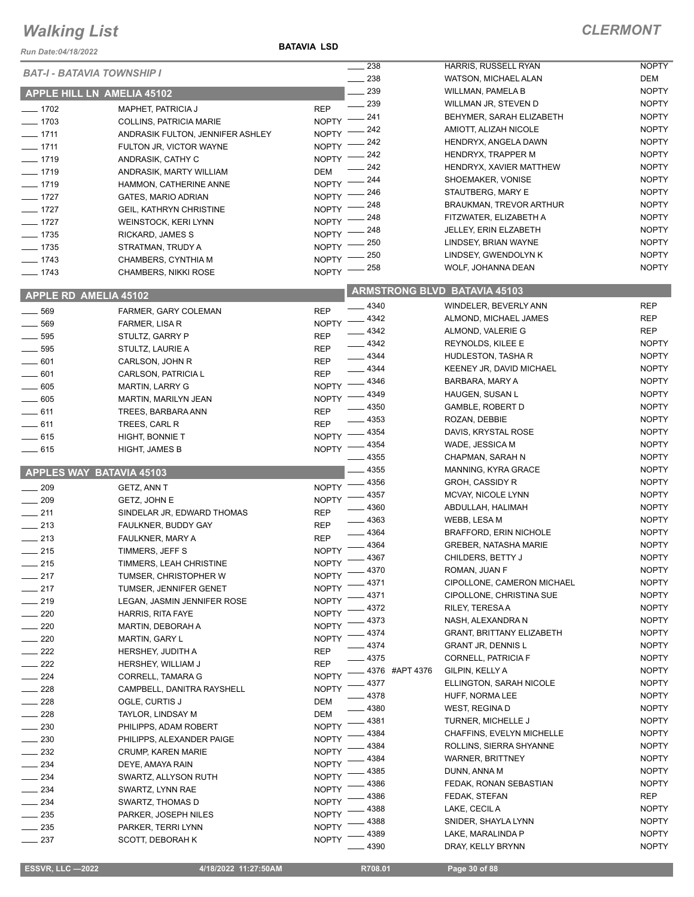# Walking List

**CLERMONT**

Run Date:04/18/2022

**BATAVIA LSD**

*BAT-I - BATAVIA TOWNSHIP I*

## APPLE HILL LN AMELIA 45102

| No. | Name | Party |
|---|---|---|
| 1702 | MAPHET, PATRICIA J | REP |
| 1703 | COLLINS, PATRICIA MARIE | NOPTY |
| 1711 | ANDRASIK FULTON, JENNIFER ASHLEY | NOPTY |
| 1711 | FULTON JR, VICTOR WAYNE | NOPTY |
| 1719 | ANDRASIK, CATHY C | NOPTY |
| 1719 | ANDRASIK, MARTY WILLIAM | DEM |
| 1719 | HAMMON, CATHERINE ANNE | NOPTY |
| 1727 | GATES, MARIO ADRIAN | NOPTY |
| 1727 | GEIL, KATHRYN CHRISTINE | NOPTY |
| 1727 | WEINSTOCK, KERI LYNN | NOPTY |
| 1735 | RICKARD, JAMES S | NOPTY |
| 1735 | STRATMAN, TRUDY A | NOPTY |
| 1743 | CHAMBERS, CYNTHIA M | NOPTY |
| 1743 | CHAMBERS, NIKKI ROSE | NOPTY |

## APPLE RD AMELIA 45102

| No. | Name | Party |
|---|---|---|
| 569 | FARMER, GARY COLEMAN | REP |
| 569 | FARMER, LISA R | NOPTY |
| 595 | STULTZ, GARRY P | REP |
| 595 | STULTZ, LAURIE A | REP |
| 601 | CARLSON, JOHN R | REP |
| 601 | CARLSON, PATRICIA L | REP |
| 605 | MARTIN, LARRY G | NOPTY |
| 605 | MARTIN, MARILYN JEAN | NOPTY |
| 611 | TREES, BARBARA ANN | REP |
| 611 | TREES, CARL R | REP |
| 615 | HIGHT, BONNIE T | NOPTY |
| 615 | HIGHT, JAMES B | NOPTY |

## APPLES WAY BATAVIA 45103

| No. | Name | Party |
|---|---|---|
| 209 | GETZ, ANN T | NOPTY |
| 209 | GETZ, JOHN E | NOPTY |
| 211 | SINDELAR JR, EDWARD THOMAS | REP |
| 213 | FAULKNER, BUDDY GAY | REP |
| 213 | FAULKNER, MARY A | REP |
| 215 | TIMMERS, JEFF S | NOPTY |
| 215 | TIMMERS, LEAH CHRISTINE | NOPTY |
| 217 | TUMSER, CHRISTOPHER W | NOPTY |
| 217 | TUMSER, JENNIFER GENET | NOPTY |
| 219 | LEGAN, JASMIN JENNIFER ROSE | NOPTY |
| 220 | HARRIS, RITA FAYE | NOPTY |
| 220 | MARTIN, DEBORAH A | NOPTY |
| 220 | MARTIN, GARY L | NOPTY |
| 222 | HERSHEY, JUDITH A | REP |
| 222 | HERSHEY, WILLIAM J | REP |
| 224 | CORRELL, TAMARA G | NOPTY |
| 228 | CAMPBELL, DANITRA RAYSHELL | NOPTY |
| 228 | OGLE, CURTIS J | DEM |
| 228 | TAYLOR, LINDSAY M | DEM |
| 230 | PHILIPPS, ADAM ROBERT | NOPTY |
| 230 | PHILIPPS, ALEXANDER PAIGE | NOPTY |
| 232 | CRUMP, KAREN MARIE | NOPTY |
| 234 | DEYE, AMAYA RAIN | NOPTY |
| 234 | SWARTZ, ALLYSON RUTH | NOPTY |
| 234 | SWARTZ, LYNN RAE | NOPTY |
| 234 | SWARTZ, THOMAS D | NOPTY |
| 235 | PARKER, JOSEPH NILES | NOPTY |
| 235 | PARKER, TERRI LYNN | NOPTY |
| 237 | SCOTT, DEBORAH K | NOPTY |
| 238 | HARRIS, RUSSELL RYAN | NOPTY |
| 238 | WATSON, MICHAEL ALAN | DEM |
| 239 | WILLMAN, PAMELA B | NOPTY |
| 239 | WILLMAN JR, STEVEN D | NOPTY |
| 241 | BEHYMER, SARAH ELIZABETH | NOPTY |
| 242 | AMIOTT, ALIZAH NICOLE | NOPTY |
| 242 | HENDRYX, ANGELA DAWN | NOPTY |
| 242 | HENDRYX, TRAPPER M | NOPTY |
| 242 | HENDRYX, XAVIER MATTHEW | NOPTY |
| 244 | SHOEMAKER, VONISE | NOPTY |
| 246 | STAUTBERG, MARY E | NOPTY |
| 248 | BRAUKMAN, TREVOR ARTHUR | NOPTY |
| 248 | FITZWATER, ELIZABETH A | NOPTY |
| 248 | JELLEY, ERIN ELZABETH | NOPTY |
| 250 | LINDSEY, BRIAN WAYNE | NOPTY |
| 250 | LINDSEY, GWENDOLYN K | NOPTY |
| 258 | WOLF, JOHANNA DEAN | NOPTY |

## ARMSTRONG BLVD BATAVIA 45103

| No. | Name | Party |
|---|---|---|
| 4340 | WINDELER, BEVERLY ANN | REP |
| 4342 | ALMOND, MICHAEL JAMES | REP |
| 4342 | ALMOND, VALERIE G | REP |
| 4342 | REYNOLDS, KILEE E | NOPTY |
| 4344 | HUDLESTON, TASHA R | NOPTY |
| 4344 | KEENEY JR, DAVID MICHAEL | NOPTY |
| 4346 | BARBARA, MARY A | NOPTY |
| 4349 | HAUGEN, SUSAN L | NOPTY |
| 4350 | GAMBLE, ROBERT D | NOPTY |
| 4353 | ROZAN, DEBBIE | NOPTY |
| 4354 | DAVIS, KRYSTAL ROSE | NOPTY |
| 4354 | WADE, JESSICA M | NOPTY |
| 4355 | CHAPMAN, SARAH N | NOPTY |
| 4355 | MANNING, KYRA GRACE | NOPTY |
| 4356 | GROH, CASSIDY R | NOPTY |
| 4357 | MCVAY, NICOLE LYNN | NOPTY |
| 4360 | ABDULLAH, HALIMAH | NOPTY |
| 4363 | WEBB, LESA M | NOPTY |
| 4364 | BRAFFORD, ERIN NICHOLE | NOPTY |
| 4364 | GREBER, NATASHA MARIE | NOPTY |
| 4367 | CHILDERS, BETTY J | NOPTY |
| 4370 | ROMAN, JUAN F | NOPTY |
| 4371 | CIPOLLONE, CAMERON MICHAEL | NOPTY |
| 4371 | CIPOLLONE, CHRISTINA SUE | NOPTY |
| 4372 | RILEY, TERESA A | NOPTY |
| 4373 | NASH, ALEXANDRA N | NOPTY |
| 4374 | GRANT, BRITTANY ELIZABETH | NOPTY |
| 4374 | GRANT JR, DENNIS L | NOPTY |
| 4375 | CORNELL, PATRICIA F | NOPTY |
| 4376 #APT 4376 | GILPIN, KELLY A | NOPTY |
| 4377 | ELLINGTON, SARAH NICOLE | NOPTY |
| 4378 | HUFF, NORMA LEE | NOPTY |
| 4380 | WEST, REGINA D | NOPTY |
| 4381 | TURNER, MICHELLE J | NOPTY |
| 4384 | CHAFFINS, EVELYN MICHELLE | NOPTY |
| 4384 | ROLLINS, SIERRA SHYANNE | NOPTY |
| 4384 | WARNER, BRITTNEY | NOPTY |
| 4385 | DUNN, ANNA M | NOPTY |
| 4386 | FEDAK, RONAN SEBASTIAN | NOPTY |
| 4386 | FEDAK, STEFAN | REP |
| 4388 | LAKE, CECIL A | NOPTY |
| 4388 | SNIDER, SHAYLA LYNN | NOPTY |
| 4389 | LAKE, MARALINDA P | NOPTY |
| 4390 | DRAY, KELLY BRYNN | NOPTY |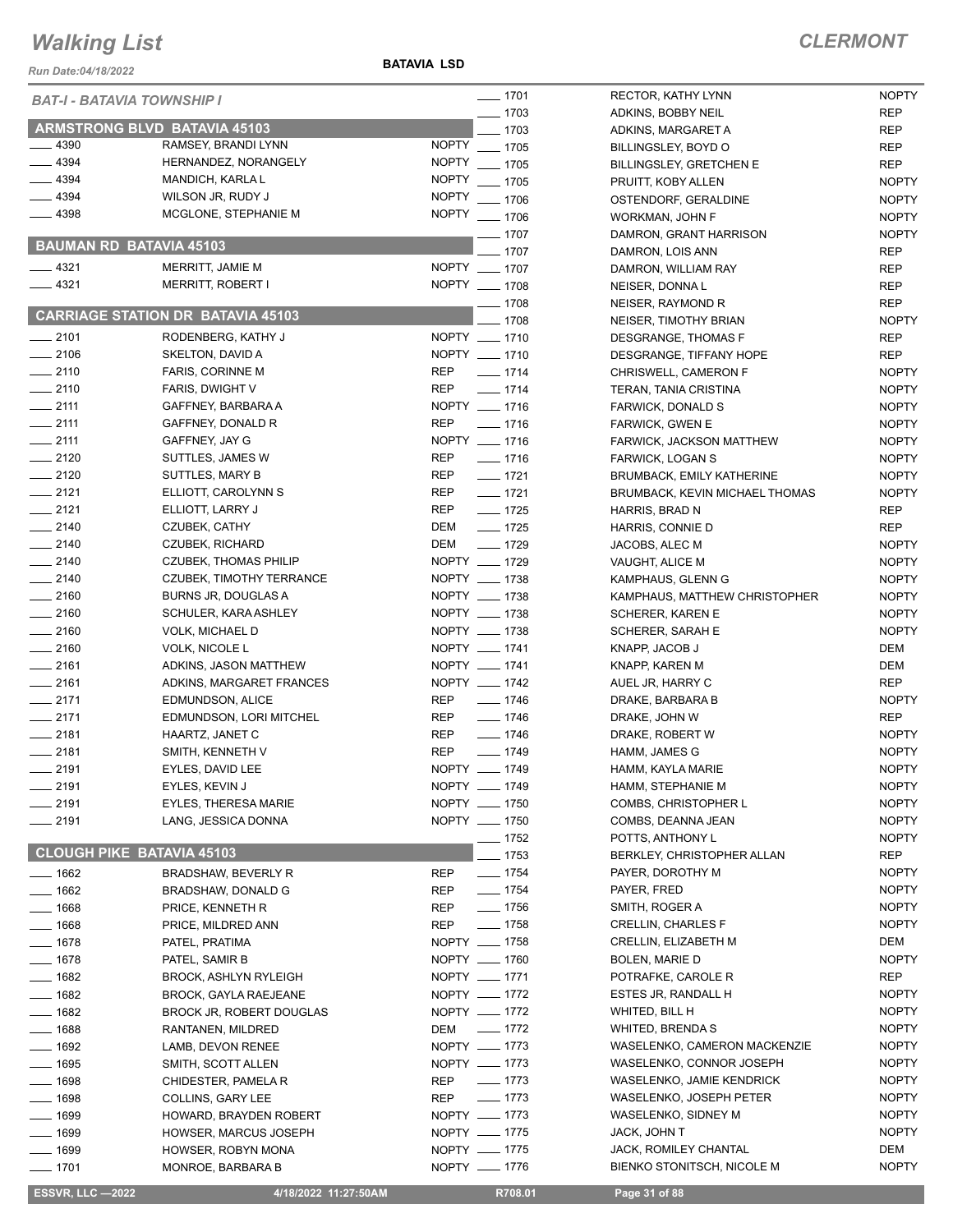# Walking List

**CLERMONT**

Run Date:04/18/2022

**BATAVIA LSD**

*BAT-I - BATAVIA TOWNSHIP I*

## ARMSTRONG BLVD BATAVIA 45103

| No. | Name | Party |
|---|---|---|
| 4390 | RAMSEY, BRANDI LYNN | NOPTY |
| 4394 | HERNANDEZ, NORANGELY | NOPTY |
| 4394 | MANDICH, KARLA L | NOPTY |
| 4394 | WILSON JR, RUDY J | NOPTY |
| 4398 | MCGLONE, STEPHANIE M | NOPTY |

## BAUMAN RD BATAVIA 45103

| No. | Name | Party |
|---|---|---|
| 4321 | MERRITT, JAMIE M | NOPTY |
| 4321 | MERRITT, ROBERT I | NOPTY |

## CARRIAGE STATION DR BATAVIA 45103

| No. | Name | Party |
|---|---|---|
| 2101 | RODENBERG, KATHY J | NOPTY |
| 2106 | SKELTON, DAVID A | NOPTY |
| 2110 | FARIS, CORINNE M | REP |
| 2110 | FARIS, DWIGHT V | REP |
| 2111 | GAFFNEY, BARBARA A | NOPTY |
| 2111 | GAFFNEY, DONALD R | REP |
| 2111 | GAFFNEY, JAY G | NOPTY |
| 2120 | SUTTLES, JAMES W | REP |
| 2120 | SUTTLES, MARY B | REP |
| 2121 | ELLIOTT, CAROLYNN S | REP |
| 2121 | ELLIOTT, LARRY J | REP |
| 2140 | CZUBEK, CATHY | DEM |
| 2140 | CZUBEK, RICHARD | DEM |
| 2140 | CZUBEK, THOMAS PHILIP | NOPTY |
| 2140 | CZUBEK, TIMOTHY TERRANCE | NOPTY |
| 2160 | BURNS JR, DOUGLAS A | NOPTY |
| 2160 | SCHULER, KARA ASHLEY | NOPTY |
| 2160 | VOLK, MICHAEL D | NOPTY |
| 2160 | VOLK, NICOLE L | NOPTY |
| 2161 | ADKINS, JASON MATTHEW | NOPTY |
| 2161 | ADKINS, MARGARET FRANCES | NOPTY |
| 2171 | EDMUNDSON, ALICE | REP |
| 2171 | EDMUNDSON, LORI MITCHEL | REP |
| 2181 | HAARTZ, JANET C | REP |
| 2181 | SMITH, KENNETH V | REP |
| 2191 | EYLES, DAVID LEE | NOPTY |
| 2191 | EYLES, KEVIN J | NOPTY |
| 2191 | EYLES, THERESA MARIE | NOPTY |
| 2191 | LANG, JESSICA DONNA | NOPTY |

## CLOUGH PIKE BATAVIA 45103

| No. | Name | Party |
|---|---|---|
| 1662 | BRADSHAW, BEVERLY R | REP |
| 1662 | BRADSHAW, DONALD G | REP |
| 1668 | PRICE, KENNETH R | REP |
| 1668 | PRICE, MILDRED ANN | REP |
| 1678 | PATEL, PRATIMA | NOPTY |
| 1678 | PATEL, SAMIR B | NOPTY |
| 1682 | BROCK, ASHLYN RYLEIGH | NOPTY |
| 1682 | BROCK, GAYLA RAEJEANE | NOPTY |
| 1682 | BROCK JR, ROBERT DOUGLAS | NOPTY |
| 1688 | RANTANEN, MILDRED | DEM |
| 1692 | LAMB, DEVON RENEE | NOPTY |
| 1695 | SMITH, SCOTT ALLEN | NOPTY |
| 1698 | CHIDESTER, PAMELA R | REP |
| 1698 | COLLINS, GARY LEE | REP |
| 1699 | HOWARD, BRAYDEN ROBERT | NOPTY |
| 1699 | HOWSER, MARCUS JOSEPH | NOPTY |
| 1699 | HOWSER, ROBYN MONA | NOPTY |
| 1701 | MONROE, BARBARA B | NOPTY |
| 1701 | RECTOR, KATHY LYNN | NOPTY |
| 1703 | ADKINS, BOBBY NEIL | REP |
| 1703 | ADKINS, MARGARET A | REP |
| 1705 | BILLINGSLEY, BOYD O | REP |
| 1705 | BILLINGSLEY, GRETCHEN E | REP |
| 1705 | PRUITT, KOBY ALLEN | NOPTY |
| 1706 | OSTENDORF, GERALDINE | NOPTY |
| 1706 | WORKMAN, JOHN F | NOPTY |
| 1707 | DAMRON, GRANT HARRISON | NOPTY |
| 1707 | DAMRON, LOIS ANN | REP |
| 1707 | DAMRON, WILLIAM RAY | REP |
| 1708 | NEISER, DONNA L | REP |
| 1708 | NEISER, RAYMOND R | REP |
| 1708 | NEISER, TIMOTHY BRIAN | NOPTY |
| 1710 | DESGRANGE, THOMAS F | REP |
| 1710 | DESGRANGE, TIFFANY HOPE | REP |
| 1714 | CHRISWELL, CAMERON F | NOPTY |
| 1714 | TERAN, TANIA CRISTINA | NOPTY |
| 1716 | FARWICK, DONALD S | NOPTY |
| 1716 | FARWICK, GWEN E | NOPTY |
| 1716 | FARWICK, JACKSON MATTHEW | NOPTY |
| 1716 | FARWICK, LOGAN S | NOPTY |
| 1721 | BRUMBACK, EMILY KATHERINE | NOPTY |
| 1721 | BRUMBACK, KEVIN MICHAEL THOMAS | NOPTY |
| 1725 | HARRIS, BRAD N | REP |
| 1725 | HARRIS, CONNIE D | REP |
| 1729 | JACOBS, ALEC M | NOPTY |
| 1729 | VAUGHT, ALICE M | NOPTY |
| 1738 | KAMPHAUS, GLENN G | NOPTY |
| 1738 | KAMPHAUS, MATTHEW CHRISTOPHER | NOPTY |
| 1738 | SCHERER, KAREN E | NOPTY |
| 1738 | SCHERER, SARAH E | NOPTY |
| 1741 | KNAPP, JACOB J | DEM |
| 1741 | KNAPP, KAREN M | DEM |
| 1742 | AUEL JR, HARRY C | REP |
| 1746 | DRAKE, BARBARA B | NOPTY |
| 1746 | DRAKE, JOHN W | REP |
| 1746 | DRAKE, ROBERT W | NOPTY |
| 1749 | HAMM, JAMES G | NOPTY |
| 1749 | HAMM, KAYLA MARIE | NOPTY |
| 1749 | HAMM, STEPHANIE M | NOPTY |
| 1750 | COMBS, CHRISTOPHER L | NOPTY |
| 1750 | COMBS, DEANNA JEAN | NOPTY |
| 1752 | POTTS, ANTHONY L | NOPTY |
| 1753 | BERKLEY, CHRISTOPHER ALLAN | REP |
| 1754 | PAYER, DOROTHY M | NOPTY |
| 1754 | PAYER, FRED | NOPTY |
| 1756 | SMITH, ROGER A | NOPTY |
| 1758 | CRELLIN, CHARLES F | NOPTY |
| 1758 | CRELLIN, ELIZABETH M | DEM |
| 1760 | BOLEN, MARIE D | NOPTY |
| 1771 | POTRAFKE, CAROLE R | REP |
| 1772 | ESTES JR, RANDALL H | NOPTY |
| 1772 | WHITED, BILL H | NOPTY |
| 1772 | WHITED, BRENDA S | NOPTY |
| 1773 | WASELENKO, CAMERON MACKENZIE | NOPTY |
| 1773 | WASELENKO, CONNOR JOSEPH | NOPTY |
| 1773 | WASELENKO, JAMIE KENDRICK | NOPTY |
| 1773 | WASELENKO, JOSEPH PETER | NOPTY |
| 1773 | WASELENKO, SIDNEY M | NOPTY |
| 1775 | JACK, JOHN T | NOPTY |
| 1775 | JACK, ROMILEY CHANTAL | DEM |
| 1776 | BIENKO STONITSCH, NICOLE M | NOPTY |

ESSVR, LLC —2022 | 4/18/2022 11:27:50AM | R708.01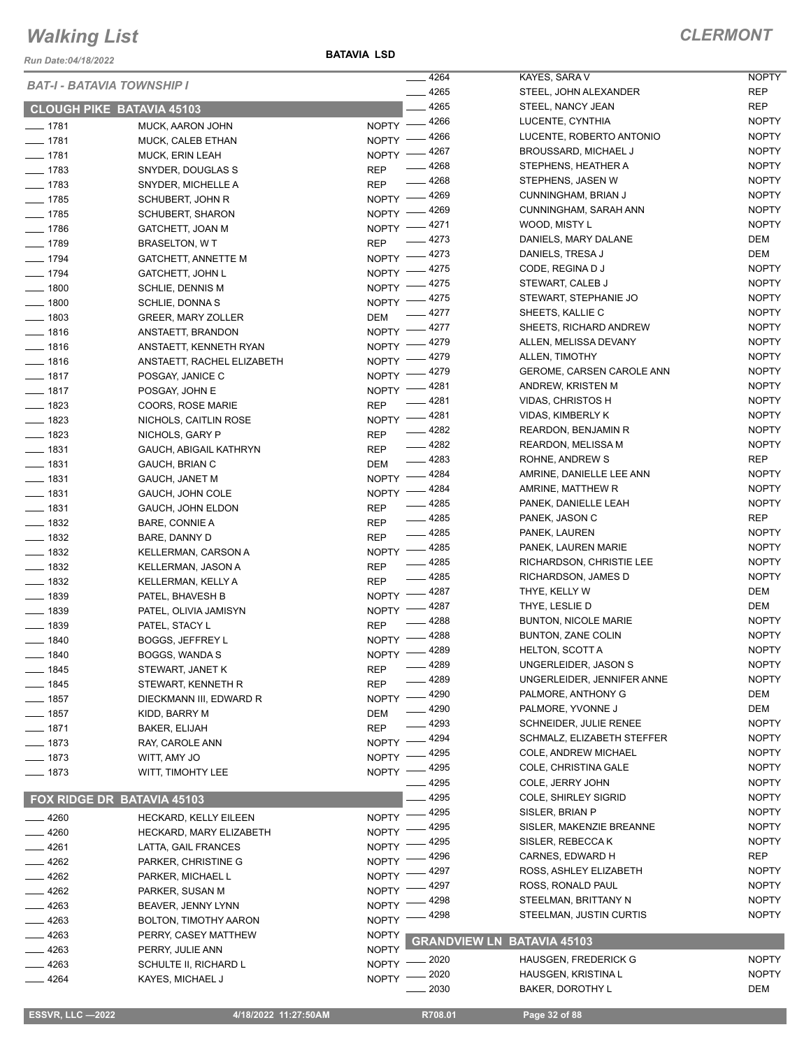# Walking List

**CLERMONT**

Run Date:04/18/2022

**BATAVIA LSD**

*BAT-I - BATAVIA TOWNSHIP I*

## CLOUGH PIKE BATAVIA 45103

| No. | Name | Party |
|---|---|---|
| 1781 | MUCK, AARON JOHN | NOPTY |
| 1781 | MUCK, CALEB ETHAN | NOPTY |
| 1781 | MUCK, ERIN LEAH | NOPTY |
| 1783 | SNYDER, DOUGLAS S | REP |
| 1783 | SNYDER, MICHELLE A | REP |
| 1785 | SCHUBERT, JOHN R | NOPTY |
| 1785 | SCHUBERT, SHARON | NOPTY |
| 1786 | GATCHETT, JOAN M | NOPTY |
| 1789 | BRASELTON, W T | REP |
| 1794 | GATCHETT, ANNETTE M | NOPTY |
| 1794 | GATCHETT, JOHN L | NOPTY |
| 1800 | SCHLIE, DENNIS M | NOPTY |
| 1800 | SCHLIE, DONNA S | NOPTY |
| 1803 | GREER, MARY ZOLLER | DEM |
| 1816 | ANSTAETT, BRANDON | NOPTY |
| 1816 | ANSTAETT, KENNETH RYAN | NOPTY |
| 1816 | ANSTAETT, RACHEL ELIZABETH | NOPTY |
| 1817 | POSGAY, JANICE C | NOPTY |
| 1817 | POSGAY, JOHN E | NOPTY |
| 1823 | COORS, ROSE MARIE | REP |
| 1823 | NICHOLS, CAITLIN ROSE | NOPTY |
| 1823 | NICHOLS, GARY P | REP |
| 1831 | GAUCH, ABIGAIL KATHRYN | REP |
| 1831 | GAUCH, BRIAN C | DEM |
| 1831 | GAUCH, JANET M | NOPTY |
| 1831 | GAUCH, JOHN COLE | NOPTY |
| 1831 | GAUCH, JOHN ELDON | REP |
| 1832 | BARE, CONNIE A | REP |
| 1832 | BARE, DANNY D | REP |
| 1832 | KELLERMAN, CARSON A | NOPTY |
| 1832 | KELLERMAN, JASON A | REP |
| 1832 | KELLERMAN, KELLY A | REP |
| 1839 | PATEL, BHAVESH B | NOPTY |
| 1839 | PATEL, OLIVIA JAMISYN | NOPTY |
| 1839 | PATEL, STACY L | REP |
| 1840 | BOGGS, JEFFREY L | NOPTY |
| 1840 | BOGGS, WANDA S | NOPTY |
| 1845 | STEWART, JANET K | REP |
| 1845 | STEWART, KENNETH R | REP |
| 1857 | DIECKMANN III, EDWARD R | NOPTY |
| 1857 | KIDD, BARRY M | DEM |
| 1871 | BAKER, ELIJAH | REP |
| 1873 | RAY, CAROLE ANN | NOPTY |
| 1873 | WITT, AMY JO | NOPTY |
| 1873 | WITT, TIMOHTY LEE | NOPTY |

## FOX RIDGE DR BATAVIA 45103

| No. | Name | Party |
|---|---|---|
| 4260 | HECKARD, KELLY EILEEN | NOPTY |
| 4260 | HECKARD, MARY ELIZABETH | NOPTY |
| 4261 | LATTA, GAIL FRANCES | NOPTY |
| 4262 | PARKER, CHRISTINE G | NOPTY |
| 4262 | PARKER, MICHAEL L | NOPTY |
| 4262 | PARKER, SUSAN M | NOPTY |
| 4263 | BEAVER, JENNY LYNN | NOPTY |
| 4263 | BOLTON, TIMOTHY AARON | NOPTY |
| 4263 | PERRY, CASEY MATTHEW | NOPTY |
| 4263 | PERRY, JULIE ANN | NOPTY |
| 4263 | SCHULTE II, RICHARD L | NOPTY |
| 4264 | KAYES, MICHAEL J | NOPTY |
| 4264 | KAYES, SARA V | NOPTY |
| 4265 | STEEL, JOHN ALEXANDER | REP |
| 4265 | STEEL, NANCY JEAN | REP |
| 4266 | LUCENTE, CYNTHIA | NOPTY |
| 4266 | LUCENTE, ROBERTO ANTONIO | NOPTY |
| 4267 | BROUSSARD, MICHAEL J | NOPTY |
| 4268 | STEPHENS, HEATHER A | NOPTY |
| 4268 | STEPHENS, JASEN W | NOPTY |
| 4269 | CUNNINGHAM, BRIAN J | NOPTY |
| 4269 | CUNNINGHAM, SARAH ANN | NOPTY |
| 4271 | WOOD, MISTY L | NOPTY |
| 4273 | DANIELS, MARY DALANE | DEM |
| 4273 | DANIELS, TRESA J | DEM |
| 4275 | CODE, REGINA D J | NOPTY |
| 4275 | STEWART, CALEB J | NOPTY |
| 4275 | STEWART, STEPHANIE JO | NOPTY |
| 4277 | SHEETS, KALLIE C | NOPTY |
| 4277 | SHEETS, RICHARD ANDREW | NOPTY |
| 4279 | ALLEN, MELISSA DEVANY | NOPTY |
| 4279 | ALLEN, TIMOTHY | NOPTY |
| 4279 | GEROME, CARSEN CAROLE ANN | NOPTY |
| 4281 | ANDREW, KRISTEN M | NOPTY |
| 4281 | VIDAS, CHRISTOS H | NOPTY |
| 4281 | VIDAS, KIMBERLY K | NOPTY |
| 4282 | REARDON, BENJAMIN R | NOPTY |
| 4282 | REARDON, MELISSA M | NOPTY |
| 4283 | ROHNE, ANDREW S | REP |
| 4284 | AMRINE, DANIELLE LEE ANN | NOPTY |
| 4284 | AMRINE, MATTHEW R | NOPTY |
| 4285 | PANEK, DANIELLE LEAH | NOPTY |
| 4285 | PANEK, JASON C | REP |
| 4285 | PANEK, LAUREN | NOPTY |
| 4285 | PANEK, LAUREN MARIE | NOPTY |
| 4285 | RICHARDSON, CHRISTIE LEE | NOPTY |
| 4285 | RICHARDSON, JAMES D | NOPTY |
| 4287 | THYE, KELLY W | DEM |
| 4287 | THYE, LESLIE D | DEM |
| 4288 | BUNTON, NICOLE MARIE | NOPTY |
| 4288 | BUNTON, ZANE COLIN | NOPTY |
| 4289 | HELTON, SCOTT A | NOPTY |
| 4289 | UNGERLEIDER, JASON S | NOPTY |
| 4289 | UNGERLEIDER, JENNIFER ANNE | NOPTY |
| 4290 | PALMORE, ANTHONY G | DEM |
| 4290 | PALMORE, YVONNE J | DEM |
| 4293 | SCHNEIDER, JULIE RENEE | NOPTY |
| 4294 | SCHMALZ, ELIZABETH STEFFER | NOPTY |
| 4295 | COLE, ANDREW MICHAEL | NOPTY |
| 4295 | COLE, CHRISTINA GALE | NOPTY |
| 4295 | COLE, JERRY JOHN | NOPTY |
| 4295 | COLE, SHIRLEY SIGRID | NOPTY |
| 4295 | SISLER, BRIAN P | NOPTY |
| 4295 | SISLER, MAKENZIE BREANNE | NOPTY |
| 4295 | SISLER, REBECCA K | NOPTY |
| 4296 | CARNES, EDWARD H | REP |
| 4297 | ROSS, ASHLEY ELIZABETH | NOPTY |
| 4297 | ROSS, RONALD PAUL | NOPTY |
| 4298 | STEELMAN, BRITTANY N | NOPTY |
| 4298 | STEELMAN, JUSTIN CURTIS | NOPTY |

## GRANDVIEW LN BATAVIA 45103

| No. | Name | Party |
|---|---|---|
| 2020 | HAUSGEN, FREDERICK G | NOPTY |
| 2020 | HAUSGEN, KRISTINA L | NOPTY |
| 2030 | BAKER, DOROTHY L | DEM |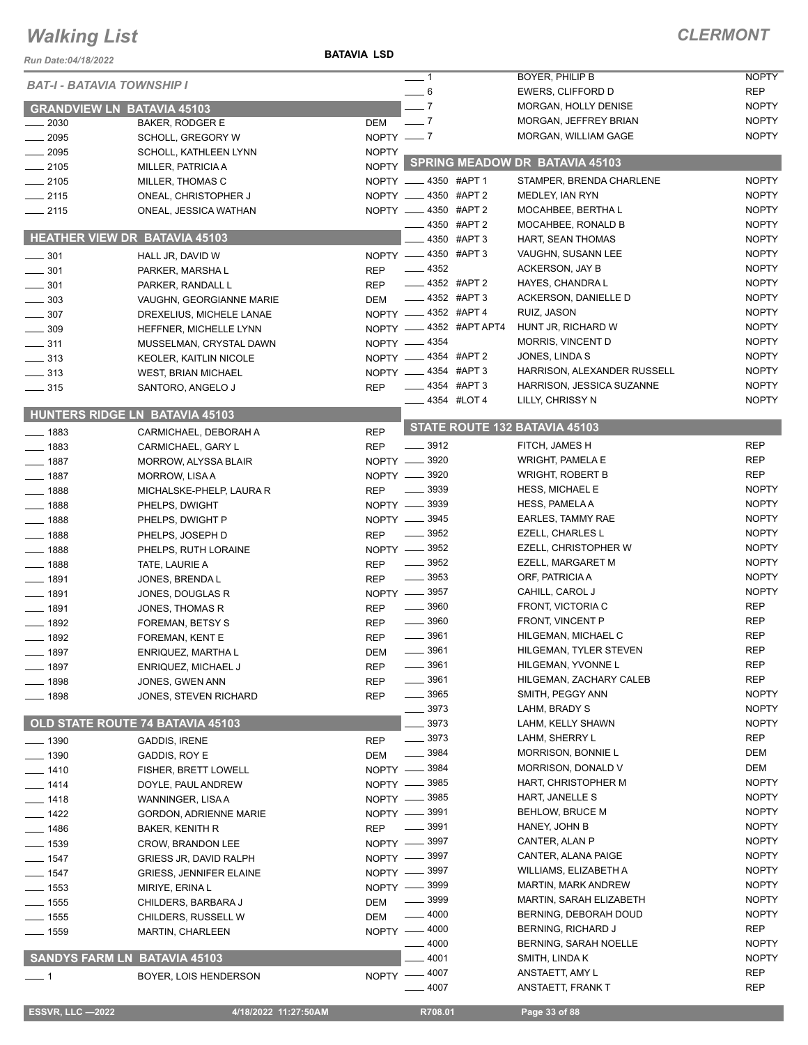# Walking List

**CLERMONT**

Run Date:04/18/2022

**BATAVIA LSD**

## BAT-I - BATAVIA TOWNSHIP I

### GRANDVIEW LN BATAVIA 45103

| No. | Name | Party |
|---|---|---|
| 2030 | BAKER, RODGER E | DEM |
| 2095 | SCHOLL, GREGORY W | NOPTY |
| 2095 | SCHOLL, KATHLEEN LYNN | NOPTY |
| 2105 | MILLER, PATRICIA A | NOPTY |
| 2105 | MILLER, THOMAS C | NOPTY |
| 2115 | ONEAL, CHRISTOPHER J | NOPTY |
| 2115 | ONEAL, JESSICA WATHAN | NOPTY |

### HEATHER VIEW DR BATAVIA 45103

| No. | Name | Party |
|---|---|---|
| 301 | HALL JR, DAVID W | NOPTY |
| 301 | PARKER, MARSHA L | REP |
| 301 | PARKER, RANDALL L | REP |
| 303 | VAUGHN, GEORGIANNE MARIE | DEM |
| 307 | DREXELIUS, MICHELE LANAE | NOPTY |
| 309 | HEFFNER, MICHELLE LYNN | NOPTY |
| 311 | MUSSELMAN, CRYSTAL DAWN | NOPTY |
| 313 | KEOLER, KAITLIN NICOLE | NOPTY |
| 313 | WEST, BRIAN MICHAEL | NOPTY |
| 315 | SANTORO, ANGELO J | REP |

### HUNTERS RIDGE LN BATAVIA 45103

| No. | Name | Party |
|---|---|---|
| 1883 | CARMICHAEL, DEBORAH A | REP |
| 1883 | CARMICHAEL, GARY L | REP |
| 1887 | MORROW, ALYSSA BLAIR | NOPTY |
| 1887 | MORROW, LISA A | NOPTY |
| 1888 | MICHALSKE-PHELP, LAURA R | REP |
| 1888 | PHELPS, DWIGHT | NOPTY |
| 1888 | PHELPS, DWIGHT P | NOPTY |
| 1888 | PHELPS, JOSEPH D | REP |
| 1888 | PHELPS, RUTH LORAINE | NOPTY |
| 1888 | TATE, LAURIE A | REP |
| 1891 | JONES, BRENDA L | REP |
| 1891 | JONES, DOUGLAS R | NOPTY |
| 1891 | JONES, THOMAS R | REP |
| 1892 | FOREMAN, BETSY S | REP |
| 1892 | FOREMAN, KENT E | REP |
| 1897 | ENRIQUEZ, MARTHA L | DEM |
| 1897 | ENRIQUEZ, MICHAEL J | REP |
| 1898 | JONES, GWEN ANN | REP |
| 1898 | JONES, STEVEN RICHARD | REP |

### OLD STATE ROUTE 74 BATAVIA 45103

| No. | Name | Party |
|---|---|---|
| 1390 | GADDIS, IRENE | REP |
| 1390 | GADDIS, ROY E | DEM |
| 1410 | FISHER, BRETT LOWELL | NOPTY |
| 1414 | DOYLE, PAUL ANDREW | NOPTY |
| 1418 | WANNINGER, LISA A | NOPTY |
| 1422 | GORDON, ADRIENNE MARIE | NOPTY |
| 1486 | BAKER, KENITH R | REP |
| 1539 | CROW, BRANDON LEE | NOPTY |
| 1547 | GRIESS JR, DAVID RALPH | NOPTY |
| 1547 | GRIESS, JENNIFER ELAINE | NOPTY |
| 1553 | MIRIYE, ERINA L | NOPTY |
| 1555 | CHILDERS, BARBARA J | DEM |
| 1555 | CHILDERS, RUSSELL W | DEM |
| 1559 | MARTIN, CHARLEEN | NOPTY |

### SANDYS FARM LN BATAVIA 45103

| No. | Name | Party |
|---|---|---|
| 1 | BOYER, LOIS HENDERSON | NOPTY |
| 1 | BOYER, PHILIP B | NOPTY |
| 6 | EWERS, CLIFFORD D | REP |
| 7 | MORGAN, HOLLY DENISE | NOPTY |
| 7 | MORGAN, JEFFREY BRIAN | NOPTY |
| 7 | MORGAN, WILLIAM GAGE | NOPTY |

### SPRING MEADOW DR BATAVIA 45103

| No. | Name | Party |
|---|---|---|
| 4350 #APT 1 | STAMPER, BRENDA CHARLENE | NOPTY |
| 4350 #APT 2 | MEDLEY, IAN RYN | NOPTY |
| 4350 #APT 2 | MOCAHBEE, BERTHA L | NOPTY |
| 4350 #APT 2 | MOCAHBEE, RONALD B | NOPTY |
| 4350 #APT 3 | HART, SEAN THOMAS | NOPTY |
| 4350 #APT 3 | VAUGHN, SUSANN LEE | NOPTY |
| 4352 | ACKERSON, JAY B | NOPTY |
| 4352 #APT 2 | HAYES, CHANDRA L | NOPTY |
| 4352 #APT 3 | ACKERSON, DANIELLE D | NOPTY |
| 4352 #APT 4 | RUIZ, JASON | NOPTY |
| 4352 #APT APT4 | HUNT JR, RICHARD W | NOPTY |
| 4354 | MORRIS, VINCENT D | NOPTY |
| 4354 #APT 2 | JONES, LINDA S | NOPTY |
| 4354 #APT 3 | HARRISON, ALEXANDER RUSSELL | NOPTY |
| 4354 #APT 3 | HARRISON, JESSICA SUZANNE | NOPTY |
| 4354 #LOT 4 | LILLY, CHRISSY N | NOPTY |

### STATE ROUTE 132 BATAVIA 45103

| No. | Name | Party |
|---|---|---|
| 3912 | FITCH, JAMES H | REP |
| 3920 | WRIGHT, PAMELA E | REP |
| 3920 | WRIGHT, ROBERT B | REP |
| 3939 | HESS, MICHAEL E | NOPTY |
| 3939 | HESS, PAMELA A | NOPTY |
| 3945 | EARLES, TAMMY RAE | NOPTY |
| 3952 | EZELL, CHARLES L | NOPTY |
| 3952 | EZELL, CHRISTOPHER W | NOPTY |
| 3952 | EZELL, MARGARET M | NOPTY |
| 3953 | ORF, PATRICIA A | NOPTY |
| 3957 | CAHILL, CAROL J | NOPTY |
| 3960 | FRONT, VICTORIA C | REP |
| 3960 | FRONT, VINCENT P | REP |
| 3961 | HILGEMAN, MICHAEL C | REP |
| 3961 | HILGEMAN, TYLER STEVEN | REP |
| 3961 | HILGEMAN, YVONNE L | REP |
| 3961 | HILGEMAN, ZACHARY CALEB | REP |
| 3965 | SMITH, PEGGY ANN | NOPTY |
| 3973 | LAHM, BRADY S | NOPTY |
| 3973 | LAHM, KELLY SHAWN | NOPTY |
| 3973 | LAHM, SHERRY L | REP |
| 3984 | MORRISON, BONNIE L | DEM |
| 3984 | MORRISON, DONALD V | DEM |
| 3985 | HART, CHRISTOPHER M | NOPTY |
| 3985 | HART, JANELLE S | NOPTY |
| 3991 | BEHLOW, BRUCE M | NOPTY |
| 3991 | HANEY, JOHN B | NOPTY |
| 3997 | CANTER, ALAN P | NOPTY |
| 3997 | CANTER, ALANA PAIGE | NOPTY |
| 3997 | WILLIAMS, ELIZABETH A | NOPTY |
| 3999 | MARTIN, MARK ANDREW | NOPTY |
| 3999 | MARTIN, SARAH ELIZABETH | NOPTY |
| 4000 | BERNING, DEBORAH DOUD | NOPTY |
| 4000 | BERNING, RICHARD J | REP |
| 4000 | BERNING, SARAH NOELLE | NOPTY |
| 4001 | SMITH, LINDA K | NOPTY |
| 4007 | ANSTAETT, AMY L | REP |
| 4007 | ANSTAETT, FRANK T | REP |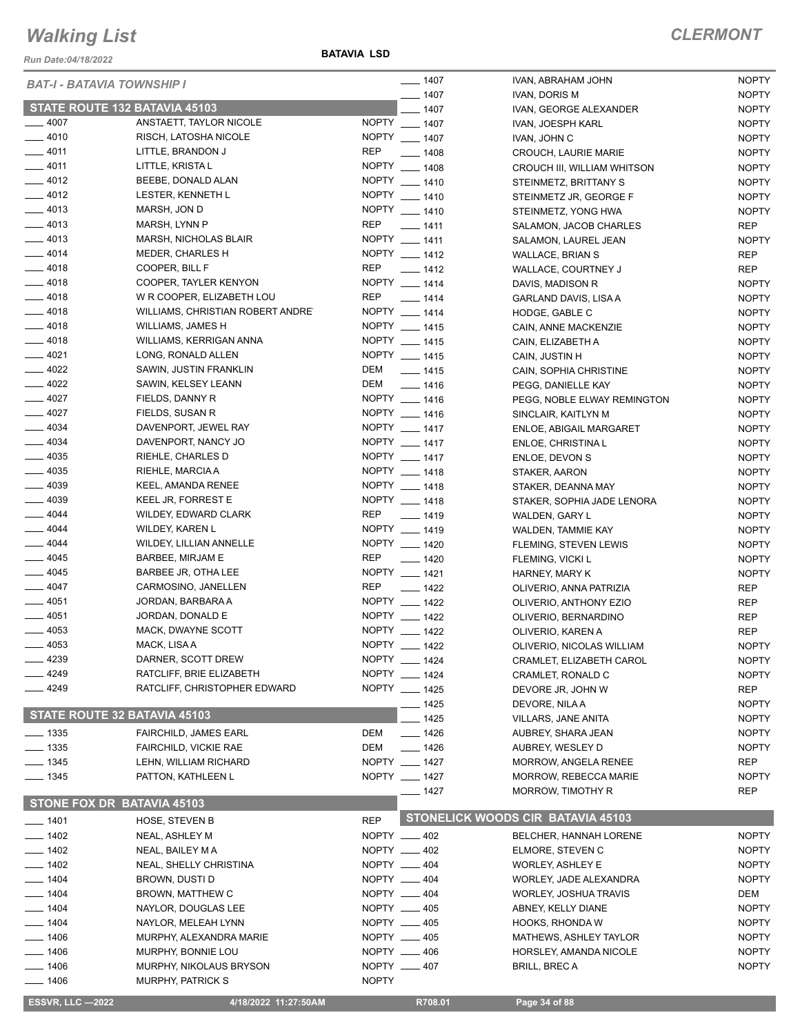# Walking List

## CLERMONT

Run Date:04/18/2022

**BATAVIA LSD**

### BAT-I - BATAVIA TOWNSHIP I

#### STATE ROUTE 132 BATAVIA 45103

| No. | Name | Party |
|---|---|---|
| ___ 4007 | ANSTAETT, TAYLOR NICOLE | NOPTY |
| ___ 4010 | RISCH, LATOSHA NICOLE | NOPTY |
| ___ 4011 | LITTLE, BRANDON J | REP |
| ___ 4011 | LITTLE, KRISTA L | NOPTY |
| ___ 4012 | BEEBE, DONALD ALAN | NOPTY |
| ___ 4012 | LESTER, KENNETH L | NOPTY |
| ___ 4013 | MARSH, JON D | NOPTY |
| ___ 4013 | MARSH, LYNN P | REP |
| ___ 4013 | MARSH, NICHOLAS BLAIR | NOPTY |
| ___ 4014 | MEDER, CHARLES H | NOPTY |
| ___ 4018 | COOPER, BILL F | REP |
| ___ 4018 | COOPER, TAYLER KENYON | NOPTY |
| ___ 4018 | W R COOPER, ELIZABETH LOU | REP |
| ___ 4018 | WILLIAMS, CHRISTIAN ROBERT ANDRE | NOPTY |
| ___ 4018 | WILLIAMS, JAMES H | NOPTY |
| ___ 4018 | WILLIAMS, KERRIGAN ANNA | NOPTY |
| ___ 4021 | LONG, RONALD ALLEN | NOPTY |
| ___ 4022 | SAWIN, JUSTIN FRANKLIN | DEM |
| ___ 4022 | SAWIN, KELSEY LEANN | DEM |
| ___ 4027 | FIELDS, DANNY R | NOPTY |
| ___ 4027 | FIELDS, SUSAN R | NOPTY |
| ___ 4034 | DAVENPORT, JEWEL RAY | NOPTY |
| ___ 4034 | DAVENPORT, NANCY JO | NOPTY |
| ___ 4035 | RIEHLE, CHARLES D | NOPTY |
| ___ 4035 | RIEHLE, MARCIA A | NOPTY |
| ___ 4039 | KEEL, AMANDA RENEE | NOPTY |
| ___ 4039 | KEEL JR, FORREST E | NOPTY |
| ___ 4044 | WILDEY, EDWARD CLARK | REP |
| ___ 4044 | WILDEY, KAREN L | NOPTY |
| ___ 4044 | WILDEY, LILLIAN ANNELLE | NOPTY |
| ___ 4045 | BARBEE, MIRJAM E | REP |
| ___ 4045 | BARBEE JR, OTHA LEE | NOPTY |
| ___ 4047 | CARMOSINO, JANELLEN | REP |
| ___ 4051 | JORDAN, BARBARA A | NOPTY |
| ___ 4051 | JORDAN, DONALD E | NOPTY |
| ___ 4053 | MACK, DWAYNE SCOTT | NOPTY |
| ___ 4053 | MACK, LISA A | NOPTY |
| ___ 4239 | DARNER, SCOTT DREW | NOPTY |
| ___ 4249 | RATCLIFF, BRIE ELIZABETH | NOPTY |
| ___ 4249 | RATCLIFF, CHRISTOPHER EDWARD | NOPTY |

#### STATE ROUTE 32 BATAVIA 45103

| No. | Name | Party |
|---|---|---|
| ___ 1335 | FAIRCHILD, JAMES EARL | DEM |
| ___ 1335 | FAIRCHILD, VICKIE RAE | DEM |
| ___ 1345 | LEHN, WILLIAM RICHARD | NOPTY |
| ___ 1345 | PATTON, KATHLEEN L | NOPTY |

#### STONE FOX DR BATAVIA 45103

| No. | Name | Party |
|---|---|---|
| ___ 1401 | HOSE, STEVEN B | REP |
| ___ 1402 | NEAL, ASHLEY M | NOPTY |
| ___ 1402 | NEAL, BAILEY M A | NOPTY |
| ___ 1402 | NEAL, SHELLY CHRISTINA | NOPTY |
| ___ 1404 | BROWN, DUSTI D | NOPTY |
| ___ 1404 | BROWN, MATTHEW C | NOPTY |
| ___ 1404 | NAYLOR, DOUGLAS LEE | NOPTY |
| ___ 1404 | NAYLOR, MELEAH LYNN | NOPTY |
| ___ 1406 | MURPHY, ALEXANDRA MARIE | NOPTY |
| ___ 1406 | MURPHY, BONNIE LOU | NOPTY |
| ___ 1406 | MURPHY, NIKOLAUS BRYSON | NOPTY |
| ___ 1406 | MURPHY, PATRICK S | NOPTY |
| ___ 1407 | IVAN, ABRAHAM JOHN | NOPTY |
| ___ 1407 | IVAN, DORIS M | NOPTY |
| ___ 1407 | IVAN, GEORGE ALEXANDER | NOPTY |
| ___ 1407 | IVAN, JOESPH KARL | NOPTY |
| ___ 1407 | IVAN, JOHN C | NOPTY |
| ___ 1408 | CROUCH, LAURIE MARIE | NOPTY |
| ___ 1408 | CROUCH III, WILLIAM WHITSON | NOPTY |
| ___ 1410 | STEINMETZ, BRITTANY S | NOPTY |
| ___ 1410 | STEINMETZ JR, GEORGE F | NOPTY |
| ___ 1410 | STEINMETZ, YONG HWA | NOPTY |
| ___ 1411 | SALAMON, JACOB CHARLES | REP |
| ___ 1411 | SALAMON, LAUREL JEAN | NOPTY |
| ___ 1412 | WALLACE, BRIAN S | REP |
| ___ 1412 | WALLACE, COURTNEY J | REP |
| ___ 1414 | DAVIS, MADISON R | NOPTY |
| ___ 1414 | GARLAND DAVIS, LISA A | NOPTY |
| ___ 1414 | HODGE, GABLE C | NOPTY |
| ___ 1415 | CAIN, ANNE MACKENZIE | NOPTY |
| ___ 1415 | CAIN, ELIZABETH A | NOPTY |
| ___ 1415 | CAIN, JUSTIN H | NOPTY |
| ___ 1415 | CAIN, SOPHIA CHRISTINE | NOPTY |
| ___ 1416 | PEGG, DANIELLE KAY | NOPTY |
| ___ 1416 | PEGG, NOBLE ELWAY REMINGTON | NOPTY |
| ___ 1416 | SINCLAIR, KAITLYN M | NOPTY |
| ___ 1417 | ENLOE, ABIGAIL MARGARET | NOPTY |
| ___ 1417 | ENLOE, CHRISTINA L | NOPTY |
| ___ 1417 | ENLOE, DEVON S | NOPTY |
| ___ 1418 | STAKER, AARON | NOPTY |
| ___ 1418 | STAKER, DEANNA MAY | NOPTY |
| ___ 1418 | STAKER, SOPHIA JADE LENORA | NOPTY |
| ___ 1419 | WALDEN, GARY L | NOPTY |
| ___ 1419 | WALDEN, TAMMIE KAY | NOPTY |
| ___ 1420 | FLEMING, STEVEN LEWIS | NOPTY |
| ___ 1420 | FLEMING, VICKI L | NOPTY |
| ___ 1421 | HARNEY, MARY K | NOPTY |
| ___ 1422 | OLIVERIO, ANNA PATRIZIA | REP |
| ___ 1422 | OLIVERIO, ANTHONY EZIO | REP |
| ___ 1422 | OLIVERIO, BERNARDINO | REP |
| ___ 1422 | OLIVERIO, KAREN A | REP |
| ___ 1422 | OLIVERIO, NICOLAS WILLIAM | NOPTY |
| ___ 1424 | CRAMLET, ELIZABETH CAROL | NOPTY |
| ___ 1424 | CRAMLET, RONALD C | NOPTY |
| ___ 1425 | DEVORE JR, JOHN W | REP |
| ___ 1425 | DEVORE, NILA A | NOPTY |
| ___ 1425 | VILLARS, JANE ANITA | NOPTY |
| ___ 1426 | AUBREY, SHARA JEAN | NOPTY |
| ___ 1426 | AUBREY, WESLEY D | NOPTY |
| ___ 1427 | MORROW, ANGELA RENEE | REP |
| ___ 1427 | MORROW, REBECCA MARIE | NOPTY |
| ___ 1427 | MORROW, TIMOTHY R | REP |

#### STONELICK WOODS CIR BATAVIA 45103

| No. | Name | Party |
|---|---|---|
| ___ 402 | BELCHER, HANNAH LORENE | NOPTY |
| ___ 402 | ELMORE, STEVEN C | NOPTY |
| ___ 404 | WORLEY, ASHLEY E | NOPTY |
| ___ 404 | WORLEY, JADE ALEXANDRA | NOPTY |
| ___ 404 | WORLEY, JOSHUA TRAVIS | DEM |
| ___ 405 | ABNEY, KELLY DIANE | NOPTY |
| ___ 405 | HOOKS, RHONDA W | NOPTY |
| ___ 405 | MATHEWS, ASHLEY TAYLOR | NOPTY |
| ___ 406 | HORSLEY, AMANDA NICOLE | NOPTY |
| ___ 407 | BRILL, BREC A | NOPTY |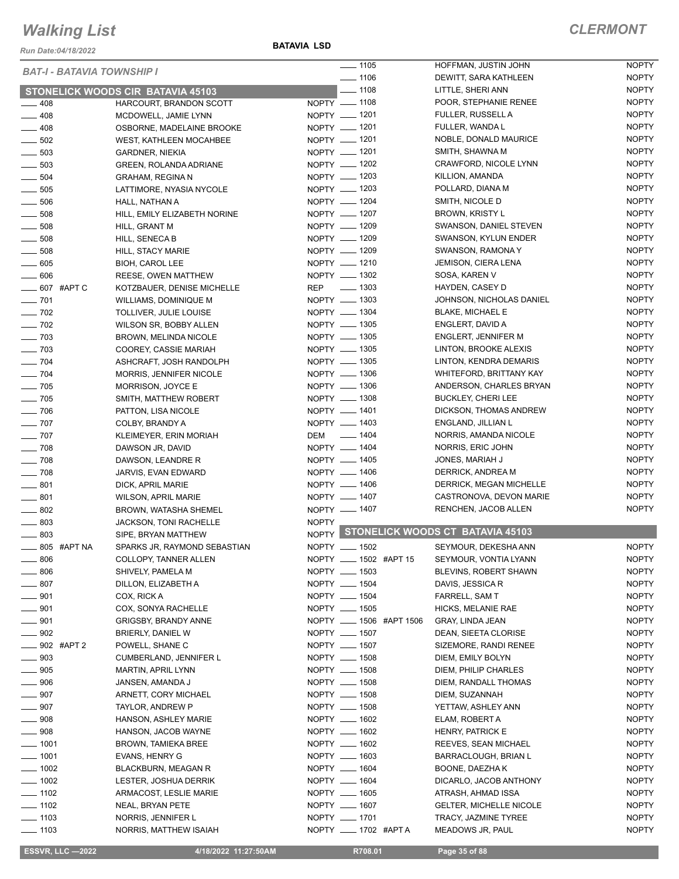# Walking List

## CLERMONT

Run Date:04/18/2022

**BATAVIA LSD**

### BAT-I - BATAVIA TOWNSHIP I

### STONELICK WOODS CIR BATAVIA 45103

| Address | Name | Party |
|---|---|---|
| ____ 408 | HARCOURT, BRANDON SCOTT | NOPTY |
| ____ 408 | MCDOWELL, JAMIE LYNN | NOPTY |
| ____ 408 | OSBORNE, MADELAINE BROOKE | NOPTY |
| ____ 502 | WEST, KATHLEEN MOCAHBEE | NOPTY |
| ____ 503 | GARDNER, NIEKIA | NOPTY |
| ____ 503 | GREEN, ROLANDA ADRIANE | NOPTY |
| ____ 504 | GRAHAM, REGINA N | NOPTY |
| ____ 505 | LATTIMORE, NYASIA NYCOLE | NOPTY |
| ____ 506 | HALL, NATHAN A | NOPTY |
| ____ 508 | HILL, EMILY ELIZABETH NORINE | NOPTY |
| ____ 508 | HILL, GRANT M | NOPTY |
| ____ 508 | HILL, SENECA B | NOPTY |
| ____ 508 | HILL, STACY MARIE | NOPTY |
| ____ 605 | BIOH, CAROL LEE | NOPTY |
| ____ 606 | REESE, OWEN MATTHEW | NOPTY |
| ____ 607 #APT C | KOTZBAUER, DENISE MICHELLE | REP |
| ____ 701 | WILLIAMS, DOMINIQUE M | NOPTY |
| ____ 702 | TOLLIVER, JULIE LOUISE | NOPTY |
| ____ 702 | WILSON SR, BOBBY ALLEN | NOPTY |
| ____ 703 | BROWN, MELINDA NICOLE | NOPTY |
| ____ 703 | COOREY, CASSIE MARIAH | NOPTY |
| ____ 704 | ASHCRAFT, JOSH RANDOLPH | NOPTY |
| ____ 704 | MORRIS, JENNIFER NICOLE | NOPTY |
| ____ 705 | MORRISON, JOYCE E | NOPTY |
| ____ 705 | SMITH, MATTHEW ROBERT | NOPTY |
| ____ 706 | PATTON, LISA NICOLE | NOPTY |
| ____ 707 | COLBY, BRANDY A | NOPTY |
| ____ 707 | KLEIMEYER, ERIN MORIAH | DEM |
| ____ 708 | DAWSON JR, DAVID | NOPTY |
| ____ 708 | DAWSON, LEANDRE R | NOPTY |
| ____ 708 | JARVIS, EVAN EDWARD | NOPTY |
| ____ 801 | DICK, APRIL MARIE | NOPTY |
| ____ 801 | WILSON, APRIL MARIE | NOPTY |
| ____ 802 | BROWN, WATASHA SHEMEL | NOPTY |
| ____ 803 | JACKSON, TONI RACHELLE | NOPTY |
| ____ 803 | SIPE, BRYAN MATTHEW | NOPTY |
| ____ 805 #APT NA | SPARKS JR, RAYMOND SEBASTIAN | NOPTY |
| ____ 806 | COLLOPY, TANNER ALLEN | NOPTY |
| ____ 806 | SHIVELY, PAMELA M | NOPTY |
| ____ 807 | DILLON, ELIZABETH A | NOPTY |
| ____ 901 | COX, RICK A | NOPTY |
| ____ 901 | COX, SONYA RACHELLE | NOPTY |
| ____ 901 | GRIGSBY, BRANDY ANNE | NOPTY |
| ____ 902 | BRIERLY, DANIEL W | NOPTY |
| ____ 902 #APT 2 | POWELL, SHANE C | NOPTY |
| ____ 903 | CUMBERLAND, JENNIFER L | NOPTY |
| ____ 905 | MARTIN, APRIL LYNN | NOPTY |
| ____ 906 | JANSEN, AMANDA J | NOPTY |
| ____ 907 | ARNETT, CORY MICHAEL | NOPTY |
| ____ 907 | TAYLOR, ANDREW P | NOPTY |
| ____ 908 | HANSON, ASHLEY MARIE | NOPTY |
| ____ 908 | HANSON, JACOB WAYNE | NOPTY |
| ____ 1001 | BROWN, TAMIEKA BREE | NOPTY |
| ____ 1001 | EVANS, HENRY G | NOPTY |
| ____ 1002 | BLACKBURN, MEAGAN R | NOPTY |
| ____ 1002 | LESTER, JOSHUA DERRIK | NOPTY |
| ____ 1102 | ARMACOST, LESLIE MARIE | NOPTY |
| ____ 1102 | NEAL, BRYAN PETE | NOPTY |
| ____ 1103 | NORRIS, JENNIFER L | NOPTY |
| ____ 1103 | NORRIS, MATTHEW ISAIAH | NOPTY |
| ____ 1105 | HOFFMAN, JUSTIN JOHN | NOPTY |
| ____ 1106 | DEWITT, SARA KATHLEEN | NOPTY |
| ____ 1108 | LITTLE, SHERI ANN | NOPTY |
| ____ 1108 | POOR, STEPHANIE RENEE | NOPTY |
| ____ 1201 | FULLER, RUSSELL A | NOPTY |
| ____ 1201 | FULLER, WANDA L | NOPTY |
| ____ 1201 | NOBLE, DONALD MAURICE | NOPTY |
| ____ 1201 | SMITH, SHAWNA M | NOPTY |
| ____ 1202 | CRAWFORD, NICOLE LYNN | NOPTY |
| ____ 1203 | KILLION, AMANDA | NOPTY |
| ____ 1203 | POLLARD, DIANA M | NOPTY |
| ____ 1204 | SMITH, NICOLE D | NOPTY |
| ____ 1207 | BROWN, KRISTY L | NOPTY |
| ____ 1209 | SWANSON, DANIEL STEVEN | NOPTY |
| ____ 1209 | SWANSON, KYLUN ENDER | NOPTY |
| ____ 1209 | SWANSON, RAMONA Y | NOPTY |
| ____ 1210 | JEMISON, CIERA LENA | NOPTY |
| ____ 1302 | SOSA, KAREN V | NOPTY |
| ____ 1303 | HAYDEN, CASEY D | NOPTY |
| ____ 1303 | JOHNSON, NICHOLAS DANIEL | NOPTY |
| ____ 1304 | BLAKE, MICHAEL E | NOPTY |
| ____ 1305 | ENGLERT, DAVID A | NOPTY |
| ____ 1305 | ENGLERT, JENNIFER M | NOPTY |
| ____ 1305 | LINTON, BROOKE ALEXIS | NOPTY |
| ____ 1305 | LINTON, KENDRA DEMARIS | NOPTY |
| ____ 1306 | WHITEFORD, BRITTANY KAY | NOPTY |
| ____ 1306 | ANDERSON, CHARLES BRYAN | NOPTY |
| ____ 1308 | BUCKLEY, CHERI LEE | NOPTY |
| ____ 1401 | DICKSON, THOMAS ANDREW | NOPTY |
| ____ 1403 | ENGLAND, JILLIAN L | NOPTY |
| ____ 1404 | NORRIS, AMANDA NICOLE | NOPTY |
| ____ 1404 | NORRIS, ERIC JOHN | NOPTY |
| ____ 1405 | JONES, MARIAH J | NOPTY |
| ____ 1406 | DERRICK, ANDREA M | NOPTY |
| ____ 1406 | DERRICK, MEGAN MICHELLE | NOPTY |
| ____ 1407 | CASTRONOVA, DEVON MARIE | NOPTY |
| ____ 1407 | RENCHEN, JACOB ALLEN | NOPTY |

### STONELICK WOODS CT BATAVIA 45103

| Address | Name | Party |
|---|---|---|
| ____ 1502 | SEYMOUR, DEKESHA ANN | NOPTY |
| ____ 1502 #APT 15 | SEYMOUR, VONTIA LYANN | NOPTY |
| ____ 1503 | BLEVINS, ROBERT SHAWN | NOPTY |
| ____ 1504 | DAVIS, JESSICA R | NOPTY |
| ____ 1504 | FARRELL, SAM T | NOPTY |
| ____ 1505 | HICKS, MELANIE RAE | NOPTY |
| ____ 1506 #APT 1506 | GRAY, LINDA JEAN | NOPTY |
| ____ 1507 | DEAN, SIEETA CLORISE | NOPTY |
| ____ 1507 | SIZEMORE, RANDI RENEE | NOPTY |
| ____ 1508 | DIEM, EMILY BOLYN | NOPTY |
| ____ 1508 | DIEM, PHILIP CHARLES | NOPTY |
| ____ 1508 | DIEM, RANDALL THOMAS | NOPTY |
| ____ 1508 | DIEM, SUZANNAH | NOPTY |
| ____ 1508 | YETTAW, ASHLEY ANN | NOPTY |
| ____ 1602 | ELAM, ROBERT A | NOPTY |
| ____ 1602 | HENRY, PATRICK E | NOPTY |
| ____ 1602 | REEVES, SEAN MICHAEL | NOPTY |
| ____ 1603 | BARRACLOUGH, BRIAN L | NOPTY |
| ____ 1604 | BOONE, DAEZHA K | NOPTY |
| ____ 1604 | DICARLO, JACOB ANTHONY | NOPTY |
| ____ 1605 | ATRASH, AHMAD ISSA | NOPTY |
| ____ 1607 | GELTER, MICHELLE NICOLE | NOPTY |
| ____ 1701 | TRACY, JAZMINE TYREE | NOPTY |
| ____ 1702 #APT A | MEADOWS JR, PAUL | NOPTY |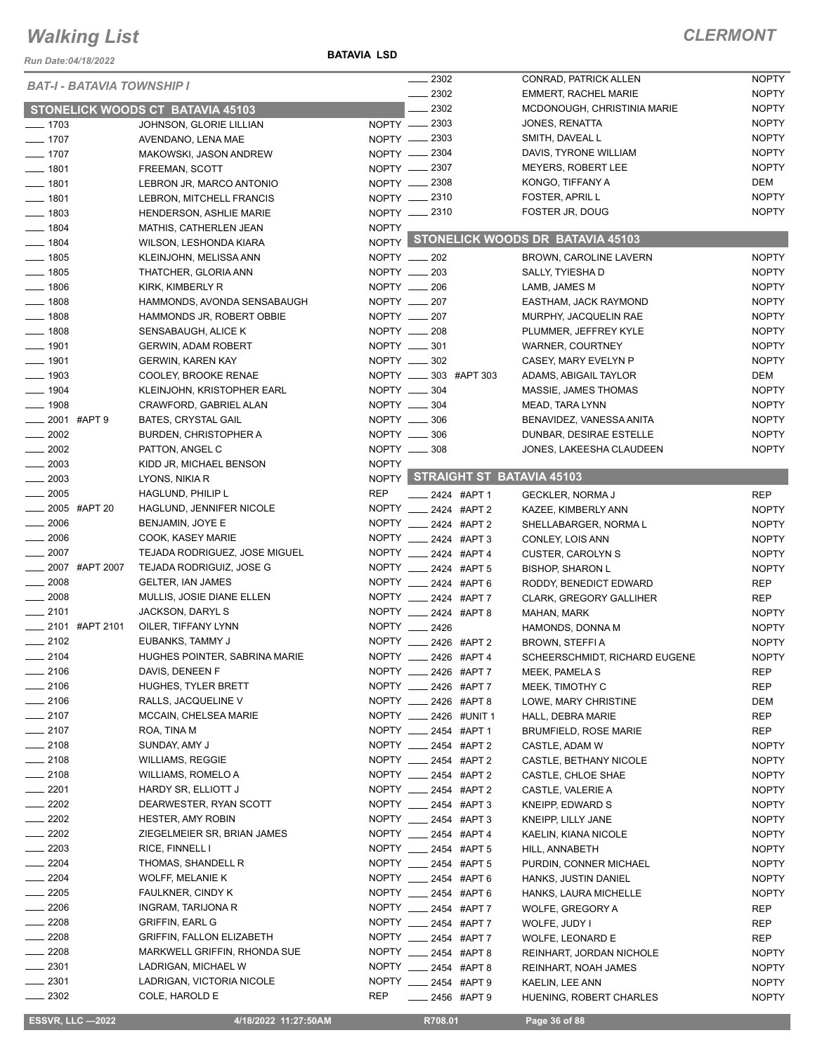# Walking List

*Run Date:04/18/2022*

**BATAVIA LSD**

## CLERMONT

### BAT-I - BATAVIA TOWNSHIP I

### STONELICK WOODS CT BATAVIA 45103

| No. | Name | Party |
|---|---|---|
| 1703 | JOHNSON, GLORIE LILLIAN | NOPTY |
| 1707 | AVENDANO, LENA MAE | NOPTY |
| 1707 | MAKOWSKI, JASON ANDREW | NOPTY |
| 1801 | FREEMAN, SCOTT | NOPTY |
| 1801 | LEBRON JR, MARCO ANTONIO | NOPTY |
| 1801 | LEBRON, MITCHELL FRANCIS | NOPTY |
| 1803 | HENDERSON, ASHLIE MARIE | NOPTY |
| 1804 | MATHIS, CATHERLEN JEAN | NOPTY |
| 1804 | WILSON, LESHONDA KIARA | NOPTY |
| 1805 | KLEINJOHN, MELISSA ANN | NOPTY |
| 1805 | THATCHER, GLORIA ANN | NOPTY |
| 1806 | KIRK, KIMBERLY R | NOPTY |
| 1808 | HAMMONDS, AVONDA SENSABAUGH | NOPTY |
| 1808 | HAMMONDS JR, ROBERT OBBIE | NOPTY |
| 1808 | SENSABAUGH, ALICE K | NOPTY |
| 1901 | GERWIN, ADAM ROBERT | NOPTY |
| 1901 | GERWIN, KAREN KAY | NOPTY |
| 1903 | COOLEY, BROOKE RENAE | NOPTY |
| 1904 | KLEINJOHN, KRISTOPHER EARL | NOPTY |
| 1908 | CRAWFORD, GABRIEL ALAN | NOPTY |
| 2001 #APT 9 | BATES, CRYSTAL GAIL | NOPTY |
| 2002 | BURDEN, CHRISTOPHER A | NOPTY |
| 2002 | PATTON, ANGEL C | NOPTY |
| 2003 | KIDD JR, MICHAEL BENSON | NOPTY |
| 2003 | LYONS, NIKIA R | NOPTY |
| 2005 | HAGLUND, PHILIP L | REP |
| 2005 #APT 20 | HAGLUND, JENNIFER NICOLE | NOPTY |
| 2006 | BENJAMIN, JOYE E | NOPTY |
| 2006 | COOK, KASEY MARIE | NOPTY |
| 2007 | TEJADA RODRIGUEZ, JOSE MIGUEL | NOPTY |
| 2007 #APT 2007 | TEJADA RODRIGUIZ, JOSE G | NOPTY |
| 2008 | GELTER, IAN JAMES | NOPTY |
| 2008 | MULLIS, JOSIE DIANE ELLEN | NOPTY |
| 2101 | JACKSON, DARYL S | NOPTY |
| 2101 #APT 2101 | OILER, TIFFANY LYNN | NOPTY |
| 2102 | EUBANKS, TAMMY J | NOPTY |
| 2104 | HUGHES POINTER, SABRINA MARIE | NOPTY |
| 2106 | DAVIS, DENEEN F | NOPTY |
| 2106 | HUGHES, TYLER BRETT | NOPTY |
| 2106 | RALLS, JACQUELINE V | NOPTY |
| 2107 | MCCAIN, CHELSEA MARIE | NOPTY |
| 2107 | ROA, TINA M | NOPTY |
| 2108 | SUNDAY, AMY J | NOPTY |
| 2108 | WILLIAMS, REGGIE | NOPTY |
| 2108 | WILLIAMS, ROMELO A | NOPTY |
| 2201 | HARDY SR, ELLIOTT J | NOPTY |
| 2202 | DEARWESTER, RYAN SCOTT | NOPTY |
| 2202 | HESTER, AMY ROBIN | NOPTY |
| 2202 | ZIEGELMEIER SR, BRIAN JAMES | NOPTY |
| 2203 | RICE, FINNELL I | NOPTY |
| 2204 | THOMAS, SHANDELL R | NOPTY |
| 2204 | WOLFF, MELANIE K | NOPTY |
| 2205 | FAULKNER, CINDY K | NOPTY |
| 2206 | INGRAM, TARIJONA R | NOPTY |
| 2208 | GRIFFIN, EARL G | NOPTY |
| 2208 | GRIFFIN, FALLON ELIZABETH | NOPTY |
| 2208 | MARKWELL GRIFFIN, RHONDA SUE | NOPTY |
| 2301 | LADRIGAN, MICHAEL W | NOPTY |
| 2301 | LADRIGAN, VICTORIA NICOLE | NOPTY |
| 2302 | COLE, HAROLD E | REP |
| 2302 | CONRAD, PATRICK ALLEN | NOPTY |
| 2302 | EMMERT, RACHEL MARIE | NOPTY |
| 2302 | MCDONOUGH, CHRISTINIA MARIE | NOPTY |
| 2303 | JONES, RENATTA | NOPTY |
| 2303 | SMITH, DAVEAL L | NOPTY |
| 2304 | DAVIS, TYRONE WILLIAM | NOPTY |
| 2307 | MEYERS, ROBERT LEE | NOPTY |
| 2308 | KONGO, TIFFANY A | DEM |
| 2310 | FOSTER, APRIL L | NOPTY |
| 2310 | FOSTER JR, DOUG | NOPTY |

### STONELICK WOODS DR BATAVIA 45103

| No. | Name | Party |
|---|---|---|
| 202 | BROWN, CAROLINE LAVERN | NOPTY |
| 203 | SALLY, TYIESHA D | NOPTY |
| 206 | LAMB, JAMES M | NOPTY |
| 207 | EASTHAM, JACK RAYMOND | NOPTY |
| 207 | MURPHY, JACQUELIN RAE | NOPTY |
| 208 | PLUMMER, JEFFREY KYLE | NOPTY |
| 301 | WARNER, COURTNEY | NOPTY |
| 302 | CASEY, MARY EVELYN P | NOPTY |
| 303 #APT 303 | ADAMS, ABIGAIL TAYLOR | DEM |
| 304 | MASSIE, JAMES THOMAS | NOPTY |
| 304 | MEAD, TARA LYNN | NOPTY |
| 306 | BENAVIDEZ, VANESSA ANITA | NOPTY |
| 306 | DUNBAR, DESIRAE ESTELLE | NOPTY |
| 308 | JONES, LAKEESHA CLAUDEEN | NOPTY |

### STRAIGHT ST BATAVIA 45103

| No. | Name | Party |
|---|---|---|
| 2424 #APT 1 | GECKLER, NORMA J | REP |
| 2424 #APT 2 | KAZEE, KIMBERLY ANN | NOPTY |
| 2424 #APT 2 | SHELLABARGER, NORMA L | NOPTY |
| 2424 #APT 3 | CONLEY, LOIS ANN | NOPTY |
| 2424 #APT 4 | CUSTER, CAROLYN S | NOPTY |
| 2424 #APT 5 | BISHOP, SHARON L | NOPTY |
| 2424 #APT 6 | RODDY, BENEDICT EDWARD | REP |
| 2424 #APT 7 | CLARK, GREGORY GALLIHER | REP |
| 2424 #APT 8 | MAHAN, MARK | NOPTY |
| 2426 | HAMONDS, DONNA M | NOPTY |
| 2426 #APT 2 | BROWN, STEFFI A | NOPTY |
| 2426 #APT 4 | SCHEERSCHMIDT, RICHARD EUGENE | NOPTY |
| 2426 #APT 7 | MEEK, PAMELA S | REP |
| 2426 #APT 7 | MEEK, TIMOTHY C | REP |
| 2426 #APT 8 | LOWE, MARY CHRISTINE | DEM |
| 2426 #UNIT 1 | HALL, DEBRA MARIE | REP |
| 2454 #APT 1 | BRUMFIELD, ROSE MARIE | REP |
| 2454 #APT 2 | CASTLE, ADAM W | NOPTY |
| 2454 #APT 2 | CASTLE, BETHANY NICOLE | NOPTY |
| 2454 #APT 2 | CASTLE, CHLOE SHAE | NOPTY |
| 2454 #APT 2 | CASTLE, VALERIE A | NOPTY |
| 2454 #APT 3 | KNEIPP, EDWARD S | NOPTY |
| 2454 #APT 3 | KNEIPP, LILLY JANE | NOPTY |
| 2454 #APT 4 | KAELIN, KIANA NICOLE | NOPTY |
| 2454 #APT 5 | HILL, ANNABETH | NOPTY |
| 2454 #APT 5 | PURDIN, CONNER MICHAEL | NOPTY |
| 2454 #APT 6 | HANKS, JUSTIN DANIEL | NOPTY |
| 2454 #APT 6 | HANKS, LAURA MICHELLE | NOPTY |
| 2454 #APT 7 | WOLFE, GREGORY A | REP |
| 2454 #APT 7 | WOLFE, JUDY I | REP |
| 2454 #APT 7 | WOLFE, LEONARD E | REP |
| 2454 #APT 8 | REINHART, JORDAN NICHOLE | NOPTY |
| 2454 #APT 8 | REINHART, NOAH JAMES | NOPTY |
| 2454 #APT 9 | KAELIN, LEE ANN | NOPTY |
| 2456 #APT 9 | HUENING, ROBERT CHARLES | NOPTY |

ESSVR, LLC —2022 | 4/18/2022 11:27:50AM | R708.01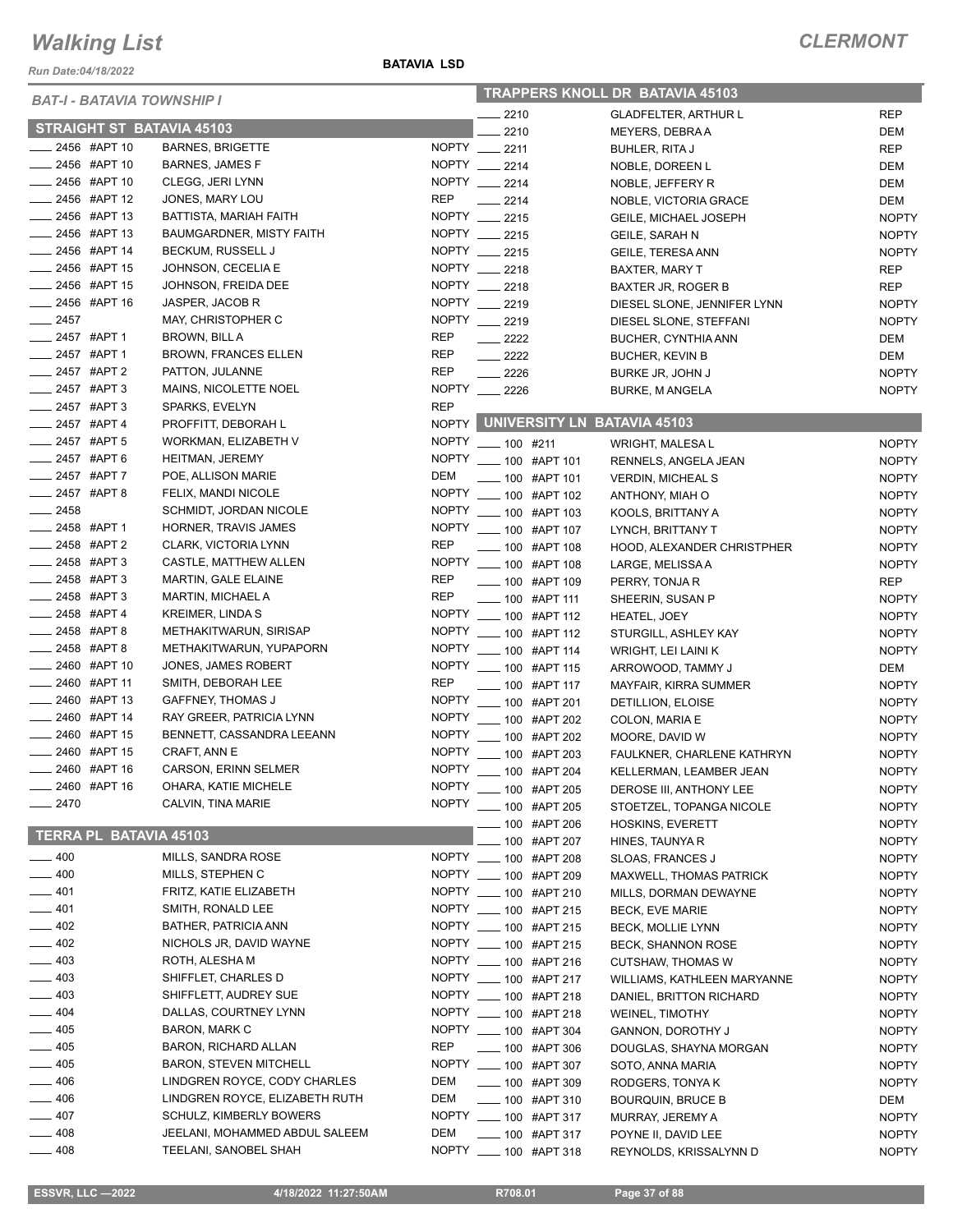# Walking List

**CLERMONT**

Run Date:04/18/2022

**BATAVIA LSD**

*BAT-I - BATAVIA TOWNSHIP I*

## STRAIGHT ST BATAVIA 45103

| Address | Name | Party |
|---|---|---|
| 2456 #APT 10 | BARNES, BRIGETTE | NOPTY |
| 2456 #APT 10 | BARNES, JAMES F | NOPTY |
| 2456 #APT 10 | CLEGG, JERI LYNN | NOPTY |
| 2456 #APT 12 | JONES, MARY LOU | REP |
| 2456 #APT 13 | BATTISTA, MARIAH FAITH | NOPTY |
| 2456 #APT 13 | BAUMGARDNER, MISTY FAITH | NOPTY |
| 2456 #APT 14 | BECKUM, RUSSELL J | NOPTY |
| 2456 #APT 15 | JOHNSON, CECELIA E | NOPTY |
| 2456 #APT 15 | JOHNSON, FREIDA DEE | NOPTY |
| 2456 #APT 16 | JASPER, JACOB R | NOPTY |
| 2457 | MAY, CHRISTOPHER C | NOPTY |
| 2457 #APT 1 | BROWN, BILL A | REP |
| 2457 #APT 1 | BROWN, FRANCES ELLEN | REP |
| 2457 #APT 2 | PATTON, JULANNE | REP |
| 2457 #APT 3 | MAINS, NICOLETTE NOEL | NOPTY |
| 2457 #APT 3 | SPARKS, EVELYN | REP |
| 2457 #APT 4 | PROFFITT, DEBORAH L | NOPTY |
| 2457 #APT 5 | WORKMAN, ELIZABETH V | NOPTY |
| 2457 #APT 6 | HEITMAN, JEREMY | NOPTY |
| 2457 #APT 7 | POE, ALLISON MARIE | DEM |
| 2457 #APT 8 | FELIX, MANDI NICOLE | NOPTY |
| 2458 | SCHMIDT, JORDAN NICOLE | NOPTY |
| 2458 #APT 1 | HORNER, TRAVIS JAMES | NOPTY |
| 2458 #APT 2 | CLARK, VICTORIA LYNN | REP |
| 2458 #APT 3 | CASTLE, MATTHEW ALLEN | NOPTY |
| 2458 #APT 3 | MARTIN, GALE ELAINE | REP |
| 2458 #APT 3 | MARTIN, MICHAEL A | REP |
| 2458 #APT 4 | KREIMER, LINDA S | NOPTY |
| 2458 #APT 8 | METHAKITWARUN, SIRISAP | NOPTY |
| 2458 #APT 8 | METHAKITWARUN, YUPAPORN | NOPTY |
| 2460 #APT 10 | JONES, JAMES ROBERT | NOPTY |
| 2460 #APT 11 | SMITH, DEBORAH LEE | REP |
| 2460 #APT 13 | GAFFNEY, THOMAS J | NOPTY |
| 2460 #APT 14 | RAY GREER, PATRICIA LYNN | NOPTY |
| 2460 #APT 15 | BENNETT, CASSANDRA LEEANN | NOPTY |
| 2460 #APT 15 | CRAFT, ANN E | NOPTY |
| 2460 #APT 16 | CARSON, ERINN SELMER | NOPTY |
| 2460 #APT 16 | OHARA, KATIE MICHELE | NOPTY |
| 2470 | CALVIN, TINA MARIE | NOPTY |

## TERRA PL BATAVIA 45103

| Address | Name | Party |
|---|---|---|
| 400 | MILLS, SANDRA ROSE | NOPTY |
| 400 | MILLS, STEPHEN C | NOPTY |
| 401 | FRITZ, KATIE ELIZABETH | NOPTY |
| 401 | SMITH, RONALD LEE | NOPTY |
| 402 | BATHER, PATRICIA ANN | NOPTY |
| 402 | NICHOLS JR, DAVID WAYNE | NOPTY |
| 403 | ROTH, ALESHA M | NOPTY |
| 403 | SHIFFLET, CHARLES D | NOPTY |
| 403 | SHIFFLETT, AUDREY SUE | NOPTY |
| 404 | DALLAS, COURTNEY LYNN | NOPTY |
| 405 | BARON, MARK C | NOPTY |
| 405 | BARON, RICHARD ALLAN | REP |
| 405 | BARON, STEVEN MITCHELL | NOPTY |
| 406 | LINDGREN ROYCE, CODY CHARLES | DEM |
| 406 | LINDGREN ROYCE, ELIZABETH RUTH | DEM |
| 407 | SCHULZ, KIMBERLY BOWERS | NOPTY |
| 408 | JEELANI, MOHAMMED ABDUL SALEEM | DEM |
| 408 | TEELANI, SANOBEL SHAH | NOPTY |

## TRAPPERS KNOLL DR BATAVIA 45103

| Address | Name | Party |
|---|---|---|
| 2210 | GLADFELTER, ARTHUR L | REP |
| 2210 | MEYERS, DEBRA A | DEM |
| 2211 | BUHLER, RITA J | REP |
| 2214 | NOBLE, DOREEN L | DEM |
| 2214 | NOBLE, JEFFERY R | DEM |
| 2214 | NOBLE, VICTORIA GRACE | DEM |
| 2215 | GEILE, MICHAEL JOSEPH | NOPTY |
| 2215 | GEILE, SARAH N | NOPTY |
| 2215 | GEILE, TERESA ANN | NOPTY |
| 2218 | BAXTER, MARY T | REP |
| 2218 | BAXTER JR, ROGER B | REP |
| 2219 | DIESEL SLONE, JENNIFER LYNN | NOPTY |
| 2219 | DIESEL SLONE, STEFFANI | NOPTY |
| 2222 | BUCHER, CYNTHIA ANN | DEM |
| 2222 | BUCHER, KEVIN B | DEM |
| 2226 | BURKE JR, JOHN J | NOPTY |
| 2226 | BURKE, M ANGELA | NOPTY |

## UNIVERSITY LN BATAVIA 45103

| Address | Name | Party |
|---|---|---|
| 100 #211 | WRIGHT, MALESA L | NOPTY |
| 100 #APT 101 | RENNELS, ANGELA JEAN | NOPTY |
| 100 #APT 101 | VERDIN, MICHEAL S | NOPTY |
| 100 #APT 102 | ANTHONY, MIAH O | NOPTY |
| 100 #APT 103 | KOOLS, BRITTANY A | NOPTY |
| 100 #APT 107 | LYNCH, BRITTANY T | NOPTY |
| 100 #APT 108 | HOOD, ALEXANDER CHRISTPHER | NOPTY |
| 100 #APT 108 | LARGE, MELISSA A | NOPTY |
| 100 #APT 109 | PERRY, TONJA R | REP |
| 100 #APT 111 | SHEERIN, SUSAN P | NOPTY |
| 100 #APT 112 | HEATEL, JOEY | NOPTY |
| 100 #APT 112 | STURGILL, ASHLEY KAY | NOPTY |
| 100 #APT 114 | WRIGHT, LEI LAINI K | NOPTY |
| 100 #APT 115 | ARROWOOD, TAMMY J | DEM |
| 100 #APT 117 | MAYFAIR, KIRRA SUMMER | NOPTY |
| 100 #APT 201 | DETILLION, ELOISE | NOPTY |
| 100 #APT 202 | COLON, MARIA E | NOPTY |
| 100 #APT 202 | MOORE, DAVID W | NOPTY |
| 100 #APT 203 | FAULKNER, CHARLENE KATHRYN | NOPTY |
| 100 #APT 204 | KELLERMAN, LEAMBER JEAN | NOPTY |
| 100 #APT 205 | DEROSE III, ANTHONY LEE | NOPTY |
| 100 #APT 205 | STOETZEL, TOPANGA NICOLE | NOPTY |
| 100 #APT 206 | HOSKINS, EVERETT | NOPTY |
| 100 #APT 207 | HINES, TAUNYA R | NOPTY |
| 100 #APT 208 | SLOAS, FRANCES J | NOPTY |
| 100 #APT 209 | MAXWELL, THOMAS PATRICK | NOPTY |
| 100 #APT 210 | MILLS, DORMAN DEWAYNE | NOPTY |
| 100 #APT 215 | BECK, EVE MARIE | NOPTY |
| 100 #APT 215 | BECK, MOLLIE LYNN | NOPTY |
| 100 #APT 215 | BECK, SHANNON ROSE | NOPTY |
| 100 #APT 216 | CUTSHAW, THOMAS W | NOPTY |
| 100 #APT 217 | WILLIAMS, KATHLEEN MARYANNE | NOPTY |
| 100 #APT 218 | DANIEL, BRITTON RICHARD | NOPTY |
| 100 #APT 218 | WEINEL, TIMOTHY | NOPTY |
| 100 #APT 304 | GANNON, DOROTHY J | NOPTY |
| 100 #APT 306 | DOUGLAS, SHAYNA MORGAN | NOPTY |
| 100 #APT 307 | SOTO, ANNA MARIA | NOPTY |
| 100 #APT 309 | RODGERS, TONYA K | NOPTY |
| 100 #APT 310 | BOURQUIN, BRUCE B | DEM |
| 100 #APT 317 | MURRAY, JEREMY A | NOPTY |
| 100 #APT 317 | POYNE II, DAVID LEE | NOPTY |
| 100 #APT 318 | REYNOLDS, KRISSALYNN D | NOPTY |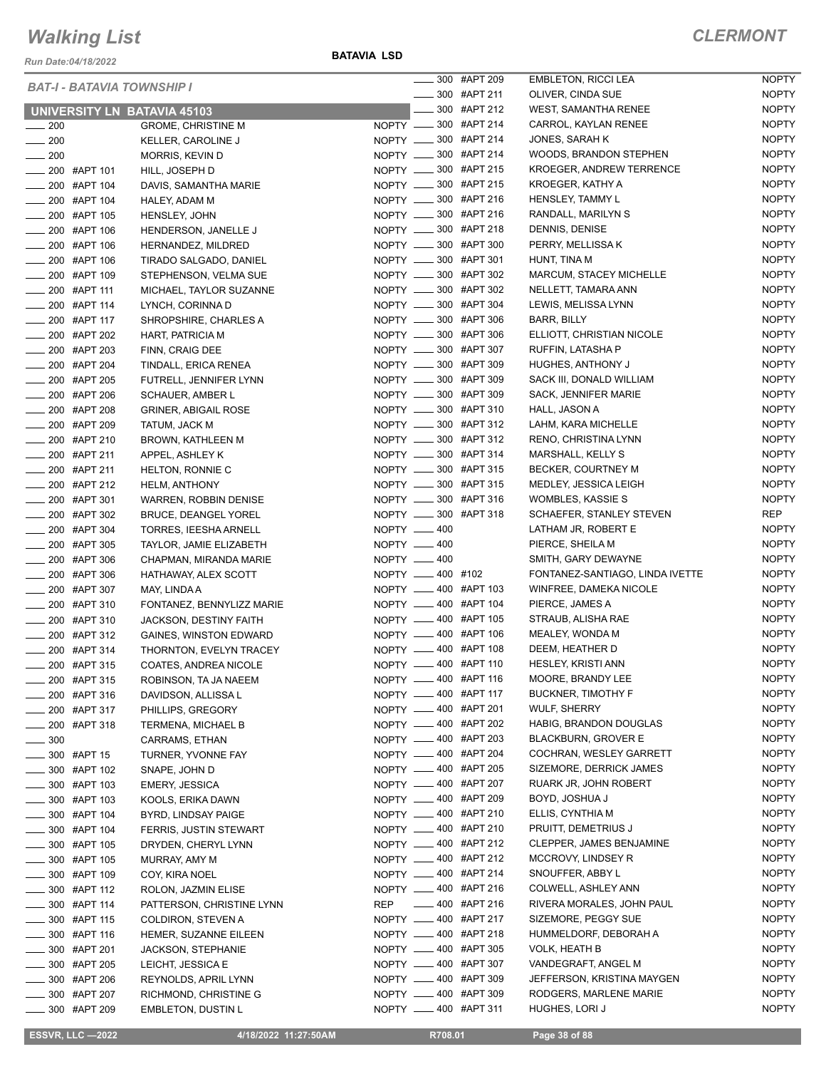**BATAVIA LSD**

### BAT-I - BATAVIA TOWNSHIP I

## UNIVERSITY LN BATAVIA 45103

| No. | Apt | Name | Party |
|---|---|---|---|
| ____ 200 | | GROME, CHRISTINE M | NOPTY |
| ____ 200 | | KELLER, CAROLINE J | NOPTY |
| ____ 200 | | MORRIS, KEVIN D | NOPTY |
| ____ 200 | #APT 101 | HILL, JOSEPH D | NOPTY |
| ____ 200 | #APT 104 | DAVIS, SAMANTHA MARIE | NOPTY |
| ____ 200 | #APT 104 | HALEY, ADAM M | NOPTY |
| ____ 200 | #APT 105 | HENSLEY, JOHN | NOPTY |
| ____ 200 | #APT 106 | HENDERSON, JANELLE J | NOPTY |
| ____ 200 | #APT 106 | HERNANDEZ, MILDRED | NOPTY |
| ____ 200 | #APT 106 | TIRADO SALGADO, DANIEL | NOPTY |
| ____ 200 | #APT 109 | STEPHENSON, VELMA SUE | NOPTY |
| ____ 200 | #APT 111 | MICHAEL, TAYLOR SUZANNE | NOPTY |
| ____ 200 | #APT 114 | LYNCH, CORINNA D | NOPTY |
| ____ 200 | #APT 117 | SHROPSHIRE, CHARLES A | NOPTY |
| ____ 200 | #APT 202 | HART, PATRICIA M | NOPTY |
| ____ 200 | #APT 203 | FINN, CRAIG DEE | NOPTY |
| ____ 200 | #APT 204 | TINDALL, ERICA RENEA | NOPTY |
| ____ 200 | #APT 205 | FUTRELL, JENNIFER LYNN | NOPTY |
| ____ 200 | #APT 206 | SCHAUER, AMBER L | NOPTY |
| ____ 200 | #APT 208 | GRINER, ABIGAIL ROSE | NOPTY |
| ____ 200 | #APT 209 | TATUM, JACK M | NOPTY |
| ____ 200 | #APT 210 | BROWN, KATHLEEN M | NOPTY |
| ____ 200 | #APT 211 | APPEL, ASHLEY K | NOPTY |
| ____ 200 | #APT 211 | HELTON, RONNIE C | NOPTY |
| ____ 200 | #APT 212 | HELM, ANTHONY | NOPTY |
| ____ 200 | #APT 301 | WARREN, ROBBIN DENISE | NOPTY |
| ____ 200 | #APT 302 | BRUCE, DEANGEL YOREL | NOPTY |
| ____ 200 | #APT 304 | TORRES, IEESHA ARNELL | NOPTY |
| ____ 200 | #APT 305 | TAYLOR, JAMIE ELIZABETH | NOPTY |
| ____ 200 | #APT 306 | CHAPMAN, MIRANDA MARIE | NOPTY |
| ____ 200 | #APT 306 | HATHAWAY, ALEX SCOTT | NOPTY |
| ____ 200 | #APT 307 | MAY, LINDA A | NOPTY |
| ____ 200 | #APT 310 | FONTANEZ, BENNYLIZZ MARIE | NOPTY |
| ____ 200 | #APT 310 | JACKSON, DESTINY FAITH | NOPTY |
| ____ 200 | #APT 312 | GAINES, WINSTON EDWARD | NOPTY |
| ____ 200 | #APT 314 | THORNTON, EVELYN TRACEY | NOPTY |
| ____ 200 | #APT 315 | COATES, ANDREA NICOLE | NOPTY |
| ____ 200 | #APT 315 | ROBINSON, TA JA NAEEM | NOPTY |
| ____ 200 | #APT 316 | DAVIDSON, ALLISSA L | NOPTY |
| ____ 200 | #APT 317 | PHILLIPS, GREGORY | NOPTY |
| ____ 200 | #APT 318 | TERMENA, MICHAEL B | NOPTY |
| ____ 300 | | CARRAMS, ETHAN | NOPTY |
| ____ 300 | #APT 15 | TURNER, YVONNE FAY | NOPTY |
| ____ 300 | #APT 102 | SNAPE, JOHN D | NOPTY |
| ____ 300 | #APT 103 | EMERY, JESSICA | NOPTY |
| ____ 300 | #APT 103 | KOOLS, ERIKA DAWN | NOPTY |
| ____ 300 | #APT 104 | BYRD, LINDSAY PAIGE | NOPTY |
| ____ 300 | #APT 104 | FERRIS, JUSTIN STEWART | NOPTY |
| ____ 300 | #APT 105 | DRYDEN, CHERYL LYNN | NOPTY |
| ____ 300 | #APT 105 | MURRAY, AMY M | NOPTY |
| ____ 300 | #APT 109 | COY, KIRA NOEL | NOPTY |
| ____ 300 | #APT 112 | ROLON, JAZMIN ELISE | NOPTY |
| ____ 300 | #APT 114 | PATTERSON, CHRISTINE LYNN | REP |
| ____ 300 | #APT 115 | COLDIRON, STEVEN A | NOPTY |
| ____ 300 | #APT 116 | HEMER, SUZANNE EILEEN | NOPTY |
| ____ 300 | #APT 201 | JACKSON, STEPHANIE | NOPTY |
| ____ 300 | #APT 205 | LEICHT, JESSICA E | NOPTY |
| ____ 300 | #APT 206 | REYNOLDS, APRIL LYNN | NOPTY |
| ____ 300 | #APT 207 | RICHMOND, CHRISTINE G | NOPTY |
| ____ 300 | #APT 209 | EMBLETON, DUSTIN L | NOPTY |
| ____ 300 | #APT 209 | EMBLETON, RICCI LEA | NOPTY |
| ____ 300 | #APT 211 | OLIVER, CINDA SUE | NOPTY |
| ____ 300 | #APT 212 | WEST, SAMANTHA RENEE | NOPTY |
| ____ 300 | #APT 214 | CARROL, KAYLAN RENEE | NOPTY |
| ____ 300 | #APT 214 | JONES, SARAH K | NOPTY |
| ____ 300 | #APT 214 | WOODS, BRANDON STEPHEN | NOPTY |
| ____ 300 | #APT 215 | KROEGER, ANDREW TERRENCE | NOPTY |
| ____ 300 | #APT 215 | KROEGER, KATHY A | NOPTY |
| ____ 300 | #APT 216 | HENSLEY, TAMMY L | NOPTY |
| ____ 300 | #APT 216 | RANDALL, MARILYN S | NOPTY |
| ____ 300 | #APT 218 | DENNIS, DENISE | NOPTY |
| ____ 300 | #APT 300 | PERRY, MELLISSA K | NOPTY |
| ____ 300 | #APT 301 | HUNT, TINA M | NOPTY |
| ____ 300 | #APT 302 | MARCUM, STACEY MICHELLE | NOPTY |
| ____ 300 | #APT 302 | NELLETT, TAMARA ANN | NOPTY |
| ____ 300 | #APT 304 | LEWIS, MELISSA LYNN | NOPTY |
| ____ 300 | #APT 306 | BARR, BILLY | NOPTY |
| ____ 300 | #APT 306 | ELLIOTT, CHRISTIAN NICOLE | NOPTY |
| ____ 300 | #APT 307 | RUFFIN, LATASHA P | NOPTY |
| ____ 300 | #APT 309 | HUGHES, ANTHONY J | NOPTY |
| ____ 300 | #APT 309 | SACK III, DONALD WILLIAM | NOPTY |
| ____ 300 | #APT 309 | SACK, JENNIFER MARIE | NOPTY |
| ____ 300 | #APT 310 | HALL, JASON A | NOPTY |
| ____ 300 | #APT 312 | LAHM, KARA MICHELLE | NOPTY |
| ____ 300 | #APT 312 | RENO, CHRISTINA LYNN | NOPTY |
| ____ 300 | #APT 314 | MARSHALL, KELLY S | NOPTY |
| ____ 300 | #APT 315 | BECKER, COURTNEY M | NOPTY |
| ____ 300 | #APT 315 | MEDLEY, JESSICA LEIGH | NOPTY |
| ____ 300 | #APT 316 | WOMBLES, KASSIE S | NOPTY |
| ____ 300 | #APT 318 | SCHAEFER, STANLEY STEVEN | REP |
| ____ 400 | | LATHAM JR, ROBERT E | NOPTY |
| ____ 400 | | PIERCE, SHEILA M | NOPTY |
| ____ 400 | | SMITH, GARY DEWAYNE | NOPTY |
| ____ 400 | #102 | FONTANEZ-SANTIAGO, LINDA IVETTE | NOPTY |
| ____ 400 | #APT 103 | WINFREE, DAMEKA NICOLE | NOPTY |
| ____ 400 | #APT 104 | PIERCE, JAMES A | NOPTY |
| ____ 400 | #APT 105 | STRAUB, ALISHA RAE | NOPTY |
| ____ 400 | #APT 106 | MEALEY, WONDA M | NOPTY |
| ____ 400 | #APT 108 | DEEM, HEATHER D | NOPTY |
| ____ 400 | #APT 110 | HESLEY, KRISTI ANN | NOPTY |
| ____ 400 | #APT 116 | MOORE, BRANDY LEE | NOPTY |
| ____ 400 | #APT 117 | BUCKNER, TIMOTHY F | NOPTY |
| ____ 400 | #APT 201 | WULF, SHERRY | NOPTY |
| ____ 400 | #APT 202 | HABIG, BRANDON DOUGLAS | NOPTY |
| ____ 400 | #APT 203 | BLACKBURN, GROVER E | NOPTY |
| ____ 400 | #APT 204 | COCHRAN, WESLEY GARRETT | NOPTY |
| ____ 400 | #APT 205 | SIZEMORE, DERRICK JAMES | NOPTY |
| ____ 400 | #APT 207 | RUARK JR, JOHN ROBERT | NOPTY |
| ____ 400 | #APT 209 | BOYD, JOSHUA J | NOPTY |
| ____ 400 | #APT 210 | ELLIS, CYNTHIA M | NOPTY |
| ____ 400 | #APT 210 | PRUITT, DEMETRIUS J | NOPTY |
| ____ 400 | #APT 212 | CLEPPER, JAMES BENJAMINE | NOPTY |
| ____ 400 | #APT 212 | MCCROVY, LINDSEY R | NOPTY |
| ____ 400 | #APT 214 | SNOUFFER, ABBY L | NOPTY |
| ____ 400 | #APT 216 | COLWELL, ASHLEY ANN | NOPTY |
| ____ 400 | #APT 216 | RIVERA MORALES, JOHN PAUL | NOPTY |
| ____ 400 | #APT 217 | SIZEMORE, PEGGY SUE | NOPTY |
| ____ 400 | #APT 218 | HUMMELDORF, DEBORAH A | NOPTY |
| ____ 400 | #APT 305 | VOLK, HEATH B | NOPTY |
| ____ 400 | #APT 307 | VANDEGRAFT, ANGEL M | NOPTY |
| ____ 400 | #APT 309 | JEFFERSON, KRISTINA MAYGEN | NOPTY |
| ____ 400 | #APT 309 | RODGERS, MARLENE MARIE | NOPTY |
| ____ 400 | #APT 311 | HUGHES, LORI J | NOPTY |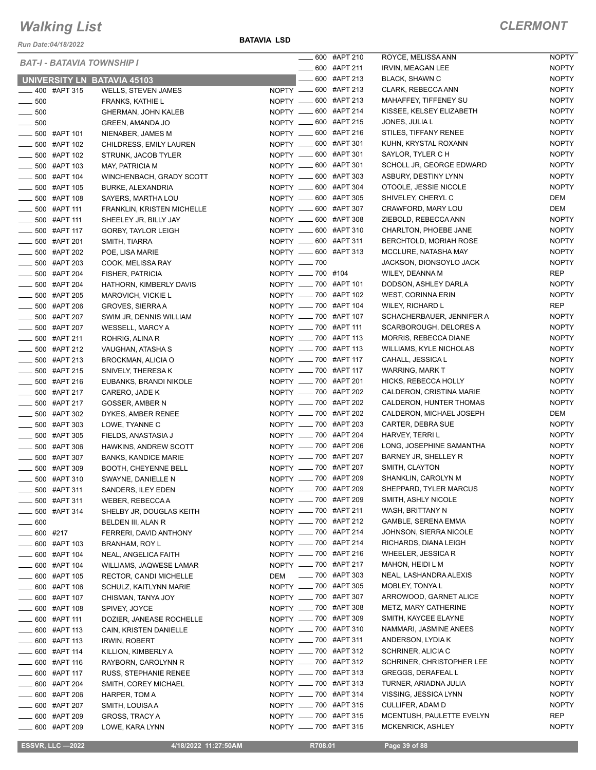# Walking List

**CLERMONT**

Run Date:04/18/2022

**BATAVIA LSD**

*BAT-I - BATAVIA TOWNSHIP I*

## UNIVERSITY LN BATAVIA 45103

| No. | Apt | Name | Party |
|---|---|---|---|
| 400 | #APT 315 | WELLS, STEVEN JAMES | NOPTY |
| 500 | | FRANKS, KATHIE L | NOPTY |
| 500 | | GHERMAN, JOHN KALEB | NOPTY |
| 500 | | GREEN, AMANDA JO | NOPTY |
| 500 | #APT 101 | NIENABER, JAMES M | NOPTY |
| 500 | #APT 102 | CHILDRESS, EMILY LAUREN | NOPTY |
| 500 | #APT 102 | STRUNK, JACOB TYLER | NOPTY |
| 500 | #APT 103 | MAY, PATRICIA M | NOPTY |
| 500 | #APT 104 | WINCHENBACH, GRADY SCOTT | NOPTY |
| 500 | #APT 105 | BURKE, ALEXANDRIA | NOPTY |
| 500 | #APT 108 | SAYERS, MARTHA LOU | NOPTY |
| 500 | #APT 111 | FRANKLIN, KRISTEN MICHELLE | NOPTY |
| 500 | #APT 111 | SHEELEY JR, BILLY JAY | NOPTY |
| 500 | #APT 117 | GORBY, TAYLOR LEIGH | NOPTY |
| 500 | #APT 201 | SMITH, TIARRA | NOPTY |
| 500 | #APT 202 | POE, LISA MARIE | NOPTY |
| 500 | #APT 203 | COOK, MELISSA RAY | NOPTY |
| 500 | #APT 204 | FISHER, PATRICIA | NOPTY |
| 500 | #APT 204 | HATHORN, KIMBERLY DAVIS | NOPTY |
| 500 | #APT 205 | MAROVICH, VICKIE L | NOPTY |
| 500 | #APT 206 | GROVES, SIERRA A | NOPTY |
| 500 | #APT 207 | SWIM JR, DENNIS WILLIAM | NOPTY |
| 500 | #APT 207 | WESSELL, MARCY A | NOPTY |
| 500 | #APT 211 | ROHRIG, ALINA R | NOPTY |
| 500 | #APT 212 | VAUGHAN, ATASHA S | NOPTY |
| 500 | #APT 213 | BROCKMAN, ALICIA O | NOPTY |
| 500 | #APT 215 | SNIVELY, THERESA K | NOPTY |
| 500 | #APT 216 | EUBANKS, BRANDI NIKOLE | NOPTY |
| 500 | #APT 217 | CARERO, JADE K | NOPTY |
| 500 | #APT 217 | GOSSER, AMBER N | NOPTY |
| 500 | #APT 302 | DYKES, AMBER RENEE | NOPTY |
| 500 | #APT 303 | LOWE, TYANNE C | NOPTY |
| 500 | #APT 305 | FIELDS, ANASTASIA J | NOPTY |
| 500 | #APT 306 | HAWKINS, ANDREW SCOTT | NOPTY |
| 500 | #APT 307 | BANKS, KANDICE MARIE | NOPTY |
| 500 | #APT 309 | BOOTH, CHEYENNE BELL | NOPTY |
| 500 | #APT 310 | SWAYNE, DANIELLE N | NOPTY |
| 500 | #APT 311 | SANDERS, ILEY EDEN | NOPTY |
| 500 | #APT 311 | WEBER, REBECCA A | NOPTY |
| 500 | #APT 314 | SHELBY JR, DOUGLAS KEITH | NOPTY |
| 600 | | BELDEN III, ALAN R | NOPTY |
| 600 | #217 | FERRERI, DAVID ANTHONY | NOPTY |
| 600 | #APT 103 | BRANHAM, ROY L | NOPTY |
| 600 | #APT 104 | NEAL, ANGELICA FAITH | NOPTY |
| 600 | #APT 104 | WILLIAMS, JAQWESE LAMAR | NOPTY |
| 600 | #APT 105 | RECTOR, CANDI MICHELLE | DEM |
| 600 | #APT 106 | SCHULZ, KAITLYNN MARIE | NOPTY |
| 600 | #APT 107 | CHISMAN, TANYA JOY | NOPTY |
| 600 | #APT 108 | SPIVEY, JOYCE | NOPTY |
| 600 | #APT 111 | DOZIER, JANEASE ROCHELLE | NOPTY |
| 600 | #APT 113 | CAIN, KRISTEN DANIELLE | NOPTY |
| 600 | #APT 113 | IRWIN, ROBERT | NOPTY |
| 600 | #APT 114 | KILLION, KIMBERLY A | NOPTY |
| 600 | #APT 116 | RAYBORN, CAROLYNN R | NOPTY |
| 600 | #APT 117 | RUSS, STEPHANIE RENEE | NOPTY |
| 600 | #APT 204 | SMITH, COREY MICHAEL | NOPTY |
| 600 | #APT 206 | HARPER, TOM A | NOPTY |
| 600 | #APT 207 | SMITH, LOUISA A | NOPTY |
| 600 | #APT 209 | GROSS, TRACY A | NOPTY |
| 600 | #APT 209 | LOWE, KARA LYNN | NOPTY |
| 600 | #APT 210 | ROYCE, MELISSA ANN | NOPTY |
| 600 | #APT 211 | IRVIN, MEAGAN LEE | NOPTY |
| 600 | #APT 213 | BLACK, SHAWN C | NOPTY |
| 600 | #APT 213 | CLARK, REBECCA ANN | NOPTY |
| 600 | #APT 213 | MAHAFFEY, TIFFENEY SU | NOPTY |
| 600 | #APT 214 | KISSEE, KELSEY ELIZABETH | NOPTY |
| 600 | #APT 215 | JONES, JULIA L | NOPTY |
| 600 | #APT 216 | STILES, TIFFANY RENEE | NOPTY |
| 600 | #APT 301 | KUHN, KRYSTAL ROXANN | NOPTY |
| 600 | #APT 301 | SAYLOR, TYLER C H | NOPTY |
| 600 | #APT 301 | SCHOLL JR, GEORGE EDWARD | NOPTY |
| 600 | #APT 303 | ASBURY, DESTINY LYNN | NOPTY |
| 600 | #APT 304 | OTOOLE, JESSIE NICOLE | NOPTY |
| 600 | #APT 305 | SHIVELEY, CHERYL C | DEM |
| 600 | #APT 307 | CRAWFORD, MARY LOU | DEM |
| 600 | #APT 308 | ZIEBOLD, REBECCA ANN | NOPTY |
| 600 | #APT 310 | CHARLTON, PHOEBE JANE | NOPTY |
| 600 | #APT 311 | BERCHTOLD, MORIAH ROSE | NOPTY |
| 600 | #APT 313 | MCCLURE, NATASHA MAY | NOPTY |
| 700 | | JACKSON, DIONSOYLO JACK | NOPTY |
| 700 | #104 | WILEY, DEANNA M | REP |
| 700 | #APT 101 | DODSON, ASHLEY DARLA | NOPTY |
| 700 | #APT 102 | WEST, CORINNA ERIN | NOPTY |
| 700 | #APT 104 | WILEY, RICHARD L | REP |
| 700 | #APT 107 | SCHACHERBAUER, JENNIFER A | NOPTY |
| 700 | #APT 111 | SCARBOROUGH, DELORES A | NOPTY |
| 700 | #APT 113 | MORRIS, REBECCA DIANE | NOPTY |
| 700 | #APT 113 | WILLIAMS, KYLE NICHOLAS | NOPTY |
| 700 | #APT 117 | CAHALL, JESSICA L | NOPTY |
| 700 | #APT 117 | WARRING, MARK T | NOPTY |
| 700 | #APT 201 | HICKS, REBECCA HOLLY | NOPTY |
| 700 | #APT 202 | CALDERON, CRISTINA MARIE | NOPTY |
| 700 | #APT 202 | CALDERON, HUNTER THOMAS | NOPTY |
| 700 | #APT 202 | CALDERON, MICHAEL JOSEPH | DEM |
| 700 | #APT 203 | CARTER, DEBRA SUE | NOPTY |
| 700 | #APT 204 | HARVEY, TERRI L | NOPTY |
| 700 | #APT 206 | LONG, JOSEPHINE SAMANTHA | NOPTY |
| 700 | #APT 207 | BARNEY JR, SHELLEY R | NOPTY |
| 700 | #APT 207 | SMITH, CLAYTON | NOPTY |
| 700 | #APT 209 | SHANKLIN, CAROLYN M | NOPTY |
| 700 | #APT 209 | SHEPPARD, TYLER MARCUS | NOPTY |
| 700 | #APT 209 | SMITH, ASHLY NICOLE | NOPTY |
| 700 | #APT 211 | WASH, BRITTANY N | NOPTY |
| 700 | #APT 212 | GAMBLE, SERENA EMMA | NOPTY |
| 700 | #APT 214 | JOHNSON, SIERRA NICOLE | NOPTY |
| 700 | #APT 214 | RICHARDS, DIANA LEIGH | NOPTY |
| 700 | #APT 216 | WHEELER, JESSICA R | NOPTY |
| 700 | #APT 217 | MAHON, HEIDI L M | NOPTY |
| 700 | #APT 303 | NEAL, LASHANDRA ALEXIS | NOPTY |
| 700 | #APT 305 | MOBLEY, TONYA L | NOPTY |
| 700 | #APT 307 | ARROWOOD, GARNET ALICE | NOPTY |
| 700 | #APT 308 | METZ, MARY CATHERINE | NOPTY |
| 700 | #APT 309 | SMITH, KAYCEE ELAYNE | NOPTY |
| 700 | #APT 310 | NAMMARI, JASMINE ANEES | NOPTY |
| 700 | #APT 311 | ANDERSON, LYDIA K | NOPTY |
| 700 | #APT 312 | SCHRINER, ALICIA C | NOPTY |
| 700 | #APT 312 | SCHRINER, CHRISTOPHER LEE | NOPTY |
| 700 | #APT 313 | GREGGS, DERAFEAL L | NOPTY |
| 700 | #APT 313 | TURNER, ARIADNA JULIA | NOPTY |
| 700 | #APT 314 | VISSING, JESSICA LYNN | NOPTY |
| 700 | #APT 315 | CULLIFER, ADAM D | NOPTY |
| 700 | #APT 315 | MCENTUSH, PAULETTE EVELYN | REP |
| 700 | #APT 315 | MCKENRICK, ASHLEY | NOPTY |

ESSVR, LLC —2022 | 4/18/2022 11:27:50AM | R708.01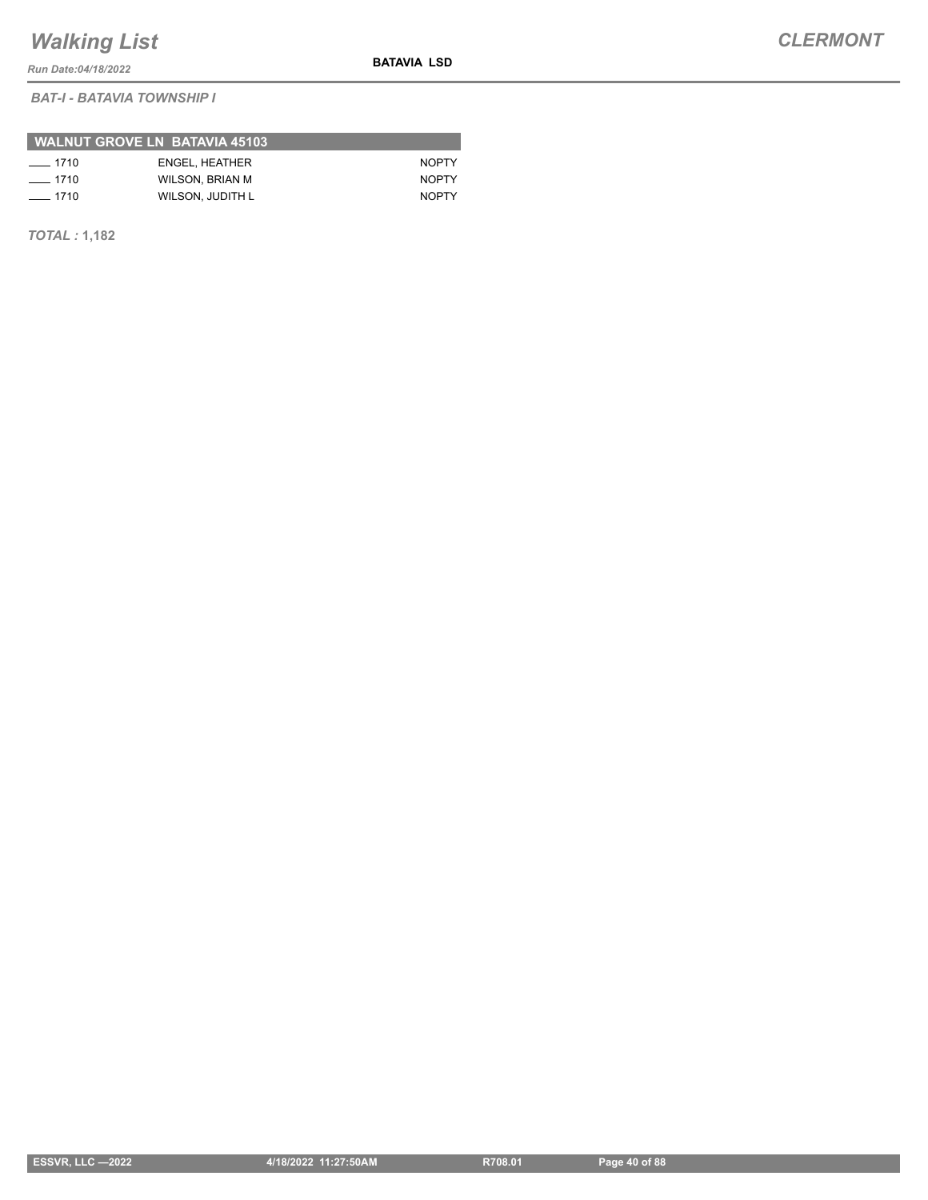*BAT-I - BATAVIA TOWNSHIP I*

| WALNUT GROVE LN BATAVIA 45103 | | |
|---|---|---|
| ____ 1710 | ENGEL, HEATHER | NOPTY |
| ____ 1710 | WILSON, BRIAN M | NOPTY |
| ____ 1710 | WILSON, JUDITH L | NOPTY |

***TOTAL :*** **1,182**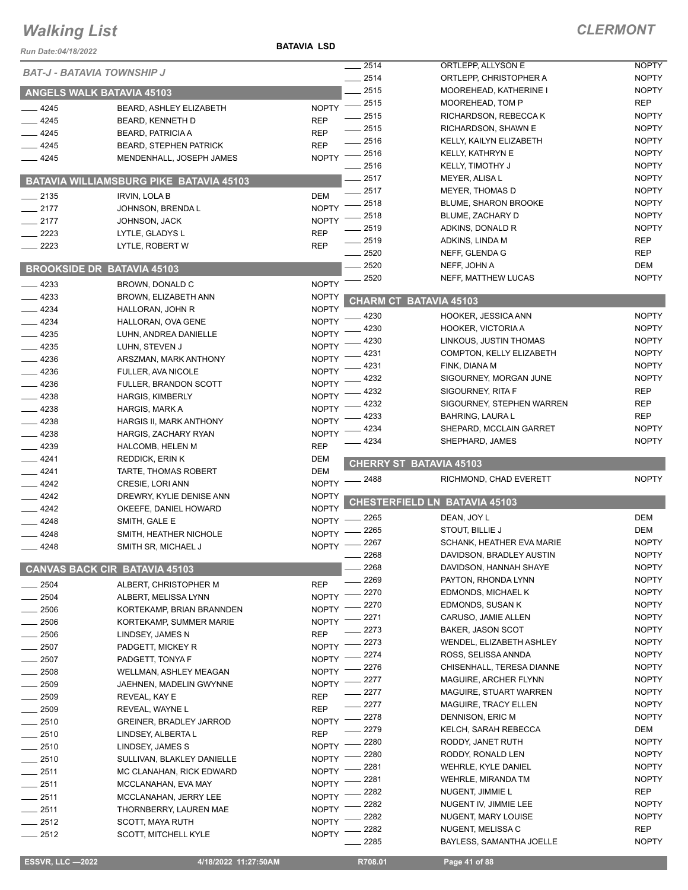# Walking List

**CLERMONT**

Run Date:04/18/2022

**BATAVIA LSD**

*BAT-J - BATAVIA TOWNSHIP J*

## ANGELS WALK BATAVIA 45103

| No. | Name | Party |
|---|---|---|
| 4245 | BEARD, ASHLEY ELIZABETH | NOPTY |
| 4245 | BEARD, KENNETH D | REP |
| 4245 | BEARD, PATRICIA A | REP |
| 4245 | BEARD, STEPHEN PATRICK | REP |
| 4245 | MENDENHALL, JOSEPH JAMES | NOPTY |

## BATAVIA WILLIAMSBURG PIKE BATAVIA 45103

| No. | Name | Party |
|---|---|---|
| 2135 | IRVIN, LOLA B | DEM |
| 2177 | JOHNSON, BRENDA L | NOPTY |
| 2177 | JOHNSON, JACK | NOPTY |
| 2223 | LYTLE, GLADYS L | REP |
| 2223 | LYTLE, ROBERT W | REP |

## BROOKSIDE DR BATAVIA 45103

| No. | Name | Party |
|---|---|---|
| 4233 | BROWN, DONALD C | NOPTY |
| 4233 | BROWN, ELIZABETH ANN | NOPTY |
| 4234 | HALLORAN, JOHN R | NOPTY |
| 4234 | HALLORAN, OVA GENE | NOPTY |
| 4235 | LUHN, ANDREA DANIELLE | NOPTY |
| 4235 | LUHN, STEVEN J | NOPTY |
| 4236 | ARSZMAN, MARK ANTHONY | NOPTY |
| 4236 | FULLER, AVA NICOLE | NOPTY |
| 4236 | FULLER, BRANDON SCOTT | NOPTY |
| 4238 | HARGIS, KIMBERLY | NOPTY |
| 4238 | HARGIS, MARK A | NOPTY |
| 4238 | HARGIS II, MARK ANTHONY | NOPTY |
| 4238 | HARGIS, ZACHARY RYAN | NOPTY |
| 4239 | HALCOMB, HELEN M | REP |
| 4241 | REDDICK, ERIN K | DEM |
| 4241 | TARTE, THOMAS ROBERT | DEM |
| 4242 | CRESIE, LORI ANN | NOPTY |
| 4242 | DREWRY, KYLIE DENISE ANN | NOPTY |
| 4242 | OKEEFE, DANIEL HOWARD | NOPTY |
| 4248 | SMITH, GALE E | NOPTY |
| 4248 | SMITH, HEATHER NICHOLE | NOPTY |
| 4248 | SMITH SR, MICHAEL J | NOPTY |

## CANVAS BACK CIR BATAVIA 45103

| No. | Name | Party |
|---|---|---|
| 2504 | ALBERT, CHRISTOPHER M | REP |
| 2504 | ALBERT, MELISSA LYNN | NOPTY |
| 2506 | KORTEKAMP, BRIAN BRANNDEN | NOPTY |
| 2506 | KORTEKAMP, SUMMER MARIE | NOPTY |
| 2506 | LINDSEY, JAMES N | REP |
| 2507 | PADGETT, MICKEY R | NOPTY |
| 2507 | PADGETT, TONYA F | NOPTY |
| 2508 | WELLMAN, ASHLEY MEAGAN | NOPTY |
| 2509 | JAEHNEN, MADELIN GWYNNE | NOPTY |
| 2509 | REVEAL, KAY E | REP |
| 2509 | REVEAL, WAYNE L | REP |
| 2510 | GREINER, BRADLEY JARROD | NOPTY |
| 2510 | LINDSEY, ALBERTA L | REP |
| 2510 | LINDSEY, JAMES S | NOPTY |
| 2510 | SULLIVAN, BLAKLEY DANIELLE | NOPTY |
| 2511 | MC CLANAHAN, RICK EDWARD | NOPTY |
| 2511 | MCCLANAHAN, EVA MAY | NOPTY |
| 2511 | MCCLANAHAN, JERRY LEE | NOPTY |
| 2511 | THORNBERRY, LAUREN MAE | NOPTY |
| 2512 | SCOTT, MAYA RUTH | NOPTY |
| 2512 | SCOTT, MITCHELL KYLE | NOPTY |
| 2514 | ORTLEPP, ALLYSON E | NOPTY |
| 2514 | ORTLEPP, CHRISTOPHER A | NOPTY |
| 2515 | MOOREHEAD, KATHERINE I | NOPTY |
| 2515 | MOOREHEAD, TOM P | REP |
| 2515 | RICHARDSON, REBECCA K | NOPTY |
| 2515 | RICHARDSON, SHAWN E | NOPTY |
| 2516 | KELLY, KAILYN ELIZABETH | NOPTY |
| 2516 | KELLY, KATHRYN E | NOPTY |
| 2516 | KELLY, TIMOTHY J | NOPTY |
| 2517 | MEYER, ALISA L | NOPTY |
| 2517 | MEYER, THOMAS D | NOPTY |
| 2518 | BLUME, SHARON BROOKE | NOPTY |
| 2518 | BLUME, ZACHARY D | NOPTY |
| 2519 | ADKINS, DONALD R | NOPTY |
| 2519 | ADKINS, LINDA M | REP |
| 2520 | NEFF, GLENDA G | REP |
| 2520 | NEFF, JOHN A | DEM |
| 2520 | NEFF, MATTHEW LUCAS | NOPTY |

## CHARM CT BATAVIA 45103

| No. | Name | Party |
|---|---|---|
| 4230 | HOOKER, JESSICA ANN | NOPTY |
| 4230 | HOOKER, VICTORIA A | NOPTY |
| 4230 | LINKOUS, JUSTIN THOMAS | NOPTY |
| 4231 | COMPTON, KELLY ELIZABETH | NOPTY |
| 4231 | FINK, DIANA M | NOPTY |
| 4232 | SIGOURNEY, MORGAN JUNE | NOPTY |
| 4232 | SIGOURNEY, RITA F | REP |
| 4232 | SIGOURNEY, STEPHEN WARREN | REP |
| 4233 | BAHRING, LAURA L | REP |
| 4234 | SHEPARD, MCCLAIN GARRET | NOPTY |
| 4234 | SHEPHARD, JAMES | NOPTY |

## CHERRY ST BATAVIA 45103

| No. | Name | Party |
|---|---|---|
| 2488 | RICHMOND, CHAD EVERETT | NOPTY |

## CHESTERFIELD LN BATAVIA 45103

| No. | Name | Party |
|---|---|---|
| 2265 | DEAN, JOY L | DEM |
| 2265 | STOUT, BILLIE J | DEM |
| 2267 | SCHANK, HEATHER EVA MARIE | NOPTY |
| 2268 | DAVIDSON, BRADLEY AUSTIN | NOPTY |
| 2268 | DAVIDSON, HANNAH SHAYE | NOPTY |
| 2269 | PAYTON, RHONDA LYNN | NOPTY |
| 2270 | EDMONDS, MICHAEL K | NOPTY |
| 2270 | EDMONDS, SUSAN K | NOPTY |
| 2271 | CARUSO, JAMIE ALLEN | NOPTY |
| 2273 | BAKER, JASON SCOT | NOPTY |
| 2273 | WENDEL, ELIZABETH ASHLEY | NOPTY |
| 2274 | ROSS, SELISSA ANNDA | NOPTY |
| 2276 | CHISENHALL, TERESA DIANNE | NOPTY |
| 2277 | MAGUIRE, ARCHER FLYNN | NOPTY |
| 2277 | MAGUIRE, STUART WARREN | NOPTY |
| 2277 | MAGUIRE, TRACY ELLEN | NOPTY |
| 2278 | DENNISON, ERIC M | NOPTY |
| 2279 | KELCH, SARAH REBECCA | DEM |
| 2280 | RODDY, JANET RUTH | NOPTY |
| 2280 | RODDY, RONALD LEN | NOPTY |
| 2281 | WEHRLE, KYLE DANIEL | NOPTY |
| 2281 | WEHRLE, MIRANDA TM | NOPTY |
| 2282 | NUGENT, JIMMIE L | REP |
| 2282 | NUGENT IV, JIMMIE LEE | NOPTY |
| 2282 | NUGENT, MARY LOUISE | NOPTY |
| 2282 | NUGENT, MELISSA C | REP |
| 2285 | BAYLESS, SAMANTHA JOELLE | NOPTY |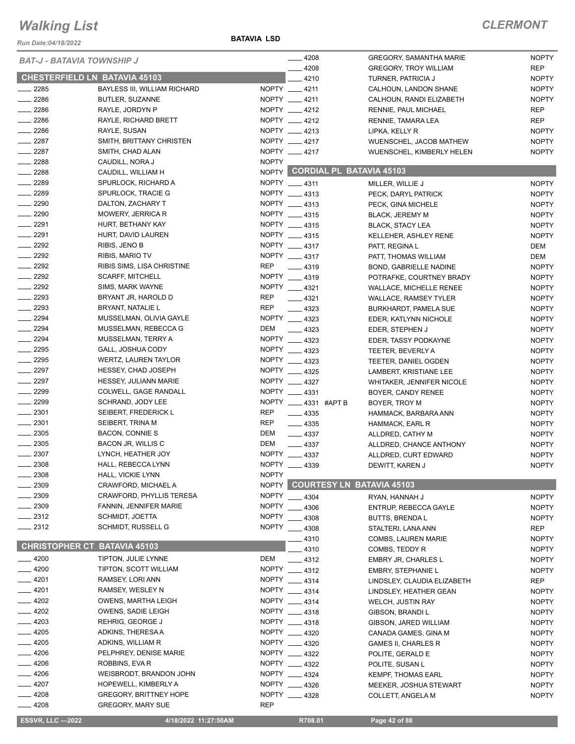# Walking List

**CLERMONT**

Run Date:04/18/2022

**BATAVIA LSD**

*BAT-J - BATAVIA TOWNSHIP J*

## CHESTERFIELD LN BATAVIA 45103

| No. | Name | Party |
|---|---|---|
| 2285 | BAYLESS III, WILLIAM RICHARD | NOPTY |
| 2286 | BUTLER, SUZANNE | NOPTY |
| 2286 | RAYLE, JORDYN P | NOPTY |
| 2286 | RAYLE, RICHARD BRETT | NOPTY |
| 2286 | RAYLE, SUSAN | NOPTY |
| 2287 | SMITH, BRITTANY CHRISTEN | NOPTY |
| 2287 | SMITH, CHAD ALAN | NOPTY |
| 2288 | CAUDILL, NORA J | NOPTY |
| 2288 | CAUDILL, WILLIAM H | NOPTY |
| 2289 | SPURLOCK, RICHARD A | NOPTY |
| 2289 | SPURLOCK, TRACIE G | NOPTY |
| 2290 | DALTON, ZACHARY T | NOPTY |
| 2290 | MOWERY, JERRICA R | NOPTY |
| 2291 | HURT, BETHANY KAY | NOPTY |
| 2291 | HURT, DAVID LAUREN | NOPTY |
| 2292 | RIBIS, JENO B | NOPTY |
| 2292 | RIBIS, MARIO TV | NOPTY |
| 2292 | RIBIS SIMS, LISA CHRISTINE | REP |
| 2292 | SCARFF, MITCHELL | NOPTY |
| 2292 | SIMS, MARK WAYNE | NOPTY |
| 2293 | BRYANT JR, HAROLD D | REP |
| 2293 | BRYANT, NATALIE L | REP |
| 2294 | MUSSELMAN, OLIVIA GAYLE | NOPTY |
| 2294 | MUSSELMAN, REBECCA G | DEM |
| 2294 | MUSSELMAN, TERRY A | NOPTY |
| 2295 | GALL, JOSHUA CODY | NOPTY |
| 2295 | WERTZ, LAUREN TAYLOR | NOPTY |
| 2297 | HESSEY, CHAD JOSEPH | NOPTY |
| 2297 | HESSEY, JULIANN MARIE | NOPTY |
| 2299 | COLWELL, GAGE RANDALL | NOPTY |
| 2299 | SCHRAND, JODY LEE | NOPTY |
| 2301 | SEIBERT, FREDERICK L | REP |
| 2301 | SEIBERT, TRINA M | REP |
| 2305 | BACON, CONNIE S | DEM |
| 2305 | BACON JR, WILLIS C | DEM |
| 2307 | LYNCH, HEATHER JOY | NOPTY |
| 2308 | HALL, REBECCA LYNN | NOPTY |
| 2308 | HALL, VICKIE LYNN | NOPTY |
| 2309 | CRAWFORD, MICHAEL A | NOPTY |
| 2309 | CRAWFORD, PHYLLIS TERESA | NOPTY |
| 2309 | FANNIN, JENNIFER MARIE | NOPTY |
| 2312 | SCHMIDT, JOETTA | NOPTY |
| 2312 | SCHMIDT, RUSSELL G | NOPTY |

## CHRISTOPHER CT BATAVIA 45103

| No. | Name | Party |
|---|---|---|
| 4200 | TIPTON, JULIE LYNNE | DEM |
| 4200 | TIPTON, SCOTT WILLIAM | NOPTY |
| 4201 | RAMSEY, LORI ANN | NOPTY |
| 4201 | RAMSEY, WESLEY N | NOPTY |
| 4202 | OWENS, MARTHA LEIGH | NOPTY |
| 4202 | OWENS, SADIE LEIGH | NOPTY |
| 4203 | REHRIG, GEORGE J | NOPTY |
| 4205 | ADKINS, THERESA A | NOPTY |
| 4205 | ADKINS, WILLIAM R | NOPTY |
| 4206 | PELPHREY, DENISE MARIE | NOPTY |
| 4206 | ROBBINS, EVA R | NOPTY |
| 4206 | WEISBRODT, BRANDON JOHN | NOPTY |
| 4207 | HOPEWELL, KIMBERLY A | NOPTY |
| 4208 | GREGORY, BRITTNEY HOPE | NOPTY |
| 4208 | GREGORY, MARY SUE | REP |
| 4208 | GREGORY, SAMANTHA MARIE | NOPTY |
| 4208 | GREGORY, TROY WILLIAM | REP |
| 4210 | TURNER, PATRICIA J | NOPTY |
| 4211 | CALHOUN, LANDON SHANE | NOPTY |
| 4211 | CALHOUN, RANDI ELIZABETH | NOPTY |
| 4212 | RENNIE, PAUL MICHAEL | REP |
| 4212 | RENNIE, TAMARA LEA | REP |
| 4213 | LIPKA, KELLY R | NOPTY |
| 4217 | WUENSCHEL, JACOB MATHEW | NOPTY |
| 4217 | WUENSCHEL, KIMBERLY HELEN | NOPTY |

## CORDIAL PL BATAVIA 45103

| No. | Name | Party |
|---|---|---|
| 4311 | MILLER, WILLIE J | NOPTY |
| 4313 | PECK, DARYL PATRICK | NOPTY |
| 4313 | PECK, GINA MICHELE | NOPTY |
| 4315 | BLACK, JEREMY M | NOPTY |
| 4315 | BLACK, STACY LEA | NOPTY |
| 4315 | KELLEHER, ASHLEY RENE | NOPTY |
| 4317 | PATT, REGINA L | DEM |
| 4317 | PATT, THOMAS WILLIAM | DEM |
| 4319 | BOND, GABRIELLE NADINE | NOPTY |
| 4319 | POTRAFKE, COURTNEY BRADY | NOPTY |
| 4321 | WALLACE, MICHELLE RENEE | NOPTY |
| 4321 | WALLACE, RAMSEY TYLER | NOPTY |
| 4323 | BURKHARDT, PAMELA SUE | NOPTY |
| 4323 | EDER, KATLYNN NICHOLE | NOPTY |
| 4323 | EDER, STEPHEN J | NOPTY |
| 4323 | EDER, TASSY PODKAYNE | NOPTY |
| 4323 | TEETER, BEVERLY A | NOPTY |
| 4323 | TEETER, DANIEL OGDEN | NOPTY |
| 4325 | LAMBERT, KRISTIANE LEE | NOPTY |
| 4327 | WHITAKER, JENNIFER NICOLE | NOPTY |
| 4331 | BOYER, CANDY RENEE | NOPTY |
| 4331 #APT B | BOYER, TROY M | NOPTY |
| 4335 | HAMMACK, BARBARA ANN | NOPTY |
| 4335 | HAMMACK, EARL R | NOPTY |
| 4337 | ALLDRED, CATHY M | NOPTY |
| 4337 | ALLDRED, CHANCE ANTHONY | NOPTY |
| 4337 | ALLDRED, CURT EDWARD | NOPTY |
| 4339 | DEWITT, KAREN J | NOPTY |

## COURTESY LN BATAVIA 45103

| No. | Name | Party |
|---|---|---|
| 4304 | RYAN, HANNAH J | NOPTY |
| 4306 | ENTRUP, REBECCA GAYLE | NOPTY |
| 4308 | BUTTS, BRENDA L | NOPTY |
| 4308 | STALTERI, LANA ANN | REP |
| 4310 | COMBS, LAUREN MARIE | NOPTY |
| 4310 | COMBS, TEDDY R | NOPTY |
| 4312 | EMBRY JR, CHARLES L | NOPTY |
| 4312 | EMBRY, STEPHANIE L | NOPTY |
| 4314 | LINDSLEY, CLAUDIA ELIZABETH | REP |
| 4314 | LINDSLEY, HEATHER GEAN | NOPTY |
| 4314 | WELCH, JUSTIN RAY | NOPTY |
| 4318 | GIBSON, BRANDI L | NOPTY |
| 4318 | GIBSON, JARED WILLIAM | NOPTY |
| 4320 | CANADA GAMES, GINA M | NOPTY |
| 4320 | GAMES II, CHARLES R | NOPTY |
| 4322 | POLITE, GERALD E | NOPTY |
| 4322 | POLITE, SUSAN L | NOPTY |
| 4324 | KEMPF, THOMAS EARL | NOPTY |
| 4326 | MEEKER, JOSHUA STEWART | NOPTY |
| 4328 | COLLETT, ANGELA M | NOPTY |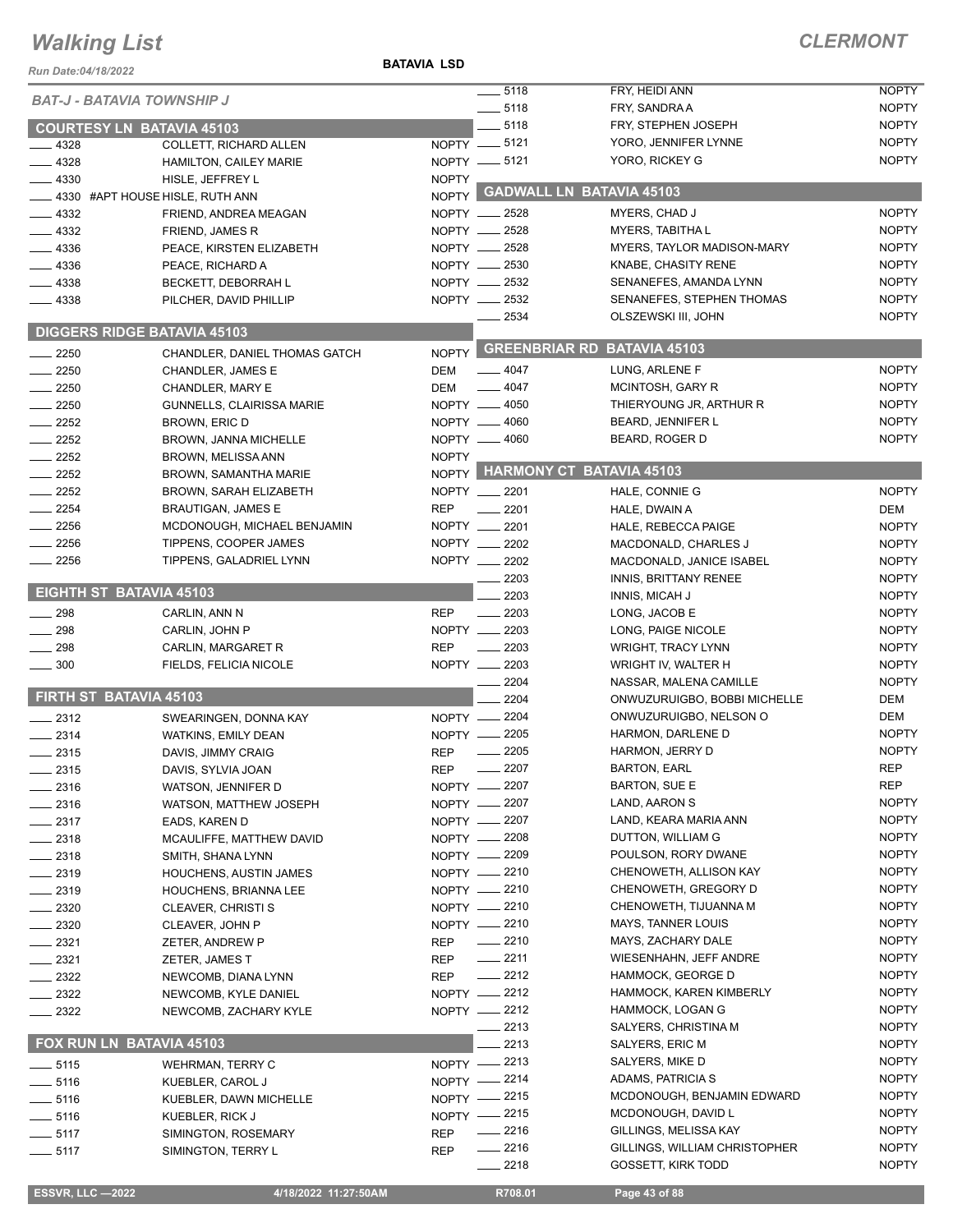# Walking List

## CLERMONT

Run Date:04/18/2022

BATAVIA LSD

*BAT-J - BATAVIA TOWNSHIP J*

### COURTESY LN BATAVIA 45103

| No. | Name | Party |
|---|---|---|
| 4328 | COLLETT, RICHARD ALLEN | NOPTY |
| 4328 | HAMILTON, CAILEY MARIE | NOPTY |
| 4330 | HISLE, JEFFREY L | NOPTY |
| 4330 #APT HOUSE | HISLE, RUTH ANN | NOPTY |
| 4332 | FRIEND, ANDREA MEAGAN | NOPTY |
| 4332 | FRIEND, JAMES R | NOPTY |
| 4336 | PEACE, KIRSTEN ELIZABETH | NOPTY |
| 4336 | PEACE, RICHARD A | NOPTY |
| 4338 | BECKETT, DEBORRAH L | NOPTY |
| 4338 | PILCHER, DAVID PHILLIP | NOPTY |

### DIGGERS RIDGE BATAVIA 45103

| No. | Name | Party |
|---|---|---|
| 2250 | CHANDLER, DANIEL THOMAS GATCH | NOPTY |
| 2250 | CHANDLER, JAMES E | DEM |
| 2250 | CHANDLER, MARY E | DEM |
| 2250 | GUNNELLS, CLAIRISSA MARIE | NOPTY |
| 2252 | BROWN, ERIC D | NOPTY |
| 2252 | BROWN, JANNA MICHELLE | NOPTY |
| 2252 | BROWN, MELISSA ANN | NOPTY |
| 2252 | BROWN, SAMANTHA MARIE | NOPTY |
| 2252 | BROWN, SARAH ELIZABETH | NOPTY |
| 2254 | BRAUTIGAN, JAMES E | REP |
| 2256 | MCDONOUGH, MICHAEL BENJAMIN | NOPTY |
| 2256 | TIPPENS, COOPER JAMES | NOPTY |
| 2256 | TIPPENS, GALADRIEL LYNN | NOPTY |

### EIGHTH ST BATAVIA 45103

| No. | Name | Party |
|---|---|---|
| 298 | CARLIN, ANN N | REP |
| 298 | CARLIN, JOHN P | NOPTY |
| 298 | CARLIN, MARGARET R | REP |
| 300 | FIELDS, FELICIA NICOLE | NOPTY |

### FIRTH ST BATAVIA 45103

| No. | Name | Party |
|---|---|---|
| 2312 | SWEARINGEN, DONNA KAY | NOPTY |
| 2314 | WATKINS, EMILY DEAN | NOPTY |
| 2315 | DAVIS, JIMMY CRAIG | REP |
| 2315 | DAVIS, SYLVIA JOAN | REP |
| 2316 | WATSON, JENNIFER D | NOPTY |
| 2316 | WATSON, MATTHEW JOSEPH | NOPTY |
| 2317 | EADS, KAREN D | NOPTY |
| 2318 | MCAULIFFE, MATTHEW DAVID | NOPTY |
| 2318 | SMITH, SHANA LYNN | NOPTY |
| 2319 | HOUCHENS, AUSTIN JAMES | NOPTY |
| 2319 | HOUCHENS, BRIANNA LEE | NOPTY |
| 2320 | CLEAVER, CHRISTI S | NOPTY |
| 2320 | CLEAVER, JOHN P | NOPTY |
| 2321 | ZETER, ANDREW P | REP |
| 2321 | ZETER, JAMES T | REP |
| 2322 | NEWCOMB, DIANA LYNN | REP |
| 2322 | NEWCOMB, KYLE DANIEL | NOPTY |
| 2322 | NEWCOMB, ZACHARY KYLE | NOPTY |

### FOX RUN LN BATAVIA 45103

| No. | Name | Party |
|---|---|---|
| 5115 | WEHRMAN, TERRY C | NOPTY |
| 5116 | KUEBLER, CAROL J | NOPTY |
| 5116 | KUEBLER, DAWN MICHELLE | NOPTY |
| 5116 | KUEBLER, RICK J | NOPTY |
| 5117 | SIMINGTON, ROSEMARY | REP |
| 5117 | SIMINGTON, TERRY L | REP |
| 5118 | FRY, HEIDI ANN | NOPTY |
| 5118 | FRY, SANDRA A | NOPTY |
| 5118 | FRY, STEPHEN JOSEPH | NOPTY |
| 5121 | YORO, JENNIFER LYNNE | NOPTY |
| 5121 | YORO, RICKEY G | NOPTY |

### GADWALL LN BATAVIA 45103

| No. | Name | Party |
|---|---|---|
| 2528 | MYERS, CHAD J | NOPTY |
| 2528 | MYERS, TABITHA L | NOPTY |
| 2528 | MYERS, TAYLOR MADISON-MARY | NOPTY |
| 2530 | KNABE, CHASITY RENE | NOPTY |
| 2532 | SENANEFES, AMANDA LYNN | NOPTY |
| 2532 | SENANEFES, STEPHEN THOMAS | NOPTY |
| 2534 | OLSZEWSKI III, JOHN | NOPTY |

### GREENBRIAR RD BATAVIA 45103

| No. | Name | Party |
|---|---|---|
| 4047 | LUNG, ARLENE F | NOPTY |
| 4047 | MCINTOSH, GARY R | NOPTY |
| 4050 | THIERYOUNG JR, ARTHUR R | NOPTY |
| 4060 | BEARD, JENNIFER L | NOPTY |
| 4060 | BEARD, ROGER D | NOPTY |

### HARMONY CT BATAVIA 45103

| No. | Name | Party |
|---|---|---|
| 2201 | HALE, CONNIE G | NOPTY |
| 2201 | HALE, DWAIN A | DEM |
| 2201 | HALE, REBECCA PAIGE | NOPTY |
| 2202 | MACDONALD, CHARLES J | NOPTY |
| 2202 | MACDONALD, JANICE ISABEL | NOPTY |
| 2203 | INNIS, BRITTANY RENEE | NOPTY |
| 2203 | INNIS, MICAH J | NOPTY |
| 2203 | LONG, JACOB E | NOPTY |
| 2203 | LONG, PAIGE NICOLE | NOPTY |
| 2203 | WRIGHT, TRACY LYNN | NOPTY |
| 2203 | WRIGHT IV, WALTER H | NOPTY |
| 2204 | NASSAR, MALENA CAMILLE | NOPTY |
| 2204 | ONWUZURUIGBO, BOBBI MICHELLE | DEM |
| 2204 | ONWUZURUIGBO, NELSON O | DEM |
| 2205 | HARMON, DARLENE D | NOPTY |
| 2205 | HARMON, JERRY D | NOPTY |
| 2207 | BARTON, EARL | REP |
| 2207 | BARTON, SUE E | REP |
| 2207 | LAND, AARON S | NOPTY |
| 2207 | LAND, KEARA MARIA ANN | NOPTY |
| 2208 | DUTTON, WILLIAM G | NOPTY |
| 2209 | POULSON, RORY DWANE | NOPTY |
| 2210 | CHENOWETH, ALLISON KAY | NOPTY |
| 2210 | CHENOWETH, GREGORY D | NOPTY |
| 2210 | CHENOWETH, TIJUANNA M | NOPTY |
| 2210 | MAYS, TANNER LOUIS | NOPTY |
| 2210 | MAYS, ZACHARY DALE | NOPTY |
| 2211 | WIESENHAHN, JEFF ANDRE | NOPTY |
| 2212 | HAMMOCK, GEORGE D | NOPTY |
| 2212 | HAMMOCK, KAREN KIMBERLY | NOPTY |
| 2212 | HAMMOCK, LOGAN G | NOPTY |
| 2213 | SALYERS, CHRISTINA M | NOPTY |
| 2213 | SALYERS, ERIC M | NOPTY |
| 2213 | SALYERS, MIKE D | NOPTY |
| 2214 | ADAMS, PATRICIA S | NOPTY |
| 2215 | MCDONOUGH, BENJAMIN EDWARD | NOPTY |
| 2215 | MCDONOUGH, DAVID L | NOPTY |
| 2216 | GILLINGS, MELISSA KAY | NOPTY |
| 2216 | GILLINGS, WILLIAM CHRISTOPHER | NOPTY |
| 2218 | GOSSETT, KIRK TODD | NOPTY |

ESSVR, LLC —2022 | 4/18/2022 11:27:50AM | R708.01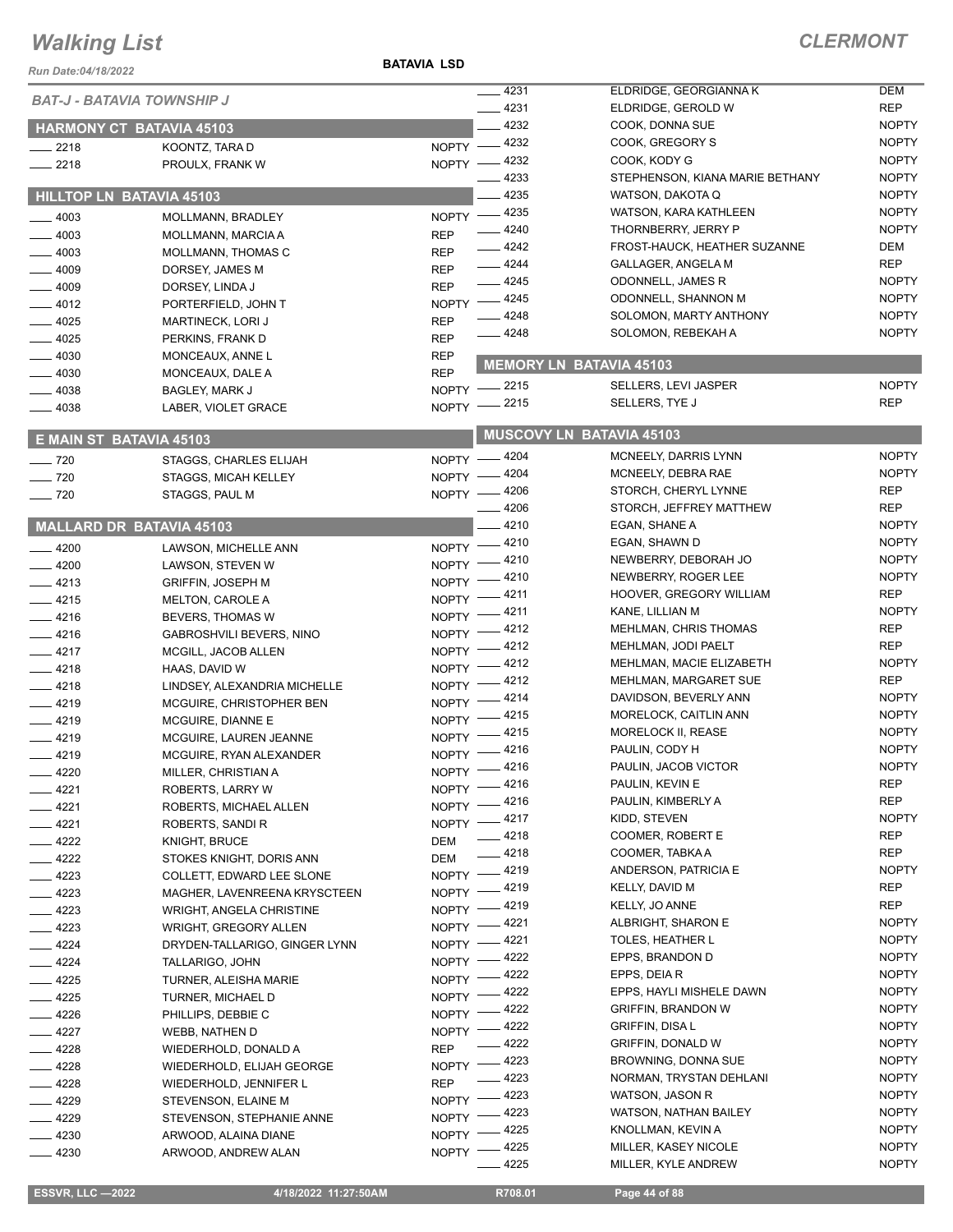# Walking List

**CLERMONT**

Run Date:04/18/2022

**BATAVIA LSD**

*BAT-J - BATAVIA TOWNSHIP J*

## HARMONY CT BATAVIA 45103

| | | |
|---|---|---|
| 2218 | KOONTZ, TARA D | NOPTY |
| 2218 | PROULX, FRANK W | NOPTY |

## HILLTOP LN BATAVIA 45103

| | | |
|---|---|---|
| 4003 | MOLLMANN, BRADLEY | NOPTY |
| 4003 | MOLLMANN, MARCIA A | REP |
| 4003 | MOLLMANN, THOMAS C | REP |
| 4009 | DORSEY, JAMES M | REP |
| 4009 | DORSEY, LINDA J | REP |
| 4012 | PORTERFIELD, JOHN T | NOPTY |
| 4025 | MARTINECK, LORI J | REP |
| 4025 | PERKINS, FRANK D | REP |
| 4030 | MONCEAUX, ANNE L | REP |
| 4030 | MONCEAUX, DALE A | REP |
| 4038 | BAGLEY, MARK J | NOPTY |
| 4038 | LABER, VIOLET GRACE | NOPTY |

## E MAIN ST BATAVIA 45103

| | | |
|---|---|---|
| 720 | STAGGS, CHARLES ELIJAH | NOPTY |
| 720 | STAGGS, MICAH KELLEY | NOPTY |
| 720 | STAGGS, PAUL M | NOPTY |

## MALLARD DR BATAVIA 45103

| | | |
|---|---|---|
| 4200 | LAWSON, MICHELLE ANN | NOPTY |
| 4200 | LAWSON, STEVEN W | NOPTY |
| 4213 | GRIFFIN, JOSEPH M | NOPTY |
| 4215 | MELTON, CAROLE A | NOPTY |
| 4216 | BEVERS, THOMAS W | NOPTY |
| 4216 | GABROSHVILI BEVERS, NINO | NOPTY |
| 4217 | MCGILL, JACOB ALLEN | NOPTY |
| 4218 | HAAS, DAVID W | NOPTY |
| 4218 | LINDSEY, ALEXANDRIA MICHELLE | NOPTY |
| 4219 | MCGUIRE, CHRISTOPHER BEN | NOPTY |
| 4219 | MCGUIRE, DIANNE E | NOPTY |
| 4219 | MCGUIRE, LAUREN JEANNE | NOPTY |
| 4219 | MCGUIRE, RYAN ALEXANDER | NOPTY |
| 4220 | MILLER, CHRISTIAN A | NOPTY |
| 4221 | ROBERTS, LARRY W | NOPTY |
| 4221 | ROBERTS, MICHAEL ALLEN | NOPTY |
| 4221 | ROBERTS, SANDI R | NOPTY |
| 4222 | KNIGHT, BRUCE | DEM |
| 4222 | STOKES KNIGHT, DORIS ANN | DEM |
| 4223 | COLLETT, EDWARD LEE SLONE | NOPTY |
| 4223 | MAGHER, LAVENREENA KRYSCTEEN | NOPTY |
| 4223 | WRIGHT, ANGELA CHRISTINE | NOPTY |
| 4223 | WRIGHT, GREGORY ALLEN | NOPTY |
| 4224 | DRYDEN-TALLARIGO, GINGER LYNN | NOPTY |
| 4224 | TALLARIGO, JOHN | NOPTY |
| 4225 | TURNER, ALEISHA MARIE | NOPTY |
| 4225 | TURNER, MICHAEL D | NOPTY |
| 4226 | PHILLIPS, DEBBIE C | NOPTY |
| 4227 | WEBB, NATHEN D | NOPTY |
| 4228 | WIEDERHOLD, DONALD A | REP |
| 4228 | WIEDERHOLD, ELIJAH GEORGE | NOPTY |
| 4228 | WIEDERHOLD, JENNIFER L | REP |
| 4229 | STEVENSON, ELAINE M | NOPTY |
| 4229 | STEVENSON, STEPHANIE ANNE | NOPTY |
| 4230 | ARWOOD, ALAINA DIANE | NOPTY |
| 4230 | ARWOOD, ANDREW ALAN | NOPTY |
| 4231 | ELDRIDGE, GEORGIANNA K | DEM |
| 4231 | ELDRIDGE, GEROLD W | REP |
| 4232 | COOK, DONNA SUE | NOPTY |
| 4232 | COOK, GREGORY S | NOPTY |
| 4232 | COOK, KODY G | NOPTY |
| 4233 | STEPHENSON, KIANA MARIE BETHANY | NOPTY |
| 4235 | WATSON, DAKOTA Q | NOPTY |
| 4235 | WATSON, KARA KATHLEEN | NOPTY |
| 4240 | THORNBERRY, JERRY P | NOPTY |
| 4242 | FROST-HAUCK, HEATHER SUZANNE | DEM |
| 4244 | GALLAGER, ANGELA M | REP |
| 4245 | ODONNELL, JAMES R | NOPTY |
| 4245 | ODONNELL, SHANNON M | NOPTY |
| 4248 | SOLOMON, MARTY ANTHONY | NOPTY |
| 4248 | SOLOMON, REBEKAH A | NOPTY |

## MEMORY LN BATAVIA 45103

| | | |
|---|---|---|
| 2215 | SELLERS, LEVI JASPER | NOPTY |
| 2215 | SELLERS, TYE J | REP |

## MUSCOVY LN BATAVIA 45103

| | | |
|---|---|---|
| 4204 | MCNEELY, DARRIS LYNN | NOPTY |
| 4204 | MCNEELY, DEBRA RAE | NOPTY |
| 4206 | STORCH, CHERYL LYNNE | REP |
| 4206 | STORCH, JEFFREY MATTHEW | REP |
| 4210 | EGAN, SHANE A | NOPTY |
| 4210 | EGAN, SHAWN D | NOPTY |
| 4210 | NEWBERRY, DEBORAH JO | NOPTY |
| 4210 | NEWBERRY, ROGER LEE | NOPTY |
| 4211 | HOOVER, GREGORY WILLIAM | REP |
| 4211 | KANE, LILLIAN M | NOPTY |
| 4212 | MEHLMAN, CHRIS THOMAS | REP |
| 4212 | MEHLMAN, JODI PAELT | REP |
| 4212 | MEHLMAN, MACIE ELIZABETH | NOPTY |
| 4212 | MEHLMAN, MARGARET SUE | REP |
| 4214 | DAVIDSON, BEVERLY ANN | NOPTY |
| 4215 | MORELOCK, CAITLIN ANN | NOPTY |
| 4215 | MORELOCK II, REASE | NOPTY |
| 4216 | PAULIN, CODY H | NOPTY |
| 4216 | PAULIN, JACOB VICTOR | NOPTY |
| 4216 | PAULIN, KEVIN E | REP |
| 4216 | PAULIN, KIMBERLY A | REP |
| 4217 | KIDD, STEVEN | NOPTY |
| 4218 | COOMER, ROBERT E | REP |
| 4218 | COOMER, TABKA A | REP |
| 4219 | ANDERSON, PATRICIA E | NOPTY |
| 4219 | KELLY, DAVID M | REP |
| 4219 | KELLY, JO ANNE | REP |
| 4221 | ALBRIGHT, SHARON E | NOPTY |
| 4221 | TOLES, HEATHER L | NOPTY |
| 4222 | EPPS, BRANDON D | NOPTY |
| 4222 | EPPS, DEIA R | NOPTY |
| 4222 | EPPS, HAYLI MISHELE DAWN | NOPTY |
| 4222 | GRIFFIN, BRANDON W | NOPTY |
| 4222 | GRIFFIN, DISA L | NOPTY |
| 4222 | GRIFFIN, DONALD W | NOPTY |
| 4223 | BROWNING, DONNA SUE | NOPTY |
| 4223 | NORMAN, TRYSTAN DEHLANI | NOPTY |
| 4223 | WATSON, JASON R | NOPTY |
| 4223 | WATSON, NATHAN BAILEY | NOPTY |
| 4225 | KNOLLMAN, KEVIN A | NOPTY |
| 4225 | MILLER, KASEY NICOLE | NOPTY |
| 4225 | MILLER, KYLE ANDREW | NOPTY |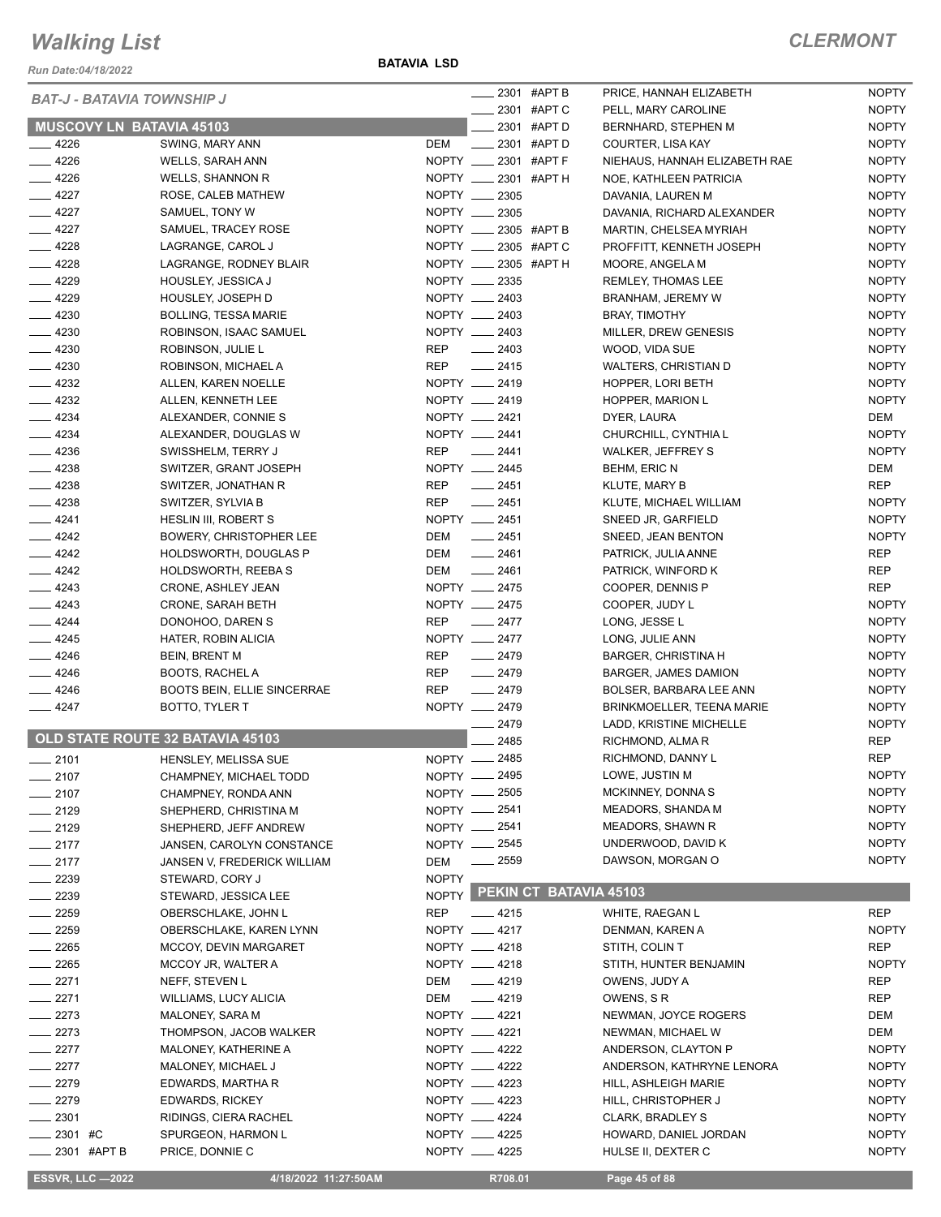# Walking List

## CLERMONT

Run Date:04/18/2022

**BATAVIA LSD**

### BAT-J - BATAVIA TOWNSHIP J

#### MUSCOVY LN BATAVIA 45103

| No. | Name | Party |
|---|---|---|
| ____ 4226 | SWING, MARY ANN | DEM |
| ____ 4226 | WELLS, SARAH ANN | NOPTY |
| ____ 4226 | WELLS, SHANNON R | NOPTY |
| ____ 4227 | ROSE, CALEB MATHEW | NOPTY |
| ____ 4227 | SAMUEL, TONY W | NOPTY |
| ____ 4227 | SAMUEL, TRACEY ROSE | NOPTY |
| ____ 4228 | LAGRANGE, CAROL J | NOPTY |
| ____ 4228 | LAGRANGE, RODNEY BLAIR | NOPTY |
| ____ 4229 | HOUSLEY, JESSICA J | NOPTY |
| ____ 4229 | HOUSLEY, JOSEPH D | NOPTY |
| ____ 4230 | BOLLING, TESSA MARIE | NOPTY |
| ____ 4230 | ROBINSON, ISAAC SAMUEL | NOPTY |
| ____ 4230 | ROBINSON, JULIE L | REP |
| ____ 4230 | ROBINSON, MICHAEL A | REP |
| ____ 4232 | ALLEN, KAREN NOELLE | NOPTY |
| ____ 4232 | ALLEN, KENNETH LEE | NOPTY |
| ____ 4234 | ALEXANDER, CONNIE S | NOPTY |
| ____ 4234 | ALEXANDER, DOUGLAS W | NOPTY |
| ____ 4236 | SWISSHELM, TERRY J | REP |
| ____ 4238 | SWITZER, GRANT JOSEPH | NOPTY |
| ____ 4238 | SWITZER, JONATHAN R | REP |
| ____ 4238 | SWITZER, SYLVIA B | REP |
| ____ 4241 | HESLIN III, ROBERT S | NOPTY |
| ____ 4242 | BOWERY, CHRISTOPHER LEE | DEM |
| ____ 4242 | HOLDSWORTH, DOUGLAS P | DEM |
| ____ 4242 | HOLDSWORTH, REEBA S | DEM |
| ____ 4243 | CRONE, ASHLEY JEAN | NOPTY |
| ____ 4243 | CRONE, SARAH BETH | NOPTY |
| ____ 4244 | DONOHOO, DAREN S | REP |
| ____ 4245 | HATER, ROBIN ALICIA | NOPTY |
| ____ 4246 | BEIN, BRENT M | REP |
| ____ 4246 | BOOTS, RACHEL A | REP |
| ____ 4246 | BOOTS BEIN, ELLIE SINCERRAE | REP |
| ____ 4247 | BOTTO, TYLER T | NOPTY |

#### OLD STATE ROUTE 32 BATAVIA 45103

| No. | Name | Party |
|---|---|---|
| ____ 2101 | HENSLEY, MELISSA SUE | NOPTY |
| ____ 2107 | CHAMPNEY, MICHAEL TODD | NOPTY |
| ____ 2107 | CHAMPNEY, RONDA ANN | NOPTY |
| ____ 2129 | SHEPHERD, CHRISTINA M | NOPTY |
| ____ 2129 | SHEPHERD, JEFF ANDREW | NOPTY |
| ____ 2177 | JANSEN, CAROLYN CONSTANCE | NOPTY |
| ____ 2177 | JANSEN V, FREDERICK WILLIAM | DEM |
| ____ 2239 | STEWARD, CORY J | NOPTY |
| ____ 2239 | STEWARD, JESSICA LEE | NOPTY |
| ____ 2259 | OBERSCHLAKE, JOHN L | REP |
| ____ 2259 | OBERSCHLAKE, KAREN LYNN | NOPTY |
| ____ 2265 | MCCOY, DEVIN MARGARET | NOPTY |
| ____ 2265 | MCCOY JR, WALTER A | NOPTY |
| ____ 2271 | NEFF, STEVEN L | DEM |
| ____ 2271 | WILLIAMS, LUCY ALICIA | DEM |
| ____ 2273 | MALONEY, SARA M | NOPTY |
| ____ 2273 | THOMPSON, JACOB WALKER | NOPTY |
| ____ 2277 | MALONEY, KATHERINE A | NOPTY |
| ____ 2277 | MALONEY, MICHAEL J | NOPTY |
| ____ 2279 | EDWARDS, MARTHA R | NOPTY |
| ____ 2279 | EDWARDS, RICKEY | NOPTY |
| ____ 2301 | RIDINGS, CIERA RACHEL | NOPTY |
| ____ 2301 #C | SPURGEON, HARMON L | NOPTY |
| ____ 2301 #APT B | PRICE, DONNIE C | NOPTY |
| ____ 2301 #APT B | PRICE, HANNAH ELIZABETH | NOPTY |
| ____ 2301 #APT C | PELL, MARY CAROLINE | NOPTY |
| ____ 2301 #APT D | BERNHARD, STEPHEN M | NOPTY |
| ____ 2301 #APT D | COURTER, LISA KAY | NOPTY |
| ____ 2301 #APT F | NIEHAUS, HANNAH ELIZABETH RAE | NOPTY |
| ____ 2301 #APT H | NOE, KATHLEEN PATRICIA | NOPTY |
| ____ 2305 | DAVANIA, LAUREN M | NOPTY |
| ____ 2305 | DAVANIA, RICHARD ALEXANDER | NOPTY |
| ____ 2305 #APT B | MARTIN, CHELSEA MYRIAH | NOPTY |
| ____ 2305 #APT C | PROFFITT, KENNETH JOSEPH | NOPTY |
| ____ 2305 #APT H | MOORE, ANGELA M | NOPTY |
| ____ 2335 | REMLEY, THOMAS LEE | NOPTY |
| ____ 2403 | BRANHAM, JEREMY W | NOPTY |
| ____ 2403 | BRAY, TIMOTHY | NOPTY |
| ____ 2403 | MILLER, DREW GENESIS | NOPTY |
| ____ 2403 | WOOD, VIDA SUE | NOPTY |
| ____ 2415 | WALTERS, CHRISTIAN D | NOPTY |
| ____ 2419 | HOPPER, LORI BETH | NOPTY |
| ____ 2419 | HOPPER, MARION L | NOPTY |
| ____ 2421 | DYER, LAURA | DEM |
| ____ 2441 | CHURCHILL, CYNTHIA L | NOPTY |
| ____ 2441 | WALKER, JEFFREY S | NOPTY |
| ____ 2445 | BEHM, ERIC N | DEM |
| ____ 2451 | KLUTE, MARY B | REP |
| ____ 2451 | KLUTE, MICHAEL WILLIAM | NOPTY |
| ____ 2451 | SNEED JR, GARFIELD | NOPTY |
| ____ 2451 | SNEED, JEAN BENTON | NOPTY |
| ____ 2461 | PATRICK, JULIA ANNE | REP |
| ____ 2461 | PATRICK, WINFORD K | REP |
| ____ 2475 | COOPER, DENNIS P | REP |
| ____ 2475 | COOPER, JUDY L | NOPTY |
| ____ 2477 | LONG, JESSE L | NOPTY |
| ____ 2477 | LONG, JULIE ANN | NOPTY |
| ____ 2479 | BARGER, CHRISTINA H | NOPTY |
| ____ 2479 | BARGER, JAMES DAMION | NOPTY |
| ____ 2479 | BOLSER, BARBARA LEE ANN | NOPTY |
| ____ 2479 | BRINKMOELLER, TEENA MARIE | NOPTY |
| ____ 2479 | LADD, KRISTINE MICHELLE | NOPTY |
| ____ 2485 | RICHMOND, ALMA R | REP |
| ____ 2485 | RICHMOND, DANNY L | REP |
| ____ 2495 | LOWE, JUSTIN M | NOPTY |
| ____ 2505 | MCKINNEY, DONNA S | NOPTY |
| ____ 2541 | MEADORS, SHANDA M | NOPTY |
| ____ 2541 | MEADORS, SHAWN R | NOPTY |
| ____ 2545 | UNDERWOOD, DAVID K | NOPTY |
| ____ 2559 | DAWSON, MORGAN O | NOPTY |

#### PEKIN CT BATAVIA 45103

| No. | Name | Party |
|---|---|---|
| ____ 4215 | WHITE, RAEGAN L | REP |
| ____ 4217 | DENMAN, KAREN A | NOPTY |
| ____ 4218 | STITH, COLIN T | REP |
| ____ 4218 | STITH, HUNTER BENJAMIN | NOPTY |
| ____ 4219 | OWENS, JUDY A | REP |
| ____ 4219 | OWENS, S R | REP |
| ____ 4221 | NEWMAN, JOYCE ROGERS | DEM |
| ____ 4221 | NEWMAN, MICHAEL W | DEM |
| ____ 4222 | ANDERSON, CLAYTON P | NOPTY |
| ____ 4222 | ANDERSON, KATHRYNE LENORA | NOPTY |
| ____ 4223 | HILL, ASHLEIGH MARIE | NOPTY |
| ____ 4223 | HILL, CHRISTOPHER J | NOPTY |
| ____ 4224 | CLARK, BRADLEY S | NOPTY |
| ____ 4225 | HOWARD, DANIEL JORDAN | NOPTY |
| ____ 4225 | HULSE II, DEXTER C | NOPTY |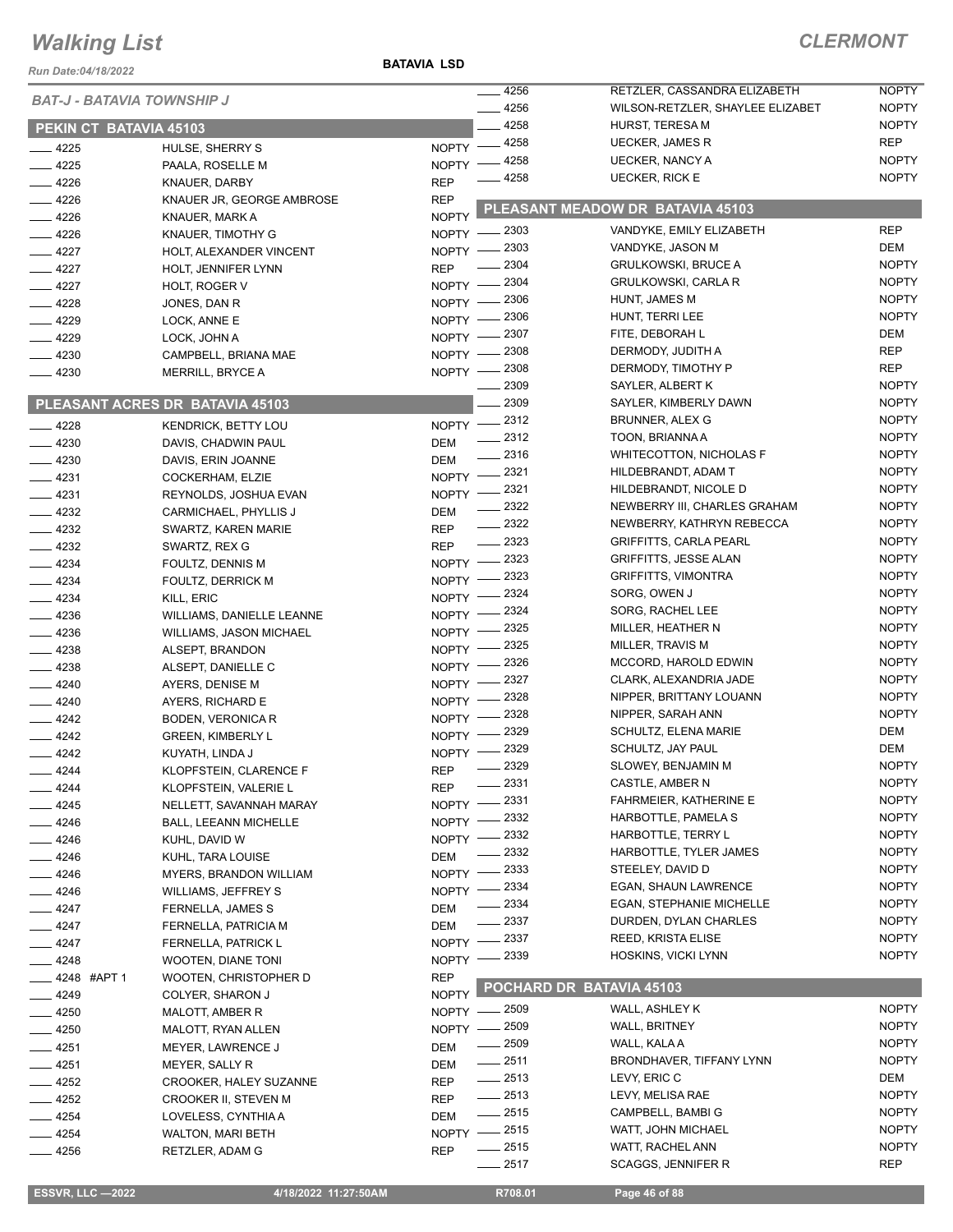# Walking List

## CLERMONT

Run Date:04/18/2022

**BATAVIA LSD**

*BAT-J - BATAVIA TOWNSHIP J*

### PEKIN CT BATAVIA 45103

| No. | Name | Party |
|---|---|---|
| 4225 | HULSE, SHERRY S | NOPTY |
| 4225 | PAALA, ROSELLE M | NOPTY |
| 4226 | KNAUER, DARBY | REP |
| 4226 | KNAUER JR, GEORGE AMBROSE | REP |
| 4226 | KNAUER, MARK A | NOPTY |
| 4226 | KNAUER, TIMOTHY G | NOPTY |
| 4227 | HOLT, ALEXANDER VINCENT | NOPTY |
| 4227 | HOLT, JENNIFER LYNN | REP |
| 4227 | HOLT, ROGER V | NOPTY |
| 4228 | JONES, DAN R | NOPTY |
| 4229 | LOCK, ANNE E | NOPTY |
| 4229 | LOCK, JOHN A | NOPTY |
| 4230 | CAMPBELL, BRIANA MAE | NOPTY |
| 4230 | MERRILL, BRYCE A | NOPTY |

### PLEASANT ACRES DR BATAVIA 45103

| No. | Name | Party |
|---|---|---|
| 4228 | KENDRICK, BETTY LOU | NOPTY |
| 4230 | DAVIS, CHADWIN PAUL | DEM |
| 4230 | DAVIS, ERIN JOANNE | DEM |
| 4231 | COCKERHAM, ELZIE | NOPTY |
| 4231 | REYNOLDS, JOSHUA EVAN | NOPTY |
| 4232 | CARMICHAEL, PHYLLIS J | DEM |
| 4232 | SWARTZ, KAREN MARIE | REP |
| 4232 | SWARTZ, REX G | REP |
| 4234 | FOULTZ, DENNIS M | NOPTY |
| 4234 | FOULTZ, DERRICK M | NOPTY |
| 4234 | KILL, ERIC | NOPTY |
| 4236 | WILLIAMS, DANIELLE LEANNE | NOPTY |
| 4236 | WILLIAMS, JASON MICHAEL | NOPTY |
| 4238 | ALSEPT, BRANDON | NOPTY |
| 4238 | ALSEPT, DANIELLE C | NOPTY |
| 4240 | AYERS, DENISE M | NOPTY |
| 4240 | AYERS, RICHARD E | NOPTY |
| 4242 | BODEN, VERONICA R | NOPTY |
| 4242 | GREEN, KIMBERLY L | NOPTY |
| 4242 | KUYATH, LINDA J | NOPTY |
| 4244 | KLOPFSTEIN, CLARENCE F | REP |
| 4244 | KLOPFSTEIN, VALERIE L | REP |
| 4245 | NELLETT, SAVANNAH MARAY | NOPTY |
| 4246 | BALL, LEEANN MICHELLE | NOPTY |
| 4246 | KUHL, DAVID W | NOPTY |
| 4246 | KUHL, TARA LOUISE | DEM |
| 4246 | MYERS, BRANDON WILLIAM | NOPTY |
| 4246 | WILLIAMS, JEFFREY S | NOPTY |
| 4247 | FERNELLA, JAMES S | DEM |
| 4247 | FERNELLA, PATRICIA M | DEM |
| 4247 | FERNELLA, PATRICK L | NOPTY |
| 4248 | WOOTEN, DIANE TONI | NOPTY |
| 4248 #APT 1 | WOOTEN, CHRISTOPHER D | REP |
| 4249 | COLYER, SHARON J | NOPTY |
| 4250 | MALOTT, AMBER R | NOPTY |
| 4250 | MALOTT, RYAN ALLEN | NOPTY |
| 4251 | MEYER, LAWRENCE J | DEM |
| 4251 | MEYER, SALLY R | DEM |
| 4252 | CROOKER, HALEY SUZANNE | REP |
| 4252 | CROOKER II, STEVEN M | REP |
| 4254 | LOVELESS, CYNTHIA A | DEM |
| 4254 | WALTON, MARI BETH | NOPTY |
| 4256 | RETZLER, ADAM G | REP |
| 4256 | RETZLER, CASSANDRA ELIZABETH | NOPTY |
| 4256 | WILSON-RETZLER, SHAYLEE ELIZABET | NOPTY |
| 4258 | HURST, TERESA M | NOPTY |
| 4258 | UECKER, JAMES R | REP |
| 4258 | UECKER, NANCY A | NOPTY |
| 4258 | UECKER, RICK E | NOPTY |

### PLEASANT MEADOW DR BATAVIA 45103

| No. | Name | Party |
|---|---|---|
| 2303 | VANDYKE, EMILY ELIZABETH | REP |
| 2303 | VANDYKE, JASON M | DEM |
| 2304 | GRULKOWSKI, BRUCE A | NOPTY |
| 2304 | GRULKOWSKI, CARLA R | NOPTY |
| 2306 | HUNT, JAMES M | NOPTY |
| 2306 | HUNT, TERRI LEE | NOPTY |
| 2307 | FITE, DEBORAH L | DEM |
| 2308 | DERMODY, JUDITH A | REP |
| 2308 | DERMODY, TIMOTHY P | REP |
| 2309 | SAYLER, ALBERT K | NOPTY |
| 2309 | SAYLER, KIMBERLY DAWN | NOPTY |
| 2312 | BRUNNER, ALEX G | NOPTY |
| 2312 | TOON, BRIANNA A | NOPTY |
| 2316 | WHITECOTTON, NICHOLAS F | NOPTY |
| 2321 | HILDEBRANDT, ADAM T | NOPTY |
| 2321 | HILDEBRANDT, NICOLE D | NOPTY |
| 2322 | NEWBERRY III, CHARLES GRAHAM | NOPTY |
| 2322 | NEWBERRY, KATHRYN REBECCA | NOPTY |
| 2323 | GRIFFITTS, CARLA PEARL | NOPTY |
| 2323 | GRIFFITTS, JESSE ALAN | NOPTY |
| 2323 | GRIFFITTS, VIMONTRA | NOPTY |
| 2324 | SORG, OWEN J | NOPTY |
| 2324 | SORG, RACHEL LEE | NOPTY |
| 2325 | MILLER, HEATHER N | NOPTY |
| 2325 | MILLER, TRAVIS M | NOPTY |
| 2326 | MCCORD, HAROLD EDWIN | NOPTY |
| 2327 | CLARK, ALEXANDRIA JADE | NOPTY |
| 2328 | NIPPER, BRITTANY LOUANN | NOPTY |
| 2328 | NIPPER, SARAH ANN | NOPTY |
| 2329 | SCHULTZ, ELENA MARIE | DEM |
| 2329 | SCHULTZ, JAY PAUL | DEM |
| 2329 | SLOWEY, BENJAMIN M | NOPTY |
| 2331 | CASTLE, AMBER N | NOPTY |
| 2331 | FAHRMEIER, KATHERINE E | NOPTY |
| 2332 | HARBOTTLE, PAMELA S | NOPTY |
| 2332 | HARBOTTLE, TERRY L | NOPTY |
| 2332 | HARBOTTLE, TYLER JAMES | NOPTY |
| 2333 | STEELEY, DAVID D | NOPTY |
| 2334 | EGAN, SHAUN LAWRENCE | NOPTY |
| 2334 | EGAN, STEPHANIE MICHELLE | NOPTY |
| 2337 | DURDEN, DYLAN CHARLES | NOPTY |
| 2337 | REED, KRISTA ELISE | NOPTY |
| 2339 | HOSKINS, VICKI LYNN | NOPTY |

### POCHARD DR BATAVIA 45103

| No. | Name | Party |
|---|---|---|
| 2509 | WALL, ASHLEY K | NOPTY |
| 2509 | WALL, BRITNEY | NOPTY |
| 2509 | WALL, KALA A | NOPTY |
| 2511 | BRONDHAVER, TIFFANY LYNN | NOPTY |
| 2513 | LEVY, ERIC C | DEM |
| 2513 | LEVY, MELISA RAE | NOPTY |
| 2515 | CAMPBELL, BAMBI G | NOPTY |
| 2515 | WATT, JOHN MICHAEL | NOPTY |
| 2515 | WATT, RACHEL ANN | NOPTY |
| 2517 | SCAGGS, JENNIFER R | REP |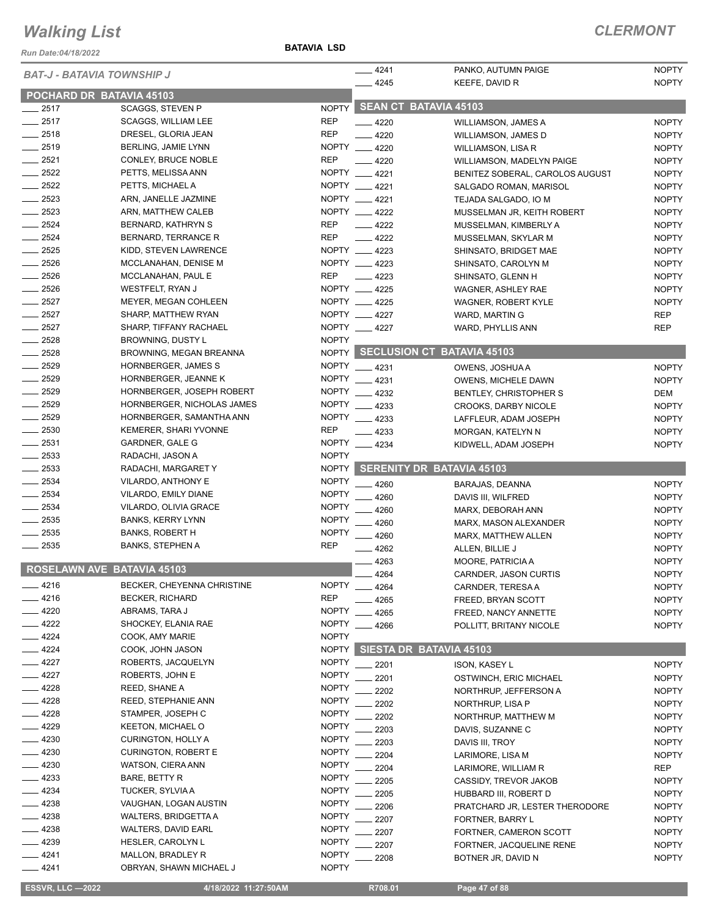# Walking List

**CLERMONT**

Run Date:04/18/2022

**BATAVIA LSD**

*BAT-J - BATAVIA TOWNSHIP J*

## POCHARD DR BATAVIA 45103

| No. | Name | Party |
|---|---|---|
| 2517 | SCAGGS, STEVEN P | NOPTY |
| 2517 | SCAGGS, WILLIAM LEE | REP |
| 2518 | DRESEL, GLORIA JEAN | REP |
| 2519 | BERLING, JAMIE LYNN | NOPTY |
| 2521 | CONLEY, BRUCE NOBLE | REP |
| 2522 | PETTS, MELISSA ANN | NOPTY |
| 2522 | PETTS, MICHAEL A | NOPTY |
| 2523 | ARN, JANELLE JAZMINE | NOPTY |
| 2523 | ARN, MATTHEW CALEB | NOPTY |
| 2524 | BERNARD, KATHRYN S | REP |
| 2524 | BERNARD, TERRANCE R | REP |
| 2525 | KIDD, STEVEN LAWRENCE | NOPTY |
| 2526 | MCCLANAHAN, DENISE M | NOPTY |
| 2526 | MCCLANAHAN, PAUL E | REP |
| 2526 | WESTFELT, RYAN J | NOPTY |
| 2527 | MEYER, MEGAN COHLEEN | NOPTY |
| 2527 | SHARP, MATTHEW RYAN | NOPTY |
| 2527 | SHARP, TIFFANY RACHAEL | NOPTY |
| 2528 | BROWNING, DUSTY L | NOPTY |
| 2528 | BROWNING, MEGAN BREANNA | NOPTY |
| 2529 | HORNBERGER, JAMES S | NOPTY |
| 2529 | HORNBERGER, JEANNE K | NOPTY |
| 2529 | HORNBERGER, JOSEPH ROBERT | NOPTY |
| 2529 | HORNBERGER, NICHOLAS JAMES | NOPTY |
| 2529 | HORNBERGER, SAMANTHA ANN | NOPTY |
| 2530 | KEMERER, SHARI YVONNE | REP |
| 2531 | GARDNER, GALE G | NOPTY |
| 2533 | RADACHI, JASON A | NOPTY |
| 2533 | RADACHI, MARGARET Y | NOPTY |
| 2534 | VILARDO, ANTHONY E | NOPTY |
| 2534 | VILARDO, EMILY DIANE | NOPTY |
| 2534 | VILARDO, OLIVIA GRACE | NOPTY |
| 2535 | BANKS, KERRY LYNN | NOPTY |
| 2535 | BANKS, ROBERT H | NOPTY |
| 2535 | BANKS, STEPHEN A | REP |

## ROSELAWN AVE BATAVIA 45103

| No. | Name | Party |
|---|---|---|
| 4216 | BECKER, CHEYENNA CHRISTINE | NOPTY |
| 4216 | BECKER, RICHARD | REP |
| 4220 | ABRAMS, TARA J | NOPTY |
| 4222 | SHOCKEY, ELANIA RAE | NOPTY |
| 4224 | COOK, AMY MARIE | NOPTY |
| 4224 | COOK, JOHN JASON | NOPTY |
| 4227 | ROBERTS, JACQUELYN | NOPTY |
| 4227 | ROBERTS, JOHN E | NOPTY |
| 4228 | REED, SHANE A | NOPTY |
| 4228 | REED, STEPHANIE ANN | NOPTY |
| 4228 | STAMPER, JOSEPH C | NOPTY |
| 4229 | KEETON, MICHAEL O | NOPTY |
| 4230 | CURINGTON, HOLLY A | NOPTY |
| 4230 | CURINGTON, ROBERT E | NOPTY |
| 4230 | WATSON, CIERA ANN | NOPTY |
| 4233 | BARE, BETTY R | NOPTY |
| 4234 | TUCKER, SYLVIA A | NOPTY |
| 4238 | VAUGHAN, LOGAN AUSTIN | NOPTY |
| 4238 | WALTERS, BRIDGETTA A | NOPTY |
| 4238 | WALTERS, DAVID EARL | NOPTY |
| 4239 | HESLER, CAROLYN L | NOPTY |
| 4241 | MALLON, BRADLEY R | NOPTY |
| 4241 | OBRYAN, SHAWN MICHAEL J | NOPTY |
| 4241 | PANKO, AUTUMN PAIGE | NOPTY |
| 4245 | KEEFE, DAVID R | NOPTY |

## SEAN CT BATAVIA 45103

| No. | Name | Party |
|---|---|---|
| 4220 | WILLIAMSON, JAMES A | NOPTY |
| 4220 | WILLIAMSON, JAMES D | NOPTY |
| 4220 | WILLIAMSON, LISA R | NOPTY |
| 4220 | WILLIAMSON, MADELYN PAIGE | NOPTY |
| 4221 | BENITEZ SOBERAL, CAROLOS AUGUST | NOPTY |
| 4221 | SALGADO ROMAN, MARISOL | NOPTY |
| 4221 | TEJADA SALGADO, IO M | NOPTY |
| 4222 | MUSSELMAN JR, KEITH ROBERT | NOPTY |
| 4222 | MUSSELMAN, KIMBERLY A | NOPTY |
| 4222 | MUSSELMAN, SKYLAR M | NOPTY |
| 4223 | SHINSATO, BRIDGET MAE | NOPTY |
| 4223 | SHINSATO, CAROLYN M | NOPTY |
| 4223 | SHINSATO, GLENN H | NOPTY |
| 4225 | WAGNER, ASHLEY RAE | NOPTY |
| 4225 | WAGNER, ROBERT KYLE | NOPTY |
| 4227 | WARD, MARTIN G | REP |
| 4227 | WARD, PHYLLIS ANN | REP |

## SECLUSION CT BATAVIA 45103

| No. | Name | Party |
|---|---|---|
| 4231 | OWENS, JOSHUA A | NOPTY |
| 4231 | OWENS, MICHELE DAWN | NOPTY |
| 4232 | BENTLEY, CHRISTOPHER S | DEM |
| 4233 | CROOKS, DARBY NICOLE | NOPTY |
| 4233 | LAFFLEUR, ADAM JOSEPH | NOPTY |
| 4233 | MORGAN, KATELYN N | NOPTY |
| 4234 | KIDWELL, ADAM JOSEPH | NOPTY |

## SERENITY DR BATAVIA 45103

| No. | Name | Party |
|---|---|---|
| 4260 | BARAJAS, DEANNA | NOPTY |
| 4260 | DAVIS III, WILFRED | NOPTY |
| 4260 | MARX, DEBORAH ANN | NOPTY |
| 4260 | MARX, MASON ALEXANDER | NOPTY |
| 4260 | MARX, MATTHEW ALLEN | NOPTY |
| 4262 | ALLEN, BILLIE J | NOPTY |
| 4263 | MOORE, PATRICIA A | NOPTY |
| 4264 | CARNDER, JASON CURTIS | NOPTY |
| 4264 | CARNDER, TERESA A | NOPTY |
| 4265 | FREED, BRYAN SCOTT | NOPTY |
| 4265 | FREED, NANCY ANNETTE | NOPTY |
| 4266 | POLLITT, BRITANY NICOLE | NOPTY |

## SIESTA DR BATAVIA 45103

| No. | Name | Party |
|---|---|---|
| 2201 | ISON, KASEY L | NOPTY |
| 2201 | OSTWINCH, ERIC MICHAEL | NOPTY |
| 2202 | NORTHRUP, JEFFERSON A | NOPTY |
| 2202 | NORTHRUP, LISA P | NOPTY |
| 2202 | NORTHRUP, MATTHEW M | NOPTY |
| 2203 | DAVIS, SUZANNE C | NOPTY |
| 2203 | DAVIS III, TROY | NOPTY |
| 2204 | LARIMORE, LISA M | NOPTY |
| 2204 | LARIMORE, WILLIAM R | REP |
| 2205 | CASSIDY, TREVOR JAKOB | NOPTY |
| 2205 | HUBBARD III, ROBERT D | NOPTY |
| 2206 | PRATCHARD JR, LESTER THERODORE | NOPTY |
| 2207 | FORTNER, BARRY L | NOPTY |
| 2207 | FORTNER, CAMERON SCOTT | NOPTY |
| 2207 | FORTNER, JACQUELINE RENE | NOPTY |
| 2208 | BOTNER JR, DAVID N | NOPTY |

ESSVR, LLC —2022 | 4/18/2022 11:27:50AM | R708.01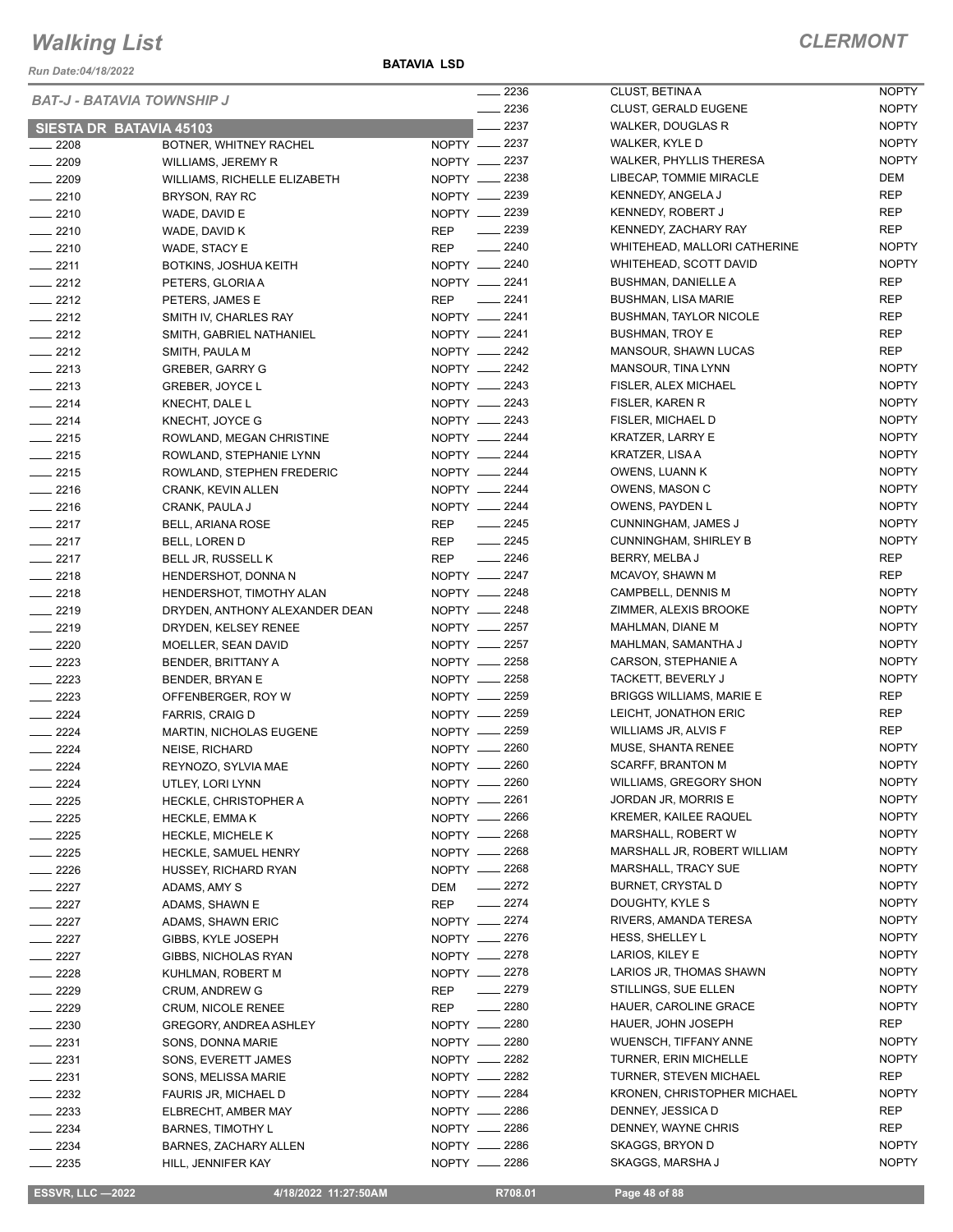# Walking List

## CLERMONT

Run Date:04/18/2022

**BATAVIA LSD**

*BAT-J - BATAVIA TOWNSHIP J*

### SIESTA DR BATAVIA 45103

| No. | Name | Party |
|---|---|---|
| ____ 2208 | BOTNER, WHITNEY RACHEL | NOPTY |
| ____ 2209 | WILLIAMS, JEREMY R | NOPTY |
| ____ 2209 | WILLIAMS, RICHELLE ELIZABETH | NOPTY |
| ____ 2210 | BRYSON, RAY RC | NOPTY |
| ____ 2210 | WADE, DAVID E | NOPTY |
| ____ 2210 | WADE, DAVID K | REP |
| ____ 2210 | WADE, STACY E | REP |
| ____ 2211 | BOTKINS, JOSHUA KEITH | NOPTY |
| ____ 2212 | PETERS, GLORIA A | NOPTY |
| ____ 2212 | PETERS, JAMES E | REP |
| ____ 2212 | SMITH IV, CHARLES RAY | NOPTY |
| ____ 2212 | SMITH, GABRIEL NATHANIEL | NOPTY |
| ____ 2212 | SMITH, PAULA M | NOPTY |
| ____ 2213 | GREBER, GARRY G | NOPTY |
| ____ 2213 | GREBER, JOYCE L | NOPTY |
| ____ 2214 | KNECHT, DALE L | NOPTY |
| ____ 2214 | KNECHT, JOYCE G | NOPTY |
| ____ 2215 | ROWLAND, MEGAN CHRISTINE | NOPTY |
| ____ 2215 | ROWLAND, STEPHANIE LYNN | NOPTY |
| ____ 2215 | ROWLAND, STEPHEN FREDERIC | NOPTY |
| ____ 2216 | CRANK, KEVIN ALLEN | NOPTY |
| ____ 2216 | CRANK, PAULA J | NOPTY |
| ____ 2217 | BELL, ARIANA ROSE | REP |
| ____ 2217 | BELL, LOREN D | REP |
| ____ 2217 | BELL JR, RUSSELL K | REP |
| ____ 2218 | HENDERSHOT, DONNA N | NOPTY |
| ____ 2218 | HENDERSHOT, TIMOTHY ALAN | NOPTY |
| ____ 2219 | DRYDEN, ANTHONY ALEXANDER DEAN | NOPTY |
| ____ 2219 | DRYDEN, KELSEY RENEE | NOPTY |
| ____ 2220 | MOELLER, SEAN DAVID | NOPTY |
| ____ 2223 | BENDER, BRITTANY A | NOPTY |
| ____ 2223 | BENDER, BRYAN E | NOPTY |
| ____ 2223 | OFFENBERGER, ROY W | NOPTY |
| ____ 2224 | FARRIS, CRAIG D | NOPTY |
| ____ 2224 | MARTIN, NICHOLAS EUGENE | NOPTY |
| ____ 2224 | NEISE, RICHARD | NOPTY |
| ____ 2224 | REYNOZO, SYLVIA MAE | NOPTY |
| ____ 2224 | UTLEY, LORI LYNN | NOPTY |
| ____ 2225 | HECKLE, CHRISTOPHER A | NOPTY |
| ____ 2225 | HECKLE, EMMA K | NOPTY |
| ____ 2225 | HECKLE, MICHELE K | NOPTY |
| ____ 2225 | HECKLE, SAMUEL HENRY | NOPTY |
| ____ 2226 | HUSSEY, RICHARD RYAN | NOPTY |
| ____ 2227 | ADAMS, AMY S | DEM |
| ____ 2227 | ADAMS, SHAWN E | REP |
| ____ 2227 | ADAMS, SHAWN ERIC | NOPTY |
| ____ 2227 | GIBBS, KYLE JOSEPH | NOPTY |
| ____ 2227 | GIBBS, NICHOLAS RYAN | NOPTY |
| ____ 2228 | KUHLMAN, ROBERT M | NOPTY |
| ____ 2229 | CRUM, ANDREW G | REP |
| ____ 2229 | CRUM, NICOLE RENEE | REP |
| ____ 2230 | GREGORY, ANDREA ASHLEY | NOPTY |
| ____ 2231 | SONS, DONNA MARIE | NOPTY |
| ____ 2231 | SONS, EVERETT JAMES | NOPTY |
| ____ 2231 | SONS, MELISSA MARIE | NOPTY |
| ____ 2232 | FAURIS JR, MICHAEL D | NOPTY |
| ____ 2233 | ELBRECHT, AMBER MAY | NOPTY |
| ____ 2234 | BARNES, TIMOTHY L | NOPTY |
| ____ 2234 | BARNES, ZACHARY ALLEN | NOPTY |
| ____ 2235 | HILL, JENNIFER KAY | NOPTY |
| ____ 2236 | CLUST, BETINA A | NOPTY |
| ____ 2236 | CLUST, GERALD EUGENE | NOPTY |
| ____ 2237 | WALKER, DOUGLAS R | NOPTY |
| ____ 2237 | WALKER, KYLE D | NOPTY |
| ____ 2237 | WALKER, PHYLLIS THERESA | NOPTY |
| ____ 2238 | LIBECAP, TOMMIE MIRACLE | DEM |
| ____ 2239 | KENNEDY, ANGELA J | REP |
| ____ 2239 | KENNEDY, ROBERT J | REP |
| ____ 2239 | KENNEDY, ZACHARY RAY | REP |
| ____ 2240 | WHITEHEAD, MALLORI CATHERINE | NOPTY |
| ____ 2240 | WHITEHEAD, SCOTT DAVID | NOPTY |
| ____ 2241 | BUSHMAN, DANIELLE A | REP |
| ____ 2241 | BUSHMAN, LISA MARIE | REP |
| ____ 2241 | BUSHMAN, TAYLOR NICOLE | REP |
| ____ 2241 | BUSHMAN, TROY E | REP |
| ____ 2242 | MANSOUR, SHAWN LUCAS | REP |
| ____ 2242 | MANSOUR, TINA LYNN | NOPTY |
| ____ 2243 | FISLER, ALEX MICHAEL | NOPTY |
| ____ 2243 | FISLER, KAREN R | NOPTY |
| ____ 2243 | FISLER, MICHAEL D | NOPTY |
| ____ 2244 | KRATZER, LARRY E | NOPTY |
| ____ 2244 | KRATZER, LISA A | NOPTY |
| ____ 2244 | OWENS, LUANN K | NOPTY |
| ____ 2244 | OWENS, MASON C | NOPTY |
| ____ 2244 | OWENS, PAYDEN L | NOPTY |
| ____ 2245 | CUNNINGHAM, JAMES J | NOPTY |
| ____ 2245 | CUNNINGHAM, SHIRLEY B | NOPTY |
| ____ 2246 | BERRY, MELBA J | REP |
| ____ 2247 | MCAVOY, SHAWN M | REP |
| ____ 2248 | CAMPBELL, DENNIS M | NOPTY |
| ____ 2248 | ZIMMER, ALEXIS BROOKE | NOPTY |
| ____ 2257 | MAHLMAN, DIANE M | NOPTY |
| ____ 2257 | MAHLMAN, SAMANTHA J | NOPTY |
| ____ 2258 | CARSON, STEPHANIE A | NOPTY |
| ____ 2258 | TACKETT, BEVERLY J | NOPTY |
| ____ 2259 | BRIGGS WILLIAMS, MARIE E | REP |
| ____ 2259 | LEICHT, JONATHON ERIC | REP |
| ____ 2259 | WILLIAMS JR, ALVIS F | REP |
| ____ 2260 | MUSE, SHANTA RENEE | NOPTY |
| ____ 2260 | SCARFF, BRANTON M | NOPTY |
| ____ 2260 | WILLIAMS, GREGORY SHON | NOPTY |
| ____ 2261 | JORDAN JR, MORRIS E | NOPTY |
| ____ 2266 | KREMER, KAILEE RAQUEL | NOPTY |
| ____ 2268 | MARSHALL, ROBERT W | NOPTY |
| ____ 2268 | MARSHALL JR, ROBERT WILLIAM | NOPTY |
| ____ 2268 | MARSHALL, TRACY SUE | NOPTY |
| ____ 2272 | BURNET, CRYSTAL D | NOPTY |
| ____ 2274 | DOUGHTY, KYLE S | NOPTY |
| ____ 2274 | RIVERS, AMANDA TERESA | NOPTY |
| ____ 2276 | HESS, SHELLEY L | NOPTY |
| ____ 2278 | LARIOS, KILEY E | NOPTY |
| ____ 2278 | LARIOS JR, THOMAS SHAWN | NOPTY |
| ____ 2279 | STILLINGS, SUE ELLEN | NOPTY |
| ____ 2280 | HAUER, CAROLINE GRACE | NOPTY |
| ____ 2280 | HAUER, JOHN JOSEPH | REP |
| ____ 2280 | WUENSCH, TIFFANY ANNE | NOPTY |
| ____ 2282 | TURNER, ERIN MICHELLE | NOPTY |
| ____ 2282 | TURNER, STEVEN MICHAEL | REP |
| ____ 2284 | KRONEN, CHRISTOPHER MICHAEL | NOPTY |
| ____ 2286 | DENNEY, JESSICA D | REP |
| ____ 2286 | DENNEY, WAYNE CHRIS | REP |
| ____ 2286 | SKAGGS, BRYON D | NOPTY |
| ____ 2286 | SKAGGS, MARSHA J | NOPTY |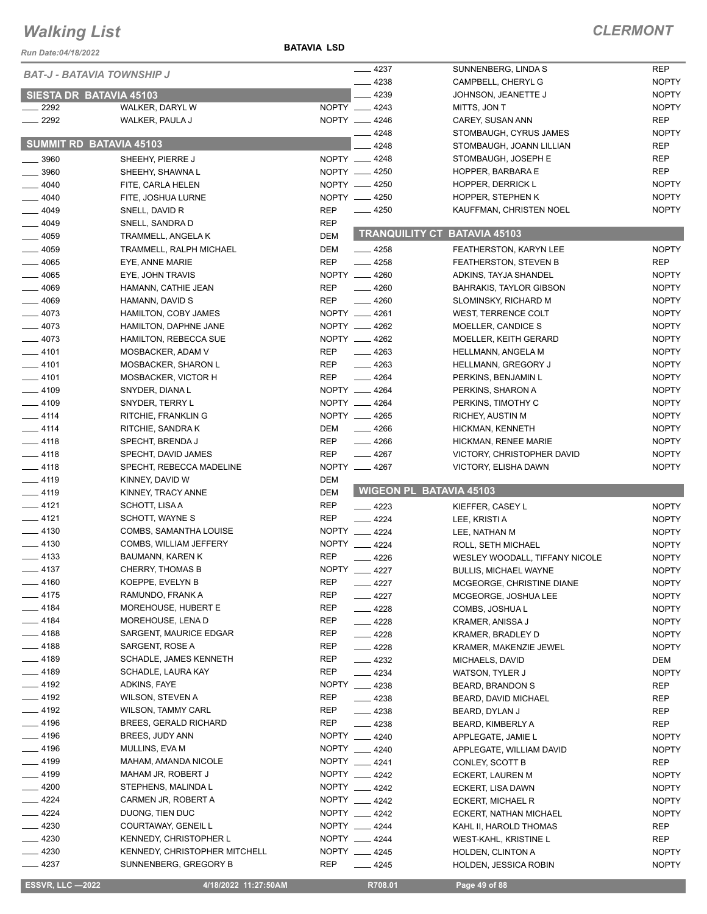# Walking List

## CLERMONT

Run Date:04/18/2022

BATAVIA LSD

### BAT-J - BATAVIA TOWNSHIP J

### SIESTA DR BATAVIA 45103

| No. | Name | Party |
|---|---|---|
| 2292 | WALKER, DARYL W | NOPTY |
| 2292 | WALKER, PAULA J | NOPTY |

### SUMMIT RD BATAVIA 45103

| No. | Name | Party |
|---|---|---|
| 3960 | SHEEHY, PIERRE J | NOPTY |
| 3960 | SHEEHY, SHAWNA L | NOPTY |
| 4040 | FITE, CARLA HELEN | NOPTY |
| 4040 | FITE, JOSHUA LURNE | NOPTY |
| 4049 | SNELL, DAVID R | REP |
| 4049 | SNELL, SANDRA D | REP |
| 4059 | TRAMMELL, ANGELA K | DEM |
| 4059 | TRAMMELL, RALPH MICHAEL | DEM |
| 4065 | EYE, ANNE MARIE | REP |
| 4065 | EYE, JOHN TRAVIS | NOPTY |
| 4069 | HAMANN, CATHIE JEAN | REP |
| 4069 | HAMANN, DAVID S | REP |
| 4073 | HAMILTON, COBY JAMES | NOPTY |
| 4073 | HAMILTON, DAPHNE JANE | NOPTY |
| 4073 | HAMILTON, REBECCA SUE | NOPTY |
| 4101 | MOSBACKER, ADAM V | REP |
| 4101 | MOSBACKER, SHARON L | REP |
| 4101 | MOSBACKER, VICTOR H | REP |
| 4109 | SNYDER, DIANA L | NOPTY |
| 4109 | SNYDER, TERRY L | NOPTY |
| 4114 | RITCHIE, FRANKLIN G | NOPTY |
| 4114 | RITCHIE, SANDRA K | DEM |
| 4118 | SPECHT, BRENDA J | REP |
| 4118 | SPECHT, DAVID JAMES | REP |
| 4118 | SPECHT, REBECCA MADELINE | NOPTY |
| 4119 | KINNEY, DAVID W | DEM |
| 4119 | KINNEY, TRACY ANNE | DEM |
| 4121 | SCHOTT, LISA A | REP |
| 4121 | SCHOTT, WAYNE S | REP |
| 4130 | COMBS, SAMANTHA LOUISE | NOPTY |
| 4130 | COMBS, WILLIAM JEFFERY | NOPTY |
| 4133 | BAUMANN, KAREN K | REP |
| 4137 | CHERRY, THOMAS B | NOPTY |
| 4160 | KOEPPE, EVELYN B | REP |
| 4175 | RAMUNDO, FRANK A | REP |
| 4184 | MOREHOUSE, HUBERT E | REP |
| 4184 | MOREHOUSE, LENA D | REP |
| 4188 | SARGENT, MAURICE EDGAR | REP |
| 4188 | SARGENT, ROSE A | REP |
| 4189 | SCHADLE, JAMES KENNETH | REP |
| 4189 | SCHADLE, LAURA KAY | REP |
| 4192 | ADKINS, FAYE | NOPTY |
| 4192 | WILSON, STEVEN A | REP |
| 4192 | WILSON, TAMMY CARL | REP |
| 4196 | BREES, GERALD RICHARD | REP |
| 4196 | BREES, JUDY ANN | NOPTY |
| 4196 | MULLINS, EVA M | NOPTY |
| 4199 | MAHAM, AMANDA NICOLE | NOPTY |
| 4199 | MAHAM JR, ROBERT J | NOPTY |
| 4200 | STEPHENS, MALINDA L | NOPTY |
| 4224 | CARMEN JR, ROBERT A | NOPTY |
| 4224 | DUONG, TIEN DUC | NOPTY |
| 4230 | COURTAWAY, GENEIL L | NOPTY |
| 4230 | KENNEDY, CHRISTOPHER L | NOPTY |
| 4230 | KENNEDY, CHRISTOPHER MITCHELL | NOPTY |
| 4237 | SUNNENBERG, GREGORY B | REP |
| 4237 | SUNNENBERG, LINDA S | REP |
| 4238 | CAMPBELL, CHERYL G | NOPTY |
| 4239 | JOHNSON, JEANETTE J | NOPTY |
| 4243 | MITTS, JON T | NOPTY |
| 4246 | CAREY, SUSAN ANN | REP |
| 4248 | STOMBAUGH, CYRUS JAMES | NOPTY |
| 4248 | STOMBAUGH, JOANN LILLIAN | REP |
| 4248 | STOMBAUGH, JOSEPH E | REP |
| 4250 | HOPPER, BARBARA E | REP |
| 4250 | HOPPER, DERRICK L | NOPTY |
| 4250 | HOPPER, STEPHEN K | NOPTY |
| 4250 | KAUFFMAN, CHRISTEN NOEL | NOPTY |

### TRANQUILITY CT BATAVIA 45103

| No. | Name | Party |
|---|---|---|
| 4258 | FEATHERSTON, KARYN LEE | NOPTY |
| 4258 | FEATHERSTON, STEVEN B | REP |
| 4260 | ADKINS, TAYJA SHANDEL | NOPTY |
| 4260 | BAHRAKIS, TAYLOR GIBSON | NOPTY |
| 4260 | SLOMINSKY, RICHARD M | NOPTY |
| 4261 | WEST, TERRENCE COLT | NOPTY |
| 4262 | MOELLER, CANDICE S | NOPTY |
| 4262 | MOELLER, KEITH GERARD | NOPTY |
| 4263 | HELLMANN, ANGELA M | NOPTY |
| 4263 | HELLMANN, GREGORY J | NOPTY |
| 4264 | PERKINS, BENJAMIN L | NOPTY |
| 4264 | PERKINS, SHARON A | NOPTY |
| 4264 | PERKINS, TIMOTHY C | NOPTY |
| 4265 | RICHEY, AUSTIN M | NOPTY |
| 4266 | HICKMAN, KENNETH | NOPTY |
| 4266 | HICKMAN, RENEE MARIE | NOPTY |
| 4267 | VICTORY, CHRISTOPHER DAVID | NOPTY |
| 4267 | VICTORY, ELISHA DAWN | NOPTY |

### WIGEON PL BATAVIA 45103

| No. | Name | Party |
|---|---|---|
| 4223 | KIEFFER, CASEY L | NOPTY |
| 4224 | LEE, KRISTI A | NOPTY |
| 4224 | LEE, NATHAN M | NOPTY |
| 4224 | ROLL, SETH MICHAEL | NOPTY |
| 4226 | WESLEY WOODALL, TIFFANY NICOLE | NOPTY |
| 4227 | BULLIS, MICHAEL WAYNE | NOPTY |
| 4227 | MCGEORGE, CHRISTINE DIANE | NOPTY |
| 4227 | MCGEORGE, JOSHUA LEE | NOPTY |
| 4228 | COMBS, JOSHUA L | NOPTY |
| 4228 | KRAMER, ANISSA J | NOPTY |
| 4228 | KRAMER, BRADLEY D | NOPTY |
| 4228 | KRAMER, MAKENZIE JEWEL | NOPTY |
| 4232 | MICHAELS, DAVID | DEM |
| 4234 | WATSON, TYLER J | NOPTY |
| 4238 | BEARD, BRANDON S | REP |
| 4238 | BEARD, DAVID MICHAEL | REP |
| 4238 | BEARD, DYLAN J | REP |
| 4238 | BEARD, KIMBERLY A | REP |
| 4240 | APPLEGATE, JAMIE L | NOPTY |
| 4240 | APPLEGATE, WILLIAM DAVID | NOPTY |
| 4241 | CONLEY, SCOTT B | REP |
| 4242 | ECKERT, LAUREN M | NOPTY |
| 4242 | ECKERT, LISA DAWN | NOPTY |
| 4242 | ECKERT, MICHAEL R | NOPTY |
| 4242 | ECKERT, NATHAN MICHAEL | NOPTY |
| 4244 | KAHL II, HAROLD THOMAS | REP |
| 4244 | WEST-KAHL, KRISTINE L | REP |
| 4245 | HOLDEN, CLINTON A | NOPTY |
| 4245 | HOLDEN, JESSICA ROBIN | NOPTY |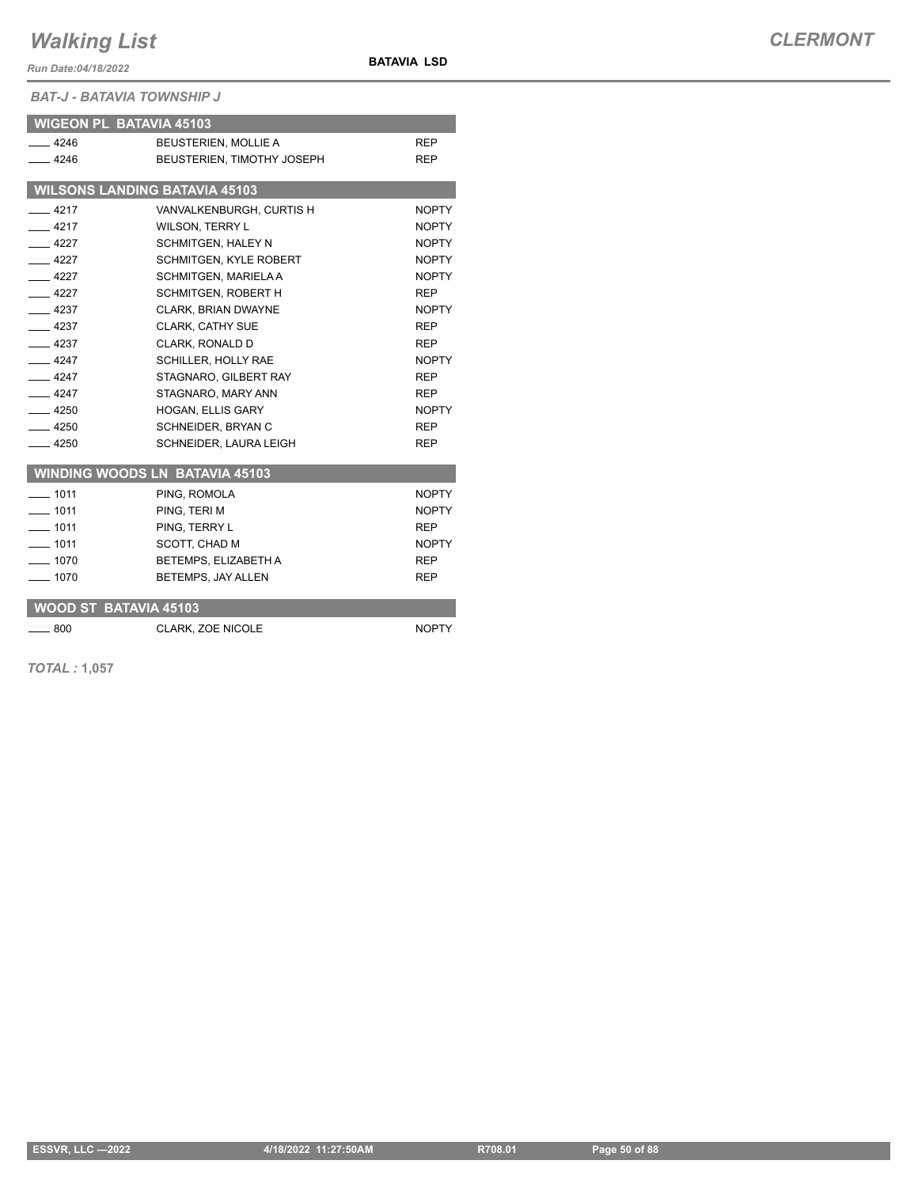*BAT-J - BATAVIA TOWNSHIP J*

## WIGEON PL BATAVIA 45103

| | | |
|---|---|---|
| ____ 4246 | BEUSTERIEN, MOLLIE A | REP |
| ____ 4246 | BEUSTERIEN, TIMOTHY JOSEPH | REP |

## WILSONS LANDING BATAVIA 45103

| | | |
|---|---|---|
| ____ 4217 | VANVALKENBURGH, CURTIS H | NOPTY |
| ____ 4217 | WILSON, TERRY L | NOPTY |
| ____ 4227 | SCHMITGEN, HALEY N | NOPTY |
| ____ 4227 | SCHMITGEN, KYLE ROBERT | NOPTY |
| ____ 4227 | SCHMITGEN, MARIELA A | NOPTY |
| ____ 4227 | SCHMITGEN, ROBERT H | REP |
| ____ 4237 | CLARK, BRIAN DWAYNE | NOPTY |
| ____ 4237 | CLARK, CATHY SUE | REP |
| ____ 4237 | CLARK, RONALD D | REP |
| ____ 4247 | SCHILLER, HOLLY RAE | NOPTY |
| ____ 4247 | STAGNARO, GILBERT RAY | REP |
| ____ 4247 | STAGNARO, MARY ANN | REP |
| ____ 4250 | HOGAN, ELLIS GARY | NOPTY |
| ____ 4250 | SCHNEIDER, BRYAN C | REP |
| ____ 4250 | SCHNEIDER, LAURA LEIGH | REP |

## WINDING WOODS LN BATAVIA 45103

| | | |
|---|---|---|
| ____ 1011 | PING, ROMOLA | NOPTY |
| ____ 1011 | PING, TERI M | NOPTY |
| ____ 1011 | PING, TERRY L | REP |
| ____ 1011 | SCOTT, CHAD M | NOPTY |
| ____ 1070 | BETEMPS, ELIZABETH A | REP |
| ____ 1070 | BETEMPS, JAY ALLEN | REP |

## WOOD ST BATAVIA 45103

| | | |
|---|---|---|
| ____ 800 | CLARK, ZOE NICOLE | NOPTY |

***TOTAL :* 1,057**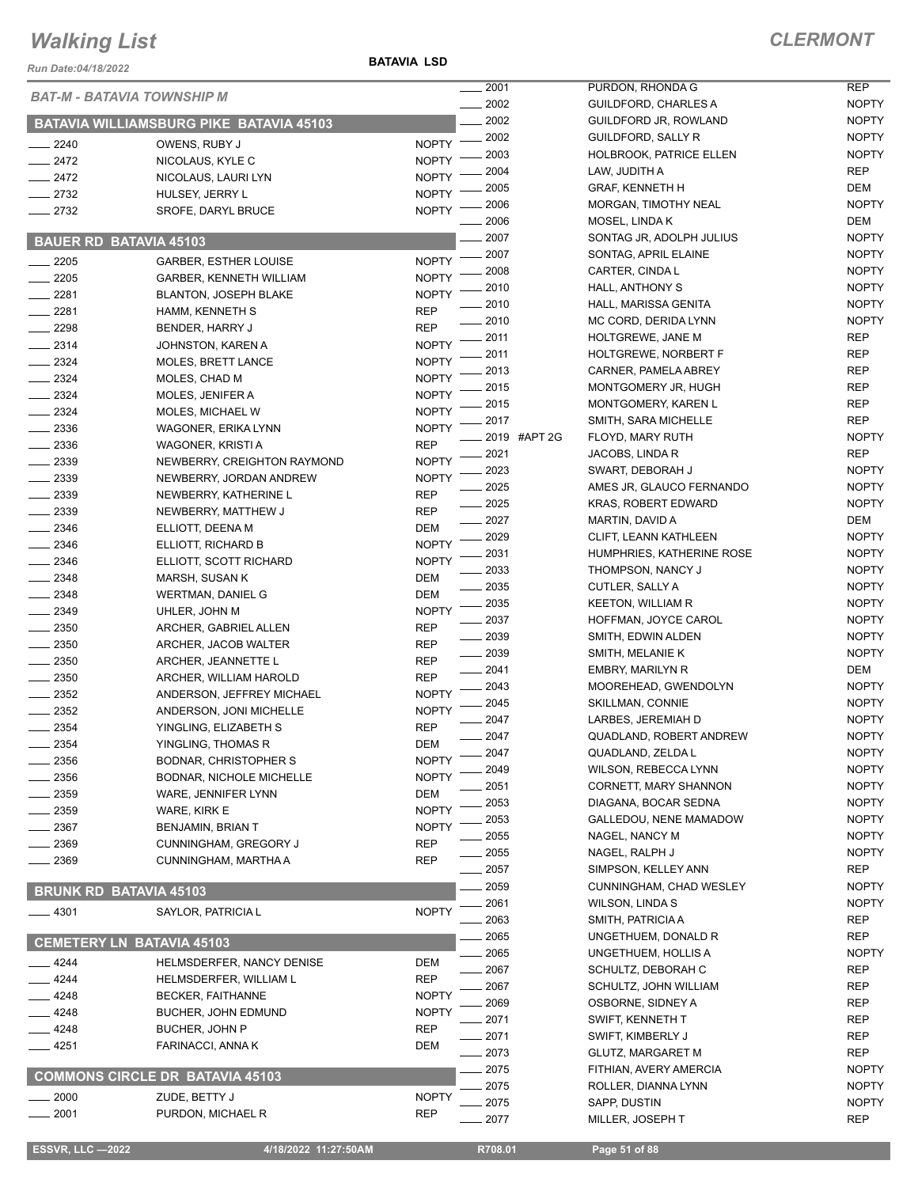# Walking List

## CLERMONT

Run Date:04/18/2022

**BATAVIA LSD**

*BAT-M - BATAVIA TOWNSHIP M*

### BATAVIA WILLIAMSBURG PIKE BATAVIA 45103

| No. | Name | Party |
|---|---|---|
| 2240 | OWENS, RUBY J | NOPTY |
| 2472 | NICOLAUS, KYLE C | NOPTY |
| 2472 | NICOLAUS, LAURI LYN | NOPTY |
| 2732 | HULSEY, JERRY L | NOPTY |
| 2732 | SROFE, DARYL BRUCE | NOPTY |

### BAUER RD BATAVIA 45103

| No. | Name | Party |
|---|---|---|
| 2205 | GARBER, ESTHER LOUISE | NOPTY |
| 2205 | GARBER, KENNETH WILLIAM | NOPTY |
| 2281 | BLANTON, JOSEPH BLAKE | NOPTY |
| 2281 | HAMM, KENNETH S | REP |
| 2298 | BENDER, HARRY J | REP |
| 2314 | JOHNSTON, KAREN A | NOPTY |
| 2324 | MOLES, BRETT LANCE | NOPTY |
| 2324 | MOLES, CHAD M | NOPTY |
| 2324 | MOLES, JENIFER A | NOPTY |
| 2324 | MOLES, MICHAEL W | NOPTY |
| 2336 | WAGONER, ERIKA LYNN | NOPTY |
| 2336 | WAGONER, KRISTI A | REP |
| 2339 | NEWBERRY, CREIGHTON RAYMOND | NOPTY |
| 2339 | NEWBERRY, JORDAN ANDREW | NOPTY |
| 2339 | NEWBERRY, KATHERINE L | REP |
| 2339 | NEWBERRY, MATTHEW J | REP |
| 2346 | ELLIOTT, DEENA M | DEM |
| 2346 | ELLIOTT, RICHARD B | NOPTY |
| 2346 | ELLIOTT, SCOTT RICHARD | NOPTY |
| 2348 | MARSH, SUSAN K | DEM |
| 2348 | WERTMAN, DANIEL G | DEM |
| 2349 | UHLER, JOHN M | NOPTY |
| 2350 | ARCHER, GABRIEL ALLEN | REP |
| 2350 | ARCHER, JACOB WALTER | REP |
| 2350 | ARCHER, JEANNETTE L | REP |
| 2350 | ARCHER, WILLIAM HAROLD | REP |
| 2352 | ANDERSON, JEFFREY MICHAEL | NOPTY |
| 2352 | ANDERSON, JONI MICHELLE | NOPTY |
| 2354 | YINGLING, ELIZABETH S | REP |
| 2354 | YINGLING, THOMAS R | DEM |
| 2356 | BODNAR, CHRISTOPHER S | NOPTY |
| 2356 | BODNAR, NICHOLE MICHELLE | NOPTY |
| 2359 | WARE, JENNIFER LYNN | DEM |
| 2359 | WARE, KIRK E | NOPTY |
| 2367 | BENJAMIN, BRIAN T | NOPTY |
| 2369 | CUNNINGHAM, GREGORY J | REP |
| 2369 | CUNNINGHAM, MARTHA A | REP |

### BRUNK RD BATAVIA 45103

| No. | Name | Party |
|---|---|---|
| 4301 | SAYLOR, PATRICIA L | NOPTY |

### CEMETERY LN BATAVIA 45103

| No. | Name | Party |
|---|---|---|
| 4244 | HELMSDERFER, NANCY DENISE | DEM |
| 4244 | HELMSDERFER, WILLIAM L | REP |
| 4248 | BECKER, FAITHANNE | NOPTY |
| 4248 | BUCHER, JOHN EDMUND | NOPTY |
| 4248 | BUCHER, JOHN P | REP |
| 4251 | FARINACCI, ANNA K | DEM |

### COMMONS CIRCLE DR BATAVIA 45103

| No. | Name | Party |
|---|---|---|
| 2000 | ZUDE, BETTY J | NOPTY |
| 2001 | PURDON, MICHAEL R | REP |
| 2001 | PURDON, RHONDA G | REP |
| 2002 | GUILDFORD, CHARLES A | NOPTY |
| 2002 | GUILDFORD JR, ROWLAND | NOPTY |
| 2002 | GUILDFORD, SALLY R | NOPTY |
| 2003 | HOLBROOK, PATRICE ELLEN | NOPTY |
| 2004 | LAW, JUDITH A | REP |
| 2005 | GRAF, KENNETH H | DEM |
| 2006 | MORGAN, TIMOTHY NEAL | NOPTY |
| 2006 | MOSEL, LINDA K | DEM |
| 2007 | SONTAG JR, ADOLPH JULIUS | NOPTY |
| 2007 | SONTAG, APRIL ELAINE | NOPTY |
| 2008 | CARTER, CINDA L | NOPTY |
| 2010 | HALL, ANTHONY S | NOPTY |
| 2010 | HALL, MARISSA GENITA | NOPTY |
| 2010 | MC CORD, DERIDA LYNN | NOPTY |
| 2011 | HOLTGREWE, JANE M | REP |
| 2011 | HOLTGREWE, NORBERT F | REP |
| 2013 | CARNER, PAMELA ABREY | REP |
| 2015 | MONTGOMERY JR, HUGH | REP |
| 2015 | MONTGOMERY, KAREN L | REP |
| 2017 | SMITH, SARA MICHELLE | REP |
| 2019 #APT 2G | FLOYD, MARY RUTH | NOPTY |
| 2021 | JACOBS, LINDA R | REP |
| 2023 | SWART, DEBORAH J | NOPTY |
| 2025 | AMES JR, GLAUCO FERNANDO | NOPTY |
| 2025 | KRAS, ROBERT EDWARD | NOPTY |
| 2027 | MARTIN, DAVID A | DEM |
| 2029 | CLIFT, LEANN KATHLEEN | NOPTY |
| 2031 | HUMPHRIES, KATHERINE ROSE | NOPTY |
| 2033 | THOMPSON, NANCY J | NOPTY |
| 2035 | CUTLER, SALLY A | NOPTY |
| 2035 | KEETON, WILLIAM R | NOPTY |
| 2037 | HOFFMAN, JOYCE CAROL | NOPTY |
| 2039 | SMITH, EDWIN ALDEN | NOPTY |
| 2039 | SMITH, MELANIE K | NOPTY |
| 2041 | EMBRY, MARILYN R | DEM |
| 2043 | MOOREHEAD, GWENDOLYN | NOPTY |
| 2045 | SKILLMAN, CONNIE | NOPTY |
| 2047 | LARBES, JEREMIAH D | NOPTY |
| 2047 | QUADLAND, ROBERT ANDREW | NOPTY |
| 2047 | QUADLAND, ZELDA L | NOPTY |
| 2049 | WILSON, REBECCA LYNN | NOPTY |
| 2051 | CORNETT, MARY SHANNON | NOPTY |
| 2053 | DIAGANA, BOCAR SEDNA | NOPTY |
| 2053 | GALLEDOU, NENE MAMADOW | NOPTY |
| 2055 | NAGEL, NANCY M | NOPTY |
| 2055 | NAGEL, RALPH J | NOPTY |
| 2057 | SIMPSON, KELLEY ANN | REP |
| 2059 | CUNNINGHAM, CHAD WESLEY | NOPTY |
| 2061 | WILSON, LINDA S | NOPTY |
| 2063 | SMITH, PATRICIA A | REP |
| 2065 | UNGETHUEM, DONALD R | REP |
| 2065 | UNGETHUEM, HOLLIS A | NOPTY |
| 2067 | SCHULTZ, DEBORAH C | REP |
| 2067 | SCHULTZ, JOHN WILLIAM | REP |
| 2069 | OSBORNE, SIDNEY A | REP |
| 2071 | SWIFT, KENNETH T | REP |
| 2071 | SWIFT, KIMBERLY J | REP |
| 2073 | GLUTZ, MARGARET M | REP |
| 2075 | FITHIAN, AVERY AMERCIA | NOPTY |
| 2075 | ROLLER, DIANNA LYNN | NOPTY |
| 2075 | SAPP, DUSTIN | NOPTY |
| 2077 | MILLER, JOSEPH T | REP |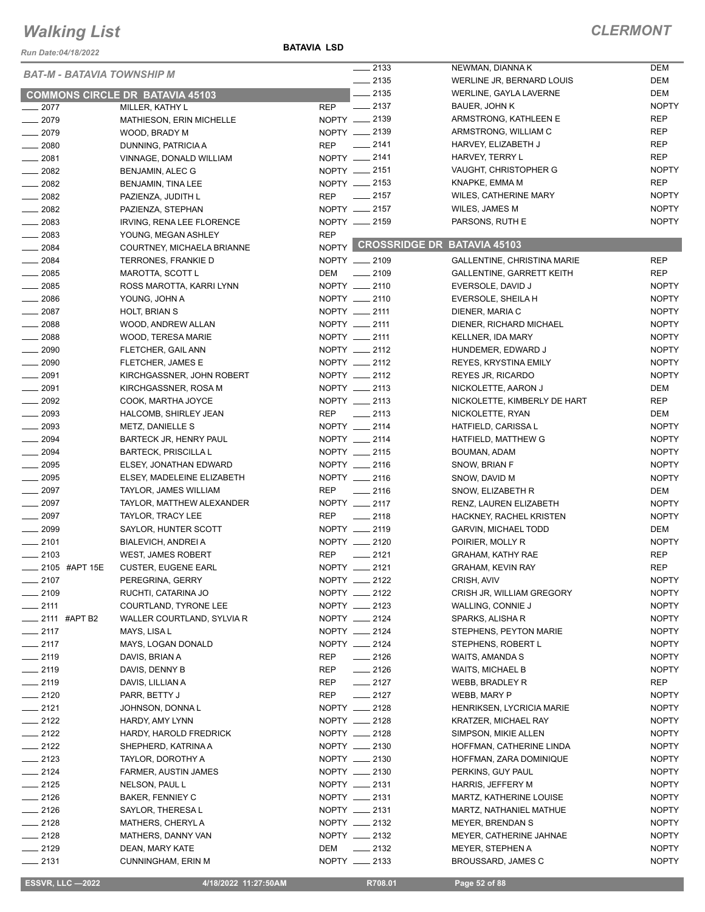# Walking List

## CLERMONT

Run Date:04/18/2022

BATAVIA LSD

### BAT-M - BATAVIA TOWNSHIP M

#### COMMONS CIRCLE DR BATAVIA 45103

| No. | Name | Party |
|---|---|---|
| ____ 2077 | MILLER, KATHY L | REP |
| ____ 2079 | MATHIESON, ERIN MICHELLE | NOPTY |
| ____ 2079 | WOOD, BRADY M | NOPTY |
| ____ 2080 | DUNNING, PATRICIA A | REP |
| ____ 2081 | VINNAGE, DONALD WILLIAM | NOPTY |
| ____ 2082 | BENJAMIN, ALEC G | NOPTY |
| ____ 2082 | BENJAMIN, TINA LEE | NOPTY |
| ____ 2082 | PAZIENZA, JUDITH L | REP |
| ____ 2082 | PAZIENZA, STEPHAN | NOPTY |
| ____ 2083 | IRVING, RENA LEE FLORENCE | NOPTY |
| ____ 2083 | YOUNG, MEGAN ASHLEY | REP |
| ____ 2084 | COURTNEY, MICHAELA BRIANNE | NOPTY |
| ____ 2084 | TERRONES, FRANKIE D | NOPTY |
| ____ 2085 | MAROTTA, SCOTT L | DEM |
| ____ 2085 | ROSS MAROTTA, KARRI LYNN | NOPTY |
| ____ 2086 | YOUNG, JOHN A | NOPTY |
| ____ 2087 | HOLT, BRIAN S | NOPTY |
| ____ 2088 | WOOD, ANDREW ALLAN | NOPTY |
| ____ 2088 | WOOD, TERESA MARIE | NOPTY |
| ____ 2090 | FLETCHER, GAIL ANN | NOPTY |
| ____ 2090 | FLETCHER, JAMES E | NOPTY |
| ____ 2091 | KIRCHGASSNER, JOHN ROBERT | NOPTY |
| ____ 2091 | KIRCHGASSNER, ROSA M | NOPTY |
| ____ 2092 | COOK, MARTHA JOYCE | NOPTY |
| ____ 2093 | HALCOMB, SHIRLEY JEAN | REP |
| ____ 2093 | METZ, DANIELLE S | NOPTY |
| ____ 2094 | BARTECK JR, HENRY PAUL | NOPTY |
| ____ 2094 | BARTECK, PRISCILLA L | NOPTY |
| ____ 2095 | ELSEY, JONATHAN EDWARD | NOPTY |
| ____ 2095 | ELSEY, MADELEINE ELIZABETH | NOPTY |
| ____ 2097 | TAYLOR, JAMES WILLIAM | REP |
| ____ 2097 | TAYLOR, MATTHEW ALEXANDER | NOPTY |
| ____ 2097 | TAYLOR, TRACY LEE | REP |
| ____ 2099 | SAYLOR, HUNTER SCOTT | NOPTY |
| ____ 2101 | BIALEVICH, ANDREI A | NOPTY |
| ____ 2103 | WEST, JAMES ROBERT | REP |
| ____ 2105 #APT 15E | CUSTER, EUGENE EARL | NOPTY |
| ____ 2107 | PEREGRINA, GERRY | NOPTY |
| ____ 2109 | RUCHTI, CATARINA JO | NOPTY |
| ____ 2111 | COURTLAND, TYRONE LEE | NOPTY |
| ____ 2111 #APT B2 | WALLER COURTLAND, SYLVIA R | NOPTY |
| ____ 2117 | MAYS, LISA L | NOPTY |
| ____ 2117 | MAYS, LOGAN DONALD | NOPTY |
| ____ 2119 | DAVIS, BRIAN A | REP |
| ____ 2119 | DAVIS, DENNY B | REP |
| ____ 2119 | DAVIS, LILLIAN A | REP |
| ____ 2120 | PARR, BETTY J | REP |
| ____ 2121 | JOHNSON, DONNA L | NOPTY |
| ____ 2122 | HARDY, AMY LYNN | NOPTY |
| ____ 2122 | HARDY, HAROLD FREDRICK | NOPTY |
| ____ 2122 | SHEPHERD, KATRINA A | NOPTY |
| ____ 2123 | TAYLOR, DOROTHY A | NOPTY |
| ____ 2124 | FARMER, AUSTIN JAMES | NOPTY |
| ____ 2125 | NELSON, PAUL L | NOPTY |
| ____ 2126 | BAKER, FENNIEY C | NOPTY |
| ____ 2126 | SAYLOR, THERESA L | NOPTY |
| ____ 2128 | MATHERS, CHERYL A | NOPTY |
| ____ 2128 | MATHERS, DANNY VAN | NOPTY |
| ____ 2129 | DEAN, MARY KATE | DEM |
| ____ 2131 | CUNNINGHAM, ERIN M | NOPTY |
| ____ 2133 | NEWMAN, DIANNA K | DEM |
| ____ 2135 | WERLINE JR, BERNARD LOUIS | DEM |
| ____ 2135 | WERLINE, GAYLA LAVERNE | DEM |
| ____ 2137 | BAUER, JOHN K | NOPTY |
| ____ 2139 | ARMSTRONG, KATHLEEN E | REP |
| ____ 2139 | ARMSTRONG, WILLIAM C | REP |
| ____ 2141 | HARVEY, ELIZABETH J | REP |
| ____ 2141 | HARVEY, TERRY L | REP |
| ____ 2151 | VAUGHT, CHRISTOPHER G | NOPTY |
| ____ 2153 | KNAPKE, EMMA M | REP |
| ____ 2157 | WILES, CATHERINE MARY | NOPTY |
| ____ 2157 | WILES, JAMES M | NOPTY |
| ____ 2159 | PARSONS, RUTH E | NOPTY |

#### CROSSRIDGE DR BATAVIA 45103

| No. | Name | Party |
|---|---|---|
| ____ 2109 | GALLENTINE, CHRISTINA MARIE | REP |
| ____ 2109 | GALLENTINE, GARRETT KEITH | REP |
| ____ 2110 | EVERSOLE, DAVID J | NOPTY |
| ____ 2110 | EVERSOLE, SHEILA H | NOPTY |
| ____ 2111 | DIENER, MARIA C | NOPTY |
| ____ 2111 | DIENER, RICHARD MICHAEL | NOPTY |
| ____ 2111 | KELLNER, IDA MARY | NOPTY |
| ____ 2112 | HUNDEMER, EDWARD J | NOPTY |
| ____ 2112 | REYES, KRYSTINA EMILY | NOPTY |
| ____ 2112 | REYES JR, RICARDO | NOPTY |
| ____ 2113 | NICKOLETTE, AARON J | DEM |
| ____ 2113 | NICKOLETTE, KIMBERLY DE HART | REP |
| ____ 2113 | NICKOLETTE, RYAN | DEM |
| ____ 2114 | HATFIELD, CARISSA L | NOPTY |
| ____ 2114 | HATFIELD, MATTHEW G | NOPTY |
| ____ 2115 | BOUMAN, ADAM | NOPTY |
| ____ 2116 | SNOW, BRIAN F | NOPTY |
| ____ 2116 | SNOW, DAVID M | NOPTY |
| ____ 2116 | SNOW, ELIZABETH R | DEM |
| ____ 2117 | RENZ, LAUREN ELIZABETH | NOPTY |
| ____ 2118 | HACKNEY, RACHEL KRISTEN | NOPTY |
| ____ 2119 | GARVIN, MICHAEL TODD | DEM |
| ____ 2120 | POIRIER, MOLLY R | NOPTY |
| ____ 2121 | GRAHAM, KATHY RAE | REP |
| ____ 2121 | GRAHAM, KEVIN RAY | REP |
| ____ 2122 | CRISH, AVIV | NOPTY |
| ____ 2122 | CRISH JR, WILLIAM GREGORY | NOPTY |
| ____ 2123 | WALLING, CONNIE J | NOPTY |
| ____ 2124 | SPARKS, ALISHA R | NOPTY |
| ____ 2124 | STEPHENS, PEYTON MARIE | NOPTY |
| ____ 2124 | STEPHENS, ROBERT L | NOPTY |
| ____ 2126 | WAITS, AMANDA S | NOPTY |
| ____ 2126 | WAITS, MICHAEL B | NOPTY |
| ____ 2127 | WEBB, BRADLEY R | REP |
| ____ 2127 | WEBB, MARY P | NOPTY |
| ____ 2128 | HENRIKSEN, LYCRICIA MARIE | NOPTY |
| ____ 2128 | KRATZER, MICHAEL RAY | NOPTY |
| ____ 2128 | SIMPSON, MIKIE ALLEN | NOPTY |
| ____ 2130 | HOFFMAN, CATHERINE LINDA | NOPTY |
| ____ 2130 | HOFFMAN, ZARA DOMINIQUE | NOPTY |
| ____ 2130 | PERKINS, GUY PAUL | NOPTY |
| ____ 2131 | HARRIS, JEFFERY M | NOPTY |
| ____ 2131 | MARTZ, KATHERINE LOUISE | NOPTY |
| ____ 2131 | MARTZ, NATHANIEL MATHUE | NOPTY |
| ____ 2132 | MEYER, BRENDAN S | NOPTY |
| ____ 2132 | MEYER, CATHERINE JAHNAE | NOPTY |
| ____ 2132 | MEYER, STEPHEN A | NOPTY |
| ____ 2133 | BROUSSARD, JAMES C | NOPTY |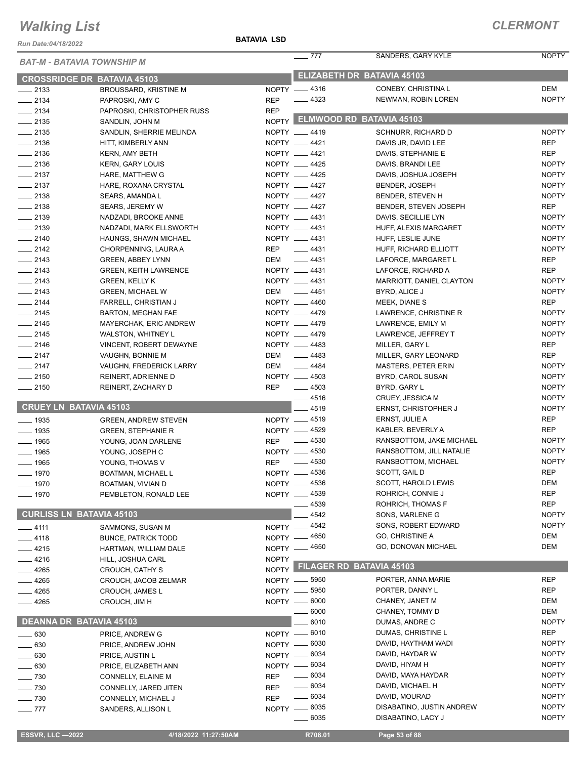# Walking List

**CLERMONT**

Run Date:04/18/2022

**BATAVIA LSD**

*BAT-M - BATAVIA TOWNSHIP M*

## CROSSRIDGE DR BATAVIA 45103

| No. | Name | Party |
|---|---|---|
| 2133 | BROUSSARD, KRISTINE M | NOPTY |
| 2134 | PAPROSKI, AMY C | REP |
| 2134 | PAPROSKI, CHRISTOPHER RUSS | REP |
| 2135 | SANDLIN, JOHN M | NOPTY |
| 2135 | SANDLIN, SHERRIE MELINDA | NOPTY |
| 2136 | HITT, KIMBERLY ANN | NOPTY |
| 2136 | KERN, AMY BETH | NOPTY |
| 2136 | KERN, GARY LOUIS | NOPTY |
| 2137 | HARE, MATTHEW G | NOPTY |
| 2137 | HARE, ROXANA CRYSTAL | NOPTY |
| 2138 | SEARS, AMANDA L | NOPTY |
| 2138 | SEARS, JEREMY W | NOPTY |
| 2139 | NADZADI, BROOKE ANNE | NOPTY |
| 2139 | NADZADI, MARK ELLSWORTH | NOPTY |
| 2140 | HAUNGS, SHAWN MICHAEL | NOPTY |
| 2142 | CHORPENNING, LAURA A | REP |
| 2143 | GREEN, ABBEY LYNN | DEM |
| 2143 | GREEN, KEITH LAWRENCE | NOPTY |
| 2143 | GREEN, KELLY K | NOPTY |
| 2143 | GREEN, MICHAEL W | DEM |
| 2144 | FARRELL, CHRISTIAN J | NOPTY |
| 2145 | BARTON, MEGHAN FAE | NOPTY |
| 2145 | MAYERCHAK, ERIC ANDREW | NOPTY |
| 2145 | WALSTON, WHITNEY L | NOPTY |
| 2146 | VINCENT, ROBERT DEWAYNE | NOPTY |
| 2147 | VAUGHN, BONNIE M | DEM |
| 2147 | VAUGHN, FREDERICK LARRY | DEM |
| 2150 | REINERT, ADRIENNE D | NOPTY |
| 2150 | REINERT, ZACHARY D | REP |

## CRUEY LN BATAVIA 45103

| No. | Name | Party |
|---|---|---|
| 1935 | GREEN, ANDREW STEVEN | NOPTY |
| 1935 | GREEN, STEPHANIE R | NOPTY |
| 1965 | YOUNG, JOAN DARLENE | REP |
| 1965 | YOUNG, JOSEPH C | NOPTY |
| 1965 | YOUNG, THOMAS V | REP |
| 1970 | BOATMAN, MICHAEL L | NOPTY |
| 1970 | BOATMAN, VIVIAN D | NOPTY |
| 1970 | PEMBLETON, RONALD LEE | NOPTY |

## CURLISS LN BATAVIA 45103

| No. | Name | Party |
|---|---|---|
| 4111 | SAMMONS, SUSAN M | NOPTY |
| 4118 | BUNCE, PATRICK TODD | NOPTY |
| 4215 | HARTMAN, WILLIAM DALE | NOPTY |
| 4216 | HILL, JOSHUA CARL | NOPTY |
| 4265 | CROUCH, CATHY S | NOPTY |
| 4265 | CROUCH, JACOB ZELMAR | NOPTY |
| 4265 | CROUCH, JAMES L | NOPTY |
| 4265 | CROUCH, JIM H | NOPTY |

## DEANNA DR BATAVIA 45103

| No. | Name | Party |
|---|---|---|
| 630 | PRICE, ANDREW G | NOPTY |
| 630 | PRICE, ANDREW JOHN | NOPTY |
| 630 | PRICE, AUSTIN L | NOPTY |
| 630 | PRICE, ELIZABETH ANN | NOPTY |
| 730 | CONNELLY, ELAINE M | REP |
| 730 | CONNELLY, JARED JITEN | REP |
| 730 | CONNELLY, MICHAEL J | REP |
| 777 | SANDERS, ALLISON L | NOPTY |
| 777 | SANDERS, GARY KYLE | NOPTY |

## ELIZABETH DR BATAVIA 45103

| No. | Name | Party |
|---|---|---|
| 4316 | CONEBY, CHRISTINA L | DEM |
| 4323 | NEWMAN, ROBIN LOREN | NOPTY |

## ELMWOOD RD BATAVIA 45103

| No. | Name | Party |
|---|---|---|
| 4419 | SCHNURR, RICHARD D | NOPTY |
| 4421 | DAVIS JR, DAVID LEE | REP |
| 4421 | DAVIS, STEPHANIE E | REP |
| 4425 | DAVIS, BRANDI LEE | NOPTY |
| 4425 | DAVIS, JOSHUA JOSEPH | NOPTY |
| 4427 | BENDER, JOSEPH | NOPTY |
| 4427 | BENDER, STEVEN H | NOPTY |
| 4427 | BENDER, STEVEN JOSEPH | REP |
| 4431 | DAVIS, SECILLIE LYN | NOPTY |
| 4431 | HUFF, ALEXIS MARGARET | NOPTY |
| 4431 | HUFF, LESLIE JUNE | NOPTY |
| 4431 | HUFF, RICHARD ELLIOTT | NOPTY |
| 4431 | LAFORCE, MARGARET L | REP |
| 4431 | LAFORCE, RICHARD A | REP |
| 4431 | MARRIOTT, DANIEL CLAYTON | NOPTY |
| 4451 | BYRD, ALICE J | NOPTY |
| 4460 | MEEK, DIANE S | REP |
| 4479 | LAWRENCE, CHRISTINE R | NOPTY |
| 4479 | LAWRENCE, EMILY M | NOPTY |
| 4479 | LAWRENCE, JEFFREY T | NOPTY |
| 4483 | MILLER, GARY L | REP |
| 4483 | MILLER, GARY LEONARD | REP |
| 4484 | MASTERS, PETER ERIN | NOPTY |
| 4503 | BYRD, CAROL SUSAN | NOPTY |
| 4503 | BYRD, GARY L | NOPTY |
| 4516 | CRUEY, JESSICA M | NOPTY |
| 4519 | ERNST, CHRISTOPHER J | NOPTY |
| 4519 | ERNST, JULIE A | REP |
| 4529 | KABLER, BEVERLY A | REP |
| 4530 | RANSBOTTOM, JAKE MICHAEL | NOPTY |
| 4530 | RANSBOTTOM, JILL NATALIE | NOPTY |
| 4530 | RANSBOTTOM, MICHAEL | NOPTY |
| 4536 | SCOTT, GAIL D | REP |
| 4536 | SCOTT, HAROLD LEWIS | DEM |
| 4539 | ROHRICH, CONNIE J | REP |
| 4539 | ROHRICH, THOMAS F | REP |
| 4542 | SONS, MARLENE G | NOPTY |
| 4542 | SONS, ROBERT EDWARD | NOPTY |
| 4650 | GO, CHRISTINE A | DEM |
| 4650 | GO, DONOVAN MICHAEL | DEM |

## FILAGER RD BATAVIA 45103

| No. | Name | Party |
|---|---|---|
| 5950 | PORTER, ANNA MARIE | REP |
| 5950 | PORTER, DANNY L | REP |
| 6000 | CHANEY, JANET M | DEM |
| 6000 | CHANEY, TOMMY D | DEM |
| 6010 | DUMAS, ANDRE C | NOPTY |
| 6010 | DUMAS, CHRISTINE L | REP |
| 6030 | DAVID, HAYTHAM WADI | NOPTY |
| 6034 | DAVID, HAYDAR W | NOPTY |
| 6034 | DAVID, HIYAM H | NOPTY |
| 6034 | DAVID, MAYA HAYDAR | NOPTY |
| 6034 | DAVID, MICHAEL H | NOPTY |
| 6034 | DAVID, MOURAD | NOPTY |
| 6035 | DISABATINO, JUSTIN ANDREW | NOPTY |
| 6035 | DISABATINO, LACY J | NOPTY |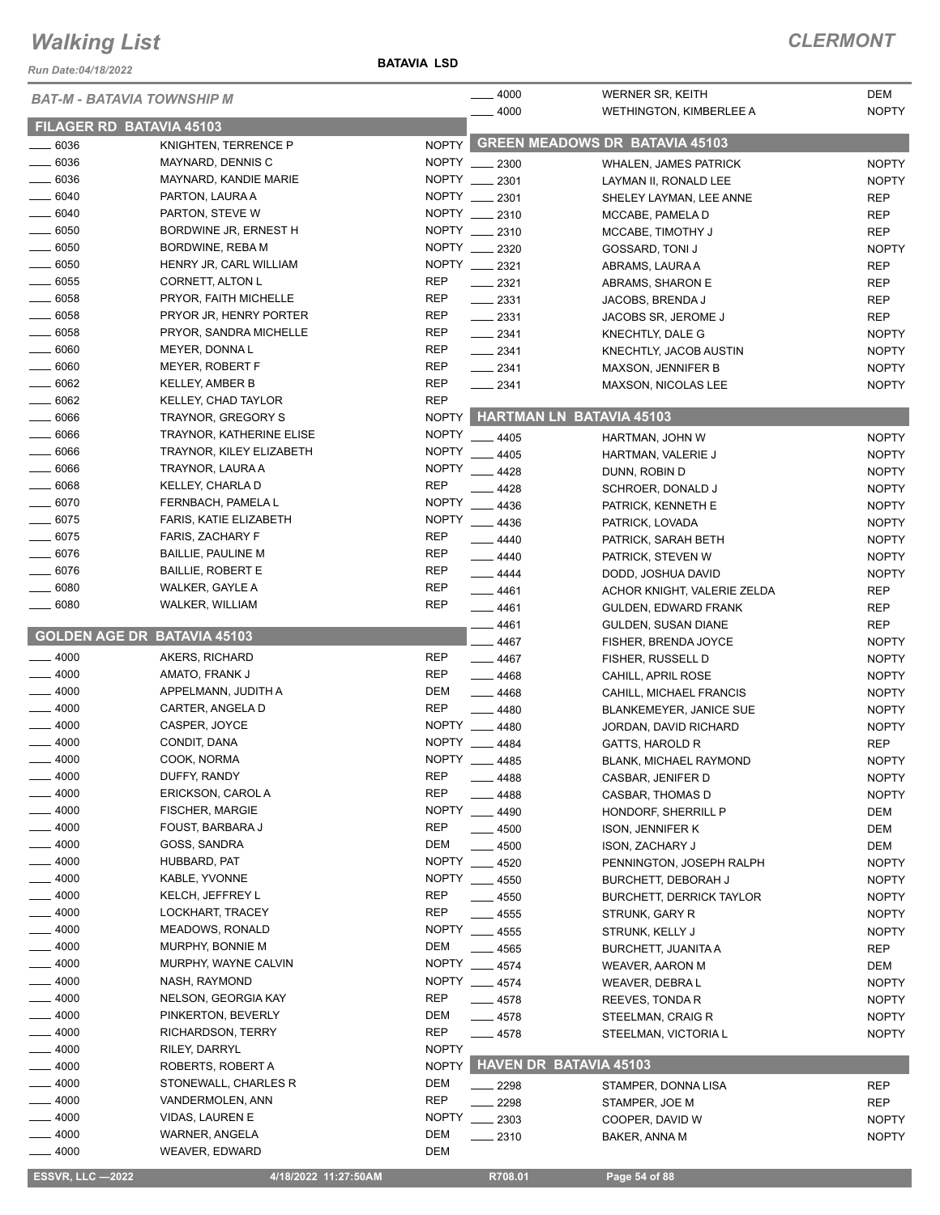# Walking List

## CLERMONT

Run Date:04/18/2022

BATAVIA LSD

*BAT-M - BATAVIA TOWNSHIP M*

### FILAGER RD BATAVIA 45103

| No. | Name | Party |
|---|---|---|
| ____ 6036 | KNIGHTEN, TERRENCE P | NOPTY |
| ____ 6036 | MAYNARD, DENNIS C | NOPTY |
| ____ 6036 | MAYNARD, KANDIE MARIE | NOPTY |
| ____ 6040 | PARTON, LAURA A | NOPTY |
| ____ 6040 | PARTON, STEVE W | NOPTY |
| ____ 6050 | BORDWINE JR, ERNEST H | NOPTY |
| ____ 6050 | BORDWINE, REBA M | NOPTY |
| ____ 6050 | HENRY JR, CARL WILLIAM | NOPTY |
| ____ 6055 | CORNETT, ALTON L | REP |
| ____ 6058 | PRYOR, FAITH MICHELLE | REP |
| ____ 6058 | PRYOR JR, HENRY PORTER | REP |
| ____ 6058 | PRYOR, SANDRA MICHELLE | REP |
| ____ 6060 | MEYER, DONNA L | REP |
| ____ 6060 | MEYER, ROBERT F | REP |
| ____ 6062 | KELLEY, AMBER B | REP |
| ____ 6062 | KELLEY, CHAD TAYLOR | REP |
| ____ 6066 | TRAYNOR, GREGORY S | NOPTY |
| ____ 6066 | TRAYNOR, KATHERINE ELISE | NOPTY |
| ____ 6066 | TRAYNOR, KILEY ELIZABETH | NOPTY |
| ____ 6066 | TRAYNOR, LAURA A | NOPTY |
| ____ 6068 | KELLEY, CHARLA D | REP |
| ____ 6070 | FERNBACH, PAMELA L | NOPTY |
| ____ 6075 | FARIS, KATIE ELIZABETH | NOPTY |
| ____ 6075 | FARIS, ZACHARY F | REP |
| ____ 6076 | BAILLIE, PAULINE M | REP |
| ____ 6076 | BAILLIE, ROBERT E | REP |
| ____ 6080 | WALKER, GAYLE A | REP |
| ____ 6080 | WALKER, WILLIAM | REP |

### GOLDEN AGE DR BATAVIA 45103

| No. | Name | Party |
|---|---|---|
| ____ 4000 | AKERS, RICHARD | REP |
| ____ 4000 | AMATO, FRANK J | REP |
| ____ 4000 | APPELMANN, JUDITH A | DEM |
| ____ 4000 | CARTER, ANGELA D | REP |
| ____ 4000 | CASPER, JOYCE | NOPTY |
| ____ 4000 | CONDIT, DANA | NOPTY |
| ____ 4000 | COOK, NORMA | NOPTY |
| ____ 4000 | DUFFY, RANDY | REP |
| ____ 4000 | ERICKSON, CAROL A | REP |
| ____ 4000 | FISCHER, MARGIE | NOPTY |
| ____ 4000 | FOUST, BARBARA J | REP |
| ____ 4000 | GOSS, SANDRA | DEM |
| ____ 4000 | HUBBARD, PAT | NOPTY |
| ____ 4000 | KABLE, YVONNE | NOPTY |
| ____ 4000 | KELCH, JEFFREY L | REP |
| ____ 4000 | LOCKHART, TRACEY | REP |
| ____ 4000 | MEADOWS, RONALD | NOPTY |
| ____ 4000 | MURPHY, BONNIE M | DEM |
| ____ 4000 | MURPHY, WAYNE CALVIN | NOPTY |
| ____ 4000 | NASH, RAYMOND | NOPTY |
| ____ 4000 | NELSON, GEORGIA KAY | REP |
| ____ 4000 | PINKERTON, BEVERLY | DEM |
| ____ 4000 | RICHARDSON, TERRY | REP |
| ____ 4000 | RILEY, DARRYL | NOPTY |
| ____ 4000 | ROBERTS, ROBERT A | NOPTY |
| ____ 4000 | STONEWALL, CHARLES R | DEM |
| ____ 4000 | VANDERMOLEN, ANN | REP |
| ____ 4000 | VIDAS, LAUREN E | NOPTY |
| ____ 4000 | WARNER, ANGELA | DEM |
| ____ 4000 | WEAVER, EDWARD | DEM |
| ____ 4000 | WERNER SR, KEITH | DEM |
| ____ 4000 | WETHINGTON, KIMBERLEE A | NOPTY |

### GREEN MEADOWS DR BATAVIA 45103

| No. | Name | Party |
|---|---|---|
| ____ 2300 | WHALEN, JAMES PATRICK | NOPTY |
| ____ 2301 | LAYMAN II, RONALD LEE | NOPTY |
| ____ 2301 | SHELEY LAYMAN, LEE ANNE | REP |
| ____ 2310 | MCCABE, PAMELA D | REP |
| ____ 2310 | MCCABE, TIMOTHY J | REP |
| ____ 2320 | GOSSARD, TONI J | NOPTY |
| ____ 2321 | ABRAMS, LAURA A | REP |
| ____ 2321 | ABRAMS, SHARON E | REP |
| ____ 2331 | JACOBS, BRENDA J | REP |
| ____ 2331 | JACOBS SR, JEROME J | REP |
| ____ 2341 | KNECHTLY, DALE G | NOPTY |
| ____ 2341 | KNECHTLY, JACOB AUSTIN | NOPTY |
| ____ 2341 | MAXSON, JENNIFER B | NOPTY |
| ____ 2341 | MAXSON, NICOLAS LEE | NOPTY |

### HARTMAN LN BATAVIA 45103

| No. | Name | Party |
|---|---|---|
| ____ 4405 | HARTMAN, JOHN W | NOPTY |
| ____ 4405 | HARTMAN, VALERIE J | NOPTY |
| ____ 4428 | DUNN, ROBIN D | NOPTY |
| ____ 4428 | SCHROER, DONALD J | NOPTY |
| ____ 4436 | PATRICK, KENNETH E | NOPTY |
| ____ 4436 | PATRICK, LOVADA | NOPTY |
| ____ 4440 | PATRICK, SARAH BETH | NOPTY |
| ____ 4440 | PATRICK, STEVEN W | NOPTY |
| ____ 4444 | DODD, JOSHUA DAVID | NOPTY |
| ____ 4461 | ACHOR KNIGHT, VALERIE ZELDA | REP |
| ____ 4461 | GULDEN, EDWARD FRANK | REP |
| ____ 4461 | GULDEN, SUSAN DIANE | REP |
| ____ 4467 | FISHER, BRENDA JOYCE | NOPTY |
| ____ 4467 | FISHER, RUSSELL D | NOPTY |
| ____ 4468 | CAHILL, APRIL ROSE | NOPTY |
| ____ 4468 | CAHILL, MICHAEL FRANCIS | NOPTY |
| ____ 4480 | BLANKEMEYER, JANICE SUE | NOPTY |
| ____ 4480 | JORDAN, DAVID RICHARD | NOPTY |
| ____ 4484 | GATTS, HAROLD R | REP |
| ____ 4485 | BLANK, MICHAEL RAYMOND | NOPTY |
| ____ 4488 | CASBAR, JENIFER D | NOPTY |
| ____ 4488 | CASBAR, THOMAS D | NOPTY |
| ____ 4490 | HONDORF, SHERRILL P | DEM |
| ____ 4500 | ISON, JENNIFER K | DEM |
| ____ 4500 | ISON, ZACHARY J | DEM |
| ____ 4520 | PENNINGTON, JOSEPH RALPH | NOPTY |
| ____ 4550 | BURCHETT, DEBORAH J | NOPTY |
| ____ 4550 | BURCHETT, DERRICK TAYLOR | NOPTY |
| ____ 4555 | STRUNK, GARY R | NOPTY |
| ____ 4555 | STRUNK, KELLY J | NOPTY |
| ____ 4565 | BURCHETT, JUANITA A | REP |
| ____ 4574 | WEAVER, AARON M | DEM |
| ____ 4574 | WEAVER, DEBRA L | NOPTY |
| ____ 4578 | REEVES, TONDA R | NOPTY |
| ____ 4578 | STEELMAN, CRAIG R | NOPTY |
| ____ 4578 | STEELMAN, VICTORIA L | NOPTY |

### HAVEN DR BATAVIA 45103

| No. | Name | Party |
|---|---|---|
| ____ 2298 | STAMPER, DONNA LISA | REP |
| ____ 2298 | STAMPER, JOE M | REP |
| ____ 2303 | COOPER, DAVID W | NOPTY |
| ____ 2310 | BAKER, ANNA M | NOPTY |

ESSVR, LLC —2022 | 4/18/2022 11:27:50AM | R708.01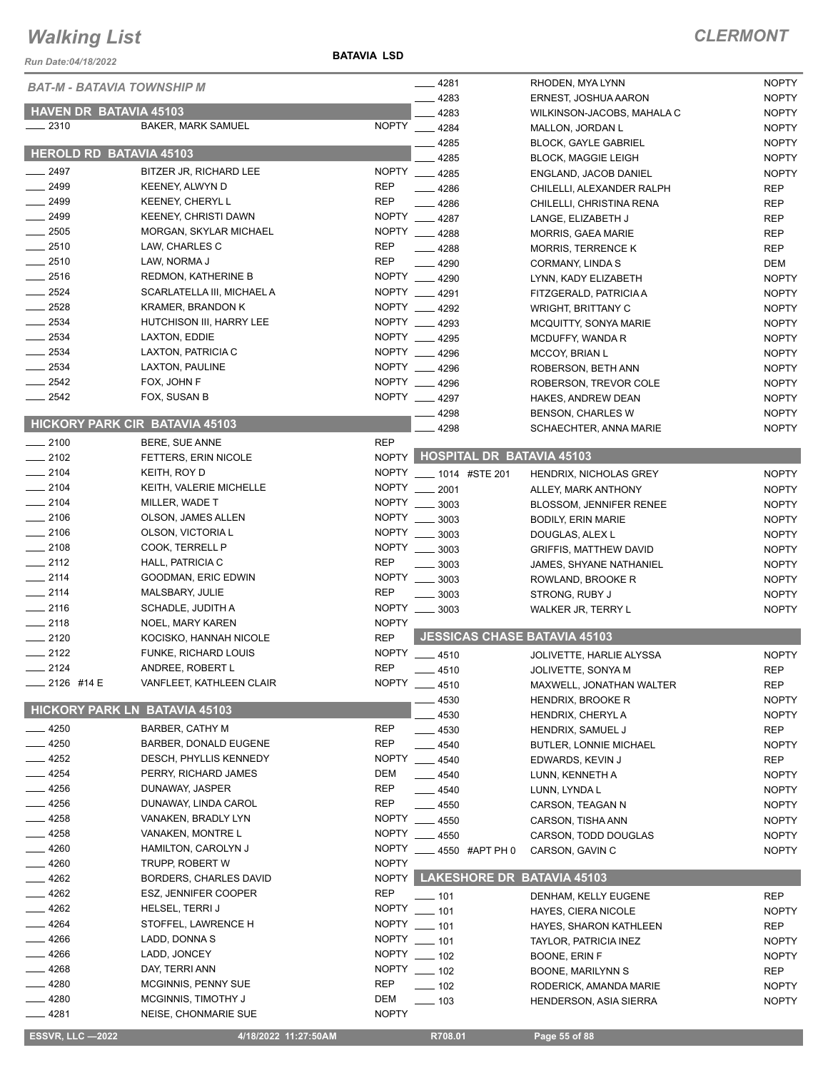# Walking List

**CLERMONT**

**BATAVIA LSD**

Run Date:04/18/2022

*BAT-M - BATAVIA TOWNSHIP M*

## HAVEN DR BATAVIA 45103

| No. | Name | Party |
|---|---|---|
| 2310 | BAKER, MARK SAMUEL | NOPTY |

## HEROLD RD BATAVIA 45103

| No. | Name | Party |
|---|---|---|
| 2497 | BITZER JR, RICHARD LEE | NOPTY |
| 2499 | KEENEY, ALWYN D | REP |
| 2499 | KEENEY, CHERYL L | REP |
| 2499 | KEENEY, CHRISTI DAWN | NOPTY |
| 2505 | MORGAN, SKYLAR MICHAEL | NOPTY |
| 2510 | LAW, CHARLES C | REP |
| 2510 | LAW, NORMA J | REP |
| 2516 | REDMON, KATHERINE B | NOPTY |
| 2524 | SCARLATELLA III, MICHAEL A | NOPTY |
| 2528 | KRAMER, BRANDON K | NOPTY |
| 2534 | HUTCHISON III, HARRY LEE | NOPTY |
| 2534 | LAXTON, EDDIE | NOPTY |
| 2534 | LAXTON, PATRICIA C | NOPTY |
| 2534 | LAXTON, PAULINE | NOPTY |
| 2542 | FOX, JOHN F | NOPTY |
| 2542 | FOX, SUSAN B | NOPTY |

## HICKORY PARK CIR BATAVIA 45103

| No. | Name | Party |
|---|---|---|
| 2100 | BERE, SUE ANNE | REP |
| 2102 | FETTERS, ERIN NICOLE | NOPTY |
| 2104 | KEITH, ROY D | NOPTY |
| 2104 | KEITH, VALERIE MICHELLE | NOPTY |
| 2104 | MILLER, WADE T | NOPTY |
| 2106 | OLSON, JAMES ALLEN | NOPTY |
| 2106 | OLSON, VICTORIA L | NOPTY |
| 2108 | COOK, TERRELL P | NOPTY |
| 2112 | HALL, PATRICIA C | REP |
| 2114 | GOODMAN, ERIC EDWIN | NOPTY |
| 2114 | MALSBARY, JULIE | REP |
| 2116 | SCHADLE, JUDITH A | NOPTY |
| 2118 | NOEL, MARY KAREN | NOPTY |
| 2120 | KOCISKO, HANNAH NICOLE | REP |
| 2122 | FUNKE, RICHARD LOUIS | NOPTY |
| 2124 | ANDREE, ROBERT L | REP |
| 2126 #14 E | VANFLEET, KATHLEEN CLAIR | NOPTY |

## HICKORY PARK LN BATAVIA 45103

| No. | Name | Party |
|---|---|---|
| 4250 | BARBER, CATHY M | REP |
| 4250 | BARBER, DONALD EUGENE | REP |
| 4252 | DESCH, PHYLLIS KENNEDY | NOPTY |
| 4254 | PERRY, RICHARD JAMES | DEM |
| 4256 | DUNAWAY, JASPER | REP |
| 4256 | DUNAWAY, LINDA CAROL | REP |
| 4258 | VANAKEN, BRADLY LYN | NOPTY |
| 4258 | VANAKEN, MONTRE L | NOPTY |
| 4260 | HAMILTON, CAROLYN J | NOPTY |
| 4260 | TRUPP, ROBERT W | NOPTY |
| 4262 | BORDERS, CHARLES DAVID | NOPTY |
| 4262 | ESZ, JENNIFER COOPER | REP |
| 4262 | HELSEL, TERRI J | NOPTY |
| 4264 | STOFFEL, LAWRENCE H | NOPTY |
| 4266 | LADD, DONNA S | NOPTY |
| 4266 | LADD, JONCEY | NOPTY |
| 4268 | DAY, TERRI ANN | NOPTY |
| 4280 | MCGINNIS, PENNY SUE | REP |
| 4280 | MCGINNIS, TIMOTHY J | DEM |
| 4281 | NEISE, CHONMARIE SUE | NOPTY |
| 4281 | RHODEN, MYA LYNN | NOPTY |
| 4283 | ERNEST, JOSHUA AARON | NOPTY |
| 4283 | WILKINSON-JACOBS, MAHALA C | NOPTY |
| 4284 | MALLON, JORDAN L | NOPTY |
| 4285 | BLOCK, GAYLE GABRIEL | NOPTY |
| 4285 | BLOCK, MAGGIE LEIGH | NOPTY |
| 4285 | ENGLAND, JACOB DANIEL | NOPTY |
| 4286 | CHILELLI, ALEXANDER RALPH | REP |
| 4286 | CHILELLI, CHRISTINA RENA | REP |
| 4287 | LANGE, ELIZABETH J | REP |
| 4288 | MORRIS, GAEA MARIE | REP |
| 4288 | MORRIS, TERRENCE K | REP |
| 4290 | CORMANY, LINDA S | DEM |
| 4290 | LYNN, KADY ELIZABETH | NOPTY |
| 4291 | FITZGERALD, PATRICIA A | NOPTY |
| 4292 | WRIGHT, BRITTANY C | NOPTY |
| 4293 | MCQUITTY, SONYA MARIE | NOPTY |
| 4295 | MCDUFFY, WANDA R | NOPTY |
| 4296 | MCCOY, BRIAN L | NOPTY |
| 4296 | ROBERSON, BETH ANN | NOPTY |
| 4296 | ROBERSON, TREVOR COLE | NOPTY |
| 4297 | HAKES, ANDREW DEAN | NOPTY |
| 4298 | BENSON, CHARLES W | NOPTY |
| 4298 | SCHAECHTER, ANNA MARIE | NOPTY |

## HOSPITAL DR BATAVIA 45103

| No. | Name | Party |
|---|---|---|
| 1014 #STE 201 | HENDRIX, NICHOLAS GREY | NOPTY |
| 2001 | ALLEY, MARK ANTHONY | NOPTY |
| 3003 | BLOSSOM, JENNIFER RENEE | NOPTY |
| 3003 | BODILY, ERIN MARIE | NOPTY |
| 3003 | DOUGLAS, ALEX L | NOPTY |
| 3003 | GRIFFIS, MATTHEW DAVID | NOPTY |
| 3003 | JAMES, SHYANE NATHANIEL | NOPTY |
| 3003 | ROWLAND, BROOKE R | NOPTY |
| 3003 | STRONG, RUBY J | NOPTY |
| 3003 | WALKER JR, TERRY L | NOPTY |

## JESSICAS CHASE BATAVIA 45103

| No. | Name | Party |
|---|---|---|
| 4510 | JOLIVETTE, HARLIE ALYSSA | NOPTY |
| 4510 | JOLIVETTE, SONYA M | REP |
| 4510 | MAXWELL, JONATHAN WALTER | REP |
| 4530 | HENDRIX, BROOKE R | NOPTY |
| 4530 | HENDRIX, CHERYL A | NOPTY |
| 4530 | HENDRIX, SAMUEL J | REP |
| 4540 | BUTLER, LONNIE MICHAEL | NOPTY |
| 4540 | EDWARDS, KEVIN J | REP |
| 4540 | LUNN, KENNETH A | NOPTY |
| 4540 | LUNN, LYNDA L | NOPTY |
| 4550 | CARSON, TEAGAN N | NOPTY |
| 4550 | CARSON, TISHA ANN | NOPTY |
| 4550 | CARSON, TODD DOUGLAS | NOPTY |
| 4550 #APT PH 0 | CARSON, GAVIN C | NOPTY |

## LAKESHORE DR BATAVIA 45103

| No. | Name | Party |
|---|---|---|
| 101 | DENHAM, KELLY EUGENE | REP |
| 101 | HAYES, CIERA NICOLE | NOPTY |
| 101 | HAYES, SHARON KATHLEEN | REP |
| 101 | TAYLOR, PATRICIA INEZ | NOPTY |
| 102 | BOONE, ERIN F | NOPTY |
| 102 | BOONE, MARILYNN S | REP |
| 102 | RODERICK, AMANDA MARIE | NOPTY |
| 103 | HENDERSON, ASIA SIERRA | NOPTY |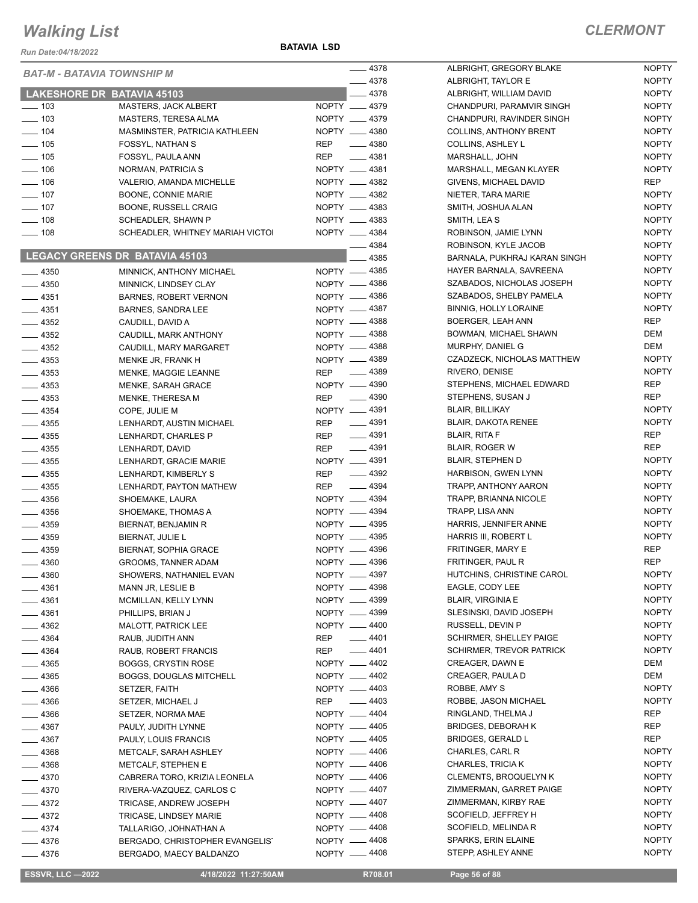# Walking List

## CLERMONT

Run Date:04/18/2022

**BATAVIA LSD**

*BAT-M - BATAVIA TOWNSHIP M*

### LAKESHORE DR BATAVIA 45103

| No. | Name | Party |
|---|---|---|
| ____ 103 | MASTERS, JACK ALBERT | NOPTY |
| ____ 103 | MASTERS, TERESA ALMA | NOPTY |
| ____ 104 | MASMINSTER, PATRICIA KATHLEEN | NOPTY |
| ____ 105 | FOSSYL, NATHAN S | REP |
| ____ 105 | FOSSYL, PAULA ANN | REP |
| ____ 106 | NORMAN, PATRICIA S | NOPTY |
| ____ 106 | VALERIO, AMANDA MICHELLE | NOPTY |
| ____ 107 | BOONE, CONNIE MARIE | NOPTY |
| ____ 107 | BOONE, RUSSELL CRAIG | NOPTY |
| ____ 108 | SCHEADLER, SHAWN P | NOPTY |
| ____ 108 | SCHEADLER, WHITNEY MARIAH VICTOI | NOPTY |

### LEGACY GREENS DR BATAVIA 45103

| No. | Name | Party |
|---|---|---|
| ____ 4350 | MINNICK, ANTHONY MICHAEL | NOPTY |
| ____ 4350 | MINNICK, LINDSEY CLAY | NOPTY |
| ____ 4351 | BARNES, ROBERT VERNON | NOPTY |
| ____ 4351 | BARNES, SANDRA LEE | NOPTY |
| ____ 4352 | CAUDILL, DAVID A | NOPTY |
| ____ 4352 | CAUDILL, MARK ANTHONY | NOPTY |
| ____ 4352 | CAUDILL, MARY MARGARET | NOPTY |
| ____ 4353 | MENKE JR, FRANK H | NOPTY |
| ____ 4353 | MENKE, MAGGIE LEANNE | REP |
| ____ 4353 | MENKE, SARAH GRACE | NOPTY |
| ____ 4353 | MENKE, THERESA M | REP |
| ____ 4354 | COPE, JULIE M | NOPTY |
| ____ 4355 | LENHARDT, AUSTIN MICHAEL | REP |
| ____ 4355 | LENHARDT, CHARLES P | REP |
| ____ 4355 | LENHARDT, DAVID | REP |
| ____ 4355 | LENHARDT, GRACIE MARIE | NOPTY |
| ____ 4355 | LENHARDT, KIMBERLY S | REP |
| ____ 4355 | LENHARDT, PAYTON MATHEW | REP |
| ____ 4356 | SHOEMAKE, LAURA | NOPTY |
| ____ 4356 | SHOEMAKE, THOMAS A | NOPTY |
| ____ 4359 | BIERNAT, BENJAMIN R | NOPTY |
| ____ 4359 | BIERNAT, JULIE L | NOPTY |
| ____ 4359 | BIERNAT, SOPHIA GRACE | NOPTY |
| ____ 4360 | GROOMS, TANNER ADAM | NOPTY |
| ____ 4360 | SHOWERS, NATHANIEL EVAN | NOPTY |
| ____ 4361 | MANN JR, LESLIE B | NOPTY |
| ____ 4361 | MCMILLAN, KELLY LYNN | NOPTY |
| ____ 4361 | PHILLIPS, BRIAN J | NOPTY |
| ____ 4362 | MALOTT, PATRICK LEE | NOPTY |
| ____ 4364 | RAUB, JUDITH ANN | REP |
| ____ 4364 | RAUB, ROBERT FRANCIS | REP |
| ____ 4365 | BOGGS, CRYSTIN ROSE | NOPTY |
| ____ 4365 | BOGGS, DOUGLAS MITCHELL | NOPTY |
| ____ 4366 | SETZER, FAITH | NOPTY |
| ____ 4366 | SETZER, MICHAEL J | REP |
| ____ 4366 | SETZER, NORMA MAE | NOPTY |
| ____ 4367 | PAULY, JUDITH LYNNE | NOPTY |
| ____ 4367 | PAULY, LOUIS FRANCIS | NOPTY |
| ____ 4368 | METCALF, SARAH ASHLEY | NOPTY |
| ____ 4368 | METCALF, STEPHEN E | NOPTY |
| ____ 4370 | CABRERA TORO, KRIZIA LEONELA | NOPTY |
| ____ 4370 | RIVERA-VAZQUEZ, CARLOS C | NOPTY |
| ____ 4372 | TRICASE, ANDREW JOSEPH | NOPTY |
| ____ 4372 | TRICASE, LINDSEY MARIE | NOPTY |
| ____ 4374 | TALLARIGO, JOHNATHAN A | NOPTY |
| ____ 4376 | BERGADO, CHRISTOPHER EVANGELIS' | NOPTY |
| ____ 4376 | BERGADO, MAECY BALDANZO | NOPTY |
| ____ 4378 | ALBRIGHT, GREGORY BLAKE | NOPTY |
| ____ 4378 | ALBRIGHT, TAYLOR E | NOPTY |
| ____ 4378 | ALBRIGHT, WILLIAM DAVID | NOPTY |
| ____ 4379 | CHANDPURI, PARAMVIR SINGH | NOPTY |
| ____ 4379 | CHANDPURI, RAVINDER SINGH | NOPTY |
| ____ 4380 | COLLINS, ANTHONY BRENT | NOPTY |
| ____ 4380 | COLLINS, ASHLEY L | NOPTY |
| ____ 4381 | MARSHALL, JOHN | NOPTY |
| ____ 4381 | MARSHALL, MEGAN KLAYER | NOPTY |
| ____ 4382 | GIVENS, MICHAEL DAVID | REP |
| ____ 4382 | NIETER, TARA MARIE | NOPTY |
| ____ 4383 | SMITH, JOSHUA ALAN | NOPTY |
| ____ 4383 | SMITH, LEA S | NOPTY |
| ____ 4384 | ROBINSON, JAMIE LYNN | NOPTY |
| ____ 4384 | ROBINSON, KYLE JACOB | NOPTY |
| ____ 4385 | BARNALA, PUKHRAJ KARAN SINGH | NOPTY |
| ____ 4385 | HAYER BARNALA, SAVREENA | NOPTY |
| ____ 4386 | SZABADOS, NICHOLAS JOSEPH | NOPTY |
| ____ 4386 | SZABADOS, SHELBY PAMELA | NOPTY |
| ____ 4387 | BINNIG, HOLLY LORAINE | NOPTY |
| ____ 4388 | BOERGER, LEAH ANN | REP |
| ____ 4388 | BOWMAN, MICHAEL SHAWN | DEM |
| ____ 4388 | MURPHY, DANIEL G | DEM |
| ____ 4389 | CZADZECK, NICHOLAS MATTHEW | NOPTY |
| ____ 4389 | RIVERO, DENISE | NOPTY |
| ____ 4390 | STEPHENS, MICHAEL EDWARD | REP |
| ____ 4390 | STEPHENS, SUSAN J | REP |
| ____ 4391 | BLAIR, BILLIKAY | NOPTY |
| ____ 4391 | BLAIR, DAKOTA RENEE | NOPTY |
| ____ 4391 | BLAIR, RITA F | REP |
| ____ 4391 | BLAIR, ROGER W | REP |
| ____ 4391 | BLAIR, STEPHEN D | NOPTY |
| ____ 4392 | HARBISON, GWEN LYNN | NOPTY |
| ____ 4394 | TRAPP, ANTHONY AARON | NOPTY |
| ____ 4394 | TRAPP, BRIANNA NICOLE | NOPTY |
| ____ 4394 | TRAPP, LISA ANN | NOPTY |
| ____ 4395 | HARRIS, JENNIFER ANNE | NOPTY |
| ____ 4395 | HARRIS III, ROBERT L | NOPTY |
| ____ 4396 | FRITINGER, MARY E | REP |
| ____ 4396 | FRITINGER, PAUL R | REP |
| ____ 4397 | HUTCHINS, CHRISTINE CAROL | NOPTY |
| ____ 4398 | EAGLE, CODY LEE | NOPTY |
| ____ 4399 | BLAIR, VIRGINIA E | NOPTY |
| ____ 4399 | SLESINSKI, DAVID JOSEPH | NOPTY |
| ____ 4400 | RUSSELL, DEVIN P | NOPTY |
| ____ 4401 | SCHIRMER, SHELLEY PAIGE | NOPTY |
| ____ 4401 | SCHIRMER, TREVOR PATRICK | NOPTY |
| ____ 4402 | CREAGER, DAWN E | DEM |
| ____ 4402 | CREAGER, PAULA D | DEM |
| ____ 4403 | ROBBE, AMY S | NOPTY |
| ____ 4403 | ROBBE, JASON MICHAEL | NOPTY |
| ____ 4404 | RINGLAND, THELMA J | REP |
| ____ 4405 | BRIDGES, DEBORAH K | REP |
| ____ 4405 | BRIDGES, GERALD L | REP |
| ____ 4406 | CHARLES, CARL R | NOPTY |
| ____ 4406 | CHARLES, TRICIA K | NOPTY |
| ____ 4406 | CLEMENTS, BROQUELYN K | NOPTY |
| ____ 4407 | ZIMMERMAN, GARRET PAIGE | NOPTY |
| ____ 4407 | ZIMMERMAN, KIRBY RAE | NOPTY |
| ____ 4408 | SCOFIELD, JEFFREY H | NOPTY |
| ____ 4408 | SCOFIELD, MELINDA R | NOPTY |
| ____ 4408 | SPARKS, ERIN ELAINE | NOPTY |
| ____ 4408 | STEPP, ASHLEY ANNE | NOPTY |

ESSVR, LLC —2022 4/18/2022 11:27:50AM R708.01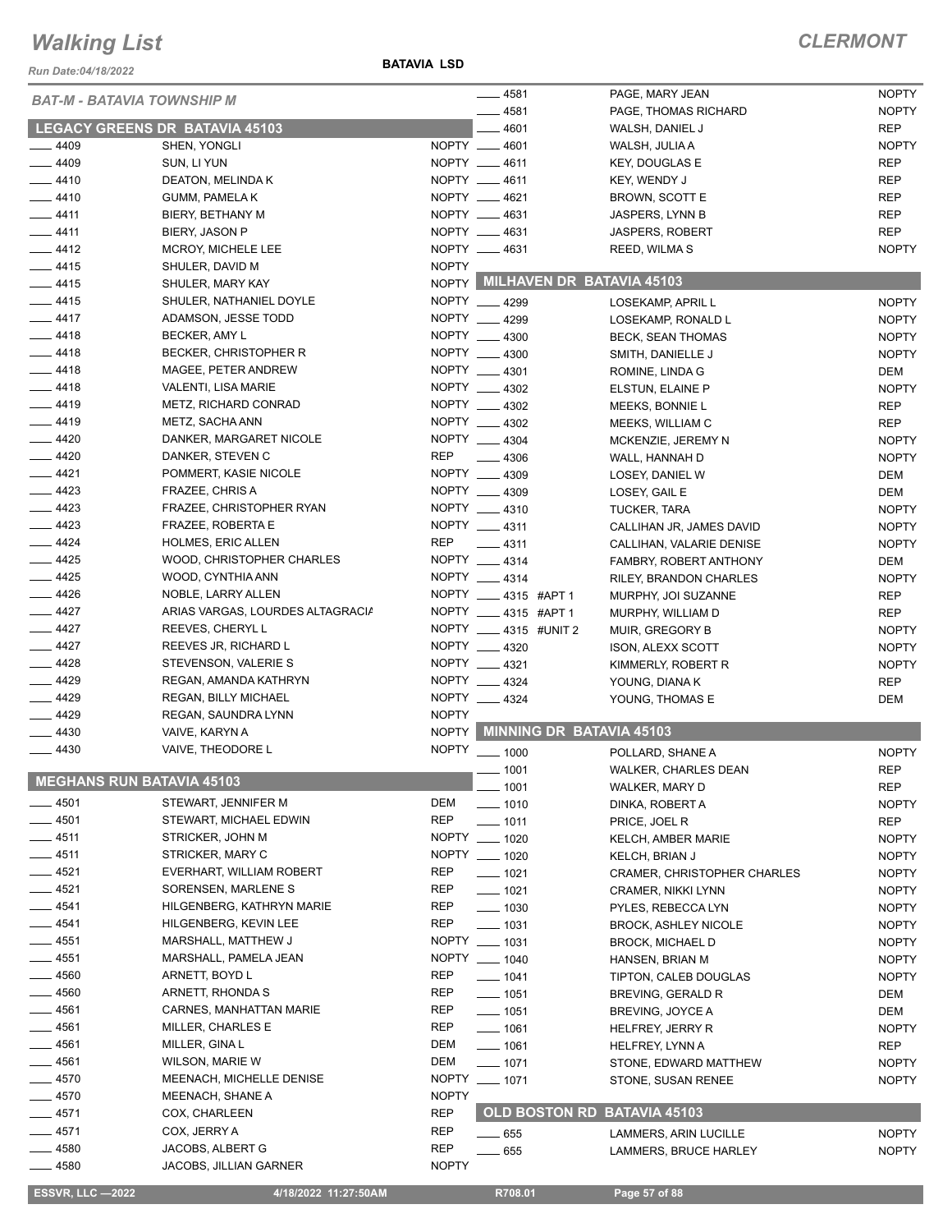# Walking List

**CLERMONT**

Run Date:04/18/2022

**BATAVIA LSD**

## BAT-M - BATAVIA TOWNSHIP M

### LEGACY GREENS DR BATAVIA 45103

| No. | Name | Party |
|---|---|---|
| 4409 | SHEN, YONGLI | NOPTY |
| 4409 | SUN, LI YUN | NOPTY |
| 4410 | DEATON, MELINDA K | NOPTY |
| 4410 | GUMM, PAMELA K | NOPTY |
| 4411 | BIERY, BETHANY M | NOPTY |
| 4411 | BIERY, JASON P | NOPTY |
| 4412 | MCROY, MICHELE LEE | NOPTY |
| 4415 | SHULER, DAVID M | NOPTY |
| 4415 | SHULER, MARY KAY | NOPTY |
| 4415 | SHULER, NATHANIEL DOYLE | NOPTY |
| 4417 | ADAMSON, JESSE TODD | NOPTY |
| 4418 | BECKER, AMY L | NOPTY |
| 4418 | BECKER, CHRISTOPHER R | NOPTY |
| 4418 | MAGEE, PETER ANDREW | NOPTY |
| 4418 | VALENTI, LISA MARIE | NOPTY |
| 4419 | METZ, RICHARD CONRAD | NOPTY |
| 4419 | METZ, SACHA ANN | NOPTY |
| 4420 | DANKER, MARGARET NICOLE | NOPTY |
| 4420 | DANKER, STEVEN C | REP |
| 4421 | POMMERT, KASIE NICOLE | NOPTY |
| 4423 | FRAZEE, CHRIS A | NOPTY |
| 4423 | FRAZEE, CHRISTOPHER RYAN | NOPTY |
| 4423 | FRAZEE, ROBERTA E | NOPTY |
| 4424 | HOLMES, ERIC ALLEN | REP |
| 4425 | WOOD, CHRISTOPHER CHARLES | NOPTY |
| 4425 | WOOD, CYNTHIA ANN | NOPTY |
| 4426 | NOBLE, LARRY ALLEN | NOPTY |
| 4427 | ARIAS VARGAS, LOURDES ALTAGRACIA | NOPTY |
| 4427 | REEVES, CHERYL L | NOPTY |
| 4427 | REEVES JR, RICHARD L | NOPTY |
| 4428 | STEVENSON, VALERIE S | NOPTY |
| 4429 | REGAN, AMANDA KATHRYN | NOPTY |
| 4429 | REGAN, BILLY MICHAEL | NOPTY |
| 4429 | REGAN, SAUNDRA LYNN | NOPTY |
| 4430 | VAIVE, KARYN A | NOPTY |
| 4430 | VAIVE, THEODORE L | NOPTY |

### MEGHANS RUN BATAVIA 45103

| No. | Name | Party |
|---|---|---|
| 4501 | STEWART, JENNIFER M | DEM |
| 4501 | STEWART, MICHAEL EDWIN | REP |
| 4511 | STRICKER, JOHN M | NOPTY |
| 4511 | STRICKER, MARY C | NOPTY |
| 4521 | EVERHART, WILLIAM ROBERT | REP |
| 4521 | SORENSEN, MARLENE S | REP |
| 4541 | HILGENBERG, KATHRYN MARIE | REP |
| 4541 | HILGENBERG, KEVIN LEE | REP |
| 4551 | MARSHALL, MATTHEW J | NOPTY |
| 4551 | MARSHALL, PAMELA JEAN | NOPTY |
| 4560 | ARNETT, BOYD L | REP |
| 4560 | ARNETT, RHONDA S | REP |
| 4561 | CARNES, MANHATTAN MARIE | REP |
| 4561 | MILLER, CHARLES E | REP |
| 4561 | MILLER, GINA L | DEM |
| 4561 | WILSON, MARIE W | DEM |
| 4570 | MEENACH, MICHELLE DENISE | NOPTY |
| 4570 | MEENACH, SHANE A | NOPTY |
| 4571 | COX, CHARLEEN | REP |
| 4571 | COX, JERRY A | REP |
| 4580 | JACOBS, ALBERT G | REP |
| 4580 | JACOBS, JILLIAN GARNER | NOPTY |
| 4581 | PAGE, MARY JEAN | NOPTY |
| 4581 | PAGE, THOMAS RICHARD | NOPTY |
| 4601 | WALSH, DANIEL J | REP |
| 4601 | WALSH, JULIA A | NOPTY |
| 4611 | KEY, DOUGLAS E | REP |
| 4611 | KEY, WENDY J | REP |
| 4621 | BROWN, SCOTT E | REP |
| 4631 | JASPERS, LYNN B | REP |
| 4631 | JASPERS, ROBERT | REP |
| 4631 | REED, WILMA S | NOPTY |

### MILHAVEN DR BATAVIA 45103

| No. | Name | Party |
|---|---|---|
| 4299 | LOSEKAMP, APRIL L | NOPTY |
| 4299 | LOSEKAMP, RONALD L | NOPTY |
| 4300 | BECK, SEAN THOMAS | NOPTY |
| 4300 | SMITH, DANIELLE J | NOPTY |
| 4301 | ROMINE, LINDA G | DEM |
| 4302 | ELSTUN, ELAINE P | NOPTY |
| 4302 | MEEKS, BONNIE L | REP |
| 4302 | MEEKS, WILLIAM C | REP |
| 4304 | MCKENZIE, JEREMY N | NOPTY |
| 4306 | WALL, HANNAH D | NOPTY |
| 4309 | LOSEY, DANIEL W | DEM |
| 4309 | LOSEY, GAIL E | DEM |
| 4310 | TUCKER, TARA | NOPTY |
| 4311 | CALLIHAN JR, JAMES DAVID | NOPTY |
| 4311 | CALLIHAN, VALARIE DENISE | NOPTY |
| 4314 | FAMBRY, ROBERT ANTHONY | DEM |
| 4314 | RILEY, BRANDON CHARLES | NOPTY |
| 4315 #APT 1 | MURPHY, JOI SUZANNE | REP |
| 4315 #APT 1 | MURPHY, WILLIAM D | REP |
| 4315 #UNIT 2 | MUIR, GREGORY B | NOPTY |
| 4320 | ISON, ALEXX SCOTT | NOPTY |
| 4321 | KIMMERLY, ROBERT R | NOPTY |
| 4324 | YOUNG, DIANA K | REP |
| 4324 | YOUNG, THOMAS E | DEM |

### MINNING DR BATAVIA 45103

| No. | Name | Party |
|---|---|---|
| 1000 | POLLARD, SHANE A | NOPTY |
| 1001 | WALKER, CHARLES DEAN | REP |
| 1001 | WALKER, MARY D | REP |
| 1010 | DINKA, ROBERT A | NOPTY |
| 1011 | PRICE, JOEL R | REP |
| 1020 | KELCH, AMBER MARIE | NOPTY |
| 1020 | KELCH, BRIAN J | NOPTY |
| 1021 | CRAMER, CHRISTOPHER CHARLES | NOPTY |
| 1021 | CRAMER, NIKKI LYNN | NOPTY |
| 1030 | PYLES, REBECCA LYN | NOPTY |
| 1031 | BROCK, ASHLEY NICOLE | NOPTY |
| 1031 | BROCK, MICHAEL D | NOPTY |
| 1040 | HANSEN, BRIAN M | NOPTY |
| 1041 | TIPTON, CALEB DOUGLAS | NOPTY |
| 1051 | BREVING, GERALD R | DEM |
| 1051 | BREVING, JOYCE A | DEM |
| 1061 | HELFREY, JERRY R | NOPTY |
| 1061 | HELFREY, LYNN A | REP |
| 1071 | STONE, EDWARD MATTHEW | NOPTY |
| 1071 | STONE, SUSAN RENEE | NOPTY |

### OLD BOSTON RD BATAVIA 45103

| No. | Name | Party |
|---|---|---|
| 655 | LAMMERS, ARIN LUCILLE | NOPTY |
| 655 | LAMMERS, BRUCE HARLEY | NOPTY |

ESSVR, LLC —2022 &nbsp;&nbsp; 4/18/2022 11:27:50AM &nbsp;&nbsp; R708.01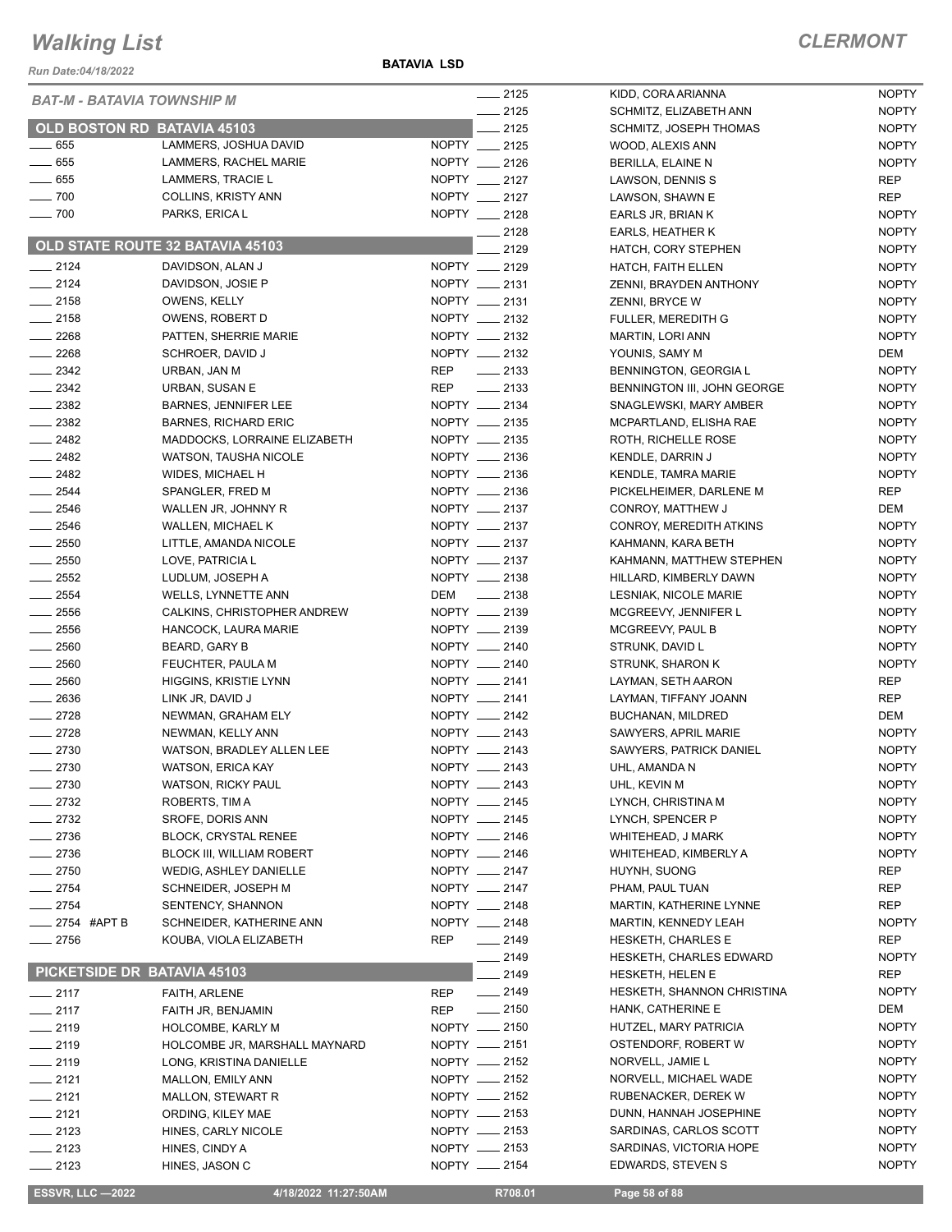# Walking List

**CLERMONT**

Run Date:04/18/2022

**BATAVIA LSD**

*BAT-M - BATAVIA TOWNSHIP M*

## OLD BOSTON RD BATAVIA 45103

| No. | Name | Party |
|---|---|---|
| 655 | LAMMERS, JOSHUA DAVID | NOPTY |
| 655 | LAMMERS, RACHEL MARIE | NOPTY |
| 655 | LAMMERS, TRACIE L | NOPTY |
| 700 | COLLINS, KRISTY ANN | NOPTY |
| 700 | PARKS, ERICA L | NOPTY |

## OLD STATE ROUTE 32 BATAVIA 45103

| No. | Name | Party |
|---|---|---|
| 2124 | DAVIDSON, ALAN J | NOPTY |
| 2124 | DAVIDSON, JOSIE P | NOPTY |
| 2158 | OWENS, KELLY | NOPTY |
| 2158 | OWENS, ROBERT D | NOPTY |
| 2268 | PATTEN, SHERRIE MARIE | NOPTY |
| 2268 | SCHROER, DAVID J | NOPTY |
| 2342 | URBAN, JAN M | REP |
| 2342 | URBAN, SUSAN E | REP |
| 2382 | BARNES, JENNIFER LEE | NOPTY |
| 2382 | BARNES, RICHARD ERIC | NOPTY |
| 2482 | MADDOCKS, LORRAINE ELIZABETH | NOPTY |
| 2482 | WATSON, TAUSHA NICOLE | NOPTY |
| 2482 | WIDES, MICHAEL H | NOPTY |
| 2544 | SPANGLER, FRED M | NOPTY |
| 2546 | WALLEN JR, JOHNNY R | NOPTY |
| 2546 | WALLEN, MICHAEL K | NOPTY |
| 2550 | LITTLE, AMANDA NICOLE | NOPTY |
| 2550 | LOVE, PATRICIA L | NOPTY |
| 2552 | LUDLUM, JOSEPH A | NOPTY |
| 2554 | WELLS, LYNNETTE ANN | DEM |
| 2556 | CALKINS, CHRISTOPHER ANDREW | NOPTY |
| 2556 | HANCOCK, LAURA MARIE | NOPTY |
| 2560 | BEARD, GARY B | NOPTY |
| 2560 | FEUCHTER, PAULA M | NOPTY |
| 2560 | HIGGINS, KRISTIE LYNN | NOPTY |
| 2636 | LINK JR, DAVID J | NOPTY |
| 2728 | NEWMAN, GRAHAM ELY | NOPTY |
| 2728 | NEWMAN, KELLY ANN | NOPTY |
| 2730 | WATSON, BRADLEY ALLEN LEE | NOPTY |
| 2730 | WATSON, ERICA KAY | NOPTY |
| 2730 | WATSON, RICKY PAUL | NOPTY |
| 2732 | ROBERTS, TIM A | NOPTY |
| 2732 | SROFE, DORIS ANN | NOPTY |
| 2736 | BLOCK, CRYSTAL RENEE | NOPTY |
| 2736 | BLOCK III, WILLIAM ROBERT | NOPTY |
| 2750 | WEDIG, ASHLEY DANIELLE | NOPTY |
| 2754 | SCHNEIDER, JOSEPH M | NOPTY |
| 2754 | SENTENCY, SHANNON | NOPTY |
| 2754 #APT B | SCHNEIDER, KATHERINE ANN | NOPTY |
| 2756 | KOUBA, VIOLA ELIZABETH | REP |

## PICKETSIDE DR BATAVIA 45103

| No. | Name | Party |
|---|---|---|
| 2117 | FAITH, ARLENE | REP |
| 2117 | FAITH JR, BENJAMIN | REP |
| 2119 | HOLCOMBE, KARLY M | NOPTY |
| 2119 | HOLCOMBE JR, MARSHALL MAYNARD | NOPTY |
| 2119 | LONG, KRISTINA DANIELLE | NOPTY |
| 2121 | MALLON, EMILY ANN | NOPTY |
| 2121 | MALLON, STEWART R | NOPTY |
| 2121 | ORDING, KILEY MAE | NOPTY |
| 2123 | HINES, CARLY NICOLE | NOPTY |
| 2123 | HINES, CINDY A | NOPTY |
| 2123 | HINES, JASON C | NOPTY |
| 2125 | KIDD, CORA ARIANNA | NOPTY |
| 2125 | SCHMITZ, ELIZABETH ANN | NOPTY |
| 2125 | SCHMITZ, JOSEPH THOMAS | NOPTY |
| 2125 | WOOD, ALEXIS ANN | NOPTY |
| 2126 | BERILLA, ELAINE N | NOPTY |
| 2127 | LAWSON, DENNIS S | REP |
| 2127 | LAWSON, SHAWN E | REP |
| 2128 | EARLS JR, BRIAN K | NOPTY |
| 2128 | EARLS, HEATHER K | NOPTY |
| 2129 | HATCH, CORY STEPHEN | NOPTY |
| 2129 | HATCH, FAITH ELLEN | NOPTY |
| 2131 | ZENNI, BRAYDEN ANTHONY | NOPTY |
| 2131 | ZENNI, BRYCE W | NOPTY |
| 2132 | FULLER, MEREDITH G | NOPTY |
| 2132 | MARTIN, LORI ANN | NOPTY |
| 2132 | YOUNIS, SAMY M | DEM |
| 2133 | BENNINGTON, GEORGIA L | NOPTY |
| 2133 | BENNINGTON III, JOHN GEORGE | NOPTY |
| 2134 | SNAGLEWSKI, MARY AMBER | NOPTY |
| 2135 | MCPARTLAND, ELISHA RAE | NOPTY |
| 2135 | ROTH, RICHELLE ROSE | NOPTY |
| 2136 | KENDLE, DARRIN J | NOPTY |
| 2136 | KENDLE, TAMRA MARIE | NOPTY |
| 2136 | PICKELHEIMER, DARLENE M | REP |
| 2137 | CONROY, MATTHEW J | DEM |
| 2137 | CONROY, MEREDITH ATKINS | NOPTY |
| 2137 | KAHMANN, KARA BETH | NOPTY |
| 2137 | KAHMANN, MATTHEW STEPHEN | NOPTY |
| 2138 | HILLARD, KIMBERLY DAWN | NOPTY |
| 2138 | LESNIAK, NICOLE MARIE | NOPTY |
| 2139 | MCGREEVY, JENNIFER L | NOPTY |
| 2139 | MCGREEVY, PAUL B | NOPTY |
| 2140 | STRUNK, DAVID L | NOPTY |
| 2140 | STRUNK, SHARON K | NOPTY |
| 2141 | LAYMAN, SETH AARON | REP |
| 2141 | LAYMAN, TIFFANY JOANN | REP |
| 2142 | BUCHANAN, MILDRED | DEM |
| 2143 | SAWYERS, APRIL MARIE | NOPTY |
| 2143 | SAWYERS, PATRICK DANIEL | NOPTY |
| 2143 | UHL, AMANDA N | NOPTY |
| 2143 | UHL, KEVIN M | NOPTY |
| 2145 | LYNCH, CHRISTINA M | NOPTY |
| 2145 | LYNCH, SPENCER P | NOPTY |
| 2146 | WHITEHEAD, J MARK | NOPTY |
| 2146 | WHITEHEAD, KIMBERLY A | NOPTY |
| 2147 | HUYNH, SUONG | REP |
| 2147 | PHAM, PAUL TUAN | REP |
| 2148 | MARTIN, KATHERINE LYNNE | REP |
| 2148 | MARTIN, KENNEDY LEAH | NOPTY |
| 2149 | HESKETH, CHARLES E | REP |
| 2149 | HESKETH, CHARLES EDWARD | NOPTY |
| 2149 | HESKETH, HELEN E | REP |
| 2149 | HESKETH, SHANNON CHRISTINA | NOPTY |
| 2150 | HANK, CATHERINE E | DEM |
| 2150 | HUTZEL, MARY PATRICIA | NOPTY |
| 2151 | OSTENDORF, ROBERT W | NOPTY |
| 2152 | NORVELL, JAMIE L | NOPTY |
| 2152 | NORVELL, MICHAEL WADE | NOPTY |
| 2152 | RUBENACKER, DEREK W | NOPTY |
| 2153 | DUNN, HANNAH JOSEPHINE | NOPTY |
| 2153 | SARDINAS, CARLOS SCOTT | NOPTY |
| 2153 | SARDINAS, VICTORIA HOPE | NOPTY |
| 2154 | EDWARDS, STEVEN S | NOPTY |

ESSVR, LLC —2022 | 4/18/2022 11:27:50AM | R708.01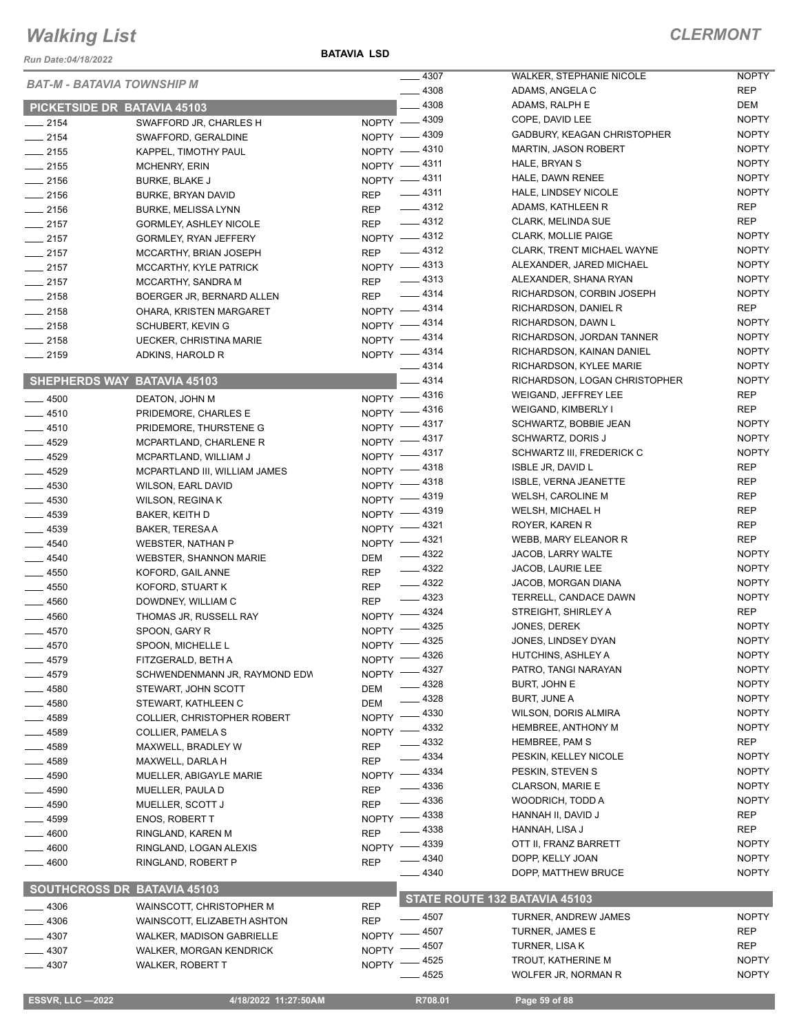# Walking List

**CLERMONT**

Run Date:04/18/2022

**BATAVIA LSD**

*BAT-M - BATAVIA TOWNSHIP M*

## PICKETSIDE DR BATAVIA 45103

| No. | Name | Party |
|---|---|---|
| 2154 | SWAFFORD JR, CHARLES H | NOPTY |
| 2154 | SWAFFORD, GERALDINE | NOPTY |
| 2155 | KAPPEL, TIMOTHY PAUL | NOPTY |
| 2155 | MCHENRY, ERIN | NOPTY |
| 2156 | BURKE, BLAKE J | NOPTY |
| 2156 | BURKE, BRYAN DAVID | REP |
| 2156 | BURKE, MELISSA LYNN | REP |
| 2157 | GORMLEY, ASHLEY NICOLE | REP |
| 2157 | GORMLEY, RYAN JEFFERY | NOPTY |
| 2157 | MCCARTHY, BRIAN JOSEPH | REP |
| 2157 | MCCARTHY, KYLE PATRICK | NOPTY |
| 2157 | MCCARTHY, SANDRA M | REP |
| 2158 | BOERGER JR, BERNARD ALLEN | REP |
| 2158 | OHARA, KRISTEN MARGARET | NOPTY |
| 2158 | SCHUBERT, KEVIN G | NOPTY |
| 2158 | UECKER, CHRISTINA MARIE | NOPTY |
| 2159 | ADKINS, HAROLD R | NOPTY |

## SHEPHERDS WAY BATAVIA 45103

| No. | Name | Party |
|---|---|---|
| 4500 | DEATON, JOHN M | NOPTY |
| 4510 | PRIDEMORE, CHARLES E | NOPTY |
| 4510 | PRIDEMORE, THURSTENE G | NOPTY |
| 4529 | MCPARTLAND, CHARLENE R | NOPTY |
| 4529 | MCPARTLAND, WILLIAM J | NOPTY |
| 4529 | MCPARTLAND III, WILLIAM JAMES | NOPTY |
| 4530 | WILSON, EARL DAVID | NOPTY |
| 4530 | WILSON, REGINA K | NOPTY |
| 4539 | BAKER, KEITH D | NOPTY |
| 4539 | BAKER, TERESA A | NOPTY |
| 4540 | WEBSTER, NATHAN P | NOPTY |
| 4540 | WEBSTER, SHANNON MARIE | DEM |
| 4550 | KOFORD, GAIL ANNE | REP |
| 4550 | KOFORD, STUART K | REP |
| 4560 | DOWDNEY, WILLIAM C | REP |
| 4560 | THOMAS JR, RUSSELL RAY | NOPTY |
| 4570 | SPOON, GARY R | NOPTY |
| 4570 | SPOON, MICHELLE L | NOPTY |
| 4579 | FITZGERALD, BETH A | NOPTY |
| 4579 | SCHWENDENMANN JR, RAYMOND EDW | NOPTY |
| 4580 | STEWART, JOHN SCOTT | DEM |
| 4580 | STEWART, KATHLEEN C | DEM |
| 4589 | COLLIER, CHRISTOPHER ROBERT | NOPTY |
| 4589 | COLLIER, PAMELA S | NOPTY |
| 4589 | MAXWELL, BRADLEY W | REP |
| 4589 | MAXWELL, DARLA H | REP |
| 4590 | MUELLER, ABIGAYLE MARIE | NOPTY |
| 4590 | MUELLER, PAULA D | REP |
| 4590 | MUELLER, SCOTT J | REP |
| 4599 | ENOS, ROBERT T | NOPTY |
| 4600 | RINGLAND, KAREN M | REP |
| 4600 | RINGLAND, LOGAN ALEXIS | NOPTY |
| 4600 | RINGLAND, ROBERT P | REP |

## SOUTHCROSS DR BATAVIA 45103

| No. | Name | Party |
|---|---|---|
| 4306 | WAINSCOTT, CHRISTOPHER M | REP |
| 4306 | WAINSCOTT, ELIZABETH ASHTON | REP |
| 4307 | WALKER, MADISON GABRIELLE | NOPTY |
| 4307 | WALKER, MORGAN KENDRICK | NOPTY |
| 4307 | WALKER, ROBERT T | NOPTY |
| 4307 | WALKER, STEPHANIE NICOLE | NOPTY |
| 4308 | ADAMS, ANGELA C | REP |
| 4308 | ADAMS, RALPH E | DEM |
| 4309 | COPE, DAVID LEE | NOPTY |
| 4309 | GADBURY, KEAGAN CHRISTOPHER | NOPTY |
| 4310 | MARTIN, JASON ROBERT | NOPTY |
| 4311 | HALE, BRYAN S | NOPTY |
| 4311 | HALE, DAWN RENEE | NOPTY |
| 4311 | HALE, LINDSEY NICOLE | NOPTY |
| 4312 | ADAMS, KATHLEEN R | REP |
| 4312 | CLARK, MELINDA SUE | REP |
| 4312 | CLARK, MOLLIE PAIGE | NOPTY |
| 4312 | CLARK, TRENT MICHAEL WAYNE | NOPTY |
| 4313 | ALEXANDER, JARED MICHAEL | NOPTY |
| 4313 | ALEXANDER, SHANA RYAN | NOPTY |
| 4314 | RICHARDSON, CORBIN JOSEPH | NOPTY |
| 4314 | RICHARDSON, DANIEL R | REP |
| 4314 | RICHARDSON, DAWN L | NOPTY |
| 4314 | RICHARDSON, JORDAN TANNER | NOPTY |
| 4314 | RICHARDSON, KAINAN DANIEL | NOPTY |
| 4314 | RICHARDSON, KYLEE MARIE | NOPTY |
| 4314 | RICHARDSON, LOGAN CHRISTOPHER | NOPTY |
| 4316 | WEIGAND, JEFFREY LEE | REP |
| 4316 | WEIGAND, KIMBERLY I | REP |
| 4317 | SCHWARTZ, BOBBIE JEAN | NOPTY |
| 4317 | SCHWARTZ, DORIS J | NOPTY |
| 4317 | SCHWARTZ III, FREDERICK C | NOPTY |
| 4318 | ISBLE JR, DAVID L | REP |
| 4318 | ISBLE, VERNA JEANETTE | REP |
| 4319 | WELSH, CAROLINE M | REP |
| 4319 | WELSH, MICHAEL H | REP |
| 4321 | ROYER, KAREN R | REP |
| 4321 | WEBB, MARY ELEANOR R | REP |
| 4322 | JACOB, LARRY WALTE | NOPTY |
| 4322 | JACOB, LAURIE LEE | NOPTY |
| 4322 | JACOB, MORGAN DIANA | NOPTY |
| 4323 | TERRELL, CANDACE DAWN | NOPTY |
| 4324 | STREIGHT, SHIRLEY A | REP |
| 4325 | JONES, DEREK | NOPTY |
| 4325 | JONES, LINDSEY DYAN | NOPTY |
| 4326 | HUTCHINS, ASHLEY A | NOPTY |
| 4327 | PATRO, TANGI NARAYAN | NOPTY |
| 4328 | BURT, JOHN E | NOPTY |
| 4328 | BURT, JUNE A | NOPTY |
| 4330 | WILSON, DORIS ALMIRA | NOPTY |
| 4332 | HEMBREE, ANTHONY M | NOPTY |
| 4332 | HEMBREE, PAM S | REP |
| 4334 | PESKIN, KELLEY NICOLE | NOPTY |
| 4334 | PESKIN, STEVEN S | NOPTY |
| 4336 | CLARSON, MARIE E | NOPTY |
| 4336 | WOODRICH, TODD A | NOPTY |
| 4338 | HANNAH II, DAVID J | REP |
| 4338 | HANNAH, LISA J | REP |
| 4339 | OTT II, FRANZ BARRETT | NOPTY |
| 4340 | DOPP, KELLY JOAN | NOPTY |
| 4340 | DOPP, MATTHEW BRUCE | NOPTY |

## STATE ROUTE 132 BATAVIA 45103

| No. | Name | Party |
|---|---|---|
| 4507 | TURNER, ANDREW JAMES | NOPTY |
| 4507 | TURNER, JAMES E | REP |
| 4507 | TURNER, LISA K | REP |
| 4525 | TROUT, KATHERINE M | NOPTY |
| 4525 | WOLFER JR, NORMAN R | NOPTY |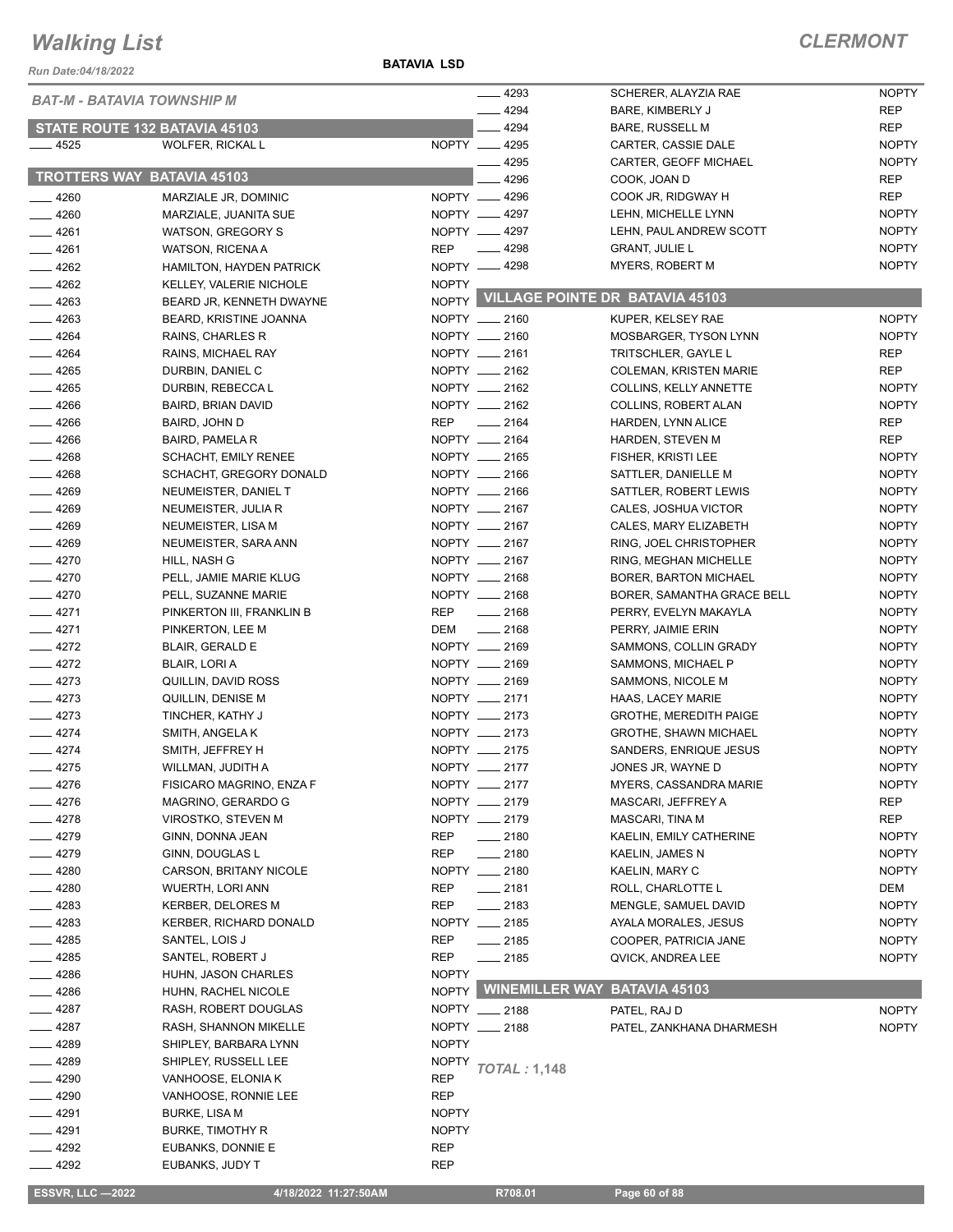# Walking List

**CLERMONT**

Run Date:04/18/2022

**BATAVIA LSD**

*BAT-M - BATAVIA TOWNSHIP M*

## STATE ROUTE 132 BATAVIA 45103

| No. | Name | Party |
|---|---|---|
| 4525 | WOLFER, RICKAL L | NOPTY |

## TROTTERS WAY BATAVIA 45103

| No. | Name | Party |
|---|---|---|
| 4260 | MARZIALE JR, DOMINIC | NOPTY |
| 4260 | MARZIALE, JUANITA SUE | NOPTY |
| 4261 | WATSON, GREGORY S | NOPTY |
| 4261 | WATSON, RICENA A | REP |
| 4262 | HAMILTON, HAYDEN PATRICK | NOPTY |
| 4262 | KELLEY, VALERIE NICHOLE | NOPTY |
| 4263 | BEARD JR, KENNETH DWAYNE | NOPTY |
| 4263 | BEARD, KRISTINE JOANNA | NOPTY |
| 4264 | RAINS, CHARLES R | NOPTY |
| 4264 | RAINS, MICHAEL RAY | NOPTY |
| 4265 | DURBIN, DANIEL C | NOPTY |
| 4265 | DURBIN, REBECCA L | NOPTY |
| 4266 | BAIRD, BRIAN DAVID | NOPTY |
| 4266 | BAIRD, JOHN D | REP |
| 4266 | BAIRD, PAMELA R | NOPTY |
| 4268 | SCHACHT, EMILY RENEE | NOPTY |
| 4268 | SCHACHT, GREGORY DONALD | NOPTY |
| 4269 | NEUMEISTER, DANIEL T | NOPTY |
| 4269 | NEUMEISTER, JULIA R | NOPTY |
| 4269 | NEUMEISTER, LISA M | NOPTY |
| 4269 | NEUMEISTER, SARA ANN | NOPTY |
| 4270 | HILL, NASH G | NOPTY |
| 4270 | PELL, JAMIE MARIE KLUG | NOPTY |
| 4270 | PELL, SUZANNE MARIE | NOPTY |
| 4271 | PINKERTON III, FRANKLIN B | REP |
| 4271 | PINKERTON, LEE M | DEM |
| 4272 | BLAIR, GERALD E | NOPTY |
| 4272 | BLAIR, LORI A | NOPTY |
| 4273 | QUILLIN, DAVID ROSS | NOPTY |
| 4273 | QUILLIN, DENISE M | NOPTY |
| 4273 | TINCHER, KATHY J | NOPTY |
| 4274 | SMITH, ANGELA K | NOPTY |
| 4274 | SMITH, JEFFREY H | NOPTY |
| 4275 | WILLMAN, JUDITH A | NOPTY |
| 4276 | FISICARO MAGRINO, ENZA F | NOPTY |
| 4276 | MAGRINO, GERARDO G | NOPTY |
| 4278 | VIROSTKO, STEVEN M | NOPTY |
| 4279 | GINN, DONNA JEAN | REP |
| 4279 | GINN, DOUGLAS L | REP |
| 4280 | CARSON, BRITANY NICOLE | NOPTY |
| 4280 | WUERTH, LORI ANN | REP |
| 4283 | KERBER, DELORES M | REP |
| 4283 | KERBER, RICHARD DONALD | NOPTY |
| 4285 | SANTEL, LOIS J | REP |
| 4285 | SANTEL, ROBERT J | REP |
| 4286 | HUHN, JASON CHARLES | NOPTY |
| 4286 | HUHN, RACHEL NICOLE | NOPTY |
| 4287 | RASH, ROBERT DOUGLAS | NOPTY |
| 4287 | RASH, SHANNON MIKELLE | NOPTY |
| 4289 | SHIPLEY, BARBARA LYNN | NOPTY |
| 4289 | SHIPLEY, RUSSELL LEE | NOPTY |
| 4290 | VANHOOSE, ELONIA K | REP |
| 4290 | VANHOOSE, RONNIE LEE | REP |
| 4291 | BURKE, LISA M | NOPTY |
| 4291 | BURKE, TIMOTHY R | NOPTY |
| 4292 | EUBANKS, DONNIE E | REP |
| 4292 | EUBANKS, JUDY T | REP |
| 4293 | SCHERER, ALAYZIA RAE | NOPTY |
| 4294 | BARE, KIMBERLY J | REP |
| 4294 | BARE, RUSSELL M | REP |
| 4295 | CARTER, CASSIE DALE | NOPTY |
| 4295 | CARTER, GEOFF MICHAEL | NOPTY |
| 4296 | COOK, JOAN D | REP |
| 4296 | COOK JR, RIDGWAY H | REP |
| 4297 | LEHN, MICHELLE LYNN | NOPTY |
| 4297 | LEHN, PAUL ANDREW SCOTT | NOPTY |
| 4298 | GRANT, JULIE L | NOPTY |
| 4298 | MYERS, ROBERT M | NOPTY |

## VILLAGE POINTE DR BATAVIA 45103

| No. | Name | Party |
|---|---|---|
| 2160 | KUPER, KELSEY RAE | NOPTY |
| 2160 | MOSBARGER, TYSON LYNN | NOPTY |
| 2161 | TRITSCHLER, GAYLE L | REP |
| 2162 | COLEMAN, KRISTEN MARIE | REP |
| 2162 | COLLINS, KELLY ANNETTE | NOPTY |
| 2162 | COLLINS, ROBERT ALAN | NOPTY |
| 2164 | HARDEN, LYNN ALICE | REP |
| 2164 | HARDEN, STEVEN M | REP |
| 2165 | FISHER, KRISTI LEE | NOPTY |
| 2166 | SATTLER, DANIELLE M | NOPTY |
| 2166 | SATTLER, ROBERT LEWIS | NOPTY |
| 2167 | CALES, JOSHUA VICTOR | NOPTY |
| 2167 | CALES, MARY ELIZABETH | NOPTY |
| 2167 | RING, JOEL CHRISTOPHER | NOPTY |
| 2167 | RING, MEGHAN MICHELLE | NOPTY |
| 2168 | BORER, BARTON MICHAEL | NOPTY |
| 2168 | BORER, SAMANTHA GRACE BELL | NOPTY |
| 2168 | PERRY, EVELYN MAKAYLA | NOPTY |
| 2168 | PERRY, JAIMIE ERIN | NOPTY |
| 2169 | SAMMONS, COLLIN GRADY | NOPTY |
| 2169 | SAMMONS, MICHAEL P | NOPTY |
| 2169 | SAMMONS, NICOLE M | NOPTY |
| 2171 | HAAS, LACEY MARIE | NOPTY |
| 2173 | GROTHE, MEREDITH PAIGE | NOPTY |
| 2173 | GROTHE, SHAWN MICHAEL | NOPTY |
| 2175 | SANDERS, ENRIQUE JESUS | NOPTY |
| 2177 | JONES JR, WAYNE D | NOPTY |
| 2177 | MYERS, CASSANDRA MARIE | NOPTY |
| 2179 | MASCARI, JEFFREY A | REP |
| 2179 | MASCARI, TINA M | REP |
| 2180 | KAELIN, EMILY CATHERINE | NOPTY |
| 2180 | KAELIN, JAMES N | NOPTY |
| 2180 | KAELIN, MARY C | NOPTY |
| 2181 | ROLL, CHARLOTTE L | DEM |
| 2183 | MENGLE, SAMUEL DAVID | NOPTY |
| 2185 | AYALA MORALES, JESUS | NOPTY |
| 2185 | COOPER, PATRICIA JANE | NOPTY |
| 2185 | QVICK, ANDREA LEE | NOPTY |

## WINEMILLER WAY BATAVIA 45103

| No. | Name | Party |
|---|---|---|
| 2188 | PATEL, RAJ D | NOPTY |
| 2188 | PATEL, ZANKHANA DHARMESH | NOPTY |

*TOTAL :* **1,148**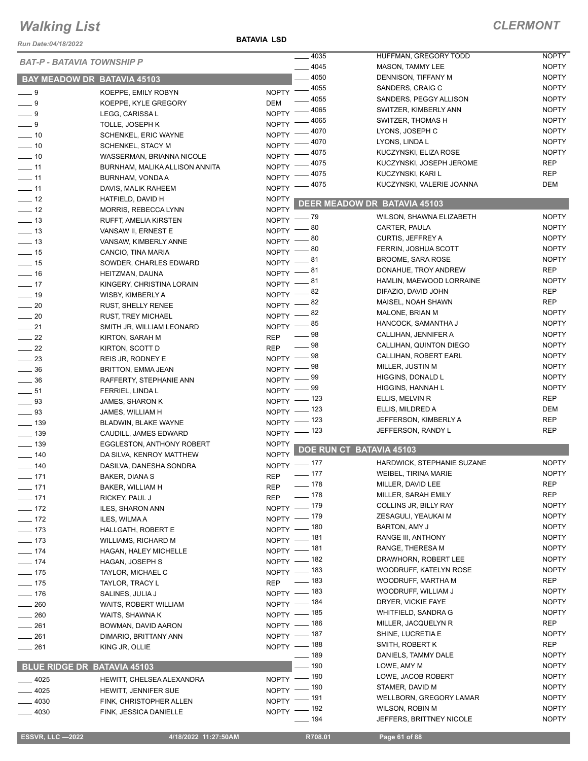# Walking List

**CLERMONT**

Run Date:04/18/2022

**BATAVIA LSD**

*BAT-P - BATAVIA TOWNSHIP P*

## BAY MEADOW DR BATAVIA 45103

| No. | Name | Party |
|---|---|---|
| 9 | KOEPPE, EMILY ROBYN | NOPTY |
| 9 | KOEPPE, KYLE GREGORY | DEM |
| 9 | LEGG, CARISSA L | NOPTY |
| 9 | TOLLE, JOSEPH K | NOPTY |
| 10 | SCHENKEL, ERIC WAYNE | NOPTY |
| 10 | SCHENKEL, STACY M | NOPTY |
| 10 | WASSERMAN, BRIANNA NICOLE | NOPTY |
| 11 | BURNHAM, MALIKA ALLISON ANNITA | NOPTY |
| 11 | BURNHAM, VONDA A | NOPTY |
| 11 | DAVIS, MALIK RAHEEM | NOPTY |
| 12 | HATFIELD, DAVID H | NOPTY |
| 12 | MORRIS, REBECCA LYNN | NOPTY |
| 13 | RUFFT, AMELIA KIRSTEN | NOPTY |
| 13 | VANSAW II, ERNEST E | NOPTY |
| 13 | VANSAW, KIMBERLY ANNE | NOPTY |
| 15 | CANCIO, TINA MARIA | NOPTY |
| 15 | SOWDER, CHARLES EDWARD | NOPTY |
| 16 | HEITZMAN, DAUNA | NOPTY |
| 17 | KINGERY, CHRISTINA LORAIN | NOPTY |
| 19 | WISBY, KIMBERLY A | NOPTY |
| 20 | RUST, SHELLY RENEE | NOPTY |
| 20 | RUST, TREY MICHAEL | NOPTY |
| 21 | SMITH JR, WILLIAM LEONARD | NOPTY |
| 22 | KIRTON, SARAH M | REP |
| 22 | KIRTON, SCOTT D | REP |
| 23 | REIS JR, RODNEY E | NOPTY |
| 36 | BRITTON, EMMA JEAN | NOPTY |
| 36 | RAFFERTY, STEPHANIE ANN | NOPTY |
| 51 | FERRIEL, LINDA L | NOPTY |
| 93 | JAMES, SHARON K | NOPTY |
| 93 | JAMES, WILLIAM H | NOPTY |
| 139 | BLADWIN, BLAKE WAYNE | NOPTY |
| 139 | CAUDILL, JAMES EDWARD | NOPTY |
| 139 | EGGLESTON, ANTHONY ROBERT | NOPTY |
| 140 | DA SILVA, KENROY MATTHEW | NOPTY |
| 140 | DASILVA, DANESHA SONDRA | NOPTY |
| 171 | BAKER, DIANA S | REP |
| 171 | BAKER, WILLIAM H | REP |
| 171 | RICKEY, PAUL J | REP |
| 172 | ILES, SHARON ANN | NOPTY |
| 172 | ILES, WILMA A | NOPTY |
| 173 | HALLGATH, ROBERT E | NOPTY |
| 173 | WILLIAMS, RICHARD M | NOPTY |
| 174 | HAGAN, HALEY MICHELLE | NOPTY |
| 174 | HAGAN, JOSEPH S | NOPTY |
| 175 | TAYLOR, MICHAEL C | NOPTY |
| 175 | TAYLOR, TRACY L | REP |
| 176 | SALINES, JULIA J | NOPTY |
| 260 | WAITS, ROBERT WILLIAM | NOPTY |
| 260 | WAITS, SHAWNA K | NOPTY |
| 261 | BOWMAN, DAVID AARON | NOPTY |
| 261 | DIMARIO, BRITTANY ANN | NOPTY |
| 261 | KING JR, OLLIE | NOPTY |

## BLUE RIDGE DR BATAVIA 45103

| No. | Name | Party |
|---|---|---|
| 4025 | HEWITT, CHELSEA ALEXANDRA | NOPTY |
| 4025 | HEWITT, JENNIFER SUE | NOPTY |
| 4030 | FINK, CHRISTOPHER ALLEN | NOPTY |
| 4030 | FINK, JESSICA DANIELLE | NOPTY |
| 4035 | HUFFMAN, GREGORY TODD | NOPTY |
| 4045 | MASON, TAMMY LEE | NOPTY |
| 4050 | DENNISON, TIFFANY M | NOPTY |
| 4055 | SANDERS, CRAIG C | NOPTY |
| 4055 | SANDERS, PEGGY ALLISON | NOPTY |
| 4065 | SWITZER, KIMBERLY ANN | NOPTY |
| 4065 | SWITZER, THOMAS H | NOPTY |
| 4070 | LYONS, JOSEPH C | NOPTY |
| 4070 | LYONS, LINDA L | NOPTY |
| 4075 | KUCZYNSKI, ELIZA ROSE | NOPTY |
| 4075 | KUCZYNSKI, JOSEPH JEROME | REP |
| 4075 | KUCZYNSKI, KARI L | REP |
| 4075 | KUCZYNSKI, VALERIE JOANNA | DEM |

## DEER MEADOW DR BATAVIA 45103

| No. | Name | Party |
|---|---|---|
| 79 | WILSON, SHAWNA ELIZABETH | NOPTY |
| 80 | CARTER, PAULA | NOPTY |
| 80 | CURTIS, JEFFREY A | NOPTY |
| 80 | FERRIN, JOSHUA SCOTT | NOPTY |
| 81 | BROOME, SARA ROSE | NOPTY |
| 81 | DONAHUE, TROY ANDREW | REP |
| 81 | HAMLIN, MAEWOOD LORRAINE | NOPTY |
| 82 | DIFAZIO, DAVID JOHN | REP |
| 82 | MAISEL, NOAH SHAWN | REP |
| 82 | MALONE, BRIAN M | NOPTY |
| 85 | HANCOCK, SAMANTHA J | NOPTY |
| 98 | CALLIHAN, JENNIFER A | NOPTY |
| 98 | CALLIHAN, QUINTON DIEGO | NOPTY |
| 98 | CALLIHAN, ROBERT EARL | NOPTY |
| 98 | MILLER, JUSTIN M | NOPTY |
| 99 | HIGGINS, DONALD L | NOPTY |
| 99 | HIGGINS, HANNAH L | NOPTY |
| 123 | ELLIS, MELVIN R | REP |
| 123 | ELLIS, MILDRED A | DEM |
| 123 | JEFFERSON, KIMBERLY A | REP |
| 123 | JEFFERSON, RANDY L | REP |

## DOE RUN CT BATAVIA 45103

| No. | Name | Party |
|---|---|---|
| 177 | HARDWICK, STEPHANIE SUZANE | NOPTY |
| 177 | WEIBEL, TIRINA MARIE | NOPTY |
| 178 | MILLER, DAVID LEE | REP |
| 178 | MILLER, SARAH EMILY | REP |
| 179 | COLLINS JR, BILLY RAY | NOPTY |
| 179 | ZESAGULI, YEAUKAI M | NOPTY |
| 180 | BARTON, AMY J | NOPTY |
| 181 | RANGE III, ANTHONY | NOPTY |
| 181 | RANGE, THERESA M | NOPTY |
| 182 | DRAWHORN, ROBERT LEE | NOPTY |
| 183 | WOODRUFF, KATELYN ROSE | NOPTY |
| 183 | WOODRUFF, MARTHA M | REP |
| 183 | WOODRUFF, WILLIAM J | NOPTY |
| 184 | DRYER, VICKIE FAYE | NOPTY |
| 185 | WHITFIELD, SANDRA G | NOPTY |
| 186 | MILLER, JACQUELYN R | REP |
| 187 | SHINE, LUCRETIA E | NOPTY |
| 188 | SMITH, ROBERT K | REP |
| 189 | DANIELS, TAMMY DALE | NOPTY |
| 190 | LOWE, AMY M | NOPTY |
| 190 | LOWE, JACOB ROBERT | NOPTY |
| 190 | STAMER, DAVID M | NOPTY |
| 191 | WELLBORN, GREGORY LAMAR | NOPTY |
| 192 | WILSON, ROBIN M | NOPTY |
| 194 | JEFFERS, BRITTNEY NICOLE | NOPTY |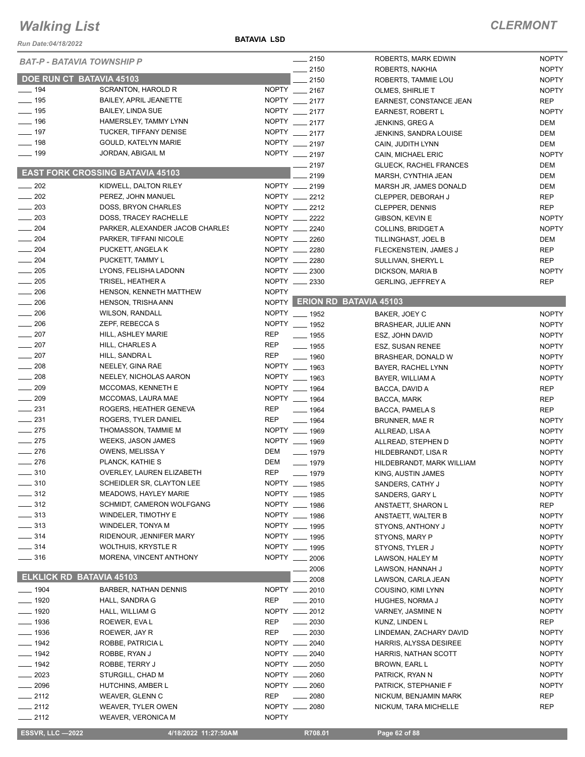# Walking List

**CLERMONT**

**BATAVIA LSD**

*Run Date:04/18/2022*

*BAT-P - BATAVIA TOWNSHIP P*

## DOE RUN CT BATAVIA 45103

| No. | Name | Party |
|---|---|---|
| ____ 194 | SCRANTON, HAROLD R | NOPTY |
| ____ 195 | BAILEY, APRIL JEANETTE | NOPTY |
| ____ 195 | BAILEY, LINDA SUE | NOPTY |
| ____ 196 | HAMERSLEY, TAMMY LYNN | NOPTY |
| ____ 197 | TUCKER, TIFFANY DENISE | NOPTY |
| ____ 198 | GOULD, KATELYN MARIE | NOPTY |
| ____ 199 | JORDAN, ABIGAIL M | NOPTY |

## EAST FORK CROSSING BATAVIA 45103

| No. | Name | Party |
|---|---|---|
| ____ 202 | KIDWELL, DALTON RILEY | NOPTY |
| ____ 202 | PEREZ, JOHN MANUEL | NOPTY |
| ____ 203 | DOSS, BRYON CHARLES | NOPTY |
| ____ 203 | DOSS, TRACEY RACHELLE | NOPTY |
| ____ 204 | PARKER, ALEXANDER JACOB CHARLES | NOPTY |
| ____ 204 | PARKER, TIFFANI NICOLE | NOPTY |
| ____ 204 | PUCKETT, ANGELA K | NOPTY |
| ____ 204 | PUCKETT, TAMMY L | NOPTY |
| ____ 205 | LYONS, FELISHA LADONN | NOPTY |
| ____ 205 | TRISEL, HEATHER A | NOPTY |
| ____ 206 | HENSON, KENNETH MATTHEW | NOPTY |
| ____ 206 | HENSON, TRISHA ANN | NOPTY |
| ____ 206 | WILSON, RANDALL | NOPTY |
| ____ 206 | ZEPF, REBECCA S | NOPTY |
| ____ 207 | HILL, ASHLEY MARIE | REP |
| ____ 207 | HILL, CHARLES A | REP |
| ____ 207 | HILL, SANDRA L | REP |
| ____ 208 | NEELEY, GINA RAE | NOPTY |
| ____ 208 | NEELEY, NICHOLAS AARON | NOPTY |
| ____ 209 | MCCOMAS, KENNETH E | NOPTY |
| ____ 209 | MCCOMAS, LAURA MAE | NOPTY |
| ____ 231 | ROGERS, HEATHER GENEVA | REP |
| ____ 231 | ROGERS, TYLER DANIEL | REP |
| ____ 275 | THOMASSON, TAMMIE M | NOPTY |
| ____ 275 | WEEKS, JASON JAMES | NOPTY |
| ____ 276 | OWENS, MELISSA Y | DEM |
| ____ 276 | PLANCK, KATHIE S | DEM |
| ____ 310 | OVERLEY, LAUREN ELIZABETH | REP |
| ____ 310 | SCHEIDLER SR, CLAYTON LEE | NOPTY |
| ____ 312 | MEADOWS, HAYLEY MARIE | NOPTY |
| ____ 312 | SCHMIDT, CAMERON WOLFGANG | NOPTY |
| ____ 313 | WINDELER, TIMOTHY E | NOPTY |
| ____ 313 | WINDELER, TONYA M | NOPTY |
| ____ 314 | RIDENOUR, JENNIFER MARY | NOPTY |
| ____ 314 | WOLTHUIS, KRYSTLE R | NOPTY |
| ____ 316 | MORENA, VINCENT ANTHONY | NOPTY |

## ELKLICK RD BATAVIA 45103

| No. | Name | Party |
|---|---|---|
| ____ 1904 | BARBER, NATHAN DENNIS | NOPTY |
| ____ 1920 | HALL, SANDRA G | REP |
| ____ 1920 | HALL, WILLIAM G | NOPTY |
| ____ 1936 | ROEWER, EVA L | REP |
| ____ 1936 | ROEWER, JAY R | REP |
| ____ 1942 | ROBBE, PATRICIA L | NOPTY |
| ____ 1942 | ROBBE, RYAN J | NOPTY |
| ____ 1942 | ROBBE, TERRY J | NOPTY |
| ____ 2023 | STURGILL, CHAD M | NOPTY |
| ____ 2096 | HUTCHINS, AMBER L | NOPTY |
| ____ 2112 | WEAVER, GLENN C | REP |
| ____ 2112 | WEAVER, TYLER OWEN | NOPTY |
| ____ 2112 | WEAVER, VERONICA M | NOPTY |
| ____ 2150 | ROBERTS, MARK EDWIN | NOPTY |
| ____ 2150 | ROBERTS, NAKHIA | NOPTY |
| ____ 2150 | ROBERTS, TAMMIE LOU | NOPTY |
| ____ 2167 | OLMES, SHIRLIE T | NOPTY |
| ____ 2177 | EARNEST, CONSTANCE JEAN | REP |
| ____ 2177 | EARNEST, ROBERT L | NOPTY |
| ____ 2177 | JENKINS, GREG A | DEM |
| ____ 2177 | JENKINS, SANDRA LOUISE | DEM |
| ____ 2197 | CAIN, JUDITH LYNN | DEM |
| ____ 2197 | CAIN, MICHAEL ERIC | NOPTY |
| ____ 2197 | GLUECK, RACHEL FRANCES | DEM |
| ____ 2199 | MARSH, CYNTHIA JEAN | DEM |
| ____ 2199 | MARSH JR, JAMES DONALD | DEM |
| ____ 2212 | CLEPPER, DEBORAH J | REP |
| ____ 2212 | CLEPPER, DENNIS | REP |
| ____ 2222 | GIBSON, KEVIN E | NOPTY |
| ____ 2240 | COLLINS, BRIDGET A | NOPTY |
| ____ 2260 | TILLINGHAST, JOEL B | DEM |
| ____ 2280 | FLECKENSTEIN, JAMES J | REP |
| ____ 2280 | SULLIVAN, SHERYL L | REP |
| ____ 2300 | DICKSON, MARIA B | NOPTY |
| ____ 2330 | GERLING, JEFFREY A | REP |

## ERION RD BATAVIA 45103

| No. | Name | Party |
|---|---|---|
| ____ 1952 | BAKER, JOEY C | NOPTY |
| ____ 1952 | BRASHEAR, JULIE ANN | NOPTY |
| ____ 1955 | ESZ, JOHN DAVID | NOPTY |
| ____ 1955 | ESZ, SUSAN RENEE | NOPTY |
| ____ 1960 | BRASHEAR, DONALD W | NOPTY |
| ____ 1963 | BAYER, RACHEL LYNN | NOPTY |
| ____ 1963 | BAYER, WILLIAM A | NOPTY |
| ____ 1964 | BACCA, DAVID A | REP |
| ____ 1964 | BACCA, MARK | REP |
| ____ 1964 | BACCA, PAMELA S | REP |
| ____ 1964 | BRUNNER, MAE R | NOPTY |
| ____ 1969 | ALLREAD, LISA A | NOPTY |
| ____ 1969 | ALLREAD, STEPHEN D | NOPTY |
| ____ 1979 | HILDEBRANDT, LISA R | NOPTY |
| ____ 1979 | HILDEBRANDT, MARK WILLIAM | NOPTY |
| ____ 1979 | KING, AUSTIN JAMES | NOPTY |
| ____ 1985 | SANDERS, CATHY J | NOPTY |
| ____ 1985 | SANDERS, GARY L | NOPTY |
| ____ 1986 | ANSTAETT, SHARON L | REP |
| ____ 1986 | ANSTAETT, WALTER B | NOPTY |
| ____ 1995 | STYONS, ANTHONY J | NOPTY |
| ____ 1995 | STYONS, MARY P | NOPTY |
| ____ 1995 | STYONS, TYLER J | NOPTY |
| ____ 2006 | LAWSON, HALEY M | NOPTY |
| ____ 2006 | LAWSON, HANNAH J | NOPTY |
| ____ 2008 | LAWSON, CARLA JEAN | NOPTY |
| ____ 2010 | COUSINO, KIMI LYNN | NOPTY |
| ____ 2010 | HUGHES, NORMA J | NOPTY |
| ____ 2012 | VARNEY, JASMINE N | NOPTY |
| ____ 2030 | KUNZ, LINDEN L | REP |
| ____ 2030 | LINDEMAN, ZACHARY DAVID | NOPTY |
| ____ 2040 | HARRIS, ALYSSA DESIREE | NOPTY |
| ____ 2040 | HARRIS, NATHAN SCOTT | NOPTY |
| ____ 2050 | BROWN, EARL L | NOPTY |
| ____ 2060 | PATRICK, RYAN N | NOPTY |
| ____ 2060 | PATRICK, STEPHANIE F | NOPTY |
| ____ 2080 | NICKUM, BENJAMIN MARK | REP |
| ____ 2080 | NICKUM, TARA MICHELLE | REP |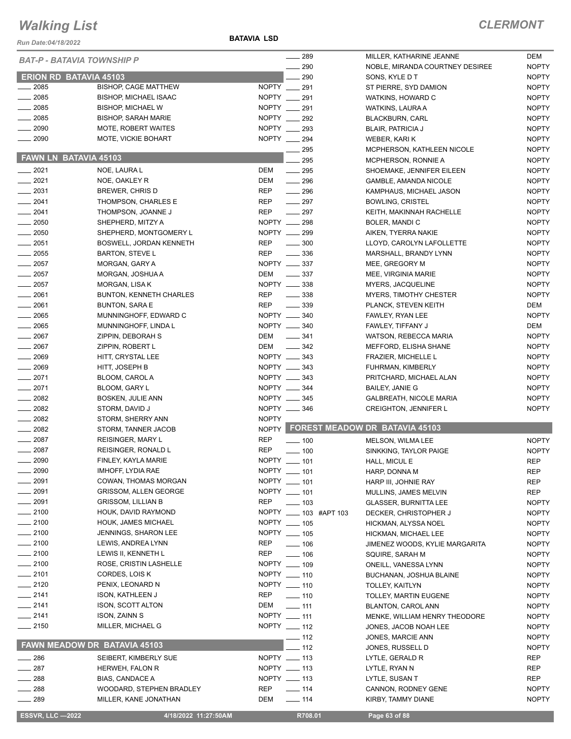# Walking List

## CLERMONT

Run Date:04/18/2022

BATAVIA LSD

### BAT-P - BATAVIA TOWNSHIP P

### ERION RD BATAVIA 45103

| No. | Name | Party |
|---|---|---|
| 2085 | BISHOP, CAGE MATTHEW | NOPTY |
| 2085 | BISHOP, MICHAEL ISAAC | NOPTY |
| 2085 | BISHOP, MICHAEL W | NOPTY |
| 2085 | BISHOP, SARAH MARIE | NOPTY |
| 2090 | MOTE, ROBERT WAITES | NOPTY |
| 2090 | MOTE, VICKIE BOHART | NOPTY |

### FAWN LN BATAVIA 45103

| No. | Name | Party |
|---|---|---|
| 2021 | NOE, LAURA L | DEM |
| 2021 | NOE, OAKLEY R | DEM |
| 2031 | BREWER, CHRIS D | REP |
| 2041 | THOMPSON, CHARLES E | REP |
| 2041 | THOMPSON, JOANNE J | REP |
| 2050 | SHEPHERD, MITZY A | NOPTY |
| 2050 | SHEPHERD, MONTGOMERY L | NOPTY |
| 2051 | BOSWELL, JORDAN KENNETH | REP |
| 2055 | BARTON, STEVE L | REP |
| 2057 | MORGAN, GARY A | NOPTY |
| 2057 | MORGAN, JOSHUA A | DEM |
| 2057 | MORGAN, LISA K | NOPTY |
| 2061 | BUNTON, KENNETH CHARLES | REP |
| 2061 | BUNTON, SARA E | REP |
| 2065 | MUNNINGHOFF, EDWARD C | NOPTY |
| 2065 | MUNNINGHOFF, LINDA L | NOPTY |
| 2067 | ZIPPIN, DEBORAH S | DEM |
| 2067 | ZIPPIN, ROBERT L | DEM |
| 2069 | HITT, CRYSTAL LEE | NOPTY |
| 2069 | HITT, JOSEPH B | NOPTY |
| 2071 | BLOOM, CAROL A | NOPTY |
| 2071 | BLOOM, GARY L | NOPTY |
| 2082 | BOSKEN, JULIE ANN | NOPTY |
| 2082 | STORM, DAVID J | NOPTY |
| 2082 | STORM, SHERRY ANN | NOPTY |
| 2082 | STORM, TANNER JACOB | NOPTY |
| 2087 | REISINGER, MARY L | REP |
| 2087 | REISINGER, RONALD L | REP |
| 2090 | FINLEY, KAYLA MARIE | NOPTY |
| 2090 | IMHOFF, LYDIA RAE | NOPTY |
| 2091 | COWAN, THOMAS MORGAN | NOPTY |
| 2091 | GRISSOM, ALLEN GEORGE | NOPTY |
| 2091 | GRISSOM, LILLIAN B | REP |
| 2100 | HOUK, DAVID RAYMOND | NOPTY |
| 2100 | HOUK, JAMES MICHAEL | NOPTY |
| 2100 | JENNINGS, SHARON LEE | NOPTY |
| 2100 | LEWIS, ANDREA LYNN | REP |
| 2100 | LEWIS II, KENNETH L | REP |
| 2100 | ROSE, CRISTIN LASHELLE | NOPTY |
| 2101 | CORDES, LOIS K | NOPTY |
| 2120 | PENIX, LEONARD N | NOPTY |
| 2141 | ISON, KATHLEEN J | REP |
| 2141 | ISON, SCOTT ALTON | DEM |
| 2141 | ISON, ZAINN S | NOPTY |
| 2150 | MILLER, MICHAEL G | NOPTY |

### FAWN MEADOW DR BATAVIA 45103

| No. | Name | Party |
|---|---|---|
| 286 | SEIBERT, KIMBERLY SUE | NOPTY |
| 287 | HERWEH, FALON R | NOPTY |
| 288 | BIAS, CANDACE A | NOPTY |
| 288 | WOODARD, STEPHEN BRADLEY | REP |
| 289 | MILLER, KANE JONATHAN | DEM |
| 289 | MILLER, KATHARINE JEANNE | DEM |
| 290 | NOBLE, MIRANDA COURTNEY DESIREE | NOPTY |
| 290 | SONS, KYLE D T | NOPTY |
| 291 | ST PIERRE, SYD DAMION | NOPTY |
| 291 | WATKINS, HOWARD C | NOPTY |
| 291 | WATKINS, LAURA A | NOPTY |
| 292 | BLACKBURN, CARL | NOPTY |
| 293 | BLAIR, PATRICIA J | NOPTY |
| 294 | WEBER, KARI K | NOPTY |
| 295 | MCPHERSON, KATHLEEN NICOLE | NOPTY |
| 295 | MCPHERSON, RONNIE A | NOPTY |
| 295 | SHOEMAKE, JENNIFER EILEEN | NOPTY |
| 296 | GAMBLE, AMANDA NICOLE | NOPTY |
| 296 | KAMPHAUS, MICHAEL JASON | NOPTY |
| 297 | BOWLING, CRISTEL | NOPTY |
| 297 | KEITH, MAKINNAH RACHELLE | NOPTY |
| 298 | BOLER, MANDI C | NOPTY |
| 299 | AIKEN, TYERRA NAKIE | NOPTY |
| 300 | LLOYD, CAROLYN LAFOLLETTE | NOPTY |
| 336 | MARSHALL, BRANDY LYNN | NOPTY |
| 337 | MEE, GREGORY M | NOPTY |
| 337 | MEE, VIRGINIA MARIE | NOPTY |
| 338 | MYERS, JACQUELINE | NOPTY |
| 338 | MYERS, TIMOTHY CHESTER | NOPTY |
| 339 | PLANCK, STEVEN KEITH | DEM |
| 340 | FAWLEY, RYAN LEE | NOPTY |
| 340 | FAWLEY, TIFFANY J | DEM |
| 341 | WATSON, REBECCA MARIA | NOPTY |
| 342 | MEFFORD, ELISHA SHANE | NOPTY |
| 343 | FRAZIER, MICHELLE L | NOPTY |
| 343 | FUHRMAN, KIMBERLY | NOPTY |
| 343 | PRITCHARD, MICHAEL ALAN | NOPTY |
| 344 | BAILEY, JANIE G | NOPTY |
| 345 | GALBREATH, NICOLE MARIA | NOPTY |
| 346 | CREIGHTON, JENNIFER L | NOPTY |

### FOREST MEADOW DR BATAVIA 45103

| No. | Name | Party |
|---|---|---|
| 100 | MELSON, WILMA LEE | NOPTY |
| 100 | SINKKING, TAYLOR PAIGE | NOPTY |
| 101 | HALL, MICUL E | REP |
| 101 | HARP, DONNA M | REP |
| 101 | HARP III, JOHNIE RAY | REP |
| 101 | MULLINS, JAMES MELVIN | REP |
| 103 | GLASSER, BURNITTA LEE | NOPTY |
| 103 #APT 103 | DECKER, CHRISTOPHER J | NOPTY |
| 105 | HICKMAN, ALYSSA NOEL | NOPTY |
| 105 | HICKMAN, MICHAEL LEE | NOPTY |
| 106 | JIMENEZ WOODS, KYLIE MARGARITA | NOPTY |
| 106 | SQUIRE, SARAH M | NOPTY |
| 109 | ONEILL, VANESSA LYNN | NOPTY |
| 110 | BUCHANAN, JOSHUA BLAINE | NOPTY |
| 110 | TOLLEY, KAITLYN | NOPTY |
| 110 | TOLLEY, MARTIN EUGENE | NOPTY |
| 111 | BLANTON, CAROL ANN | NOPTY |
| 111 | MENKE, WILLIAM HENRY THEODORE | NOPTY |
| 112 | JONES, JACOB NOAH LEE | NOPTY |
| 112 | JONES, MARCIE ANN | NOPTY |
| 112 | JONES, RUSSELL D | NOPTY |
| 113 | LYTLE, GERALD R | REP |
| 113 | LYTLE, RYAN N | REP |
| 113 | LYTLE, SUSAN T | REP |
| 114 | CANNON, RODNEY GENE | NOPTY |
| 114 | KIRBY, TAMMY DIANE | NOPTY |

ESSVR, LLC —2022 | 4/18/2022 11:27:50AM | R708.01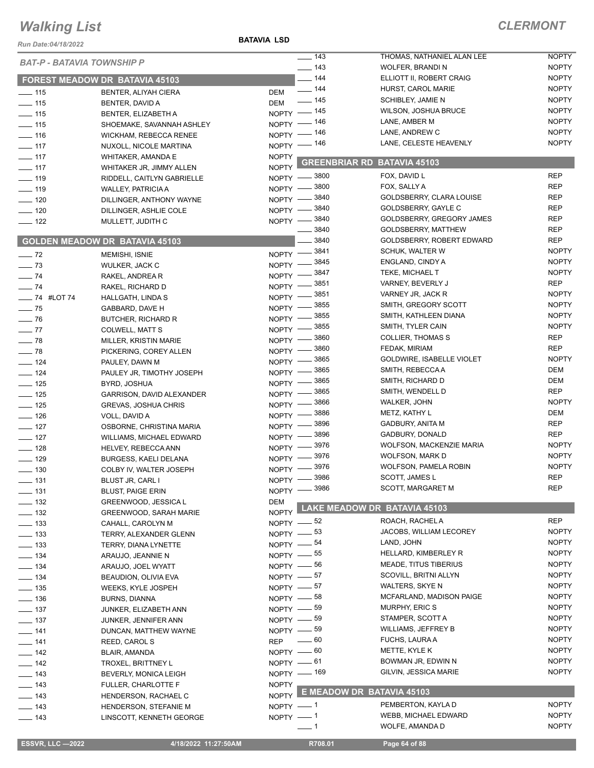# Walking List

## CLERMONT

BATAVIA LSD

### BAT-P - BATAVIA TOWNSHIP P

### FOREST MEADOW DR BATAVIA 45103

| No. | Name | Party |
|---|---|---|
| 115 | BENTER, ALIYAH CIERA | DEM |
| 115 | BENTER, DAVID A | DEM |
| 115 | BENTER, ELIZABETH A | NOPTY |
| 115 | SHOEMAKE, SAVANNAH ASHLEY | NOPTY |
| 116 | WICKHAM, REBECCA RENEE | NOPTY |
| 117 | NUXOLL, NICOLE MARTINA | NOPTY |
| 117 | WHITAKER, AMANDA E | NOPTY |
| 117 | WHITAKER JR, JIMMY ALLEN | NOPTY |
| 119 | RIDDELL, CAITLYN GABRIELLE | NOPTY |
| 119 | WALLEY, PATRICIA A | NOPTY |
| 120 | DILLINGER, ANTHONY WAYNE | NOPTY |
| 120 | DILLINGER, ASHLIE COLE | NOPTY |
| 122 | MULLETT, JUDITH C | NOPTY |

### GOLDEN MEADOW DR BATAVIA 45103

| No. | Name | Party |
|---|---|---|
| 72 | MEMISHI, ISNIE | NOPTY |
| 73 | WULKER, JACK C | NOPTY |
| 74 | RAKEL, ANDREA R | NOPTY |
| 74 | RAKEL, RICHARD D | NOPTY |
| 74 #LOT 74 | HALLGATH, LINDA S | NOPTY |
| 75 | GABBARD, DAVE H | NOPTY |
| 76 | BUTCHER, RICHARD R | NOPTY |
| 77 | COLWELL, MATT S | NOPTY |
| 78 | MILLER, KRISTIN MARIE | NOPTY |
| 78 | PICKERING, COREY ALLEN | NOPTY |
| 124 | PAULEY, DAWN M | NOPTY |
| 124 | PAULEY JR, TIMOTHY JOSEPH | NOPTY |
| 125 | BYRD, JOSHUA | NOPTY |
| 125 | GARRISON, DAVID ALEXANDER | NOPTY |
| 125 | GREVAS, JOSHUA CHRIS | NOPTY |
| 126 | VOLL, DAVID A | NOPTY |
| 127 | OSBORNE, CHRISTINA MARIA | NOPTY |
| 127 | WILLIAMS, MICHAEL EDWARD | NOPTY |
| 128 | HELVEY, REBECCA ANN | NOPTY |
| 129 | BURGESS, KAELI DELANA | NOPTY |
| 130 | COLBY IV, WALTER JOSEPH | NOPTY |
| 131 | BLUST JR, CARL I | NOPTY |
| 131 | BLUST, PAIGE ERIN | NOPTY |
| 132 | GREENWOOD, JESSICA L | DEM |
| 132 | GREENWOOD, SARAH MARIE | NOPTY |
| 133 | CAHALL, CAROLYN M | NOPTY |
| 133 | TERRY, ALEXANDER GLENN | NOPTY |
| 133 | TERRY, DIANA LYNETTE | NOPTY |
| 134 | ARAUJO, JEANNIE N | NOPTY |
| 134 | ARAUJO, JOEL WYATT | NOPTY |
| 134 | BEAUDION, OLIVIA EVA | NOPTY |
| 135 | WEEKS, KYLE JOSPEH | NOPTY |
| 136 | BURNS, DIANNA | NOPTY |
| 137 | JUNKER, ELIZABETH ANN | NOPTY |
| 137 | JUNKER, JENNIFER ANN | NOPTY |
| 141 | DUNCAN, MATTHEW WAYNE | NOPTY |
| 141 | REED, CAROL S | REP |
| 142 | BLAIR, AMANDA | NOPTY |
| 142 | TROXEL, BRITTNEY L | NOPTY |
| 143 | BEVERLY, MONICA LEIGH | NOPTY |
| 143 | FULLER, CHARLOTTE F | NOPTY |
| 143 | HENDERSON, RACHAEL C | NOPTY |
| 143 | HENDERSON, STEFANIE M | NOPTY |
| 143 | LINSCOTT, KENNETH GEORGE | NOPTY |
| 143 | THOMAS, NATHANIEL ALAN LEE | NOPTY |
| 143 | WOLFER, BRANDI N | NOPTY |
| 144 | ELLIOTT II, ROBERT CRAIG | NOPTY |
| 144 | HURST, CAROL MARIE | NOPTY |
| 145 | SCHIBLEY, JAMIE N | NOPTY |
| 145 | WILSON, JOSHUA BRUCE | NOPTY |
| 146 | LANE, AMBER M | NOPTY |
| 146 | LANE, ANDREW C | NOPTY |
| 146 | LANE, CELESTE HEAVENLY | NOPTY |

### GREENBRIAR RD BATAVIA 45103

| No. | Name | Party |
|---|---|---|
| 3800 | FOX, DAVID L | REP |
| 3800 | FOX, SALLY A | REP |
| 3840 | GOLDSBERRY, CLARA LOUISE | REP |
| 3840 | GOLDSBERRY, GAYLE C | REP |
| 3840 | GOLDSBERRY, GREGORY JAMES | REP |
| 3840 | GOLDSBERRY, MATTHEW | REP |
| 3840 | GOLDSBERRY, ROBERT EDWARD | REP |
| 3841 | SCHUK, WALTER W | NOPTY |
| 3845 | ENGLAND, CINDY A | NOPTY |
| 3847 | TEKE, MICHAEL T | NOPTY |
| 3851 | VARNEY, BEVERLY J | REP |
| 3851 | VARNEY JR, JACK R | NOPTY |
| 3855 | SMITH, GREGORY SCOTT | NOPTY |
| 3855 | SMITH, KATHLEEN DIANA | NOPTY |
| 3855 | SMITH, TYLER CAIN | NOPTY |
| 3860 | COLLIER, THOMAS S | REP |
| 3860 | FEDAK, MIRIAM | REP |
| 3865 | GOLDWIRE, ISABELLE VIOLET | NOPTY |
| 3865 | SMITH, REBECCA A | DEM |
| 3865 | SMITH, RICHARD D | DEM |
| 3865 | SMITH, WENDELL D | REP |
| 3866 | WALKER, JOHN | NOPTY |
| 3886 | METZ, KATHY L | DEM |
| 3896 | GADBURY, ANITA M | REP |
| 3896 | GADBURY, DONALD | REP |
| 3976 | WOLFSON, MACKENZIE MARIA | NOPTY |
| 3976 | WOLFSON, MARK D | NOPTY |
| 3976 | WOLFSON, PAMELA ROBIN | NOPTY |
| 3986 | SCOTT, JAMES L | REP |
| 3986 | SCOTT, MARGARET M | REP |

### LAKE MEADOW DR BATAVIA 45103

| No. | Name | Party |
|---|---|---|
| 52 | ROACH, RACHEL A | REP |
| 53 | JACOBS, WILLIAM LECOREY | NOPTY |
| 54 | LAND, JOHN | NOPTY |
| 55 | HELLARD, KIMBERLEY R | NOPTY |
| 56 | MEADE, TITUS TIBERIUS | NOPTY |
| 57 | SCOVILL, BRITNI ALLYN | NOPTY |
| 57 | WALTERS, SKYE N | NOPTY |
| 58 | MCFARLAND, MADISON PAIGE | NOPTY |
| 59 | MURPHY, ERIC S | NOPTY |
| 59 | STAMPER, SCOTT A | NOPTY |
| 59 | WILLIAMS, JEFFREY B | NOPTY |
| 60 | FUCHS, LAURA A | NOPTY |
| 60 | METTE, KYLE K | NOPTY |
| 61 | BOWMAN JR, EDWIN N | NOPTY |
| 169 | GILVIN, JESSICA MARIE | NOPTY |

### E MEADOW DR BATAVIA 45103

| No. | Name | Party |
|---|---|---|
| 1 | PEMBERTON, KAYLA D | NOPTY |
| 1 | WEBB, MICHAEL EDWARD | NOPTY |
| 1 | WOLFE, AMANDA D | NOPTY |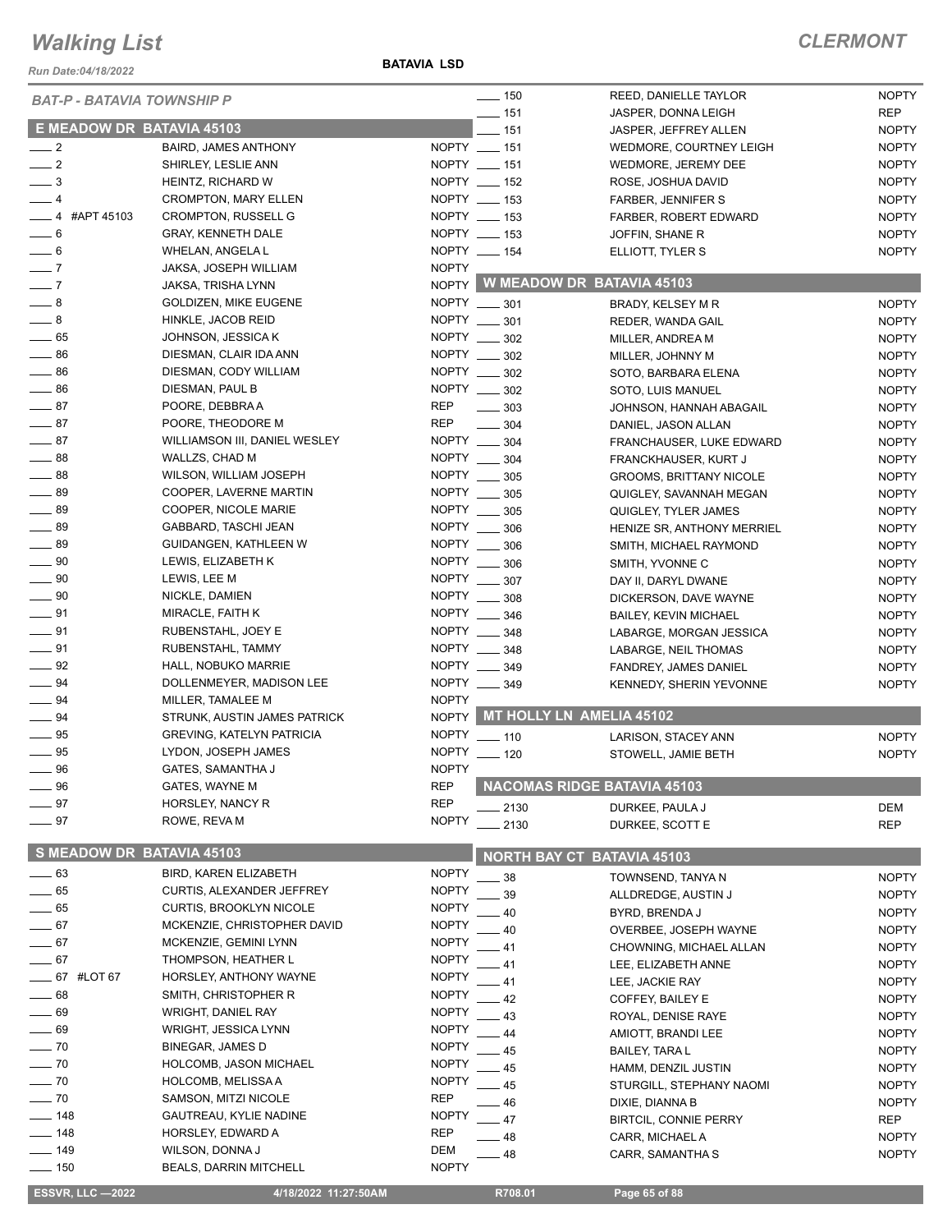# Walking List

**CLERMONT**

Run Date:04/18/2022

**BATAVIA LSD**

## BAT-P - BATAVIA TOWNSHIP P

### E MEADOW DR BATAVIA 45103

| No. | Name | Party |
|---|---|---|
| ____ 2 | BAIRD, JAMES ANTHONY | NOPTY |
| ____ 2 | SHIRLEY, LESLIE ANN | NOPTY |
| ____ 3 | HEINTZ, RICHARD W | NOPTY |
| ____ 4 | CROMPTON, MARY ELLEN | NOPTY |
| ____ 4 #APT 45103 | CROMPTON, RUSSELL G | NOPTY |
| ____ 6 | GRAY, KENNETH DALE | NOPTY |
| ____ 6 | WHELAN, ANGELA L | NOPTY |
| ____ 7 | JAKSA, JOSEPH WILLIAM | NOPTY |
| ____ 7 | JAKSA, TRISHA LYNN | NOPTY |
| ____ 8 | GOLDIZEN, MIKE EUGENE | NOPTY |
| ____ 8 | HINKLE, JACOB REID | NOPTY |
| ____ 65 | JOHNSON, JESSICA K | NOPTY |
| ____ 86 | DIESMAN, CLAIR IDA ANN | NOPTY |
| ____ 86 | DIESMAN, CODY WILLIAM | NOPTY |
| ____ 86 | DIESMAN, PAUL B | NOPTY |
| ____ 87 | POORE, DEBBRA A | REP |
| ____ 87 | POORE, THEODORE M | REP |
| ____ 87 | WILLIAMSON III, DANIEL WESLEY | NOPTY |
| ____ 88 | WALLZS, CHAD M | NOPTY |
| ____ 88 | WILSON, WILLIAM JOSEPH | NOPTY |
| ____ 89 | COOPER, LAVERNE MARTIN | NOPTY |
| ____ 89 | COOPER, NICOLE MARIE | NOPTY |
| ____ 89 | GABBARD, TASCHI JEAN | NOPTY |
| ____ 89 | GUIDANGEN, KATHLEEN W | NOPTY |
| ____ 90 | LEWIS, ELIZABETH K | NOPTY |
| ____ 90 | LEWIS, LEE M | NOPTY |
| ____ 90 | NICKLE, DAMIEN | NOPTY |
| ____ 91 | MIRACLE, FAITH K | NOPTY |
| ____ 91 | RUBENSTAHL, JOEY E | NOPTY |
| ____ 91 | RUBENSTAHL, TAMMY | NOPTY |
| ____ 92 | HALL, NOBUKO MARRIE | NOPTY |
| ____ 94 | DOLLENMEYER, MADISON LEE | NOPTY |
| ____ 94 | MILLER, TAMALEE M | NOPTY |
| ____ 94 | STRUNK, AUSTIN JAMES PATRICK | NOPTY |
| ____ 95 | GREVING, KATELYN PATRICIA | NOPTY |
| ____ 95 | LYDON, JOSEPH JAMES | NOPTY |
| ____ 96 | GATES, SAMANTHA J | NOPTY |
| ____ 96 | GATES, WAYNE M | REP |
| ____ 97 | HORSLEY, NANCY R | REP |
| ____ 97 | ROWE, REVA M | NOPTY |
| ____ 150 | REED, DANIELLE TAYLOR | NOPTY |
| ____ 151 | JASPER, DONNA LEIGH | REP |
| ____ 151 | JASPER, JEFFREY ALLEN | NOPTY |
| ____ 151 | WEDMORE, COURTNEY LEIGH | NOPTY |
| ____ 151 | WEDMORE, JEREMY DEE | NOPTY |
| ____ 152 | ROSE, JOSHUA DAVID | NOPTY |
| ____ 153 | FARBER, JENNIFER S | NOPTY |
| ____ 153 | FARBER, ROBERT EDWARD | NOPTY |
| ____ 153 | JOFFIN, SHANE R | NOPTY |
| ____ 154 | ELLIOTT, TYLER S | NOPTY |

### S MEADOW DR BATAVIA 45103

| No. | Name | Party |
|---|---|---|
| ____ 63 | BIRD, KAREN ELIZABETH | NOPTY |
| ____ 65 | CURTIS, ALEXANDER JEFFREY | NOPTY |
| ____ 65 | CURTIS, BROOKLYN NICOLE | NOPTY |
| ____ 67 | MCKENZIE, CHRISTOPHER DAVID | NOPTY |
| ____ 67 | MCKENZIE, GEMINI LYNN | NOPTY |
| ____ 67 | THOMPSON, HEATHER L | NOPTY |
| ____ 67 #LOT 67 | HORSLEY, ANTHONY WAYNE | NOPTY |
| ____ 68 | SMITH, CHRISTOPHER R | NOPTY |
| ____ 69 | WRIGHT, DANIEL RAY | NOPTY |
| ____ 69 | WRIGHT, JESSICA LYNN | NOPTY |
| ____ 70 | BINEGAR, JAMES D | NOPTY |
| ____ 70 | HOLCOMB, JASON MICHAEL | NOPTY |
| ____ 70 | HOLCOMB, MELISSA A | NOPTY |
| ____ 70 | SAMSON, MITZI NICOLE | REP |
| ____ 148 | GAUTREAU, KYLIE NADINE | NOPTY |
| ____ 148 | HORSLEY, EDWARD A | REP |
| ____ 149 | WILSON, DONNA J | DEM |
| ____ 150 | BEALS, DARRIN MITCHELL | NOPTY |

### W MEADOW DR BATAVIA 45103

| No. | Name | Party |
|---|---|---|
| ____ 301 | BRADY, KELSEY M R | NOPTY |
| ____ 301 | REDER, WANDA GAIL | NOPTY |
| ____ 302 | MILLER, ANDREA M | NOPTY |
| ____ 302 | MILLER, JOHNNY M | NOPTY |
| ____ 302 | SOTO, BARBARA ELENA | NOPTY |
| ____ 302 | SOTO, LUIS MANUEL | NOPTY |
| ____ 303 | JOHNSON, HANNAH ABAGAIL | NOPTY |
| ____ 304 | DANIEL, JASON ALLAN | NOPTY |
| ____ 304 | FRANCHAUSER, LUKE EDWARD | NOPTY |
| ____ 304 | FRANCKHAUSER, KURT J | NOPTY |
| ____ 305 | GROOMS, BRITTANY NICOLE | NOPTY |
| ____ 305 | QUIGLEY, SAVANNAH MEGAN | NOPTY |
| ____ 305 | QUIGLEY, TYLER JAMES | NOPTY |
| ____ 306 | HENIZE SR, ANTHONY MERRIEL | NOPTY |
| ____ 306 | SMITH, MICHAEL RAYMOND | NOPTY |
| ____ 306 | SMITH, YVONNE C | NOPTY |
| ____ 307 | DAY II, DARYL DWANE | NOPTY |
| ____ 308 | DICKERSON, DAVE WAYNE | NOPTY |
| ____ 346 | BAILEY, KEVIN MICHAEL | NOPTY |
| ____ 348 | LABARGE, MORGAN JESSICA | NOPTY |
| ____ 348 | LABARGE, NEIL THOMAS | NOPTY |
| ____ 349 | FANDREY, JAMES DANIEL | NOPTY |
| ____ 349 | KENNEDY, SHERIN YEVONNE | NOPTY |

### MT HOLLY LN AMELIA 45102

| No. | Name | Party |
|---|---|---|
| ____ 110 | LARISON, STACEY ANN | NOPTY |
| ____ 120 | STOWELL, JAMIE BETH | NOPTY |

### NACOMAS RIDGE BATAVIA 45103

| No. | Name | Party |
|---|---|---|
| ____ 2130 | DURKEE, PAULA J | DEM |
| ____ 2130 | DURKEE, SCOTT E | REP |

### NORTH BAY CT BATAVIA 45103

| No. | Name | Party |
|---|---|---|
| ____ 38 | TOWNSEND, TANYA N | NOPTY |
| ____ 39 | ALLDREDGE, AUSTIN J | NOPTY |
| ____ 40 | BYRD, BRENDA J | NOPTY |
| ____ 40 | OVERBEE, JOSEPH WAYNE | NOPTY |
| ____ 41 | CHOWNING, MICHAEL ALLAN | NOPTY |
| ____ 41 | LEE, ELIZABETH ANNE | NOPTY |
| ____ 41 | LEE, JACKIE RAY | NOPTY |
| ____ 42 | COFFEY, BAILEY E | NOPTY |
| ____ 43 | ROYAL, DENISE RAYE | NOPTY |
| ____ 44 | AMIOTT, BRANDI LEE | NOPTY |
| ____ 45 | BAILEY, TARA L | NOPTY |
| ____ 45 | HAMM, DENZIL JUSTIN | NOPTY |
| ____ 45 | STURGILL, STEPHANY NAOMI | NOPTY |
| ____ 46 | DIXIE, DIANNA B | NOPTY |
| ____ 47 | BIRTCIL, CONNIE PERRY | REP |
| ____ 48 | CARR, MICHAEL A | NOPTY |
| ____ 48 | CARR, SAMANTHA S | NOPTY |

ESSVR, LLC —2022 | 4/18/2022 11:27:50AM | R708.01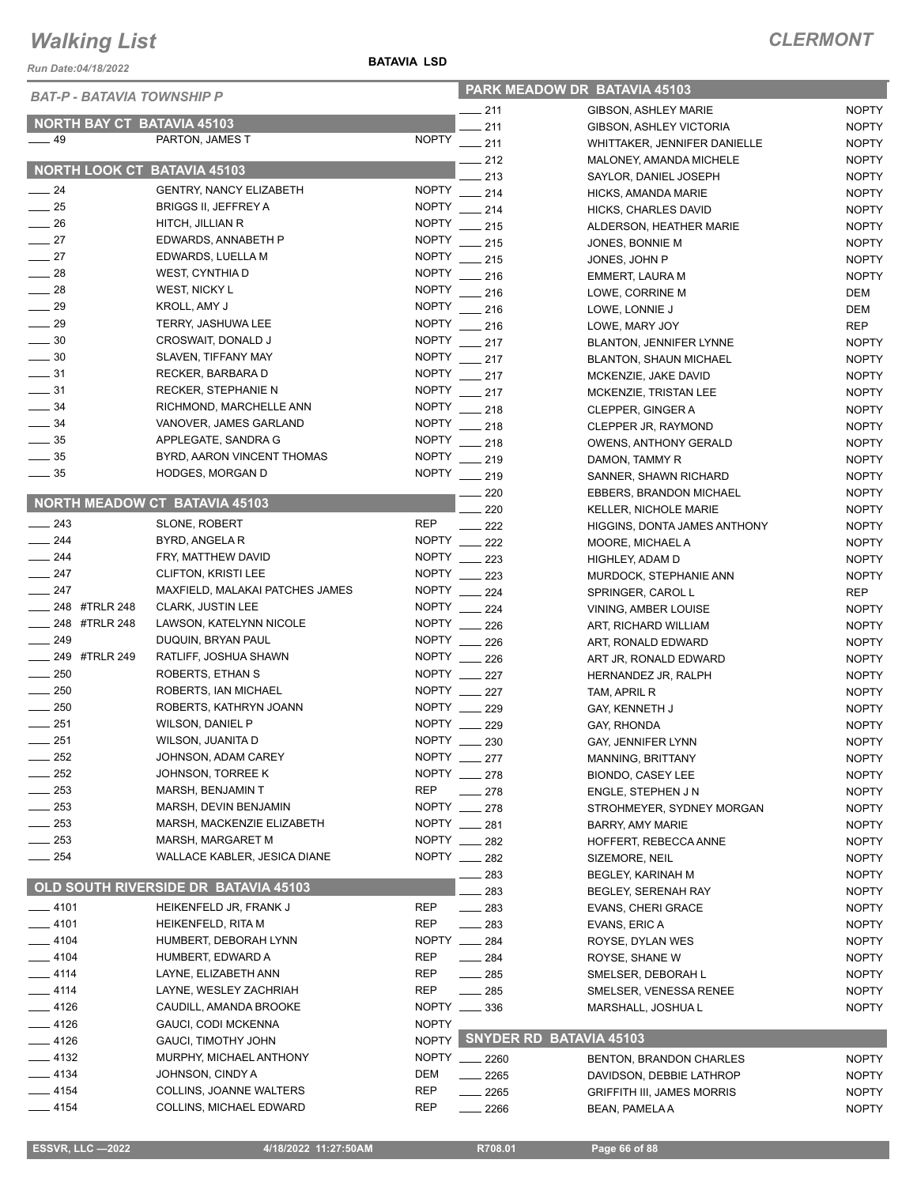# Walking List

**CLERMONT**

Run Date:04/18/2022

**BATAVIA LSD**

*BAT-P - BATAVIA TOWNSHIP P*

## NORTH BAY CT BATAVIA 45103

| No. | Name | Party |
|---|---|---|
| 49 | PARTON, JAMES T | NOPTY |

## NORTH LOOK CT BATAVIA 45103

| No. | Name | Party |
|---|---|---|
| 24 | GENTRY, NANCY ELIZABETH | NOPTY |
| 25 | BRIGGS II, JEFFREY A | NOPTY |
| 26 | HITCH, JILLIAN R | NOPTY |
| 27 | EDWARDS, ANNABETH P | NOPTY |
| 27 | EDWARDS, LUELLA M | NOPTY |
| 28 | WEST, CYNTHIA D | NOPTY |
| 28 | WEST, NICKY L | NOPTY |
| 29 | KROLL, AMY J | NOPTY |
| 29 | TERRY, JASHUWA LEE | NOPTY |
| 30 | CROSWAIT, DONALD J | NOPTY |
| 30 | SLAVEN, TIFFANY MAY | NOPTY |
| 31 | RECKER, BARBARA D | NOPTY |
| 31 | RECKER, STEPHANIE N | NOPTY |
| 34 | RICHMOND, MARCHELLE ANN | NOPTY |
| 34 | VANOVER, JAMES GARLAND | NOPTY |
| 35 | APPLEGATE, SANDRA G | NOPTY |
| 35 | BYRD, AARON VINCENT THOMAS | NOPTY |
| 35 | HODGES, MORGAN D | NOPTY |

## NORTH MEADOW CT BATAVIA 45103

| No. | Name | Party |
|---|---|---|
| 243 | SLONE, ROBERT | REP |
| 244 | BYRD, ANGELA R | NOPTY |
| 244 | FRY, MATTHEW DAVID | NOPTY |
| 247 | CLIFTON, KRISTI LEE | NOPTY |
| 247 | MAXFIELD, MALAKAI PATCHES JAMES | NOPTY |
| 248 #TRLR 248 | CLARK, JUSTIN LEE | NOPTY |
| 248 #TRLR 248 | LAWSON, KATELYNN NICOLE | NOPTY |
| 249 | DUQUIN, BRYAN PAUL | NOPTY |
| 249 #TRLR 249 | RATLIFF, JOSHUA SHAWN | NOPTY |
| 250 | ROBERTS, ETHAN S | NOPTY |
| 250 | ROBERTS, IAN MICHAEL | NOPTY |
| 250 | ROBERTS, KATHRYN JOANN | NOPTY |
| 251 | WILSON, DANIEL P | NOPTY |
| 251 | WILSON, JUANITA D | NOPTY |
| 252 | JOHNSON, ADAM CAREY | NOPTY |
| 252 | JOHNSON, TORREE K | NOPTY |
| 253 | MARSH, BENJAMIN T | REP |
| 253 | MARSH, DEVIN BENJAMIN | NOPTY |
| 253 | MARSH, MACKENZIE ELIZABETH | NOPTY |
| 253 | MARSH, MARGARET M | NOPTY |
| 254 | WALLACE KABLER, JESICA DIANE | NOPTY |

## OLD SOUTH RIVERSIDE DR BATAVIA 45103

| No. | Name | Party |
|---|---|---|
| 4101 | HEIKENFELD JR, FRANK J | REP |
| 4101 | HEIKENFELD, RITA M | REP |
| 4104 | HUMBERT, DEBORAH LYNN | NOPTY |
| 4104 | HUMBERT, EDWARD A | REP |
| 4114 | LAYNE, ELIZABETH ANN | REP |
| 4114 | LAYNE, WESLEY ZACHRIAH | REP |
| 4126 | CAUDILL, AMANDA BROOKE | NOPTY |
| 4126 | GAUCI, CODI MCKENNA | NOPTY |
| 4126 | GAUCI, TIMOTHY JOHN | NOPTY |
| 4132 | MURPHY, MICHAEL ANTHONY | NOPTY |
| 4134 | JOHNSON, CINDY A | DEM |
| 4154 | COLLINS, JOANNE WALTERS | REP |
| 4154 | COLLINS, MICHAEL EDWARD | REP |

## PARK MEADOW DR BATAVIA 45103

| No. | Name | Party |
|---|---|---|
| 211 | GIBSON, ASHLEY MARIE | NOPTY |
| 211 | GIBSON, ASHLEY VICTORIA | NOPTY |
| 211 | WHITTAKER, JENNIFER DANIELLE | NOPTY |
| 212 | MALONEY, AMANDA MICHELE | NOPTY |
| 213 | SAYLOR, DANIEL JOSEPH | NOPTY |
| 214 | HICKS, AMANDA MARIE | NOPTY |
| 214 | HICKS, CHARLES DAVID | NOPTY |
| 215 | ALDERSON, HEATHER MARIE | NOPTY |
| 215 | JONES, BONNIE M | NOPTY |
| 215 | JONES, JOHN P | NOPTY |
| 216 | EMMERT, LAURA M | NOPTY |
| 216 | LOWE, CORRINE M | DEM |
| 216 | LOWE, LONNIE J | DEM |
| 216 | LOWE, MARY JOY | REP |
| 217 | BLANTON, JENNIFER LYNNE | NOPTY |
| 217 | BLANTON, SHAUN MICHAEL | NOPTY |
| 217 | MCKENZIE, JAKE DAVID | NOPTY |
| 217 | MCKENZIE, TRISTAN LEE | NOPTY |
| 218 | CLEPPER, GINGER A | NOPTY |
| 218 | CLEPPER JR, RAYMOND | NOPTY |
| 218 | OWENS, ANTHONY GERALD | NOPTY |
| 219 | DAMON, TAMMY R | NOPTY |
| 219 | SANNER, SHAWN RICHARD | NOPTY |
| 220 | EBBERS, BRANDON MICHAEL | NOPTY |
| 220 | KELLER, NICHOLE MARIE | NOPTY |
| 222 | HIGGINS, DONTA JAMES ANTHONY | NOPTY |
| 222 | MOORE, MICHAEL A | NOPTY |
| 223 | HIGHLEY, ADAM D | NOPTY |
| 223 | MURDOCK, STEPHANIE ANN | NOPTY |
| 224 | SPRINGER, CAROL L | REP |
| 224 | VINING, AMBER LOUISE | NOPTY |
| 226 | ART, RICHARD WILLIAM | NOPTY |
| 226 | ART, RONALD EDWARD | NOPTY |
| 226 | ART JR, RONALD EDWARD | NOPTY |
| 227 | HERNANDEZ JR, RALPH | NOPTY |
| 227 | TAM, APRIL R | NOPTY |
| 229 | GAY, KENNETH J | NOPTY |
| 229 | GAY, RHONDA | NOPTY |
| 230 | GAY, JENNIFER LYNN | NOPTY |
| 277 | MANNING, BRITTANY | NOPTY |
| 278 | BIONDO, CASEY LEE | NOPTY |
| 278 | ENGLE, STEPHEN J N | NOPTY |
| 278 | STROHMEYER, SYDNEY MORGAN | NOPTY |
| 281 | BARRY, AMY MARIE | NOPTY |
| 282 | HOFFERT, REBECCA ANNE | NOPTY |
| 282 | SIZEMORE, NEIL | NOPTY |
| 283 | BEGLEY, KARINAH M | NOPTY |
| 283 | BEGLEY, SERENAH RAY | NOPTY |
| 283 | EVANS, CHERI GRACE | NOPTY |
| 283 | EVANS, ERIC A | NOPTY |
| 284 | ROYSE, DYLAN WES | NOPTY |
| 284 | ROYSE, SHANE W | NOPTY |
| 285 | SMELSER, DEBORAH L | NOPTY |
| 285 | SMELSER, VENESSA RENEE | NOPTY |
| 336 | MARSHALL, JOSHUA L | NOPTY |

## SNYDER RD BATAVIA 45103

| No. | Name | Party |
|---|---|---|
| 2260 | BENTON, BRANDON CHARLES | NOPTY |
| 2265 | DAVIDSON, DEBBIE LATHROP | NOPTY |
| 2265 | GRIFFITH III, JAMES MORRIS | NOPTY |
| 2266 | BEAN, PAMELA A | NOPTY |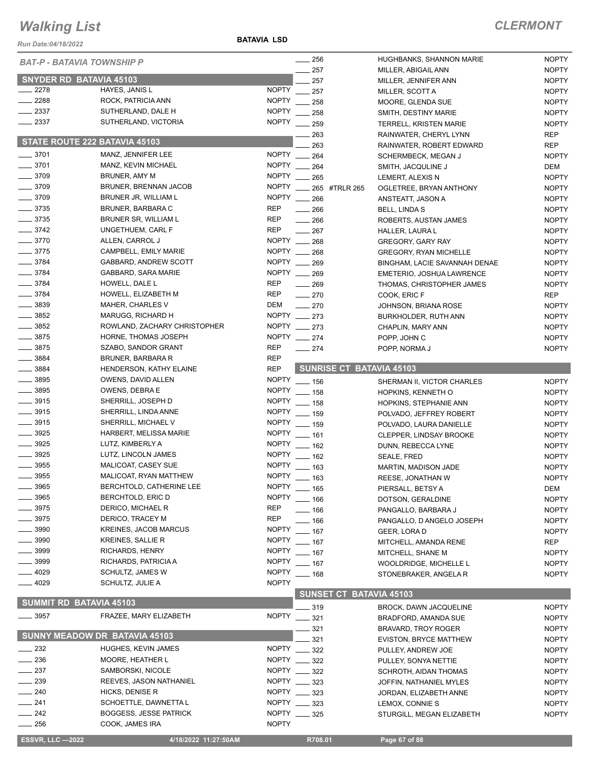# Walking List

**CLERMONT**

Run Date:04/18/2022

**BATAVIA LSD**

*BAT-P - BATAVIA TOWNSHIP P*

## SNYDER RD BATAVIA 45103

| No. | Name | Party |
|---|---|---|
| ____ 2278 | HAYES, JANIS L | NOPTY |
| ____ 2288 | ROCK, PATRICIA ANN | NOPTY |
| ____ 2337 | SUTHERLAND, DALE H | NOPTY |
| ____ 2337 | SUTHERLAND, VICTORIA | NOPTY |

## STATE ROUTE 222 BATAVIA 45103

| No. | Name | Party |
|---|---|---|
| ____ 3701 | MANZ, JENNIFER LEE | NOPTY |
| ____ 3701 | MANZ, KEVIN MICHAEL | NOPTY |
| ____ 3709 | BRUNER, AMY M | NOPTY |
| ____ 3709 | BRUNER, BRENNAN JACOB | NOPTY |
| ____ 3709 | BRUNER JR, WILLIAM L | NOPTY |
| ____ 3735 | BRUNER, BARBARA C | REP |
| ____ 3735 | BRUNER SR, WILLIAM L | REP |
| ____ 3742 | UNGETHUEM, CARL F | REP |
| ____ 3770 | ALLEN, CARROL J | NOPTY |
| ____ 3775 | CAMPBELL, EMILY MARIE | NOPTY |
| ____ 3784 | GABBARD, ANDREW SCOTT | NOPTY |
| ____ 3784 | GABBARD, SARA MARIE | NOPTY |
| ____ 3784 | HOWELL, DALE L | REP |
| ____ 3784 | HOWELL, ELIZABETH M | REP |
| ____ 3839 | MAHER, CHARLES V | DEM |
| ____ 3852 | MARUGG, RICHARD H | NOPTY |
| ____ 3852 | ROWLAND, ZACHARY CHRISTOPHER | NOPTY |
| ____ 3875 | HORNE, THOMAS JOSEPH | NOPTY |
| ____ 3875 | SZABO, SANDOR GRANT | REP |
| ____ 3884 | BRUNER, BARBARA R | REP |
| ____ 3884 | HENDERSON, KATHY ELAINE | REP |
| ____ 3895 | OWENS, DAVID ALLEN | NOPTY |
| ____ 3895 | OWENS, DEBRA E | NOPTY |
| ____ 3915 | SHERRILL, JOSEPH D | NOPTY |
| ____ 3915 | SHERRILL, LINDA ANNE | NOPTY |
| ____ 3915 | SHERRILL, MICHAEL V | NOPTY |
| ____ 3925 | HARBERT, MELISSA MARIE | NOPTY |
| ____ 3925 | LUTZ, KIMBERLY A | NOPTY |
| ____ 3925 | LUTZ, LINCOLN JAMES | NOPTY |
| ____ 3955 | MALICOAT, CASEY SUE | NOPTY |
| ____ 3955 | MALICOAT, RYAN MATTHEW | NOPTY |
| ____ 3965 | BERCHTOLD, CATHERINE LEE | NOPTY |
| ____ 3965 | BERCHTOLD, ERIC D | NOPTY |
| ____ 3975 | DERICO, MICHAEL R | REP |
| ____ 3975 | DERICO, TRACEY M | REP |
| ____ 3990 | KREINES, JACOB MARCUS | NOPTY |
| ____ 3990 | KREINES, SALLIE R | NOPTY |
| ____ 3999 | RICHARDS, HENRY | NOPTY |
| ____ 3999 | RICHARDS, PATRICIA A | NOPTY |
| ____ 4029 | SCHULTZ, JAMES W | NOPTY |
| ____ 4029 | SCHULTZ, JULIE A | NOPTY |

## SUMMIT RD BATAVIA 45103

| No. | Name | Party |
|---|---|---|
| ____ 3957 | FRAZEE, MARY ELIZABETH | NOPTY |

## SUNNY MEADOW DR BATAVIA 45103

| No. | Name | Party |
|---|---|---|
| ____ 232 | HUGHES, KEVIN JAMES | NOPTY |
| ____ 236 | MOORE, HEATHER L | NOPTY |
| ____ 237 | SAMBORSKI, NICOLE | NOPTY |
| ____ 239 | REEVES, JASON NATHANIEL | NOPTY |
| ____ 240 | HICKS, DENISE R | NOPTY |
| ____ 241 | SCHOETTLE, DAWNETTA L | NOPTY |
| ____ 242 | BOGGESS, JESSE PATRICK | NOPTY |
| ____ 256 | COOK, JAMES IRA | NOPTY |
| ____ 256 | HUGHBANKS, SHANNON MARIE | NOPTY |
| ____ 257 | MILLER, ABIGAIL ANN | NOPTY |
| ____ 257 | MILLER, JENNIFER ANN | NOPTY |
| ____ 257 | MILLER, SCOTT A | NOPTY |
| ____ 258 | MOORE, GLENDA SUE | NOPTY |
| ____ 258 | SMITH, DESTINY MARIE | NOPTY |
| ____ 259 | TERRELL, KRISTEN MARIE | NOPTY |
| ____ 263 | RAINWATER, CHERYL LYNN | REP |
| ____ 263 | RAINWATER, ROBERT EDWARD | REP |
| ____ 264 | SCHERMBECK, MEGAN J | NOPTY |
| ____ 264 | SMITH, JACQULINE J | DEM |
| ____ 265 | LEMERT, ALEXIS N | NOPTY |
| ____ 265 #TRLR 265 | OGLETREE, BRYAN ANTHONY | NOPTY |
| ____ 266 | ANSTEATT, JASON A | NOPTY |
| ____ 266 | BELL, LINDA S | NOPTY |
| ____ 266 | ROBERTS, AUSTAN JAMES | NOPTY |
| ____ 267 | HALLER, LAURA L | NOPTY |
| ____ 268 | GREGORY, GARY RAY | NOPTY |
| ____ 268 | GREGORY, RYAN MICHELLE | NOPTY |
| ____ 269 | BINGHAM, LACIE SAVANNAH DENAE | NOPTY |
| ____ 269 | EMETERIO, JOSHUA LAWRENCE | NOPTY |
| ____ 269 | THOMAS, CHRISTOPHER JAMES | NOPTY |
| ____ 270 | COOK, ERIC F | REP |
| ____ 270 | JOHNSON, BRIANA ROSE | NOPTY |
| ____ 273 | BURKHOLDER, RUTH ANN | NOPTY |
| ____ 273 | CHAPLIN, MARY ANN | NOPTY |
| ____ 274 | POPP, JOHN C | NOPTY |
| ____ 274 | POPP, NORMA J | NOPTY |

## SUNRISE CT BATAVIA 45103

| No. | Name | Party |
|---|---|---|
| ____ 156 | SHERMAN II, VICTOR CHARLES | NOPTY |
| ____ 158 | HOPKINS, KENNETH O | NOPTY |
| ____ 158 | HOPKINS, STEPHANIE ANN | NOPTY |
| ____ 159 | POLVADO, JEFFREY ROBERT | NOPTY |
| ____ 159 | POLVADO, LAURA DANIELLE | NOPTY |
| ____ 161 | CLEPPER, LINDSAY BROOKE | NOPTY |
| ____ 162 | DUNN, REBECCA LYNE | NOPTY |
| ____ 162 | SEALE, FRED | NOPTY |
| ____ 163 | MARTIN, MADISON JADE | NOPTY |
| ____ 163 | REESE, JONATHAN W | NOPTY |
| ____ 165 | PIERSALL, BETSY A | DEM |
| ____ 166 | DOTSON, GERALDINE | NOPTY |
| ____ 166 | PANGALLO, BARBARA J | NOPTY |
| ____ 166 | PANGALLO, D ANGELO JOSEPH | NOPTY |
| ____ 167 | GEER, LORA D | NOPTY |
| ____ 167 | MITCHELL, AMANDA RENE | REP |
| ____ 167 | MITCHELL, SHANE M | NOPTY |
| ____ 167 | WOOLDRIDGE, MICHELLE L | NOPTY |
| ____ 168 | STONEBRAKER, ANGELA R | NOPTY |

## SUNSET CT BATAVIA 45103

| No. | Name | Party |
|---|---|---|
| ____ 319 | BROCK, DAWN JACQUELINE | NOPTY |
| ____ 321 | BRADFORD, AMANDA SUE | NOPTY |
| ____ 321 | BRAVARD, TROY ROGER | NOPTY |
| ____ 321 | EVISTON, BRYCE MATTHEW | NOPTY |
| ____ 322 | PULLEY, ANDREW JOE | NOPTY |
| ____ 322 | PULLEY, SONYA NETTIE | NOPTY |
| ____ 322 | SCHROTH, AIDAN THOMAS | NOPTY |
| ____ 323 | JOFFIN, NATHANIEL MYLES | NOPTY |
| ____ 323 | JORDAN, ELIZABETH ANNE | NOPTY |
| ____ 323 | LEMOX, CONNIE S | NOPTY |
| ____ 325 | STURGILL, MEGAN ELIZABETH | NOPTY |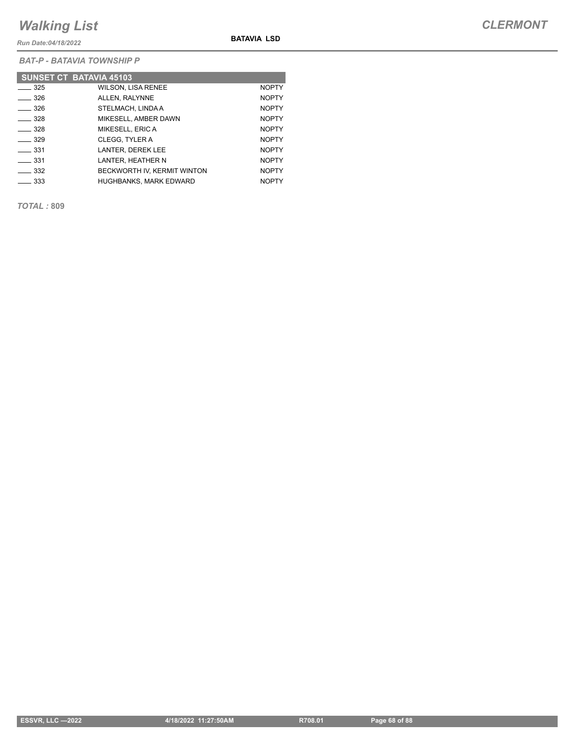*BAT-P - BATAVIA TOWNSHIP P*

| SUNSET CT BATAVIA 45103 | | |
|---|---|---|
| ____ 325 | WILSON, LISA RENEE | NOPTY |
| ____ 326 | ALLEN, RALYNNE | NOPTY |
| ____ 326 | STELMACH, LINDA A | NOPTY |
| ____ 328 | MIKESELL, AMBER DAWN | NOPTY |
| ____ 328 | MIKESELL, ERIC A | NOPTY |
| ____ 329 | CLEGG, TYLER A | NOPTY |
| ____ 331 | LANTER, DEREK LEE | NOPTY |
| ____ 331 | LANTER, HEATHER N | NOPTY |
| ____ 332 | BECKWORTH IV, KERMIT WINTON | NOPTY |
| ____ 333 | HUGHBANKS, MARK EDWARD | NOPTY |

***TOTAL :*** **809**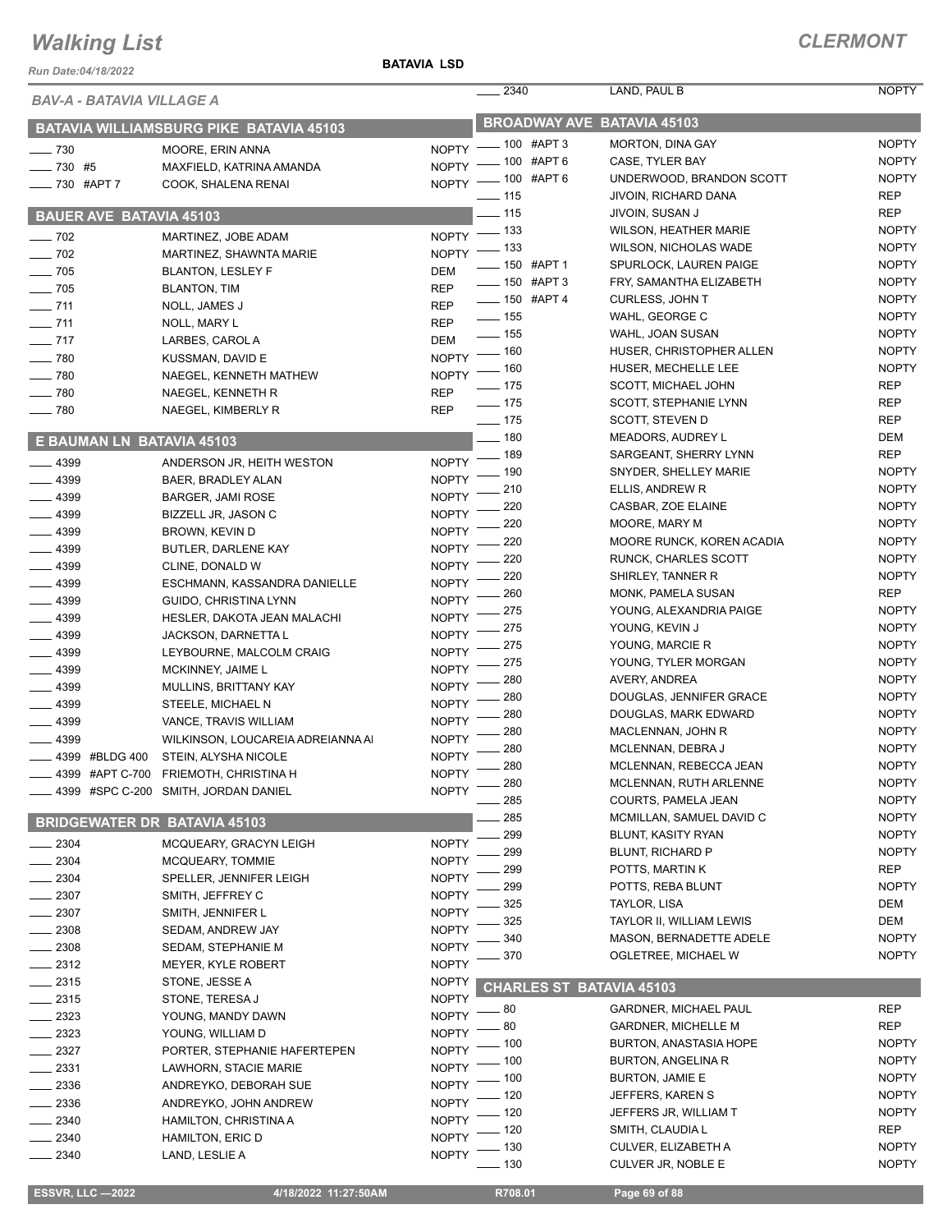# Walking List

**CLERMONT**

Run Date:04/18/2022

**BATAVIA LSD**

*BAV-A - BATAVIA VILLAGE A*

## BATAVIA WILLIAMSBURG PIKE BATAVIA 45103

| Address | Name | Party |
|---|---|---|
| 730 | MOORE, ERIN ANNA | NOPTY |
| 730 #5 | MAXFIELD, KATRINA AMANDA | NOPTY |
| 730 #APT 7 | COOK, SHALENA RENAI | NOPTY |

## BAUER AVE BATAVIA 45103

| Address | Name | Party |
|---|---|---|
| 702 | MARTINEZ, JOBE ADAM | NOPTY |
| 702 | MARTINEZ, SHAWNTA MARIE | NOPTY |
| 705 | BLANTON, LESLEY F | DEM |
| 705 | BLANTON, TIM | REP |
| 711 | NOLL, JAMES J | REP |
| 711 | NOLL, MARY L | REP |
| 717 | LARBES, CAROL A | DEM |
| 780 | KUSSMAN, DAVID E | NOPTY |
| 780 | NAEGEL, KENNETH MATHEW | NOPTY |
| 780 | NAEGEL, KENNETH R | REP |
| 780 | NAEGEL, KIMBERLY R | REP |

## E BAUMAN LN BATAVIA 45103

| Address | Name | Party |
|---|---|---|
| 4399 | ANDERSON JR, HEITH WESTON | NOPTY |
| 4399 | BAER, BRADLEY ALAN | NOPTY |
| 4399 | BARGER, JAMI ROSE | NOPTY |
| 4399 | BIZZELL JR, JASON C | NOPTY |
| 4399 | BROWN, KEVIN D | NOPTY |
| 4399 | BUTLER, DARLENE KAY | NOPTY |
| 4399 | CLINE, DONALD W | NOPTY |
| 4399 | ESCHMANN, KASSANDRA DANIELLE | NOPTY |
| 4399 | GUIDO, CHRISTINA LYNN | NOPTY |
| 4399 | HESLER, DAKOTA JEAN MALACHI | NOPTY |
| 4399 | JACKSON, DARNETTA L | NOPTY |
| 4399 | LEYBOURNE, MALCOLM CRAIG | NOPTY |
| 4399 | MCKINNEY, JAIME L | NOPTY |
| 4399 | MULLINS, BRITTANY KAY | NOPTY |
| 4399 | STEELE, MICHAEL N | NOPTY |
| 4399 | VANCE, TRAVIS WILLIAM | NOPTY |
| 4399 | WILKINSON, LOUCAREIA ADREIANNA AI | NOPTY |
| 4399 #BLDG 400 | STEIN, ALYSHA NICOLE | NOPTY |
| 4399 #APT C-700 | FRIEMOTH, CHRISTINA H | NOPTY |
| 4399 #SPC C-200 | SMITH, JORDAN DANIEL | NOPTY |

## BRIDGEWATER DR BATAVIA 45103

| Address | Name | Party |
|---|---|---|
| 2304 | MCQUEARY, GRACYN LEIGH | NOPTY |
| 2304 | MCQUEARY, TOMMIE | NOPTY |
| 2304 | SPELLER, JENNIFER LEIGH | NOPTY |
| 2307 | SMITH, JEFFREY C | NOPTY |
| 2307 | SMITH, JENNIFER L | NOPTY |
| 2308 | SEDAM, ANDREW JAY | NOPTY |
| 2308 | SEDAM, STEPHANIE M | NOPTY |
| 2312 | MEYER, KYLE ROBERT | NOPTY |
| 2315 | STONE, JESSE A | NOPTY |
| 2315 | STONE, TERESA J | NOPTY |
| 2323 | YOUNG, MANDY DAWN | NOPTY |
| 2323 | YOUNG, WILLIAM D | NOPTY |
| 2327 | PORTER, STEPHANIE HAFERTEPEN | NOPTY |
| 2331 | LAWHORN, STACIE MARIE | NOPTY |
| 2336 | ANDREYKO, DEBORAH SUE | NOPTY |
| 2336 | ANDREYKO, JOHN ANDREW | NOPTY |
| 2340 | HAMILTON, CHRISTINA A | NOPTY |
| 2340 | HAMILTON, ERIC D | NOPTY |
| 2340 | LAND, LESLIE A | NOPTY |
| 2340 | LAND, PAUL B | NOPTY |

## BROADWAY AVE BATAVIA 45103

| Address | Name | Party |
|---|---|---|
| 100 #APT 3 | MORTON, DINA GAY | NOPTY |
| 100 #APT 6 | CASE, TYLER BAY | NOPTY |
| 100 #APT 6 | UNDERWOOD, BRANDON SCOTT | NOPTY |
| 115 | JIVOIN, RICHARD DANA | REP |
| 115 | JIVOIN, SUSAN J | REP |
| 133 | WILSON, HEATHER MARIE | NOPTY |
| 133 | WILSON, NICHOLAS WADE | NOPTY |
| 150 #APT 1 | SPURLOCK, LAUREN PAIGE | NOPTY |
| 150 #APT 3 | FRY, SAMANTHA ELIZABETH | NOPTY |
| 150 #APT 4 | CURLESS, JOHN T | NOPTY |
| 155 | WAHL, GEORGE C | NOPTY |
| 155 | WAHL, JOAN SUSAN | NOPTY |
| 160 | HUSER, CHRISTOPHER ALLEN | NOPTY |
| 160 | HUSER, MECHELLE LEE | NOPTY |
| 175 | SCOTT, MICHAEL JOHN | REP |
| 175 | SCOTT, STEPHANIE LYNN | REP |
| 175 | SCOTT, STEVEN D | REP |
| 180 | MEADORS, AUDREY L | DEM |
| 189 | SARGEANT, SHERRY LYNN | REP |
| 190 | SNYDER, SHELLEY MARIE | NOPTY |
| 210 | ELLIS, ANDREW R | NOPTY |
| 220 | CASBAR, ZOE ELAINE | NOPTY |
| 220 | MOORE, MARY M | NOPTY |
| 220 | MOORE RUNCK, KOREN ACADIA | NOPTY |
| 220 | RUNCK, CHARLES SCOTT | NOPTY |
| 220 | SHIRLEY, TANNER R | NOPTY |
| 260 | MONK, PAMELA SUSAN | REP |
| 275 | YOUNG, ALEXANDRIA PAIGE | NOPTY |
| 275 | YOUNG, KEVIN J | NOPTY |
| 275 | YOUNG, MARCIE R | NOPTY |
| 275 | YOUNG, TYLER MORGAN | NOPTY |
| 280 | AVERY, ANDREA | NOPTY |
| 280 | DOUGLAS, JENNIFER GRACE | NOPTY |
| 280 | DOUGLAS, MARK EDWARD | NOPTY |
| 280 | MACLENNAN, JOHN R | NOPTY |
| 280 | MCLENNAN, DEBRA J | NOPTY |
| 280 | MCLENNAN, REBECCA JEAN | NOPTY |
| 280 | MCLENNAN, RUTH ARLENNE | NOPTY |
| 285 | COURTS, PAMELA JEAN | NOPTY |
| 285 | MCMILLAN, SAMUEL DAVID C | NOPTY |
| 299 | BLUNT, KASITY RYAN | NOPTY |
| 299 | BLUNT, RICHARD P | NOPTY |
| 299 | POTTS, MARTIN K | REP |
| 299 | POTTS, REBA BLUNT | NOPTY |
| 325 | TAYLOR, LISA | DEM |
| 325 | TAYLOR II, WILLIAM LEWIS | DEM |
| 340 | MASON, BERNADETTE ADELE | NOPTY |
| 370 | OGLETREE, MICHAEL W | NOPTY |

## CHARLES ST BATAVIA 45103

| Address | Name | Party |
|---|---|---|
| 80 | GARDNER, MICHAEL PAUL | REP |
| 80 | GARDNER, MICHELLE M | REP |
| 100 | BURTON, ANASTASIA HOPE | NOPTY |
| 100 | BURTON, ANGELINA R | NOPTY |
| 100 | BURTON, JAMIE E | NOPTY |
| 120 | JEFFERS, KAREN S | NOPTY |
| 120 | JEFFERS JR, WILLIAM T | NOPTY |
| 120 | SMITH, CLAUDIA L | REP |
| 130 | CULVER, ELIZABETH A | NOPTY |
| 130 | CULVER JR, NOBLE E | NOPTY |

ESSVR, LLC —2022 | 4/18/2022 11:27:50AM | R708.01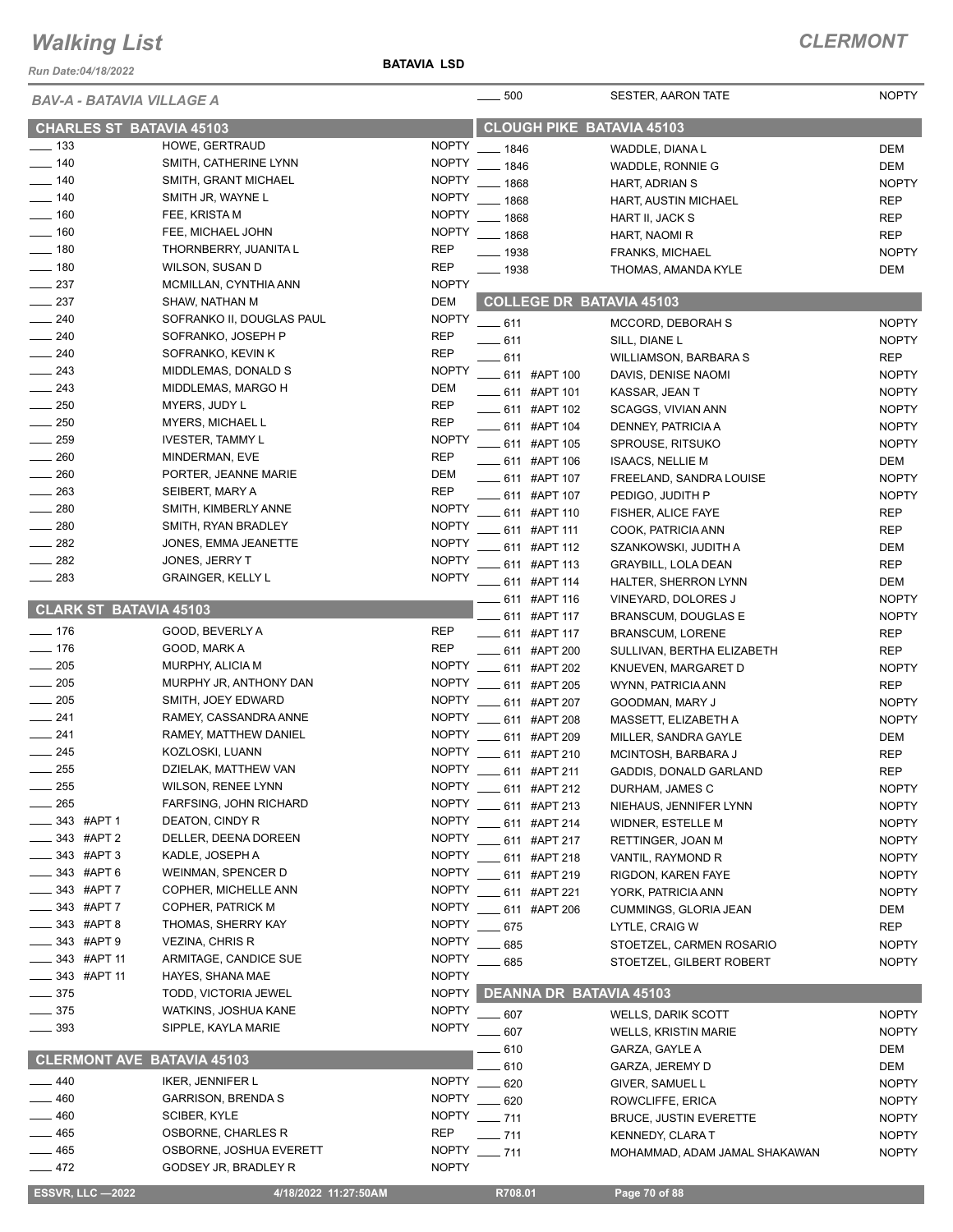# Walking List

## CLERMONT

Run Date:04/18/2022

BATAVIA LSD

### BAV-A - BATAVIA VILLAGE A

### CHARLES ST BATAVIA 45103

| No. | Name | Party |
|---|---|---|
| 133 | HOWE, GERTRAUD | NOPTY |
| 140 | SMITH, CATHERINE LYNN | NOPTY |
| 140 | SMITH, GRANT MICHAEL | NOPTY |
| 140 | SMITH JR, WAYNE L | NOPTY |
| 160 | FEE, KRISTA M | NOPTY |
| 160 | FEE, MICHAEL JOHN | NOPTY |
| 180 | THORNBERRY, JUANITA L | REP |
| 180 | WILSON, SUSAN D | REP |
| 237 | MCMILLAN, CYNTHIA ANN | NOPTY |
| 237 | SHAW, NATHAN M | DEM |
| 240 | SOFRANKO II, DOUGLAS PAUL | NOPTY |
| 240 | SOFRANKO, JOSEPH P | REP |
| 240 | SOFRANKO, KEVIN K | REP |
| 243 | MIDDLEMAS, DONALD S | NOPTY |
| 243 | MIDDLEMAS, MARGO H | DEM |
| 250 | MYERS, JUDY L | REP |
| 250 | MYERS, MICHAEL L | REP |
| 259 | IVESTER, TAMMY L | NOPTY |
| 260 | MINDERMAN, EVE | REP |
| 260 | PORTER, JEANNE MARIE | DEM |
| 263 | SEIBERT, MARY A | REP |
| 280 | SMITH, KIMBERLY ANNE | NOPTY |
| 280 | SMITH, RYAN BRADLEY | NOPTY |
| 282 | JONES, EMMA JEANETTE | NOPTY |
| 282 | JONES, JERRY T | NOPTY |
| 283 | GRAINGER, KELLY L | NOPTY |

### CLARK ST BATAVIA 45103

| No. | Name | Party |
|---|---|---|
| 176 | GOOD, BEVERLY A | REP |
| 176 | GOOD, MARK A | REP |
| 205 | MURPHY, ALICIA M | NOPTY |
| 205 | MURPHY JR, ANTHONY DAN | NOPTY |
| 205 | SMITH, JOEY EDWARD | NOPTY |
| 241 | RAMEY, CASSANDRA ANNE | NOPTY |
| 241 | RAMEY, MATTHEW DANIEL | NOPTY |
| 245 | KOZLOSKI, LUANN | NOPTY |
| 255 | DZIELAK, MATTHEW VAN | NOPTY |
| 255 | WILSON, RENEE LYNN | NOPTY |
| 265 | FARFSING, JOHN RICHARD | NOPTY |
| 343 #APT 1 | DEATON, CINDY R | NOPTY |
| 343 #APT 2 | DELLER, DEENA DOREEN | NOPTY |
| 343 #APT 3 | KADLE, JOSEPH A | NOPTY |
| 343 #APT 6 | WEINMAN, SPENCER D | NOPTY |
| 343 #APT 7 | COPHER, MICHELLE ANN | NOPTY |
| 343 #APT 7 | COPHER, PATRICK M | NOPTY |
| 343 #APT 8 | THOMAS, SHERRY KAY | NOPTY |
| 343 #APT 9 | VEZINA, CHRIS R | NOPTY |
| 343 #APT 11 | ARMITAGE, CANDICE SUE | NOPTY |
| 343 #APT 11 | HAYES, SHANA MAE | NOPTY |
| 375 | TODD, VICTORIA JEWEL | NOPTY |
| 375 | WATKINS, JOSHUA KANE | NOPTY |
| 393 | SIPPLE, KAYLA MARIE | NOPTY |

### CLERMONT AVE BATAVIA 45103

| No. | Name | Party |
|---|---|---|
| 440 | IKER, JENNIFER L | NOPTY |
| 460 | GARRISON, BRENDA S | NOPTY |
| 460 | SCIBER, KYLE | NOPTY |
| 465 | OSBORNE, CHARLES R | REP |
| 465 | OSBORNE, JOSHUA EVERETT | NOPTY |
| 472 | GODSEY JR, BRADLEY R | NOPTY |
| 500 | SESTER, AARON TATE | NOPTY |

### CLOUGH PIKE BATAVIA 45103

| No. | Name | Party |
|---|---|---|
| 1846 | WADDLE, DIANA L | DEM |
| 1846 | WADDLE, RONNIE G | DEM |
| 1868 | HART, ADRIAN S | NOPTY |
| 1868 | HART, AUSTIN MICHAEL | REP |
| 1868 | HART II, JACK S | REP |
| 1868 | HART, NAOMI R | REP |
| 1938 | FRANKS, MICHAEL | NOPTY |
| 1938 | THOMAS, AMANDA KYLE | DEM |

### COLLEGE DR BATAVIA 45103

| No. | Name | Party |
|---|---|---|
| 611 | MCCORD, DEBORAH S | NOPTY |
| 611 | SILL, DIANE L | NOPTY |
| 611 | WILLIAMSON, BARBARA S | REP |
| 611 #APT 100 | DAVIS, DENISE NAOMI | NOPTY |
| 611 #APT 101 | KASSAR, JEAN T | NOPTY |
| 611 #APT 102 | SCAGGS, VIVIAN ANN | NOPTY |
| 611 #APT 104 | DENNEY, PATRICIA A | NOPTY |
| 611 #APT 105 | SPROUSE, RITSUKO | NOPTY |
| 611 #APT 106 | ISAACS, NELLIE M | DEM |
| 611 #APT 107 | FREELAND, SANDRA LOUISE | NOPTY |
| 611 #APT 107 | PEDIGO, JUDITH P | NOPTY |
| 611 #APT 110 | FISHER, ALICE FAYE | REP |
| 611 #APT 111 | COOK, PATRICIA ANN | REP |
| 611 #APT 112 | SZANKOWSKI, JUDITH A | DEM |
| 611 #APT 113 | GRAYBILL, LOLA DEAN | REP |
| 611 #APT 114 | HALTER, SHERRON LYNN | DEM |
| 611 #APT 116 | VINEYARD, DOLORES J | NOPTY |
| 611 #APT 117 | BRANSCUM, DOUGLAS E | NOPTY |
| 611 #APT 117 | BRANSCUM, LORENE | REP |
| 611 #APT 200 | SULLIVAN, BERTHA ELIZABETH | REP |
| 611 #APT 202 | KNUEVEN, MARGARET D | NOPTY |
| 611 #APT 205 | WYNN, PATRICIA ANN | REP |
| 611 #APT 207 | GOODMAN, MARY J | NOPTY |
| 611 #APT 208 | MASSETT, ELIZABETH A | NOPTY |
| 611 #APT 209 | MILLER, SANDRA GAYLE | DEM |
| 611 #APT 210 | MCINTOSH, BARBARA J | REP |
| 611 #APT 211 | GADDIS, DONALD GARLAND | REP |
| 611 #APT 212 | DURHAM, JAMES C | NOPTY |
| 611 #APT 213 | NIEHAUS, JENNIFER LYNN | NOPTY |
| 611 #APT 214 | WIDNER, ESTELLE M | NOPTY |
| 611 #APT 217 | RETTINGER, JOAN M | NOPTY |
| 611 #APT 218 | VANTIL, RAYMOND R | NOPTY |
| 611 #APT 219 | RIGDON, KAREN FAYE | NOPTY |
| 611 #APT 221 | YORK, PATRICIA ANN | NOPTY |
| 611 #APT 206 | CUMMINGS, GLORIA JEAN | DEM |
| 675 | LYTLE, CRAIG W | REP |
| 685 | STOETZEL, CARMEN ROSARIO | NOPTY |
| 685 | STOETZEL, GILBERT ROBERT | NOPTY |

### DEANNA DR BATAVIA 45103

| No. | Name | Party |
|---|---|---|
| 607 | WELLS, DARIK SCOTT | NOPTY |
| 607 | WELLS, KRISTIN MARIE | NOPTY |
| 610 | GARZA, GAYLE A | DEM |
| 610 | GARZA, JEREMY D | DEM |
| 620 | GIVER, SAMUEL L | NOPTY |
| 620 | ROWCLIFFE, ERICA | NOPTY |
| 711 | BRUCE, JUSTIN EVERETTE | NOPTY |
| 711 | KENNEDY, CLARA T | NOPTY |
| 711 | MOHAMMAD, ADAM JAMAL SHAKAWAN | NOPTY |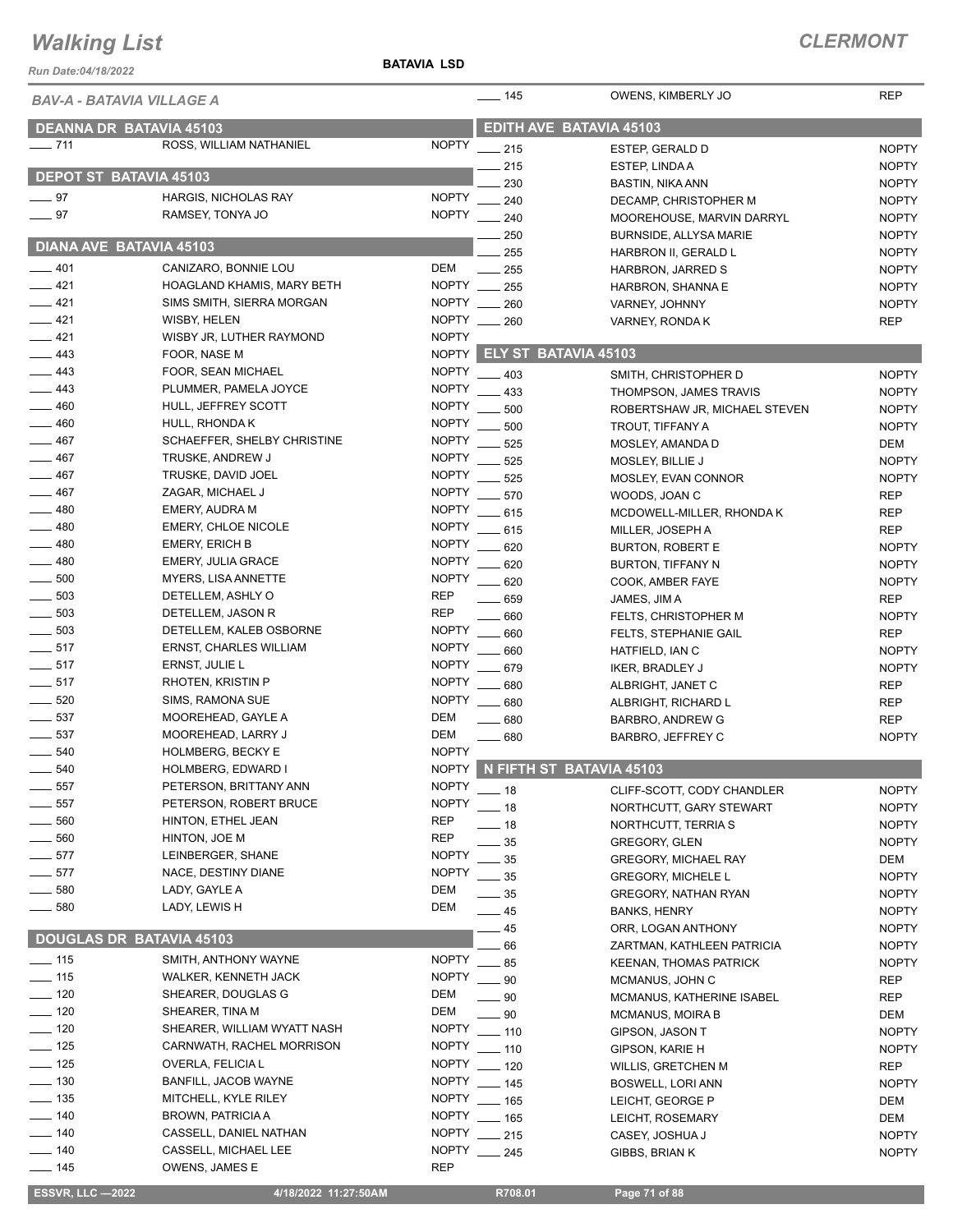# Walking List

**CLERMONT**

Run Date:04/18/2022

**BATAVIA LSD**

*BAV-A - BATAVIA VILLAGE A*

## DEANNA DR BATAVIA 45103

| No. | Name | Party |
|---|---|---|
| 711 | ROSS, WILLIAM NATHANIEL | NOPTY |

## DEPOT ST BATAVIA 45103

| No. | Name | Party |
|---|---|---|
| 97 | HARGIS, NICHOLAS RAY | NOPTY |
| 97 | RAMSEY, TONYA JO | NOPTY |

## DIANA AVE BATAVIA 45103

| No. | Name | Party |
|---|---|---|
| 401 | CANIZARO, BONNIE LOU | DEM |
| 421 | HOAGLAND KHAMIS, MARY BETH | NOPTY |
| 421 | SIMS SMITH, SIERRA MORGAN | NOPTY |
| 421 | WISBY, HELEN | NOPTY |
| 421 | WISBY JR, LUTHER RAYMOND | NOPTY |
| 443 | FOOR, NASE M | NOPTY |
| 443 | FOOR, SEAN MICHAEL | NOPTY |
| 443 | PLUMMER, PAMELA JOYCE | NOPTY |
| 460 | HULL, JEFFREY SCOTT | NOPTY |
| 460 | HULL, RHONDA K | NOPTY |
| 467 | SCHAEFFER, SHELBY CHRISTINE | NOPTY |
| 467 | TRUSKE, ANDREW J | NOPTY |
| 467 | TRUSKE, DAVID JOEL | NOPTY |
| 467 | ZAGAR, MICHAEL J | NOPTY |
| 480 | EMERY, AUDRA M | NOPTY |
| 480 | EMERY, CHLOE NICOLE | NOPTY |
| 480 | EMERY, ERICH B | NOPTY |
| 480 | EMERY, JULIA GRACE | NOPTY |
| 500 | MYERS, LISA ANNETTE | NOPTY |
| 503 | DETELLEM, ASHLY O | REP |
| 503 | DETELLEM, JASON R | REP |
| 503 | DETELLEM, KALEB OSBORNE | NOPTY |
| 517 | ERNST, CHARLES WILLIAM | NOPTY |
| 517 | ERNST, JULIE L | NOPTY |
| 517 | RHOTEN, KRISTIN P | NOPTY |
| 520 | SIMS, RAMONA SUE | NOPTY |
| 537 | MOOREHEAD, GAYLE A | DEM |
| 537 | MOOREHEAD, LARRY J | DEM |
| 540 | HOLMBERG, BECKY E | NOPTY |
| 540 | HOLMBERG, EDWARD I | NOPTY |
| 557 | PETERSON, BRITTANY ANN | NOPTY |
| 557 | PETERSON, ROBERT BRUCE | NOPTY |
| 560 | HINTON, ETHEL JEAN | REP |
| 560 | HINTON, JOE M | REP |
| 577 | LEINBERGER, SHANE | NOPTY |
| 577 | NACE, DESTINY DIANE | NOPTY |
| 580 | LADY, GAYLE A | DEM |
| 580 | LADY, LEWIS H | DEM |

## DOUGLAS DR BATAVIA 45103

| No. | Name | Party |
|---|---|---|
| 115 | SMITH, ANTHONY WAYNE | NOPTY |
| 115 | WALKER, KENNETH JACK | NOPTY |
| 120 | SHEARER, DOUGLAS G | DEM |
| 120 | SHEARER, TINA M | DEM |
| 120 | SHEARER, WILLIAM WYATT NASH | NOPTY |
| 125 | CARNWATH, RACHEL MORRISON | NOPTY |
| 125 | OVERLA, FELICIA L | NOPTY |
| 130 | BANFILL, JACOB WAYNE | NOPTY |
| 135 | MITCHELL, KYLE RILEY | NOPTY |
| 140 | BROWN, PATRICIA A | NOPTY |
| 140 | CASSELL, DANIEL NATHAN | NOPTY |
| 140 | CASSELL, MICHAEL LEE | NOPTY |
| 145 | OWENS, JAMES E | REP |
| 145 | OWENS, KIMBERLY JO | REP |

## EDITH AVE BATAVIA 45103

| No. | Name | Party |
|---|---|---|
| 215 | ESTEP, GERALD D | NOPTY |
| 215 | ESTEP, LINDA A | NOPTY |
| 230 | BASTIN, NIKA ANN | NOPTY |
| 240 | DECAMP, CHRISTOPHER M | NOPTY |
| 240 | MOOREHOUSE, MARVIN DARRYL | NOPTY |
| 250 | BURNSIDE, ALLYSA MARIE | NOPTY |
| 255 | HARBRON II, GERALD L | NOPTY |
| 255 | HARBRON, JARRED S | NOPTY |
| 255 | HARBRON, SHANNA E | NOPTY |
| 260 | VARNEY, JOHNNY | NOPTY |
| 260 | VARNEY, RONDA K | REP |

## ELY ST BATAVIA 45103

| No. | Name | Party |
|---|---|---|
| 403 | SMITH, CHRISTOPHER D | NOPTY |
| 433 | THOMPSON, JAMES TRAVIS | NOPTY |
| 500 | ROBERTSHAW JR, MICHAEL STEVEN | NOPTY |
| 500 | TROUT, TIFFANY A | NOPTY |
| 525 | MOSLEY, AMANDA D | DEM |
| 525 | MOSLEY, BILLIE J | NOPTY |
| 525 | MOSLEY, EVAN CONNOR | NOPTY |
| 570 | WOODS, JOAN C | REP |
| 615 | MCDOWELL-MILLER, RHONDA K | REP |
| 615 | MILLER, JOSEPH A | REP |
| 620 | BURTON, ROBERT E | NOPTY |
| 620 | BURTON, TIFFANY N | NOPTY |
| 620 | COOK, AMBER FAYE | NOPTY |
| 659 | JAMES, JIM A | REP |
| 660 | FELTS, CHRISTOPHER M | NOPTY |
| 660 | FELTS, STEPHANIE GAIL | REP |
| 660 | HATFIELD, IAN C | NOPTY |
| 679 | IKER, BRADLEY J | NOPTY |
| 680 | ALBRIGHT, JANET C | REP |
| 680 | ALBRIGHT, RICHARD L | REP |
| 680 | BARBRO, ANDREW G | REP |
| 680 | BARBRO, JEFFREY C | NOPTY |

## N FIFTH ST BATAVIA 45103

| No. | Name | Party |
|---|---|---|
| 18 | CLIFF-SCOTT, CODY CHANDLER | NOPTY |
| 18 | NORTHCUTT, GARY STEWART | NOPTY |
| 18 | NORTHCUTT, TERRIA S | NOPTY |
| 35 | GREGORY, GLEN | NOPTY |
| 35 | GREGORY, MICHAEL RAY | DEM |
| 35 | GREGORY, MICHELE L | NOPTY |
| 35 | GREGORY, NATHAN RYAN | NOPTY |
| 45 | BANKS, HENRY | NOPTY |
| 45 | ORR, LOGAN ANTHONY | NOPTY |
| 66 | ZARTMAN, KATHLEEN PATRICIA | NOPTY |
| 85 | KEENAN, THOMAS PATRICK | NOPTY |
| 90 | MCMANUS, JOHN C | REP |
| 90 | MCMANUS, KATHERINE ISABEL | REP |
| 90 | MCMANUS, MOIRA B | DEM |
| 110 | GIPSON, JASON T | NOPTY |
| 110 | GIPSON, KARIE H | NOPTY |
| 120 | WILLIS, GRETCHEN M | REP |
| 145 | BOSWELL, LORI ANN | NOPTY |
| 165 | LEICHT, GEORGE P | DEM |
| 165 | LEICHT, ROSEMARY | DEM |
| 215 | CASEY, JOSHUA J | NOPTY |
| 245 | GIBBS, BRIAN K | NOPTY |

ESSVR, LLC —2022 | 4/18/2022 11:27:50AM | R708.01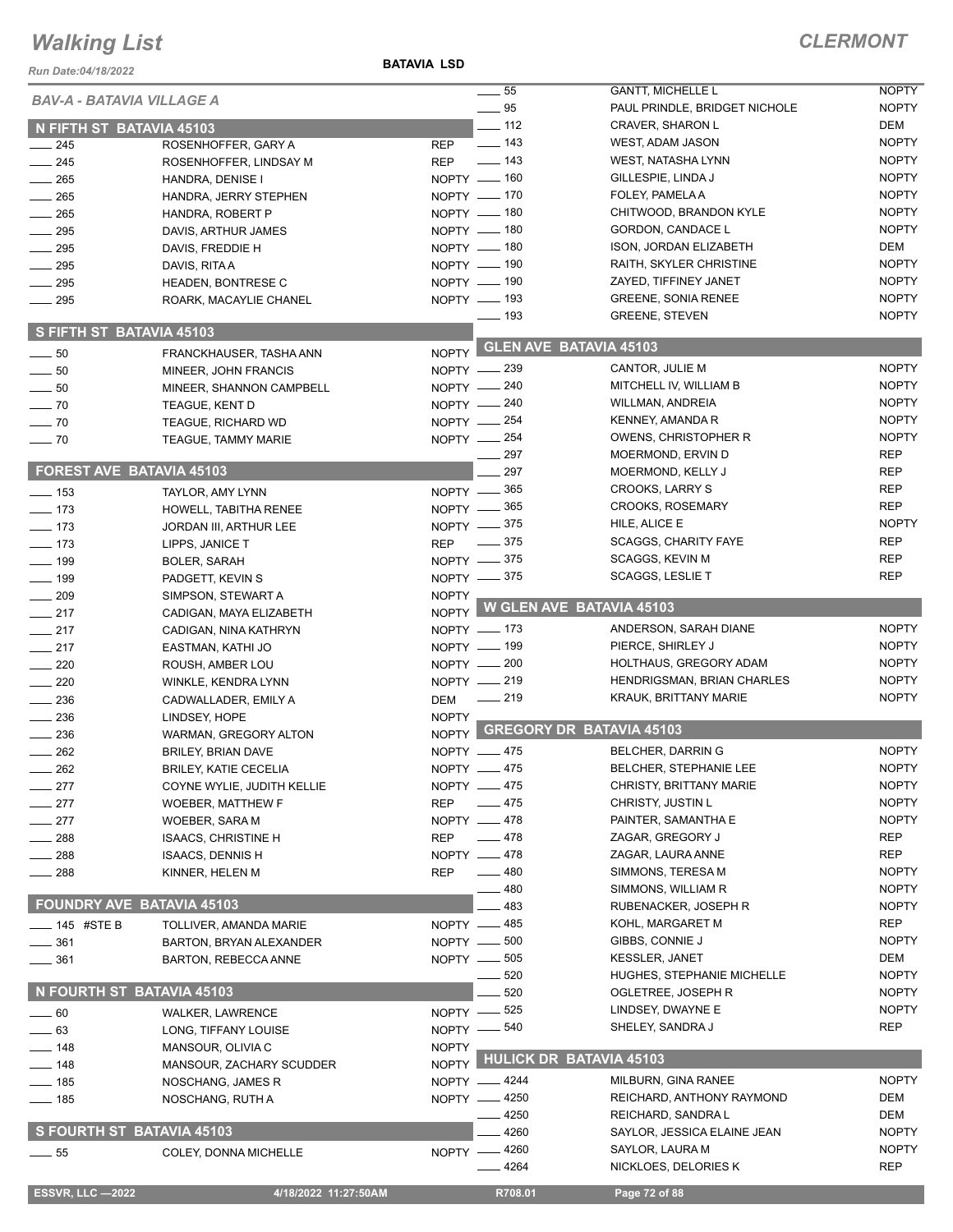# Walking List

## CLERMONT

Run Date:04/18/2022

BATAVIA LSD

### BAV-A - BATAVIA VILLAGE A

#### N FIFTH ST BATAVIA 45103

| No. | Name | Party |
|---|---|---|
| 245 | ROSENHOFFER, GARY A | REP |
| 245 | ROSENHOFFER, LINDSAY M | REP |
| 265 | HANDRA, DENISE I | NOPTY |
| 265 | HANDRA, JERRY STEPHEN | NOPTY |
| 265 | HANDRA, ROBERT P | NOPTY |
| 295 | DAVIS, ARTHUR JAMES | NOPTY |
| 295 | DAVIS, FREDDIE H | NOPTY |
| 295 | DAVIS, RITA A | NOPTY |
| 295 | HEADEN, BONTRESE C | NOPTY |
| 295 | ROARK, MACAYLIE CHANEL | NOPTY |

#### S FIFTH ST BATAVIA 45103

| No. | Name | Party |
|---|---|---|
| 50 | FRANCKHAUSER, TASHA ANN | NOPTY |
| 50 | MINEER, JOHN FRANCIS | NOPTY |
| 50 | MINEER, SHANNON CAMPBELL | NOPTY |
| 70 | TEAGUE, KENT D | NOPTY |
| 70 | TEAGUE, RICHARD WD | NOPTY |
| 70 | TEAGUE, TAMMY MARIE | NOPTY |

#### FOREST AVE BATAVIA 45103

| No. | Name | Party |
|---|---|---|
| 153 | TAYLOR, AMY LYNN | NOPTY |
| 173 | HOWELL, TABITHA RENEE | NOPTY |
| 173 | JORDAN III, ARTHUR LEE | NOPTY |
| 173 | LIPPS, JANICE T | REP |
| 199 | BOLER, SARAH | NOPTY |
| 199 | PADGETT, KEVIN S | NOPTY |
| 209 | SIMPSON, STEWART A | NOPTY |
| 217 | CADIGAN, MAYA ELIZABETH | NOPTY |
| 217 | CADIGAN, NINA KATHRYN | NOPTY |
| 217 | EASTMAN, KATHI JO | NOPTY |
| 220 | ROUSH, AMBER LOU | NOPTY |
| 220 | WINKLE, KENDRA LYNN | NOPTY |
| 236 | CADWALLADER, EMILY A | DEM |
| 236 | LINDSEY, HOPE | NOPTY |
| 236 | WARMAN, GREGORY ALTON | NOPTY |
| 262 | BRILEY, BRIAN DAVE | NOPTY |
| 262 | BRILEY, KATIE CECELIA | NOPTY |
| 277 | COYNE WYLIE, JUDITH KELLIE | NOPTY |
| 277 | WOEBER, MATTHEW F | REP |
| 277 | WOEBER, SARA M | NOPTY |
| 288 | ISAACS, CHRISTINE H | REP |
| 288 | ISAACS, DENNIS H | NOPTY |
| 288 | KINNER, HELEN M | REP |

#### FOUNDRY AVE BATAVIA 45103

| No. | Name | Party |
|---|---|---|
| 145 #STE B | TOLLIVER, AMANDA MARIE | NOPTY |
| 361 | BARTON, BRYAN ALEXANDER | NOPTY |
| 361 | BARTON, REBECCA ANNE | NOPTY |

#### N FOURTH ST BATAVIA 45103

| No. | Name | Party |
|---|---|---|
| 60 | WALKER, LAWRENCE | NOPTY |
| 63 | LONG, TIFFANY LOUISE | NOPTY |
| 148 | MANSOUR, OLIVIA C | NOPTY |
| 148 | MANSOUR, ZACHARY SCUDDER | NOPTY |
| 185 | NOSCHANG, JAMES R | NOPTY |
| 185 | NOSCHANG, RUTH A | NOPTY |

#### S FOURTH ST BATAVIA 45103

| No. | Name | Party |
|---|---|---|
| 55 | COLEY, DONNA MICHELLE | NOPTY |
| 55 | GANTT, MICHELLE L | NOPTY |
| 95 | PAUL PRINDLE, BRIDGET NICHOLE | NOPTY |
| 112 | CRAVER, SHARON L | DEM |
| 143 | WEST, ADAM JASON | NOPTY |
| 143 | WEST, NATASHA LYNN | NOPTY |
| 160 | GILLESPIE, LINDA J | NOPTY |
| 170 | FOLEY, PAMELA A | NOPTY |
| 180 | CHITWOOD, BRANDON KYLE | NOPTY |
| 180 | GORDON, CANDACE L | NOPTY |
| 180 | ISON, JORDAN ELIZABETH | DEM |
| 190 | RAITH, SKYLER CHRISTINE | NOPTY |
| 190 | ZAYED, TIFFINEY JANET | NOPTY |
| 193 | GREENE, SONIA RENEE | NOPTY |
| 193 | GREENE, STEVEN | NOPTY |

#### GLEN AVE BATAVIA 45103

| No. | Name | Party |
|---|---|---|
| 239 | CANTOR, JULIE M | NOPTY |
| 240 | MITCHELL IV, WILLIAM B | NOPTY |
| 240 | WILLMAN, ANDREIA | NOPTY |
| 254 | KENNEY, AMANDA R | NOPTY |
| 254 | OWENS, CHRISTOPHER R | NOPTY |
| 297 | MOERMOND, ERVIN D | REP |
| 297 | MOERMOND, KELLY J | REP |
| 365 | CROOKS, LARRY S | REP |
| 365 | CROOKS, ROSEMARY | REP |
| 375 | HILE, ALICE E | NOPTY |
| 375 | SCAGGS, CHARITY FAYE | REP |
| 375 | SCAGGS, KEVIN M | REP |
| 375 | SCAGGS, LESLIE T | REP |

#### W GLEN AVE BATAVIA 45103

| No. | Name | Party |
|---|---|---|
| 173 | ANDERSON, SARAH DIANE | NOPTY |
| 199 | PIERCE, SHIRLEY J | NOPTY |
| 200 | HOLTHAUS, GREGORY ADAM | NOPTY |
| 219 | HENDRIGSMAN, BRIAN CHARLES | NOPTY |
| 219 | KRAUK, BRITTANY MARIE | NOPTY |

#### GREGORY DR BATAVIA 45103

| No. | Name | Party |
|---|---|---|
| 475 | BELCHER, DARRIN G | NOPTY |
| 475 | BELCHER, STEPHANIE LEE | NOPTY |
| 475 | CHRISTY, BRITTANY MARIE | NOPTY |
| 475 | CHRISTY, JUSTIN L | NOPTY |
| 478 | PAINTER, SAMANTHA E | NOPTY |
| 478 | ZAGAR, GREGORY J | REP |
| 478 | ZAGAR, LAURA ANNE | REP |
| 480 | SIMMONS, TERESA M | NOPTY |
| 480 | SIMMONS, WILLIAM R | NOPTY |
| 483 | RUBENACKER, JOSEPH R | NOPTY |
| 485 | KOHL, MARGARET M | REP |
| 500 | GIBBS, CONNIE J | NOPTY |
| 505 | KESSLER, JANET | DEM |
| 520 | HUGHES, STEPHANIE MICHELLE | NOPTY |
| 520 | OGLETREE, JOSEPH R | NOPTY |
| 525 | LINDSEY, DWAYNE E | NOPTY |
| 540 | SHELEY, SANDRA J | REP |

#### HULICK DR BATAVIA 45103

| No. | Name | Party |
|---|---|---|
| 4244 | MILBURN, GINA RANEE | NOPTY |
| 4250 | REICHARD, ANTHONY RAYMOND | DEM |
| 4250 | REICHARD, SANDRA L | DEM |
| 4260 | SAYLOR, JESSICA ELAINE JEAN | NOPTY |
| 4260 | SAYLOR, LAURA M | NOPTY |
| 4264 | NICKLOES, DELORIES K | REP |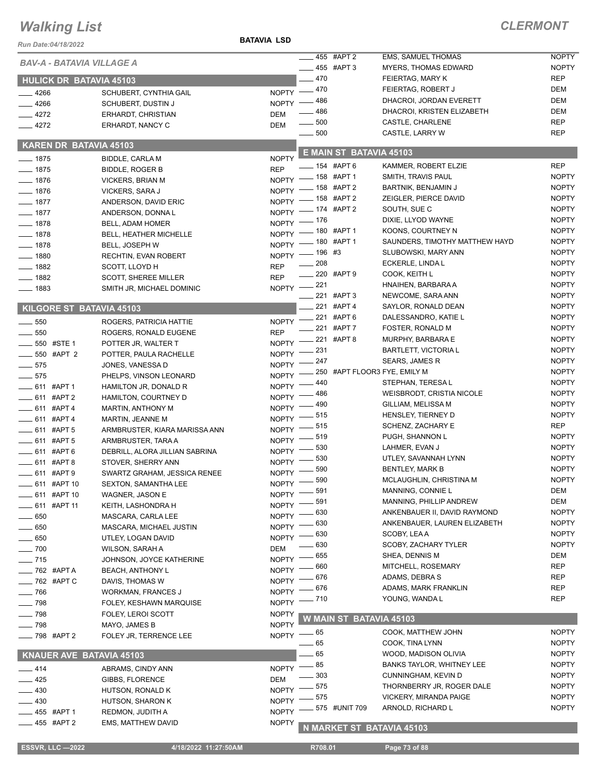# Walking List

**CLERMONT**

Run Date:04/18/2022

**BATAVIA LSD**

*BAV-A - BATAVIA VILLAGE A*

## HULICK DR BATAVIA 45103

| | | |
|---|---|---|
| ___ 4266 | SCHUBERT, CYNTHIA GAIL | NOPTY |
| ___ 4266 | SCHUBERT, DUSTIN J | NOPTY |
| ___ 4272 | ERHARDT, CHRISTIAN | DEM |
| ___ 4272 | ERHARDT, NANCY C | DEM |

## KAREN DR BATAVIA 45103

| | | |
|---|---|---|
| ___ 1875 | BIDDLE, CARLA M | NOPTY |
| ___ 1875 | BIDDLE, ROGER B | REP |
| ___ 1876 | VICKERS, BRIAN M | NOPTY |
| ___ 1876 | VICKERS, SARA J | NOPTY |
| ___ 1877 | ANDERSON, DAVID ERIC | NOPTY |
| ___ 1877 | ANDERSON, DONNA L | NOPTY |
| ___ 1878 | BELL, ADAM HOMER | NOPTY |
| ___ 1878 | BELL, HEATHER MICHELLE | NOPTY |
| ___ 1878 | BELL, JOSEPH W | NOPTY |
| ___ 1880 | RECHTIN, EVAN ROBERT | NOPTY |
| ___ 1882 | SCOTT, LLOYD H | REP |
| ___ 1882 | SCOTT, SHEREE MILLER | REP |
| ___ 1883 | SMITH JR, MICHAEL DOMINIC | NOPTY |

## KILGORE ST BATAVIA 45103

| | | |
|---|---|---|
| ___ 550 | ROGERS, PATRICIA HATTIE | NOPTY |
| ___ 550 | ROGERS, RONALD EUGENE | REP |
| ___ 550 #STE 1 | POTTER JR, WALTER T | NOPTY |
| ___ 550 #APT 2 | POTTER, PAULA RACHELLE | NOPTY |
| ___ 575 | JONES, VANESSA D | NOPTY |
| ___ 575 | PHELPS, VINSON LEONARD | NOPTY |
| ___ 611 #APT 1 | HAMILTON JR, DONALD R | NOPTY |
| ___ 611 #APT 2 | HAMILTON, COURTNEY D | NOPTY |
| ___ 611 #APT 4 | MARTIN, ANTHONY M | NOPTY |
| ___ 611 #APT 4 | MARTIN, JEANNE M | NOPTY |
| ___ 611 #APT 5 | ARMBRUSTER, KIARA MARISSA ANN | NOPTY |
| ___ 611 #APT 5 | ARMBRUSTER, TARA A | NOPTY |
| ___ 611 #APT 6 | DEBRILL, ALORA JILLIAN SABRINA | NOPTY |
| ___ 611 #APT 8 | STOVER, SHERRY ANN | NOPTY |
| ___ 611 #APT 9 | SWARTZ GRAHAM, JESSICA RENEE | NOPTY |
| ___ 611 #APT 10 | SEXTON, SAMANTHA LEE | NOPTY |
| ___ 611 #APT 10 | WAGNER, JASON E | NOPTY |
| ___ 611 #APT 11 | KEITH, LASHONDRA H | NOPTY |
| ___ 650 | MASCARA, CARLA LEE | NOPTY |
| ___ 650 | MASCARA, MICHAEL JUSTIN | NOPTY |
| ___ 650 | UTLEY, LOGAN DAVID | NOPTY |
| ___ 700 | WILSON, SARAH A | DEM |
| ___ 715 | JOHNSON, JOYCE KATHERINE | NOPTY |
| ___ 762 #APT A | BEACH, ANTHONY L | NOPTY |
| ___ 762 #APT C | DAVIS, THOMAS W | NOPTY |
| ___ 766 | WORKMAN, FRANCES J | NOPTY |
| ___ 798 | FOLEY, KESHAWN MARQUISE | NOPTY |
| ___ 798 | FOLEY, LEROI SCOTT | NOPTY |
| ___ 798 | MAYO, JAMES B | NOPTY |
| ___ 798 #APT 2 | FOLEY JR, TERRENCE LEE | NOPTY |

## KNAUER AVE BATAVIA 45103

| | | |
|---|---|---|
| ___ 414 | ABRAMS, CINDY ANN | NOPTY |
| ___ 425 | GIBBS, FLORENCE | DEM |
| ___ 430 | HUTSON, RONALD K | NOPTY |
| ___ 430 | HUTSON, SHARON K | NOPTY |
| ___ 455 #APT 1 | REDMON, JUDITH A | NOPTY |
| ___ 455 #APT 2 | EMS, MATTHEW DAVID | NOPTY |
| ___ 455 #APT 2 | EMS, SAMUEL THOMAS | NOPTY |
| ___ 455 #APT 3 | MYERS, THOMAS EDWARD | NOPTY |
| ___ 470 | FEIERTAG, MARY K | REP |
| ___ 470 | FEIERTAG, ROBERT J | DEM |
| ___ 486 | DHACROI, JORDAN EVERETT | DEM |
| ___ 486 | DHACROI, KRISTEN ELIZABETH | DEM |
| ___ 500 | CASTLE, CHARLENE | REP |
| ___ 500 | CASTLE, LARRY W | REP |

## E MAIN ST BATAVIA 45103

| | | |
|---|---|---|
| ___ 154 #APT 6 | KAMMER, ROBERT ELZIE | REP |
| ___ 158 #APT 1 | SMITH, TRAVIS PAUL | NOPTY |
| ___ 158 #APT 2 | BARTNIK, BENJAMIN J | NOPTY |
| ___ 158 #APT 2 | ZEIGLER, PIERCE DAVID | NOPTY |
| ___ 174 #APT 2 | SOUTH, SUE C | NOPTY |
| ___ 176 | DIXIE, LLYOD WAYNE | NOPTY |
| ___ 180 #APT 1 | KOONS, COURTNEY N | NOPTY |
| ___ 180 #APT 1 | SAUNDERS, TIMOTHY MATTHEW HAYD | NOPTY |
| ___ 196 #3 | SLUBOWSKI, MARY ANN | NOPTY |
| ___ 208 | ECKERLE, LINDA L | NOPTY |
| ___ 220 #APT 9 | COOK, KEITH L | NOPTY |
| ___ 221 | HNAIHEN, BARBARA A | NOPTY |
| ___ 221 #APT 3 | NEWCOME, SARA ANN | NOPTY |
| ___ 221 #APT 4 | SAYLOR, RONALD DEAN | NOPTY |
| ___ 221 #APT 6 | DALESSANDRO, KATIE L | NOPTY |
| ___ 221 #APT 7 | FOSTER, RONALD M | NOPTY |
| ___ 221 #APT 8 | MURPHY, BARBARA E | NOPTY |
| ___ 231 | BARTLETT, VICTORIA L | NOPTY |
| ___ 247 | SEARS, JAMES R | NOPTY |
| ___ 250 #APT FLOOR3 | FYE, EMILY M | NOPTY |
| ___ 440 | STEPHAN, TERESA L | NOPTY |
| ___ 486 | WEISBRODT, CRISTIA NICOLE | NOPTY |
| ___ 490 | GILLIAM, MELISSA M | NOPTY |
| ___ 515 | HENSLEY, TIERNEY D | NOPTY |
| ___ 515 | SCHENZ, ZACHARY E | REP |
| ___ 519 | PUGH, SHANNON L | NOPTY |
| ___ 530 | LAHMER, EVAN J | NOPTY |
| ___ 530 | UTLEY, SAVANNAH LYNN | NOPTY |
| ___ 590 | BENTLEY, MARK B | NOPTY |
| ___ 590 | MCLAUGHLIN, CHRISTINA M | NOPTY |
| ___ 591 | MANNING, CONNIE L | DEM |
| ___ 591 | MANNING, PHILLIP ANDREW | DEM |
| ___ 630 | ANKENBAUER II, DAVID RAYMOND | NOPTY |
| ___ 630 | ANKENBAUER, LAUREN ELIZABETH | NOPTY |
| ___ 630 | SCOBY, LEA A | NOPTY |
| ___ 630 | SCOBY, ZACHARY TYLER | NOPTY |
| ___ 655 | SHEA, DENNIS M | DEM |
| ___ 660 | MITCHELL, ROSEMARY | REP |
| ___ 676 | ADAMS, DEBRA S | REP |
| ___ 676 | ADAMS, MARK FRANKLIN | REP |
| ___ 710 | YOUNG, WANDA L | REP |

## W MAIN ST BATAVIA 45103

| | | |
|---|---|---|
| ___ 65 | COOK, MATTHEW JOHN | NOPTY |
| ___ 65 | COOK, TINA LYNN | NOPTY |
| ___ 65 | WOOD, MADISON OLIVIA | NOPTY |
| ___ 85 | BANKS TAYLOR, WHITNEY LEE | NOPTY |
| ___ 303 | CUNNINGHAM, KEVIN D | NOPTY |
| ___ 575 | THORNBERRY JR, ROGER DALE | NOPTY |
| ___ 575 | VICKERY, MIRANDA PAIGE | NOPTY |
| ___ 575 #UNIT 709 | ARNOLD, RICHARD L | NOPTY |

## N MARKET ST BATAVIA 45103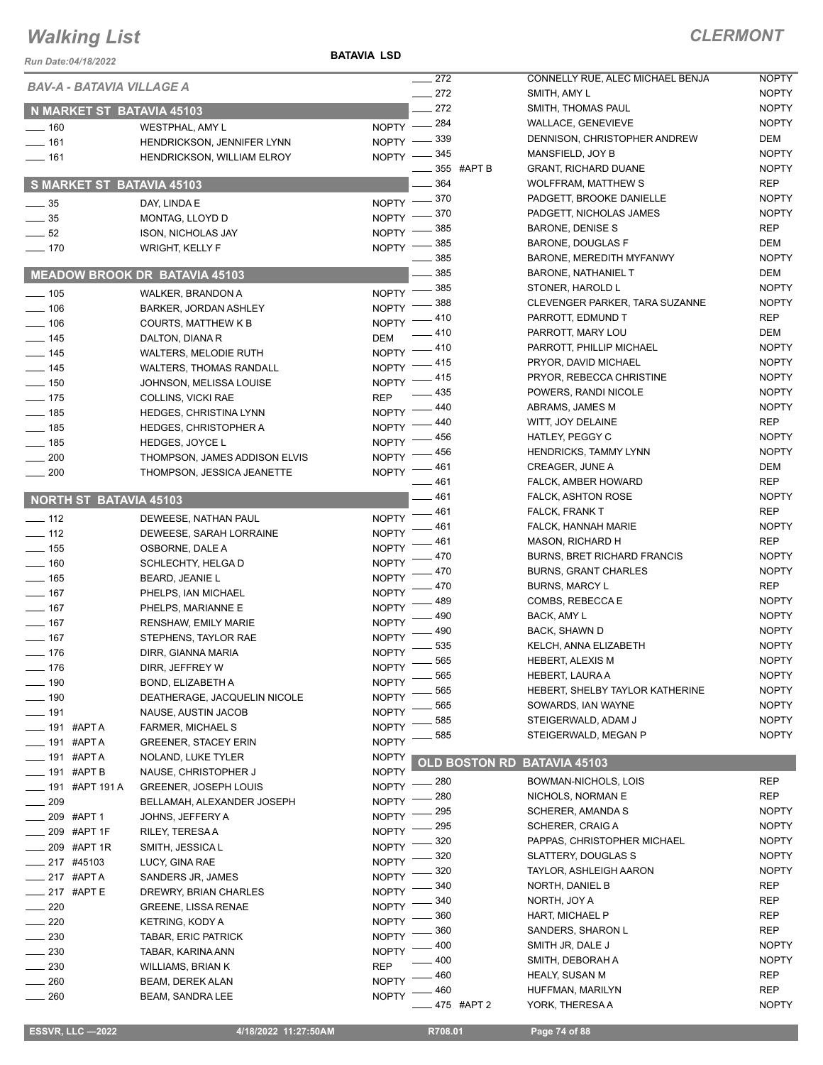# Walking List

**CLERMONT**

Run Date:04/18/2022

**BATAVIA LSD**

*BAV-A - BATAVIA VILLAGE A*

## N MARKET ST BATAVIA 45103

| No. | Name | Party |
|---|---|---|
| 160 | WESTPHAL, AMY L | NOPTY |
| 161 | HENDRICKSON, JENNIFER LYNN | NOPTY |
| 161 | HENDRICKSON, WILLIAM ELROY | NOPTY |

## S MARKET ST BATAVIA 45103

| No. | Name | Party |
|---|---|---|
| 35 | DAY, LINDA E | NOPTY |
| 35 | MONTAG, LLOYD D | NOPTY |
| 52 | ISON, NICHOLAS JAY | NOPTY |
| 170 | WRIGHT, KELLY F | NOPTY |

## MEADOW BROOK DR BATAVIA 45103

| No. | Name | Party |
|---|---|---|
| 105 | WALKER, BRANDON A | NOPTY |
| 106 | BARKER, JORDAN ASHLEY | NOPTY |
| 106 | COURTS, MATTHEW K B | NOPTY |
| 145 | DALTON, DIANA R | DEM |
| 145 | WALTERS, MELODIE RUTH | NOPTY |
| 145 | WALTERS, THOMAS RANDALL | NOPTY |
| 150 | JOHNSON, MELISSA LOUISE | NOPTY |
| 175 | COLLINS, VICKI RAE | REP |
| 185 | HEDGES, CHRISTINA LYNN | NOPTY |
| 185 | HEDGES, CHRISTOPHER A | NOPTY |
| 185 | HEDGES, JOYCE L | NOPTY |
| 200 | THOMPSON, JAMES ADDISON ELVIS | NOPTY |
| 200 | THOMPSON, JESSICA JEANETTE | NOPTY |

## NORTH ST BATAVIA 45103

| No. | Name | Party |
|---|---|---|
| 112 | DEWEESE, NATHAN PAUL | NOPTY |
| 112 | DEWEESE, SARAH LORRAINE | NOPTY |
| 155 | OSBORNE, DALE A | NOPTY |
| 160 | SCHLECHTY, HELGA D | NOPTY |
| 165 | BEARD, JEANIE L | NOPTY |
| 167 | PHELPS, IAN MICHAEL | NOPTY |
| 167 | PHELPS, MARIANNE E | NOPTY |
| 167 | RENSHAW, EMILY MARIE | NOPTY |
| 167 | STEPHENS, TAYLOR RAE | NOPTY |
| 176 | DIRR, GIANNA MARIA | NOPTY |
| 176 | DIRR, JEFFREY W | NOPTY |
| 190 | BOND, ELIZABETH A | NOPTY |
| 190 | DEATHERAGE, JACQUELIN NICOLE | NOPTY |
| 191 | NAUSE, AUSTIN JACOB | NOPTY |
| 191 #APT A | FARMER, MICHAEL S | NOPTY |
| 191 #APT A | GREENER, STACEY ERIN | NOPTY |
| 191 #APT A | NOLAND, LUKE TYLER | NOPTY |
| 191 #APT B | NAUSE, CHRISTOPHER J | NOPTY |
| 191 #APT 191 A | GREENER, JOSEPH LOUIS | NOPTY |
| 209 | BELLAMAH, ALEXANDER JOSEPH | NOPTY |
| 209 #APT 1 | JOHNS, JEFFERY A | NOPTY |
| 209 #APT 1F | RILEY, TERESA A | NOPTY |
| 209 #APT 1R | SMITH, JESSICA L | NOPTY |
| 217 #45103 | LUCY, GINA RAE | NOPTY |
| 217 #APT A | SANDERS JR, JAMES | NOPTY |
| 217 #APT E | DREWRY, BRIAN CHARLES | NOPTY |
| 220 | GREENE, LISSA RENAE | NOPTY |
| 220 | KETRING, KODY A | NOPTY |
| 230 | TABAR, ERIC PATRICK | NOPTY |
| 230 | TABAR, KARINA ANN | NOPTY |
| 230 | WILLIAMS, BRIAN K | REP |
| 260 | BEAM, DEREK ALAN | NOPTY |
| 260 | BEAM, SANDRA LEE | NOPTY |
| 272 | CONNELLY RUE, ALEC MICHAEL BENJA | NOPTY |
| 272 | SMITH, AMY L | NOPTY |
| 272 | SMITH, THOMAS PAUL | NOPTY |
| 284 | WALLACE, GENEVIEVE | NOPTY |
| 339 | DENNISON, CHRISTOPHER ANDREW | DEM |
| 345 | MANSFIELD, JOY B | NOPTY |
| 355 #APT B | GRANT, RICHARD DUANE | NOPTY |
| 364 | WOLFFRAM, MATTHEW S | REP |
| 370 | PADGETT, BROOKE DANIELLE | NOPTY |
| 370 | PADGETT, NICHOLAS JAMES | NOPTY |
| 385 | BARONE, DENISE S | REP |
| 385 | BARONE, DOUGLAS F | DEM |
| 385 | BARONE, MEREDITH MYFANWY | NOPTY |
| 385 | BARONE, NATHANIEL T | DEM |
| 385 | STONER, HAROLD L | NOPTY |
| 388 | CLEVENGER PARKER, TARA SUZANNE | NOPTY |
| 410 | PARROTT, EDMUND T | REP |
| 410 | PARROTT, MARY LOU | DEM |
| 410 | PARROTT, PHILLIP MICHAEL | NOPTY |
| 415 | PRYOR, DAVID MICHAEL | NOPTY |
| 415 | PRYOR, REBECCA CHRISTINE | NOPTY |
| 435 | POWERS, RANDI NICOLE | NOPTY |
| 440 | ABRAMS, JAMES M | NOPTY |
| 440 | WITT, JOY DELAINE | REP |
| 456 | HATLEY, PEGGY C | NOPTY |
| 456 | HENDRICKS, TAMMY LYNN | NOPTY |
| 461 | CREAGER, JUNE A | DEM |
| 461 | FALCK, AMBER HOWARD | REP |
| 461 | FALCK, ASHTON ROSE | NOPTY |
| 461 | FALCK, FRANK T | REP |
| 461 | FALCK, HANNAH MARIE | NOPTY |
| 461 | MASON, RICHARD H | REP |
| 470 | BURNS, BRET RICHARD FRANCIS | NOPTY |
| 470 | BURNS, GRANT CHARLES | NOPTY |
| 470 | BURNS, MARCY L | REP |
| 489 | COMBS, REBECCA E | NOPTY |
| 490 | BACK, AMY L | NOPTY |
| 490 | BACK, SHAWN D | NOPTY |
| 535 | KELCH, ANNA ELIZABETH | NOPTY |
| 565 | HEBERT, ALEXIS M | NOPTY |
| 565 | HEBERT, LAURA A | NOPTY |
| 565 | HEBERT, SHELBY TAYLOR KATHERINE | NOPTY |
| 565 | SOWARDS, IAN WAYNE | NOPTY |
| 585 | STEIGERWALD, ADAM J | NOPTY |
| 585 | STEIGERWALD, MEGAN P | NOPTY |

## OLD BOSTON RD BATAVIA 45103

| No. | Name | Party |
|---|---|---|
| 280 | BOWMAN-NICHOLS, LOIS | REP |
| 280 | NICHOLS, NORMAN E | REP |
| 295 | SCHERER, AMANDA S | NOPTY |
| 295 | SCHERER, CRAIG A | NOPTY |
| 320 | PAPPAS, CHRISTOPHER MICHAEL | NOPTY |
| 320 | SLATTERY, DOUGLAS S | NOPTY |
| 320 | TAYLOR, ASHLEIGH AARON | NOPTY |
| 340 | NORTH, DANIEL B | REP |
| 340 | NORTH, JOY A | REP |
| 360 | HART, MICHAEL P | REP |
| 360 | SANDERS, SHARON L | REP |
| 400 | SMITH JR, DALE J | NOPTY |
| 400 | SMITH, DEBORAH A | NOPTY |
| 460 | HEALY, SUSAN M | REP |
| 460 | HUFFMAN, MARILYN | REP |
| 475 #APT 2 | YORK, THERESA A | NOPTY |

ESSVR, LLC —2022 | 4/18/2022 11:27:50AM | R708.01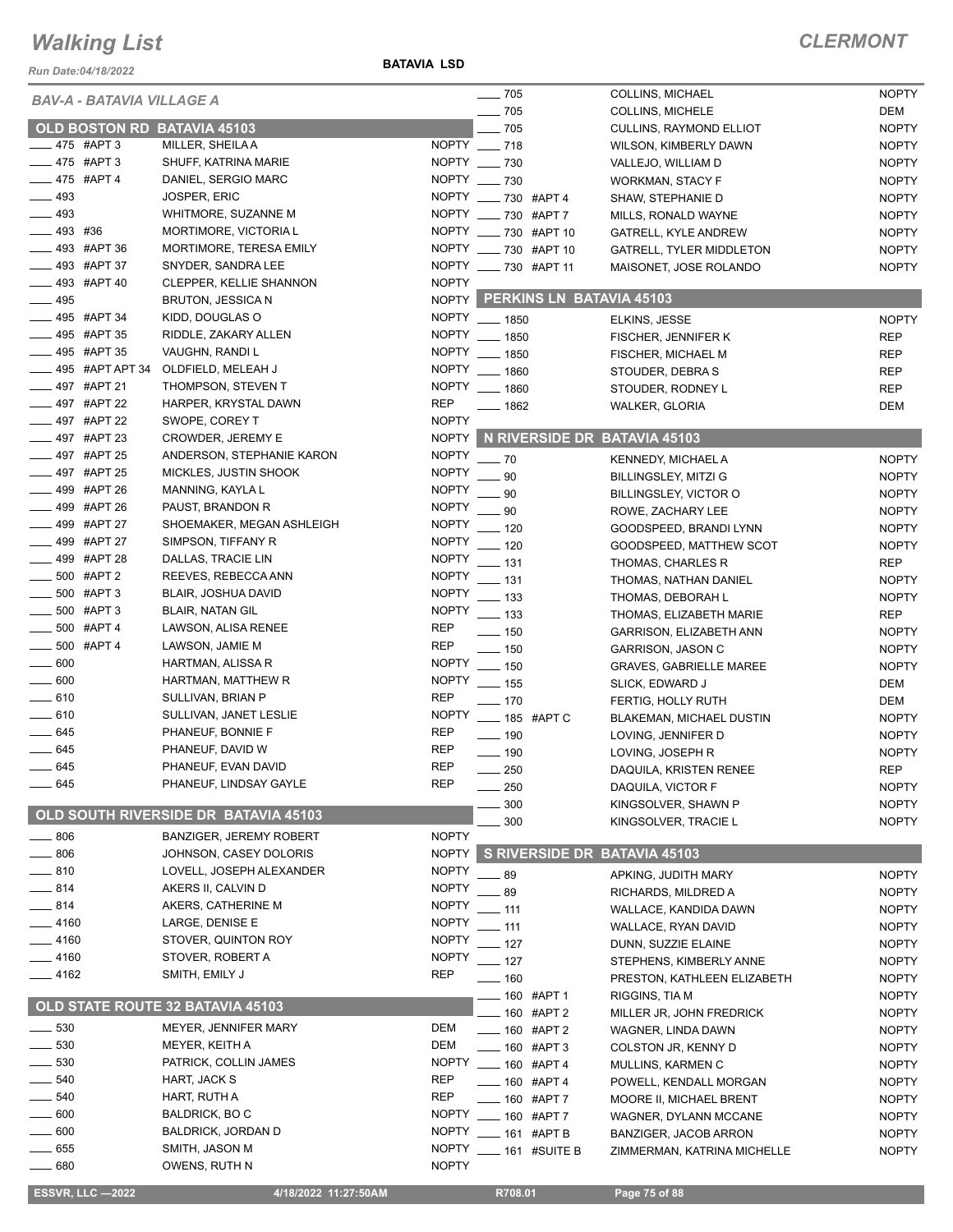# Walking List

**CLERMONT**

Run Date:04/18/2022

**BATAVIA LSD**

*BAV-A - BATAVIA VILLAGE A*

## OLD BOSTON RD BATAVIA 45103

| Address | Name | Party |
|---|---|---|
| ____ 475 #APT 3 | MILLER, SHEILA A | NOPTY |
| ____ 475 #APT 3 | SHUFF, KATRINA MARIE | NOPTY |
| ____ 475 #APT 4 | DANIEL, SERGIO MARC | NOPTY |
| ____ 493 | JOSPER, ERIC | NOPTY |
| ____ 493 | WHITMORE, SUZANNE M | NOPTY |
| ____ 493 #36 | MORTIMORE, VICTORIA L | NOPTY |
| ____ 493 #APT 36 | MORTIMORE, TERESA EMILY | NOPTY |
| ____ 493 #APT 37 | SNYDER, SANDRA LEE | NOPTY |
| ____ 493 #APT 40 | CLEPPER, KELLIE SHANNON | NOPTY |
| ____ 495 | BRUTON, JESSICA N | NOPTY |
| ____ 495 #APT 34 | KIDD, DOUGLAS O | NOPTY |
| ____ 495 #APT 35 | RIDDLE, ZAKARY ALLEN | NOPTY |
| ____ 495 #APT 35 | VAUGHN, RANDI L | NOPTY |
| ____ 495 #APT APT 34 | OLDFIELD, MELEAH J | NOPTY |
| ____ 497 #APT 21 | THOMPSON, STEVEN T | NOPTY |
| ____ 497 #APT 22 | HARPER, KRYSTAL DAWN | REP |
| ____ 497 #APT 22 | SWOPE, COREY T | NOPTY |
| ____ 497 #APT 23 | CROWDER, JEREMY E | NOPTY |
| ____ 497 #APT 25 | ANDERSON, STEPHANIE KARON | NOPTY |
| ____ 497 #APT 25 | MICKLES, JUSTIN SHOOK | NOPTY |
| ____ 499 #APT 26 | MANNING, KAYLA L | NOPTY |
| ____ 499 #APT 26 | PAUST, BRANDON R | NOPTY |
| ____ 499 #APT 27 | SHOEMAKER, MEGAN ASHLEIGH | NOPTY |
| ____ 499 #APT 27 | SIMPSON, TIFFANY R | NOPTY |
| ____ 499 #APT 28 | DALLAS, TRACIE LIN | NOPTY |
| ____ 500 #APT 2 | REEVES, REBECCA ANN | NOPTY |
| ____ 500 #APT 3 | BLAIR, JOSHUA DAVID | NOPTY |
| ____ 500 #APT 3 | BLAIR, NATAN GIL | NOPTY |
| ____ 500 #APT 4 | LAWSON, ALISA RENEE | REP |
| ____ 500 #APT 4 | LAWSON, JAMIE M | REP |
| ____ 600 | HARTMAN, ALISSA R | NOPTY |
| ____ 600 | HARTMAN, MATTHEW R | NOPTY |
| ____ 610 | SULLIVAN, BRIAN P | REP |
| ____ 610 | SULLIVAN, JANET LESLIE | NOPTY |
| ____ 645 | PHANEUF, BONNIE F | REP |
| ____ 645 | PHANEUF, DAVID W | REP |
| ____ 645 | PHANEUF, EVAN DAVID | REP |
| ____ 645 | PHANEUF, LINDSAY GAYLE | REP |

## OLD SOUTH RIVERSIDE DR BATAVIA 45103

| Address | Name | Party |
|---|---|---|
| ____ 806 | BANZIGER, JEREMY ROBERT | NOPTY |
| ____ 806 | JOHNSON, CASEY DOLORIS | NOPTY |
| ____ 810 | LOVELL, JOSEPH ALEXANDER | NOPTY |
| ____ 814 | AKERS II, CALVIN D | NOPTY |
| ____ 814 | AKERS, CATHERINE M | NOPTY |
| ____ 4160 | LARGE, DENISE E | NOPTY |
| ____ 4160 | STOVER, QUINTON ROY | NOPTY |
| ____ 4160 | STOVER, ROBERT A | NOPTY |
| ____ 4162 | SMITH, EMILY J | REP |

## OLD STATE ROUTE 32 BATAVIA 45103

| Address | Name | Party |
|---|---|---|
| ____ 530 | MEYER, JENNIFER MARY | DEM |
| ____ 530 | MEYER, KEITH A | DEM |
| ____ 530 | PATRICK, COLLIN JAMES | NOPTY |
| ____ 540 | HART, JACK S | REP |
| ____ 540 | HART, RUTH A | REP |
| ____ 600 | BALDRICK, BO C | NOPTY |
| ____ 600 | BALDRICK, JORDAN D | NOPTY |
| ____ 655 | SMITH, JASON M | NOPTY |
| ____ 680 | OWENS, RUTH N | NOPTY |
| ____ 705 | COLLINS, MICHAEL | NOPTY |
| ____ 705 | COLLINS, MICHELE | DEM |
| ____ 705 | CULLINS, RAYMOND ELLIOT | NOPTY |
| ____ 718 | WILSON, KIMBERLY DAWN | NOPTY |
| ____ 730 | VALLEJO, WILLIAM D | NOPTY |
| ____ 730 | WORKMAN, STACY F | NOPTY |
| ____ 730 #APT 4 | SHAW, STEPHANIE D | NOPTY |
| ____ 730 #APT 7 | MILLS, RONALD WAYNE | NOPTY |
| ____ 730 #APT 10 | GATRELL, KYLE ANDREW | NOPTY |
| ____ 730 #APT 10 | GATRELL, TYLER MIDDLETON | NOPTY |
| ____ 730 #APT 11 | MAISONET, JOSE ROLANDO | NOPTY |

## PERKINS LN BATAVIA 45103

| Address | Name | Party |
|---|---|---|
| ____ 1850 | ELKINS, JESSE | NOPTY |
| ____ 1850 | FISCHER, JENNIFER K | REP |
| ____ 1850 | FISCHER, MICHAEL M | REP |
| ____ 1860 | STOUDER, DEBRA S | REP |
| ____ 1860 | STOUDER, RODNEY L | REP |
| ____ 1862 | WALKER, GLORIA | DEM |

## N RIVERSIDE DR BATAVIA 45103

| Address | Name | Party |
|---|---|---|
| ____ 70 | KENNEDY, MICHAEL A | NOPTY |
| ____ 90 | BILLINGSLEY, MITZI G | NOPTY |
| ____ 90 | BILLINGSLEY, VICTOR O | NOPTY |
| ____ 90 | ROWE, ZACHARY LEE | NOPTY |
| ____ 120 | GOODSPEED, BRANDI LYNN | NOPTY |
| ____ 120 | GOODSPEED, MATTHEW SCOT | NOPTY |
| ____ 131 | THOMAS, CHARLES R | REP |
| ____ 131 | THOMAS, NATHAN DANIEL | NOPTY |
| ____ 133 | THOMAS, DEBORAH L | NOPTY |
| ____ 133 | THOMAS, ELIZABETH MARIE | REP |
| ____ 150 | GARRISON, ELIZABETH ANN | NOPTY |
| ____ 150 | GARRISON, JASON C | NOPTY |
| ____ 150 | GRAVES, GABRIELLE MAREE | NOPTY |
| ____ 155 | SLICK, EDWARD J | DEM |
| ____ 170 | FERTIG, HOLLY RUTH | DEM |
| ____ 185 #APT C | BLAKEMAN, MICHAEL DUSTIN | NOPTY |
| ____ 190 | LOVING, JENNIFER D | NOPTY |
| ____ 190 | LOVING, JOSEPH R | NOPTY |
| ____ 250 | DAQUILA, KRISTEN RENEE | REP |
| ____ 250 | DAQUILA, VICTOR F | NOPTY |
| ____ 300 | KINGSOLVER, SHAWN P | NOPTY |
| ____ 300 | KINGSOLVER, TRACIE L | NOPTY |

## S RIVERSIDE DR BATAVIA 45103

| Address | Name | Party |
|---|---|---|
| ____ 89 | APKING, JUDITH MARY | NOPTY |
| ____ 89 | RICHARDS, MILDRED A | NOPTY |
| ____ 111 | WALLACE, KANDIDA DAWN | NOPTY |
| ____ 111 | WALLACE, RYAN DAVID | NOPTY |
| ____ 127 | DUNN, SUZZIE ELAINE | NOPTY |
| ____ 127 | STEPHENS, KIMBERLY ANNE | NOPTY |
| ____ 160 | PRESTON, KATHLEEN ELIZABETH | NOPTY |
| ____ 160 #APT 1 | RIGGINS, TIA M | NOPTY |
| ____ 160 #APT 2 | MILLER JR, JOHN FREDRICK | NOPTY |
| ____ 160 #APT 2 | WAGNER, LINDA DAWN | NOPTY |
| ____ 160 #APT 3 | COLSTON JR, KENNY D | NOPTY |
| ____ 160 #APT 4 | MULLINS, KARMEN C | NOPTY |
| ____ 160 #APT 4 | POWELL, KENDALL MORGAN | NOPTY |
| ____ 160 #APT 7 | MOORE II, MICHAEL BRENT | NOPTY |
| ____ 160 #APT 7 | WAGNER, DYLANN MCCANE | NOPTY |
| ____ 161 #APT B | BANZIGER, JACOB ARRON | NOPTY |
| ____ 161 #SUITE B | ZIMMERMAN, KATRINA MICHELLE | NOPTY |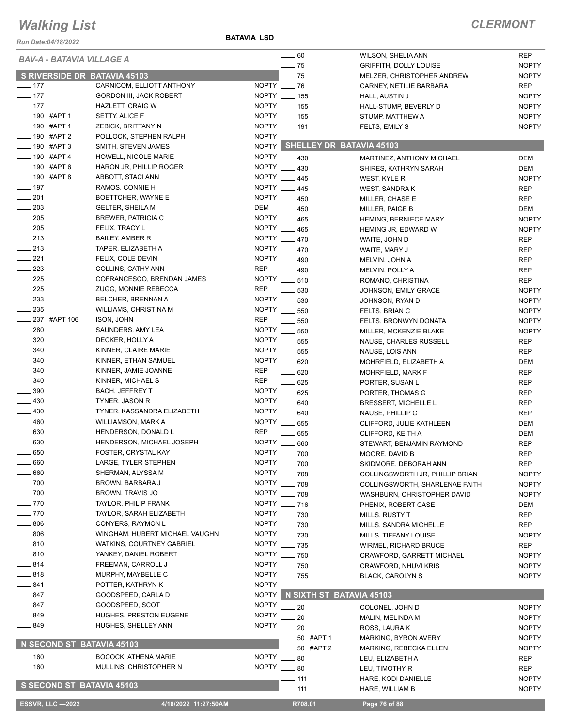# Walking List

**CLERMONT**

Run Date:04/18/2022

**BATAVIA LSD**

*BAV-A - BATAVIA VILLAGE A*

## S RIVERSIDE DR BATAVIA 45103

| No. | Name | Party |
|---|---|---|
| ___ 177 | CARNICOM, ELLIOTT ANTHONY | NOPTY |
| ___ 177 | GORDON III, JACK ROBERT | NOPTY |
| ___ 177 | HAZLETT, CRAIG W | NOPTY |
| ___ 190 #APT 1 | SETTY, ALICE F | NOPTY |
| ___ 190 #APT 1 | ZEBICK, BRITTANY N | NOPTY |
| ___ 190 #APT 2 | POLLOCK, STEPHEN RALPH | NOPTY |
| ___ 190 #APT 3 | SMITH, STEVEN JAMES | NOPTY |
| ___ 190 #APT 4 | HOWELL, NICOLE MARIE | NOPTY |
| ___ 190 #APT 6 | HARON JR, PHILLIP ROGER | NOPTY |
| ___ 190 #APT 8 | ABBOTT, STACI ANN | NOPTY |
| ___ 197 | RAMOS, CONNIE H | NOPTY |
| ___ 201 | BOETTCHER, WAYNE E | NOPTY |
| ___ 203 | GELTER, SHEILA M | DEM |
| ___ 205 | BREWER, PATRICIA C | NOPTY |
| ___ 205 | FELIX, TRACY L | NOPTY |
| ___ 213 | BAILEY, AMBER R | NOPTY |
| ___ 213 | TAPER, ELIZABETH A | NOPTY |
| ___ 221 | FELIX, COLE DEVIN | NOPTY |
| ___ 223 | COLLINS, CATHY ANN | REP |
| ___ 225 | COFRANCESCO, BRENDAN JAMES | NOPTY |
| ___ 225 | ZUGG, MONNIE REBECCA | REP |
| ___ 233 | BELCHER, BRENNAN A | NOPTY |
| ___ 235 | WILLIAMS, CHRISTINA M | NOPTY |
| ___ 237 #APT 106 | ISON, JOHN | REP |
| ___ 280 | SAUNDERS, AMY LEA | NOPTY |
| ___ 320 | DECKER, HOLLY A | NOPTY |
| ___ 340 | KINNER, CLAIRE MARIE | NOPTY |
| ___ 340 | KINNER, ETHAN SAMUEL | NOPTY |
| ___ 340 | KINNER, JAMIE JOANNE | REP |
| ___ 340 | KINNER, MICHAEL S | REP |
| ___ 390 | BACH, JEFFREY T | NOPTY |
| ___ 430 | TYNER, JASON R | NOPTY |
| ___ 430 | TYNER, KASSANDRA ELIZABETH | NOPTY |
| ___ 460 | WILLIAMSON, MARK A | NOPTY |
| ___ 630 | HENDERSON, DONALD L | REP |
| ___ 630 | HENDERSON, MICHAEL JOSEPH | NOPTY |
| ___ 650 | FOSTER, CRYSTAL KAY | NOPTY |
| ___ 660 | LARGE, TYLER STEPHEN | NOPTY |
| ___ 660 | SHERMAN, ALYSSA M | NOPTY |
| ___ 700 | BROWN, BARBARA J | NOPTY |
| ___ 700 | BROWN, TRAVIS JO | NOPTY |
| ___ 770 | TAYLOR, PHILIP FRANK | NOPTY |
| ___ 770 | TAYLOR, SARAH ELIZABETH | NOPTY |
| ___ 806 | CONYERS, RAYMON L | NOPTY |
| ___ 806 | WINGHAM, HUBERT MICHAEL VAUGHN | NOPTY |
| ___ 810 | WATKINS, COURTNEY GABRIEL | NOPTY |
| ___ 810 | YANKEY, DANIEL ROBERT | NOPTY |
| ___ 814 | FREEMAN, CARROLL J | NOPTY |
| ___ 818 | MURPHY, MAYBELLE C | NOPTY |
| ___ 841 | POTTER, KATHRYN K | NOPTY |
| ___ 847 | GOODSPEED, CARLA D | NOPTY |
| ___ 847 | GOODSPEED, SCOT | NOPTY |
| ___ 849 | HUGHES, PRESTON EUGENE | NOPTY |
| ___ 849 | HUGHES, SHELLEY ANN | NOPTY |

## N SECOND ST BATAVIA 45103

| No. | Name | Party |
|---|---|---|
| ___ 160 | BOCOCK, ATHENA MARIE | NOPTY |
| ___ 160 | MULLINS, CHRISTOPHER N | NOPTY |

## S SECOND ST BATAVIA 45103

| No. | Name | Party |
|---|---|---|
| ___ 60 | WILSON, SHELIA ANN | REP |
| ___ 75 | GRIFFITH, DOLLY LOUISE | NOPTY |
| ___ 75 | MELZER, CHRISTOPHER ANDREW | NOPTY |
| ___ 76 | CARNEY, NETILIE BARBARA | REP |
| ___ 155 | HALL, AUSTIN J | NOPTY |
| ___ 155 | HALL-STUMP, BEVERLY D | NOPTY |
| ___ 155 | STUMP, MATTHEW A | NOPTY |
| ___ 191 | FELTS, EMILY S | NOPTY |

## SHELLEY DR BATAVIA 45103

| No. | Name | Party |
|---|---|---|
| ___ 430 | MARTINEZ, ANTHONY MICHAEL | DEM |
| ___ 430 | SHIRES, KATHRYN SARAH | DEM |
| ___ 445 | WEST, KYLE R | NOPTY |
| ___ 445 | WEST, SANDRA K | REP |
| ___ 450 | MILLER, CHASE E | REP |
| ___ 450 | MILLER, PAIGE B | DEM |
| ___ 465 | HEMING, BERNIECE MARY | NOPTY |
| ___ 465 | HEMING JR, EDWARD W | NOPTY |
| ___ 470 | WAITE, JOHN D | REP |
| ___ 470 | WAITE, MARY J | REP |
| ___ 490 | MELVIN, JOHN A | REP |
| ___ 490 | MELVIN, POLLY A | REP |
| ___ 510 | ROMANO, CHRISTINA | REP |
| ___ 530 | JOHNSON, EMILY GRACE | NOPTY |
| ___ 530 | JOHNSON, RYAN D | NOPTY |
| ___ 550 | FELTS, BRIAN C | NOPTY |
| ___ 550 | FELTS, BRONWYN DONATA | NOPTY |
| ___ 550 | MILLER, MCKENZIE BLAKE | NOPTY |
| ___ 555 | NAUSE, CHARLES RUSSELL | REP |
| ___ 555 | NAUSE, LOIS ANN | REP |
| ___ 620 | MOHRFIELD, ELIZABETH A | DEM |
| ___ 620 | MOHRFIELD, MARK F | REP |
| ___ 625 | PORTER, SUSAN L | REP |
| ___ 625 | PORTER, THOMAS G | REP |
| ___ 640 | BRESSERT, MICHELLE L | REP |
| ___ 640 | NAUSE, PHILLIP C | REP |
| ___ 655 | CLIFFORD, JULIE KATHLEEN | DEM |
| ___ 655 | CLIFFORD, KEITH A | DEM |
| ___ 660 | STEWART, BENJAMIN RAYMOND | REP |
| ___ 700 | MOORE, DAVID B | REP |
| ___ 700 | SKIDMORE, DEBORAH ANN | REP |
| ___ 708 | COLLINGSWORTH JR, PHILLIP BRIAN | NOPTY |
| ___ 708 | COLLINGSWORTH, SHARLENAE FAITH | NOPTY |
| ___ 708 | WASHBURN, CHRISTOPHER DAVID | NOPTY |
| ___ 716 | PHENIX, ROBERT CASE | DEM |
| ___ 730 | MILLS, RUSTY T | REP |
| ___ 730 | MILLS, SANDRA MICHELLE | REP |
| ___ 730 | MILLS, TIFFANY LOUISE | NOPTY |
| ___ 735 | WIRMEL, RICHARD BRUCE | REP |
| ___ 750 | CRAWFORD, GARRETT MICHAEL | NOPTY |
| ___ 750 | CRAWFORD, NHUVI KRIS | NOPTY |
| ___ 755 | BLACK, CAROLYN S | NOPTY |

## N SIXTH ST BATAVIA 45103

| No. | Name | Party |
|---|---|---|
| ___ 20 | COLONEL, JOHN D | NOPTY |
| ___ 20 | MALIN, MELINDA M | NOPTY |
| ___ 20 | ROSS, LAURA K | NOPTY |
| ___ 50 #APT 1 | MARKING, BYRON AVERY | NOPTY |
| ___ 50 #APT 2 | MARKING, REBECKA ELLEN | NOPTY |
| ___ 80 | LEU, ELIZABETH A | REP |
| ___ 80 | LEU, TIMOTHY R | REP |
| ___ 111 | HARE, KODI DANIELLE | NOPTY |
| ___ 111 | HARE, WILLIAM B | NOPTY |

ESSVR, LLC —2022 | 4/18/2022 11:27:50AM | R708.01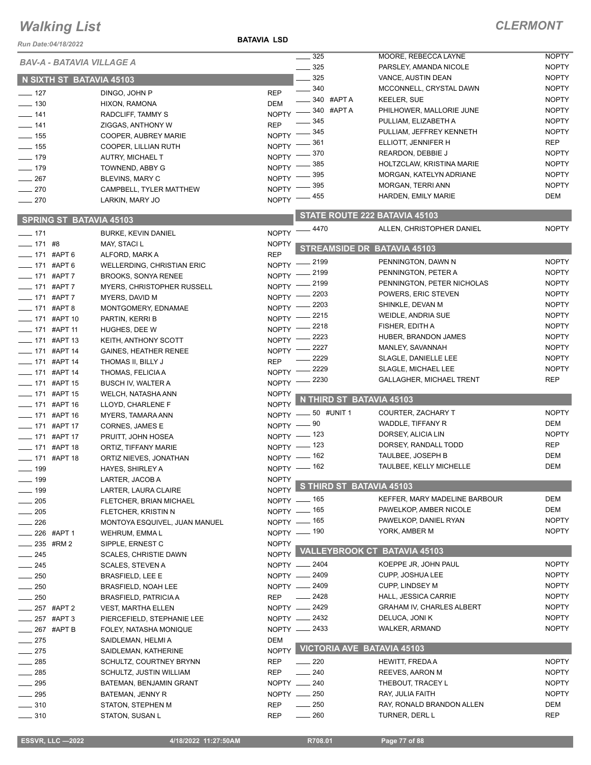# Walking List

## CLERMONT

Run Date:04/18/2022

**BATAVIA LSD**

*BAV-A - BATAVIA VILLAGE A*

### N SIXTH ST BATAVIA 45103

| No. | Name | Party |
|---|---|---|
| 127 | DINGO, JOHN P | REP |
| 130 | HIXON, RAMONA | DEM |
| 141 | RADCLIFF, TAMMY S | NOPTY |
| 141 | ZIGGAS, ANTHONY W | REP |
| 155 | COOPER, AUBREY MARIE | NOPTY |
| 155 | COOPER, LILLIAN RUTH | NOPTY |
| 179 | AUTRY, MICHAEL T | NOPTY |
| 179 | TOWNEND, ABBY G | NOPTY |
| 267 | BLEVINS, MARY C | NOPTY |
| 270 | CAMPBELL, TYLER MATTHEW | NOPTY |
| 270 | LARKIN, MARY JO | NOPTY |

### SPRING ST BATAVIA 45103

| No. | Name | Party |
|---|---|---|
| 171 | BURKE, KEVIN DANIEL | NOPTY |
| 171 #8 | MAY, STACI L | NOPTY |
| 171 #APT 6 | ALFORD, MARK A | REP |
| 171 #APT 6 | WELLERDING, CHRISTIAN ERIC | NOPTY |
| 171 #APT 7 | BROOKS, SONYA RENEE | NOPTY |
| 171 #APT 7 | MYERS, CHRISTOPHER RUSSELL | NOPTY |
| 171 #APT 7 | MYERS, DAVID M | NOPTY |
| 171 #APT 8 | MONTGOMERY, EDNAMAE | NOPTY |
| 171 #APT 10 | PARTIN, KERRI B | NOPTY |
| 171 #APT 11 | HUGHES, DEE W | NOPTY |
| 171 #APT 13 | KEITH, ANTHONY SCOTT | NOPTY |
| 171 #APT 14 | GAINES, HEATHER RENEE | NOPTY |
| 171 #APT 14 | THOMAS II, BILLY J | REP |
| 171 #APT 14 | THOMAS, FELICIA A | NOPTY |
| 171 #APT 15 | BUSCH IV, WALTER A | NOPTY |
| 171 #APT 15 | WELCH, NATASHA ANN | NOPTY |
| 171 #APT 16 | LLOYD, CHARLENE F | NOPTY |
| 171 #APT 16 | MYERS, TAMARA ANN | NOPTY |
| 171 #APT 17 | CORNES, JAMES E | NOPTY |
| 171 #APT 17 | PRUITT, JOHN HOSEA | NOPTY |
| 171 #APT 18 | ORTIZ, TIFFANY MARIE | NOPTY |
| 171 #APT 18 | ORTIZ NIEVES, JONATHAN | NOPTY |
| 199 | HAYES, SHIRLEY A | NOPTY |
| 199 | LARTER, JACOB A | NOPTY |
| 199 | LARTER, LAURA CLAIRE | NOPTY |
| 205 | FLETCHER, BRIAN MICHAEL | NOPTY |
| 205 | FLETCHER, KRISTIN N | NOPTY |
| 226 | MONTOYA ESQUIVEL, JUAN MANUEL | NOPTY |
| 226 #APT 1 | WEHRUM, EMMA L | NOPTY |
| 235 #RM 2 | SIPPLE, ERNEST C | NOPTY |
| 245 | SCALES, CHRISTIE DAWN | NOPTY |
| 245 | SCALES, STEVEN A | NOPTY |
| 250 | BRASFIELD, LEE E | NOPTY |
| 250 | BRASFIELD, NOAH LEE | NOPTY |
| 250 | BRASFIELD, PATRICIA A | REP |
| 257 #APT 2 | VEST, MARTHA ELLEN | NOPTY |
| 257 #APT 3 | PIERCEFIELD, STEPHANIE LEE | NOPTY |
| 267 #APT B | FOLEY, NATASHA MONIQUE | NOPTY |
| 275 | SAIDLEMAN, HELMI A | DEM |
| 275 | SAIDLEMAN, KATHERINE | NOPTY |
| 285 | SCHULTZ, COURTNEY BRYNN | REP |
| 285 | SCHULTZ, JUSTIN WILLIAM | REP |
| 295 | BATEMAN, BENJAMIN GRANT | NOPTY |
| 295 | BATEMAN, JENNY R | NOPTY |
| 310 | STATON, STEPHEN M | REP |
| 310 | STATON, SUSAN L | REP |
| 325 | MOORE, REBECCA LAYNE | NOPTY |
| 325 | PARSLEY, AMANDA NICOLE | NOPTY |
| 325 | VANCE, AUSTIN DEAN | NOPTY |
| 340 | MCCONNELL, CRYSTAL DAWN | NOPTY |
| 340 #APT A | KEELER, SUE | NOPTY |
| 340 #APT A | PHILHOWER, MALLORIE JUNE | NOPTY |
| 345 | PULLIAM, ELIZABETH A | NOPTY |
| 345 | PULLIAM, JEFFREY KENNETH | NOPTY |
| 361 | ELLIOTT, JENNIFER H | REP |
| 370 | REARDON, DEBBIE J | NOPTY |
| 385 | HOLTZCLAW, KRISTINA MARIE | NOPTY |
| 395 | MORGAN, KATELYN ADRIANE | NOPTY |
| 395 | MORGAN, TERRI ANN | NOPTY |
| 455 | HARDEN, EMILY MARIE | DEM |

### STATE ROUTE 222 BATAVIA 45103

| No. | Name | Party |
|---|---|---|
| 4470 | ALLEN, CHRISTOPHER DANIEL | NOPTY |

### STREAMSIDE DR BATAVIA 45103

| No. | Name | Party |
|---|---|---|
| 2199 | PENNINGTON, DAWN N | NOPTY |
| 2199 | PENNINGTON, PETER A | NOPTY |
| 2199 | PENNINGTON, PETER NICHOLAS | NOPTY |
| 2203 | POWERS, ERIC STEVEN | NOPTY |
| 2203 | SHINKLE, DEVAN M | NOPTY |
| 2215 | WEIDLE, ANDRIA SUE | NOPTY |
| 2218 | FISHER, EDITH A | NOPTY |
| 2223 | HUBER, BRANDON JAMES | NOPTY |
| 2227 | MANLEY, SAVANNAH | NOPTY |
| 2229 | SLAGLE, DANIELLE LEE | NOPTY |
| 2229 | SLAGLE, MICHAEL LEE | NOPTY |
| 2230 | GALLAGHER, MICHAEL TRENT | REP |

### N THIRD ST BATAVIA 45103

| No. | Name | Party |
|---|---|---|
| 50 #UNIT 1 | COURTER, ZACHARY T | NOPTY |
| 90 | WADDLE, TIFFANY R | DEM |
| 123 | DORSEY, ALICIA LIN | NOPTY |
| 123 | DORSEY, RANDALL TODD | REP |
| 162 | TAULBEE, JOSEPH B | DEM |
| 162 | TAULBEE, KELLY MICHELLE | DEM |

### S THIRD ST BATAVIA 45103

| No. | Name | Party |
|---|---|---|
| 165 | KEFFER, MARY MADELINE BARBOUR | DEM |
| 165 | PAWELKOP, AMBER NICOLE | DEM |
| 165 | PAWELKOP, DANIEL RYAN | NOPTY |
| 190 | YORK, AMBER M | NOPTY |

### VALLEYBROOK CT BATAVIA 45103

| No. | Name | Party |
|---|---|---|
| 2404 | KOEPPE JR, JOHN PAUL | NOPTY |
| 2409 | CUPP, JOSHUA LEE | NOPTY |
| 2409 | CUPP, LINDSEY M | NOPTY |
| 2428 | HALL, JESSICA CARRIE | NOPTY |
| 2429 | GRAHAM IV, CHARLES ALBERT | NOPTY |
| 2432 | DELUCA, JONI K | NOPTY |
| 2433 | WALKER, ARMAND | NOPTY |

### VICTORIA AVE BATAVIA 45103

| No. | Name | Party |
|---|---|---|
| 220 | HEWITT, FREDA A | NOPTY |
| 240 | REEVES, AARON M | NOPTY |
| 240 | THEBOUT, TRACEY L | NOPTY |
| 250 | RAY, JULIA FAITH | NOPTY |
| 250 | RAY, RONALD BRANDON ALLEN | DEM |
| 260 | TURNER, DERL L | REP |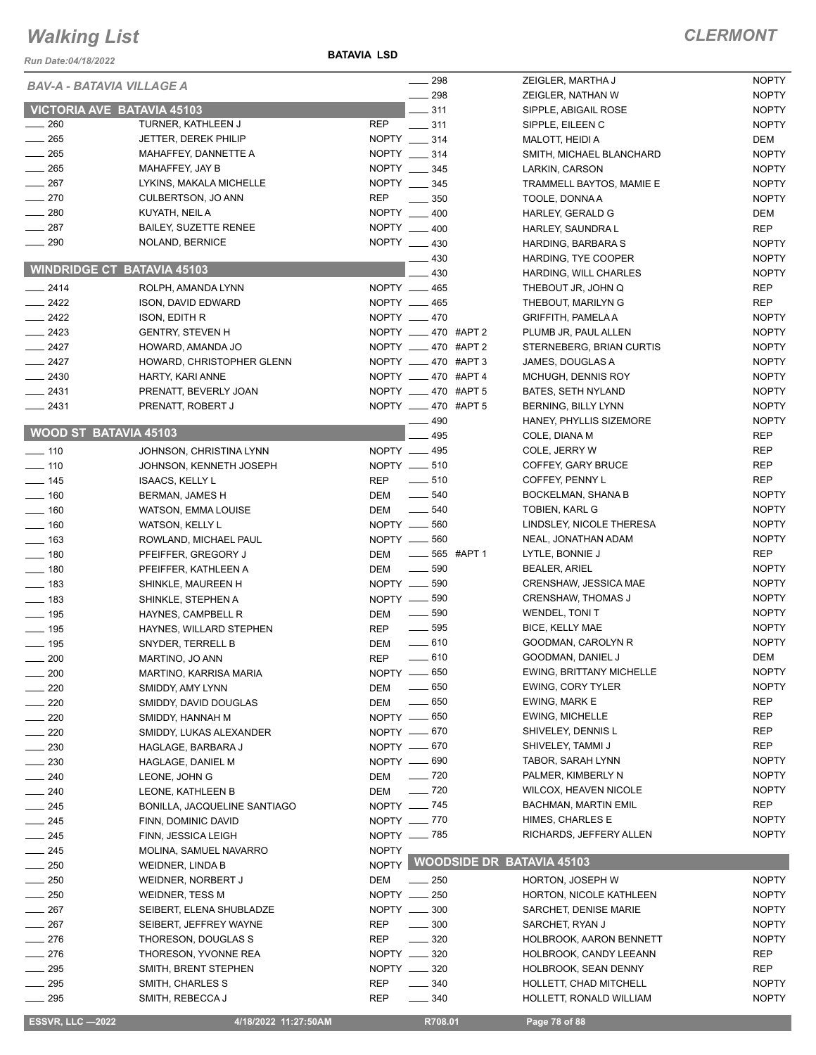# Walking List

**CLERMONT**

Run Date:04/18/2022

**BATAVIA LSD**

## BAV-A - BATAVIA VILLAGE A

### VICTORIA AVE BATAVIA 45103

| No. | Name | Party |
|---|---|---|
| 260 | TURNER, KATHLEEN J | REP |
| 265 | JETTER, DEREK PHILIP | NOPTY |
| 265 | MAHAFFEY, DANNETTE A | NOPTY |
| 265 | MAHAFFEY, JAY B | NOPTY |
| 267 | LYKINS, MAKALA MICHELLE | NOPTY |
| 270 | CULBERTSON, JO ANN | REP |
| 280 | KUYATH, NEIL A | NOPTY |
| 287 | BAILEY, SUZETTE RENEE | NOPTY |
| 290 | NOLAND, BERNICE | NOPTY |

### WINDRIDGE CT BATAVIA 45103

| No. | Name | Party |
|---|---|---|
| 2414 | ROLPH, AMANDA LYNN | NOPTY |
| 2422 | ISON, DAVID EDWARD | NOPTY |
| 2422 | ISON, EDITH R | NOPTY |
| 2423 | GENTRY, STEVEN H | NOPTY |
| 2427 | HOWARD, AMANDA JO | NOPTY |
| 2427 | HOWARD, CHRISTOPHER GLENN | NOPTY |
| 2430 | HARTY, KARI ANNE | NOPTY |
| 2431 | PRENATT, BEVERLY JOAN | NOPTY |
| 2431 | PRENATT, ROBERT J | NOPTY |

### WOOD ST BATAVIA 45103

| No. | Name | Party |
|---|---|---|
| 110 | JOHNSON, CHRISTINA LYNN | NOPTY |
| 110 | JOHNSON, KENNETH JOSEPH | NOPTY |
| 145 | ISAACS, KELLY L | REP |
| 160 | BERMAN, JAMES H | DEM |
| 160 | WATSON, EMMA LOUISE | DEM |
| 160 | WATSON, KELLY L | NOPTY |
| 163 | ROWLAND, MICHAEL PAUL | NOPTY |
| 180 | PFEIFFER, GREGORY J | DEM |
| 180 | PFEIFFER, KATHLEEN A | DEM |
| 183 | SHINKLE, MAUREEN H | NOPTY |
| 183 | SHINKLE, STEPHEN A | NOPTY |
| 195 | HAYNES, CAMPBELL R | DEM |
| 195 | HAYNES, WILLARD STEPHEN | REP |
| 195 | SNYDER, TERRELL B | DEM |
| 200 | MARTINO, JO ANN | REP |
| 200 | MARTINO, KARRISA MARIA | NOPTY |
| 220 | SMIDDY, AMY LYNN | DEM |
| 220 | SMIDDY, DAVID DOUGLAS | DEM |
| 220 | SMIDDY, HANNAH M | NOPTY |
| 220 | SMIDDY, LUKAS ALEXANDER | NOPTY |
| 230 | HAGLAGE, BARBARA J | NOPTY |
| 230 | HAGLAGE, DANIEL M | NOPTY |
| 240 | LEONE, JOHN G | DEM |
| 240 | LEONE, KATHLEEN B | DEM |
| 245 | BONILLA, JACQUELINE SANTIAGO | NOPTY |
| 245 | FINN, DOMINIC DAVID | NOPTY |
| 245 | FINN, JESSICA LEIGH | NOPTY |
| 245 | MOLINA, SAMUEL NAVARRO | NOPTY |
| 250 | WEIDNER, LINDA B | NOPTY |
| 250 | WEIDNER, NORBERT J | DEM |
| 250 | WEIDNER, TESS M | NOPTY |
| 267 | SEIBERT, ELENA SHUBLADZE | NOPTY |
| 267 | SEIBERT, JEFFREY WAYNE | REP |
| 276 | THORESON, DOUGLAS S | REP |
| 276 | THORESON, YVONNE REA | NOPTY |
| 295 | SMITH, BRENT STEPHEN | NOPTY |
| 295 | SMITH, CHARLES S | REP |
| 295 | SMITH, REBECCA J | REP |
| 298 | ZEIGLER, MARTHA J | NOPTY |
| 298 | ZEIGLER, NATHAN W | NOPTY |
| 311 | SIPPLE, ABIGAIL ROSE | NOPTY |
| 311 | SIPPLE, EILEEN C | NOPTY |
| 314 | MALOTT, HEIDI A | DEM |
| 314 | SMITH, MICHAEL BLANCHARD | NOPTY |
| 345 | LARKIN, CARSON | NOPTY |
| 345 | TRAMMELL BAYTOS, MAMIE E | NOPTY |
| 350 | TOOLE, DONNA A | NOPTY |
| 400 | HARLEY, GERALD G | DEM |
| 400 | HARLEY, SAUNDRA L | REP |
| 430 | HARDING, BARBARA S | NOPTY |
| 430 | HARDING, TYE COOPER | NOPTY |
| 430 | HARDING, WILL CHARLES | NOPTY |
| 465 | THEBOUT JR, JOHN Q | REP |
| 465 | THEBOUT, MARILYN G | REP |
| 470 | GRIFFITH, PAMELA A | NOPTY |
| 470 #APT 2 | PLUMB JR, PAUL ALLEN | NOPTY |
| 470 #APT 2 | STERNEBERG, BRIAN CURTIS | NOPTY |
| 470 #APT 3 | JAMES, DOUGLAS A | NOPTY |
| 470 #APT 4 | MCHUGH, DENNIS ROY | NOPTY |
| 470 #APT 5 | BATES, SETH NYLAND | NOPTY |
| 470 #APT 5 | BERNING, BILLY LYNN | NOPTY |
| 490 | HANEY, PHYLLIS SIZEMORE | NOPTY |
| 495 | COLE, DIANA M | REP |
| 495 | COLE, JERRY W | REP |
| 510 | COFFEY, GARY BRUCE | REP |
| 510 | COFFEY, PENNY L | REP |
| 540 | BOCKELMAN, SHANA B | NOPTY |
| 540 | TOBIEN, KARL G | NOPTY |
| 560 | LINDSLEY, NICOLE THERESA | NOPTY |
| 560 | NEAL, JONATHAN ADAM | NOPTY |
| 565 #APT 1 | LYTLE, BONNIE J | REP |
| 590 | BEALER, ARIEL | NOPTY |
| 590 | CRENSHAW, JESSICA MAE | NOPTY |
| 590 | CRENSHAW, THOMAS J | NOPTY |
| 590 | WENDEL, TONI T | NOPTY |
| 595 | BICE, KELLY MAE | NOPTY |
| 610 | GOODMAN, CAROLYN R | NOPTY |
| 610 | GOODMAN, DANIEL J | DEM |
| 650 | EWING, BRITTANY MICHELLE | NOPTY |
| 650 | EWING, CORY TYLER | NOPTY |
| 650 | EWING, MARK E | REP |
| 650 | EWING, MICHELLE | REP |
| 670 | SHIVELEY, DENNIS L | REP |
| 670 | SHIVELEY, TAMMI J | REP |
| 690 | TABOR, SARAH LYNN | NOPTY |
| 720 | PALMER, KIMBERLY N | NOPTY |
| 720 | WILCOX, HEAVEN NICOLE | NOPTY |
| 745 | BACHMAN, MARTIN EMIL | REP |
| 770 | HIMES, CHARLES E | NOPTY |
| 785 | RICHARDS, JEFFERY ALLEN | NOPTY |

### WOODSIDE DR BATAVIA 45103

| No. | Name | Party |
|---|---|---|
| 250 | HORTON, JOSEPH W | NOPTY |
| 250 | HORTON, NICOLE KATHLEEN | NOPTY |
| 300 | SARCHET, DENISE MARIE | NOPTY |
| 300 | SARCHET, RYAN J | NOPTY |
| 320 | HOLBROOK, AARON BENNETT | NOPTY |
| 320 | HOLBROOK, CANDY LEEANN | REP |
| 320 | HOLBROOK, SEAN DENNY | REP |
| 340 | HOLLETT, CHAD MITCHELL | NOPTY |
| 340 | HOLLETT, RONALD WILLIAM | NOPTY |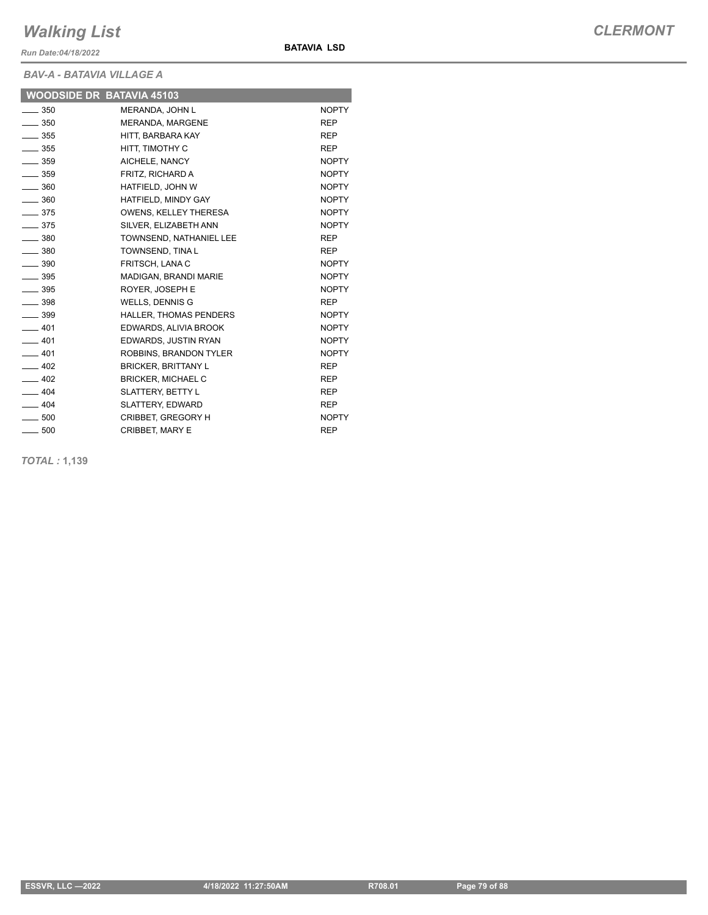# Walking List

**CLERMONT**

*Run Date:04/18/2022*

**BATAVIA LSD**

*BAV-A - BATAVIA VILLAGE A*

| WOODSIDE DR BATAVIA 45103 | | |
|---|---|---|
| ____ 350 | MERANDA, JOHN L | NOPTY |
| ____ 350 | MERANDA, MARGENE | REP |
| ____ 355 | HITT, BARBARA KAY | REP |
| ____ 355 | HITT, TIMOTHY C | REP |
| ____ 359 | AICHELE, NANCY | NOPTY |
| ____ 359 | FRITZ, RICHARD A | NOPTY |
| ____ 360 | HATFIELD, JOHN W | NOPTY |
| ____ 360 | HATFIELD, MINDY GAY | NOPTY |
| ____ 375 | OWENS, KELLEY THERESA | NOPTY |
| ____ 375 | SILVER, ELIZABETH ANN | NOPTY |
| ____ 380 | TOWNSEND, NATHANIEL LEE | REP |
| ____ 380 | TOWNSEND, TINA L | REP |
| ____ 390 | FRITSCH, LANA C | NOPTY |
| ____ 395 | MADIGAN, BRANDI MARIE | NOPTY |
| ____ 395 | ROYER, JOSEPH E | NOPTY |
| ____ 398 | WELLS, DENNIS G | REP |
| ____ 399 | HALLER, THOMAS PENDERS | NOPTY |
| ____ 401 | EDWARDS, ALIVIA BROOK | NOPTY |
| ____ 401 | EDWARDS, JUSTIN RYAN | NOPTY |
| ____ 401 | ROBBINS, BRANDON TYLER | NOPTY |
| ____ 402 | BRICKER, BRITTANY L | REP |
| ____ 402 | BRICKER, MICHAEL C | REP |
| ____ 404 | SLATTERY, BETTY L | REP |
| ____ 404 | SLATTERY, EDWARD | REP |
| ____ 500 | CRIBBET, GREGORY H | NOPTY |
| ____ 500 | CRIBBET, MARY E | REP |

*TOTAL :* **1,139**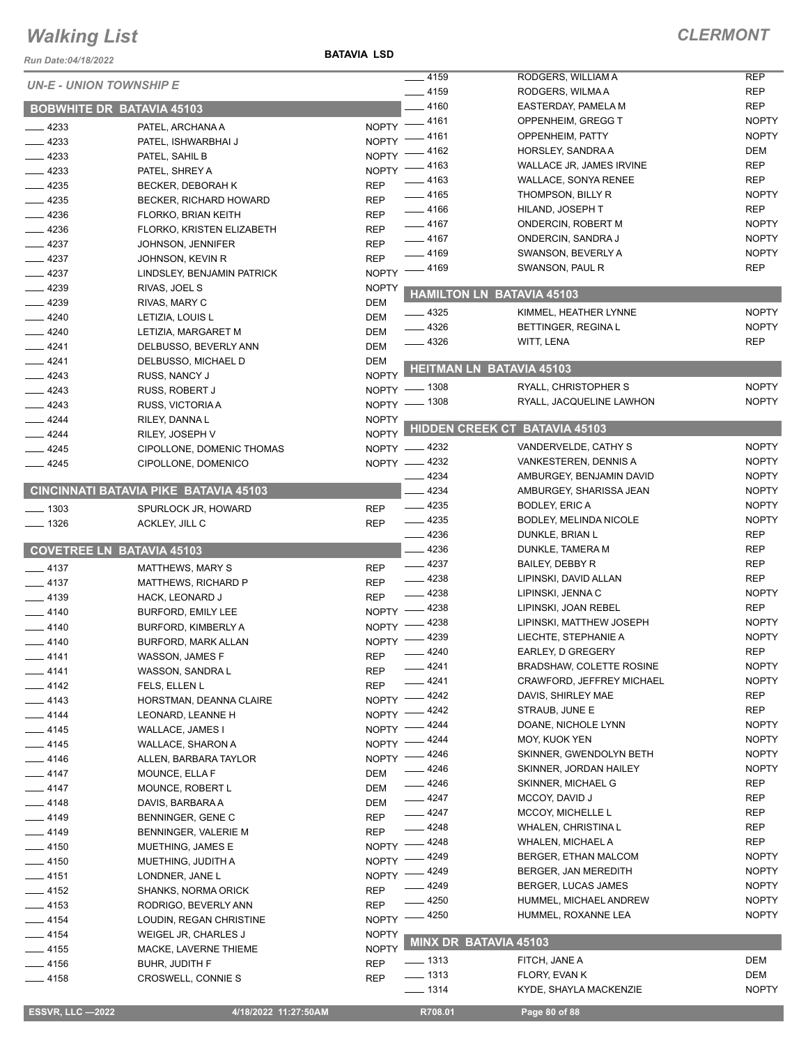# Walking List

## CLERMONT

Run Date:04/18/2022

BATAVIA LSD

### UN-E - UNION TOWNSHIP E

### BOBWHITE DR BATAVIA 45103

| No. | Name | Party |
|---|---|---|
| 4233 | PATEL, ARCHANA A | NOPTY |
| 4233 | PATEL, ISHWARBHAI J | NOPTY |
| 4233 | PATEL, SAHIL B | NOPTY |
| 4233 | PATEL, SHREY A | NOPTY |
| 4235 | BECKER, DEBORAH K | REP |
| 4235 | BECKER, RICHARD HOWARD | REP |
| 4236 | FLORKO, BRIAN KEITH | REP |
| 4236 | FLORKO, KRISTEN ELIZABETH | REP |
| 4237 | JOHNSON, JENNIFER | REP |
| 4237 | JOHNSON, KEVIN R | REP |
| 4237 | LINDSLEY, BENJAMIN PATRICK | NOPTY |
| 4239 | RIVAS, JOEL S | NOPTY |
| 4239 | RIVAS, MARY C | DEM |
| 4240 | LETIZIA, LOUIS L | DEM |
| 4240 | LETIZIA, MARGARET M | DEM |
| 4241 | DELBUSSO, BEVERLY ANN | DEM |
| 4241 | DELBUSSO, MICHAEL D | DEM |
| 4243 | RUSS, NANCY J | NOPTY |
| 4243 | RUSS, ROBERT J | NOPTY |
| 4243 | RUSS, VICTORIA A | NOPTY |
| 4244 | RILEY, DANNA L | NOPTY |
| 4244 | RILEY, JOSEPH V | NOPTY |
| 4245 | CIPOLLONE, DOMENIC THOMAS | NOPTY |
| 4245 | CIPOLLONE, DOMENICO | NOPTY |

### CINCINNATI BATAVIA PIKE BATAVIA 45103

| No. | Name | Party |
|---|---|---|
| 1303 | SPURLOCK JR, HOWARD | REP |
| 1326 | ACKLEY, JILL C | REP |

### COVETREE LN BATAVIA 45103

| No. | Name | Party |
|---|---|---|
| 4137 | MATTHEWS, MARY S | REP |
| 4137 | MATTHEWS, RICHARD P | REP |
| 4139 | HACK, LEONARD J | REP |
| 4140 | BURFORD, EMILY LEE | NOPTY |
| 4140 | BURFORD, KIMBERLY A | NOPTY |
| 4140 | BURFORD, MARK ALLAN | NOPTY |
| 4141 | WASSON, JAMES F | REP |
| 4141 | WASSON, SANDRA L | REP |
| 4142 | FELS, ELLEN L | REP |
| 4143 | HORSTMAN, DEANNA CLAIRE | NOPTY |
| 4144 | LEONARD, LEANNE H | NOPTY |
| 4145 | WALLACE, JAMES I | NOPTY |
| 4145 | WALLACE, SHARON A | NOPTY |
| 4146 | ALLEN, BARBARA TAYLOR | NOPTY |
| 4147 | MOUNCE, ELLA F | DEM |
| 4147 | MOUNCE, ROBERT L | DEM |
| 4148 | DAVIS, BARBARA A | DEM |
| 4149 | BENNINGER, GENE C | REP |
| 4149 | BENNINGER, VALERIE M | REP |
| 4150 | MUETHING, JAMES E | NOPTY |
| 4150 | MUETHING, JUDITH A | NOPTY |
| 4151 | LONDNER, JANE L | NOPTY |
| 4152 | SHANKS, NORMA ORICK | REP |
| 4153 | RODRIGO, BEVERLY ANN | REP |
| 4154 | LOUDIN, REGAN CHRISTINE | NOPTY |
| 4154 | WEIGEL JR, CHARLES J | NOPTY |
| 4155 | MACKE, LAVERNE THIEME | NOPTY |
| 4156 | BUHR, JUDITH F | REP |
| 4158 | CROSWELL, CONNIE S | REP |
| 4159 | RODGERS, WILLIAM A | REP |
| 4159 | RODGERS, WILMA A | REP |
| 4160 | EASTERDAY, PAMELA M | REP |
| 4161 | OPPENHEIM, GREGG T | NOPTY |
| 4161 | OPPENHEIM, PATTY | NOPTY |
| 4162 | HORSLEY, SANDRA A | DEM |
| 4163 | WALLACE JR, JAMES IRVINE | REP |
| 4163 | WALLACE, SONYA RENEE | REP |
| 4165 | THOMPSON, BILLY R | NOPTY |
| 4166 | HILAND, JOSEPH T | REP |
| 4167 | ONDERCIN, ROBERT M | NOPTY |
| 4167 | ONDERCIN, SANDRA J | NOPTY |
| 4169 | SWANSON, BEVERLY A | NOPTY |
| 4169 | SWANSON, PAUL R | REP |

### HAMILTON LN BATAVIA 45103

| No. | Name | Party |
|---|---|---|
| 4325 | KIMMEL, HEATHER LYNNE | NOPTY |
| 4326 | BETTINGER, REGINA L | NOPTY |
| 4326 | WITT, LENA | REP |

### HEITMAN LN BATAVIA 45103

| No. | Name | Party |
|---|---|---|
| 1308 | RYALL, CHRISTOPHER S | NOPTY |
| 1308 | RYALL, JACQUELINE LAWHON | NOPTY |

### HIDDEN CREEK CT BATAVIA 45103

| No. | Name | Party |
|---|---|---|
| 4232 | VANDERVELDE, CATHY S | NOPTY |
| 4232 | VANKESTEREN, DENNIS A | NOPTY |
| 4234 | AMBURGEY, BENJAMIN DAVID | NOPTY |
| 4234 | AMBURGEY, SHARISSA JEAN | NOPTY |
| 4235 | BODLEY, ERIC A | NOPTY |
| 4235 | BODLEY, MELINDA NICOLE | NOPTY |
| 4236 | DUNKLE, BRIAN L | REP |
| 4236 | DUNKLE, TAMERA M | REP |
| 4237 | BAILEY, DEBBY R | REP |
| 4238 | LIPINSKI, DAVID ALLAN | REP |
| 4238 | LIPINSKI, JENNA C | NOPTY |
| 4238 | LIPINSKI, JOAN REBEL | REP |
| 4238 | LIPINSKI, MATTHEW JOSEPH | NOPTY |
| 4239 | LIECHTE, STEPHANIE A | NOPTY |
| 4240 | EARLEY, D GREGERY | REP |
| 4241 | BRADSHAW, COLETTE ROSINE | NOPTY |
| 4241 | CRAWFORD, JEFFREY MICHAEL | NOPTY |
| 4242 | DAVIS, SHIRLEY MAE | REP |
| 4242 | STRAUB, JUNE E | REP |
| 4244 | DOANE, NICHOLE LYNN | NOPTY |
| 4244 | MOY, KUOK YEN | NOPTY |
| 4246 | SKINNER, GWENDOLYN BETH | NOPTY |
| 4246 | SKINNER, JORDAN HAILEY | NOPTY |
| 4246 | SKINNER, MICHAEL G | REP |
| 4247 | MCCOY, DAVID J | REP |
| 4247 | MCCOY, MICHELLE L | REP |
| 4248 | WHALEN, CHRISTINA L | REP |
| 4248 | WHALEN, MICHAEL A | REP |
| 4249 | BERGER, ETHAN MALCOM | NOPTY |
| 4249 | BERGER, JAN MEREDITH | NOPTY |
| 4249 | BERGER, LUCAS JAMES | NOPTY |
| 4250 | HUMMEL, MICHAEL ANDREW | NOPTY |
| 4250 | HUMMEL, ROXANNE LEA | NOPTY |

### MINX DR BATAVIA 45103

| No. | Name | Party |
|---|---|---|
| 1313 | FITCH, JANE A | DEM |
| 1313 | FLORY, EVAN K | DEM |
| 1314 | KYDE, SHAYLA MACKENZIE | NOPTY |

ESSVR, LLC —2022 &nbsp;&nbsp; 4/18/2022 11:27:50AM &nbsp;&nbsp; R708.01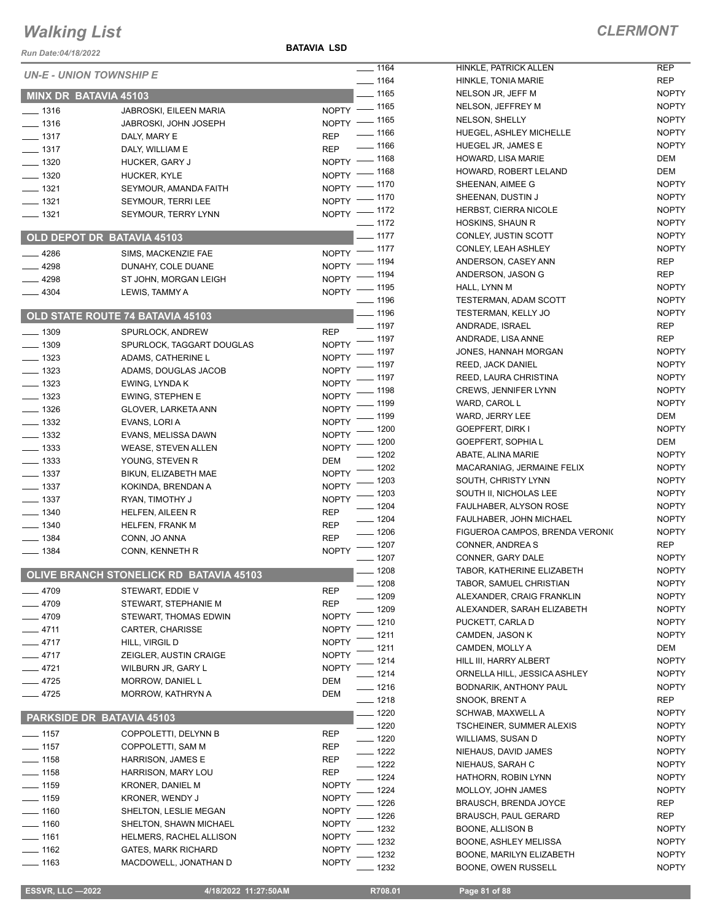# Walking List

**CLERMONT**

Run Date:04/18/2022

**BATAVIA LSD**

*UN-E - UNION TOWNSHIP E*

## MINX DR BATAVIA 45103

| No. | Name | Party |
|---|---|---|
| ____ 1316 | JABROSKI, EILEEN MARIA | NOPTY |
| ____ 1316 | JABROSKI, JOHN JOSEPH | NOPTY |
| ____ 1317 | DALY, MARY E | REP |
| ____ 1317 | DALY, WILLIAM E | REP |
| ____ 1320 | HUCKER, GARY J | NOPTY |
| ____ 1320 | HUCKER, KYLE | NOPTY |
| ____ 1321 | SEYMOUR, AMANDA FAITH | NOPTY |
| ____ 1321 | SEYMOUR, TERRI LEE | NOPTY |
| ____ 1321 | SEYMOUR, TERRY LYNN | NOPTY |

## OLD DEPOT DR BATAVIA 45103

| No. | Name | Party |
|---|---|---|
| ____ 4286 | SIMS, MACKENZIE FAE | NOPTY |
| ____ 4298 | DUNAHY, COLE DUANE | NOPTY |
| ____ 4298 | ST JOHN, MORGAN LEIGH | NOPTY |
| ____ 4304 | LEWIS, TAMMY A | NOPTY |

## OLD STATE ROUTE 74 BATAVIA 45103

| No. | Name | Party |
|---|---|---|
| ____ 1309 | SPURLOCK, ANDREW | REP |
| ____ 1309 | SPURLOCK, TAGGART DOUGLAS | NOPTY |
| ____ 1323 | ADAMS, CATHERINE L | NOPTY |
| ____ 1323 | ADAMS, DOUGLAS JACOB | NOPTY |
| ____ 1323 | EWING, LYNDA K | NOPTY |
| ____ 1323 | EWING, STEPHEN E | NOPTY |
| ____ 1326 | GLOVER, LARKETA ANN | NOPTY |
| ____ 1332 | EVANS, LORI A | NOPTY |
| ____ 1332 | EVANS, MELISSA DAWN | NOPTY |
| ____ 1333 | WEASE, STEVEN ALLEN | NOPTY |
| ____ 1333 | YOUNG, STEVEN R | DEM |
| ____ 1337 | BIKUN, ELIZABETH MAE | NOPTY |
| ____ 1337 | KOKINDA, BRENDAN A | NOPTY |
| ____ 1337 | RYAN, TIMOTHY J | NOPTY |
| ____ 1340 | HELFEN, AILEEN R | REP |
| ____ 1340 | HELFEN, FRANK M | REP |
| ____ 1384 | CONN, JO ANNA | REP |
| ____ 1384 | CONN, KENNETH R | NOPTY |

## OLIVE BRANCH STONELICK RD BATAVIA 45103

| No. | Name | Party |
|---|---|---|
| ____ 4709 | STEWART, EDDIE V | REP |
| ____ 4709 | STEWART, STEPHANIE M | REP |
| ____ 4709 | STEWART, THOMAS EDWIN | NOPTY |
| ____ 4711 | CARTER, CHARISSE | NOPTY |
| ____ 4717 | HILL, VIRGIL D | NOPTY |
| ____ 4717 | ZEIGLER, AUSTIN CRAIGE | NOPTY |
| ____ 4721 | WILBURN JR, GARY L | NOPTY |
| ____ 4725 | MORROW, DANIEL L | DEM |
| ____ 4725 | MORROW, KATHRYN A | DEM |

## PARKSIDE DR BATAVIA 45103

| No. | Name | Party |
|---|---|---|
| ____ 1157 | COPPOLETTI, DELYNN B | REP |
| ____ 1157 | COPPOLETTI, SAM M | REP |
| ____ 1158 | HARRISON, JAMES E | REP |
| ____ 1158 | HARRISON, MARY LOU | REP |
| ____ 1159 | KRONER, DANIEL M | NOPTY |
| ____ 1159 | KRONER, WENDY J | NOPTY |
| ____ 1160 | SHELTON, LESLIE MEGAN | NOPTY |
| ____ 1160 | SHELTON, SHAWN MICHAEL | NOPTY |
| ____ 1161 | HELMERS, RACHEL ALLISON | NOPTY |
| ____ 1162 | GATES, MARK RICHARD | NOPTY |
| ____ 1163 | MACDOWELL, JONATHAN D | NOPTY |
| ____ 1164 | HINKLE, PATRICK ALLEN | REP |
| ____ 1164 | HINKLE, TONIA MARIE | REP |
| ____ 1165 | NELSON JR, JEFF M | NOPTY |
| ____ 1165 | NELSON, JEFFREY M | NOPTY |
| ____ 1165 | NELSON, SHELLY | NOPTY |
| ____ 1166 | HUEGEL, ASHLEY MICHELLE | NOPTY |
| ____ 1166 | HUEGEL JR, JAMES E | NOPTY |
| ____ 1168 | HOWARD, LISA MARIE | DEM |
| ____ 1168 | HOWARD, ROBERT LELAND | DEM |
| ____ 1170 | SHEENAN, AIMEE G | NOPTY |
| ____ 1170 | SHEENAN, DUSTIN J | NOPTY |
| ____ 1172 | HERBST, CIERRA NICOLE | NOPTY |
| ____ 1172 | HOSKINS, SHAUN R | NOPTY |
| ____ 1177 | CONLEY, JUSTIN SCOTT | NOPTY |
| ____ 1177 | CONLEY, LEAH ASHLEY | NOPTY |
| ____ 1194 | ANDERSON, CASEY ANN | REP |
| ____ 1194 | ANDERSON, JASON G | REP |
| ____ 1195 | HALL, LYNN M | NOPTY |
| ____ 1196 | TESTERMAN, ADAM SCOTT | NOPTY |
| ____ 1196 | TESTERMAN, KELLY JO | NOPTY |
| ____ 1197 | ANDRADE, ISRAEL | REP |
| ____ 1197 | ANDRADE, LISA ANNE | REP |
| ____ 1197 | JONES, HANNAH MORGAN | NOPTY |
| ____ 1197 | REED, JACK DANIEL | NOPTY |
| ____ 1197 | REED, LAURA CHRISTINA | NOPTY |
| ____ 1198 | CREWS, JENNIFER LYNN | NOPTY |
| ____ 1199 | WARD, CAROL L | NOPTY |
| ____ 1199 | WARD, JERRY LEE | DEM |
| ____ 1200 | GOEPFERT, DIRK I | NOPTY |
| ____ 1200 | GOEPFERT, SOPHIA L | DEM |
| ____ 1202 | ABATE, ALINA MARIE | NOPTY |
| ____ 1202 | MACARANIAG, JERMAINE FELIX | NOPTY |
| ____ 1203 | SOUTH, CHRISTY LYNN | NOPTY |
| ____ 1203 | SOUTH II, NICHOLAS LEE | NOPTY |
| ____ 1204 | FAULHABER, ALYSON ROSE | NOPTY |
| ____ 1204 | FAULHABER, JOHN MICHAEL | NOPTY |
| ____ 1206 | FIGUEROA CAMPOS, BRENDA VERONIC | NOPTY |
| ____ 1207 | CONNER, ANDREA S | REP |
| ____ 1207 | CONNER, GARY DALE | NOPTY |
| ____ 1208 | TABOR, KATHERINE ELIZABETH | NOPTY |
| ____ 1208 | TABOR, SAMUEL CHRISTIAN | NOPTY |
| ____ 1209 | ALEXANDER, CRAIG FRANKLIN | NOPTY |
| ____ 1209 | ALEXANDER, SARAH ELIZABETH | NOPTY |
| ____ 1210 | PUCKETT, CARLA D | NOPTY |
| ____ 1211 | CAMDEN, JASON K | NOPTY |
| ____ 1211 | CAMDEN, MOLLY A | DEM |
| ____ 1214 | HILL III, HARRY ALBERT | NOPTY |
| ____ 1214 | ORNELLA HILL, JESSICA ASHLEY | NOPTY |
| ____ 1216 | BODNARIK, ANTHONY PAUL | NOPTY |
| ____ 1218 | SNOOK, BRENT A | REP |
| ____ 1220 | SCHWAB, MAXWELL A | NOPTY |
| ____ 1220 | TSCHEINER, SUMMER ALEXIS | NOPTY |
| ____ 1220 | WILLIAMS, SUSAN D | NOPTY |
| ____ 1222 | NIEHAUS, DAVID JAMES | NOPTY |
| ____ 1222 | NIEHAUS, SARAH C | NOPTY |
| ____ 1224 | HATHORN, ROBIN LYNN | NOPTY |
| ____ 1224 | MOLLOY, JOHN JAMES | NOPTY |
| ____ 1226 | BRAUSCH, BRENDA JOYCE | REP |
| ____ 1226 | BRAUSCH, PAUL GERARD | REP |
| ____ 1232 | BOONE, ALLISON B | NOPTY |
| ____ 1232 | BOONE, ASHLEY MELISSA | NOPTY |
| ____ 1232 | BOONE, MARILYN ELIZABETH | NOPTY |
| ____ 1232 | BOONE, OWEN RUSSELL | NOPTY |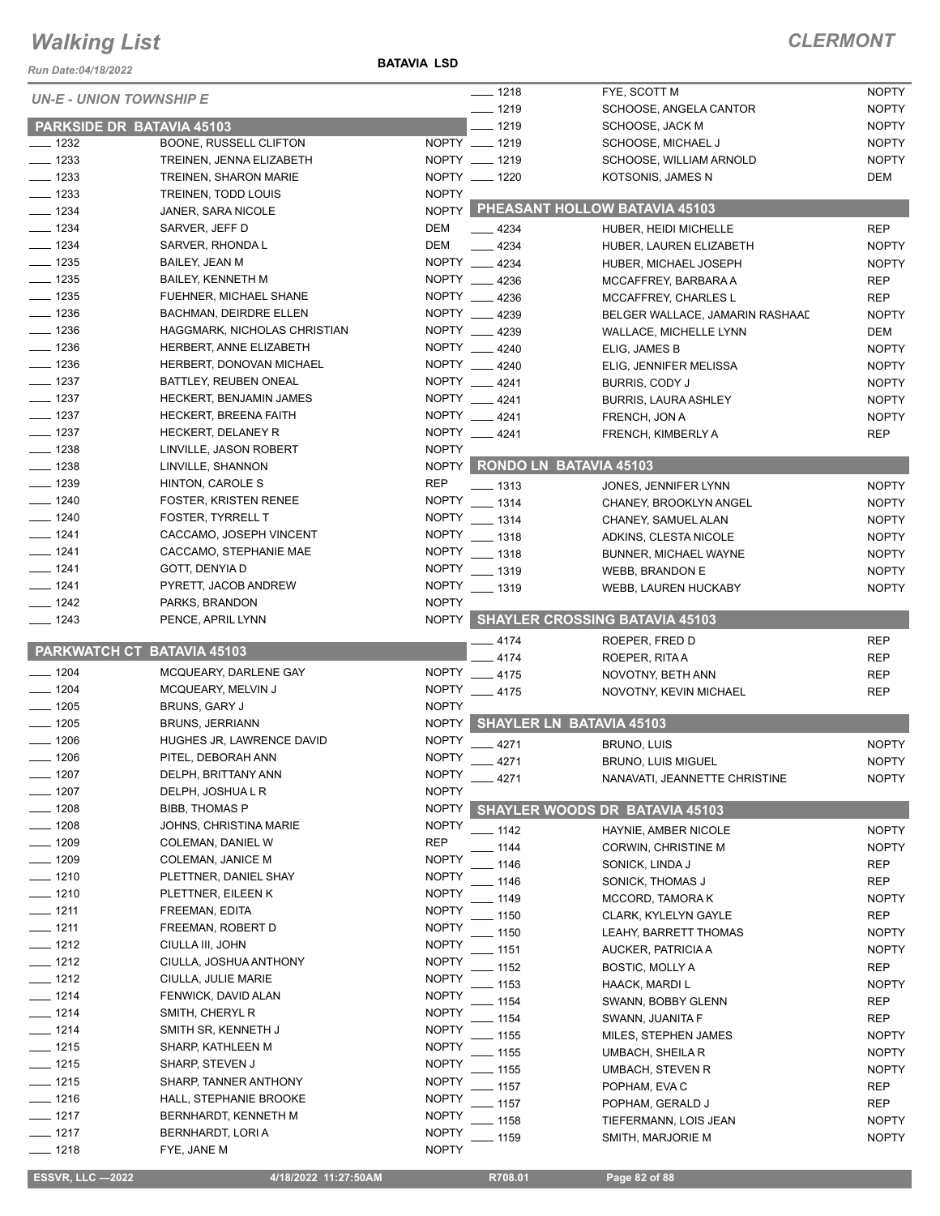# Walking List

## CLERMONT

BATAVIA LSD

Run Date:04/18/2022

### UN-E - UNION TOWNSHIP E

### PARKSIDE DR BATAVIA 45103

| No. | Name | Party |
|---|---|---|
| ___ 1232 | BOONE, RUSSELL CLIFTON | NOPTY |
| ___ 1233 | TREINEN, JENNA ELIZABETH | NOPTY |
| ___ 1233 | TREINEN, SHARON MARIE | NOPTY |
| ___ 1233 | TREINEN, TODD LOUIS | NOPTY |
| ___ 1234 | JANER, SARA NICOLE | NOPTY |
| ___ 1234 | SARVER, JEFF D | DEM |
| ___ 1234 | SARVER, RHONDA L | DEM |
| ___ 1235 | BAILEY, JEAN M | NOPTY |
| ___ 1235 | BAILEY, KENNETH M | NOPTY |
| ___ 1235 | FUEHNER, MICHAEL SHANE | NOPTY |
| ___ 1236 | BACHMAN, DEIRDRE ELLEN | NOPTY |
| ___ 1236 | HAGGMARK, NICHOLAS CHRISTIAN | NOPTY |
| ___ 1236 | HERBERT, ANNE ELIZABETH | NOPTY |
| ___ 1236 | HERBERT, DONOVAN MICHAEL | NOPTY |
| ___ 1237 | BATTLEY, REUBEN ONEAL | NOPTY |
| ___ 1237 | HECKERT, BENJAMIN JAMES | NOPTY |
| ___ 1237 | HECKERT, BREENA FAITH | NOPTY |
| ___ 1237 | HECKERT, DELANEY R | NOPTY |
| ___ 1238 | LINVILLE, JASON ROBERT | NOPTY |
| ___ 1238 | LINVILLE, SHANNON | NOPTY |
| ___ 1239 | HINTON, CAROLE S | REP |
| ___ 1240 | FOSTER, KRISTEN RENEE | NOPTY |
| ___ 1240 | FOSTER, TYRRELL T | NOPTY |
| ___ 1241 | CACCAMO, JOSEPH VINCENT | NOPTY |
| ___ 1241 | CACCAMO, STEPHANIE MAE | NOPTY |
| ___ 1241 | GOTT, DENYIA D | NOPTY |
| ___ 1241 | PYRETT, JACOB ANDREW | NOPTY |
| ___ 1242 | PARKS, BRANDON | NOPTY |
| ___ 1243 | PENCE, APRIL LYNN | NOPTY |

### PARKWATCH CT BATAVIA 45103

| No. | Name | Party |
|---|---|---|
| ___ 1204 | MCQUEARY, DARLENE GAY | NOPTY |
| ___ 1204 | MCQUEARY, MELVIN J | NOPTY |
| ___ 1205 | BRUNS, GARY J | NOPTY |
| ___ 1205 | BRUNS, JERRIANN | NOPTY |
| ___ 1206 | HUGHES JR, LAWRENCE DAVID | NOPTY |
| ___ 1206 | PITEL, DEBORAH ANN | NOPTY |
| ___ 1207 | DELPH, BRITTANY ANN | NOPTY |
| ___ 1207 | DELPH, JOSHUA L R | NOPTY |
| ___ 1208 | BIBB, THOMAS P | NOPTY |
| ___ 1208 | JOHNS, CHRISTINA MARIE | NOPTY |
| ___ 1209 | COLEMAN, DANIEL W | REP |
| ___ 1209 | COLEMAN, JANICE M | NOPTY |
| ___ 1210 | PLETTNER, DANIEL SHAY | NOPTY |
| ___ 1210 | PLETTNER, EILEEN K | NOPTY |
| ___ 1211 | FREEMAN, EDITA | NOPTY |
| ___ 1211 | FREEMAN, ROBERT D | NOPTY |
| ___ 1212 | CIULLA III, JOHN | NOPTY |
| ___ 1212 | CIULLA, JOSHUA ANTHONY | NOPTY |
| ___ 1212 | CIULLA, JULIE MARIE | NOPTY |
| ___ 1214 | FENWICK, DAVID ALAN | NOPTY |
| ___ 1214 | SMITH, CHERYL R | NOPTY |
| ___ 1214 | SMITH SR, KENNETH J | NOPTY |
| ___ 1215 | SHARP, KATHLEEN M | NOPTY |
| ___ 1215 | SHARP, STEVEN J | NOPTY |
| ___ 1215 | SHARP, TANNER ANTHONY | NOPTY |
| ___ 1216 | HALL, STEPHANIE BROOKE | NOPTY |
| ___ 1217 | BERNHARDT, KENNETH M | NOPTY |
| ___ 1217 | BERNHARDT, LORI A | NOPTY |
| ___ 1218 | FYE, JANE M | NOPTY |
| ___ 1218 | FYE, SCOTT M | NOPTY |
| ___ 1219 | SCHOOSE, ANGELA CANTOR | NOPTY |
| ___ 1219 | SCHOOSE, JACK M | NOPTY |
| ___ 1219 | SCHOOSE, MICHAEL J | NOPTY |
| ___ 1219 | SCHOOSE, WILLIAM ARNOLD | NOPTY |
| ___ 1220 | KOTSONIS, JAMES N | DEM |

### PHEASANT HOLLOW BATAVIA 45103

| No. | Name | Party |
|---|---|---|
| ___ 4234 | HUBER, HEIDI MICHELLE | REP |
| ___ 4234 | HUBER, LAUREN ELIZABETH | NOPTY |
| ___ 4234 | HUBER, MICHAEL JOSEPH | NOPTY |
| ___ 4236 | MCCAFFREY, BARBARA A | REP |
| ___ 4236 | MCCAFFREY, CHARLES L | REP |
| ___ 4239 | BELGER WALLACE, JAMARIN RASHAAD | NOPTY |
| ___ 4239 | WALLACE, MICHELLE LYNN | DEM |
| ___ 4240 | ELIG, JAMES B | NOPTY |
| ___ 4240 | ELIG, JENNIFER MELISSA | NOPTY |
| ___ 4241 | BURRIS, CODY J | NOPTY |
| ___ 4241 | BURRIS, LAURA ASHLEY | NOPTY |
| ___ 4241 | FRENCH, JON A | NOPTY |
| ___ 4241 | FRENCH, KIMBERLY A | REP |

### RONDO LN BATAVIA 45103

| No. | Name | Party |
|---|---|---|
| ___ 1313 | JONES, JENNIFER LYNN | NOPTY |
| ___ 1314 | CHANEY, BROOKLYN ANGEL | NOPTY |
| ___ 1314 | CHANEY, SAMUEL ALAN | NOPTY |
| ___ 1318 | ADKINS, CLESTA NICOLE | NOPTY |
| ___ 1318 | BUNNER, MICHAEL WAYNE | NOPTY |
| ___ 1319 | WEBB, BRANDON E | NOPTY |
| ___ 1319 | WEBB, LAUREN HUCKABY | NOPTY |

### SHAYLER CROSSING BATAVIA 45103

| No. | Name | Party |
|---|---|---|
| ___ 4174 | ROEPER, FRED D | REP |
| ___ 4174 | ROEPER, RITA A | REP |
| ___ 4175 | NOVOTNY, BETH ANN | REP |
| ___ 4175 | NOVOTNY, KEVIN MICHAEL | REP |

### SHAYLER LN BATAVIA 45103

| No. | Name | Party |
|---|---|---|
| ___ 4271 | BRUNO, LUIS | NOPTY |
| ___ 4271 | BRUNO, LUIS MIGUEL | NOPTY |
| ___ 4271 | NANAVATI, JEANNETTE CHRISTINE | NOPTY |

### SHAYLER WOODS DR BATAVIA 45103

| No. | Name | Party |
|---|---|---|
| ___ 1142 | HAYNIE, AMBER NICOLE | NOPTY |
| ___ 1144 | CORWIN, CHRISTINE M | NOPTY |
| ___ 1146 | SONICK, LINDA J | REP |
| ___ 1146 | SONICK, THOMAS J | REP |
| ___ 1149 | MCCORD, TAMORA K | NOPTY |
| ___ 1150 | CLARK, KYLELYN GAYLE | REP |
| ___ 1150 | LEAHY, BARRETT THOMAS | NOPTY |
| ___ 1151 | AUCKER, PATRICIA A | NOPTY |
| ___ 1152 | BOSTIC, MOLLY A | REP |
| ___ 1153 | HAACK, MARDI L | NOPTY |
| ___ 1154 | SWANN, BOBBY GLENN | REP |
| ___ 1154 | SWANN, JUANITA F | REP |
| ___ 1155 | MILES, STEPHEN JAMES | NOPTY |
| ___ 1155 | UMBACH, SHEILA R | NOPTY |
| ___ 1155 | UMBACH, STEVEN R | NOPTY |
| ___ 1157 | POPHAM, EVA C | REP |
| ___ 1157 | POPHAM, GERALD J | REP |
| ___ 1158 | TIEFERMANN, LOIS JEAN | NOPTY |
| ___ 1159 | SMITH, MARJORIE M | NOPTY |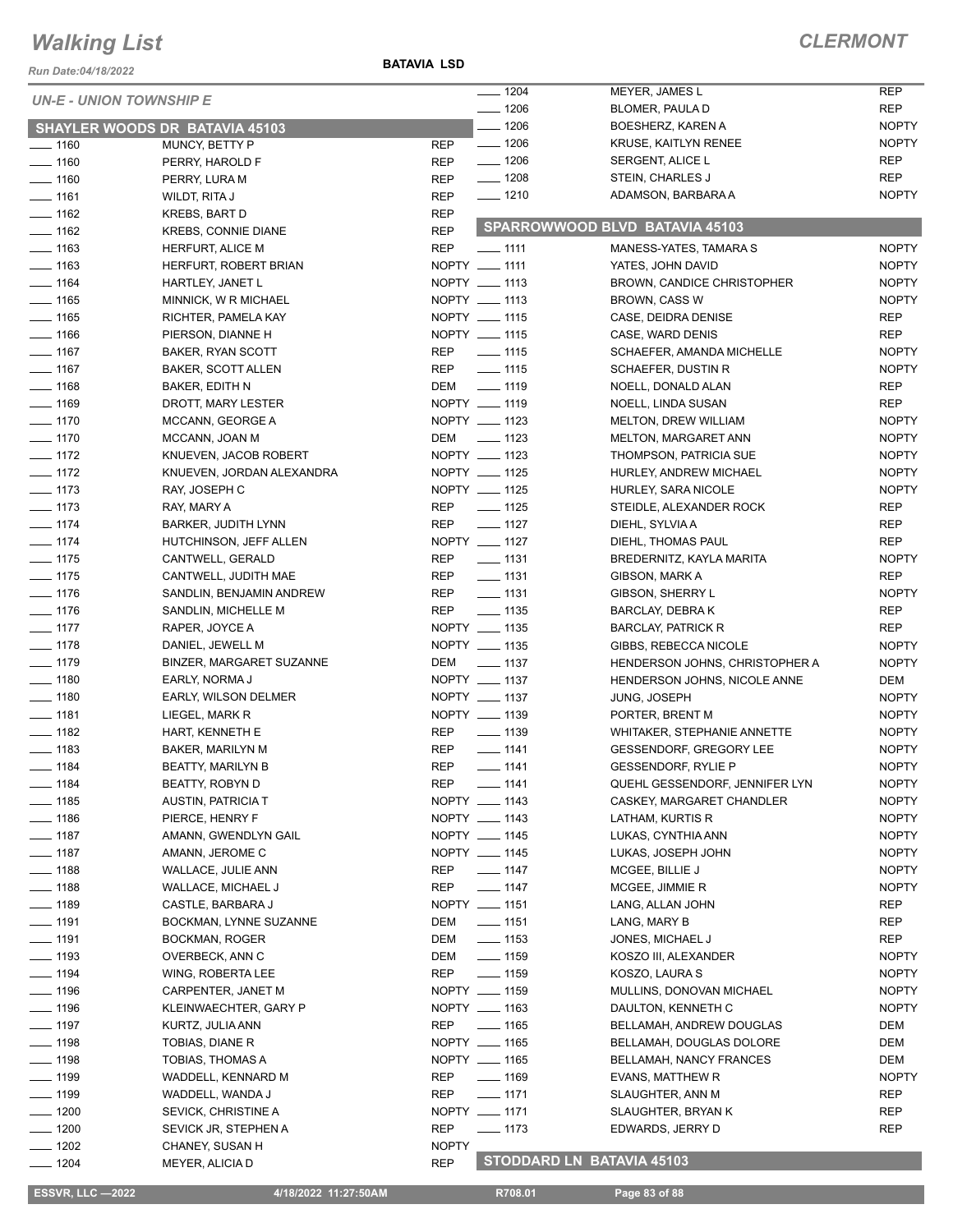# Walking List

**CLERMONT**

Run Date:04/18/2022

**BATAVIA LSD**

## UN-E - UNION TOWNSHIP E

### SHAYLER WOODS DR BATAVIA 45103

| # | Name | Party |
|---|---|---|
| ___ 1160 | MUNCY, BETTY P | REP |
| ___ 1160 | PERRY, HAROLD F | REP |
| ___ 1160 | PERRY, LURA M | REP |
| ___ 1161 | WILDT, RITA J | REP |
| ___ 1162 | KREBS, BART D | REP |
| ___ 1162 | KREBS, CONNIE DIANE | REP |
| ___ 1163 | HERFURT, ALICE M | REP |
| ___ 1163 | HERFURT, ROBERT BRIAN | NOPTY |
| ___ 1164 | HARTLEY, JANET L | NOPTY |
| ___ 1165 | MINNICK, W R MICHAEL | NOPTY |
| ___ 1165 | RICHTER, PAMELA KAY | NOPTY |
| ___ 1166 | PIERSON, DIANNE H | NOPTY |
| ___ 1167 | BAKER, RYAN SCOTT | REP |
| ___ 1167 | BAKER, SCOTT ALLEN | REP |
| ___ 1168 | BAKER, EDITH N | DEM |
| ___ 1169 | DROTT, MARY LESTER | NOPTY |
| ___ 1170 | MCCANN, GEORGE A | NOPTY |
| ___ 1170 | MCCANN, JOAN M | DEM |
| ___ 1172 | KNUEVEN, JACOB ROBERT | NOPTY |
| ___ 1172 | KNUEVEN, JORDAN ALEXANDRA | NOPTY |
| ___ 1173 | RAY, JOSEPH C | NOPTY |
| ___ 1173 | RAY, MARY A | REP |
| ___ 1174 | BARKER, JUDITH LYNN | REP |
| ___ 1174 | HUTCHINSON, JEFF ALLEN | NOPTY |
| ___ 1175 | CANTWELL, GERALD | REP |
| ___ 1175 | CANTWELL, JUDITH MAE | REP |
| ___ 1176 | SANDLIN, BENJAMIN ANDREW | REP |
| ___ 1176 | SANDLIN, MICHELLE M | REP |
| ___ 1177 | RAPER, JOYCE A | NOPTY |
| ___ 1178 | DANIEL, JEWELL M | NOPTY |
| ___ 1179 | BINZER, MARGARET SUZANNE | DEM |
| ___ 1180 | EARLY, NORMA J | NOPTY |
| ___ 1180 | EARLY, WILSON DELMER | NOPTY |
| ___ 1181 | LIEGEL, MARK R | NOPTY |
| ___ 1182 | HART, KENNETH E | REP |
| ___ 1183 | BAKER, MARILYN M | REP |
| ___ 1184 | BEATTY, MARILYN B | REP |
| ___ 1184 | BEATTY, ROBYN D | REP |
| ___ 1185 | AUSTIN, PATRICIA T | NOPTY |
| ___ 1186 | PIERCE, HENRY F | NOPTY |
| ___ 1187 | AMANN, GWENDLYN GAIL | NOPTY |
| ___ 1187 | AMANN, JEROME C | NOPTY |
| ___ 1188 | WALLACE, JULIE ANN | REP |
| ___ 1188 | WALLACE, MICHAEL J | REP |
| ___ 1189 | CASTLE, BARBARA J | NOPTY |
| ___ 1191 | BOCKMAN, LYNNE SUZANNE | DEM |
| ___ 1191 | BOCKMAN, ROGER | DEM |
| ___ 1193 | OVERBECK, ANN C | DEM |
| ___ 1194 | WING, ROBERTA LEE | REP |
| ___ 1196 | CARPENTER, JANET M | NOPTY |
| ___ 1196 | KLEINWAECHTER, GARY P | NOPTY |
| ___ 1197 | KURTZ, JULIA ANN | REP |
| ___ 1198 | TOBIAS, DIANE R | NOPTY |
| ___ 1198 | TOBIAS, THOMAS A | NOPTY |
| ___ 1199 | WADDELL, KENNARD M | REP |
| ___ 1199 | WADDELL, WANDA J | REP |
| ___ 1200 | SEVICK, CHRISTINE A | NOPTY |
| ___ 1200 | SEVICK JR, STEPHEN A | REP |
| ___ 1202 | CHANEY, SUSAN H | NOPTY |
| ___ 1204 | MEYER, ALICIA D | REP |
| ___ 1204 | MEYER, JAMES L | REP |
| ___ 1206 | BLOMER, PAULA D | REP |
| ___ 1206 | BOESHERZ, KAREN A | NOPTY |
| ___ 1206 | KRUSE, KAITLYN RENEE | NOPTY |
| ___ 1206 | SERGENT, ALICE L | REP |
| ___ 1208 | STEIN, CHARLES J | REP |
| ___ 1210 | ADAMSON, BARBARA A | NOPTY |

### SPARROWWOOD BLVD BATAVIA 45103

| # | Name | Party |
|---|---|---|
| ___ 1111 | MANESS-YATES, TAMARA S | NOPTY |
| ___ 1111 | YATES, JOHN DAVID | NOPTY |
| ___ 1113 | BROWN, CANDICE CHRISTOPHER | NOPTY |
| ___ 1113 | BROWN, CASS W | NOPTY |
| ___ 1115 | CASE, DEIDRA DENISE | REP |
| ___ 1115 | CASE, WARD DENIS | REP |
| ___ 1115 | SCHAEFER, AMANDA MICHELLE | NOPTY |
| ___ 1115 | SCHAEFER, DUSTIN R | NOPTY |
| ___ 1119 | NOELL, DONALD ALAN | REP |
| ___ 1119 | NOELL, LINDA SUSAN | REP |
| ___ 1123 | MELTON, DREW WILLIAM | NOPTY |
| ___ 1123 | MELTON, MARGARET ANN | NOPTY |
| ___ 1123 | THOMPSON, PATRICIA SUE | NOPTY |
| ___ 1125 | HURLEY, ANDREW MICHAEL | NOPTY |
| ___ 1125 | HURLEY, SARA NICOLE | NOPTY |
| ___ 1125 | STEIDLE, ALEXANDER ROCK | REP |
| ___ 1127 | DIEHL, SYLVIA A | REP |
| ___ 1127 | DIEHL, THOMAS PAUL | REP |
| ___ 1131 | BREDERNITZ, KAYLA MARITA | NOPTY |
| ___ 1131 | GIBSON, MARK A | REP |
| ___ 1131 | GIBSON, SHERRY L | NOPTY |
| ___ 1135 | BARCLAY, DEBRA K | REP |
| ___ 1135 | BARCLAY, PATRICK R | REP |
| ___ 1135 | GIBBS, REBECCA NICOLE | NOPTY |
| ___ 1137 | HENDERSON JOHNS, CHRISTOPHER A | NOPTY |
| ___ 1137 | HENDERSON JOHNS, NICOLE ANNE | DEM |
| ___ 1137 | JUNG, JOSEPH | NOPTY |
| ___ 1139 | PORTER, BRENT M | NOPTY |
| ___ 1139 | WHITAKER, STEPHANIE ANNETTE | NOPTY |
| ___ 1141 | GESSENDORF, GREGORY LEE | NOPTY |
| ___ 1141 | GESSENDORF, RYLIE P | NOPTY |
| ___ 1141 | QUEHL GESSENDORF, JENNIFER LYN | NOPTY |
| ___ 1143 | CASKEY, MARGARET CHANDLER | NOPTY |
| ___ 1143 | LATHAM, KURTIS R | NOPTY |
| ___ 1145 | LUKAS, CYNTHIA ANN | NOPTY |
| ___ 1145 | LUKAS, JOSEPH JOHN | NOPTY |
| ___ 1147 | MCGEE, BILLIE J | NOPTY |
| ___ 1147 | MCGEE, JIMMIE R | NOPTY |
| ___ 1151 | LANG, ALLAN JOHN | REP |
| ___ 1151 | LANG, MARY B | REP |
| ___ 1153 | JONES, MICHAEL J | REP |
| ___ 1159 | KOSZO III, ALEXANDER | NOPTY |
| ___ 1159 | KOSZO, LAURA S | NOPTY |
| ___ 1159 | MULLINS, DONOVAN MICHAEL | NOPTY |
| ___ 1163 | DAULTON, KENNETH C | NOPTY |
| ___ 1165 | BELLAMAH, ANDREW DOUGLAS | DEM |
| ___ 1165 | BELLAMAH, DOUGLAS DOLORE | DEM |
| ___ 1165 | BELLAMAH, NANCY FRANCES | DEM |
| ___ 1169 | EVANS, MATTHEW R | NOPTY |
| ___ 1171 | SLAUGHTER, ANN M | REP |
| ___ 1171 | SLAUGHTER, BRYAN K | REP |
| ___ 1173 | EDWARDS, JERRY D | REP |

### STODDARD LN BATAVIA 45103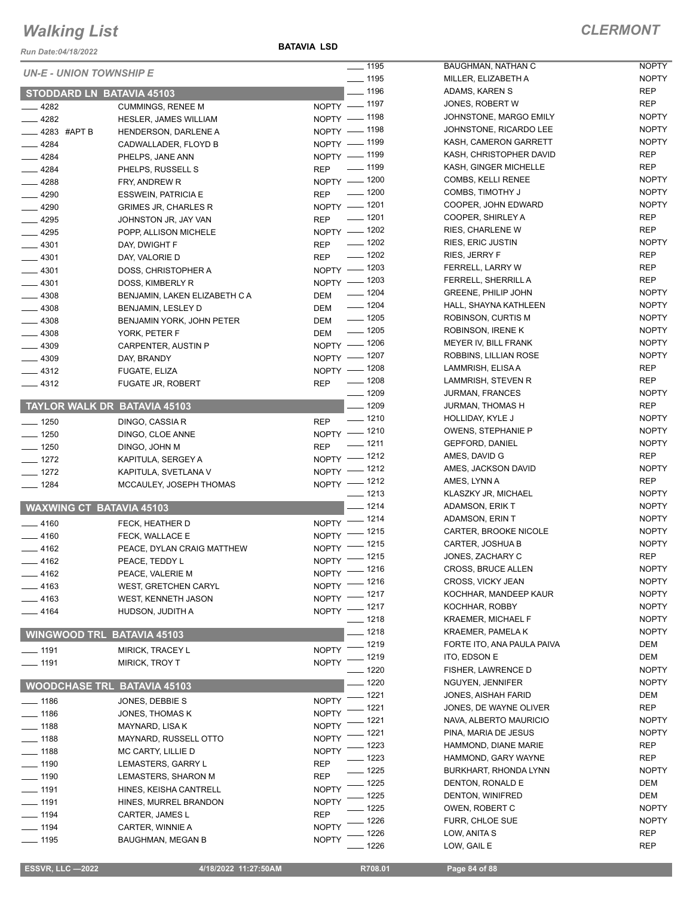# Walking List

**CLERMONT**

Run Date:04/18/2022

**BATAVIA LSD**

*UN-E - UNION TOWNSHIP E*

## STODDARD LN BATAVIA 45103

| No. | Name | Party |
|---|---|---|
| 4282 | CUMMINGS, RENEE M | NOPTY |
| 4282 | HESLER, JAMES WILLIAM | NOPTY |
| 4283 #APT B | HENDERSON, DARLENE A | NOPTY |
| 4284 | CADWALLADER, FLOYD B | NOPTY |
| 4284 | PHELPS, JANE ANN | NOPTY |
| 4284 | PHELPS, RUSSELL S | REP |
| 4288 | FRY, ANDREW R | NOPTY |
| 4290 | ESSWEIN, PATRICIA E | REP |
| 4290 | GRIMES JR, CHARLES R | NOPTY |
| 4295 | JOHNSTON JR, JAY VAN | REP |
| 4295 | POPP, ALLISON MICHELE | NOPTY |
| 4301 | DAY, DWIGHT F | REP |
| 4301 | DAY, VALORIE D | REP |
| 4301 | DOSS, CHRISTOPHER A | NOPTY |
| 4301 | DOSS, KIMBERLY R | NOPTY |
| 4308 | BENJAMIN, LAKEN ELIZABETH C A | DEM |
| 4308 | BENJAMIN, LESLEY D | DEM |
| 4308 | BENJAMIN YORK, JOHN PETER | DEM |
| 4308 | YORK, PETER F | DEM |
| 4309 | CARPENTER, AUSTIN P | NOPTY |
| 4309 | DAY, BRANDY | NOPTY |
| 4312 | FUGATE, ELIZA | NOPTY |
| 4312 | FUGATE JR, ROBERT | REP |

## TAYLOR WALK DR BATAVIA 45103

| No. | Name | Party |
|---|---|---|
| 1250 | DINGO, CASSIA R | REP |
| 1250 | DINGO, CLOE ANNE | NOPTY |
| 1250 | DINGO, JOHN M | REP |
| 1272 | KAPITULA, SERGEY A | NOPTY |
| 1272 | KAPITULA, SVETLANA V | NOPTY |
| 1284 | MCCAULEY, JOSEPH THOMAS | NOPTY |

## WAXWING CT BATAVIA 45103

| No. | Name | Party |
|---|---|---|
| 4160 | FECK, HEATHER D | NOPTY |
| 4160 | FECK, WALLACE E | NOPTY |
| 4162 | PEACE, DYLAN CRAIG MATTHEW | NOPTY |
| 4162 | PEACE, TEDDY L | NOPTY |
| 4162 | PEACE, VALERIE M | NOPTY |
| 4163 | WEST, GRETCHEN CARYL | NOPTY |
| 4163 | WEST, KENNETH JASON | NOPTY |
| 4164 | HUDSON, JUDITH A | NOPTY |

## WINGWOOD TRL BATAVIA 45103

| No. | Name | Party |
|---|---|---|
| 1191 | MIRICK, TRACEY L | NOPTY |
| 1191 | MIRICK, TROY T | NOPTY |

## WOODCHASE TRL BATAVIA 45103

| No. | Name | Party |
|---|---|---|
| 1186 | JONES, DEBBIE S | NOPTY |
| 1186 | JONES, THOMAS K | NOPTY |
| 1188 | MAYNARD, LISA K | NOPTY |
| 1188 | MAYNARD, RUSSELL OTTO | NOPTY |
| 1188 | MC CARTY, LILLIE D | NOPTY |
| 1190 | LEMASTERS, GARRY L | REP |
| 1190 | LEMASTERS, SHARON M | REP |
| 1191 | HINES, KEISHA CANTRELL | NOPTY |
| 1191 | HINES, MURREL BRANDON | NOPTY |
| 1194 | CARTER, JAMES L | REP |
| 1194 | CARTER, WINNIE A | NOPTY |
| 1195 | BAUGHMAN, MEGAN B | NOPTY |
| 1195 | BAUGHMAN, NATHAN C | NOPTY |
| 1195 | MILLER, ELIZABETH A | NOPTY |
| 1196 | ADAMS, KAREN S | REP |
| 1197 | JONES, ROBERT W | REP |
| 1198 | JOHNSTONE, MARGO EMILY | NOPTY |
| 1198 | JOHNSTONE, RICARDO LEE | NOPTY |
| 1199 | KASH, CAMERON GARRETT | NOPTY |
| 1199 | KASH, CHRISTOPHER DAVID | REP |
| 1199 | KASH, GINGER MICHELLE | REP |
| 1200 | COMBS, KELLI RENEE | NOPTY |
| 1200 | COMBS, TIMOTHY J | NOPTY |
| 1201 | COOPER, JOHN EDWARD | NOPTY |
| 1201 | COOPER, SHIRLEY A | REP |
| 1202 | RIES, CHARLENE W | REP |
| 1202 | RIES, ERIC JUSTIN | NOPTY |
| 1202 | RIES, JERRY F | REP |
| 1203 | FERRELL, LARRY W | REP |
| 1203 | FERRELL, SHERRILL A | REP |
| 1204 | GREENE, PHILIP JOHN | NOPTY |
| 1204 | HALL, SHAYNA KATHLEEN | NOPTY |
| 1205 | ROBINSON, CURTIS M | NOPTY |
| 1205 | ROBINSON, IRENE K | NOPTY |
| 1206 | MEYER IV, BILL FRANK | NOPTY |
| 1207 | ROBBINS, LILLIAN ROSE | NOPTY |
| 1208 | LAMMRISH, ELISA A | REP |
| 1208 | LAMMRISH, STEVEN R | REP |
| 1209 | JURMAN, FRANCES | NOPTY |
| 1209 | JURMAN, THOMAS H | REP |
| 1210 | HOLLIDAY, KYLE J | NOPTY |
| 1210 | OWENS, STEPHANIE P | NOPTY |
| 1211 | GEPFORD, DANIEL | NOPTY |
| 1212 | AMES, DAVID G | REP |
| 1212 | AMES, JACKSON DAVID | NOPTY |
| 1212 | AMES, LYNN A | REP |
| 1213 | KLASZKY JR, MICHAEL | NOPTY |
| 1214 | ADAMSON, ERIK T | NOPTY |
| 1214 | ADAMSON, ERIN T | NOPTY |
| 1215 | CARTER, BROOKE NICOLE | NOPTY |
| 1215 | CARTER, JOSHUA B | NOPTY |
| 1215 | JONES, ZACHARY C | REP |
| 1216 | CROSS, BRUCE ALLEN | NOPTY |
| 1216 | CROSS, VICKY JEAN | NOPTY |
| 1217 | KOCHHAR, MANDEEP KAUR | NOPTY |
| 1217 | KOCHHAR, ROBBY | NOPTY |
| 1218 | KRAEMER, MICHAEL F | NOPTY |
| 1218 | KRAEMER, PAMELA K | NOPTY |
| 1219 | FORTE ITO, ANA PAULA PAIVA | DEM |
| 1219 | ITO, EDSON E | DEM |
| 1220 | FISHER, LAWRENCE D | NOPTY |
| 1220 | NGUYEN, JENNIFER | NOPTY |
| 1221 | JONES, AISHAH FARID | DEM |
| 1221 | JONES, DE WAYNE OLIVER | REP |
| 1221 | NAVA, ALBERTO MAURICIO | NOPTY |
| 1221 | PINA, MARIA DE JESUS | NOPTY |
| 1223 | HAMMOND, DIANE MARIE | REP |
| 1223 | HAMMOND, GARY WAYNE | REP |
| 1225 | BURKHART, RHONDA LYNN | NOPTY |
| 1225 | DENTON, RONALD E | DEM |
| 1225 | DENTON, WINIFRED | DEM |
| 1225 | OWEN, ROBERT C | NOPTY |
| 1226 | FURR, CHLOE SUE | NOPTY |
| 1226 | LOW, ANITA S | REP |
| 1226 | LOW, GAIL E | REP |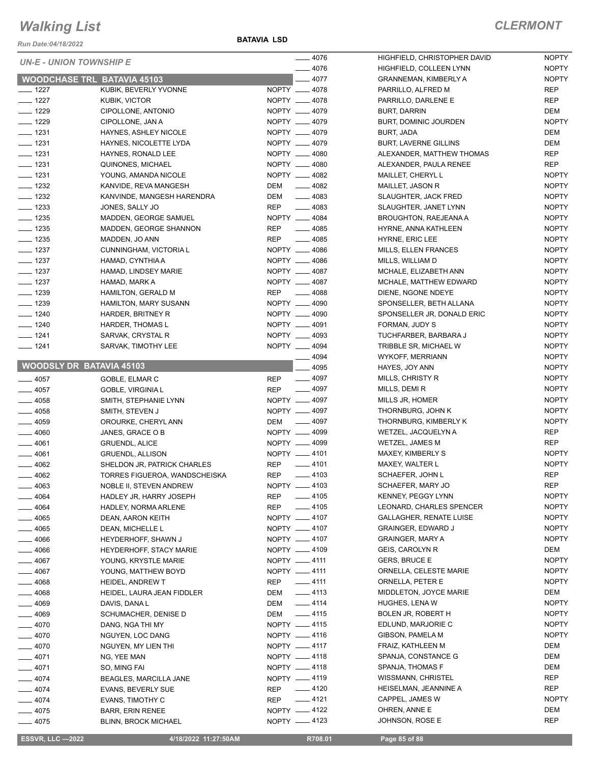# Walking List

**CLERMONT**

Run Date:04/18/2022

**BATAVIA LSD**

## UN-E - UNION TOWNSHIP E

### WOODCHASE TRL BATAVIA 45103

| No. | Name | Party |
|---|---|---|
| 1227 | KUBIK, BEVERLY YVONNE | NOPTY |
| 1227 | KUBIK, VICTOR | NOPTY |
| 1229 | CIPOLLONE, ANTONIO | NOPTY |
| 1229 | CIPOLLONE, JAN A | NOPTY |
| 1231 | HAYNES, ASHLEY NICOLE | NOPTY |
| 1231 | HAYNES, NICOLETTE LYDA | NOPTY |
| 1231 | HAYNES, RONALD LEE | NOPTY |
| 1231 | QUINONES, MICHAEL | NOPTY |
| 1231 | YOUNG, AMANDA NICOLE | NOPTY |
| 1232 | KANVIDE, REVA MANGESH | DEM |
| 1232 | KANVINDE, MANGESH HARENDRA | DEM |
| 1233 | JONES, SALLY JO | REP |
| 1235 | MADDEN, GEORGE SAMUEL | NOPTY |
| 1235 | MADDEN, GEORGE SHANNON | REP |
| 1235 | MADDEN, JO ANN | REP |
| 1237 | CUNNINGHAM, VICTORIA L | NOPTY |
| 1237 | HAMAD, CYNTHIA A | NOPTY |
| 1237 | HAMAD, LINDSEY MARIE | NOPTY |
| 1237 | HAMAD, MARK A | NOPTY |
| 1239 | HAMILTON, GERALD M | REP |
| 1239 | HAMILTON, MARY SUSANN | NOPTY |
| 1240 | HARDER, BRITNEY R | NOPTY |
| 1240 | HARDER, THOMAS L | NOPTY |
| 1241 | SARVAK, CRYSTAL R | NOPTY |
| 1241 | SARVAK, TIMOTHY LEE | NOPTY |

### WOODSLY DR BATAVIA 45103

| No. | Name | Party |
|---|---|---|
| 4057 | GOBLE, ELMAR C | REP |
| 4057 | GOBLE, VIRGINIA L | REP |
| 4058 | SMITH, STEPHANIE LYNN | NOPTY |
| 4058 | SMITH, STEVEN J | NOPTY |
| 4059 | OROURKE, CHERYL ANN | DEM |
| 4060 | JANES, GRACE O B | NOPTY |
| 4061 | GRUENDL, ALICE | NOPTY |
| 4061 | GRUENDL, ALLISON | NOPTY |
| 4062 | SHELDON JR, PATRICK CHARLES | REP |
| 4062 | TORRES FIGUEROA, WANDSCHEISKA | REP |
| 4063 | NOBLE II, STEVEN ANDREW | NOPTY |
| 4064 | HADLEY JR, HARRY JOSEPH | REP |
| 4064 | HADLEY, NORMA ARLENE | REP |
| 4065 | DEAN, AARON KEITH | NOPTY |
| 4065 | DEAN, MICHELLE L | NOPTY |
| 4066 | HEYDERHOFF, SHAWN J | NOPTY |
| 4066 | HEYDERHOFF, STACY MARIE | NOPTY |
| 4067 | YOUNG, KRYSTLE MARIE | NOPTY |
| 4067 | YOUNG, MATTHEW BOYD | NOPTY |
| 4068 | HEIDEL, ANDREW T | REP |
| 4068 | HEIDEL, LAURA JEAN FIDDLER | DEM |
| 4069 | DAVIS, DANA L | DEM |
| 4069 | SCHUMACHER, DENISE D | DEM |
| 4070 | DANG, NGA THI MY | NOPTY |
| 4070 | NGUYEN, LOC DANG | NOPTY |
| 4070 | NGUYEN, MY LIEN THI | NOPTY |
| 4071 | NG, YEE MAN | NOPTY |
| 4071 | SO, MING FAI | NOPTY |
| 4074 | BEAGLES, MARCILLA JANE | NOPTY |
| 4074 | EVANS, BEVERLY SUE | REP |
| 4074 | EVANS, TIMOTHY C | REP |
| 4075 | BARR, ERIN RENEE | NOPTY |
| 4075 | BLINN, BROCK MICHAEL | NOPTY |
| 4076 | HIGHFIELD, CHRISTOPHER DAVID | NOPTY |
| 4076 | HIGHFIELD, COLLEEN LYNN | NOPTY |
| 4077 | GRANNEMAN, KIMBERLY A | NOPTY |
| 4078 | PARRILLO, ALFRED M | REP |
| 4078 | PARRILLO, DARLENE E | REP |
| 4079 | BURT, DARRIN | DEM |
| 4079 | BURT, DOMINIC JOURDEN | NOPTY |
| 4079 | BURT, JADA | DEM |
| 4079 | BURT, LAVERNE GILLINS | DEM |
| 4080 | ALEXANDER, MATTHEW THOMAS | REP |
| 4080 | ALEXANDER, PAULA RENEE | REP |
| 4082 | MAILLET, CHERYL L | NOPTY |
| 4082 | MAILLET, JASON R | NOPTY |
| 4083 | SLAUGHTER, JACK FRED | NOPTY |
| 4083 | SLAUGHTER, JANET LYNN | NOPTY |
| 4084 | BROUGHTON, RAEJEANA A | NOPTY |
| 4085 | HYRNE, ANNA KATHLEEN | NOPTY |
| 4085 | HYRNE, ERIC LEE | NOPTY |
| 4086 | MILLS, ELLEN FRANCES | NOPTY |
| 4086 | MILLS, WILLIAM D | NOPTY |
| 4087 | MCHALE, ELIZABETH ANN | NOPTY |
| 4087 | MCHALE, MATTHEW EDWARD | NOPTY |
| 4088 | DIENE, NGONE NDEYE | NOPTY |
| 4090 | SPONSELLER, BETH ALLANA | NOPTY |
| 4090 | SPONSELLER JR, DONALD ERIC | NOPTY |
| 4091 | FORMAN, JUDY S | NOPTY |
| 4093 | TUCHFARBER, BARBARA J | NOPTY |
| 4094 | TRIBBLE SR, MICHAEL W | NOPTY |
| 4094 | WYKOFF, MERRIANN | NOPTY |
| 4095 | HAYES, JOY ANN | NOPTY |
| 4097 | MILLS, CHRISTY R | NOPTY |
| 4097 | MILLS, DEMI R | NOPTY |
| 4097 | MILLS JR, HOMER | NOPTY |
| 4097 | THORNBURG, JOHN K | NOPTY |
| 4097 | THORNBURG, KIMBERLY K | NOPTY |
| 4099 | WETZEL, JACQUELYN A | REP |
| 4099 | WETZEL, JAMES M | REP |
| 4101 | MAXEY, KIMBERLY S | NOPTY |
| 4101 | MAXEY, WALTER L | NOPTY |
| 4103 | SCHAEFER, JOHN L | REP |
| 4103 | SCHAEFER, MARY JO | REP |
| 4105 | KENNEY, PEGGY LYNN | NOPTY |
| 4105 | LEONARD, CHARLES SPENCER | NOPTY |
| 4107 | GALLAGHER, RENATE LUISE | NOPTY |
| 4107 | GRAINGER, EDWARD J | NOPTY |
| 4107 | GRAINGER, MARY A | NOPTY |
| 4109 | GEIS, CAROLYN R | DEM |
| 4111 | GERS, BRUCE E | NOPTY |
| 4111 | ORNELLA, CELESTE MARIE | NOPTY |
| 4111 | ORNELLA, PETER E | NOPTY |
| 4113 | MIDDLETON, JOYCE MARIE | DEM |
| 4114 | HUGHES, LENA W | NOPTY |
| 4115 | BOLEN JR, ROBERT H | NOPTY |
| 4115 | EDLUND, MARJORIE C | NOPTY |
| 4116 | GIBSON, PAMELA M | NOPTY |
| 4117 | FRAIZ, KATHLEEN M | DEM |
| 4118 | SPANJA, CONSTANCE G | DEM |
| 4118 | SPANJA, THOMAS F | DEM |
| 4119 | WISSMANN, CHRISTEL | REP |
| 4120 | HEISELMAN, JEANNINE A | REP |
| 4121 | CAPPEL, JAMES W | NOPTY |
| 4122 | OHREN, ANNE E | DEM |
| 4123 | JOHNSON, ROSE E | REP |

ESSVR, LLC —2022 | 4/18/2022 11:27:50AM | R708.01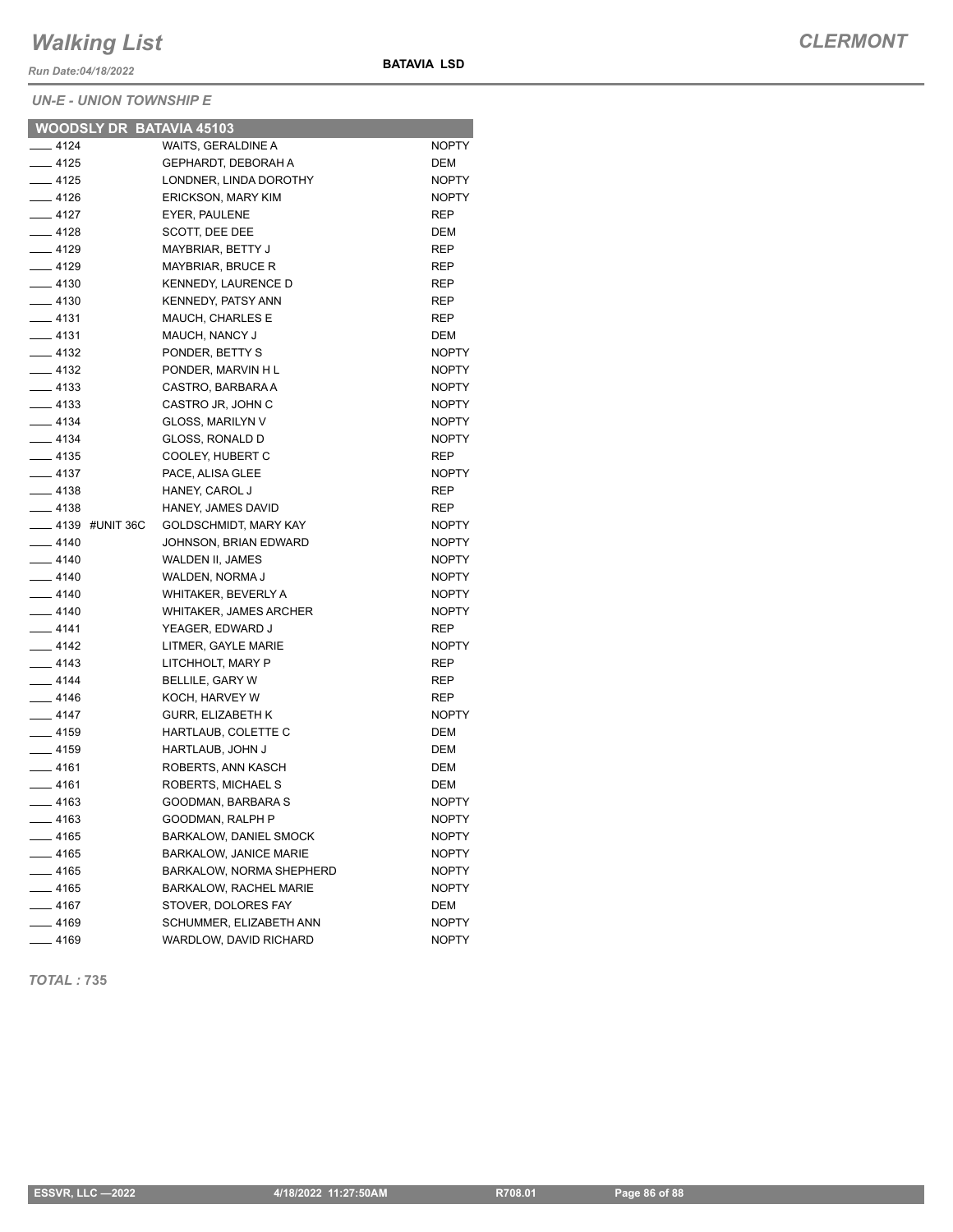# Walking List

*Run Date:04/18/2022*

**BATAVIA LSD**

***CLERMONT***

*UN-E - UNION TOWNSHIP E*

| WOODSLY DR BATAVIA 45103 | | |
|---|---|---|
| ____ 4124 | WAITS, GERALDINE A | NOPTY |
| ____ 4125 | GEPHARDT, DEBORAH A | DEM |
| ____ 4125 | LONDNER, LINDA DOROTHY | NOPTY |
| ____ 4126 | ERICKSON, MARY KIM | NOPTY |
| ____ 4127 | EYER, PAULENE | REP |
| ____ 4128 | SCOTT, DEE DEE | DEM |
| ____ 4129 | MAYBRIAR, BETTY J | REP |
| ____ 4129 | MAYBRIAR, BRUCE R | REP |
| ____ 4130 | KENNEDY, LAURENCE D | REP |
| ____ 4130 | KENNEDY, PATSY ANN | REP |
| ____ 4131 | MAUCH, CHARLES E | REP |
| ____ 4131 | MAUCH, NANCY J | DEM |
| ____ 4132 | PONDER, BETTY S | NOPTY |
| ____ 4132 | PONDER, MARVIN H L | NOPTY |
| ____ 4133 | CASTRO, BARBARA A | NOPTY |
| ____ 4133 | CASTRO JR, JOHN C | NOPTY |
| ____ 4134 | GLOSS, MARILYN V | NOPTY |
| ____ 4134 | GLOSS, RONALD D | NOPTY |
| ____ 4135 | COOLEY, HUBERT C | REP |
| ____ 4137 | PACE, ALISA GLEE | NOPTY |
| ____ 4138 | HANEY, CAROL J | REP |
| ____ 4138 | HANEY, JAMES DAVID | REP |
| ____ 4139 #UNIT 36C | GOLDSCHMIDT, MARY KAY | NOPTY |
| ____ 4140 | JOHNSON, BRIAN EDWARD | NOPTY |
| ____ 4140 | WALDEN II, JAMES | NOPTY |
| ____ 4140 | WALDEN, NORMA J | NOPTY |
| ____ 4140 | WHITAKER, BEVERLY A | NOPTY |
| ____ 4140 | WHITAKER, JAMES ARCHER | NOPTY |
| ____ 4141 | YEAGER, EDWARD J | REP |
| ____ 4142 | LITMER, GAYLE MARIE | NOPTY |
| ____ 4143 | LITCHHOLT, MARY P | REP |
| ____ 4144 | BELLILE, GARY W | REP |
| ____ 4146 | KOCH, HARVEY W | REP |
| ____ 4147 | GURR, ELIZABETH K | NOPTY |
| ____ 4159 | HARTLAUB, COLETTE C | DEM |
| ____ 4159 | HARTLAUB, JOHN J | DEM |
| ____ 4161 | ROBERTS, ANN KASCH | DEM |
| ____ 4161 | ROBERTS, MICHAEL S | DEM |
| ____ 4163 | GOODMAN, BARBARA S | NOPTY |
| ____ 4163 | GOODMAN, RALPH P | NOPTY |
| ____ 4165 | BARKALOW, DANIEL SMOCK | NOPTY |
| ____ 4165 | BARKALOW, JANICE MARIE | NOPTY |
| ____ 4165 | BARKALOW, NORMA SHEPHERD | NOPTY |
| ____ 4165 | BARKALOW, RACHEL MARIE | NOPTY |
| ____ 4167 | STOVER, DOLORES FAY | DEM |
| ____ 4169 | SCHUMMER, ELIZABETH ANN | NOPTY |
| ____ 4169 | WARDLOW, DAVID RICHARD | NOPTY |

***TOTAL :* 735**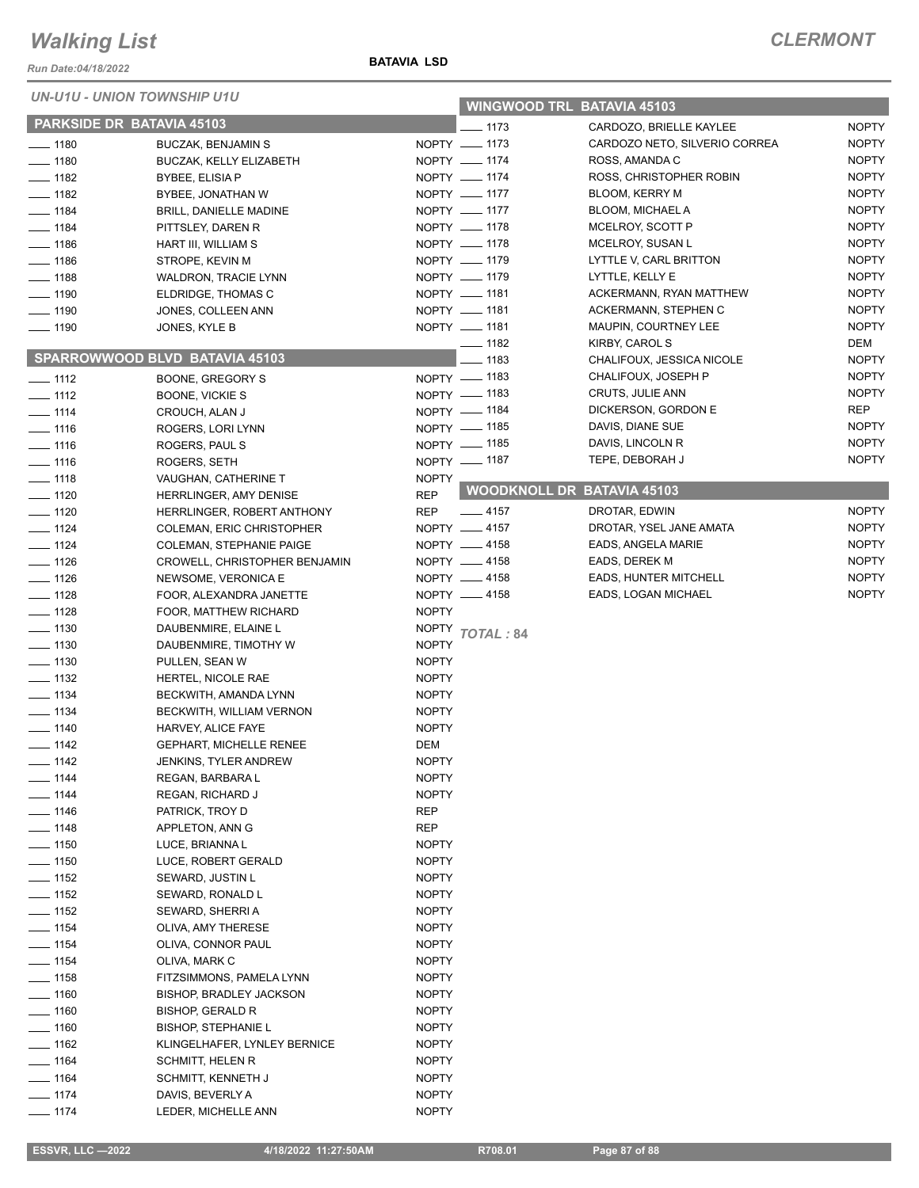# Walking List

**CLERMONT**

Run Date:04/18/2022

**BATAVIA LSD**

*UN-U1U - UNION TOWNSHIP U1U*

## PARKSIDE DR BATAVIA 45103

| No. | Name | Party |
|---|---|---|
| ____ 1180 | BUCZAK, BENJAMIN S | NOPTY |
| ____ 1180 | BUCZAK, KELLY ELIZABETH | NOPTY |
| ____ 1182 | BYBEE, ELISIA P | NOPTY |
| ____ 1182 | BYBEE, JONATHAN W | NOPTY |
| ____ 1184 | BRILL, DANIELLE MADINE | NOPTY |
| ____ 1184 | PITTSLEY, DAREN R | NOPTY |
| ____ 1186 | HART III, WILLIAM S | NOPTY |
| ____ 1186 | STROPE, KEVIN M | NOPTY |
| ____ 1188 | WALDRON, TRACIE LYNN | NOPTY |
| ____ 1190 | ELDRIDGE, THOMAS C | NOPTY |
| ____ 1190 | JONES, COLLEEN ANN | NOPTY |
| ____ 1190 | JONES, KYLE B | NOPTY |

## SPARROWWOOD BLVD BATAVIA 45103

| No. | Name | Party |
|---|---|---|
| ____ 1112 | BOONE, GREGORY S | NOPTY |
| ____ 1112 | BOONE, VICKIE S | NOPTY |
| ____ 1114 | CROUCH, ALAN J | NOPTY |
| ____ 1116 | ROGERS, LORI LYNN | NOPTY |
| ____ 1116 | ROGERS, PAUL S | NOPTY |
| ____ 1116 | ROGERS, SETH | NOPTY |
| ____ 1118 | VAUGHAN, CATHERINE T | NOPTY |
| ____ 1120 | HERRLINGER, AMY DENISE | REP |
| ____ 1120 | HERRLINGER, ROBERT ANTHONY | REP |
| ____ 1124 | COLEMAN, ERIC CHRISTOPHER | NOPTY |
| ____ 1124 | COLEMAN, STEPHANIE PAIGE | NOPTY |
| ____ 1126 | CROWELL, CHRISTOPHER BENJAMIN | NOPTY |
| ____ 1126 | NEWSOME, VERONICA E | NOPTY |
| ____ 1128 | FOOR, ALEXANDRA JANETTE | NOPTY |
| ____ 1128 | FOOR, MATTHEW RICHARD | NOPTY |
| ____ 1130 | DAUBENMIRE, ELAINE L | NOPTY |
| ____ 1130 | DAUBENMIRE, TIMOTHY W | NOPTY |
| ____ 1130 | PULLEN, SEAN W | NOPTY |
| ____ 1132 | HERTEL, NICOLE RAE | NOPTY |
| ____ 1134 | BECKWITH, AMANDA LYNN | NOPTY |
| ____ 1134 | BECKWITH, WILLIAM VERNON | NOPTY |
| ____ 1140 | HARVEY, ALICE FAYE | NOPTY |
| ____ 1142 | GEPHART, MICHELLE RENEE | DEM |
| ____ 1142 | JENKINS, TYLER ANDREW | NOPTY |
| ____ 1144 | REGAN, BARBARA L | NOPTY |
| ____ 1144 | REGAN, RICHARD J | NOPTY |
| ____ 1146 | PATRICK, TROY D | REP |
| ____ 1148 | APPLETON, ANN G | REP |
| ____ 1150 | LUCE, BRIANNA L | NOPTY |
| ____ 1150 | LUCE, ROBERT GERALD | NOPTY |
| ____ 1152 | SEWARD, JUSTIN L | NOPTY |
| ____ 1152 | SEWARD, RONALD L | NOPTY |
| ____ 1152 | SEWARD, SHERRI A | NOPTY |
| ____ 1154 | OLIVA, AMY THERESE | NOPTY |
| ____ 1154 | OLIVA, CONNOR PAUL | NOPTY |
| ____ 1154 | OLIVA, MARK C | NOPTY |
| ____ 1158 | FITZSIMMONS, PAMELA LYNN | NOPTY |
| ____ 1160 | BISHOP, BRADLEY JACKSON | NOPTY |
| ____ 1160 | BISHOP, GERALD R | NOPTY |
| ____ 1160 | BISHOP, STEPHANIE L | NOPTY |
| ____ 1162 | KLINGELHAFER, LYNLEY BERNICE | NOPTY |
| ____ 1164 | SCHMITT, HELEN R | NOPTY |
| ____ 1164 | SCHMITT, KENNETH J | NOPTY |
| ____ 1174 | DAVIS, BEVERLY A | NOPTY |
| ____ 1174 | LEDER, MICHELLE ANN | NOPTY |

## WINGWOOD TRL BATAVIA 45103

| No. | Name | Party |
|---|---|---|
| ____ 1173 | CARDOZO, BRIELLE KAYLEE | NOPTY |
| ____ 1173 | CARDOZO NETO, SILVERIO CORREA | NOPTY |
| ____ 1174 | ROSS, AMANDA C | NOPTY |
| ____ 1174 | ROSS, CHRISTOPHER ROBIN | NOPTY |
| ____ 1177 | BLOOM, KERRY M | NOPTY |
| ____ 1177 | BLOOM, MICHAEL A | NOPTY |
| ____ 1178 | MCELROY, SCOTT P | NOPTY |
| ____ 1178 | MCELROY, SUSAN L | NOPTY |
| ____ 1179 | LYTTLE V, CARL BRITTON | NOPTY |
| ____ 1179 | LYTTLE, KELLY E | NOPTY |
| ____ 1181 | ACKERMANN, RYAN MATTHEW | NOPTY |
| ____ 1181 | ACKERMANN, STEPHEN C | NOPTY |
| ____ 1181 | MAUPIN, COURTNEY LEE | NOPTY |
| ____ 1182 | KIRBY, CAROL S | DEM |
| ____ 1183 | CHALIFOUX, JESSICA NICOLE | NOPTY |
| ____ 1183 | CHALIFOUX, JOSEPH P | NOPTY |
| ____ 1183 | CRUTS, JULIE ANN | NOPTY |
| ____ 1184 | DICKERSON, GORDON E | REP |
| ____ 1185 | DAVIS, DIANE SUE | NOPTY |
| ____ 1185 | DAVIS, LINCOLN R | NOPTY |
| ____ 1187 | TEPE, DEBORAH J | NOPTY |

## WOODKNOLL DR BATAVIA 45103

| No. | Name | Party |
|---|---|---|
| ____ 4157 | DROTAR, EDWIN | NOPTY |
| ____ 4157 | DROTAR, YSEL JANE AMATA | NOPTY |
| ____ 4158 | EADS, ANGELA MARIE | NOPTY |
| ____ 4158 | EADS, DEREK M | NOPTY |
| ____ 4158 | EADS, HUNTER MITCHELL | NOPTY |
| ____ 4158 | EADS, LOGAN MICHAEL | NOPTY |

*TOTAL :* **84**

ESSVR, LLC —2022 | 4/18/2022 11:27:50AM | R708.01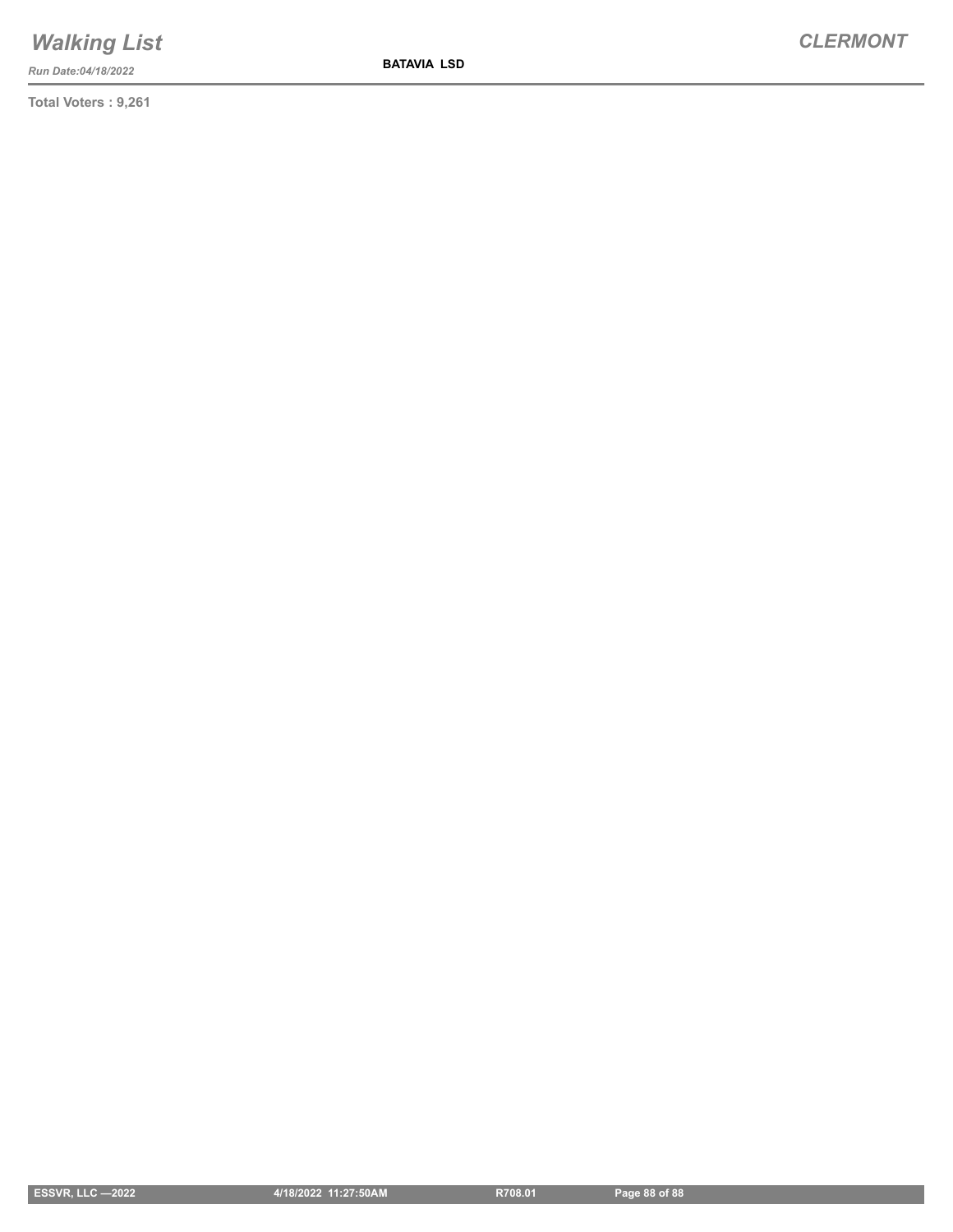**Total Voters : 9,261**